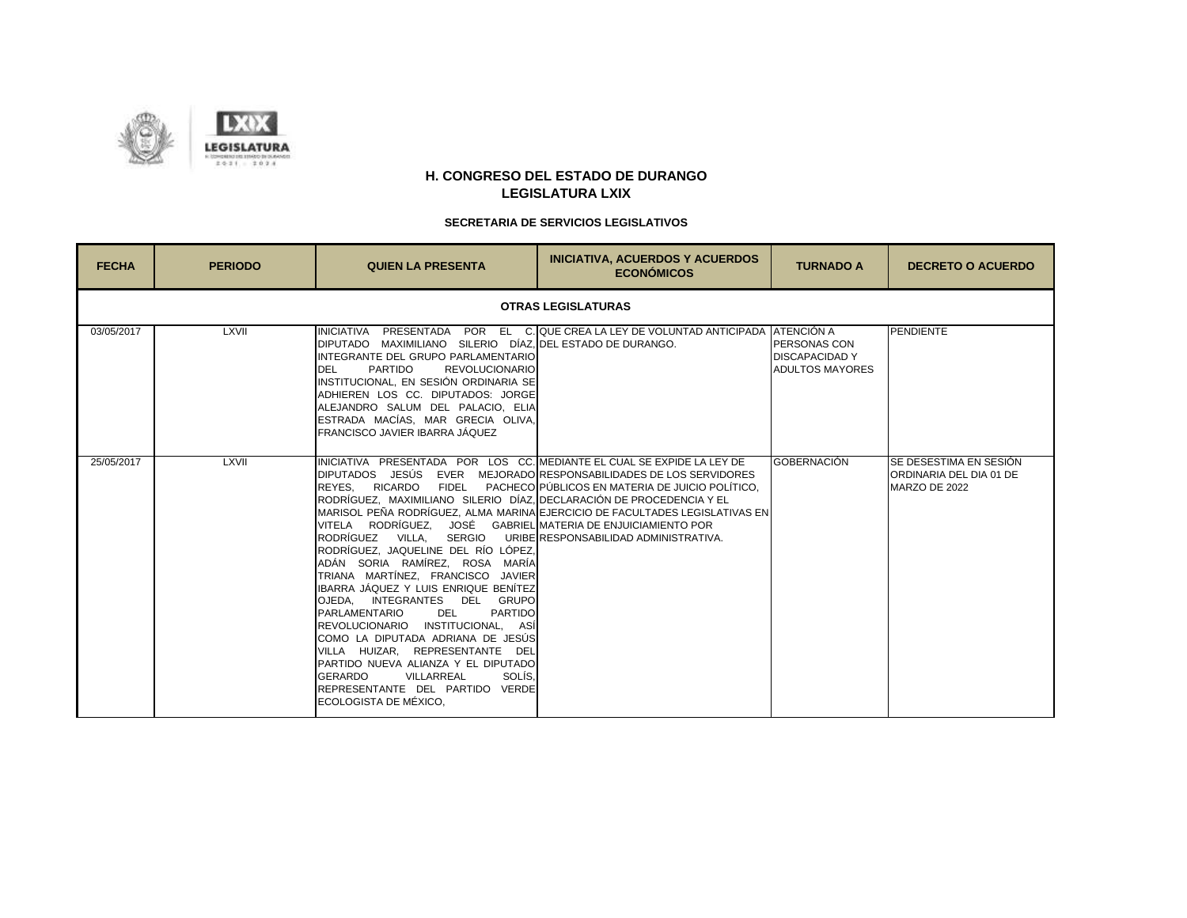## H. CONGRESO DEL ESTADO DE DURANGO
## LEGISLATURA LXIX

### SECRETARIA DE SERVICIOS LEGISLATIVOS

| FECHA | PERIODO | QUIEN LA PRESENTA | INICIATIVA, ACUERDOS Y ACUERDOS ECONÓMICOS | TURNADO A | DECRETO O ACUERDO |
|---|---|---|---|---|---|
| | | | **OTRAS LEGISLATURAS** | | |
| 03/05/2017 | LXVII | INICIATIVA PRESENTADA POR EL C. DIPUTADO MAXIMILIANO SILERIO DÍAZ, INTEGRANTE DEL GRUPO PARLAMENTARIO DEL PARTIDO REVOLUCIONARIO INSTITUCIONAL, EN SESIÓN ORDINARIA SE ADHIEREN LOS CC. DIPUTADOS: JORGE ALEJANDRO SALUM DEL PALACIO, ELIA ESTRADA MACÍAS, MAR GRECIA OLIVA, FRANCISCO JAVIER IBARRA JÁQUEZ | QUE CREA LA LEY DE VOLUNTAD ANTICIPADA DEL ESTADO DE DURANGO. | ATENCIÓN A PERSONAS CON DISCAPACIDAD Y ADULTOS MAYORES | PENDIENTE |
| 25/05/2017 | LXVII | INICIATIVA PRESENTADA POR LOS CC. DIPUTADOS JESÚS EVER MEJORADO REYES, RICARDO FIDEL PACHECO RODRÍGUEZ, MAXIMILIANO SILERIO DÍAZ, MARISOL PEÑA RODRÍGUEZ, ALMA MARINA VITELA RODRÍGUEZ, JOSÉ GABRIEL RODRÍGUEZ VILLA, SERGIO URIBE RODRÍGUEZ, JAQUELINE DEL RÍO LÓPEZ, ADÁN SORIA RAMÍREZ, ROSA MARÍA TRIANA MARTÍNEZ, FRANCISCO JAVIER IBARRA JÁQUEZ Y LUIS ENRIQUE BENÍTEZ OJEDA, INTEGRANTES DEL GRUPO PARLAMENTARIO DEL PARTIDO REVOLUCIONARIO INSTITUCIONAL, ASÍ COMO LA DIPUTADA ADRIANA DE JESÚS VILLA HUIZAR, REPRESENTANTE DEL PARTIDO NUEVA ALIANZA Y EL DIPUTADO GERARDO VILLARREAL SOLÍS, REPRESENTANTE DEL PARTIDO VERDE ECOLOGISTA DE MÉXICO, | MEDIANTE EL CUAL SE EXPIDE LA LEY DE RESPONSABILIDADES DE LOS SERVIDORES PÚBLICOS EN MATERIA DE JUICIO POLÍTICO, DECLARACIÓN DE PROCEDENCIA Y EL EJERCICIO DE FACULTADES LEGISLATIVAS EN MATERIA DE ENJUICIAMIENTO POR RESPONSABILIDAD ADMINISTRATIVA. | GOBERNACIÓN | SE DESESTIMA EN SESIÓN ORDINARIA DEL DIA 01 DE MARZO DE 2022 |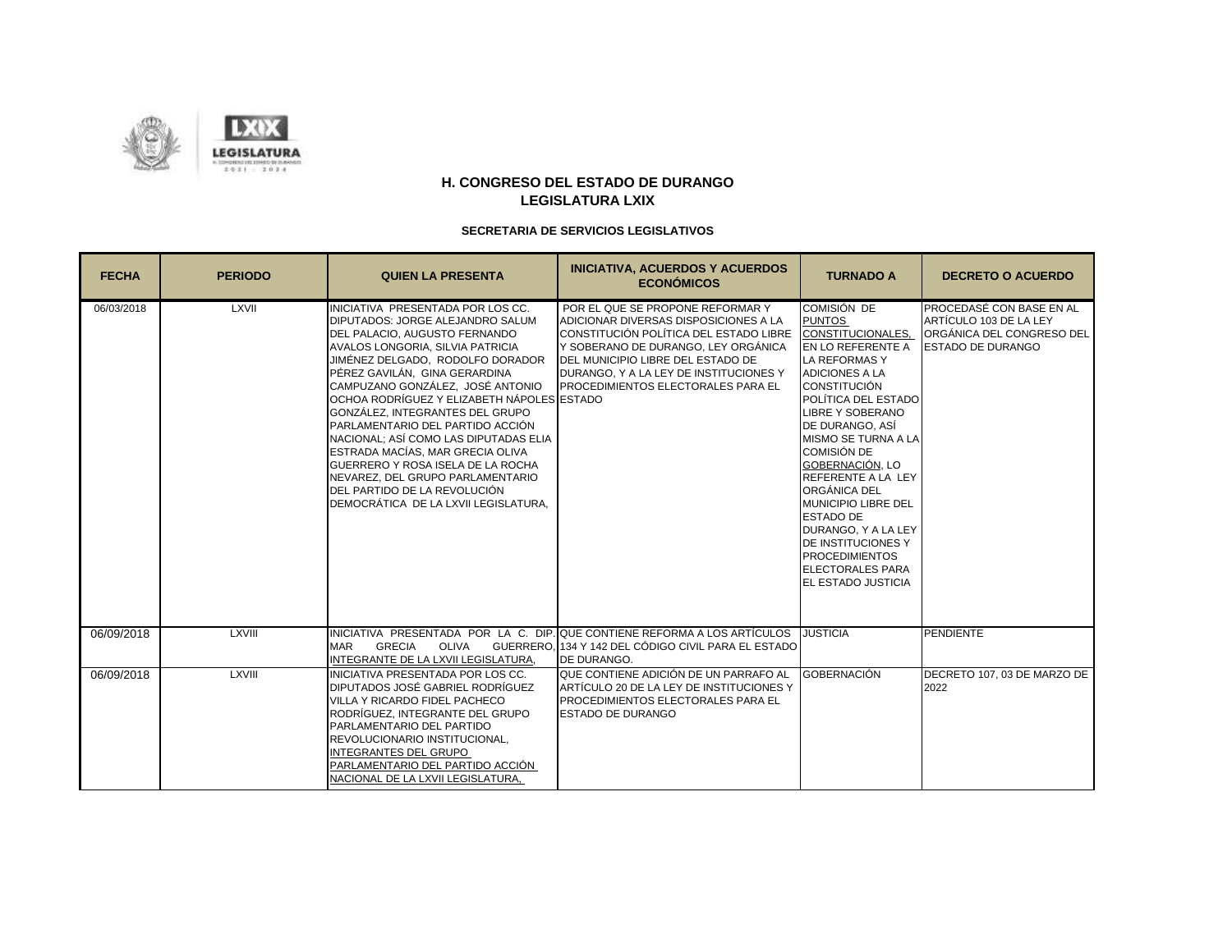## H. CONGRESO DEL ESTADO DE DURANGO
## LEGISLATURA LXIX

### SECRETARIA DE SERVICIOS LEGISLATIVOS

| FECHA | PERIODO | QUIEN LA PRESENTA | INICIATIVA, ACUERDOS Y ACUERDOS ECONÓMICOS | TURNADO A | DECRETO O ACUERDO |
|---|---|---|---|---|---|
| 06/03/2018 | LXVII | INICIATIVA PRESENTADA POR LOS CC. DIPUTADOS: JORGE ALEJANDRO SALUM DEL PALACIO, AUGUSTO FERNANDO AVALOS LONGORIA, SILVIA PATRICIA JIMÉNEZ DELGADO, RODOLFO DORADOR PÉREZ GAVILÁN, GINA GERARDINA CAMPUZANO GONZÁLEZ, JOSÉ ANTONIO OCHOA RODRÍGUEZ Y ELIZABETH NÁPOLES GONZÁLEZ, INTEGRANTES DEL GRUPO PARLAMENTARIO DEL PARTIDO ACCIÓN NACIONAL; ASÍ COMO LAS DIPUTADAS ELIA ESTRADA MACÍAS, MAR GRECIA OLIVA GUERRERO Y ROSA ISELA DE LA ROCHA NEVAREZ, DEL GRUPO PARLAMENTARIO DEL PARTIDO DE LA REVOLUCIÓN DEMOCRÁTICA DE LA LXVII LEGISLATURA, | POR EL QUE SE PROPONE REFORMAR Y ADICIONAR DIVERSAS DISPOSICIONES A LA CONSTITUCIÓN POLÍTICA DEL ESTADO LIBRE Y SOBERANO DE DURANGO, LEY ORGÁNICA DEL MUNICIPIO LIBRE DEL ESTADO DE DURANGO, Y A LA LEY DE INSTITUCIONES Y PROCEDIMIENTOS ELECTORALES PARA EL ESTADO | COMISIÓN DE PUNTOS CONSTITUCIONALES, EN LO REFERENTE A LA REFORMAS Y ADICIONES A LA CONSTITUCIÓN POLÍTICA DEL ESTADO LIBRE Y SOBERANO DE DURANGO, ASÍ MISMO SE TURNA A LA COMISIÓN DE GOBERNACIÓN, LO REFERENTE A LA LEY ORGÁNICA DEL MUNICIPIO LIBRE DEL ESTADO DE DURANGO, Y A LA LEY DE INSTITUCIONES Y PROCEDIMIENTOS ELECTORALES PARA EL ESTADO JUSTICIA | PROCEDASÉ CON BASE EN AL ARTÍCULO 103 DE LA LEY ORGÁNICA DEL CONGRESO DEL ESTADO DE DURANGO |
| 06/09/2018 | LXVIII | INICIATIVA PRESENTADA POR LA C. DIP. MAR GRECIA OLIVA GUERRERO, INTEGRANTE DE LA LXVII LEGISLATURA, | QUE CONTIENE REFORMA A LOS ARTÍCULOS 134 Y 142 DEL CÓDIGO CIVIL PARA EL ESTADO DE DURANGO. | JUSTICIA | PENDIENTE |
| 06/09/2018 | LXVIII | INICIATIVA PRESENTADA POR LOS CC. DIPUTADOS JOSÉ GABRIEL RODRÍGUEZ VILLA Y RICARDO FIDEL PACHECO RODRÍGUEZ, INTEGRANTE DEL GRUPO PARLAMENTARIO DEL PARTIDO REVOLUCIONARIO INSTITUCIONAL, INTEGRANTES DEL GRUPO PARLAMENTARIO DEL PARTIDO ACCIÓN NACIONAL DE LA LXVII LEGISLATURA, | QUE CONTIENE ADICIÓN DE UN PARRAFO AL ARTÍCULO 20 DE LA LEY DE INSTITUCIONES Y PROCEDIMIENTOS ELECTORALES PARA EL ESTADO DE DURANGO | GOBERNACIÓN | DECRETO 107, 03 DE MARZO DE 2022 |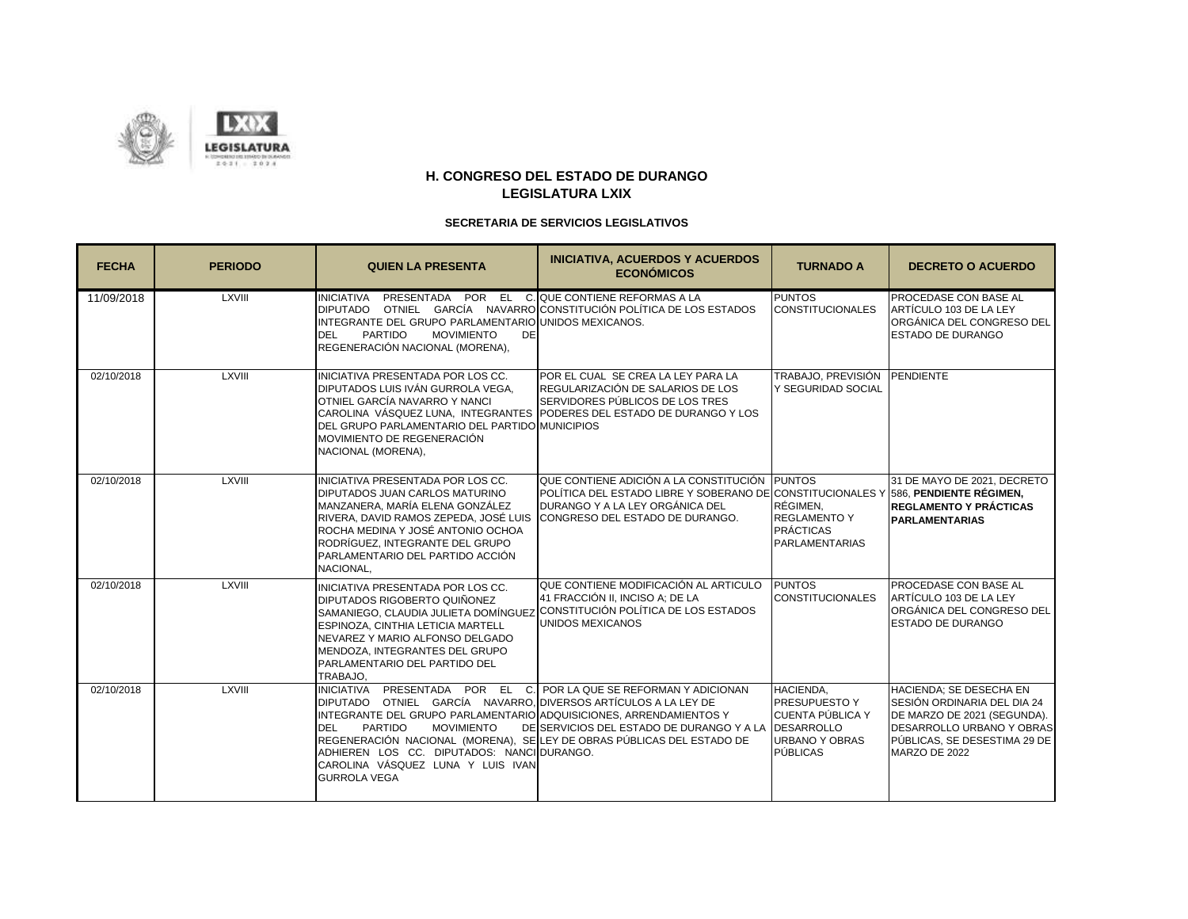## H. CONGRESO DEL ESTADO DE DURANGO
## LEGISLATURA LXIX

### SECRETARIA DE SERVICIOS LEGISLATIVOS

| FECHA | PERIODO | QUIEN LA PRESENTA | INICIATIVA, ACUERDOS Y ACUERDOS ECONÓMICOS | TURNADO A | DECRETO O ACUERDO |
|---|---|---|---|---|---|
| 11/09/2018 | LXVIII | INICIATIVA PRESENTADA POR EL C. DIPUTADO OTNIEL GARCÍA NAVARRO INTEGRANTE DEL GRUPO PARLAMENTARIO DEL PARTIDO MOVIMIENTO DE REGENERACIÓN NACIONAL (MORENA), | QUE CONTIENE REFORMAS A LA CONSTITUCIÓN POLÍTICA DE LOS ESTADOS UNIDOS MEXICANOS. | PUNTOS CONSTITUCIONALES | PROCEDASE CON BASE AL ARTÍCULO 103 DE LA LEY ORGÁNICA DEL CONGRESO DEL ESTADO DE DURANGO |
| 02/10/2018 | LXVIII | INICIATIVA PRESENTADA POR LOS CC. DIPUTADOS LUIS IVÁN GURROLA VEGA, OTNIEL GARCÍA NAVARRO Y NANCI CAROLINA VÁSQUEZ LUNA, INTEGRANTES DEL GRUPO PARLAMENTARIO DEL PARTIDO MOVIMIENTO DE REGENERACIÓN NACIONAL (MORENA), | POR EL CUAL SE CREA LA LEY PARA LA REGULARIZACIÓN DE SALARIOS DE LOS SERVIDORES PÚBLICOS DE LOS TRES PODERES DEL ESTADO DE DURANGO Y LOS MUNICIPIOS | TRABAJO, PREVISIÓN Y SEGURIDAD SOCIAL | PENDIENTE |
| 02/10/2018 | LXVIII | INICIATIVA PRESENTADA POR LOS CC. DIPUTADOS JUAN CARLOS MATURINO MANZANERA, MARÍA ELENA GONZÁLEZ RIVERA, DAVID RAMOS ZEPEDA, JOSÉ LUIS ROCHA MEDINA Y JOSÉ ANTONIO OCHOA RODRÍGUEZ, INTEGRANTE DEL GRUPO PARLAMENTARIO DEL PARTIDO ACCIÓN NACIONAL, | QUE CONTIENE ADICIÓN A LA CONSTITUCIÓN POLÍTICA DEL ESTADO LIBRE Y SOBERANO DE DURANGO Y A LA LEY ORGÁNICA DEL CONGRESO DEL ESTADO DE DURANGO. | PUNTOS CONSTITUCIONALES Y RÉGIMEN, REGLAMENTO Y PRÁCTICAS PARLAMENTARIAS | 31 DE MAYO DE 2021, DECRETO 586, **PENDIENTE RÉGIMEN, REGLAMENTO Y PRÁCTICAS PARLAMENTARIAS** |
| 02/10/2018 | LXVIII | INICIATIVA PRESENTADA POR LOS CC. DIPUTADOS RIGOBERTO QUIÑONEZ SAMANIEGO, CLAUDIA JULIETA DOMÍNGUEZ ESPINOZA, CINTHIA LETICIA MARTELL NEVAREZ Y MARIO ALFONSO DELGADO MENDOZA, INTEGRANTES DEL GRUPO PARLAMENTARIO DEL PARTIDO DEL TRABAJO, | QUE CONTIENE MODIFICACIÓN AL ARTICULO 41 FRACCIÓN II, INCISO A; DE LA CONSTITUCIÓN POLÍTICA DE LOS ESTADOS UNIDOS MEXICANOS | PUNTOS CONSTITUCIONALES | PROCEDASE CON BASE AL ARTÍCULO 103 DE LA LEY ORGÁNICA DEL CONGRESO DEL ESTADO DE DURANGO |
| 02/10/2018 | LXVIII | INICIATIVA PRESENTADA POR EL C. DIPUTADO OTNIEL GARCÍA NAVARRO, INTEGRANTE DEL GRUPO PARLAMENTARIO DEL PARTIDO MOVIMIENTO DE REGENERACIÓN NACIONAL (MORENA), SE ADHIEREN LOS CC. DIPUTADOS: NANCI CAROLINA VÁSQUEZ LUNA Y LUIS IVAN GURROLA VEGA | POR LA QUE SE REFORMAN Y ADICIONAN DIVERSOS ARTÍCULOS A LA LEY DE ADQUISICIONES, ARRENDAMIENTOS Y SERVICIOS DEL ESTADO DE DURANGO Y A LA LEY DE OBRAS PÚBLICAS DEL ESTADO DE DURANGO. | HACIENDA, PRESUPUESTO Y CUENTA PÚBLICA Y DESARROLLO URBANO Y OBRAS PÚBLICAS | HACIENDA; SE DESECHA EN SESIÓN ORDINARIA DEL DIA 24 DE MARZO DE 2021 (SEGUNDA). DESARROLLO URBANO Y OBRAS PÚBLICAS, SE DESESTIMA 29 DE MARZO DE 2022 |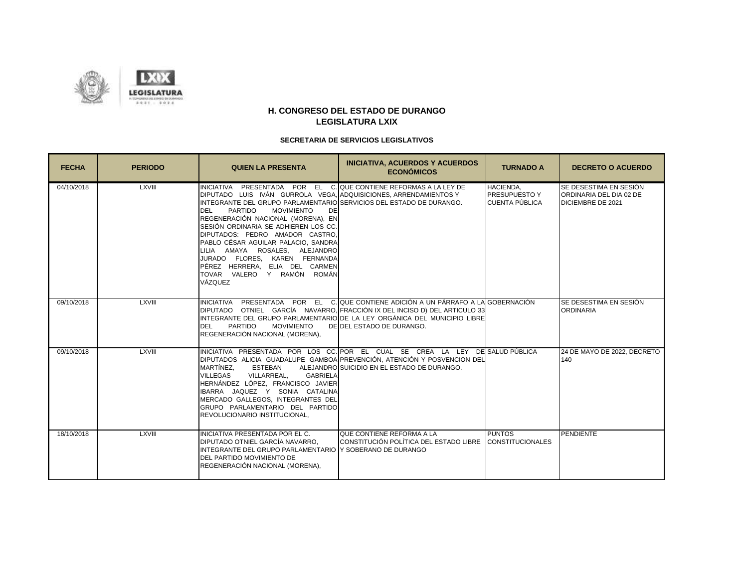## H. CONGRESO DEL ESTADO DE DURANGO
## LEGISLATURA LXIX

### SECRETARIA DE SERVICIOS LEGISLATIVOS

| FECHA | PERIODO | QUIEN LA PRESENTA | INICIATIVA, ACUERDOS Y ACUERDOS ECONÓMICOS | TURNADO A | DECRETO O ACUERDO |
|---|---|---|---|---|---|
| 04/10/2018 | LXVIII | INICIATIVA PRESENTADA POR EL C. DIPUTADO LUIS IVÁN GURROLA VEGA, INTEGRANTE DEL GRUPO PARLAMENTARIO DEL PARTIDO MOVIMIENTO DE REGENERACIÓN NACIONAL (MORENA), EN SESIÓN ORDINARIA SE ADHIEREN LOS CC. DIPUTADOS: PEDRO AMADOR CASTRO, PABLO CÉSAR AGUILAR PALACIO, SANDRA LILIA AMAYA ROSALES, ALEJANDRO JURADO FLORES, KAREN FERNANDA PÉREZ HERRERA, ELIA DEL CARMEN TOVAR VALERO Y RAMÓN ROMÁN VÁZQUEZ | QUE CONTIENE REFORMAS A LA LEY DE ADQUISICIONES, ARRENDAMIENTOS Y SERVICIOS DEL ESTADO DE DURANGO. | HACIENDA, PRESUPUESTO Y CUENTA PÚBLICA | SE DESESTIMA EN SESIÓN ORDINARIA DEL DIA 02 DE DICIEMBRE DE 2021 |
| 09/10/2018 | LXVIII | INICIATIVA PRESENTADA POR EL C. DIPUTADO OTNIEL GARCÍA NAVARRO, INTEGRANTE DEL GRUPO PARLAMENTARIO DEL PARTIDO MOVIMIENTO DE REGENERACIÓN NACIONAL (MORENA), | QUE CONTIENE ADICIÓN A UN PÁRRAFO A LA FRACCIÓN IX DEL INCISO D) DEL ARTICULO 33 DE LA LEY ORGÁNICA DEL MUNICIPIO LIBRE DEL ESTADO DE DURANGO. | GOBERNACIÓN | SE DESESTIMA EN SESIÓN ORDINARIA |
| 09/10/2018 | LXVIII | INICIATIVA PRESENTADA POR LOS CC. DIPUTADOS ALICIA GUADALUPE GAMBOA MARTÍNEZ, ESTEBAN ALEJANDRO VILLEGAS VILLARREAL, GABRIELA HERNÁNDEZ LÓPEZ, FRANCISCO JAVIER IBARRA JAQUEZ Y SONIA CATALINA MERCADO GALLEGOS, INTEGRANTES DEL GRUPO PARLAMENTARIO DEL PARTIDO REVOLUCIONARIO INSTITUCIONAL, | POR EL CUAL SE CREA LA LEY DE PREVENCIÓN, ATENCIÓN Y POSVENCION DEL SUICIDIO EN EL ESTADO DE DURANGO. | SALUD PÚBLICA | 24 DE MAYO DE 2022, DECRETO 140 |
| 18/10/2018 | LXVIII | INICIATIVA PRESENTADA POR EL C. DIPUTADO OTNIEL GARCÍA NAVARRO, INTEGRANTE DEL GRUPO PARLAMENTARIO DEL PARTIDO MOVIMIENTO DE REGENERACIÓN NACIONAL (MORENA), | QUE CONTIENE REFORMA A LA CONSTITUCIÓN POLÍTICA DEL ESTADO LIBRE Y SOBERANO DE DURANGO | PUNTOS CONSTITUCIONALES | PENDIENTE |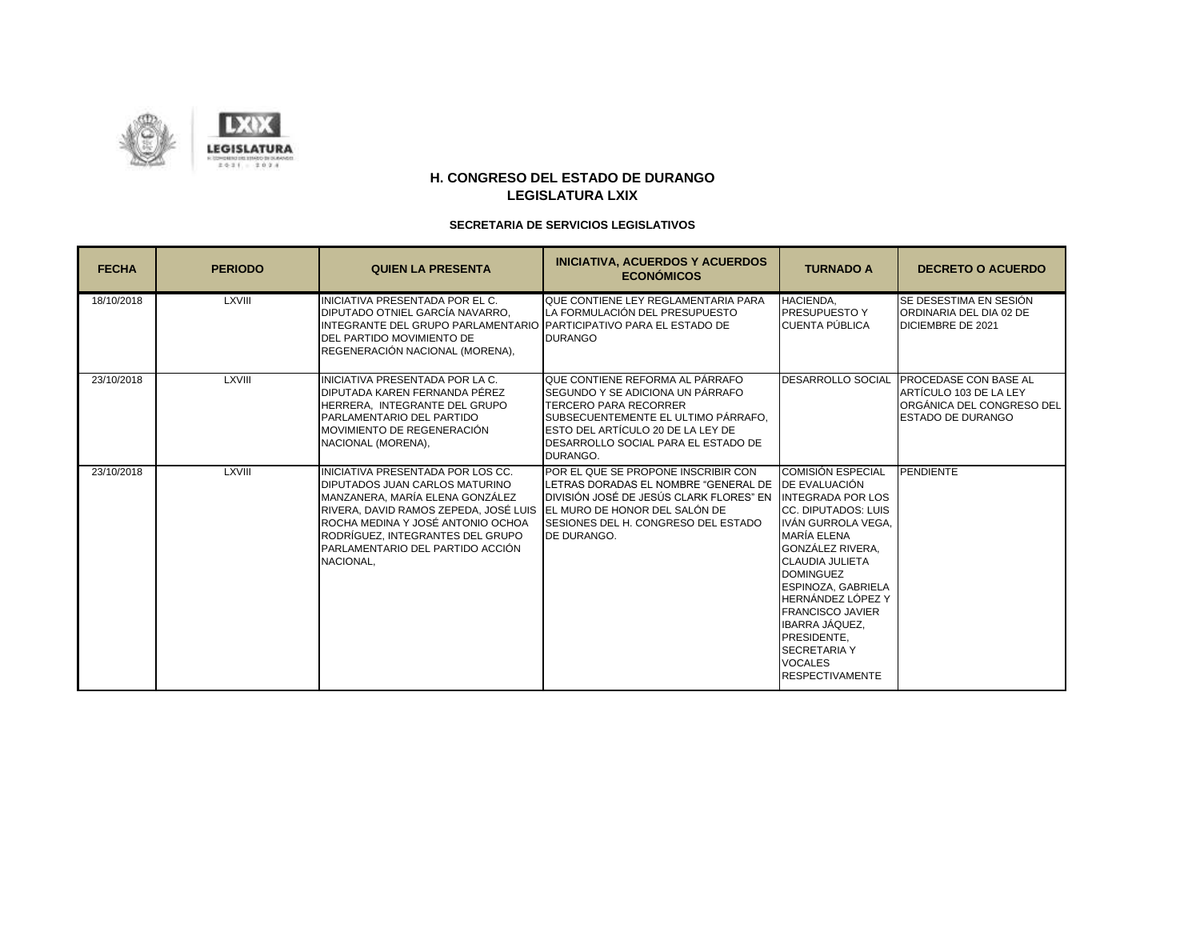**H. CONGRESO DEL ESTADO DE DURANGO**
**LEGISLATURA LXIX**

**SECRETARIA DE SERVICIOS LEGISLATIVOS**

| FECHA | PERIODO | QUIEN LA PRESENTA | INICIATIVA, ACUERDOS Y ACUERDOS ECONÓMICOS | TURNADO A | DECRETO O ACUERDO |
|---|---|---|---|---|---|
| 18/10/2018 | LXVIII | INICIATIVA PRESENTADA POR EL C. DIPUTADO OTNIEL GARCÍA NAVARRO, INTEGRANTE DEL GRUPO PARLAMENTARIO DEL PARTIDO MOVIMIENTO DE REGENERACIÓN NACIONAL (MORENA), | QUE CONTIENE LEY REGLAMENTARIA PARA LA FORMULACIÓN DEL PRESUPUESTO PARTICIPATIVO PARA EL ESTADO DE DURANGO | HACIENDA, PRESUPUESTO Y CUENTA PÚBLICA | SE DESESTIMA EN SESIÓN ORDINARIA DEL DIA 02 DE DICIEMBRE DE 2021 |
| 23/10/2018 | LXVIII | INICIATIVA PRESENTADA POR LA C. DIPUTADA KAREN FERNANDA PÉREZ HERRERA, INTEGRANTE DEL GRUPO PARLAMENTARIO DEL PARTIDO MOVIMIENTO DE REGENERACIÓN NACIONAL (MORENA), | QUE CONTIENE REFORMA AL PÁRRAFO SEGUNDO Y SE ADICIONA UN PÁRRAFO TERCERO PARA RECORRER SUBSECUENTEMENTE EL ULTIMO PÁRRAFO, ESTO DEL ARTÍCULO 20 DE LA LEY DE DESARROLLO SOCIAL PARA EL ESTADO DE DURANGO. | DESARROLLO SOCIAL | PROCEDASE CON BASE AL ARTÍCULO 103 DE LA LEY ORGÁNICA DEL CONGRESO DEL ESTADO DE DURANGO |
| 23/10/2018 | LXVIII | INICIATIVA PRESENTADA POR LOS CC. DIPUTADOS JUAN CARLOS MATURINO MANZANERA, MARÍA ELENA GONZÁLEZ RIVERA, DAVID RAMOS ZEPEDA, JOSÉ LUIS ROCHA MEDINA Y JOSÉ ANTONIO OCHOA RODRÍGUEZ, INTEGRANTES DEL GRUPO PARLAMENTARIO DEL PARTIDO ACCIÓN NACIONAL, | POR EL QUE SE PROPONE INSCRIBIR CON LETRAS DORADAS EL NOMBRE "GENERAL DE DIVISIÓN JOSÉ DE JESÚS CLARK FLORES" EN EL MURO DE HONOR DEL SALÓN DE SESIONES DEL H. CONGRESO DEL ESTADO DE DURANGO. | COMISIÓN ESPECIAL DE EVALUACIÓN INTEGRADA POR LOS CC. DIPUTADOS: LUIS IVÁN GURROLA VEGA, MARÍA ELENA GONZÁLEZ RIVERA, CLAUDIA JULIETA DOMINGUEZ ESPINOZA, GABRIELA HERNÁNDEZ LÓPEZ Y FRANCISCO JAVIER IBARRA JÁQUEZ, PRESIDENTE, SECRETARIA Y VOCALES RESPECTIVAMENTE | PENDIENTE |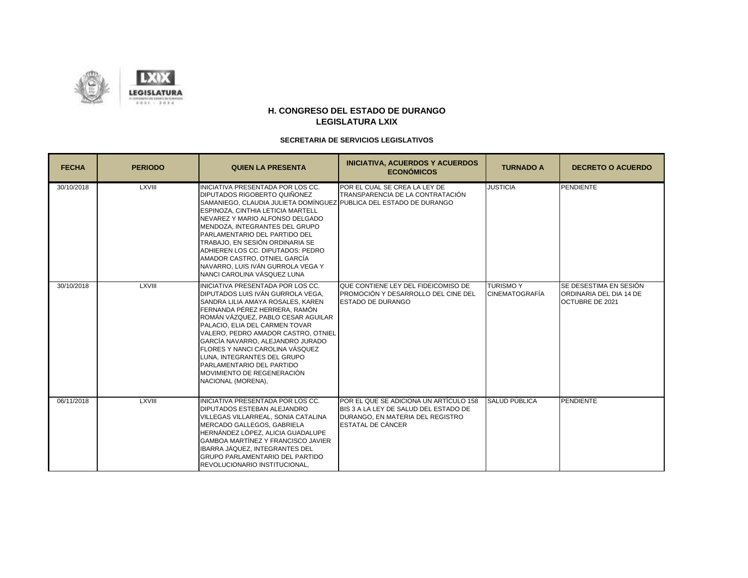**H. CONGRESO DEL ESTADO DE DURANGO**
**LEGISLATURA LXIX**

**SECRETARIA DE SERVICIOS LEGISLATIVOS**

| FECHA | PERIODO | QUIEN LA PRESENTA | INICIATIVA, ACUERDOS Y ACUERDOS ECONÓMICOS | TURNADO A | DECRETO O ACUERDO |
|---|---|---|---|---|---|
| 30/10/2018 | LXVIII | INICIATIVA PRESENTADA POR LOS CC. DIPUTADOS RIGOBERTO QUIÑONEZ SAMANIEGO, CLAUDIA JULIETA DOMÍNGUEZ ESPINOZA, CINTHIA LETICIA MARTELL NEVAREZ Y MARIO ALFONSO DELGADO MENDOZA, INTEGRANTES DEL GRUPO PARLAMENTARIO DEL PARTIDO DEL TRABAJO, EN SESIÓN ORDINARIA SE ADHIEREN LOS CC. DIPUTADOS: PEDRO AMADOR CASTRO, OTNIEL GARCÍA NAVARRO, LUIS IVÁN GURROLA VEGA Y NANCI CAROLINA VÁSQUEZ LUNA | POR EL CUAL SE CREA LA LEY DE TRANSPARENCIA DE LA CONTRATACIÓN PUBLICA DEL ESTADO DE DURANGO | JUSTICIA | PENDIENTE |
| 30/10/2018 | LXVIII | INICIATIVA PRESENTADA POR LOS CC. DIPUTADOS LUIS IVÁN GURROLA VEGA, SANDRA LILIA AMAYA ROSALES, KAREN FERNANDA PÉREZ HERRERA, RAMÓN ROMÁN VÁZQUEZ, PABLO CESAR AGUILAR PALACIO, ELIA DEL CARMEN TOVAR VALERO, PEDRO AMADOR CASTRO, OTNIEL GARCÍA NAVARRO, ALEJANDRO JURADO FLORES Y NANCI CAROLINA VÁSQUEZ LUNA, INTEGRANTES DEL GRUPO PARLAMENTARIO DEL PARTIDO MOVIMIENTO DE REGENERACIÓN NACIONAL (MORENA), | QUE CONTIENE LEY DEL FIDEICOMISO DE PROMOCIÓN Y DESARROLLO DEL CINE DEL ESTADO DE DURANGO | TURISMO Y CINEMATOGRAFÍA | SE DESESTIMA EN SESIÓN ORDINARIA DEL DIA 14 DE OCTUBRE DE 2021 |
| 06/11/2018 | LXVIII | INICIATIVA PRESENTADA POR LOS CC. DIPUTADOS ESTEBAN ALEJANDRO VILLEGAS VILLARREAL, SONIA CATALINA MERCADO GALLEGOS, GABRIELA HERNÁNDEZ LÓPEZ, ALICIA GUADALUPE GAMBOA MARTÍNEZ Y FRANCISCO JAVIER IBARRA JÁQUEZ, INTEGRANTES DEL GRUPO PARLAMENTARIO DEL PARTIDO REVOLUCIONARIO INSTITUCIONAL, | POR EL QUE SE ADICIONA UN ARTÍCULO 158 BIS 3 A LA LEY DE SALUD DEL ESTADO DE DURANGO, EN MATERIA DEL REGISTRO ESTATAL DE CÁNCER | SALUD PÚBLICA | PENDIENTE |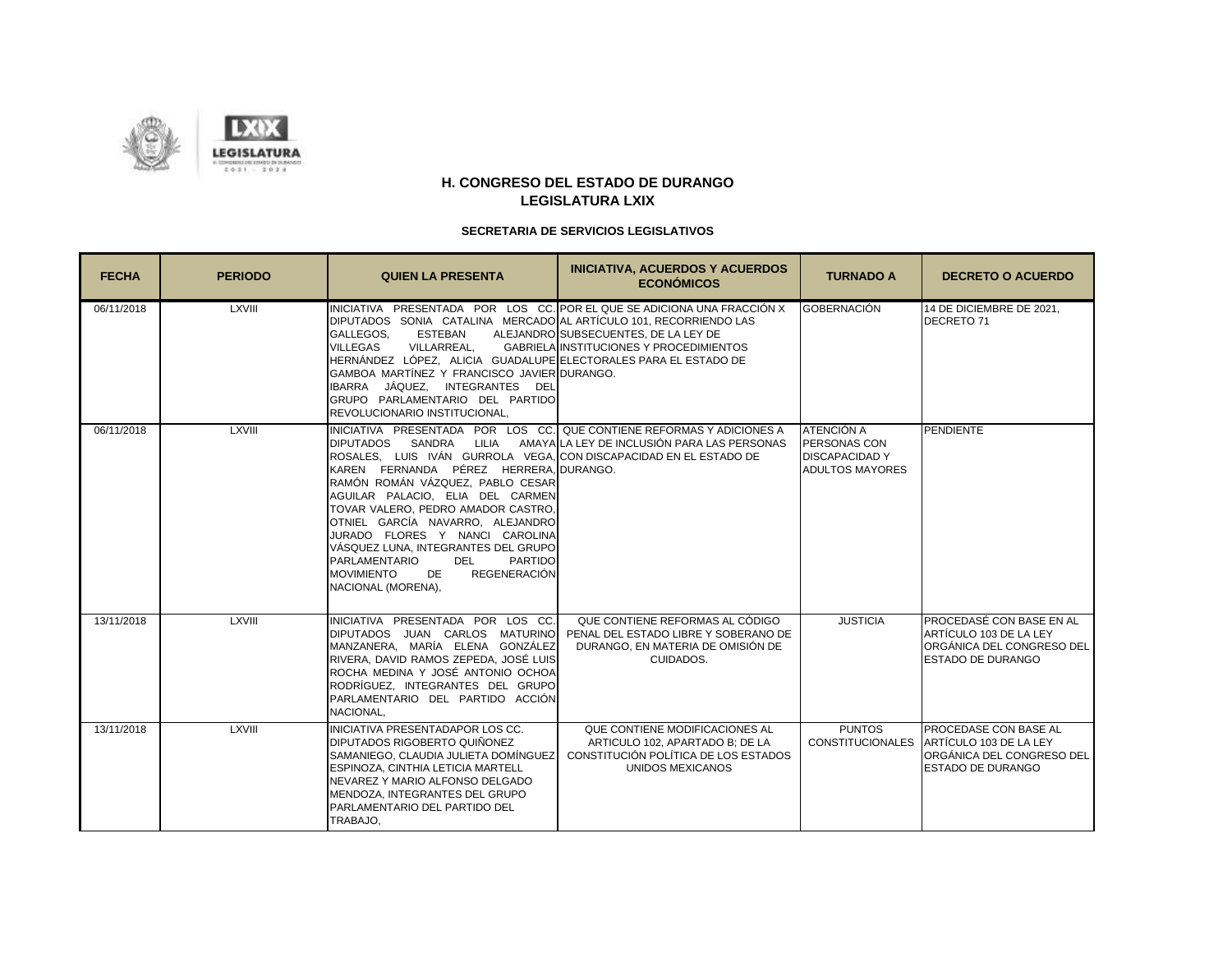## H. CONGRESO DEL ESTADO DE DURANGO
## LEGISLATURA LXIX

### SECRETARIA DE SERVICIOS LEGISLATIVOS

| FECHA | PERIODO | QUIEN LA PRESENTA | INICIATIVA, ACUERDOS Y ACUERDOS ECONÓMICOS | TURNADO A | DECRETO O ACUERDO |
|---|---|---|---|---|---|
| 06/11/2018 | LXVIII | INICIATIVA PRESENTADA POR LOS CC. DIPUTADOS SONIA CATALINA MERCADO GALLEGOS, ESTEBAN ALEJANDRO VILLEGAS VILLARREAL, GABRIELA HERNÁNDEZ LÓPEZ, ALICIA GUADALUPE GAMBOA MARTÍNEZ Y FRANCISCO JAVIER IBARRA JÁQUEZ, INTEGRANTES DEL GRUPO PARLAMENTARIO DEL PARTIDO REVOLUCIONARIO INSTITUCIONAL, | POR EL QUE SE ADICIONA UNA FRACCIÓN X AL ARTÍCULO 101, RECORRIENDO LAS SUBSECUENTES, DE LA LEY DE INSTITUCIONES Y PROCEDIMIENTOS ELECTORALES PARA EL ESTADO DE DURANGO. | GOBERNACIÓN | 14 DE DICIEMBRE DE 2021, DECRETO 71 |
| 06/11/2018 | LXVIII | INICIATIVA PRESENTADA POR LOS CC. DIPUTADOS SANDRA LILIA AMAYA ROSALES, LUIS IVÁN GURROLA VEGA, KAREN FERNANDA PÉREZ HERRERA, RAMÓN ROMÁN VÁZQUEZ, PABLO CESAR AGUILAR PALACIO, ELIA DEL CARMEN TOVAR VALERO, PEDRO AMADOR CASTRO, OTNIEL GARCÍA NAVARRO, ALEJANDRO JURADO FLORES Y NANCI CAROLINA VÁSQUEZ LUNA, INTEGRANTES DEL GRUPO PARLAMENTARIO DEL PARTIDO MOVIMIENTO DE REGENERACIÓN NACIONAL (MORENA), | QUE CONTIENE REFORMAS Y ADICIONES A LA LEY DE INCLUSIÓN PARA LAS PERSONAS CON DISCAPACIDAD EN EL ESTADO DE DURANGO. | ATENCIÓN A PERSONAS CON DISCAPACIDAD Y ADULTOS MAYORES | PENDIENTE |
| 13/11/2018 | LXVIII | INICIATIVA PRESENTADA POR LOS CC. DIPUTADOS JUAN CARLOS MATURINO MANZANERA, MARÍA ELENA GONZÁLEZ RIVERA, DAVID RAMOS ZEPEDA, JOSÉ LUIS ROCHA MEDINA Y JOSÉ ANTONIO OCHOA RODRÍGUEZ, INTEGRANTES DEL GRUPO PARLAMENTARIO DEL PARTIDO ACCIÓN NACIONAL, | QUE CONTIENE REFORMAS AL CÓDIGO PENAL DEL ESTADO LIBRE Y SOBERANO DE DURANGO, EN MATERIA DE OMISIÓN DE CUIDADOS. | JUSTICIA | PROCEDASÉ CON BASE EN AL ARTÍCULO 103 DE LA LEY ORGÁNICA DEL CONGRESO DEL ESTADO DE DURANGO |
| 13/11/2018 | LXVIII | INICIATIVA PRESENTADAPOR LOS CC. DIPUTADOS RIGOBERTO QUIÑONEZ SAMANIEGO, CLAUDIA JULIETA DOMÍNGUEZ ESPINOZA, CINTHIA LETICIA MARTELL NEVAREZ Y MARIO ALFONSO DELGADO MENDOZA, INTEGRANTES DEL GRUPO PARLAMENTARIO DEL PARTIDO DEL TRABAJO, | QUE CONTIENE MODIFICACIONES AL ARTICULO 102, APARTADO B; DE LA CONSTITUCIÓN POLÍTICA DE LOS ESTADOS UNIDOS MEXICANOS | PUNTOS CONSTITUCIONALES | PROCEDASE CON BASE AL ARTÍCULO 103 DE LA LEY ORGÁNICA DEL CONGRESO DEL ESTADO DE DURANGO |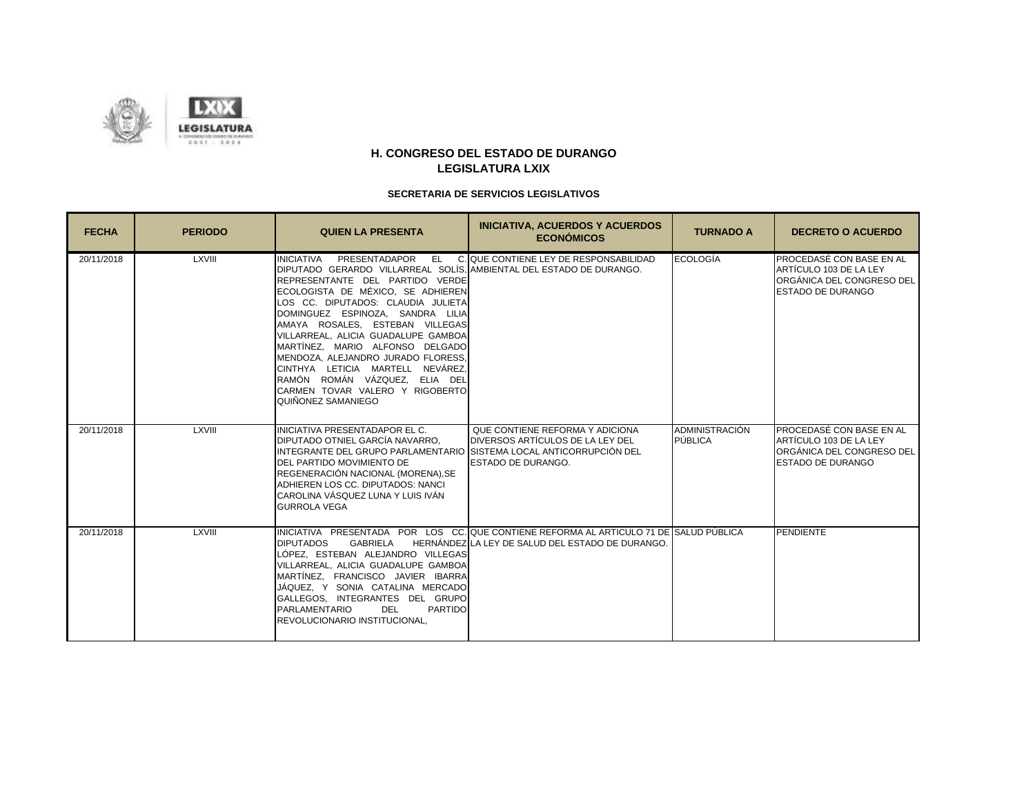## H. CONGRESO DEL ESTADO DE DURANGO
## LEGISLATURA LXIX

### SECRETARIA DE SERVICIOS LEGISLATIVOS

| FECHA | PERIODO | QUIEN LA PRESENTA | INICIATIVA, ACUERDOS Y ACUERDOS ECONÓMICOS | TURNADO A | DECRETO O ACUERDO |
|---|---|---|---|---|---|
| 20/11/2018 | LXVIII | INICIATIVA PRESENTADAPOR EL C. DIPUTADO GERARDO VILLARREAL SOLÍS, REPRESENTANTE DEL PARTIDO VERDE ECOLOGISTA DE MÉXICO, SE ADHIEREN LOS CC. DIPUTADOS: CLAUDIA JULIETA DOMINGUEZ ESPINOZA, SANDRA LILIA AMAYA ROSALES, ESTEBAN VILLEGAS VILLARREAL, ALICIA GUADALUPE GAMBOA MARTÍNEZ, MARIO ALFONSO DELGADO MENDOZA, ALEJANDRO JURADO FLORESS, CINTHYA LETICIA MARTELL NEVÁREZ, RAMÓN ROMÁN VÁZQUEZ, ELIA DEL CARMEN TOVAR VALERO Y RIGOBERTO QUIÑONEZ SAMANIEGO | QUE CONTIENE LEY DE RESPONSABILIDAD AMBIENTAL DEL ESTADO DE DURANGO. | ECOLOGÍA | PROCEDASÉ CON BASE EN AL ARTÍCULO 103 DE LA LEY ORGÁNICA DEL CONGRESO DEL ESTADO DE DURANGO |
| 20/11/2018 | LXVIII | INICIATIVA PRESENTADAPOR EL C. DIPUTADO OTNIEL GARCÍA NAVARRO, INTEGRANTE DEL GRUPO PARLAMENTARIO DEL PARTIDO MOVIMIENTO DE REGENERACIÓN NACIONAL (MORENA),SE ADHIEREN LOS CC. DIPUTADOS: NANCI CAROLINA VÁSQUEZ LUNA Y LUIS IVÁN GURROLA VEGA | QUE CONTIENE REFORMA Y ADICIONA DIVERSOS ARTÍCULOS DE LA LEY DEL SISTEMA LOCAL ANTICORRUPCIÓN DEL ESTADO DE DURANGO. | ADMINISTRACIÓN PÚBLICA | PROCEDASÉ CON BASE EN AL ARTÍCULO 103 DE LA LEY ORGÁNICA DEL CONGRESO DEL ESTADO DE DURANGO |
| 20/11/2018 | LXVIII | INICIATIVA PRESENTADA POR LOS CC. DIPUTADOS GABRIELA HERNÁNDEZ LÓPEZ, ESTEBAN ALEJANDRO VILLEGAS VILLARREAL, ALICIA GUADALUPE GAMBOA MARTÍNEZ, FRANCISCO JAVIER IBARRA JÁQUEZ, Y SONIA CATALINA MERCADO GALLEGOS, INTEGRANTES DEL GRUPO PARLAMENTARIO DEL PARTIDO REVOLUCIONARIO INSTITUCIONAL, | QUE CONTIENE REFORMA AL ARTICULO 71 DE LA LEY DE SALUD DEL ESTADO DE DURANGO. | SALUD PÚBLICA | PENDIENTE |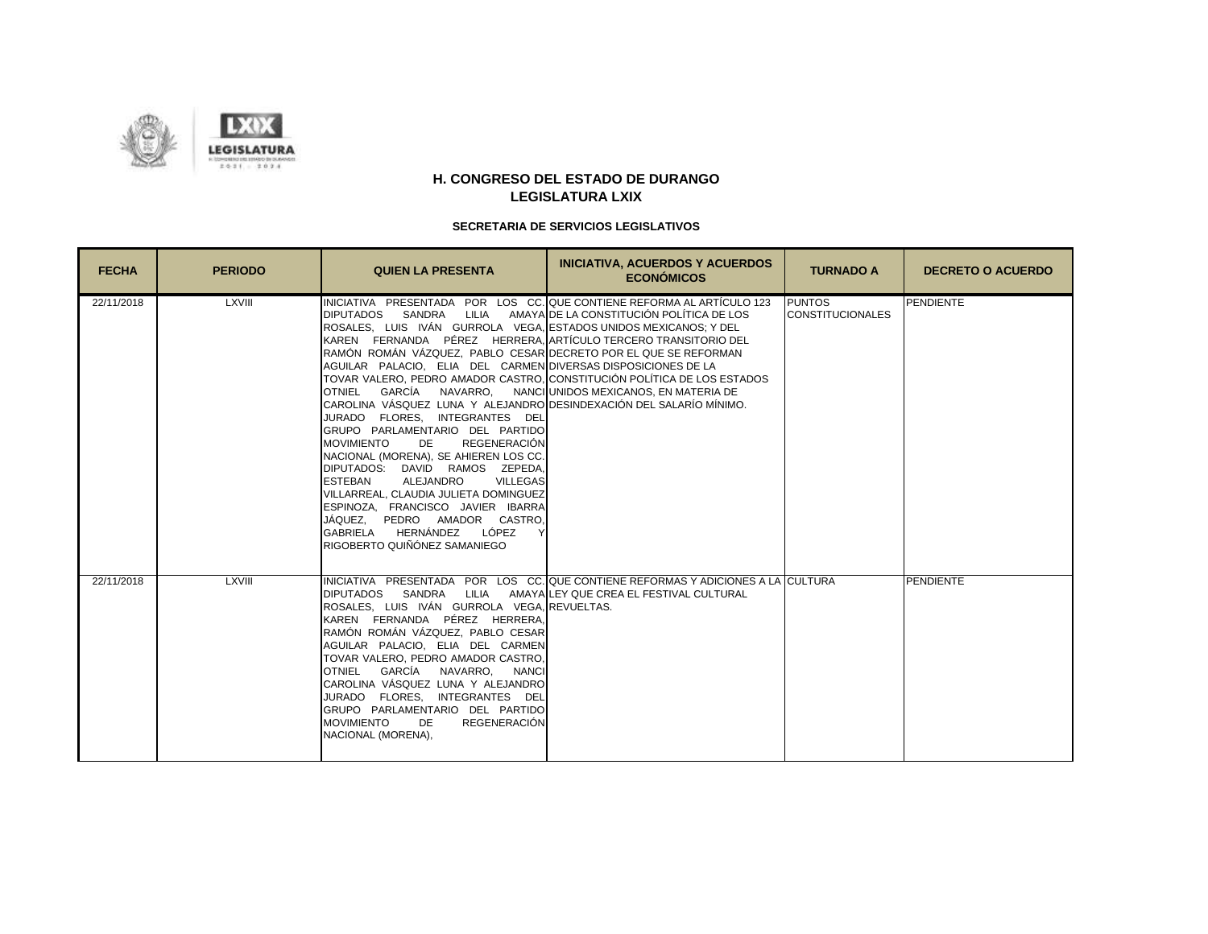**H. CONGRESO DEL ESTADO DE DURANGO**
**LEGISLATURA LXIX**

**SECRETARIA DE SERVICIOS LEGISLATIVOS**

| FECHA | PERIODO | QUIEN LA PRESENTA | INICIATIVA, ACUERDOS Y ACUERDOS ECONÓMICOS | TURNADO A | DECRETO O ACUERDO |
|---|---|---|---|---|---|
| 22/11/2018 | LXVIII | INICIATIVA PRESENTADA POR LOS CC. DIPUTADOS SANDRA LILIA AMAYA ROSALES, LUIS IVÁN GURROLA VEGA, KAREN FERNANDA PÉREZ HERRERA, RAMÓN ROMÁN VÁZQUEZ, PABLO CESAR AGUILAR PALACIO, ELIA DEL CARMEN TOVAR VALERO, PEDRO AMADOR CASTRO, OTNIEL GARCÍA NAVARRO, NANCI CAROLINA VÁSQUEZ LUNA Y ALEJANDRO JURADO FLORES, INTEGRANTES DEL GRUPO PARLAMENTARIO DEL PARTIDO MOVIMIENTO DE REGENERACIÓN NACIONAL (MORENA), SE AHIEREN LOS CC. DIPUTADOS: DAVID RAMOS ZEPEDA, ESTEBAN ALEJANDRO VILLEGAS VILLARREAL, CLAUDIA JULIETA DOMINGUEZ ESPINOZA, FRANCISCO JAVIER IBARRA JÁQUEZ, PEDRO AMADOR CASTRO, GABRIELA HERNÁNDEZ LÓPEZ Y RIGOBERTO QUIÑÓNEZ SAMANIEGO | QUE CONTIENE REFORMA AL ARTÍCULO 123 DE LA CONSTITUCIÓN POLÍTICA DE LOS ESTADOS UNIDOS MEXICANOS; Y DEL ARTÍCULO TERCERO TRANSITORIO DEL DECRETO POR EL QUE SE REFORMAN DIVERSAS DISPOSICIONES DE LA CONSTITUCIÓN POLÍTICA DE LOS ESTADOS UNIDOS MEXICANOS, EN MATERIA DE DESINDEXACIÓN DEL SALARÍO MÍNIMO. | PUNTOS CONSTITUCIONALES | PENDIENTE |
| 22/11/2018 | LXVIII | INICIATIVA PRESENTADA POR LOS CC. DIPUTADOS SANDRA LILIA AMAYA ROSALES, LUIS IVÁN GURROLA VEGA, KAREN FERNANDA PÉREZ HERRERA, RAMÓN ROMÁN VÁZQUEZ, PABLO CESAR AGUILAR PALACIO, ELIA DEL CARMEN TOVAR VALERO, PEDRO AMADOR CASTRO, OTNIEL GARCÍA NAVARRO, NANCI CAROLINA VÁSQUEZ LUNA Y ALEJANDRO JURADO FLORES, INTEGRANTES DEL GRUPO PARLAMENTARIO DEL PARTIDO MOVIMIENTO DE REGENERACIÓN NACIONAL (MORENA), | QUE CONTIENE REFORMAS Y ADICIONES A LA LEY QUE CREA EL FESTIVAL CULTURAL REVUELTAS. | CULTURA | PENDIENTE |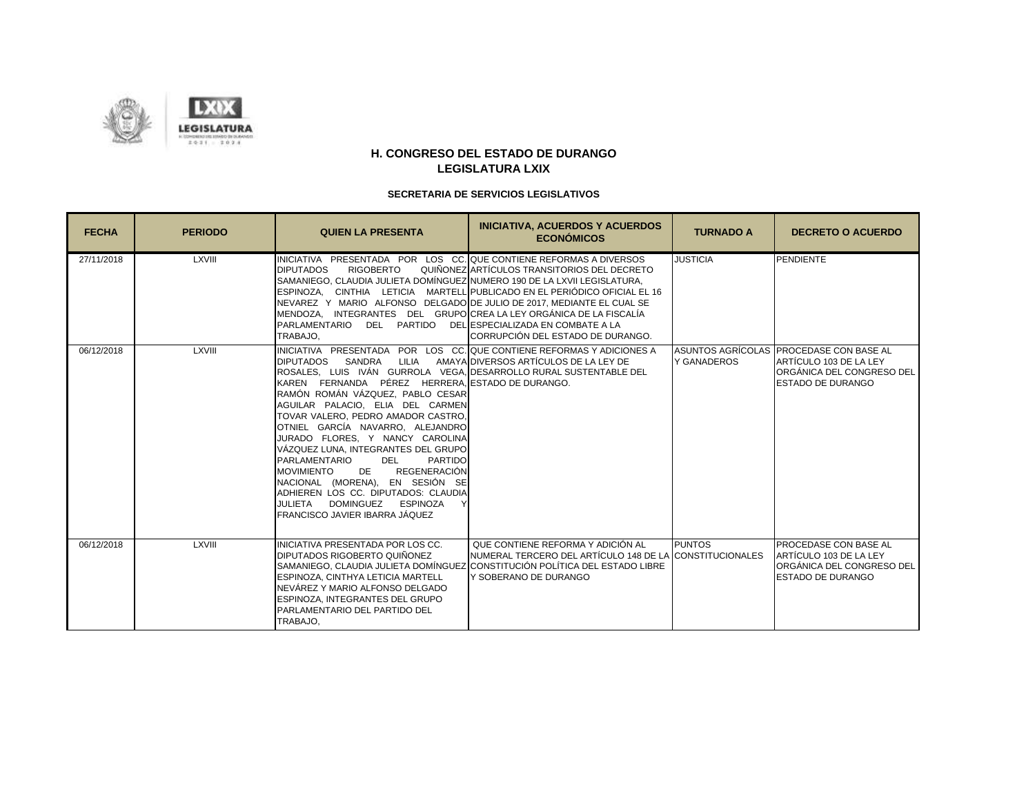# H. CONGRESO DEL ESTADO DE DURANGO
# LEGISLATURA LXIX

### SECRETARIA DE SERVICIOS LEGISLATIVOS

| FECHA | PERIODO | QUIEN LA PRESENTA | INICIATIVA, ACUERDOS Y ACUERDOS ECONÓMICOS | TURNADO A | DECRETO O ACUERDO |
|---|---|---|---|---|---|
| 27/11/2018 | LXVIII | INICIATIVA PRESENTADA POR LOS CC. DIPUTADOS RIGOBERTO QUIÑONEZ SAMANIEGO, CLAUDIA JULIETA DOMÍNGUEZ ESPINOZA, CINTHIA LETICIA MARTELL NEVAREZ Y MARIO ALFONSO DELGADO MENDOZA, INTEGRANTES DEL GRUPO PARLAMENTARIO DEL PARTIDO DEL TRABAJO, | QUE CONTIENE REFORMAS A DIVERSOS ARTÍCULOS TRANSITORIOS DEL DECRETO NUMERO 190 DE LA LXVII LEGISLATURA, PUBLICADO EN EL PERIÓDICO OFICIAL EL 16 DE JULIO DE 2017, MEDIANTE EL CUAL SE CREA LA LEY ORGÁNICA DE LA FISCALÍA ESPECIALIZADA EN COMBATE A LA CORRUPCIÓN DEL ESTADO DE DURANGO. | JUSTICIA | PENDIENTE |
| 06/12/2018 | LXVIII | INICIATIVA PRESENTADA POR LOS CC. DIPUTADOS SANDRA LILIA AMAYA ROSALES, LUIS IVÁN GURROLA VEGA, KAREN FERNANDA PÉREZ HERRERA, RAMÓN ROMÁN VÁZQUEZ, PABLO CESAR AGUILAR PALACIO, ELIA DEL CARMEN TOVAR VALERO, PEDRO AMADOR CASTRO, OTNIEL GARCÍA NAVARRO, ALEJANDRO JURADO FLORES, Y NANCY CAROLINA VÁZQUEZ LUNA, INTEGRANTES DEL GRUPO PARLAMENTARIO DEL PARTIDO MOVIMIENTO DE REGENERACIÓN NACIONAL (MORENA), EN SESIÓN SE ADHIEREN LOS CC. DIPUTADOS: CLAUDIA JULIETA DOMINGUEZ ESPINOZA Y FRANCISCO JAVIER IBARRA JÁQUEZ | QUE CONTIENE REFORMAS Y ADICIONES A DIVERSOS ARTÍCULOS DE LA LEY DE DESARROLLO RURAL SUSTENTABLE DEL ESTADO DE DURANGO. | ASUNTOS AGRÍCOLAS Y GANADEROS | PROCEDASE CON BASE AL ARTÍCULO 103 DE LA LEY ORGÁNICA DEL CONGRESO DEL ESTADO DE DURANGO |
| 06/12/2018 | LXVIII | INICIATIVA PRESENTADA POR LOS CC. DIPUTADOS RIGOBERTO QUIÑONEZ SAMANIEGO, CLAUDIA JULIETA DOMÍNGUEZ ESPINOZA, CINTHYA LETICIA MARTELL NEVÁREZ Y MARIO ALFONSO DELGADO ESPINOZA, INTEGRANTES DEL GRUPO PARLAMENTARIO DEL PARTIDO DEL TRABAJO, | QUE CONTIENE REFORMA Y ADICIÓN AL NUMERAL TERCERO DEL ARTÍCULO 148 DE LA CONSTITUCIÓN POLÍTICA DEL ESTADO LIBRE Y SOBERANO DE DURANGO | PUNTOS CONSTITUCIONALES | PROCEDASE CON BASE AL ARTÍCULO 103 DE LA LEY ORGÁNICA DEL CONGRESO DEL ESTADO DE DURANGO |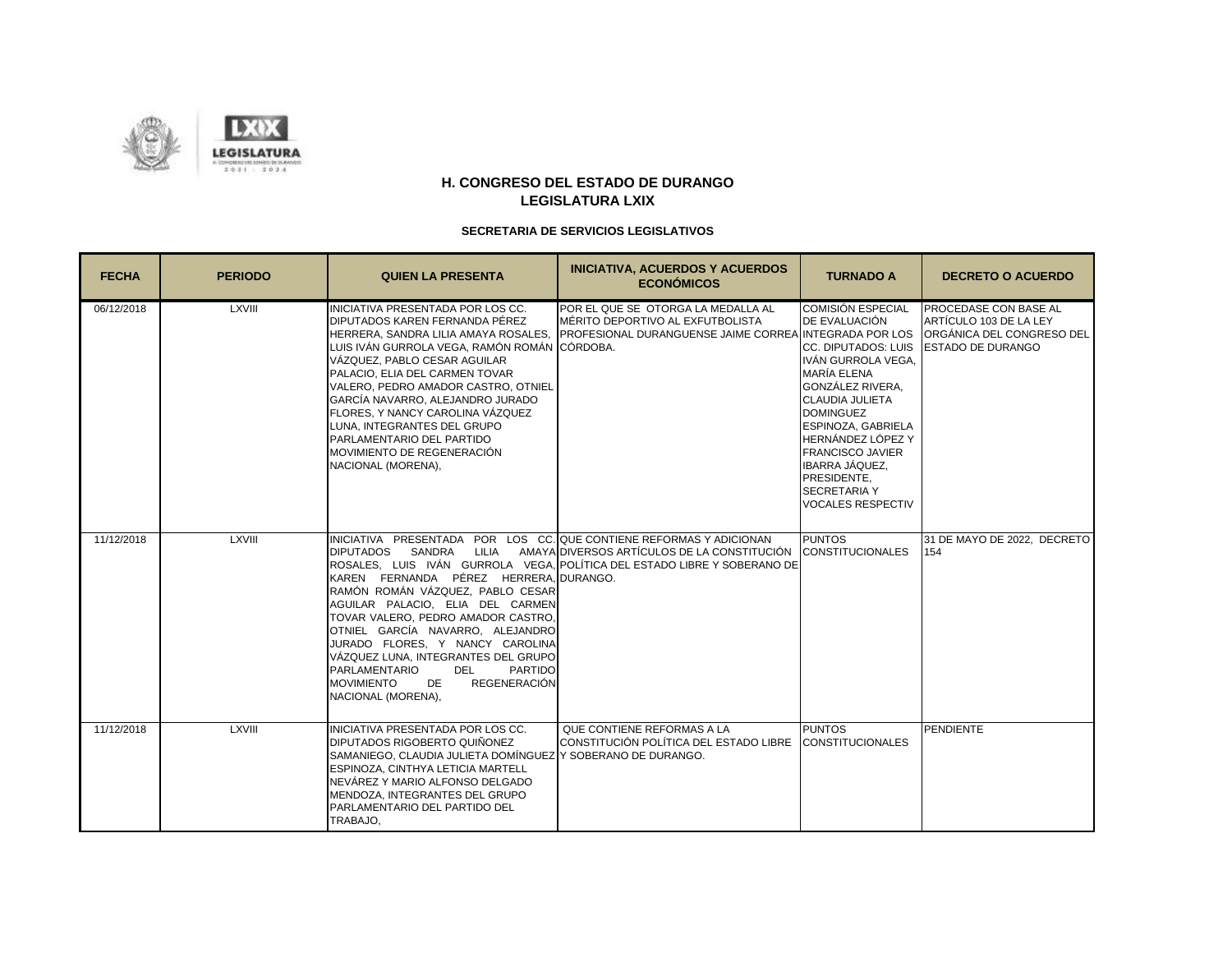## H. CONGRESO DEL ESTADO DE DURANGO
## LEGISLATURA LXIX

### SECRETARIA DE SERVICIOS LEGISLATIVOS

| FECHA | PERIODO | QUIEN LA PRESENTA | INICIATIVA, ACUERDOS Y ACUERDOS ECONÓMICOS | TURNADO A | DECRETO O ACUERDO |
|---|---|---|---|---|---|
| 06/12/2018 | LXVIII | INICIATIVA PRESENTADA POR LOS CC. DIPUTADOS KAREN FERNANDA PÉREZ HERRERA, SANDRA LILIA AMAYA ROSALES, LUIS IVÁN GURROLA VEGA, RAMÓN ROMÁN VÁZQUEZ, PABLO CESAR AGUILAR PALACIO, ELIA DEL CARMEN TOVAR VALERO, PEDRO AMADOR CASTRO, OTNIEL GARCÍA NAVARRO, ALEJANDRO JURADO FLORES, Y NANCY CAROLINA VÁZQUEZ LUNA, INTEGRANTES DEL GRUPO PARLAMENTARIO DEL PARTIDO MOVIMIENTO DE REGENERACIÓN NACIONAL (MORENA), | POR EL QUE SE OTORGA LA MEDALLA AL MÉRITO DEPORTIVO AL EXFUTBOLISTA PROFESIONAL DURANGUENSE JAIME CORREA CÓRDOBA. | COMISIÓN ESPECIAL DE EVALUACIÓN INTEGRADA POR LOS CC. DIPUTADOS: LUIS IVÁN GURROLA VEGA, MARÍA ELENA GONZÁLEZ RIVERA, CLAUDIA JULIETA DOMINGUEZ ESPINOZA, GABRIELA HERNÁNDEZ LÓPEZ Y FRANCISCO JAVIER IBARRA JÁQUEZ, PRESIDENTE, SECRETARIA Y VOCALES RESPECTIV | PROCEDASE CON BASE AL ARTÍCULO 103 DE LA LEY ORGÁNICA DEL CONGRESO DEL ESTADO DE DURANGO |
| 11/12/2018 | LXVIII | INICIATIVA PRESENTADA POR LOS CC. DIPUTADOS SANDRA LILIA AMAYA ROSALES, LUIS IVÁN GURROLA VEGA, KAREN FERNANDA PÉREZ HERRERA, RAMÓN ROMÁN VÁZQUEZ, PABLO CESAR AGUILAR PALACIO, ELIA DEL CARMEN TOVAR VALERO, PEDRO AMADOR CASTRO, OTNIEL GARCÍA NAVARRO, ALEJANDRO JURADO FLORES, Y NANCY CAROLINA VÁZQUEZ LUNA, INTEGRANTES DEL GRUPO PARLAMENTARIO DEL PARTIDO MOVIMIENTO DE REGENERACIÓN NACIONAL (MORENA), | QUE CONTIENE REFORMAS Y ADICIONAN DIVERSOS ARTÍCULOS DE LA CONSTITUCIÓN POLÍTICA DEL ESTADO LIBRE Y SOBERANO DE DURANGO. | PUNTOS CONSTITUCIONALES | 31 DE MAYO DE 2022, DECRETO 154 |
| 11/12/2018 | LXVIII | INICIATIVA PRESENTADA POR LOS CC. DIPUTADOS RIGOBERTO QUIÑONEZ SAMANIEGO, CLAUDIA JULIETA DOMÍNGUEZ ESPINOZA, CINTHYA LETICIA MARTELL NEVÁREZ Y MARIO ALFONSO DELGADO MENDOZA, INTEGRANTES DEL GRUPO PARLAMENTARIO DEL PARTIDO DEL TRABAJO, | QUE CONTIENE REFORMAS A LA CONSTITUCIÓN POLÍTICA DEL ESTADO LIBRE Y SOBERANO DE DURANGO. | PUNTOS CONSTITUCIONALES | PENDIENTE |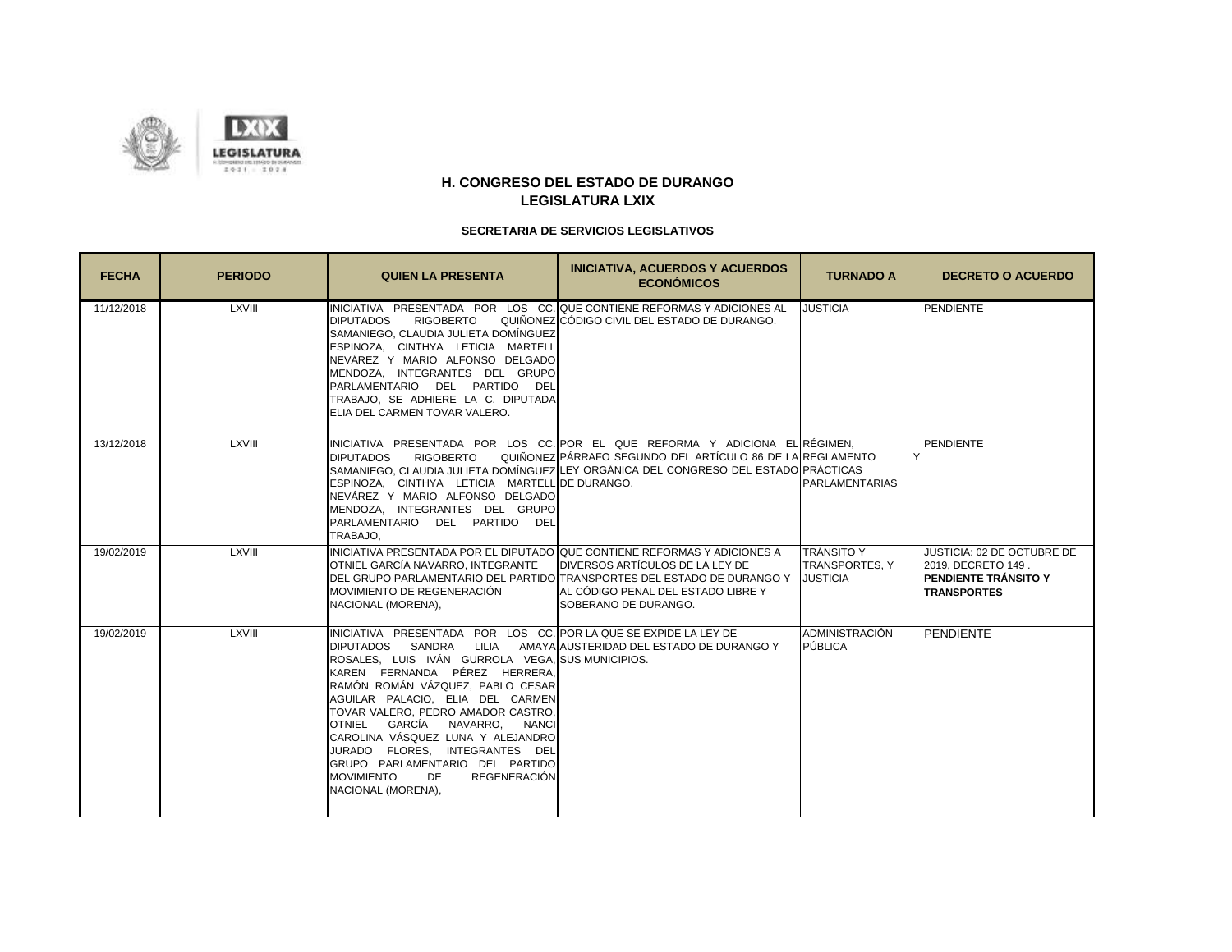## H. CONGRESO DEL ESTADO DE DURANGO
## LEGISLATURA LXIX

### SECRETARIA DE SERVICIOS LEGISLATIVOS

| FECHA | PERIODO | QUIEN LA PRESENTA | INICIATIVA, ACUERDOS Y ACUERDOS ECONÓMICOS | TURNADO A | DECRETO O ACUERDO |
|---|---|---|---|---|---|
| 11/12/2018 | LXVIII | INICIATIVA PRESENTADA POR LOS CC. DIPUTADOS RIGOBERTO QUIÑONEZ SAMANIEGO, CLAUDIA JULIETA DOMÍNGUEZ ESPINOZA, CINTHYA LETICIA MARTELL NEVÁREZ Y MARIO ALFONSO DELGADO MENDOZA, INTEGRANTES DEL GRUPO PARLAMENTARIO DEL PARTIDO DEL TRABAJO, SE ADHIERE LA C. DIPUTADA ELIA DEL CARMEN TOVAR VALERO. | QUE CONTIENE REFORMAS Y ADICIONES AL CÓDIGO CIVIL DEL ESTADO DE DURANGO. | JUSTICIA | PENDIENTE |
| 13/12/2018 | LXVIII | INICIATIVA PRESENTADA POR LOS CC. DIPUTADOS RIGOBERTO QUIÑONEZ SAMANIEGO, CLAUDIA JULIETA DOMÍNGUEZ ESPINOZA, CINTHYA LETICIA MARTELL NEVÁREZ Y MARIO ALFONSO DELGADO MENDOZA, INTEGRANTES DEL GRUPO PARLAMENTARIO DEL PARTIDO DEL TRABAJO, | POR EL QUE REFORMA Y ADICIONA EL PÁRRAFO SEGUNDO DEL ARTÍCULO 86 DE LA LEY ORGÁNICA DEL CONGRESO DEL ESTADO DE DURANGO. | RÉGIMEN, REGLAMENTO Y PRÁCTICAS PARLAMENTARIAS | PENDIENTE |
| 19/02/2019 | LXVIII | INICIATIVA PRESENTADA POR EL DIPUTADO OTNIEL GARCÍA NAVARRO, INTEGRANTE DEL GRUPO PARLAMENTARIO DEL PARTIDO MOVIMIENTO DE REGENERACIÓN NACIONAL (MORENA), | QUE CONTIENE REFORMAS Y ADICIONES A DIVERSOS ARTÍCULOS DE LA LEY DE TRANSPORTES DEL ESTADO DE DURANGO Y AL CÓDIGO PENAL DEL ESTADO LIBRE Y SOBERANO DE DURANGO. | TRÁNSITO Y TRANSPORTES, Y JUSTICIA | JUSTICIA: 02 DE OCTUBRE DE 2019, DECRETO 149 . **PENDIENTE TRÁNSITO Y TRANSPORTES** |
| 19/02/2019 | LXVIII | INICIATIVA PRESENTADA POR LOS CC. DIPUTADOS SANDRA LILIA AMAYA ROSALES, LUIS IVÁN GURROLA VEGA, KAREN FERNANDA PÉREZ HERRERA, RAMÓN ROMÁN VÁZQUEZ, PABLO CESAR AGUILAR PALACIO, ELIA DEL CARMEN TOVAR VALERO, PEDRO AMADOR CASTRO, OTNIEL GARCÍA NAVARRO, NANCI CAROLINA VÁSQUEZ LUNA Y ALEJANDRO JURADO FLORES, INTEGRANTES DEL GRUPO PARLAMENTARIO DEL PARTIDO MOVIMIENTO DE REGENERACIÓN NACIONAL (MORENA), | POR LA QUE SE EXPIDE LA LEY DE AUSTERIDAD DEL ESTADO DE DURANGO Y SUS MUNICIPIOS. | ADMINISTRACIÓN PÚBLICA | PENDIENTE |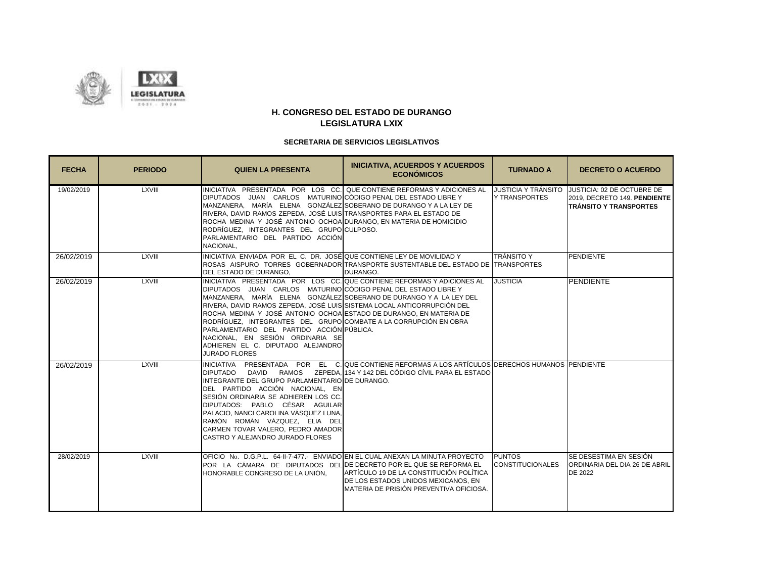## H. CONGRESO DEL ESTADO DE DURANGO
## LEGISLATURA LXIX

### SECRETARIA DE SERVICIOS LEGISLATIVOS

| FECHA | PERIODO | QUIEN LA PRESENTA | INICIATIVA, ACUERDOS Y ACUERDOS ECONÓMICOS | TURNADO A | DECRETO O ACUERDO |
|---|---|---|---|---|---|
| 19/02/2019 | LXVIII | INICIATIVA PRESENTADA POR LOS CC. DIPUTADOS JUAN CARLOS MATURINO MANZANERA, MARÍA ELENA GONZÁLEZ RIVERA, DAVID RAMOS ZEPEDA, JOSÉ LUIS ROCHA MEDINA Y JOSÉ ANTONIO OCHOA RODRÍGUEZ, INTEGRANTES DEL GRUPO PARLAMENTARIO DEL PARTIDO ACCIÓN NACIONAL, | QUE CONTIENE REFORMAS Y ADICIONES AL CÓDIGO PENAL DEL ESTADO LIBRE Y SOBERANO DE DURANGO Y A LA LEY DE TRANSPORTES PARA EL ESTADO DE DURANGO, EN MATERIA DE HOMICIDIO CULPOSO. | JUSTICIA Y TRÁNSITO Y TRANSPORTES | JUSTICIA: 02 DE OCTUBRE DE 2019, DECRETO 149. **PENDIENTE TRÁNSITO Y TRANSPORTES** |
| 26/02/2019 | LXVIII | INICIATIVA ENVIADA POR EL C. DR. JOSÉ ROSAS AISPURO TORRES GOBERNADOR DEL ESTADO DE DURANGO, | QUE CONTIENE LEY DE MOVILIDAD Y TRANSPORTE SUSTENTABLE DEL ESTADO DE DURANGO. | TRÁNSITO Y TRANSPORTES | PENDIENTE |
| 26/02/2019 | LXVIII | INICIATIVA PRESENTADA POR LOS CC. DIPUTADOS JUAN CARLOS MATURINO MANZANERA, MARÍA ELENA GONZÁLEZ RIVERA, DAVID RAMOS ZEPEDA, JOSÉ LUIS ROCHA MEDINA Y JOSÉ ANTONIO OCHOA RODRÍGUEZ, INTEGRANTES DEL GRUPO PARLAMENTARIO DEL PARTIDO ACCIÓN NACIONAL, EN SESIÓN ORDINARIA SE ADHIEREN EL C. DIPUTADO ALEJANDRO JURADO FLORES | QUE CONTIENE REFORMAS Y ADICIONES AL CÓDIGO PENAL DEL ESTADO LIBRE Y SOBERANO DE DURANGO Y A LA LEY DEL SISTEMA LOCAL ANTICORRUPCIÓN DEL ESTADO DE DURANGO, EN MATERIA DE COMBATE A LA CORRUPCIÓN EN OBRA PÚBLICA. | JUSTICIA | PENDIENTE |
| 26/02/2019 | LXVIII | INICIATIVA PRESENTADA POR EL C. DIPUTADO DAVID RAMOS ZEPEDA, INTEGRANTE DEL GRUPO PARLAMENTARIO DEL PARTIDO ACCIÓN NACIONAL, EN SESIÓN ORDINARIA SE ADHIEREN LOS CC. DIPUTADOS: PABLO CÉSAR AGUILAR PALACIO, NANCI CAROLINA VÁSQUEZ LUNA, RAMÓN ROMÁN VÁZQUEZ, ELIA DEL CARMEN TOVAR VALERO, PEDRO AMADOR CASTRO Y ALEJANDRO JURADO FLORES | QUE CONTIENE REFORMAS A LOS ARTÍCULOS 134 Y 142 DEL CÓDIGO CÍVIL PARA EL ESTADO DE DURANGO. | DERECHOS HUMANOS | PENDIENTE |
| 28/02/2019 | LXVIII | OFICIO No. D.G.P.L. 64-II-7-477.- ENVIADO POR LA CÁMARA DE DIPUTADOS DEL HONORABLE CONGRESO DE LA UNIÓN, | EN EL CUAL ANEXAN LA MINUTA PROYECTO DE DECRETO POR EL QUE SE REFORMA EL ARTÍCULO 19 DE LA CONSTITUCIÓN POLÍTICA DE LOS ESTADOS UNIDOS MEXICANOS, EN MATERIA DE PRISIÓN PREVENTIVA OFICIOSA. | PUNTOS CONSTITUCIONALES | SE DESESTIMA EN SESIÓN ORDINARIA DEL DIA 26 DE ABRIL DE 2022 |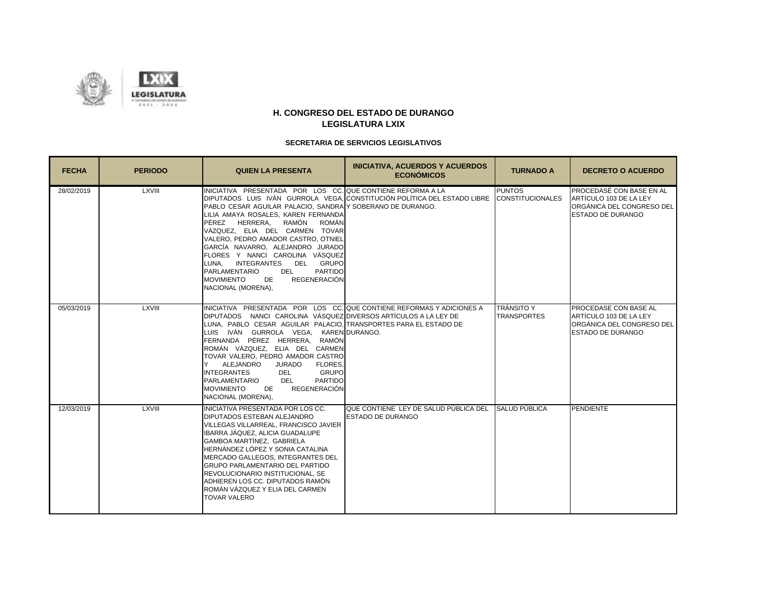## H. CONGRESO DEL ESTADO DE DURANGO
## LEGISLATURA LXIX

### SECRETARIA DE SERVICIOS LEGISLATIVOS

| FECHA | PERIODO | QUIEN LA PRESENTA | INICIATIVA, ACUERDOS Y ACUERDOS ECONÓMICOS | TURNADO A | DECRETO O ACUERDO |
|---|---|---|---|---|---|
| 28/02/2019 | LXVIII | INICIATIVA PRESENTADA POR LOS CC. DIPUTADOS LUIS IVÁN GURROLA VEGA, PABLO CESAR AGUILAR PALACIO, SANDRA LILIA AMAYA ROSALES, KAREN FERNANDA PÉREZ HERRERA, RAMÓN ROMÁN VÁZQUEZ, ELIA DEL CARMEN TOVAR VALERO, PEDRO AMADOR CASTRO, OTNIEL GARCÍA NAVARRO, ALEJANDRO JURADO FLORES Y NANCI CAROLINA VÁSQUEZ LUNA, INTEGRANTES DEL GRUPO PARLAMENTARIO DEL PARTIDO MOVIMIENTO DE REGENERACIÓN NACIONAL (MORENA), | QUE CONTIENE REFORMA A LA CONSTITUCIÓN POLÍTICA DEL ESTADO LIBRE Y SOBERANO DE DURANGO. | PUNTOS CONSTITUCIONALES | PROCEDASÉ CON BASE EN AL ARTÍCULO 103 DE LA LEY ORGÁNICA DEL CONGRESO DEL ESTADO DE DURANGO |
| 05/03/2019 | LXVIII | INICIATIVA PRESENTADA POR LOS CC. DIPUTADOS NANCI CAROLINA VÁSQUEZ LUNA, PABLO CESAR AGUILAR PALACIO, LUIS IVÁN GURROLA VEGA, KAREN FERNANDA PÉREZ HERRERA, RAMÓN ROMÁN VÁZQUEZ, ELIA DEL CARMEN TOVAR VALERO, PEDRO AMADOR CASTRO Y ALEJANDRO JURADO FLORES, INTEGRANTES DEL GRUPO PARLAMENTARIO DEL PARTIDO MOVIMIENTO DE REGENERACIÓN NACIONAL (MORENA), | QUE CONTIENE REFORMAS Y ADICIONES A DIVERSOS ARTÍCULOS A LA LEY DE TRANSPORTES PARA EL ESTADO DE DURANGO. | TRÁNSITO Y TRANSPORTES | PROCEDASE CON BASE AL ARTÍCULO 103 DE LA LEY ORGÁNICA DEL CONGRESO DEL ESTADO DE DURANGO |
| 12/03/2019 | LXVIII | INICIATIVA PRESENTADA POR LOS CC. DIPUTADOS ESTEBAN ALEJANDRO VILLEGAS VILLARREAL, FRANCISCO JAVIER IBARRA JÁQUEZ, ALICIA GUADALUPE GAMBOA MARTÍNEZ, GABRIELA HERNÁNDEZ LÓPEZ Y SONIA CATALINA MERCADO GALLEGOS, INTEGRANTES DEL GRUPO PARLAMENTARIO DEL PARTIDO REVOLUCIONARIO INSTITUCIONAL, SE ADHIEREN LOS CC. DIPUTADOS RAMÓN ROMÁN VÁZQUEZ Y ELIA DEL CARMEN TOVAR VALERO | QUE CONTIENE LEY DE SALUD PÚBLICA DEL ESTADO DE DURANGO | SALUD PÚBLICA | PENDIENTE |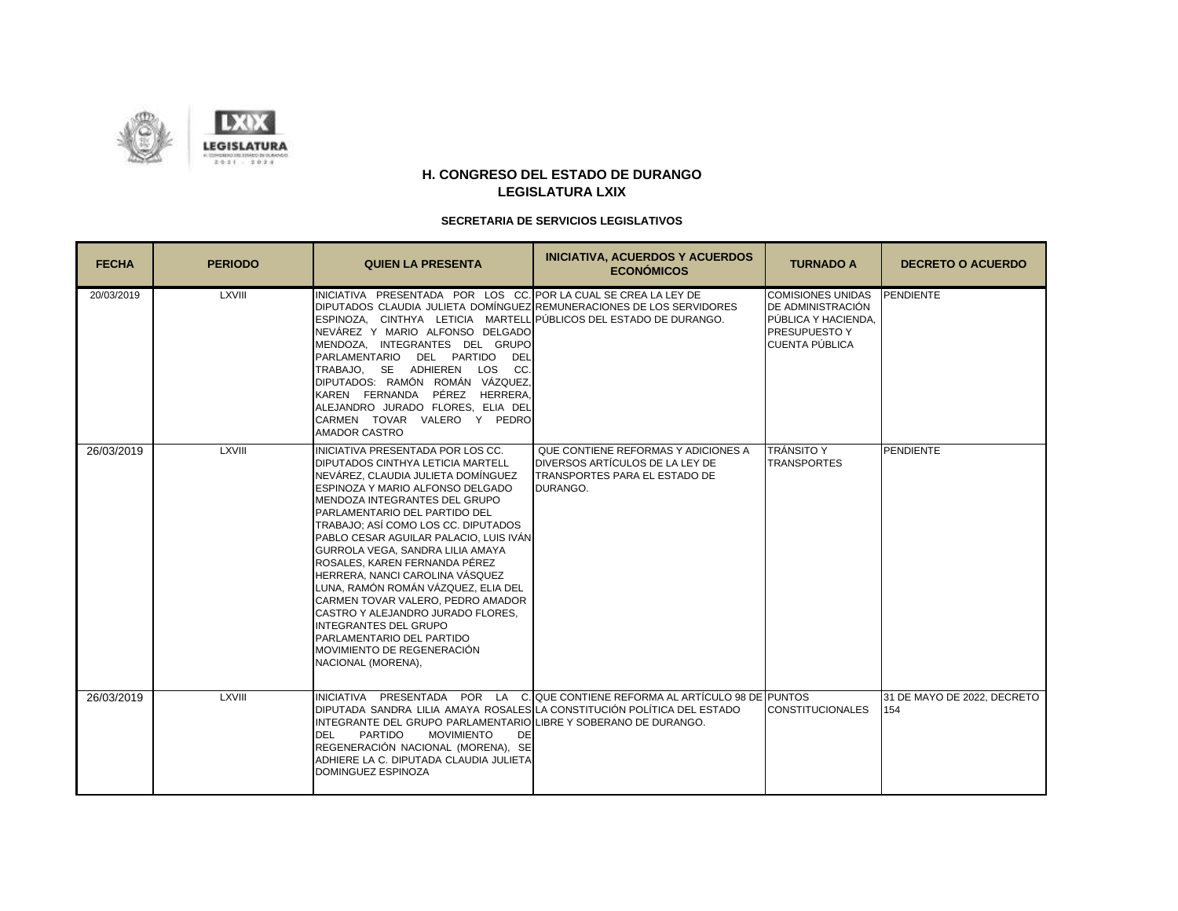## H. CONGRESO DEL ESTADO DE DURANGO
## LEGISLATURA LXIX

### SECRETARIA DE SERVICIOS LEGISLATIVOS

| FECHA | PERIODO | QUIEN LA PRESENTA | INICIATIVA, ACUERDOS Y ACUERDOS ECONÓMICOS | TURNADO A | DECRETO O ACUERDO |
|---|---|---|---|---|---|
| 20/03/2019 | LXVIII | INICIATIVA PRESENTADA POR LOS CC. DIPUTADOS CLAUDIA JULIETA DOMÍNGUEZ ESPINOZA, CINTHYA LETICIA MARTELL NEVÁREZ Y MARIO ALFONSO DELGADO MENDOZA, INTEGRANTES DEL GRUPO PARLAMENTARIO DEL PARTIDO DEL TRABAJO, SE ADHIEREN LOS CC. DIPUTADOS: RAMÓN ROMÁN VÁZQUEZ, KAREN FERNANDA PÉREZ HERRERA, ALEJANDRO JURADO FLORES, ELIA DEL CARMEN TOVAR VALERO Y PEDRO AMADOR CASTRO | POR LA CUAL SE CREA LA LEY DE REMUNERACIONES DE LOS SERVIDORES PÚBLICOS DEL ESTADO DE DURANGO. | COMISIONES UNIDAS DE ADMINISTRACIÓN PÚBLICA Y HACIENDA, PRESUPUESTO Y CUENTA PÚBLICA | PENDIENTE |
| 26/03/2019 | LXVIII | INICIATIVA PRESENTADA POR LOS CC. DIPUTADOS CINTHYA LETICIA MARTELL NEVÁREZ, CLAUDIA JULIETA DOMÍNGUEZ ESPINOZA Y MARIO ALFONSO DELGADO MENDOZA INTEGRANTES DEL GRUPO PARLAMENTARIO DEL PARTIDO DEL TRABAJO; ASÍ COMO LOS CC. DIPUTADOS PABLO CESAR AGUILAR PALACIO, LUIS IVÁN GURROLA VEGA, SANDRA LILIA AMAYA ROSALES, KAREN FERNANDA PÉREZ HERRERA, NANCI CAROLINA VÁSQUEZ LUNA, RAMÓN ROMÁN VÁZQUEZ, ELIA DEL CARMEN TOVAR VALERO, PEDRO AMADOR CASTRO Y ALEJANDRO JURADO FLORES, INTEGRANTES DEL GRUPO PARLAMENTARIO DEL PARTIDO MOVIMIENTO DE REGENERACIÓN NACIONAL (MORENA), | QUE CONTIENE REFORMAS Y ADICIONES A DIVERSOS ARTÍCULOS DE LA LEY DE TRANSPORTES PARA EL ESTADO DE DURANGO. | TRÁNSITO Y TRANSPORTES | PENDIENTE |
| 26/03/2019 | LXVIII | INICIATIVA PRESENTADA POR LA C. DIPUTADA SANDRA LILIA AMAYA ROSALES INTEGRANTE DEL GRUPO PARLAMENTARIO DEL PARTIDO MOVIMIENTO DE REGENERACIÓN NACIONAL (MORENA), SE ADHIERE LA C. DIPUTADA CLAUDIA JULIETA DOMINGUEZ ESPINOZA | QUE CONTIENE REFORMA AL ARTÍCULO 98 DE LA CONSTITUCIÓN POLÍTICA DEL ESTADO LIBRE Y SOBERANO DE DURANGO. | PUNTOS CONSTITUCIONALES | 31 DE MAYO DE 2022, DECRETO 154 |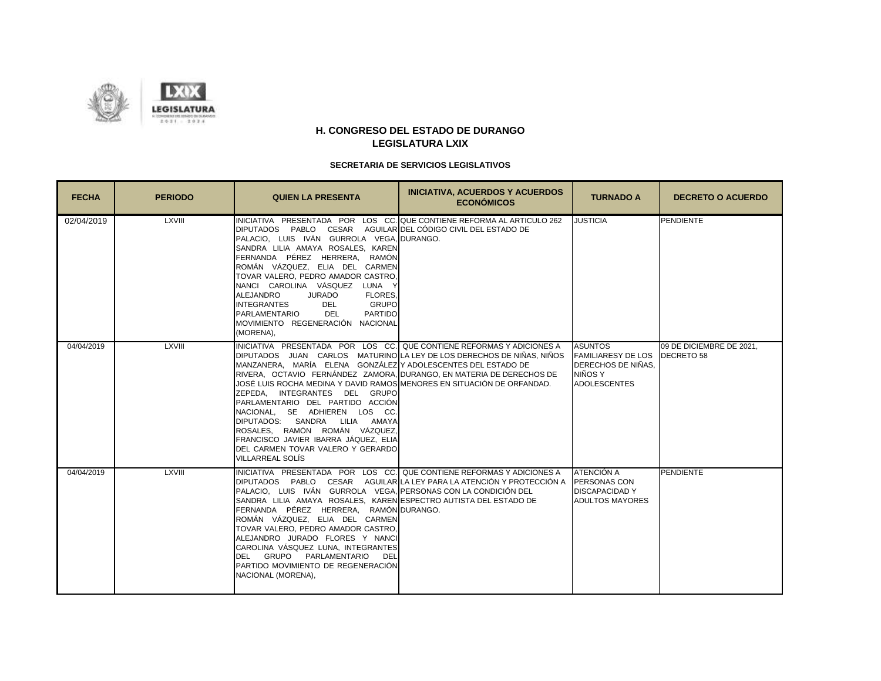## H. CONGRESO DEL ESTADO DE DURANGO
## LEGISLATURA LXIX

### SECRETARIA DE SERVICIOS LEGISLATIVOS

| FECHA | PERIODO | QUIEN LA PRESENTA | INICIATIVA, ACUERDOS Y ACUERDOS ECONÓMICOS | TURNADO A | DECRETO O ACUERDO |
|---|---|---|---|---|---|
| 02/04/2019 | LXVIII | INICIATIVA PRESENTADA POR LOS CC. DIPUTADOS PABLO CESAR AGUILAR PALACIO, LUIS IVÁN GURROLA VEGA, SANDRA LILIA AMAYA ROSALES, KAREN FERNANDA PÉREZ HERRERA, RAMÓN ROMÁN VÁZQUEZ, ELIA DEL CARMEN TOVAR VALERO, PEDRO AMADOR CASTRO, NANCI CAROLINA VÁSQUEZ LUNA Y ALEJANDRO JURADO FLORES, INTEGRANTES DEL GRUPO PARLAMENTARIO DEL PARTIDO MOVIMIENTO REGENERACIÓN NACIONAL (MORENA), | QUE CONTIENE REFORMA AL ARTICULO 262 DEL CÓDIGO CIVIL DEL ESTADO DE DURANGO. | JUSTICIA | PENDIENTE |
| 04/04/2019 | LXVIII | INICIATIVA PRESENTADA POR LOS CC. DIPUTADOS JUAN CARLOS MATURINO MANZANERA, MARÍA ELENA GONZÁLEZ RIVERA, OCTAVIO FERNÁNDEZ ZAMORA, JOSÉ LUIS ROCHA MEDINA Y DAVID RAMOS ZEPEDA, INTEGRANTES DEL GRUPO PARLAMENTARIO DEL PARTIDO ACCIÓN NACIONAL, SE ADHIEREN LOS CC. DIPUTADOS: SANDRA LILIA AMAYA ROSALES, RAMÓN ROMÁN VÁZQUEZ, FRANCISCO JAVIER IBARRA JÁQUEZ, ELIA DEL CARMEN TOVAR VALERO Y GERARDO VILLARREAL SOLÍS | QUE CONTIENE REFORMAS Y ADICIONES A LA LEY DE LOS DERECHOS DE NIÑAS, NIÑOS Y ADOLESCENTES DEL ESTADO DE DURANGO, EN MATERIA DE DERECHOS DE MENORES EN SITUACIÓN DE ORFANDAD. | ASUNTOS FAMILIARESY DE LOS DERECHOS DE NIÑAS, NIÑOS Y ADOLESCENTES | 09 DE DICIEMBRE DE 2021, DECRETO 58 |
| 04/04/2019 | LXVIII | INICIATIVA PRESENTADA POR LOS CC. DIPUTADOS PABLO CESAR AGUILAR PALACIO, LUIS IVÁN GURROLA VEGA, SANDRA LILIA AMAYA ROSALES, KAREN FERNANDA PÉREZ HERRERA, RAMÓN ROMÁN VÁZQUEZ, ELIA DEL CARMEN TOVAR VALERO, PEDRO AMADOR CASTRO, ALEJANDRO JURADO FLORES Y NANCI CAROLINA VÁSQUEZ LUNA, INTEGRANTES DEL GRUPO PARLAMENTARIO DEL PARTIDO MOVIMIENTO DE REGENERACIÓN NACIONAL (MORENA), | QUE CONTIENE REFORMAS Y ADICIONES A LA LEY PARA LA ATENCIÓN Y PROTECCIÓN A PERSONAS CON LA CONDICIÓN DEL ESPECTRO AUTISTA DEL ESTADO DE DURANGO. | ATENCIÓN A PERSONAS CON DISCAPACIDAD Y ADULTOS MAYORES | PENDIENTE |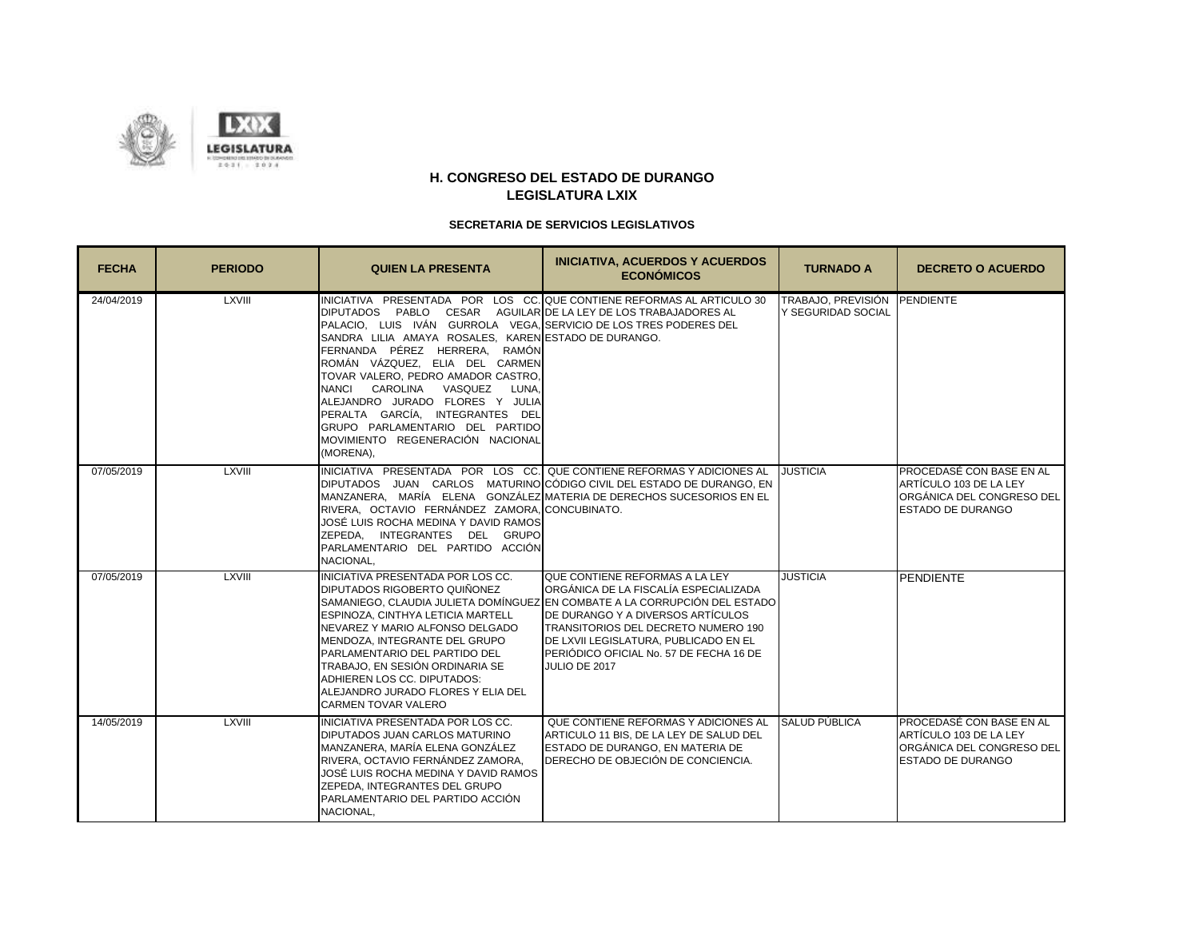# H. CONGRESO DEL ESTADO DE DURANGO
# LEGISLATURA LXIX

### SECRETARIA DE SERVICIOS LEGISLATIVOS

| FECHA | PERIODO | QUIEN LA PRESENTA | INICIATIVA, ACUERDOS Y ACUERDOS ECONÓMICOS | TURNADO A | DECRETO O ACUERDO |
|---|---|---|---|---|---|
| 24/04/2019 | LXVIII | INICIATIVA PRESENTADA POR LOS CC. DIPUTADOS PABLO CESAR AGUILAR PALACIO, LUIS IVÁN GURROLA VEGA, SANDRA LILIA AMAYA ROSALES, KAREN FERNANDA PÉREZ HERRERA, RAMÓN ROMÁN VÁZQUEZ, ELIA DEL CARMEN TOVAR VALERO, PEDRO AMADOR CASTRO, NANCI CAROLINA VASQUEZ LUNA, ALEJANDRO JURADO FLORES Y JULIA PERALTA GARCÍA, INTEGRANTES DEL GRUPO PARLAMENTARIO DEL PARTIDO MOVIMIENTO REGENERACIÓN NACIONAL (MORENA), | QUE CONTIENE REFORMAS AL ARTICULO 30 DE LA LEY DE LOS TRABAJADORES AL SERVICIO DE LOS TRES PODERES DEL ESTADO DE DURANGO. | TRABAJO, PREVISIÓN Y SEGURIDAD SOCIAL | PENDIENTE |
| 07/05/2019 | LXVIII | INICIATIVA PRESENTADA POR LOS CC. DIPUTADOS JUAN CARLOS MATURINO MANZANERA, MARÍA ELENA GONZÁLEZ RIVERA, OCTAVIO FERNÁNDEZ ZAMORA, JOSÉ LUIS ROCHA MEDINA Y DAVID RAMOS ZEPEDA, INTEGRANTES DEL GRUPO PARLAMENTARIO DEL PARTIDO ACCIÓN NACIONAL, | QUE CONTIENE REFORMAS Y ADICIONES AL CÓDIGO CIVIL DEL ESTADO DE DURANGO, EN MATERIA DE DERECHOS SUCESORIOS EN EL CONCUBINATO. | JUSTICIA | PROCEDASÉ CON BASE EN AL ARTÍCULO 103 DE LA LEY ORGÁNICA DEL CONGRESO DEL ESTADO DE DURANGO |
| 07/05/2019 | LXVIII | INICIATIVA PRESENTADA POR LOS CC. DIPUTADOS RIGOBERTO QUIÑONEZ SAMANIEGO, CLAUDIA JULIETA DOMÍNGUEZ ESPINOZA, CINTHYA LETICIA MARTELL NEVAREZ Y MARIO ALFONSO DELGADO MENDOZA, INTEGRANTE DEL GRUPO PARLAMENTARIO DEL PARTIDO DEL TRABAJO, EN SESIÓN ORDINARIA SE ADHIEREN LOS CC. DIPUTADOS: ALEJANDRO JURADO FLORES Y ELIA DEL CARMEN TOVAR VALERO | QUE CONTIENE REFORMAS A LA LEY ORGÁNICA DE LA FISCALÍA ESPECIALIZADA EN COMBATE A LA CORRUPCIÓN DEL ESTADO DE DURANGO Y A DIVERSOS ARTÍCULOS TRANSITORIOS DEL DECRETO NUMERO 190 DE LXVII LEGISLATURA, PUBLICADO EN EL PERIÓDICO OFICIAL No. 57 DE FECHA 16 DE JULIO DE 2017 | JUSTICIA | PENDIENTE |
| 14/05/2019 | LXVIII | INICIATIVA PRESENTADA POR LOS CC. DIPUTADOS JUAN CARLOS MATURINO MANZANERA, MARÍA ELENA GONZÁLEZ RIVERA, OCTAVIO FERNÁNDEZ ZAMORA, JOSÉ LUIS ROCHA MEDINA Y DAVID RAMOS ZEPEDA, INTEGRANTES DEL GRUPO PARLAMENTARIO DEL PARTIDO ACCIÓN NACIONAL, | QUE CONTIENE REFORMAS Y ADICIONES AL ARTICULO 11 BIS, DE LA LEY DE SALUD DEL ESTADO DE DURANGO, EN MATERIA DE DERECHO DE OBJECIÓN DE CONCIENCIA. | SALUD PÚBLICA | PROCEDASÉ CON BASE EN AL ARTÍCULO 103 DE LA LEY ORGÁNICA DEL CONGRESO DEL ESTADO DE DURANGO |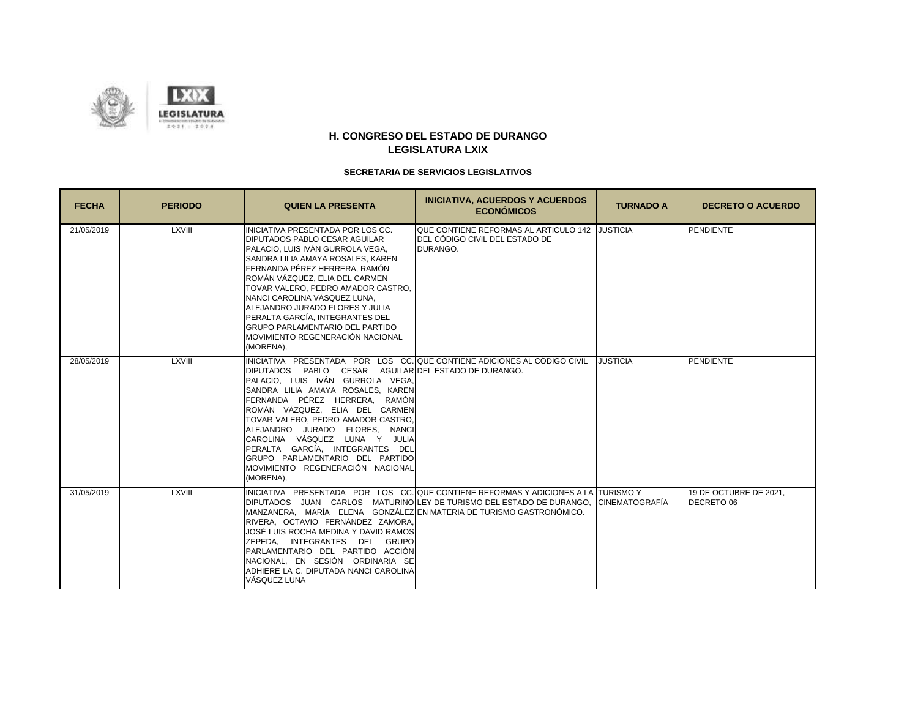## H. CONGRESO DEL ESTADO DE DURANGO
## LEGISLATURA LXIX

### SECRETARIA DE SERVICIOS LEGISLATIVOS

| FECHA | PERIODO | QUIEN LA PRESENTA | INICIATIVA, ACUERDOS Y ACUERDOS ECONÓMICOS | TURNADO A | DECRETO O ACUERDO |
|---|---|---|---|---|---|
| 21/05/2019 | LXVIII | INICIATIVA PRESENTADA POR LOS CC. DIPUTADOS PABLO CESAR AGUILAR PALACIO, LUIS IVÁN GURROLA VEGA, SANDRA LILIA AMAYA ROSALES, KAREN FERNANDA PÉREZ HERRERA, RAMÓN ROMÁN VÁZQUEZ, ELIA DEL CARMEN TOVAR VALERO, PEDRO AMADOR CASTRO, NANCI CAROLINA VÁSQUEZ LUNA, ALEJANDRO JURADO FLORES Y JULIA PERALTA GARCÍA, INTEGRANTES DEL GRUPO PARLAMENTARIO DEL PARTIDO MOVIMIENTO REGENERACIÓN NACIONAL (MORENA), | QUE CONTIENE REFORMAS AL ARTICULO 142 DEL CÓDIGO CIVIL DEL ESTADO DE DURANGO. | JUSTICIA | PENDIENTE |
| 28/05/2019 | LXVIII | INICIATIVA PRESENTADA POR LOS CC. DIPUTADOS PABLO CESAR AGUILAR PALACIO, LUIS IVÁN GURROLA VEGA, SANDRA LILIA AMAYA ROSALES, KAREN FERNANDA PÉREZ HERRERA, RAMÓN ROMÁN VÁZQUEZ, ELIA DEL CARMEN TOVAR VALERO, PEDRO AMADOR CASTRO, ALEJANDRO JURADO FLORES, NANCI CAROLINA VÁSQUEZ LUNA Y JULIA PERALTA GARCÍA, INTEGRANTES DEL GRUPO PARLAMENTARIO DEL PARTIDO MOVIMIENTO REGENERACIÓN NACIONAL (MORENA), | QUE CONTIENE ADICIONES AL CÓDIGO CIVIL DEL ESTADO DE DURANGO. | JUSTICIA | PENDIENTE |
| 31/05/2019 | LXVIII | INICIATIVA PRESENTADA POR LOS CC. DIPUTADOS JUAN CARLOS MATURINO MANZANERA, MARÍA ELENA GONZÁLEZ RIVERA, OCTAVIO FERNÁNDEZ ZAMORA, JOSÉ LUIS ROCHA MEDINA Y DAVID RAMOS ZEPEDA, INTEGRANTES DEL GRUPO PARLAMENTARIO DEL PARTIDO ACCIÓN NACIONAL, EN SESIÓN ORDINARIA SE ADHIERE LA C. DIPUTADA NANCI CAROLINA VÁSQUEZ LUNA | QUE CONTIENE REFORMAS Y ADICIONES A LA LEY DE TURISMO DEL ESTADO DE DURANGO, EN MATERIA DE TURISMO GASTRONÓMICO. | TURISMO Y CINEMATOGRAFÍA | 19 DE OCTUBRE DE 2021, DECRETO 06 |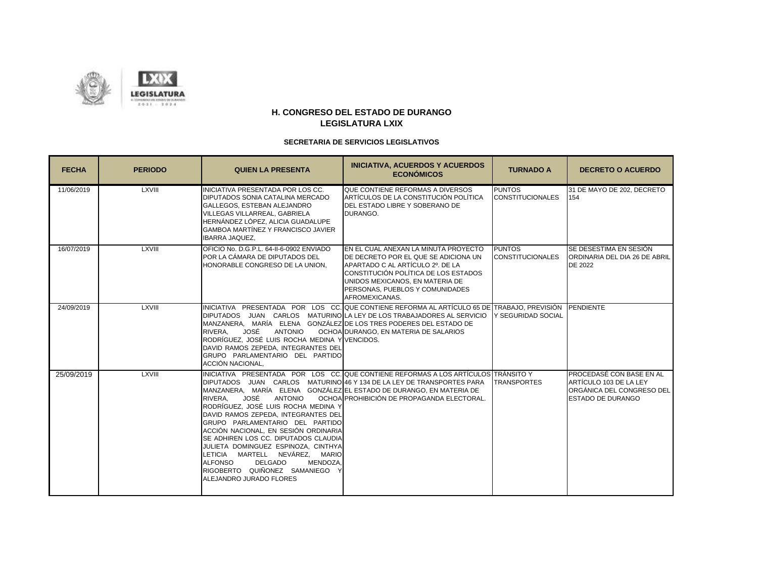**H. CONGRESO DEL ESTADO DE DURANGO**
**LEGISLATURA LXIX**

**SECRETARIA DE SERVICIOS LEGISLATIVOS**

| FECHA | PERIODO | QUIEN LA PRESENTA | INICIATIVA, ACUERDOS Y ACUERDOS ECONÓMICOS | TURNADO A | DECRETO O ACUERDO |
|---|---|---|---|---|---|
| 11/06/2019 | LXVIII | INICIATIVA PRESENTADA POR LOS CC. DIPUTADOS SONIA CATALINA MERCADO GALLEGOS, ESTEBAN ALEJANDRO VILLEGAS VILLARREAL, GABRIELA HERNÁNDEZ LÓPEZ, ALICIA GUADALUPE GAMBOA MARTÍNEZ Y FRANCISCO JAVIER IBARRA JAQUEZ, | QUE CONTIENE REFORMAS A DIVERSOS ARTÍCULOS DE LA CONSTITUCIÓN POLÍTICA DEL ESTADO LIBRE Y SOBERANO DE DURANGO. | PUNTOS CONSTITUCIONALES | 31 DE MAYO DE 202, DECRETO 154 |
| 16/07/2019 | LXVIII | OFICIO No. D.G.P.L. 64-II-6-0902 ENVIADO POR LA CÁMARA DE DIPUTADOS DEL HONORABLE CONGRESO DE LA UNION, | EN EL CUAL ANEXAN LA MINUTA PROYECTO DE DECRETO POR EL QUE SE ADICIONA UN APARTADO C AL ARTÍCULO 2º. DE LA CONSTITUCIÓN POLÍTICA DE LOS ESTADOS UNIDOS MEXICANOS, EN MATERIA DE PERSONAS, PUEBLOS Y COMUNIDADES AFROMEXICANAS. | PUNTOS CONSTITUCIONALES | SE DESESTIMA EN SESIÓN ORDINARIA DEL DIA 26 DE ABRIL DE 2022 |
| 24/09/2019 | LXVIII | INICIATIVA PRESENTADA POR LOS CC. DIPUTADOS JUAN CARLOS MATURINO MANZANERA, MARÍA ELENA GONZÁLEZ RIVERA, JOSÉ ANTONIO OCHOA RODRÍGUEZ, JOSÉ LUIS ROCHA MEDINA Y DAVID RAMOS ZEPEDA, INTEGRANTES DEL GRUPO PARLAMENTARIO DEL PARTIDO ACCIÓN NACIONAL, | QUE CONTIENE REFORMA AL ARTÍCULO 65 DE LA LEY DE LOS TRABAJADORES AL SERVICIO DE LOS TRES PODERES DEL ESTADO DE DURANGO, EN MATERIA DE SALARIOS VENCIDOS. | TRABAJO, PREVISIÓN Y SEGURIDAD SOCIAL | PENDIENTE |
| 25/09/2019 | LXVIII | INICIATIVA PRESENTADA POR LOS CC. DIPUTADOS JUAN CARLOS MATURINO MANZANERA, MARÍA ELENA GONZÁLEZ RIVERA, JOSÉ ANTONIO OCHOA RODRÍGUEZ, JOSÉ LUIS ROCHA MEDINA Y DAVID RAMOS ZEPEDA, INTEGRANTES DEL GRUPO PARLAMENTARIO DEL PARTIDO ACCIÓN NACIONAL, EN SESIÓN ORDINARIA SE ADHIREN LOS CC. DIPUTADOS CLAUDIA JULIETA DOMINGUEZ ESPINOZA, CINTHYA LETICIA MARTELL NEVÁREZ, MARIO ALFONSO DELGADO MENDOZA, RIGOBERTO QUIÑONEZ SAMANIEGO Y ALEJANDRO JURADO FLORES | QUE CONTIENE REFORMAS A LOS ARTÍCULOS 46 Y 134 DE LA LEY DE TRANSPORTES PARA EL ESTADO DE DURANGO, EN MATERIA DE PROHIBICIÓN DE PROPAGANDA ELECTORAL. | TRÁNSITO Y TRANSPORTES | PROCEDASÉ CON BASE EN AL ARTÍCULO 103 DE LA LEY ORGÁNICA DEL CONGRESO DEL ESTADO DE DURANGO |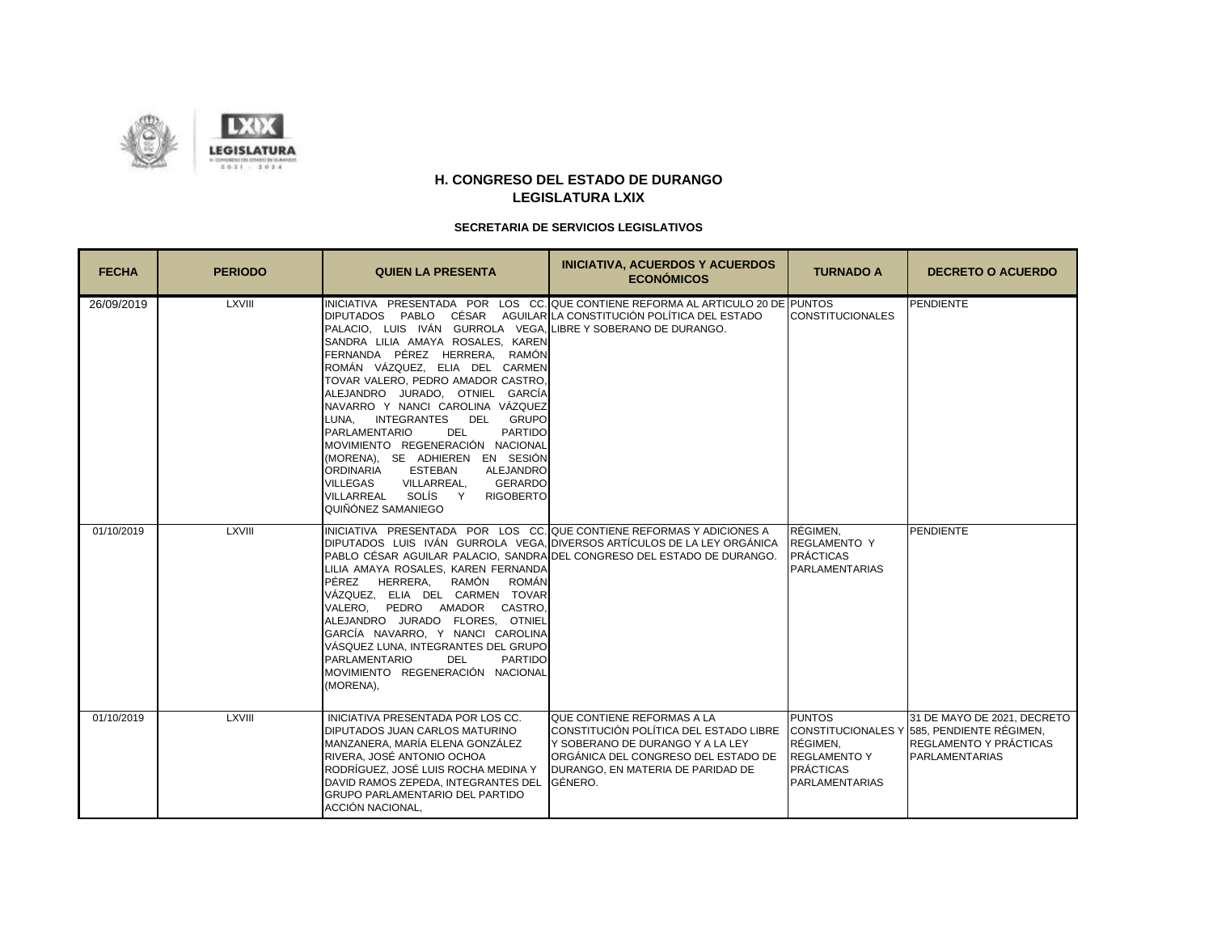## H. CONGRESO DEL ESTADO DE DURANGO
## LEGISLATURA LXIX

### SECRETARIA DE SERVICIOS LEGISLATIVOS

| FECHA | PERIODO | QUIEN LA PRESENTA | INICIATIVA, ACUERDOS Y ACUERDOS ECONÓMICOS | TURNADO A | DECRETO O ACUERDO |
|---|---|---|---|---|---|
| 26/09/2019 | LXVIII | INICIATIVA PRESENTADA POR LOS CC. DIPUTADOS PABLO CÉSAR AGUILAR PALACIO, LUIS IVÁN GURROLA VEGA, SANDRA LILIA AMAYA ROSALES, KAREN FERNANDA PÉREZ HERRERA, RAMÓN ROMÁN VÁZQUEZ, ELIA DEL CARMEN TOVAR VALERO, PEDRO AMADOR CASTRO, ALEJANDRO JURADO, OTNIEL GARCÍA NAVARRO Y NANCI CAROLINA VÁZQUEZ LUNA, INTEGRANTES DEL GRUPO PARLAMENTARIO DEL PARTIDO MOVIMIENTO REGENERACIÓN NACIONAL (MORENA), SE ADHIEREN EN SESIÓN ORDINARIA ESTEBAN ALEJANDRO VILLEGAS VILLARREAL, GERARDO VILLARREAL SOLÍS Y RIGOBERTO QUIÑÓNEZ SAMANIEGO | QUE CONTIENE REFORMA AL ARTICULO 20 DE LA CONSTITUCIÓN POLÍTICA DEL ESTADO LIBRE Y SOBERANO DE DURANGO. | PUNTOS CONSTITUCIONALES | PENDIENTE |
| 01/10/2019 | LXVIII | INICIATIVA PRESENTADA POR LOS CC. DIPUTADOS LUIS IVÁN GURROLA VEGA, PABLO CÉSAR AGUILAR PALACIO, SANDRA LILIA AMAYA ROSALES, KAREN FERNANDA PÉREZ HERRERA, RAMÓN ROMÁN VÁZQUEZ, ELIA DEL CARMEN TOVAR VALERO, PEDRO AMADOR CASTRO, ALEJANDRO JURADO FLORES, OTNIEL GARCÍA NAVARRO, Y NANCI CAROLINA VÁSQUEZ LUNA, INTEGRANTES DEL GRUPO PARLAMENTARIO DEL PARTIDO MOVIMIENTO REGENERACIÓN NACIONAL (MORENA), | QUE CONTIENE REFORMAS Y ADICIONES A DIVERSOS ARTÍCULOS DE LA LEY ORGÁNICA DEL CONGRESO DEL ESTADO DE DURANGO. | RÉGIMEN, REGLAMENTO Y PRÁCTICAS PARLAMENTARIAS | PENDIENTE |
| 01/10/2019 | LXVIII | INICIATIVA PRESENTADA POR LOS CC. DIPUTADOS JUAN CARLOS MATURINO MANZANERA, MARÍA ELENA GONZÁLEZ RIVERA, JOSÉ ANTONIO OCHOA RODRÍGUEZ, JOSÉ LUIS ROCHA MEDINA Y DAVID RAMOS ZEPEDA, INTEGRANTES DEL GRUPO PARLAMENTARIO DEL PARTIDO ACCIÓN NACIONAL, | QUE CONTIENE REFORMAS A LA CONSTITUCIÓN POLÍTICA DEL ESTADO LIBRE Y SOBERANO DE DURANGO Y A LA LEY ORGÁNICA DEL CONGRESO DEL ESTADO DE DURANGO, EN MATERIA DE PARIDAD DE GÉNERO. | PUNTOS CONSTITUCIONALES Y RÉGIMEN, REGLAMENTO Y PRÁCTICAS PARLAMENTARIAS | 31 DE MAYO DE 2021, DECRETO 585, PENDIENTE RÉGIMEN, REGLAMENTO Y PRÁCTICAS PARLAMENTARIAS |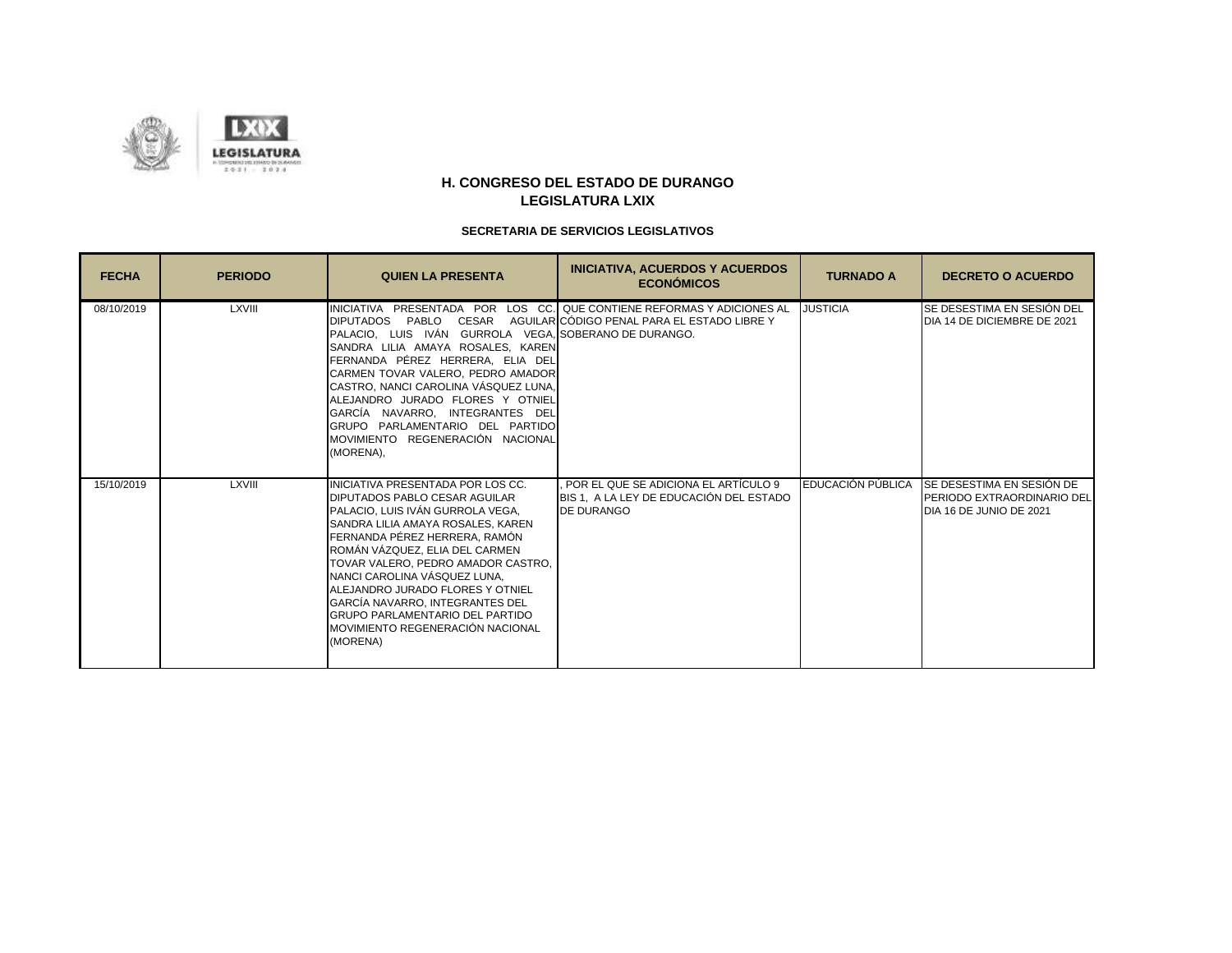**H. CONGRESO DEL ESTADO DE DURANGO**
**LEGISLATURA LXIX**

**SECRETARIA DE SERVICIOS LEGISLATIVOS**

| FECHA | PERIODO | QUIEN LA PRESENTA | INICIATIVA, ACUERDOS Y ACUERDOS ECONÓMICOS | TURNADO A | DECRETO O ACUERDO |
|---|---|---|---|---|---|
| 08/10/2019 | LXVIII | INICIATIVA PRESENTADA POR LOS CC. DIPUTADOS PABLO CESAR AGUILAR PALACIO, LUIS IVÁN GURROLA VEGA, SANDRA LILIA AMAYA ROSALES, KAREN FERNANDA PÉREZ HERRERA, ELIA DEL CARMEN TOVAR VALERO, PEDRO AMADOR CASTRO, NANCI CAROLINA VÁSQUEZ LUNA, ALEJANDRO JURADO FLORES Y OTNIEL GARCÍA NAVARRO, INTEGRANTES DEL GRUPO PARLAMENTARIO DEL PARTIDO MOVIMIENTO REGENERACIÓN NACIONAL (MORENA), | QUE CONTIENE REFORMAS Y ADICIONES AL CÓDIGO PENAL PARA EL ESTADO LIBRE Y SOBERANO DE DURANGO. | JUSTICIA | SE DESESTIMA EN SESIÓN DEL DIA 14 DE DICIEMBRE DE 2021 |
| 15/10/2019 | LXVIII | INICIATIVA PRESENTADA POR LOS CC. DIPUTADOS PABLO CESAR AGUILAR PALACIO, LUIS IVÁN GURROLA VEGA, SANDRA LILIA AMAYA ROSALES, KAREN FERNANDA PÉREZ HERRERA, RAMÓN ROMÁN VÁZQUEZ, ELIA DEL CARMEN TOVAR VALERO, PEDRO AMADOR CASTRO, NANCI CAROLINA VÁSQUEZ LUNA, ALEJANDRO JURADO FLORES Y OTNIEL GARCÍA NAVARRO, INTEGRANTES DEL GRUPO PARLAMENTARIO DEL PARTIDO MOVIMIENTO REGENERACIÓN NACIONAL (MORENA) | , POR EL QUE SE ADICIONA EL ARTÍCULO 9 BIS 1, A LA LEY DE EDUCACIÓN DEL ESTADO DE DURANGO | EDUCACIÓN PÚBLICA | SE DESESTIMA EN SESIÓN DE PERIODO EXTRAORDINARIO DEL DIA 16 DE JUNIO DE 2021 |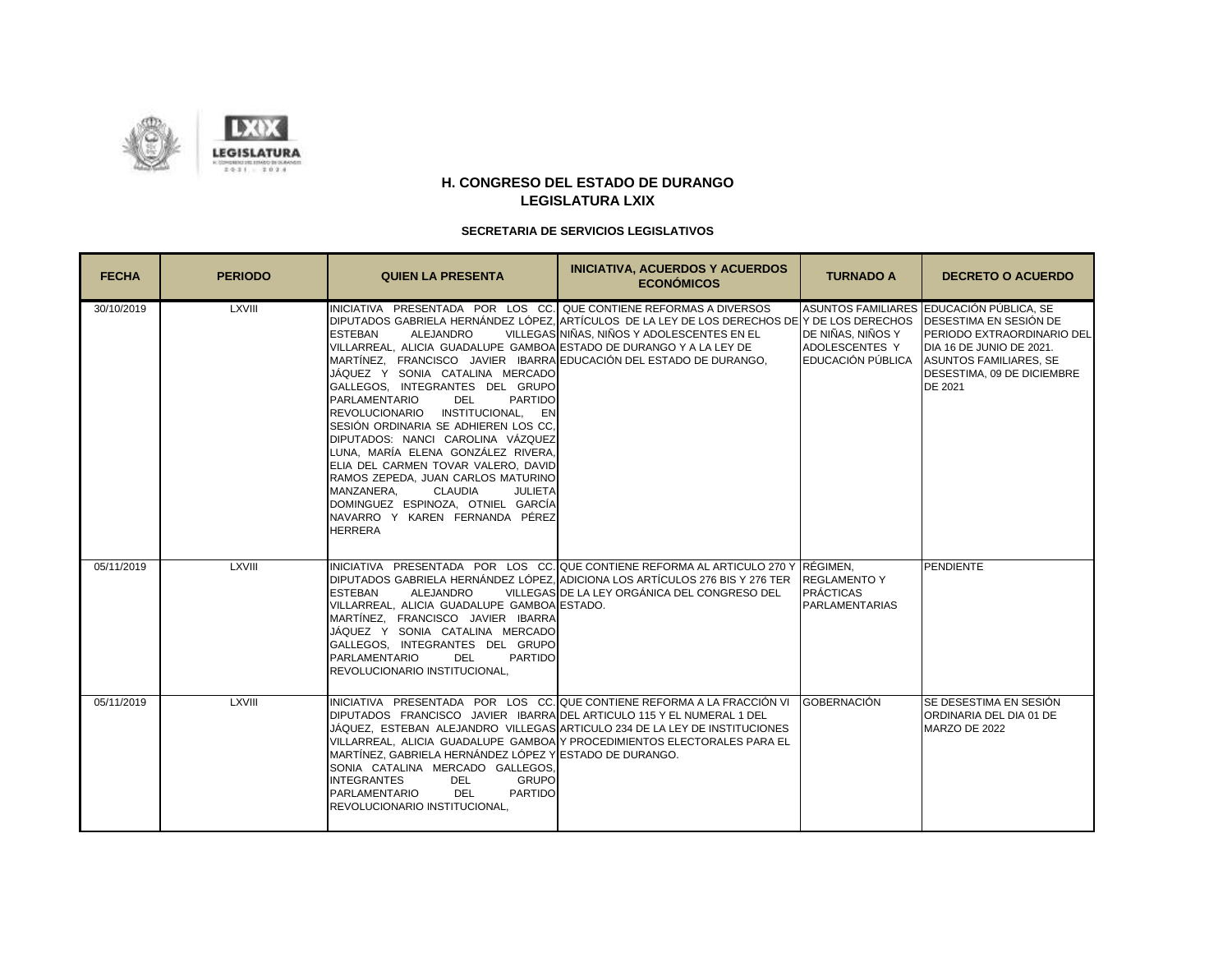**H. CONGRESO DEL ESTADO DE DURANGO**
**LEGISLATURA LXIX**

**SECRETARIA DE SERVICIOS LEGISLATIVOS**

| FECHA | PERIODO | QUIEN LA PRESENTA | INICIATIVA, ACUERDOS Y ACUERDOS ECONÓMICOS | TURNADO A | DECRETO O ACUERDO |
|---|---|---|---|---|---|
| 30/10/2019 | LXVIII | INICIATIVA PRESENTADA POR LOS CC. DIPUTADOS GABRIELA HERNÁNDEZ LÓPEZ, ESTEBAN ALEJANDRO VILLEGAS VILLARREAL, ALICIA GUADALUPE GAMBOA MARTÍNEZ, FRANCISCO JAVIER IBARRA JÁQUEZ Y SONIA CATALINA MERCADO GALLEGOS, INTEGRANTES DEL GRUPO PARLAMENTARIO DEL PARTIDO REVOLUCIONARIO INSTITUCIONAL, EN SESIÓN ORDINARIA SE ADHIEREN LOS CC, DIPUTADOS: NANCI CAROLINA VÁZQUEZ LUNA, MARÍA ELENA GONZÁLEZ RIVERA, ELIA DEL CARMEN TOVAR VALERO, DAVID RAMOS ZEPEDA, JUAN CARLOS MATURINO MANZANERA, CLAUDIA JULIETA DOMINGUEZ ESPINOZA, OTNIEL GARCÍA NAVARRO Y KAREN FERNANDA PÉREZ HERRERA | QUE CONTIENE REFORMAS A DIVERSOS ARTÍCULOS DE LA LEY DE LOS DERECHOS DE NIÑAS, NIÑOS Y ADOLESCENTES EN EL ESTADO DE DURANGO Y A LA LEY DE EDUCACIÓN DEL ESTADO DE DURANGO, | ASUNTOS FAMILIARES Y DE LOS DERECHOS DE NIÑAS, NIÑOS Y ADOLESCENTES Y EDUCACIÓN PÚBLICA | EDUCACIÓN PÚBLICA, SE DESESTIMA EN SESIÓN DE PERIODO EXTRAORDINARIO DEL DIA 16 DE JUNIO DE 2021. ASUNTOS FAMILIARES, SE DESESTIMA, 09 DE DICIEMBRE DE 2021 |
| 05/11/2019 | LXVIII | INICIATIVA PRESENTADA POR LOS CC. DIPUTADOS GABRIELA HERNÁNDEZ LÓPEZ, ESTEBAN ALEJANDRO VILLEGAS VILLARREAL, ALICIA GUADALUPE GAMBOA MARTÍNEZ, FRANCISCO JAVIER IBARRA JÁQUEZ Y SONIA CATALINA MERCADO GALLEGOS, INTEGRANTES DEL GRUPO PARLAMENTARIO DEL PARTIDO REVOLUCIONARIO INSTITUCIONAL, | QUE CONTIENE REFORMA AL ARTICULO 270 Y ADICIONA LOS ARTÍCULOS 276 BIS Y 276 TER DE LA LEY ORGÁNICA DEL CONGRESO DEL ESTADO. | RÉGIMEN, REGLAMENTO Y PRÁCTICAS PARLAMENTARIAS | PENDIENTE |
| 05/11/2019 | LXVIII | INICIATIVA PRESENTADA POR LOS CC. DIPUTADOS FRANCISCO JAVIER IBARRA JÁQUEZ, ESTEBAN ALEJANDRO VILLEGAS VILLARREAL, ALICIA GUADALUPE GAMBOA MARTÍNEZ, GABRIELA HERNÁNDEZ LÓPEZ Y SONIA CATALINA MERCADO GALLEGOS, INTEGRANTES DEL GRUPO PARLAMENTARIO DEL PARTIDO REVOLUCIONARIO INSTITUCIONAL, | QUE CONTIENE REFORMA A LA FRACCIÓN VI DEL ARTICULO 115 Y EL NUMERAL 1 DEL ARTICULO 234 DE LA LEY DE INSTITUCIONES Y PROCEDIMIENTOS ELECTORALES PARA EL ESTADO DE DURANGO. | GOBERNACIÓN | SE DESESTIMA EN SESIÓN ORDINARIA DEL DIA 01 DE MARZO DE 2022 |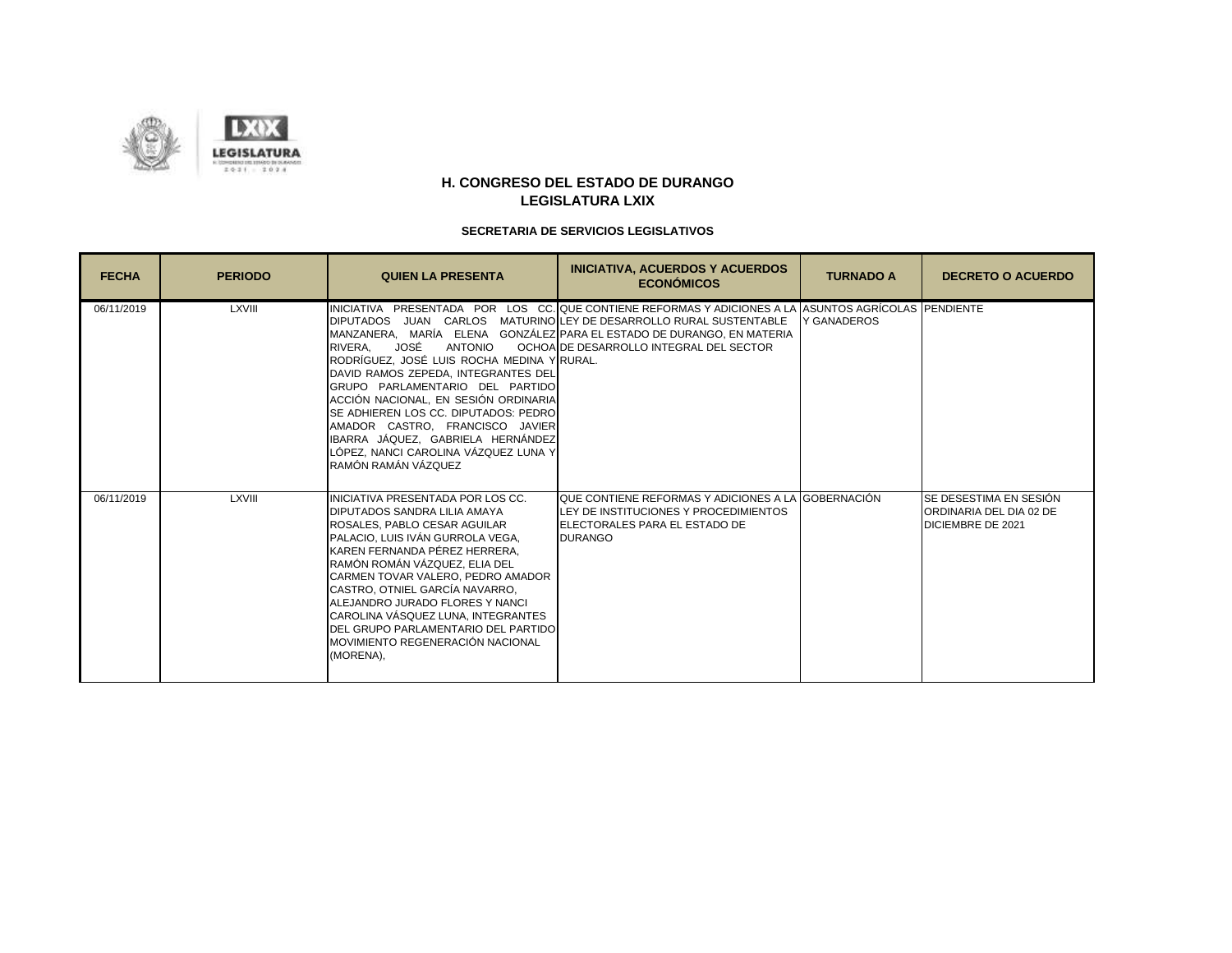**H. CONGRESO DEL ESTADO DE DURANGO**
**LEGISLATURA LXIX**

**SECRETARIA DE SERVICIOS LEGISLATIVOS**

| FECHA | PERIODO | QUIEN LA PRESENTA | INICIATIVA, ACUERDOS Y ACUERDOS ECONÓMICOS | TURNADO A | DECRETO O ACUERDO |
|---|---|---|---|---|---|
| 06/11/2019 | LXVIII | INICIATIVA PRESENTADA POR LOS CC. DIPUTADOS JUAN CARLOS MATURINO MANZANERA, MARÍA ELENA GONZÁLEZ RIVERA, JOSÉ ANTONIO OCHOA RODRÍGUEZ, JOSÉ LUIS ROCHA MEDINA Y DAVID RAMOS ZEPEDA, INTEGRANTES DEL GRUPO PARLAMENTARIO DEL PARTIDO ACCIÓN NACIONAL, EN SESIÓN ORDINARIA SE ADHIEREN LOS CC. DIPUTADOS: PEDRO AMADOR CASTRO, FRANCISCO JAVIER IBARRA JÁQUEZ, GABRIELA HERNÁNDEZ LÓPEZ, NANCI CAROLINA VÁZQUEZ LUNA Y RAMÓN RAMÁN VÁZQUEZ | QUE CONTIENE REFORMAS Y ADICIONES A LA LEY DE DESARROLLO RURAL SUSTENTABLE PARA EL ESTADO DE DURANGO, EN MATERIA DE DESARROLLO INTEGRAL DEL SECTOR RURAL. | ASUNTOS AGRÍCOLAS Y GANADEROS | PENDIENTE |
| 06/11/2019 | LXVIII | INICIATIVA PRESENTADA POR LOS CC. DIPUTADOS SANDRA LILIA AMAYA ROSALES, PABLO CESAR AGUILAR PALACIO, LUIS IVÁN GURROLA VEGA, KAREN FERNANDA PÉREZ HERRERA, RAMÓN ROMÁN VÁZQUEZ, ELIA DEL CARMEN TOVAR VALERO, PEDRO AMADOR CASTRO, OTNIEL GARCÍA NAVARRO, ALEJANDRO JURADO FLORES Y NANCI CAROLINA VÁSQUEZ LUNA, INTEGRANTES DEL GRUPO PARLAMENTARIO DEL PARTIDO MOVIMIENTO REGENERACIÓN NACIONAL (MORENA), | QUE CONTIENE REFORMAS Y ADICIONES A LA LEY DE INSTITUCIONES Y PROCEDIMIENTOS ELECTORALES PARA EL ESTADO DE DURANGO | GOBERNACIÓN | SE DESESTIMA EN SESIÓN ORDINARIA DEL DIA 02 DE DICIEMBRE DE 2021 |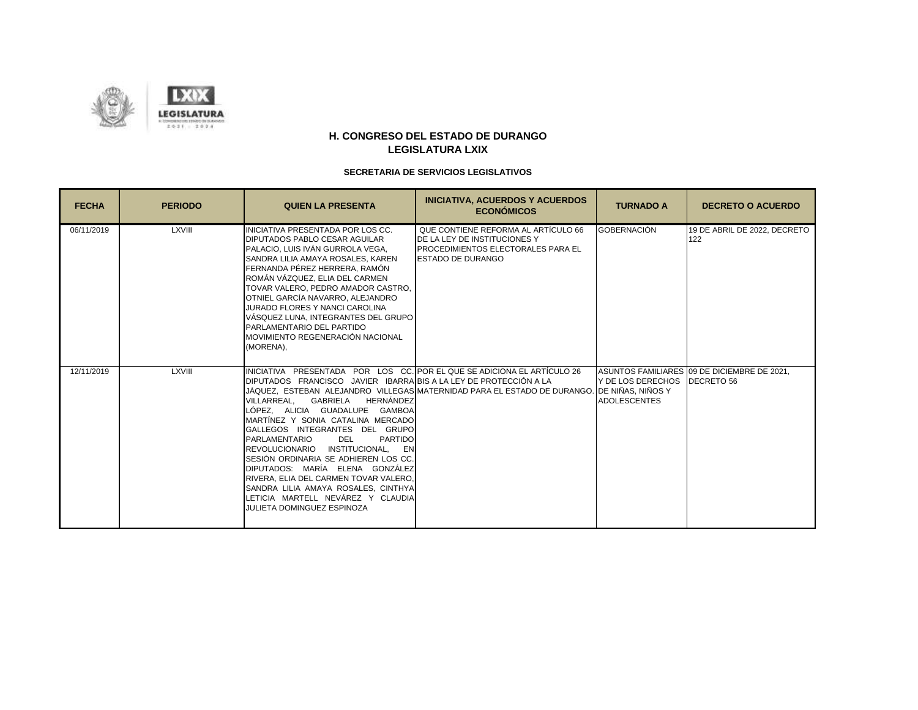**H. CONGRESO DEL ESTADO DE DURANGO**
**LEGISLATURA LXIX**

**SECRETARIA DE SERVICIOS LEGISLATIVOS**

| FECHA | PERIODO | QUIEN LA PRESENTA | INICIATIVA, ACUERDOS Y ACUERDOS ECONÓMICOS | TURNADO A | DECRETO O ACUERDO |
|---|---|---|---|---|---|
| 06/11/2019 | LXVIII | INICIATIVA PRESENTADA POR LOS CC. DIPUTADOS PABLO CESAR AGUILAR PALACIO, LUIS IVÁN GURROLA VEGA, SANDRA LILIA AMAYA ROSALES, KAREN FERNANDA PÉREZ HERRERA, RAMÓN ROMÁN VÁZQUEZ, ELIA DEL CARMEN TOVAR VALERO, PEDRO AMADOR CASTRO, OTNIEL GARCÍA NAVARRO, ALEJANDRO JURADO FLORES Y NANCI CAROLINA VÁSQUEZ LUNA, INTEGRANTES DEL GRUPO PARLAMENTARIO DEL PARTIDO MOVIMIENTO REGENERACIÓN NACIONAL (MORENA), | QUE CONTIENE REFORMA AL ARTÍCULO 66 DE LA LEY DE INSTITUCIONES Y PROCEDIMIENTOS ELECTORALES PARA EL ESTADO DE DURANGO | GOBERNACIÓN | 19 DE ABRIL DE 2022, DECRETO 122 |
| 12/11/2019 | LXVIII | INICIATIVA PRESENTADA POR LOS CC. DIPUTADOS FRANCISCO JAVIER IBARRA JÁQUEZ, ESTEBAN ALEJANDRO VILLEGAS VILLARREAL, GABRIELA HERNÁNDEZ LÓPEZ, ALICIA GUADALUPE GAMBOA MARTÍNEZ Y SONIA CATALINA MERCADO GALLEGOS INTEGRANTES DEL GRUPO PARLAMENTARIO DEL PARTIDO REVOLUCIONARIO INSTITUCIONAL, EN SESIÓN ORDINARIA SE ADHIEREN LOS CC. DIPUTADOS: MARÍA ELENA GONZÁLEZ RIVERA, ELIA DEL CARMEN TOVAR VALERO, SANDRA LILIA AMAYA ROSALES, CINTHYA LETICIA MARTELL NEVÁREZ Y CLAUDIA JULIETA DOMINGUEZ ESPINOZA | POR EL QUE SE ADICIONA EL ARTÍCULO 26 BIS A LA LEY DE PROTECCIÓN A LA MATERNIDAD PARA EL ESTADO DE DURANGO. | ASUNTOS FAMILIARES Y DE LOS DERECHOS DE NIÑAS, NIÑOS Y ADOLESCENTES | 09 DE DICIEMBRE DE 2021, DECRETO 56 |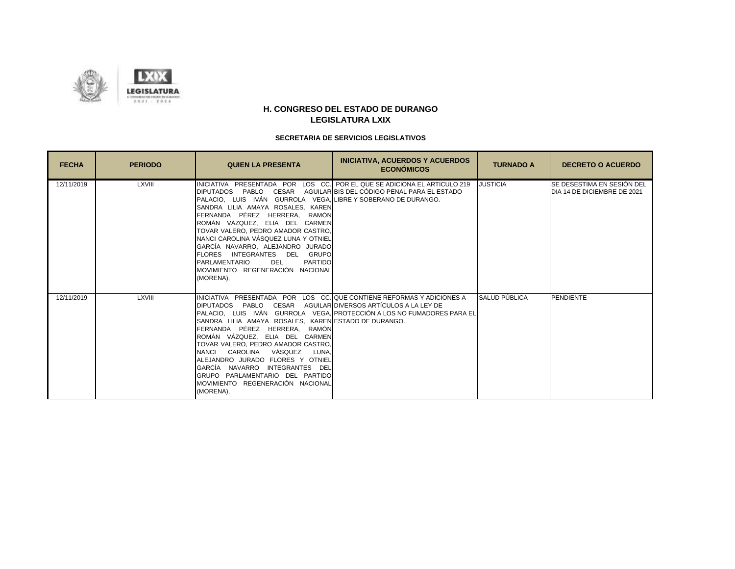**H. CONGRESO DEL ESTADO DE DURANGO**
**LEGISLATURA LXIX**

**SECRETARIA DE SERVICIOS LEGISLATIVOS**

| FECHA | PERIODO | QUIEN LA PRESENTA | INICIATIVA, ACUERDOS Y ACUERDOS ECONÓMICOS | TURNADO A | DECRETO O ACUERDO |
|---|---|---|---|---|---|
| 12/11/2019 | LXVIII | INICIATIVA PRESENTADA POR LOS CC. DIPUTADOS PABLO CESAR AGUILAR PALACIO, LUIS IVÁN GURROLA VEGA, SANDRA LILIA AMAYA ROSALES, KAREN FERNANDA PÉREZ HERRERA, RAMÓN ROMÁN VÁZQUEZ, ELIA DEL CARMEN TOVAR VALERO, PEDRO AMADOR CASTRO, NANCI CAROLINA VÁSQUEZ LUNA Y OTNIEL GARCÍA NAVARRO, ALEJANDRO JURADO FLORES INTEGRANTES DEL GRUPO PARLAMENTARIO DEL PARTIDO MOVIMIENTO REGENERACIÓN NACIONAL (MORENA), | POR EL QUE SE ADICIONA EL ARTICULO 219 BIS DEL CÓDIGO PENAL PARA EL ESTADO LIBRE Y SOBERANO DE DURANGO. | JUSTICIA | SE DESESTIMA EN SESIÓN DEL DIA 14 DE DICIEMBRE DE 2021 |
| 12/11/2019 | LXVIII | INICIATIVA PRESENTADA POR LOS CC. DIPUTADOS PABLO CESAR AGUILAR PALACIO, LUIS IVÁN GURROLA VEGA, SANDRA LILIA AMAYA ROSALES, KAREN FERNANDA PÉREZ HERRERA, RAMÓN ROMÁN VÁZQUEZ, ELIA DEL CARMEN TOVAR VALERO, PEDRO AMADOR CASTRO, NANCI CAROLINA VÁSQUEZ LUNA, ALEJANDRO JURADO FLORES Y OTNIEL GARCÍA NAVARRO INTEGRANTES DEL GRUPO PARLAMENTARIO DEL PARTIDO MOVIMIENTO REGENERACIÓN NACIONAL (MORENA), | QUE CONTIENE REFORMAS Y ADICIONES A DIVERSOS ARTÍCULOS A LA LEY DE PROTECCIÓN A LOS NO FUMADORES PARA EL ESTADO DE DURANGO. | SALUD PÚBLICA | PENDIENTE |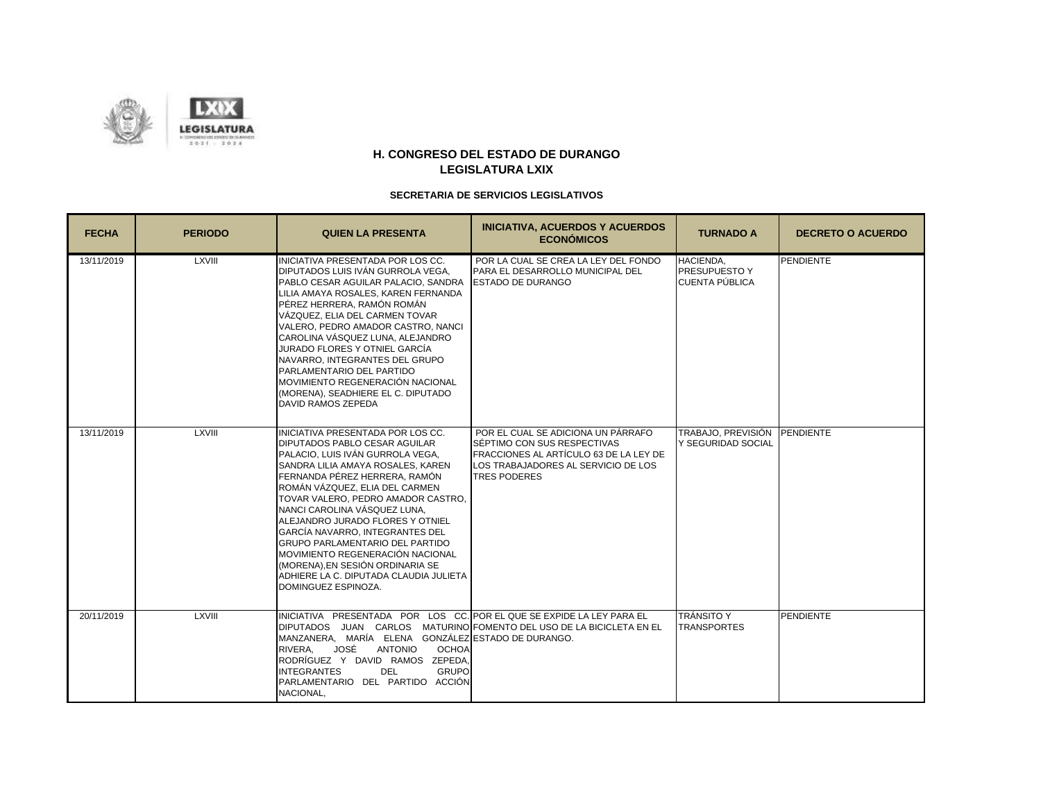**H. CONGRESO DEL ESTADO DE DURANGO**
**LEGISLATURA LXIX**

**SECRETARIA DE SERVICIOS LEGISLATIVOS**

| FECHA | PERIODO | QUIEN LA PRESENTA | INICIATIVA, ACUERDOS Y ACUERDOS ECONÓMICOS | TURNADO A | DECRETO O ACUERDO |
|---|---|---|---|---|---|
| 13/11/2019 | LXVIII | INICIATIVA PRESENTADA POR LOS CC. DIPUTADOS LUIS IVÁN GURROLA VEGA, PABLO CESAR AGUILAR PALACIO, SANDRA LILIA AMAYA ROSALES, KAREN FERNANDA PÉREZ HERRERA, RAMÓN ROMÁN VÁZQUEZ, ELIA DEL CARMEN TOVAR VALERO, PEDRO AMADOR CASTRO, NANCI CAROLINA VÁSQUEZ LUNA, ALEJANDRO JURADO FLORES Y OTNIEL GARCÍA NAVARRO, INTEGRANTES DEL GRUPO PARLAMENTARIO DEL PARTIDO MOVIMIENTO REGENERACIÓN NACIONAL (MORENA), SEADHIERE EL C. DIPUTADO DAVID RAMOS ZEPEDA | POR LA CUAL SE CREA LA LEY DEL FONDO PARA EL DESARROLLO MUNICIPAL DEL ESTADO DE DURANGO | HACIENDA, PRESUPUESTO Y CUENTA PÚBLICA | PENDIENTE |
| 13/11/2019 | LXVIII | INICIATIVA PRESENTADA POR LOS CC. DIPUTADOS PABLO CESAR AGUILAR PALACIO, LUIS IVÁN GURROLA VEGA, SANDRA LILIA AMAYA ROSALES, KAREN FERNANDA PÉREZ HERRERA, RAMÓN ROMÁN VÁZQUEZ, ELIA DEL CARMEN TOVAR VALERO, PEDRO AMADOR CASTRO, NANCI CAROLINA VÁSQUEZ LUNA, ALEJANDRO JURADO FLORES Y OTNIEL GARCÍA NAVARRO, INTEGRANTES DEL GRUPO PARLAMENTARIO DEL PARTIDO MOVIMIENTO REGENERACIÓN NACIONAL (MORENA),EN SESIÓN ORDINARIA SE ADHIERE LA C. DIPUTADA CLAUDIA JULIETA DOMINGUEZ ESPINOZA. | POR EL CUAL SE ADICIONA UN PÁRRAFO SÉPTIMO CON SUS RESPECTIVAS FRACCIONES AL ARTÍCULO 63 DE LA LEY DE LOS TRABAJADORES AL SERVICIO DE LOS TRES PODERES | TRABAJO, PREVISIÓN Y SEGURIDAD SOCIAL | PENDIENTE |
| 20/11/2019 | LXVIII | INICIATIVA PRESENTADA POR LOS CC. DIPUTADOS JUAN CARLOS MATURINO MANZANERA, MARÍA ELENA GONZÁLEZ RIVERA, JOSÉ ANTONIO OCHOA RODRÍGUEZ Y DAVID RAMOS ZEPEDA, INTEGRANTES DEL GRUPO PARLAMENTARIO DEL PARTIDO ACCIÓN NACIONAL, | POR EL QUE SE EXPIDE LA LEY PARA EL FOMENTO DEL USO DE LA BICICLETA EN EL ESTADO DE DURANGO. | TRÁNSITO Y TRANSPORTES | PENDIENTE |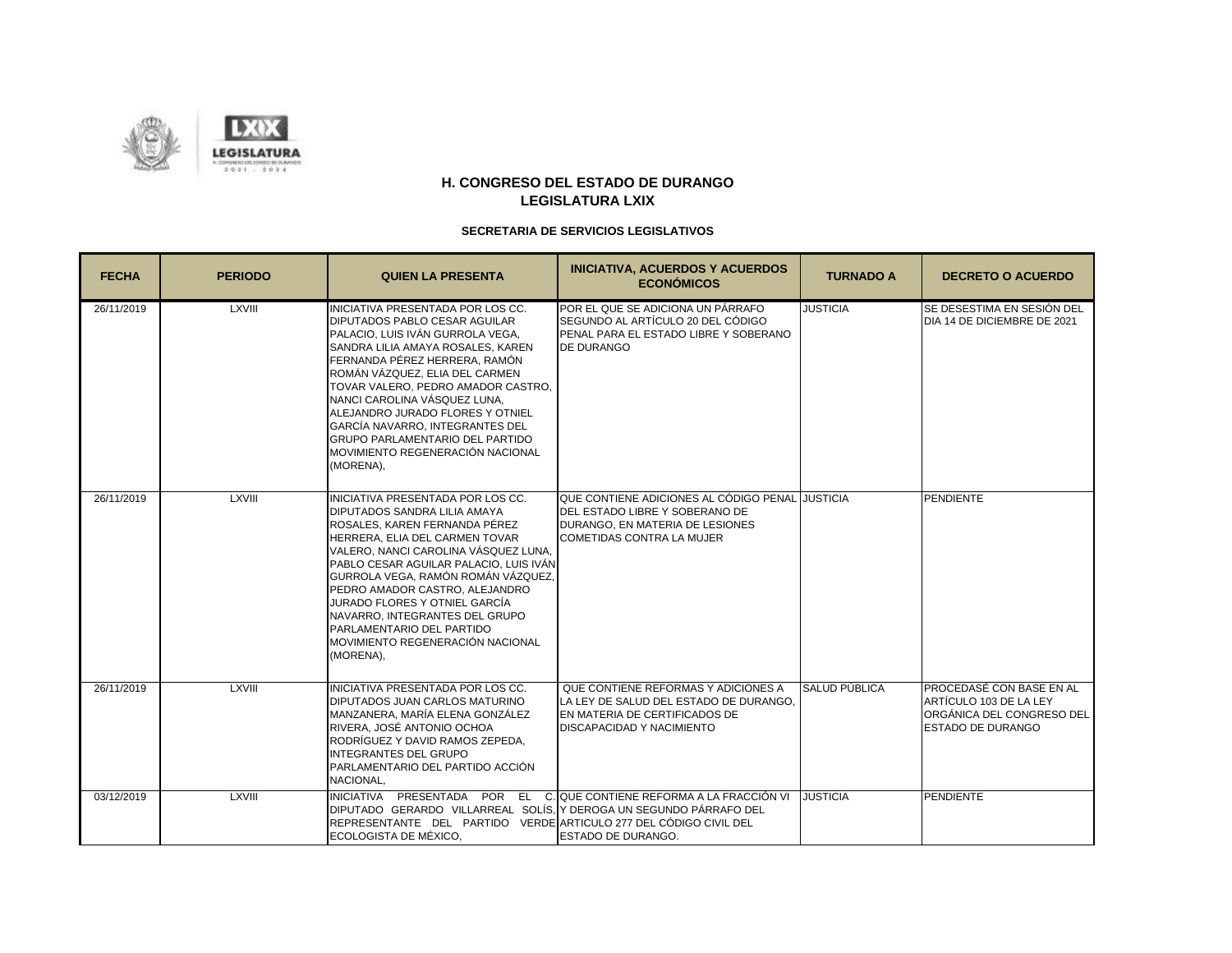## H. CONGRESO DEL ESTADO DE DURANGO
## LEGISLATURA LXIX

### SECRETARIA DE SERVICIOS LEGISLATIVOS

| FECHA | PERIODO | QUIEN LA PRESENTA | INICIATIVA, ACUERDOS Y ACUERDOS ECONÓMICOS | TURNADO A | DECRETO O ACUERDO |
|---|---|---|---|---|---|
| 26/11/2019 | LXVIII | INICIATIVA PRESENTADA POR LOS CC. DIPUTADOS PABLO CESAR AGUILAR PALACIO, LUIS IVÁN GURROLA VEGA, SANDRA LILIA AMAYA ROSALES, KAREN FERNANDA PÉREZ HERRERA, RAMÓN ROMÁN VÁZQUEZ, ELIA DEL CARMEN TOVAR VALERO, PEDRO AMADOR CASTRO, NANCI CAROLINA VÁSQUEZ LUNA, ALEJANDRO JURADO FLORES Y OTNIEL GARCÍA NAVARRO, INTEGRANTES DEL GRUPO PARLAMENTARIO DEL PARTIDO MOVIMIENTO REGENERACIÓN NACIONAL (MORENA), | POR EL QUE SE ADICIONA UN PÁRRAFO SEGUNDO AL ARTÍCULO 20 DEL CÓDIGO PENAL PARA EL ESTADO LIBRE Y SOBERANO DE DURANGO | JUSTICIA | SE DESESTIMA EN SESIÓN DEL DIA 14 DE DICIEMBRE DE 2021 |
| 26/11/2019 | LXVIII | INICIATIVA PRESENTADA POR LOS CC. DIPUTADOS SANDRA LILIA AMAYA ROSALES, KAREN FERNANDA PÉREZ HERRERA, ELIA DEL CARMEN TOVAR VALERO, NANCI CAROLINA VÁSQUEZ LUNA, PABLO CESAR AGUILAR PALACIO, LUIS IVÁN GURROLA VEGA, RAMÓN ROMÁN VÁZQUEZ, PEDRO AMADOR CASTRO, ALEJANDRO JURADO FLORES Y OTNIEL GARCÍA NAVARRO, INTEGRANTES DEL GRUPO PARLAMENTARIO DEL PARTIDO MOVIMIENTO REGENERACIÓN NACIONAL (MORENA), | QUE CONTIENE ADICIONES AL CÓDIGO PENAL DEL ESTADO LIBRE Y SOBERANO DE DURANGO, EN MATERIA DE LESIONES COMETIDAS CONTRA LA MUJER | JUSTICIA | PENDIENTE |
| 26/11/2019 | LXVIII | INICIATIVA PRESENTADA POR LOS CC. DIPUTADOS JUAN CARLOS MATURINO MANZANERA, MARÍA ELENA GONZÁLEZ RIVERA, JOSÉ ANTONIO OCHOA RODRÍGUEZ Y DAVID RAMOS ZEPEDA, INTEGRANTES DEL GRUPO PARLAMENTARIO DEL PARTIDO ACCIÓN NACIONAL, | QUE CONTIENE REFORMAS Y ADICIONES A LA LEY DE SALUD DEL ESTADO DE DURANGO, EN MATERIA DE CERTIFICADOS DE DISCAPACIDAD Y NACIMIENTO | SALUD PÚBLICA | PROCEDASÉ CON BASE EN AL ARTÍCULO 103 DE LA LEY ORGÁNICA DEL CONGRESO DEL ESTADO DE DURANGO |
| 03/12/2019 | LXVIII | INICIATIVA PRESENTADA POR EL C. DIPUTADO GERARDO VILLARREAL SOLÍS, REPRESENTANTE DEL PARTIDO VERDE ECOLOGISTA DE MÉXICO, | QUE CONTIENE REFORMA A LA FRACCIÓN VI Y DEROGA UN SEGUNDO PÁRRAFO DEL ARTICULO 277 DEL CÓDIGO CIVIL DEL ESTADO DE DURANGO. | JUSTICIA | PENDIENTE |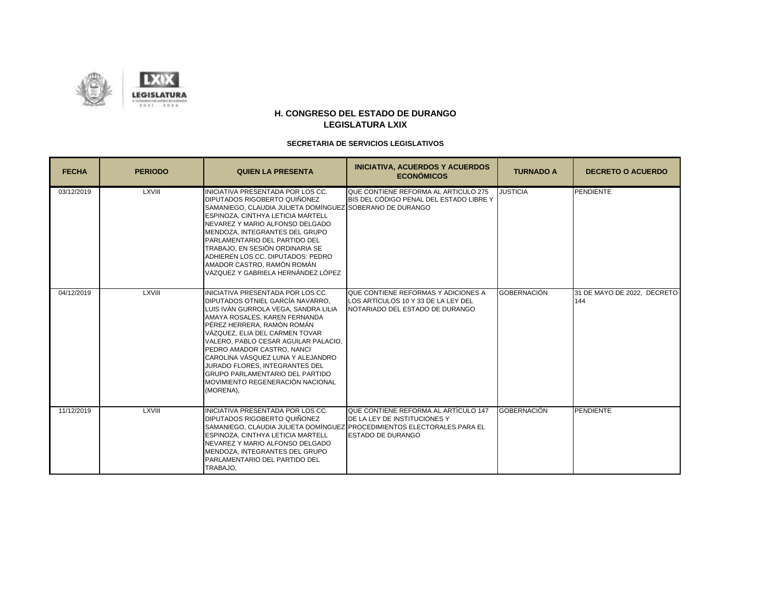**H. CONGRESO DEL ESTADO DE DURANGO**
**LEGISLATURA LXIX**

**SECRETARIA DE SERVICIOS LEGISLATIVOS**

| FECHA | PERIODO | QUIEN LA PRESENTA | INICIATIVA, ACUERDOS Y ACUERDOS ECONÓMICOS | TURNADO A | DECRETO O ACUERDO |
|---|---|---|---|---|---|
| 03/12/2019 | LXVIII | INICIATIVA PRESENTADA POR LOS CC. DIPUTADOS RIGOBERTO QUIÑONEZ SAMANIEGO, CLAUDIA JULIETA DOMÍNGUEZ ESPINOZA, CINTHYA LETICIA MARTELL NEVAREZ Y MARIO ALFONSO DELGADO MENDOZA, INTEGRANTES DEL GRUPO PARLAMENTARIO DEL PARTIDO DEL TRABAJO, EN SESIÓN ORDINARIA SE ADHIEREN LOS CC. DIPUTADOS: PEDRO AMADOR CASTRO, RAMÓN ROMÁN VÁZQUEZ Y GABRIELA HERNÁNDEZ LÓPEZ | QUE CONTIENE REFORMA AL ARTICULO 275 BIS DEL CÓDIGO PENAL DEL ESTADO LIBRE Y SOBERANO DE DURANGO | JUSTICIA | PENDIENTE |
| 04/12/2019 | LXVIII | INICIATIVA PRESENTADA POR LOS CC. DIPUTADOS OTNIEL GARCÍA NAVARRO, LUIS IVÁN GURROLA VEGA, SANDRA LILIA AMAYA ROSALES, KAREN FERNANDA PÉREZ HERRERA, RAMÓN ROMÁN VÁZQUEZ, ELIA DEL CARMEN TOVAR VALERO, PABLO CESAR AGUILAR PALACIO, PEDRO AMADOR CASTRO, NANCI CAROLINA VÁSQUEZ LUNA Y ALEJANDRO JURADO FLORES, INTEGRANTES DEL GRUPO PARLAMENTARIO DEL PARTIDO MOVIMIENTO REGENERACIÓN NACIONAL (MORENA), | QUE CONTIENE REFORMAS Y ADICIONES A LOS ARTÍCULOS 10 Y 33 DE LA LEY DEL NOTARIADO DEL ESTADO DE DURANGO | GOBERNACIÓN | 31 DE MAYO DE 2022, DECRETO 144 |
| 11/12/2019 | LXVIII | INICIATIVA PRESENTADA POR LOS CC. DIPUTADOS RIGOBERTO QUIÑONEZ SAMANIEGO, CLAUDIA JULIETA DOMÍNGUEZ ESPINOZA, CINTHYA LETICIA MARTELL NEVAREZ Y MARIO ALFONSO DELGADO MENDOZA, INTEGRANTES DEL GRUPO PARLAMENTARIO DEL PARTIDO DEL TRABAJO, | QUE CONTIENE REFORMA AL ARTÍCULO 147 DE LA LEY DE INSTITUCIONES Y PROCEDIMIENTOS ELECTORALES PARA EL ESTADO DE DURANGO | GOBERNACIÓN | PENDIENTE |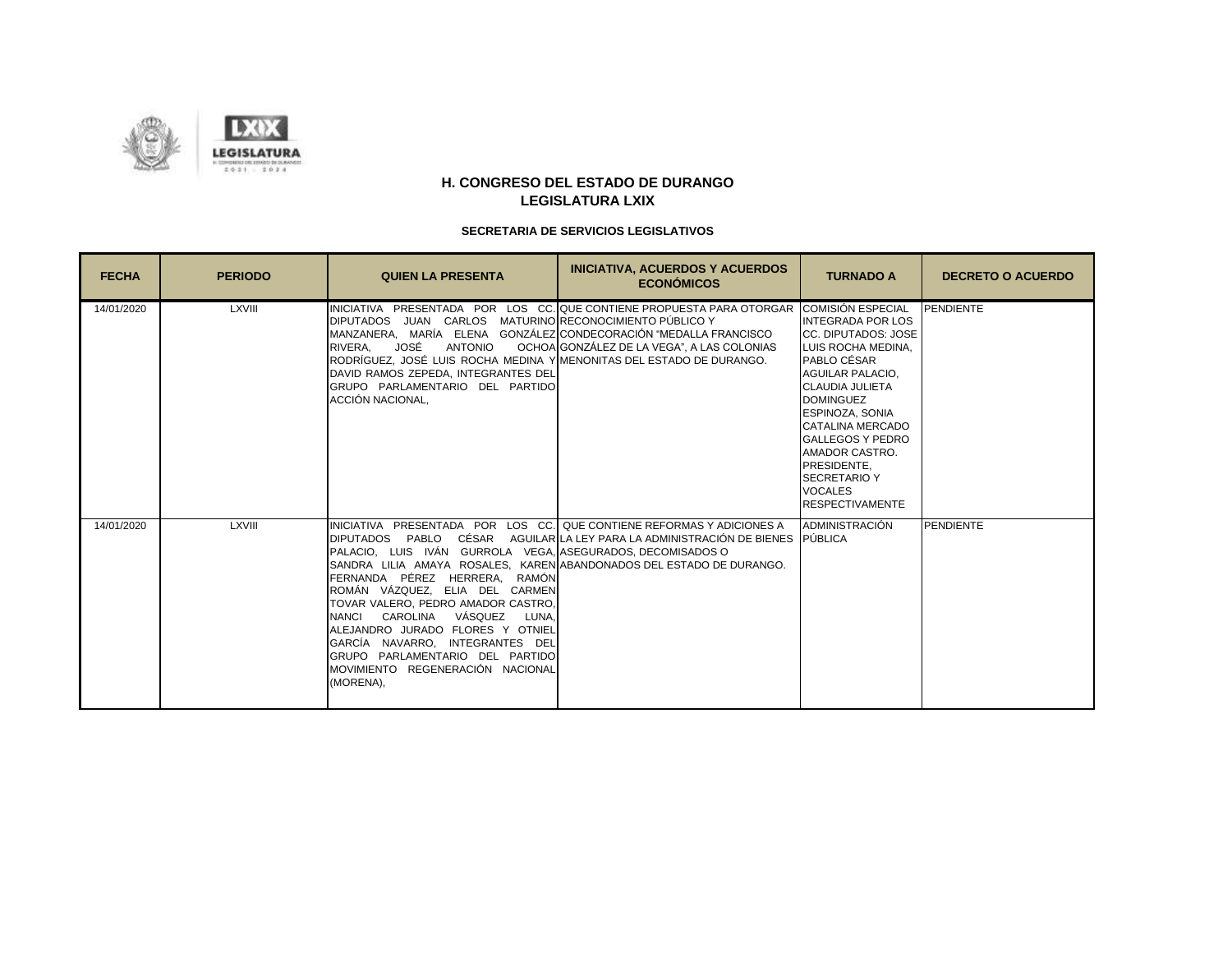**H. CONGRESO DEL ESTADO DE DURANGO**
**LEGISLATURA LXIX**

**SECRETARIA DE SERVICIOS LEGISLATIVOS**

| FECHA | PERIODO | QUIEN LA PRESENTA | INICIATIVA, ACUERDOS Y ACUERDOS ECONÓMICOS | TURNADO A | DECRETO O ACUERDO |
|---|---|---|---|---|---|
| 14/01/2020 | LXVIII | INICIATIVA PRESENTADA POR LOS CC. DIPUTADOS JUAN CARLOS MATURINO MANZANERA, MARÍA ELENA GONZÁLEZ RIVERA, JOSÉ ANTONIO OCHOA RODRÍGUEZ, JOSÉ LUIS ROCHA MEDINA Y DAVID RAMOS ZEPEDA, INTEGRANTES DEL GRUPO PARLAMENTARIO DEL PARTIDO ACCIÓN NACIONAL, | QUE CONTIENE PROPUESTA PARA OTORGAR RECONOCIMIENTO PÚBLICO Y CONDECORACIÓN "MEDALLA FRANCISCO GONZÁLEZ DE LA VEGA", A LAS COLONIAS MENONITAS DEL ESTADO DE DURANGO. | COMISIÓN ESPECIAL INTEGRADA POR LOS CC. DIPUTADOS: JOSE LUIS ROCHA MEDINA, PABLO CÉSAR AGUILAR PALACIO, CLAUDIA JULIETA DOMINGUEZ ESPINOZA, SONIA CATALINA MERCADO GALLEGOS Y PEDRO AMADOR CASTRO. PRESIDENTE, SECRETARIO Y VOCALES RESPECTIVAMENTE | PENDIENTE |
| 14/01/2020 | LXVIII | INICIATIVA PRESENTADA POR LOS CC. DIPUTADOS PABLO CÉSAR AGUILAR PALACIO, LUIS IVÁN GURROLA VEGA, SANDRA LILIA AMAYA ROSALES, KAREN FERNANDA PÉREZ HERRERA, RAMÓN ROMÁN VÁZQUEZ, ELIA DEL CARMEN TOVAR VALERO, PEDRO AMADOR CASTRO, NANCI CAROLINA VÁSQUEZ LUNA, ALEJANDRO JURADO FLORES Y OTNIEL GARCÍA NAVARRO, INTEGRANTES DEL GRUPO PARLAMENTARIO DEL PARTIDO MOVIMIENTO REGENERACIÓN NACIONAL (MORENA), | QUE CONTIENE REFORMAS Y ADICIONES A LA LEY PARA LA ADMINISTRACIÓN DE BIENES ASEGURADOS, DECOMISADOS O ABANDONADOS DEL ESTADO DE DURANGO. | ADMINISTRACIÓN PÚBLICA | PENDIENTE |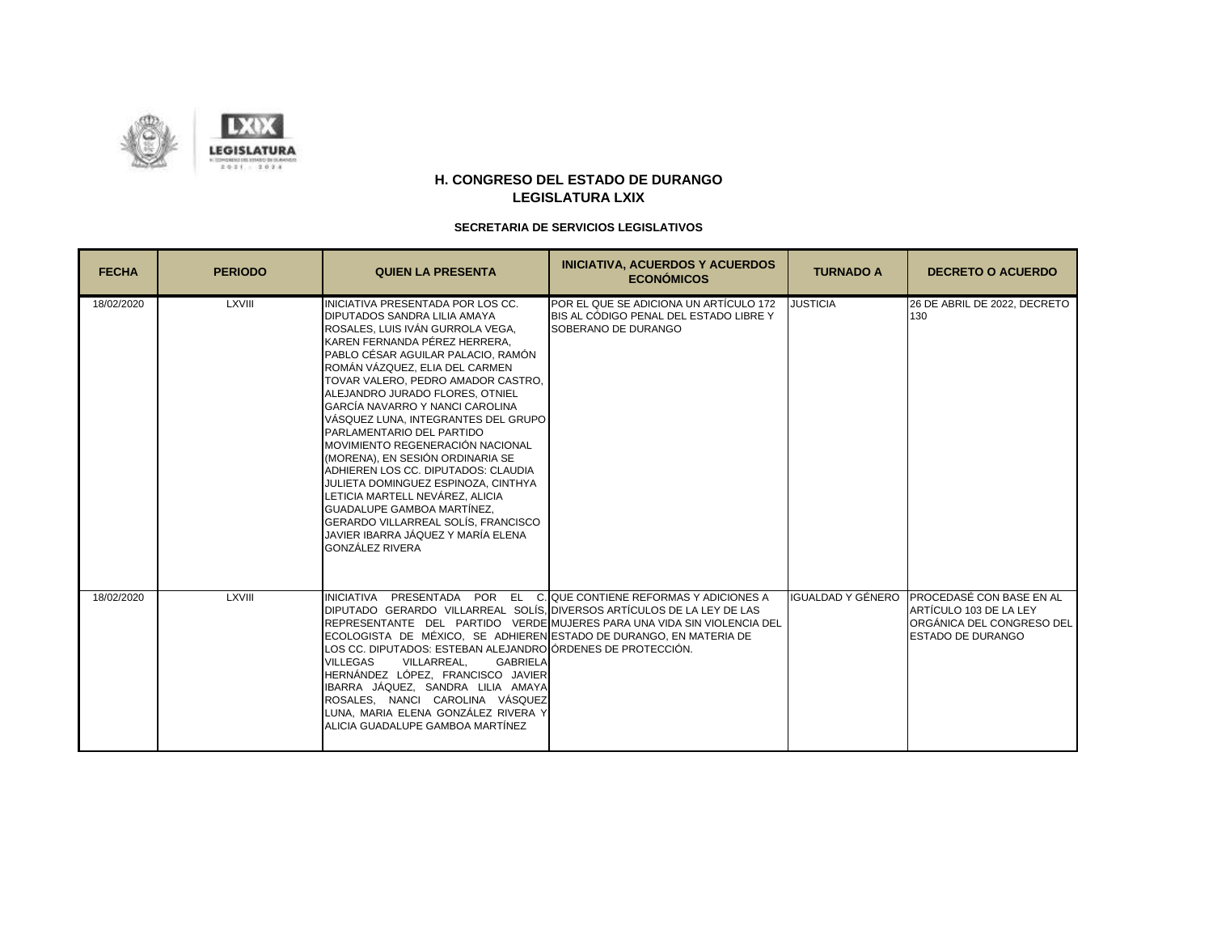**H. CONGRESO DEL ESTADO DE DURANGO**
**LEGISLATURA LXIX**

**SECRETARIA DE SERVICIOS LEGISLATIVOS**

| FECHA | PERIODO | QUIEN LA PRESENTA | INICIATIVA, ACUERDOS Y ACUERDOS ECONÓMICOS | TURNADO A | DECRETO O ACUERDO |
|---|---|---|---|---|---|
| 18/02/2020 | LXVIII | INICIATIVA PRESENTADA POR LOS CC. DIPUTADOS SANDRA LILIA AMAYA ROSALES, LUIS IVÁN GURROLA VEGA, KAREN FERNANDA PÉREZ HERRERA, PABLO CÉSAR AGUILAR PALACIO, RAMÓN ROMÁN VÁZQUEZ, ELIA DEL CARMEN TOVAR VALERO, PEDRO AMADOR CASTRO, ALEJANDRO JURADO FLORES, OTNIEL GARCÍA NAVARRO Y NANCI CAROLINA VÁSQUEZ LUNA, INTEGRANTES DEL GRUPO PARLAMENTARIO DEL PARTIDO MOVIMIENTO REGENERACIÓN NACIONAL (MORENA), EN SESIÓN ORDINARIA SE ADHIEREN LOS CC. DIPUTADOS: CLAUDIA JULIETA DOMINGUEZ ESPINOZA, CINTHYA LETICIA MARTELL NEVÁREZ, ALICIA GUADALUPE GAMBOA MARTÍNEZ, GERARDO VILLARREAL SOLÍS, FRANCISCO JAVIER IBARRA JÁQUEZ Y MARÍA ELENA GONZÁLEZ RIVERA | POR EL QUE SE ADICIONA UN ARTÍCULO 172 BIS AL CÓDIGO PENAL DEL ESTADO LIBRE Y SOBERANO DE DURANGO | JUSTICIA | 26 DE ABRIL DE 2022, DECRETO 130 |
| 18/02/2020 | LXVIII | INICIATIVA PRESENTADA POR EL C. DIPUTADO GERARDO VILLARREAL SOLÍS, REPRESENTANTE DEL PARTIDO VERDE ECOLOGISTA DE MÉXICO, SE ADHIEREN LOS CC. DIPUTADOS: ESTEBAN ALEJANDRO VILLEGAS VILLARREAL, GABRIELA HERNÁNDEZ LÓPEZ, FRANCISCO JAVIER IBARRA JÁQUEZ, SANDRA LILIA AMAYA ROSALES, NANCI CAROLINA VÁSQUEZ LUNA, MARIA ELENA GONZÁLEZ RIVERA Y ALICIA GUADALUPE GAMBOA MARTÍNEZ | QUE CONTIENE REFORMAS Y ADICIONES A DIVERSOS ARTÍCULOS DE LA LEY DE LAS MUJERES PARA UNA VIDA SIN VIOLENCIA DEL ESTADO DE DURANGO, EN MATERIA DE ÓRDENES DE PROTECCIÓN. | IGUALDAD Y GÉNERO | PROCEDASÉ CON BASE EN AL ARTÍCULO 103 DE LA LEY ORGÁNICA DEL CONGRESO DEL ESTADO DE DURANGO |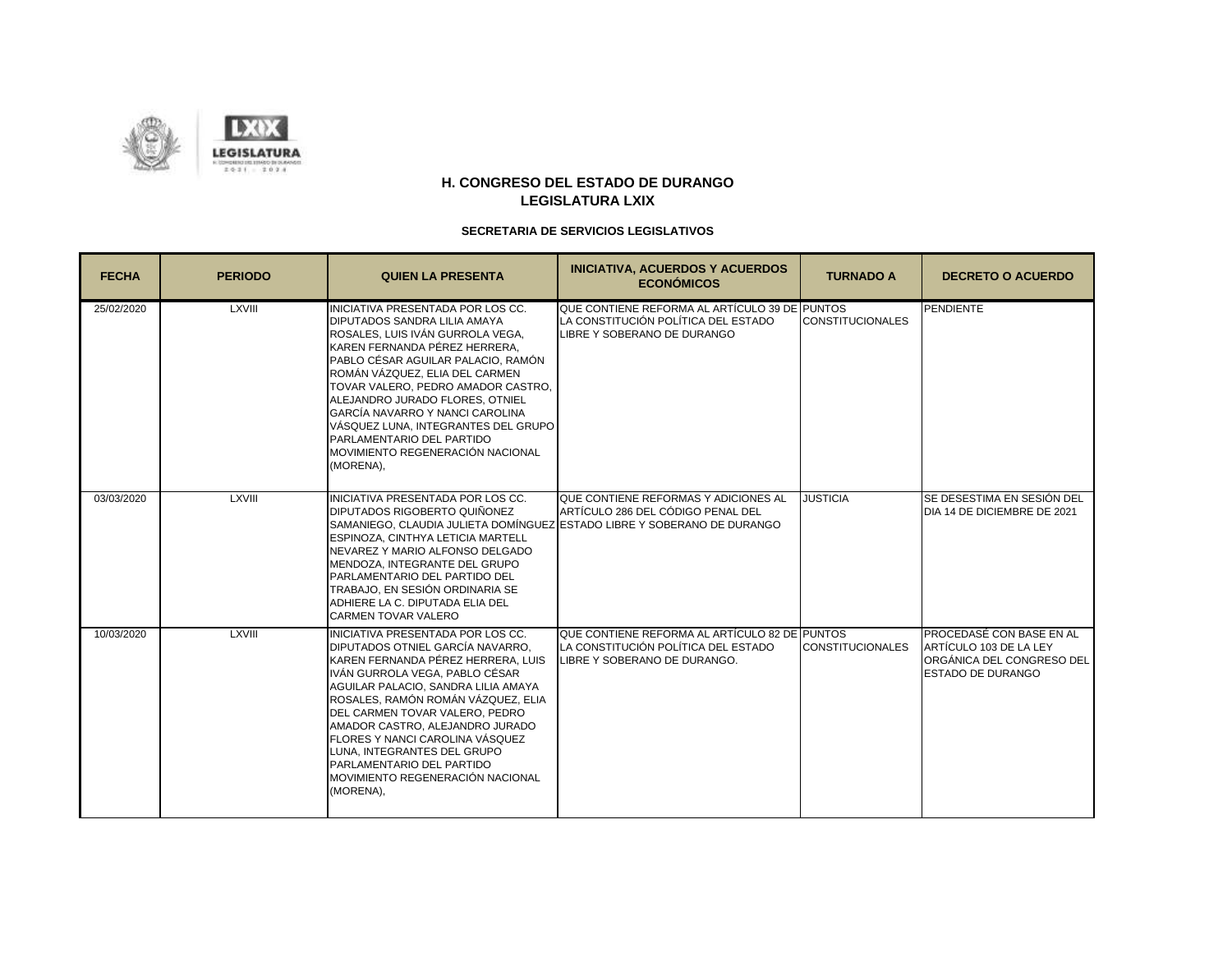## H. CONGRESO DEL ESTADO DE DURANGO
## LEGISLATURA LXIX

### SECRETARIA DE SERVICIOS LEGISLATIVOS

| FECHA | PERIODO | QUIEN LA PRESENTA | INICIATIVA, ACUERDOS Y ACUERDOS ECONÓMICOS | TURNADO A | DECRETO O ACUERDO |
|---|---|---|---|---|---|
| 25/02/2020 | LXVIII | INICIATIVA PRESENTADA POR LOS CC. DIPUTADOS SANDRA LILIA AMAYA ROSALES, LUIS IVÁN GURROLA VEGA, KAREN FERNANDA PÉREZ HERRERA, PABLO CÉSAR AGUILAR PALACIO, RAMÓN ROMÁN VÁZQUEZ, ELIA DEL CARMEN TOVAR VALERO, PEDRO AMADOR CASTRO, ALEJANDRO JURADO FLORES, OTNIEL GARCÍA NAVARRO Y NANCI CAROLINA VÁSQUEZ LUNA, INTEGRANTES DEL GRUPO PARLAMENTARIO DEL PARTIDO MOVIMIENTO REGENERACIÓN NACIONAL (MORENA), | QUE CONTIENE REFORMA AL ARTÍCULO 39 DE LA CONSTITUCIÓN POLÍTICA DEL ESTADO LIBRE Y SOBERANO DE DURANGO | PUNTOS CONSTITUCIONALES | PENDIENTE |
| 03/03/2020 | LXVIII | INICIATIVA PRESENTADA POR LOS CC. DIPUTADOS RIGOBERTO QUIÑONEZ SAMANIEGO, CLAUDIA JULIETA DOMÍNGUEZ ESPINOZA, CINTHYA LETICIA MARTELL NEVAREZ Y MARIO ALFONSO DELGADO MENDOZA, INTEGRANTE DEL GRUPO PARLAMENTARIO DEL PARTIDO DEL TRABAJO, EN SESIÓN ORDINARIA SE ADHIERE LA C. DIPUTADA ELIA DEL CARMEN TOVAR VALERO | QUE CONTIENE REFORMAS Y ADICIONES AL ARTÍCULO 286 DEL CÓDIGO PENAL DEL ESTADO LIBRE Y SOBERANO DE DURANGO | JUSTICIA | SE DESESTIMA EN SESIÓN DEL DIA 14 DE DICIEMBRE DE 2021 |
| 10/03/2020 | LXVIII | INICIATIVA PRESENTADA POR LOS CC. DIPUTADOS OTNIEL GARCÍA NAVARRO, KAREN FERNANDA PÉREZ HERRERA, LUIS IVÁN GURROLA VEGA, PABLO CÉSAR AGUILAR PALACIO, SANDRA LILIA AMAYA ROSALES, RAMÓN ROMÁN VÁZQUEZ, ELIA DEL CARMEN TOVAR VALERO, PEDRO AMADOR CASTRO, ALEJANDRO JURADO FLORES Y NANCI CAROLINA VÁSQUEZ LUNA, INTEGRANTES DEL GRUPO PARLAMENTARIO DEL PARTIDO MOVIMIENTO REGENERACIÓN NACIONAL (MORENA), | QUE CONTIENE REFORMA AL ARTÍCULO 82 DE LA CONSTITUCIÓN POLÍTICA DEL ESTADO LIBRE Y SOBERANO DE DURANGO. | PUNTOS CONSTITUCIONALES | PROCEDASÉ CON BASE EN AL ARTÍCULO 103 DE LA LEY ORGÁNICA DEL CONGRESO DEL ESTADO DE DURANGO |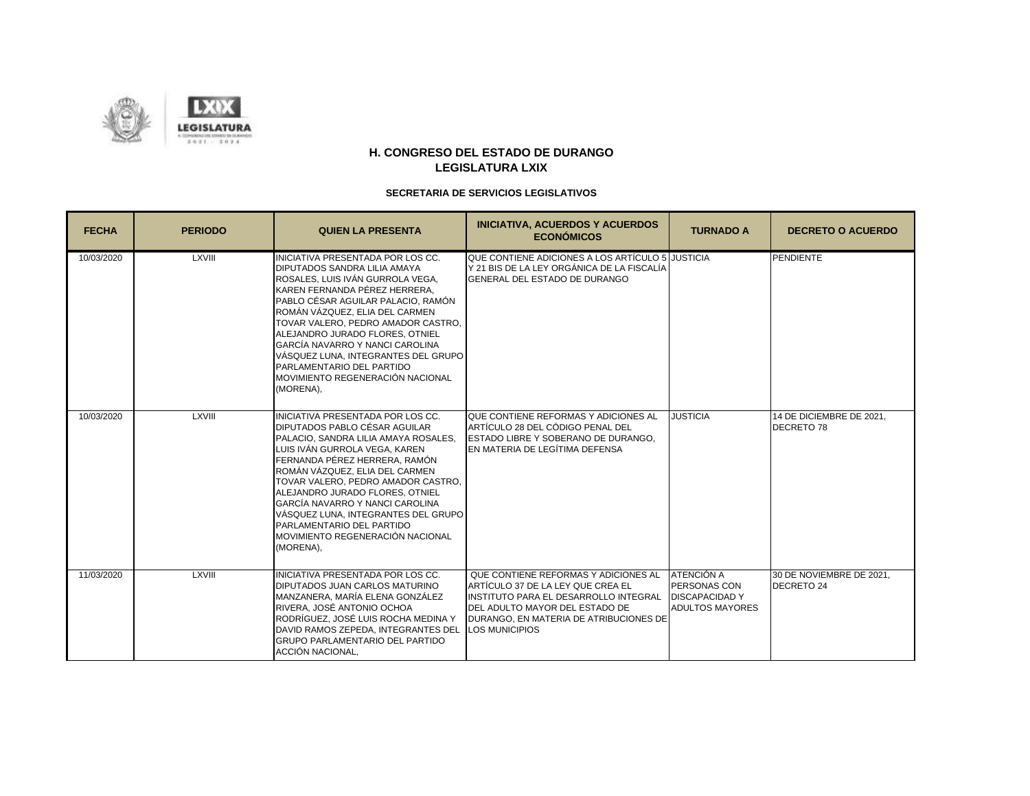**H. CONGRESO DEL ESTADO DE DURANGO**
**LEGISLATURA LXIX**

**SECRETARIA DE SERVICIOS LEGISLATIVOS**

| FECHA | PERIODO | QUIEN LA PRESENTA | INICIATIVA, ACUERDOS Y ACUERDOS ECONÓMICOS | TURNADO A | DECRETO O ACUERDO |
|---|---|---|---|---|---|
| 10/03/2020 | LXVIII | INICIATIVA PRESENTADA POR LOS CC. DIPUTADOS SANDRA LILIA AMAYA ROSALES, LUIS IVÁN GURROLA VEGA, KAREN FERNANDA PÉREZ HERRERA, PABLO CÉSAR AGUILAR PALACIO, RAMÓN ROMÁN VÁZQUEZ, ELIA DEL CARMEN TOVAR VALERO, PEDRO AMADOR CASTRO, ALEJANDRO JURADO FLORES, OTNIEL GARCÍA NAVARRO Y NANCI CAROLINA VÁSQUEZ LUNA, INTEGRANTES DEL GRUPO PARLAMENTARIO DEL PARTIDO MOVIMIENTO REGENERACIÓN NACIONAL (MORENA), | QUE CONTIENE ADICIONES A LOS ARTÍCULO 5 Y 21 BIS DE LA LEY ORGÁNICA DE LA FISCALÍA GENERAL DEL ESTADO DE DURANGO | JUSTICIA | PENDIENTE |
| 10/03/2020 | LXVIII | INICIATIVA PRESENTADA POR LOS CC. DIPUTADOS PABLO CÉSAR AGUILAR PALACIO, SANDRA LILIA AMAYA ROSALES, LUIS IVÁN GURROLA VEGA, KAREN FERNANDA PÉREZ HERRERA, RAMÓN ROMÁN VÁZQUEZ, ELIA DEL CARMEN TOVAR VALERO, PEDRO AMADOR CASTRO, ALEJANDRO JURADO FLORES, OTNIEL GARCÍA NAVARRO Y NANCI CAROLINA VÁSQUEZ LUNA, INTEGRANTES DEL GRUPO PARLAMENTARIO DEL PARTIDO MOVIMIENTO REGENERACIÓN NACIONAL (MORENA), | QUE CONTIENE REFORMAS Y ADICIONES AL ARTÍCULO 28 DEL CÓDIGO PENAL DEL ESTADO LIBRE Y SOBERANO DE DURANGO, EN MATERIA DE LEGÍTIMA DEFENSA | JUSTICIA | 14 DE DICIEMBRE DE 2021, DECRETO 78 |
| 11/03/2020 | LXVIII | INICIATIVA PRESENTADA POR LOS CC. DIPUTADOS JUAN CARLOS MATURINO MANZANERA, MARÍA ELENA GONZÁLEZ RIVERA, JOSÉ ANTONIO OCHOA RODRÍGUEZ, JOSÉ LUIS ROCHA MEDINA Y DAVID RAMOS ZEPEDA, INTEGRANTES DEL GRUPO PARLAMENTARIO DEL PARTIDO ACCIÓN NACIONAL, | QUE CONTIENE REFORMAS Y ADICIONES AL ARTÍCULO 37 DE LA LEY QUE CREA EL INSTITUTO PARA EL DESARROLLO INTEGRAL DEL ADULTO MAYOR DEL ESTADO DE DURANGO, EN MATERIA DE ATRIBUCIONES DE LOS MUNICIPIOS | ATENCIÓN A PERSONAS CON DISCAPACIDAD Y ADULTOS MAYORES | 30 DE NOVIEMBRE DE 2021, DECRETO 24 |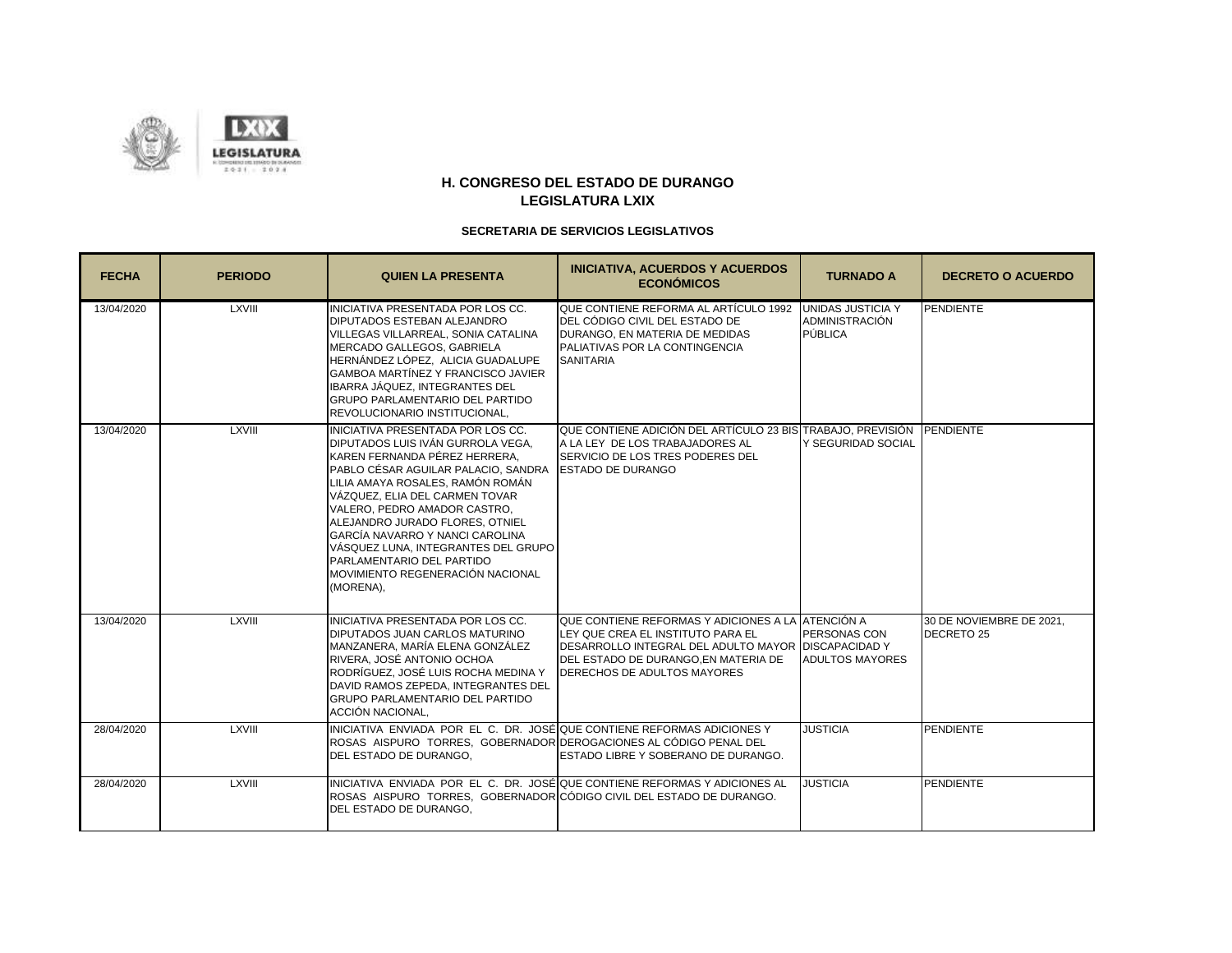**H. CONGRESO DEL ESTADO DE DURANGO**
**LEGISLATURA LXIX**

**SECRETARIA DE SERVICIOS LEGISLATIVOS**

| FECHA | PERIODO | QUIEN LA PRESENTA | INICIATIVA, ACUERDOS Y ACUERDOS ECONÓMICOS | TURNADO A | DECRETO O ACUERDO |
|---|---|---|---|---|---|
| 13/04/2020 | LXVIII | INICIATIVA PRESENTADA POR LOS CC. DIPUTADOS ESTEBAN ALEJANDRO VILLEGAS VILLARREAL, SONIA CATALINA MERCADO GALLEGOS, GABRIELA HERNÁNDEZ LÓPEZ, ALICIA GUADALUPE GAMBOA MARTÍNEZ Y FRANCISCO JAVIER IBARRA JÁQUEZ, INTEGRANTES DEL GRUPO PARLAMENTARIO DEL PARTIDO REVOLUCIONARIO INSTITUCIONAL, | QUE CONTIENE REFORMA AL ARTÍCULO 1992 DEL CÓDIGO CIVIL DEL ESTADO DE DURANGO, EN MATERIA DE MEDIDAS PALIATIVAS POR LA CONTINGENCIA SANITARIA | UNIDAS JUSTICIA Y ADMINISTRACIÓN PÚBLICA | PENDIENTE |
| 13/04/2020 | LXVIII | INICIATIVA PRESENTADA POR LOS CC. DIPUTADOS LUIS IVÁN GURROLA VEGA, KAREN FERNANDA PÉREZ HERRERA, PABLO CÉSAR AGUILAR PALACIO, SANDRA LILIA AMAYA ROSALES, RAMÓN ROMÁN VÁZQUEZ, ELIA DEL CARMEN TOVAR VALERO, PEDRO AMADOR CASTRO, ALEJANDRO JURADO FLORES, OTNIEL GARCÍA NAVARRO Y NANCI CAROLINA VÁSQUEZ LUNA, INTEGRANTES DEL GRUPO PARLAMENTARIO DEL PARTIDO MOVIMIENTO REGENERACIÓN NACIONAL (MORENA), | QUE CONTIENE ADICIÓN DEL ARTÍCULO 23 BIS A LA LEY DE LOS TRABAJADORES AL SERVICIO DE LOS TRES PODERES DEL ESTADO DE DURANGO | TRABAJO, PREVISIÓN Y SEGURIDAD SOCIAL | PENDIENTE |
| 13/04/2020 | LXVIII | INICIATIVA PRESENTADA POR LOS CC. DIPUTADOS JUAN CARLOS MATURINO MANZANERA, MARÍA ELENA GONZÁLEZ RIVERA, JOSÉ ANTONIO OCHOA RODRÍGUEZ, JOSÉ LUIS ROCHA MEDINA Y DAVID RAMOS ZEPEDA, INTEGRANTES DEL GRUPO PARLAMENTARIO DEL PARTIDO ACCIÓN NACIONAL, | QUE CONTIENE REFORMAS Y ADICIONES A LA LEY QUE CREA EL INSTITUTO PARA EL DESARROLLO INTEGRAL DEL ADULTO MAYOR DEL ESTADO DE DURANGO,EN MATERIA DE DERECHOS DE ADULTOS MAYORES | ATENCIÓN A PERSONAS CON DISCAPACIDAD Y ADULTOS MAYORES | 30 DE NOVIEMBRE DE 2021, DECRETO 25 |
| 28/04/2020 | LXVIII | INICIATIVA ENVIADA POR EL C. DR. JOSÉ ROSAS AISPURO TORRES, GOBERNADOR DEL ESTADO DE DURANGO, | QUE CONTIENE REFORMAS ADICIONES Y DEROGACIONES AL CÓDIGO PENAL DEL ESTADO LIBRE Y SOBERANO DE DURANGO. | JUSTICIA | PENDIENTE |
| 28/04/2020 | LXVIII | INICIATIVA ENVIADA POR EL C. DR. JOSÉ ROSAS AISPURO TORRES, GOBERNADOR DEL ESTADO DE DURANGO, | QUE CONTIENE REFORMAS Y ADICIONES AL CÓDIGO CIVIL DEL ESTADO DE DURANGO. | JUSTICIA | PENDIENTE |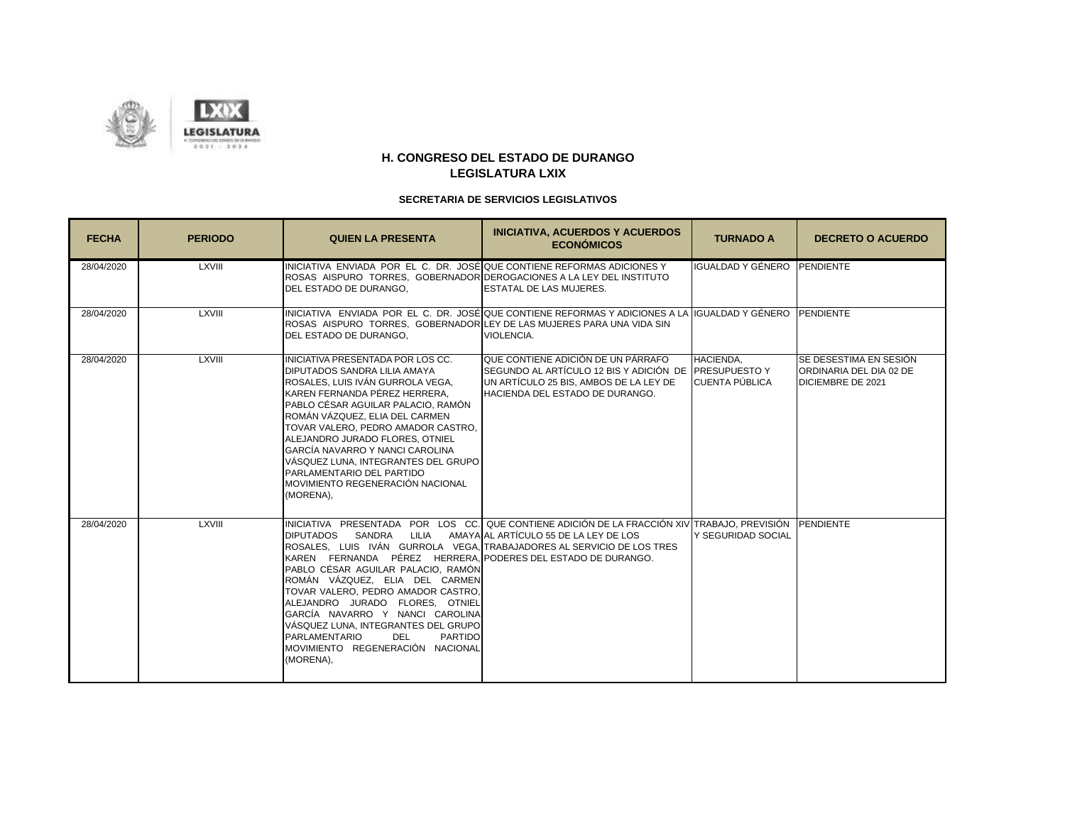## H. CONGRESO DEL ESTADO DE DURANGO
## LEGISLATURA LXIX

### SECRETARIA DE SERVICIOS LEGISLATIVOS

| FECHA | PERIODO | QUIEN LA PRESENTA | INICIATIVA, ACUERDOS Y ACUERDOS ECONÓMICOS | TURNADO A | DECRETO O ACUERDO |
|---|---|---|---|---|---|
| 28/04/2020 | LXVIII | INICIATIVA ENVIADA POR EL C. DR. JOSÉ ROSAS AISPURO TORRES, GOBERNADOR DEL ESTADO DE DURANGO, | QUE CONTIENE REFORMAS ADICIONES Y DEROGACIONES A LA LEY DEL INSTITUTO ESTATAL DE LAS MUJERES. | IGUALDAD Y GÉNERO | PENDIENTE |
| 28/04/2020 | LXVIII | INICIATIVA ENVIADA POR EL C. DR. JOSÉ ROSAS AISPURO TORRES, GOBERNADOR DEL ESTADO DE DURANGO, | QUE CONTIENE REFORMAS Y ADICIONES A LA LEY DE LAS MUJERES PARA UNA VIDA SIN VIOLENCIA. | IGUALDAD Y GÉNERO | PENDIENTE |
| 28/04/2020 | LXVIII | INICIATIVA PRESENTADA POR LOS CC. DIPUTADOS SANDRA LILIA AMAYA ROSALES, LUIS IVÁN GURROLA VEGA, KAREN FERNANDA PÉREZ HERRERA, PABLO CÉSAR AGUILAR PALACIO, RAMÓN ROMÁN VÁZQUEZ, ELIA DEL CARMEN TOVAR VALERO, PEDRO AMADOR CASTRO, ALEJANDRO JURADO FLORES, OTNIEL GARCÍA NAVARRO Y NANCI CAROLINA VÁSQUEZ LUNA, INTEGRANTES DEL GRUPO PARLAMENTARIO DEL PARTIDO MOVIMIENTO REGENERACIÓN NACIONAL (MORENA), | QUE CONTIENE ADICIÓN DE UN PÁRRAFO SEGUNDO AL ARTÍCULO 12 BIS Y ADICIÓN DE UN ARTÍCULO 25 BIS, AMBOS DE LA LEY DE HACIENDA DEL ESTADO DE DURANGO. | HACIENDA, PRESUPUESTO Y CUENTA PÚBLICA | SE DESESTIMA EN SESIÓN ORDINARIA DEL DIA 02 DE DICIEMBRE DE 2021 |
| 28/04/2020 | LXVIII | INICIATIVA PRESENTADA POR LOS CC. DIPUTADOS SANDRA LILIA AMAYA ROSALES, LUIS IVÁN GURROLA VEGA, KAREN FERNANDA PÉREZ HERRERA, PABLO CÉSAR AGUILAR PALACIO, RAMÓN ROMÁN VÁZQUEZ, ELIA DEL CARMEN TOVAR VALERO, PEDRO AMADOR CASTRO, ALEJANDRO JURADO FLORES, OTNIEL GARCÍA NAVARRO Y NANCI CAROLINA VÁSQUEZ LUNA, INTEGRANTES DEL GRUPO PARLAMENTARIO DEL PARTIDO MOVIMIENTO REGENERACIÓN NACIONAL (MORENA), | QUE CONTIENE ADICIÓN DE LA FRACCIÓN XIV AL ARTÍCULO 55 DE LA LEY DE LOS TRABAJADORES AL SERVICIO DE LOS TRES PODERES DEL ESTADO DE DURANGO. | TRABAJO, PREVISIÓN Y SEGURIDAD SOCIAL | PENDIENTE |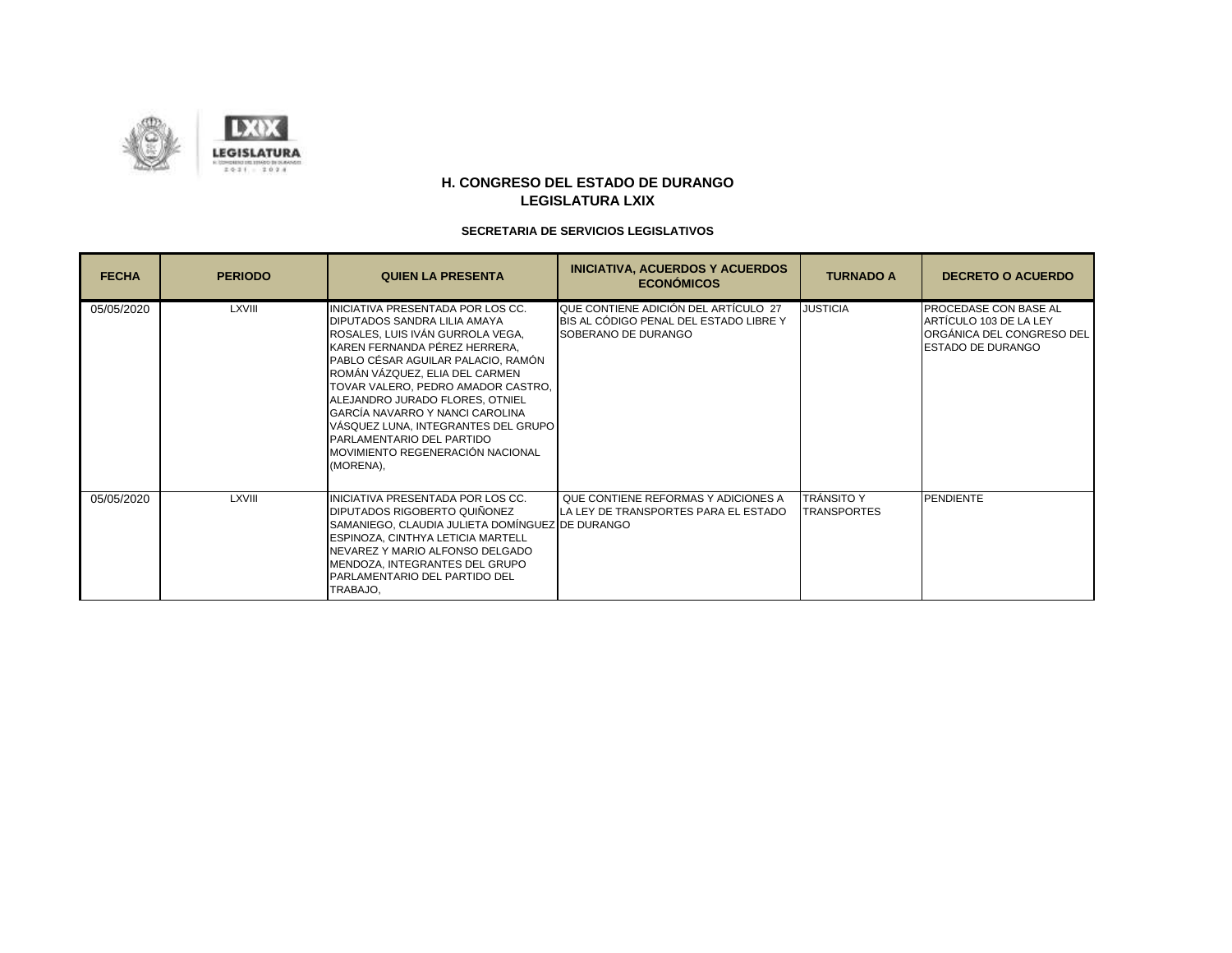## H. CONGRESO DEL ESTADO DE DURANGO
## LEGISLATURA LXIX

**SECRETARIA DE SERVICIOS LEGISLATIVOS**

| FECHA | PERIODO | QUIEN LA PRESENTA | INICIATIVA, ACUERDOS Y ACUERDOS ECONÓMICOS | TURNADO A | DECRETO O ACUERDO |
|---|---|---|---|---|---|
| 05/05/2020 | LXVIII | INICIATIVA PRESENTADA POR LOS CC. DIPUTADOS SANDRA LILIA AMAYA ROSALES, LUIS IVÁN GURROLA VEGA, KAREN FERNANDA PÉREZ HERRERA, PABLO CÉSAR AGUILAR PALACIO, RAMÓN ROMÁN VÁZQUEZ, ELIA DEL CARMEN TOVAR VALERO, PEDRO AMADOR CASTRO, ALEJANDRO JURADO FLORES, OTNIEL GARCÍA NAVARRO Y NANCI CAROLINA VÁSQUEZ LUNA, INTEGRANTES DEL GRUPO PARLAMENTARIO DEL PARTIDO MOVIMIENTO REGENERACIÓN NACIONAL (MORENA), | QUE CONTIENE ADICIÓN DEL ARTÍCULO 27 BIS AL CÓDIGO PENAL DEL ESTADO LIBRE Y SOBERANO DE DURANGO | JUSTICIA | PROCEDASE CON BASE AL ARTÍCULO 103 DE LA LEY ORGÁNICA DEL CONGRESO DEL ESTADO DE DURANGO |
| 05/05/2020 | LXVIII | INICIATIVA PRESENTADA POR LOS CC. DIPUTADOS RIGOBERTO QUIÑONEZ SAMANIEGO, CLAUDIA JULIETA DOMÍNGUEZ ESPINOZA, CINTHYA LETICIA MARTELL NEVAREZ Y MARIO ALFONSO DELGADO MENDOZA, INTEGRANTES DEL GRUPO PARLAMENTARIO DEL PARTIDO DEL TRABAJO, | QUE CONTIENE REFORMAS Y ADICIONES A LA LEY DE TRANSPORTES PARA EL ESTADO DE DURANGO | TRÁNSITO Y TRANSPORTES | PENDIENTE |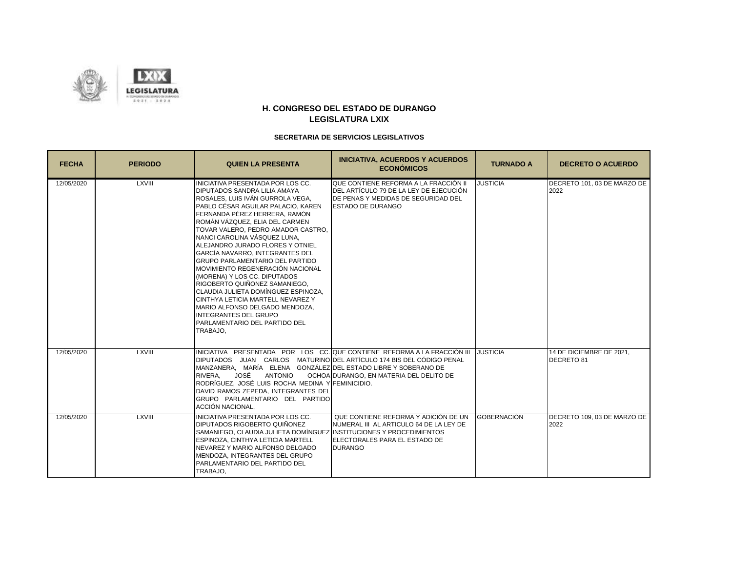## H. CONGRESO DEL ESTADO DE DURANGO
## LEGISLATURA LXIX

### SECRETARIA DE SERVICIOS LEGISLATIVOS

| FECHA | PERIODO | QUIEN LA PRESENTA | INICIATIVA, ACUERDOS Y ACUERDOS ECONÓMICOS | TURNADO A | DECRETO O ACUERDO |
|---|---|---|---|---|---|
| 12/05/2020 | LXVIII | INICIATIVA PRESENTADA POR LOS CC. DIPUTADOS SANDRA LILIA AMAYA ROSALES, LUIS IVÁN GURROLA VEGA, PABLO CÉSAR AGUILAR PALACIO, KAREN FERNANDA PÉREZ HERRERA, RAMÓN ROMÁN VÁZQUEZ, ELIA DEL CARMEN TOVAR VALERO, PEDRO AMADOR CASTRO, NANCI CAROLINA VÁSQUEZ LUNA, ALEJANDRO JURADO FLORES Y OTNIEL GARCÍA NAVARRO, INTEGRANTES DEL GRUPO PARLAMENTARIO DEL PARTIDO MOVIMIENTO REGENERACIÓN NACIONAL (MORENA) Y LOS CC. DIPUTADOS RIGOBERTO QUIÑONEZ SAMANIEGO, CLAUDIA JULIETA DOMÍNGUEZ ESPINOZA, CINTHYA LETICIA MARTELL NEVAREZ Y MARIO ALFONSO DELGADO MENDOZA, INTEGRANTES DEL GRUPO PARLAMENTARIO DEL PARTIDO DEL TRABAJO, | QUE CONTIENE REFORMA A LA FRACCIÓN II DEL ARTÍCULO 79 DE LA LEY DE EJECUCIÓN DE PENAS Y MEDIDAS DE SEGURIDAD DEL ESTADO DE DURANGO | JUSTICIA | DECRETO 101, 03 DE MARZO DE 2022 |
| 12/05/2020 | LXVIII | INICIATIVA PRESENTADA POR LOS CC. DIPUTADOS JUAN CARLOS MATURINO MANZANERA, MARÍA ELENA GONZÁLEZ RIVERA, JOSÉ ANTONIO OCHOA RODRÍGUEZ, JOSÉ LUIS ROCHA MEDINA Y DAVID RAMOS ZEPEDA, INTEGRANTES DEL GRUPO PARLAMENTARIO DEL PARTIDO ACCIÓN NACIONAL, | QUE CONTIENE REFORMA A LA FRACCIÓN III DEL ARTÍCULO 174 BIS DEL CÓDIGO PENAL DEL ESTADO LIBRE Y SOBERANO DE DURANGO, EN MATERIA DEL DELITO DE FEMINICIDIO. | JUSTICIA | 14 DE DICIEMBRE DE 2021, DECRETO 81 |
| 12/05/2020 | LXVIII | INICIATIVA PRESENTADA POR LOS CC. DIPUTADOS RIGOBERTO QUIÑONEZ SAMANIEGO, CLAUDIA JULIETA DOMÍNGUEZ ESPINOZA, CINTHYA LETICIA MARTELL NEVAREZ Y MARIO ALFONSO DELGADO MENDOZA, INTEGRANTES DEL GRUPO PARLAMENTARIO DEL PARTIDO DEL TRABAJO, | QUE CONTIENE REFORMA Y ADICIÓN DE UN NUMERAL III AL ARTICULO 64 DE LA LEY DE INSTITUCIONES Y PROCEDIMIENTOS ELECTORALES PARA EL ESTADO DE DURANGO | GOBERNACIÓN | DECRETO 109, 03 DE MARZO DE 2022 |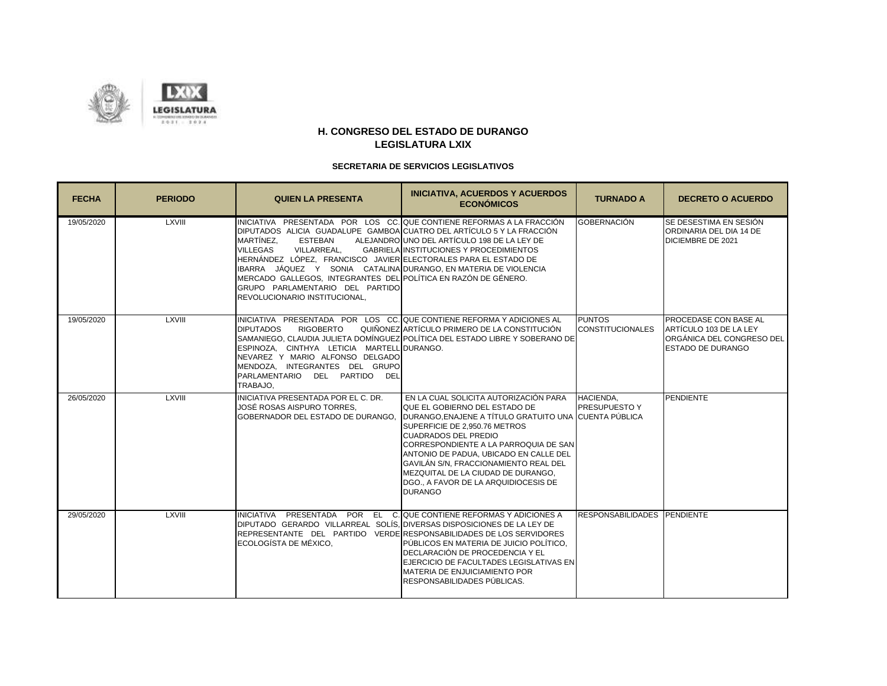**H. CONGRESO DEL ESTADO DE DURANGO**
**LEGISLATURA LXIX**

**SECRETARIA DE SERVICIOS LEGISLATIVOS**

| FECHA | PERIODO | QUIEN LA PRESENTA | INICIATIVA, ACUERDOS Y ACUERDOS ECONÓMICOS | TURNADO A | DECRETO O ACUERDO |
|---|---|---|---|---|---|
| 19/05/2020 | LXVIII | INICIATIVA PRESENTADA POR LOS CC. DIPUTADOS ALICIA GUADALUPE GAMBOA MARTÍNEZ, ESTEBAN ALEJANDRO VILLEGAS VILLARREAL, GABRIELA HERNÁNDEZ LÓPEZ, FRANCISCO JAVIER IBARRA JÁQUEZ Y SONIA CATALINA MERCADO GALLEGOS, INTEGRANTES DEL GRUPO PARLAMENTARIO DEL PARTIDO REVOLUCIONARIO INSTITUCIONAL, | QUE CONTIENE REFORMAS A LA FRACCIÓN CUATRO DEL ARTÍCULO 5 Y LA FRACCIÓN UNO DEL ARTÍCULO 198 DE LA LEY DE INSTITUCIONES Y PROCEDIMIENTOS ELECTORALES PARA EL ESTADO DE DURANGO, EN MATERIA DE VIOLENCIA POLÍTICA EN RAZÓN DE GÉNERO. | GOBERNACIÓN | SE DESESTIMA EN SESIÓN ORDINARIA DEL DIA 14 DE DICIEMBRE DE 2021 |
| 19/05/2020 | LXVIII | INICIATIVA PRESENTADA POR LOS CC. DIPUTADOS RIGOBERTO QUIÑONEZ SAMANIEGO, CLAUDIA JULIETA DOMÍNGUEZ ESPINOZA, CINTHYA LETICIA MARTELL NEVAREZ Y MARIO ALFONSO DELGADO MENDOZA, INTEGRANTES DEL GRUPO PARLAMENTARIO DEL PARTIDO DEL TRABAJO, | QUE CONTIENE REFORMA Y ADICIONES AL ARTÍCULO PRIMERO DE LA CONSTITUCIÓN POLÍTICA DEL ESTADO LIBRE Y SOBERANO DE DURANGO. | PUNTOS CONSTITUCIONALES | PROCEDASE CON BASE AL ARTÍCULO 103 DE LA LEY ORGÁNICA DEL CONGRESO DEL ESTADO DE DURANGO |
| 26/05/2020 | LXVIII | INICIATIVA PRESENTADA POR EL C. DR. JOSÉ ROSAS AISPURO TORRES, GOBERNADOR DEL ESTADO DE DURANGO, | EN LA CUAL SOLICITA AUTORIZACIÓN PARA QUE EL GOBIERNO DEL ESTADO DE DURANGO,ENAJENE A TÍTULO GRATUITO UNA SUPERFICIE DE 2,950.76 METROS CUADRADOS DEL PREDIO CORRESPONDIENTE A LA PARROQUIA DE SAN ANTONIO DE PADUA, UBICADO EN CALLE DEL GAVILÁN S/N, FRACCIONAMIENTO REAL DEL MEZQUITAL DE LA CIUDAD DE DURANGO, DGO., A FAVOR DE LA ARQUIDIOCESIS DE DURANGO | HACIENDA, PRESUPUESTO Y CUENTA PÚBLICA | PENDIENTE |
| 29/05/2020 | LXVIII | INICIATIVA PRESENTADA POR EL C. DIPUTADO GERARDO VILLARREAL SOLÍS, REPRESENTANTE DEL PARTIDO VERDE ECOLOGÍSTA DE MÉXICO, | QUE CONTIENE REFORMAS Y ADICIONES A DIVERSAS DISPOSICIONES DE LA LEY DE RESPONSABILIDADES DE LOS SERVIDORES PÚBLICOS EN MATERIA DE JUICIO POLÍTICO, DECLARACIÓN DE PROCEDENCIA Y EL EJERCICIO DE FACULTADES LEGISLATIVAS EN MATERIA DE ENJUICIAMIENTO POR RESPONSABILIDADES PÚBLICAS. | RESPONSABILIDADES | PENDIENTE |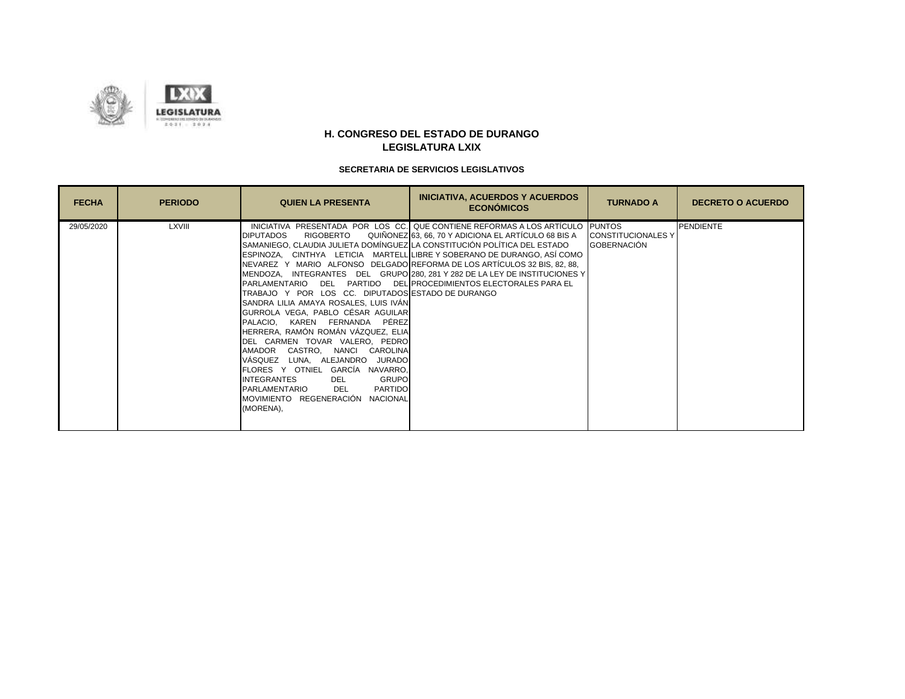**H. CONGRESO DEL ESTADO DE DURANGO**
**LEGISLATURA LXIX**

**SECRETARIA DE SERVICIOS LEGISLATIVOS**

| FECHA | PERIODO | QUIEN LA PRESENTA | INICIATIVA, ACUERDOS Y ACUERDOS ECONÓMICOS | TURNADO A | DECRETO O ACUERDO |
|---|---|---|---|---|---|
| 29/05/2020 | LXVIII | INICIATIVA PRESENTADA POR LOS CC. DIPUTADOS RIGOBERTO QUIÑONEZ SAMANIEGO, CLAUDIA JULIETA DOMÍNGUEZ ESPINOZA, CINTHYA LETICIA MARTELL NEVAREZ Y MARIO ALFONSO DELGADO MENDOZA, INTEGRANTES DEL GRUPO PARLAMENTARIO DEL PARTIDO DEL TRABAJO Y POR LOS CC. DIPUTADOS SANDRA LILIA AMAYA ROSALES, LUIS IVÁN GURROLA VEGA, PABLO CÉSAR AGUILAR PALACIO, KAREN FERNANDA PÉREZ HERRERA, RAMÓN ROMÁN VÁZQUEZ, ELIA DEL CARMEN TOVAR VALERO, PEDRO AMADOR CASTRO, NANCI CAROLINA VÁSQUEZ LUNA, ALEJANDRO JURADO FLORES Y OTNIEL GARCÍA NAVARRO, INTEGRANTES DEL GRUPO PARLAMENTARIO DEL PARTIDO MOVIMIENTO REGENERACIÓN NACIONAL (MORENA), | QUE CONTIENE REFORMAS A LOS ARTÍCULO 63, 66, 70 Y ADICIONA EL ARTÍCULO 68 BIS A LA CONSTITUCIÓN POLÍTICA DEL ESTADO LIBRE Y SOBERANO DE DURANGO, ASÍ COMO REFORMA DE LOS ARTÍCULOS 32 BIS, 82, 88, 280, 281 Y 282 DE LA LEY DE INSTITUCIONES Y PROCEDIMIENTOS ELECTORALES PARA EL ESTADO DE DURANGO | PUNTOS CONSTITUCIONALES Y GOBERNACIÓN | PENDIENTE |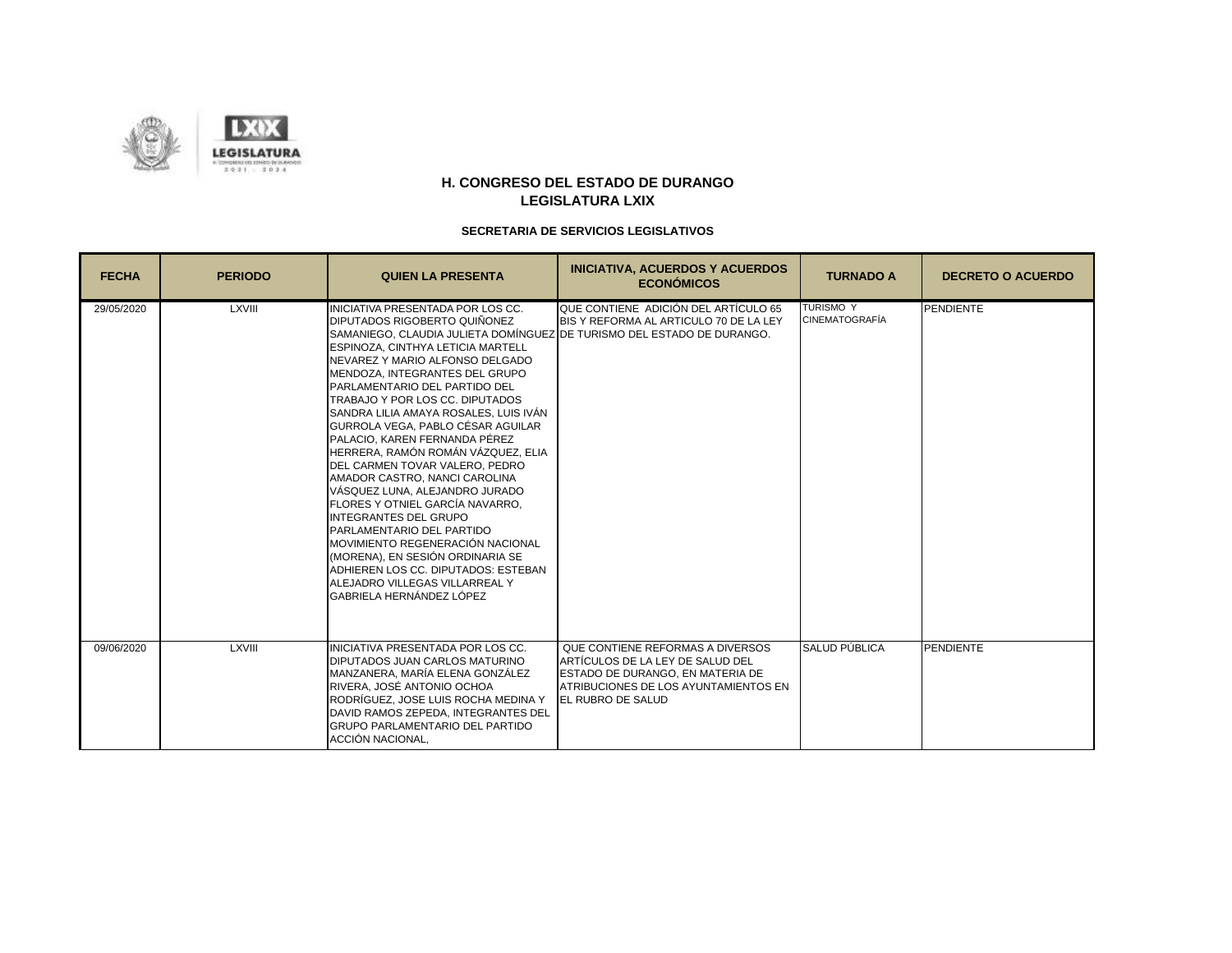**H. CONGRESO DEL ESTADO DE DURANGO**
**LEGISLATURA LXIX**

**SECRETARIA DE SERVICIOS LEGISLATIVOS**

| FECHA | PERIODO | QUIEN LA PRESENTA | INICIATIVA, ACUERDOS Y ACUERDOS ECONÓMICOS | TURNADO A | DECRETO O ACUERDO |
|---|---|---|---|---|---|
| 29/05/2020 | LXVIII | INICIATIVA PRESENTADA POR LOS CC. DIPUTADOS RIGOBERTO QUIÑONEZ SAMANIEGO, CLAUDIA JULIETA DOMÍNGUEZ ESPINOZA, CINTHYA LETICIA MARTELL NEVAREZ Y MARIO ALFONSO DELGADO MENDOZA, INTEGRANTES DEL GRUPO PARLAMENTARIO DEL PARTIDO DEL TRABAJO Y POR LOS CC. DIPUTADOS SANDRA LILIA AMAYA ROSALES, LUIS IVÁN GURROLA VEGA, PABLO CÉSAR AGUILAR PALACIO, KAREN FERNANDA PÉREZ HERRERA, RAMÓN ROMÁN VÁZQUEZ, ELIA DEL CARMEN TOVAR VALERO, PEDRO AMADOR CASTRO, NANCI CAROLINA VÁSQUEZ LUNA, ALEJANDRO JURADO FLORES Y OTNIEL GARCÍA NAVARRO, INTEGRANTES DEL GRUPO PARLAMENTARIO DEL PARTIDO MOVIMIENTO REGENERACIÓN NACIONAL (MORENA), EN SESIÓN ORDINARIA SE ADHIEREN LOS CC. DIPUTADOS: ESTEBAN ALEJADRO VILLEGAS VILLARREAL Y GABRIELA HERNÁNDEZ LÓPEZ | QUE CONTIENE ADICIÓN DEL ARTÍCULO 65 BIS Y REFORMA AL ARTICULO 70 DE LA LEY DE TURISMO DEL ESTADO DE DURANGO. | TURISMO Y CINEMATOGRAFÍA | PENDIENTE |
| 09/06/2020 | LXVIII | INICIATIVA PRESENTADA POR LOS CC. DIPUTADOS JUAN CARLOS MATURINO MANZANERA, MARÍA ELENA GONZÁLEZ RIVERA, JOSÉ ANTONIO OCHOA RODRÍGUEZ, JOSE LUIS ROCHA MEDINA Y DAVID RAMOS ZEPEDA, INTEGRANTES DEL GRUPO PARLAMENTARIO DEL PARTIDO ACCIÓN NACIONAL, | QUE CONTIENE REFORMAS A DIVERSOS ARTÍCULOS DE LA LEY DE SALUD DEL ESTADO DE DURANGO, EN MATERIA DE ATRIBUCIONES DE LOS AYUNTAMIENTOS EN EL RUBRO DE SALUD | SALUD PÚBLICA | PENDIENTE |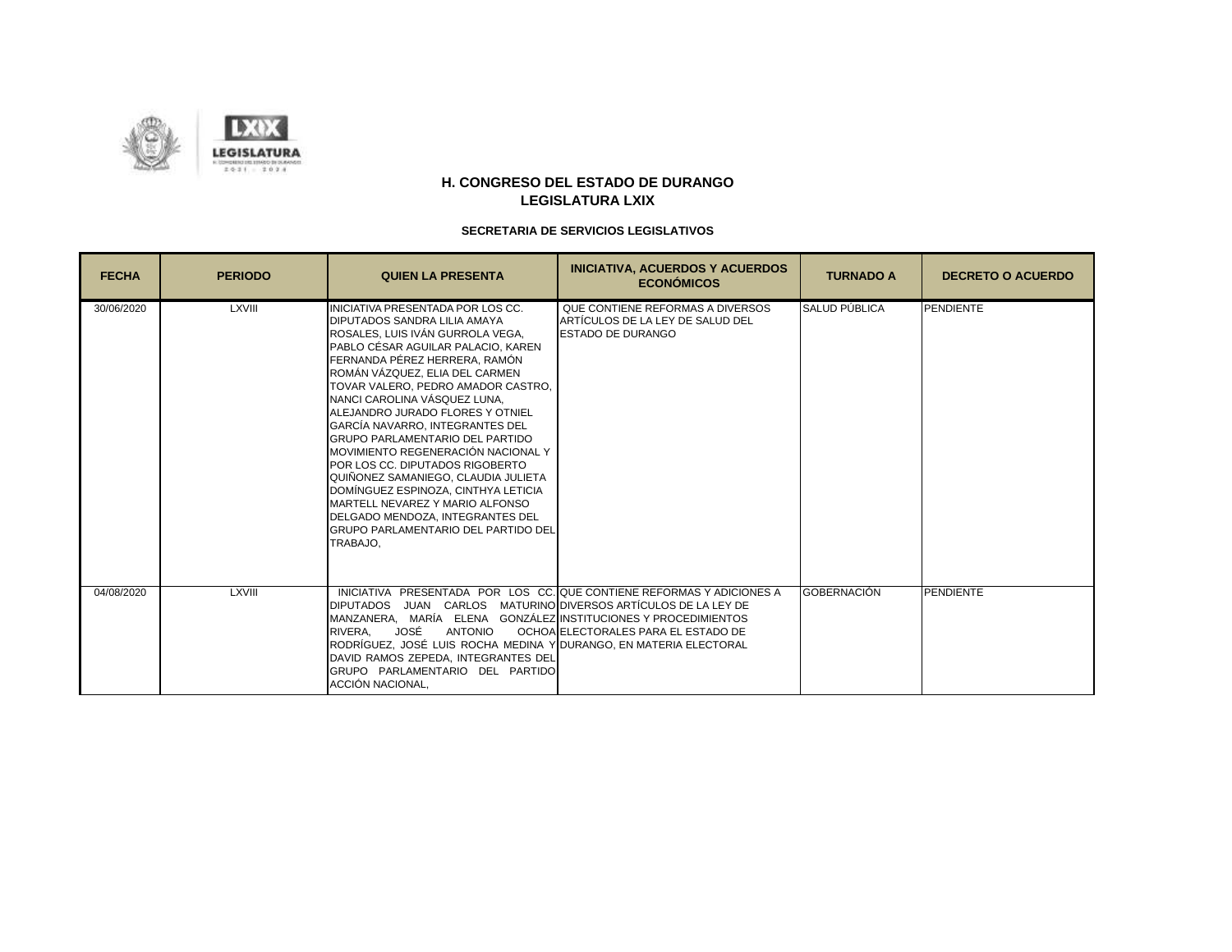**H. CONGRESO DEL ESTADO DE DURANGO**
**LEGISLATURA LXIX**

**SECRETARIA DE SERVICIOS LEGISLATIVOS**

| FECHA | PERIODO | QUIEN LA PRESENTA | INICIATIVA, ACUERDOS Y ACUERDOS ECONÓMICOS | TURNADO A | DECRETO O ACUERDO |
|---|---|---|---|---|---|
| 30/06/2020 | LXVIII | INICIATIVA PRESENTADA POR LOS CC. DIPUTADOS SANDRA LILIA AMAYA ROSALES, LUIS IVÁN GURROLA VEGA, PABLO CÉSAR AGUILAR PALACIO, KAREN FERNANDA PÉREZ HERRERA, RAMÓN ROMÁN VÁZQUEZ, ELIA DEL CARMEN TOVAR VALERO, PEDRO AMADOR CASTRO, NANCI CAROLINA VÁSQUEZ LUNA, ALEJANDRO JURADO FLORES Y OTNIEL GARCÍA NAVARRO, INTEGRANTES DEL GRUPO PARLAMENTARIO DEL PARTIDO MOVIMIENTO REGENERACIÓN NACIONAL Y POR LOS CC. DIPUTADOS RIGOBERTO QUIÑONEZ SAMANIEGO, CLAUDIA JULIETA DOMÍNGUEZ ESPINOZA, CINTHYA LETICIA MARTELL NEVAREZ Y MARIO ALFONSO DELGADO MENDOZA, INTEGRANTES DEL GRUPO PARLAMENTARIO DEL PARTIDO DEL TRABAJO, | QUE CONTIENE REFORMAS A DIVERSOS ARTÍCULOS DE LA LEY DE SALUD DEL ESTADO DE DURANGO | SALUD PÚBLICA | PENDIENTE |
| 04/08/2020 | LXVIII | INICIATIVA PRESENTADA POR LOS CC. DIPUTADOS JUAN CARLOS MATURINO MANZANERA, MARÍA ELENA GONZÁLEZ RIVERA, JOSÉ ANTONIO OCHOA RODRÍGUEZ, JOSÉ LUIS ROCHA MEDINA Y DAVID RAMOS ZEPEDA, INTEGRANTES DEL GRUPO PARLAMENTARIO DEL PARTIDO ACCIÓN NACIONAL, | QUE CONTIENE REFORMAS Y ADICIONES A DIVERSOS ARTÍCULOS DE LA LEY DE INSTITUCIONES Y PROCEDIMIENTOS ELECTORALES PARA EL ESTADO DE DURANGO, EN MATERIA ELECTORAL | GOBERNACIÓN | PENDIENTE |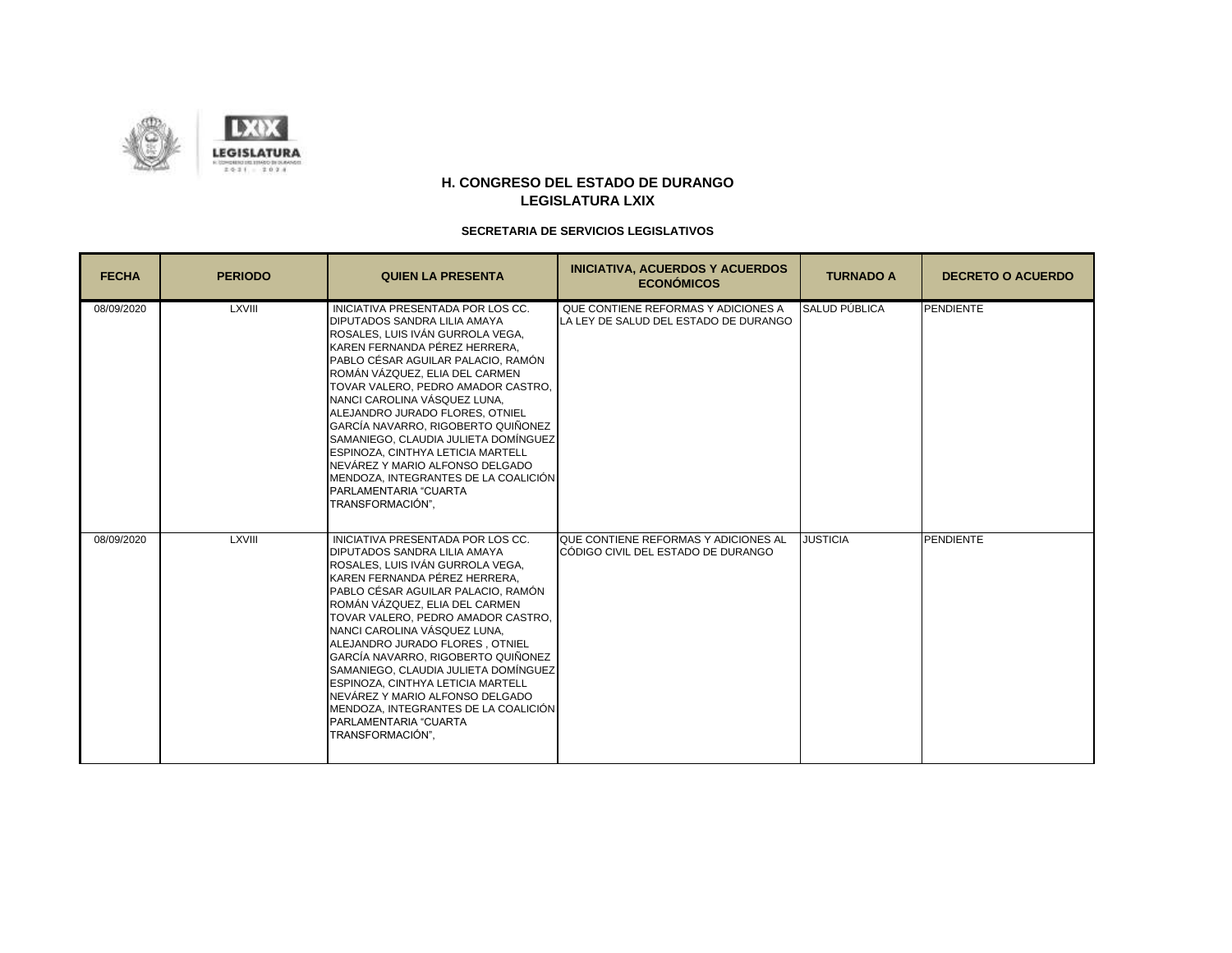**H. CONGRESO DEL ESTADO DE DURANGO**
**LEGISLATURA LXIX**

**SECRETARIA DE SERVICIOS LEGISLATIVOS**

| FECHA | PERIODO | QUIEN LA PRESENTA | INICIATIVA, ACUERDOS Y ACUERDOS ECONÓMICOS | TURNADO A | DECRETO O ACUERDO |
|---|---|---|---|---|---|
| 08/09/2020 | LXVIII | INICIATIVA PRESENTADA POR LOS CC. DIPUTADOS SANDRA LILIA AMAYA ROSALES, LUIS IVÁN GURROLA VEGA, KAREN FERNANDA PÉREZ HERRERA, PABLO CÉSAR AGUILAR PALACIO, RAMÓN ROMÁN VÁZQUEZ, ELIA DEL CARMEN TOVAR VALERO, PEDRO AMADOR CASTRO, NANCI CAROLINA VÁSQUEZ LUNA, ALEJANDRO JURADO FLORES, OTNIEL GARCÍA NAVARRO, RIGOBERTO QUIÑONEZ SAMANIEGO, CLAUDIA JULIETA DOMÍNGUEZ ESPINOZA, CINTHYA LETICIA MARTELL NEVÁREZ Y MARIO ALFONSO DELGADO MENDOZA, INTEGRANTES DE LA COALICIÓN PARLAMENTARIA "CUARTA TRANSFORMACIÓN", | QUE CONTIENE REFORMAS Y ADICIONES A LA LEY DE SALUD DEL ESTADO DE DURANGO | SALUD PÚBLICA | PENDIENTE |
| 08/09/2020 | LXVIII | INICIATIVA PRESENTADA POR LOS CC. DIPUTADOS SANDRA LILIA AMAYA ROSALES, LUIS IVÁN GURROLA VEGA, KAREN FERNANDA PÉREZ HERRERA, PABLO CÉSAR AGUILAR PALACIO, RAMÓN ROMÁN VÁZQUEZ, ELIA DEL CARMEN TOVAR VALERO, PEDRO AMADOR CASTRO, NANCI CAROLINA VÁSQUEZ LUNA, ALEJANDRO JURADO FLORES , OTNIEL GARCÍA NAVARRO, RIGOBERTO QUIÑONEZ SAMANIEGO, CLAUDIA JULIETA DOMÍNGUEZ ESPINOZA, CINTHYA LETICIA MARTELL NEVÁREZ Y MARIO ALFONSO DELGADO MENDOZA, INTEGRANTES DE LA COALICIÓN PARLAMENTARIA "CUARTA TRANSFORMACIÓN", | QUE CONTIENE REFORMAS Y ADICIONES AL CÓDIGO CIVIL DEL ESTADO DE DURANGO | JUSTICIA | PENDIENTE |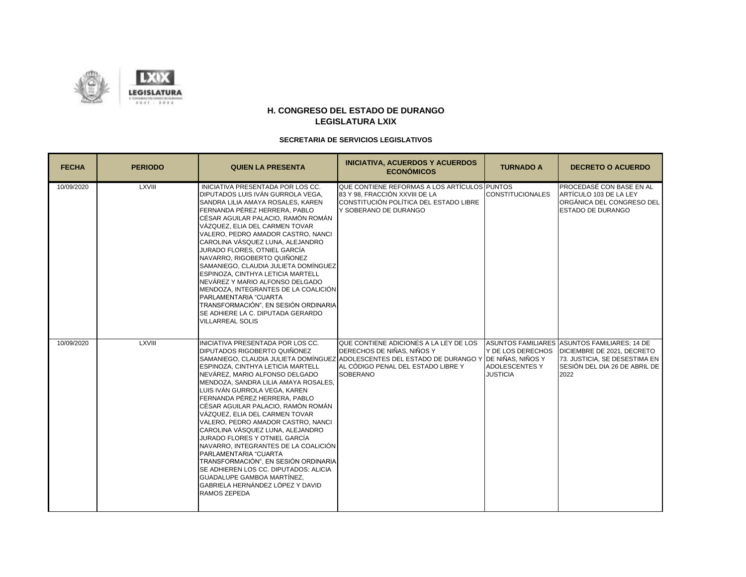**H. CONGRESO DEL ESTADO DE DURANGO**
**LEGISLATURA LXIX**

**SECRETARIA DE SERVICIOS LEGISLATIVOS**

| FECHA | PERIODO | QUIEN LA PRESENTA | INICIATIVA, ACUERDOS Y ACUERDOS ECONÓMICOS | TURNADO A | DECRETO O ACUERDO |
|---|---|---|---|---|---|
| 10/09/2020 | LXVIII | INICIATIVA PRESENTADA POR LOS CC. DIPUTADOS LUIS IVÁN GURROLA VEGA, SANDRA LILIA AMAYA ROSALES, KAREN FERNANDA PÉREZ HERRERA, PABLO CÉSAR AGUILAR PALACIO, RAMÓN ROMÁN VÁZQUEZ, ELIA DEL CARMEN TOVAR VALERO, PEDRO AMADOR CASTRO, NANCI CAROLINA VÁSQUEZ LUNA, ALEJANDRO JURADO FLORES, OTNIEL GARCÍA NAVARRO, RIGOBERTO QUIÑONEZ SAMANIEGO, CLAUDIA JULIETA DOMÍNGUEZ ESPINOZA, CINTHYA LETICIA MARTELL NEVÁREZ Y MARIO ALFONSO DELGADO MENDOZA, INTEGRANTES DE LA COALICIÓN PARLAMENTARIA "CUARTA TRANSFORMACIÓN", EN SESIÓN ORDINARIA SE ADHIERE LA C. DIPUTADA GERARDO VILLARREAL SOLIS | QUE CONTIENE REFORMAS A LOS ARTÍCULOS 83 Y 98, FRACCIÓN XXVIII DE LA CONSTITUCIÓN POLÍTICA DEL ESTADO LIBRE Y SOBERANO DE DURANGO | PUNTOS CONSTITUCIONALES | PROCEDASÉ CON BASE EN AL ARTÍCULO 103 DE LA LEY ORGÁNICA DEL CONGRESO DEL ESTADO DE DURANGO |
| 10/09/2020 | LXVIII | INICIATIVA PRESENTADA POR LOS CC. DIPUTADOS RIGOBERTO QUIÑONEZ SAMANIEGO, CLAUDIA JULIETA DOMÍNGUEZ ESPINOZA, CINTHYA LETICIA MARTELL NEVÁREZ, MARIO ALFONSO DELGADO MENDOZA, SANDRA LILIA AMAYA ROSALES, LUIS IVÁN GURROLA VEGA, KAREN FERNANDA PÉREZ HERRERA, PABLO CÉSAR AGUILAR PALACIO, RAMÓN ROMÁN VÁZQUEZ, ELIA DEL CARMEN TOVAR VALERO, PEDRO AMADOR CASTRO, NANCI CAROLINA VÁSQUEZ LUNA, ALEJANDRO JURADO FLORES Y OTNIEL GARCÍA NAVARRO, INTEGRANTES DE LA COALICIÓN PARLAMENTARIA "CUARTA TRANSFORMACIÓN", EN SESIÓN ORDINARIA SE ADHIEREN LOS CC. DIPUTADOS: ALICIA GUADALUPE GAMBOA MARTÍNEZ, GABRIELA HERNÁNDEZ LÓPEZ Y DAVID RAMOS ZEPEDA | QUE CONTIENE ADICIONES A LA LEY DE LOS DERECHOS DE NIÑAS, NIÑOS Y ADOLESCENTES DEL ESTADO DE DURANGO Y AL CÓDIGO PENAL DEL ESTADO LIBRE Y SOBERANO | ASUNTOS FAMILIARES Y DE LOS DERECHOS DE NIÑAS, NIÑOS Y ADOLESCENTES Y JUSTICIA | ASUNTOS FAMILIARES; 14 DE DICIEMBRE DE 2021, DECRETO 73. JUSTICIA, SE DESESTIMA EN SESIÓN DEL DIA 26 DE ABRIL DE 2022 |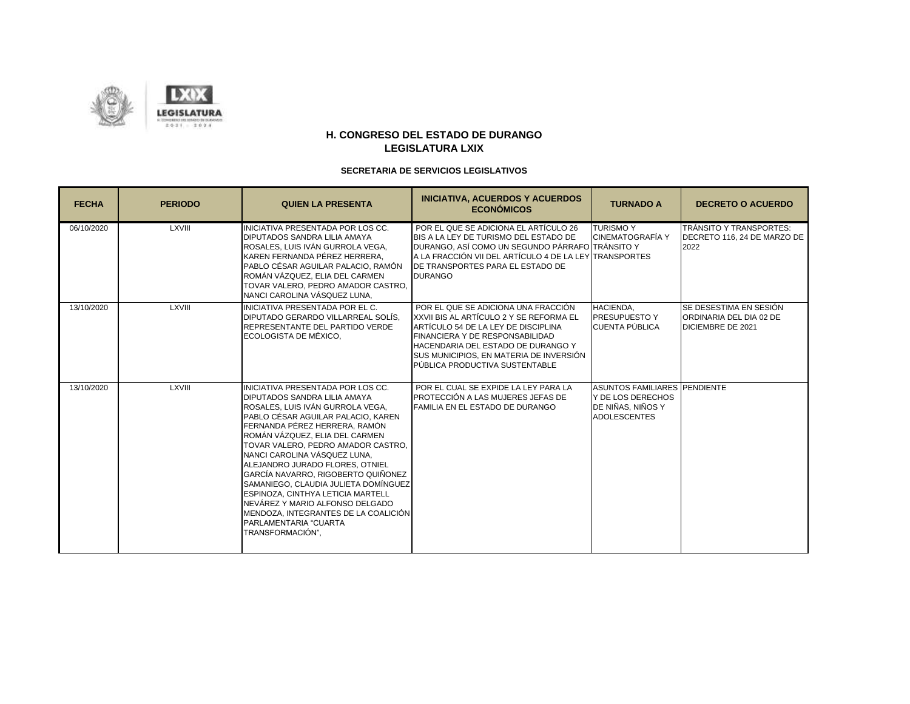**H. CONGRESO DEL ESTADO DE DURANGO**
**LEGISLATURA LXIX**

**SECRETARIA DE SERVICIOS LEGISLATIVOS**

| FECHA | PERIODO | QUIEN LA PRESENTA | INICIATIVA, ACUERDOS Y ACUERDOS ECONÓMICOS | TURNADO A | DECRETO O ACUERDO |
|---|---|---|---|---|---|
| 06/10/2020 | LXVIII | INICIATIVA PRESENTADA POR LOS CC. DIPUTADOS SANDRA LILIA AMAYA ROSALES, LUIS IVÁN GURROLA VEGA, KAREN FERNANDA PÉREZ HERRERA, PABLO CÉSAR AGUILAR PALACIO, RAMÓN ROMÁN VÁZQUEZ, ELIA DEL CARMEN TOVAR VALERO, PEDRO AMADOR CASTRO, NANCI CAROLINA VÁSQUEZ LUNA, | POR EL QUE SE ADICIONA EL ARTÍCULO 26 BIS A LA LEY DE TURISMO DEL ESTADO DE DURANGO, ASÍ COMO UN SEGUNDO PÁRRAFO A LA FRACCIÓN VII DEL ARTÍCULO 4 DE LA LEY DE TRANSPORTES PARA EL ESTADO DE DURANGO | TURISMO Y CINEMATOGRAFÍA Y TRÁNSITO Y TRANSPORTES | TRÁNSITO Y TRANSPORTES: DECRETO 116, 24 DE MARZO DE 2022 |
| 13/10/2020 | LXVIII | INICIATIVA PRESENTADA POR EL C. DIPUTADO GERARDO VILLARREAL SOLÍS, REPRESENTANTE DEL PARTIDO VERDE ECOLOGISTA DE MÉXICO, | POR EL QUE SE ADICIONA UNA FRACCIÓN XXVII BIS AL ARTÍCULO 2 Y SE REFORMA EL ARTÍCULO 54 DE LA LEY DE DISCIPLINA FINANCIERA Y DE RESPONSABILIDAD HACENDARIA DEL ESTADO DE DURANGO Y SUS MUNICIPIOS, EN MATERIA DE INVERSIÓN PÚBLICA PRODUCTIVA SUSTENTABLE | HACIENDA, PRESUPUESTO Y CUENTA PÚBLICA | SE DESESTIMA EN SESIÓN ORDINARIA DEL DIA 02 DE DICIEMBRE DE 2021 |
| 13/10/2020 | LXVIII | INICIATIVA PRESENTADA POR LOS CC. DIPUTADOS SANDRA LILIA AMAYA ROSALES, LUIS IVÁN GURROLA VEGA, PABLO CÉSAR AGUILAR PALACIO, KAREN FERNANDA PÉREZ HERRERA, RAMÓN ROMÁN VÁZQUEZ, ELIA DEL CARMEN TOVAR VALERO, PEDRO AMADOR CASTRO, NANCI CAROLINA VÁSQUEZ LUNA, ALEJANDRO JURADO FLORES, OTNIEL GARCÍA NAVARRO, RIGOBERTO QUIÑONEZ SAMANIEGO, CLAUDIA JULIETA DOMÍNGUEZ ESPINOZA, CINTHYA LETICIA MARTELL NEVÁREZ Y MARIO ALFONSO DELGADO MENDOZA, INTEGRANTES DE LA COALICIÓN PARLAMENTARIA "CUARTA TRANSFORMACIÓN", | POR EL CUAL SE EXPIDE LA LEY PARA LA PROTECCIÓN A LAS MUJERES JEFAS DE FAMILIA EN EL ESTADO DE DURANGO | ASUNTOS FAMILIARES Y DE LOS DERECHOS DE NIÑAS, NIÑOS Y ADOLESCENTES | PENDIENTE |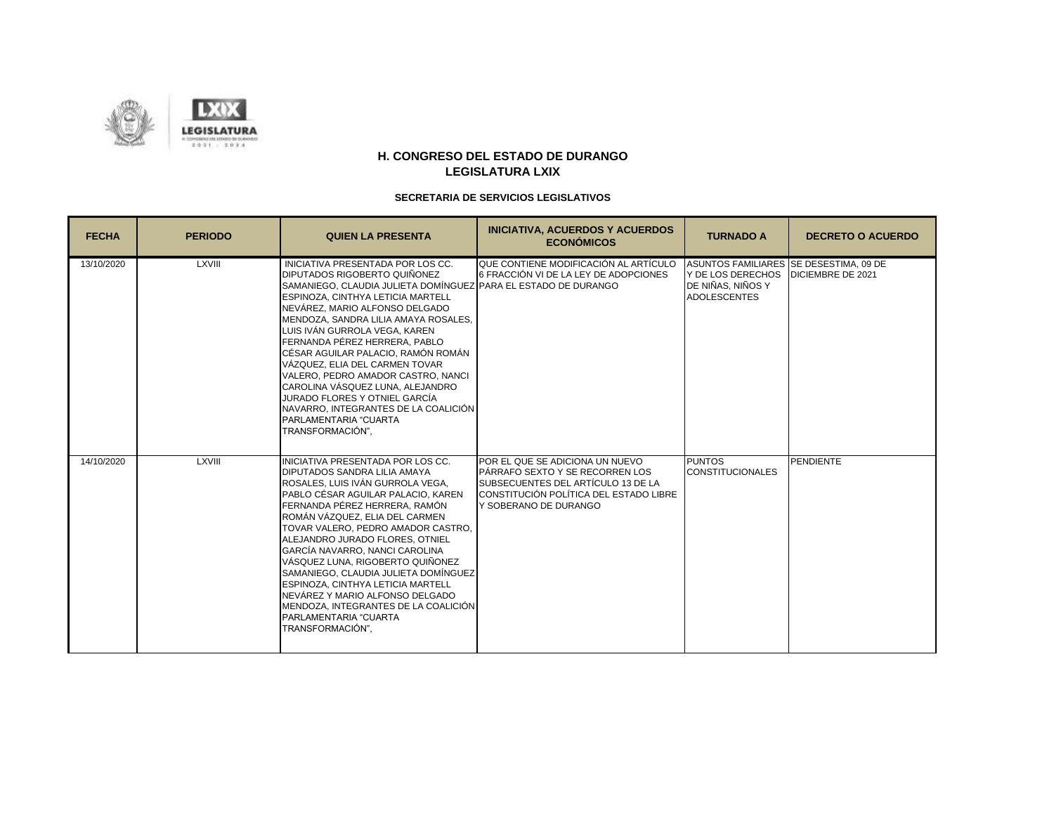**H. CONGRESO DEL ESTADO DE DURANGO**
**LEGISLATURA LXIX**

**SECRETARIA DE SERVICIOS LEGISLATIVOS**

| FECHA | PERIODO | QUIEN LA PRESENTA | INICIATIVA, ACUERDOS Y ACUERDOS ECONÓMICOS | TURNADO A | DECRETO O ACUERDO |
|---|---|---|---|---|---|
| 13/10/2020 | LXVIII | INICIATIVA PRESENTADA POR LOS CC. DIPUTADOS RIGOBERTO QUIÑONEZ SAMANIEGO, CLAUDIA JULIETA DOMÍNGUEZ ESPINOZA, CINTHYA LETICIA MARTELL NEVÁREZ, MARIO ALFONSO DELGADO MENDOZA, SANDRA LILIA AMAYA ROSALES, LUIS IVÁN GURROLA VEGA, KAREN FERNANDA PÉREZ HERRERA, PABLO CÉSAR AGUILAR PALACIO, RAMÓN ROMÁN VÁZQUEZ, ELIA DEL CARMEN TOVAR VALERO, PEDRO AMADOR CASTRO, NANCI CAROLINA VÁSQUEZ LUNA, ALEJANDRO JURADO FLORES Y OTNIEL GARCÍA NAVARRO, INTEGRANTES DE LA COALICIÓN PARLAMENTARIA "CUARTA TRANSFORMACIÓN", | QUE CONTIENE MODIFICACIÓN AL ARTÍCULO 6 FRACCIÓN VI DE LA LEY DE ADOPCIONES PARA EL ESTADO DE DURANGO | ASUNTOS FAMILIARES Y DE LOS DERECHOS DE NIÑAS, NIÑOS Y ADOLESCENTES | SE DESESTIMA, 09 DE DICIEMBRE DE 2021 |
| 14/10/2020 | LXVIII | INICIATIVA PRESENTADA POR LOS CC. DIPUTADOS SANDRA LILIA AMAYA ROSALES, LUIS IVÁN GURROLA VEGA, PABLO CÉSAR AGUILAR PALACIO, KAREN FERNANDA PÉREZ HERRERA, RAMÓN ROMÁN VÁZQUEZ, ELIA DEL CARMEN TOVAR VALERO, PEDRO AMADOR CASTRO, ALEJANDRO JURADO FLORES, OTNIEL GARCÍA NAVARRO, NANCI CAROLINA VÁSQUEZ LUNA, RIGOBERTO QUIÑONEZ SAMANIEGO, CLAUDIA JULIETA DOMÍNGUEZ ESPINOZA, CINTHYA LETICIA MARTELL NEVÁREZ Y MARIO ALFONSO DELGADO MENDOZA, INTEGRANTES DE LA COALICIÓN PARLAMENTARIA "CUARTA TRANSFORMACIÓN", | POR EL QUE SE ADICIONA UN NUEVO PÁRRAFO SEXTO Y SE RECORREN LOS SUBSECUENTES DEL ARTÍCULO 13 DE LA CONSTITUCIÓN POLÍTICA DEL ESTADO LIBRE Y SOBERANO DE DURANGO | PUNTOS CONSTITUCIONALES | PENDIENTE |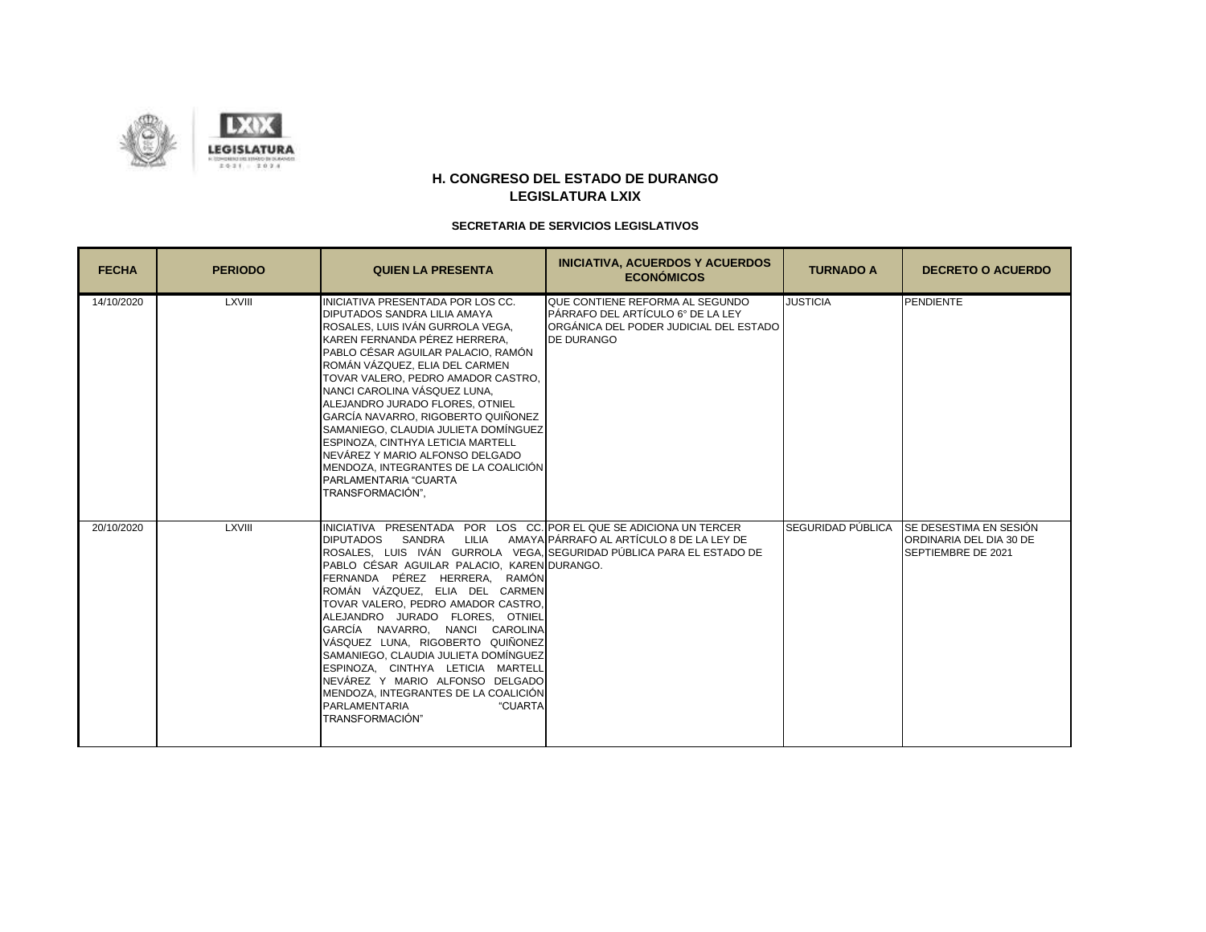## H. CONGRESO DEL ESTADO DE DURANGO
## LEGISLATURA LXIX

**SECRETARIA DE SERVICIOS LEGISLATIVOS**

| FECHA | PERIODO | QUIEN LA PRESENTA | INICIATIVA, ACUERDOS Y ACUERDOS ECONÓMICOS | TURNADO A | DECRETO O ACUERDO |
|---|---|---|---|---|---|
| 14/10/2020 | LXVIII | INICIATIVA PRESENTADA POR LOS CC. DIPUTADOS SANDRA LILIA AMAYA ROSALES, LUIS IVÁN GURROLA VEGA, KAREN FERNANDA PÉREZ HERRERA, PABLO CÉSAR AGUILAR PALACIO, RAMÓN ROMÁN VÁZQUEZ, ELIA DEL CARMEN TOVAR VALERO, PEDRO AMADOR CASTRO, NANCI CAROLINA VÁSQUEZ LUNA, ALEJANDRO JURADO FLORES, OTNIEL GARCÍA NAVARRO, RIGOBERTO QUIÑONEZ SAMANIEGO, CLAUDIA JULIETA DOMÍNGUEZ ESPINOZA, CINTHYA LETICIA MARTELL NEVÁREZ Y MARIO ALFONSO DELGADO MENDOZA, INTEGRANTES DE LA COALICIÓN PARLAMENTARIA “CUARTA TRANSFORMACIÓN”, | QUE CONTIENE REFORMA AL SEGUNDO PÁRRAFO DEL ARTÍCULO 6° DE LA LEY ORGÁNICA DEL PODER JUDICIAL DEL ESTADO DE DURANGO | JUSTICIA | PENDIENTE |
| 20/10/2020 | LXVIII | INICIATIVA PRESENTADA POR LOS CC. DIPUTADOS SANDRA LILIA AMAYA ROSALES, LUIS IVÁN GURROLA VEGA, PABLO CÉSAR AGUILAR PALACIO, KAREN FERNANDA PÉREZ HERRERA, RAMÓN ROMÁN VÁZQUEZ, ELIA DEL CARMEN TOVAR VALERO, PEDRO AMADOR CASTRO, ALEJANDRO JURADO FLORES, OTNIEL GARCÍA NAVARRO, NANCI CAROLINA VÁSQUEZ LUNA, RIGOBERTO QUIÑONEZ SAMANIEGO, CLAUDIA JULIETA DOMÍNGUEZ ESPINOZA, CINTHYA LETICIA MARTELL NEVÁREZ Y MARIO ALFONSO DELGADO MENDOZA, INTEGRANTES DE LA COALICIÓN PARLAMENTARIA “CUARTA TRANSFORMACIÓN” | POR EL QUE SE ADICIONA UN TERCER PÁRRAFO AL ARTÍCULO 8 DE LA LEY DE SEGURIDAD PÚBLICA PARA EL ESTADO DE DURANGO. | SEGURIDAD PÚBLICA | SE DESESTIMA EN SESIÓN ORDINARIA DEL DIA 30 DE SEPTIEMBRE DE 2021 |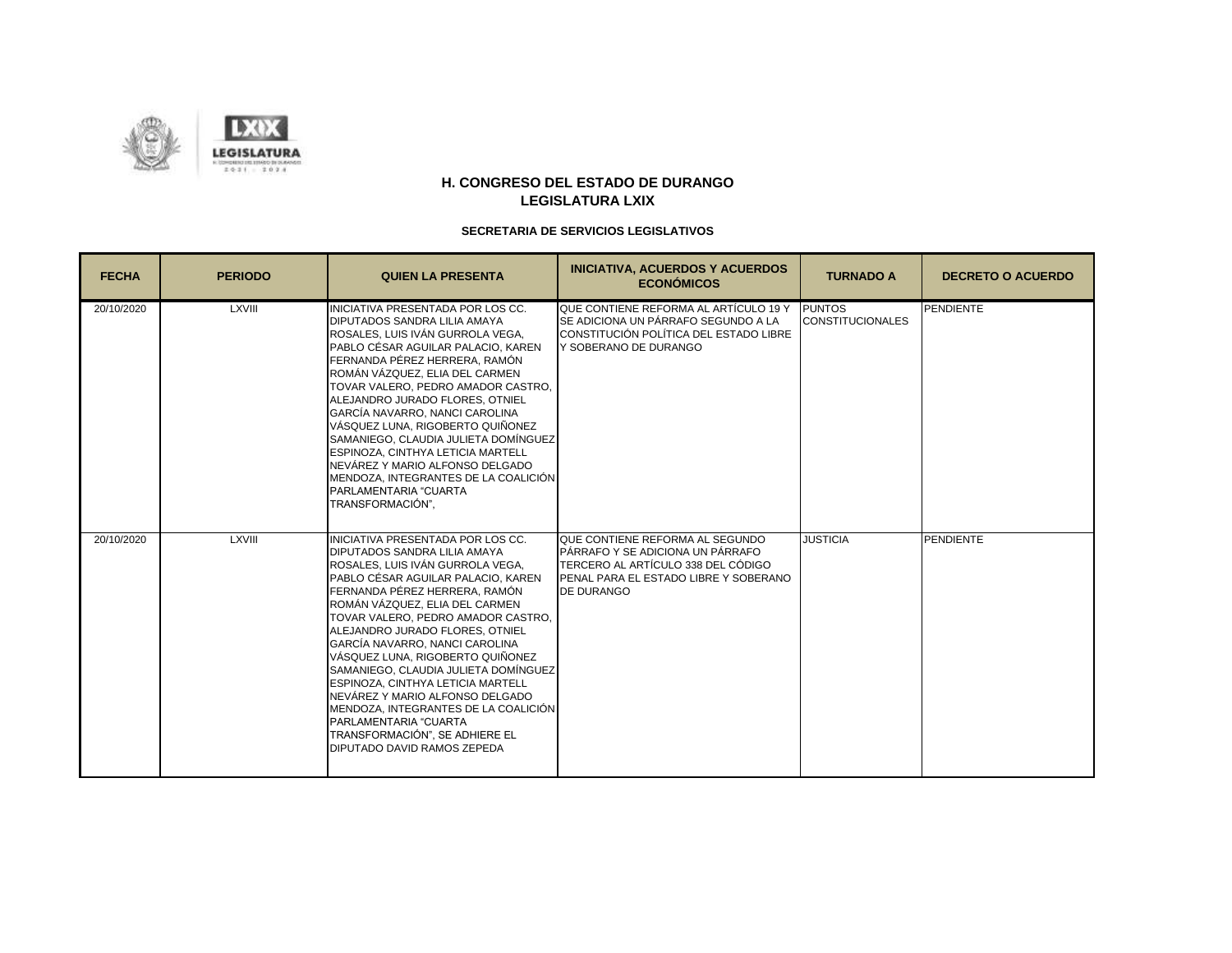**H. CONGRESO DEL ESTADO DE DURANGO**
**LEGISLATURA LXIX**

**SECRETARIA DE SERVICIOS LEGISLATIVOS**

| FECHA | PERIODO | QUIEN LA PRESENTA | INICIATIVA, ACUERDOS Y ACUERDOS ECONÓMICOS | TURNADO A | DECRETO O ACUERDO |
|---|---|---|---|---|---|
| 20/10/2020 | LXVIII | INICIATIVA PRESENTADA POR LOS CC. DIPUTADOS SANDRA LILIA AMAYA ROSALES, LUIS IVÁN GURROLA VEGA, PABLO CÉSAR AGUILAR PALACIO, KAREN FERNANDA PÉREZ HERRERA, RAMÓN ROMÁN VÁZQUEZ, ELIA DEL CARMEN TOVAR VALERO, PEDRO AMADOR CASTRO, ALEJANDRO JURADO FLORES, OTNIEL GARCÍA NAVARRO, NANCI CAROLINA VÁSQUEZ LUNA, RIGOBERTO QUIÑONEZ SAMANIEGO, CLAUDIA JULIETA DOMÍNGUEZ ESPINOZA, CINTHYA LETICIA MARTELL NEVÁREZ Y MARIO ALFONSO DELGADO MENDOZA, INTEGRANTES DE LA COALICIÓN PARLAMENTARIA "CUARTA TRANSFORMACIÓN", | QUE CONTIENE REFORMA AL ARTÍCULO 19 Y SE ADICIONA UN PÁRRAFO SEGUNDO A LA CONSTITUCIÓN POLÍTICA DEL ESTADO LIBRE Y SOBERANO DE DURANGO | PUNTOS CONSTITUCIONALES | PENDIENTE |
| 20/10/2020 | LXVIII | INICIATIVA PRESENTADA POR LOS CC. DIPUTADOS SANDRA LILIA AMAYA ROSALES, LUIS IVÁN GURROLA VEGA, PABLO CÉSAR AGUILAR PALACIO, KAREN FERNANDA PÉREZ HERRERA, RAMÓN ROMÁN VÁZQUEZ, ELIA DEL CARMEN TOVAR VALERO, PEDRO AMADOR CASTRO, ALEJANDRO JURADO FLORES, OTNIEL GARCÍA NAVARRO, NANCI CAROLINA VÁSQUEZ LUNA, RIGOBERTO QUIÑONEZ SAMANIEGO, CLAUDIA JULIETA DOMÍNGUEZ ESPINOZA, CINTHYA LETICIA MARTELL NEVÁREZ Y MARIO ALFONSO DELGADO MENDOZA, INTEGRANTES DE LA COALICIÓN PARLAMENTARIA "CUARTA TRANSFORMACIÓN", SE ADHIERE EL DIPUTADO DAVID RAMOS ZEPEDA | QUE CONTIENE REFORMA AL SEGUNDO PÁRRAFO Y SE ADICIONA UN PÁRRAFO TERCERO AL ARTÍCULO 338 DEL CÓDIGO PENAL PARA EL ESTADO LIBRE Y SOBERANO DE DURANGO | JUSTICIA | PENDIENTE |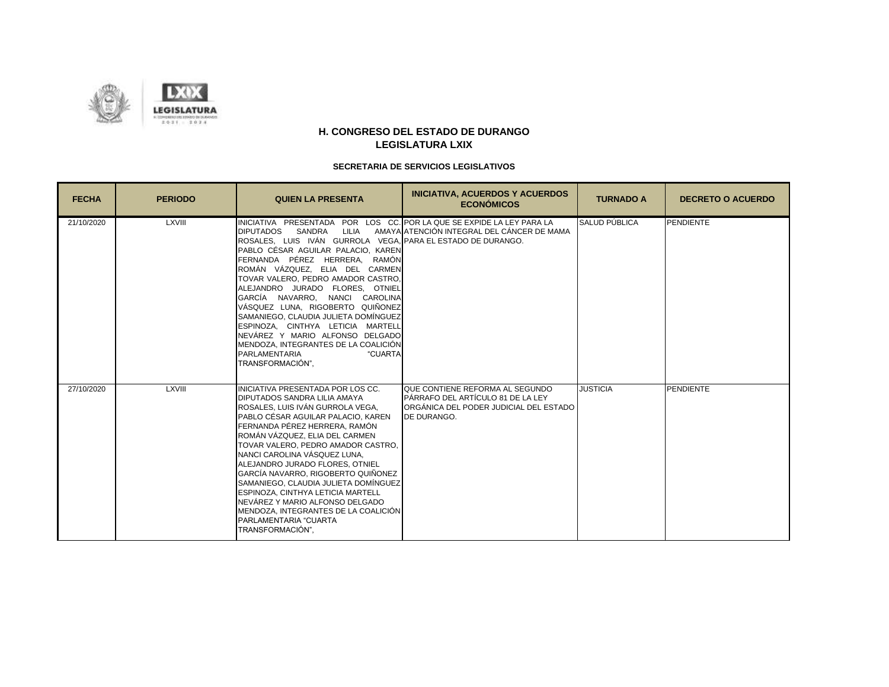## H. CONGRESO DEL ESTADO DE DURANGO
## LEGISLATURA LXIX

### SECRETARIA DE SERVICIOS LEGISLATIVOS

| FECHA | PERIODO | QUIEN LA PRESENTA | INICIATIVA, ACUERDOS Y ACUERDOS ECONÓMICOS | TURNADO A | DECRETO O ACUERDO |
|---|---|---|---|---|---|
| 21/10/2020 | LXVIII | INICIATIVA PRESENTADA POR LOS CC. DIPUTADOS SANDRA LILIA AMAYA ROSALES, LUIS IVÁN GURROLA VEGA, PABLO CÉSAR AGUILAR PALACIO, KAREN FERNANDA PÉREZ HERRERA, RAMÓN ROMÁN VÁZQUEZ, ELIA DEL CARMEN TOVAR VALERO, PEDRO AMADOR CASTRO, ALEJANDRO JURADO FLORES, OTNIEL GARCÍA NAVARRO, NANCI CAROLINA VÁSQUEZ LUNA, RIGOBERTO QUIÑONEZ SAMANIEGO, CLAUDIA JULIETA DOMÍNGUEZ ESPINOZA, CINTHYA LETICIA MARTELL NEVÁREZ Y MARIO ALFONSO DELGADO MENDOZA, INTEGRANTES DE LA COALICIÓN PARLAMENTARIA "CUARTA TRANSFORMACIÓN", | POR LA QUE SE EXPIDE LA LEY PARA LA ATENCIÓN INTEGRAL DEL CÁNCER DE MAMA PARA EL ESTADO DE DURANGO. | SALUD PÚBLICA | PENDIENTE |
| 27/10/2020 | LXVIII | INICIATIVA PRESENTADA POR LOS CC. DIPUTADOS SANDRA LILIA AMAYA ROSALES, LUIS IVÁN GURROLA VEGA, PABLO CÉSAR AGUILAR PALACIO, KAREN FERNANDA PÉREZ HERRERA, RAMÓN ROMÁN VÁZQUEZ, ELIA DEL CARMEN TOVAR VALERO, PEDRO AMADOR CASTRO, NANCI CAROLINA VÁSQUEZ LUNA, ALEJANDRO JURADO FLORES, OTNIEL GARCÍA NAVARRO, RIGOBERTO QUIÑONEZ SAMANIEGO, CLAUDIA JULIETA DOMÍNGUEZ ESPINOZA, CINTHYA LETICIA MARTELL NEVÁREZ Y MARIO ALFONSO DELGADO MENDOZA, INTEGRANTES DE LA COALICIÓN PARLAMENTARIA "CUARTA TRANSFORMACIÓN", | QUE CONTIENE REFORMA AL SEGUNDO PÁRRAFO DEL ARTÍCULO 81 DE LA LEY ORGÁNICA DEL PODER JUDICIAL DEL ESTADO DE DURANGO. | JUSTICIA | PENDIENTE |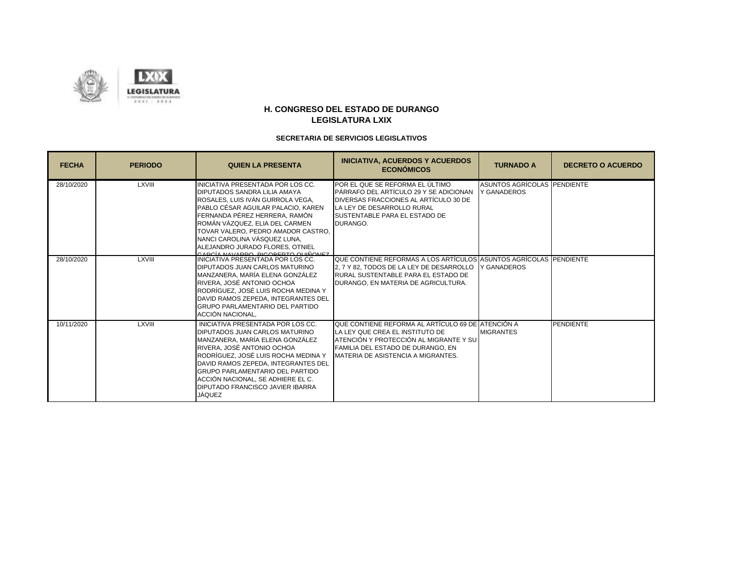**H. CONGRESO DEL ESTADO DE DURANGO**
**LEGISLATURA LXIX**

**SECRETARIA DE SERVICIOS LEGISLATIVOS**

| FECHA | PERIODO | QUIEN LA PRESENTA | INICIATIVA, ACUERDOS Y ACUERDOS ECONÓMICOS | TURNADO A | DECRETO O ACUERDO |
|---|---|---|---|---|---|
| 28/10/2020 | LXVIII | INICIATIVA PRESENTADA POR LOS CC. DIPUTADOS SANDRA LILIA AMAYA ROSALES, LUIS IVÁN GURROLA VEGA, PABLO CÉSAR AGUILAR PALACIO, KAREN FERNANDA PÉREZ HERRERA, RAMÓN ROMÁN VÁZQUEZ, ELIA DEL CARMEN TOVAR VALERO, PEDRO AMADOR CASTRO, NANCI CAROLINA VÁSQUEZ LUNA, ALEJANDRO JURADO FLORES, OTNIEL GARCÍA NAVARRO, RIGOBERTO QUIÑONEZ | POR EL QUE SE REFORMA EL ÚLTIMO PÁRRAFO DEL ARTÍCULO 29 Y SE ADICIONAN DIVERSAS FRACCIONES AL ARTÍCULO 30 DE LA LEY DE DESARROLLO RURAL SUSTENTABLE PARA EL ESTADO DE DURANGO. | ASUNTOS AGRÍCOLAS Y GANADEROS | PENDIENTE |
| 28/10/2020 | LXVIII | INICIATIVA PRESENTADA POR LOS CC. DIPUTADOS JUAN CARLOS MATURINO MANZANERA, MARÍA ELENA GONZÁLEZ RIVERA, JOSÉ ANTONIO OCHOA RODRÍGUEZ, JOSÉ LUIS ROCHA MEDINA Y DAVID RAMOS ZEPEDA, INTEGRANTES DEL GRUPO PARLAMENTARIO DEL PARTIDO ACCIÓN NACIONAL, | QUE CONTIENE REFORMAS A LOS ARTÍCULOS 2, 7 Y 82, TODOS DE LA LEY DE DESARROLLO RURAL SUSTENTABLE PARA EL ESTADO DE DURANGO, EN MATERIA DE AGRICULTURA. | ASUNTOS AGRÍCOLAS Y GANADEROS | PENDIENTE |
| 10/11/2020 | LXVIII | INICIATIVA PRESENTADA POR LOS CC. DIPUTADOS JUAN CARLOS MATURINO MANZANERA, MARÍA ELENA GONZÁLEZ RIVERA, JOSÉ ANTONIO OCHOA RODRÍGUEZ, JOSÉ LUIS ROCHA MEDINA Y DAVID RAMOS ZEPEDA, INTEGRANTES DEL GRUPO PARLAMENTARIO DEL PARTIDO ACCIÓN NACIONAL, SE ADHIERE EL C. DIPUTADO FRANCISCO JAVIER IBARRA JÁQUEZ | QUE CONTIENE REFORMA AL ARTÍCULO 69 DE LA LEY QUE CREA EL INSTITUTO DE ATENCIÓN Y PROTECCIÓN AL MIGRANTE Y SU FAMILIA DEL ESTADO DE DURANGO, EN MATERIA DE ASISTENCIA A MIGRANTES. | ATENCIÓN A MIGRANTES | PENDIENTE |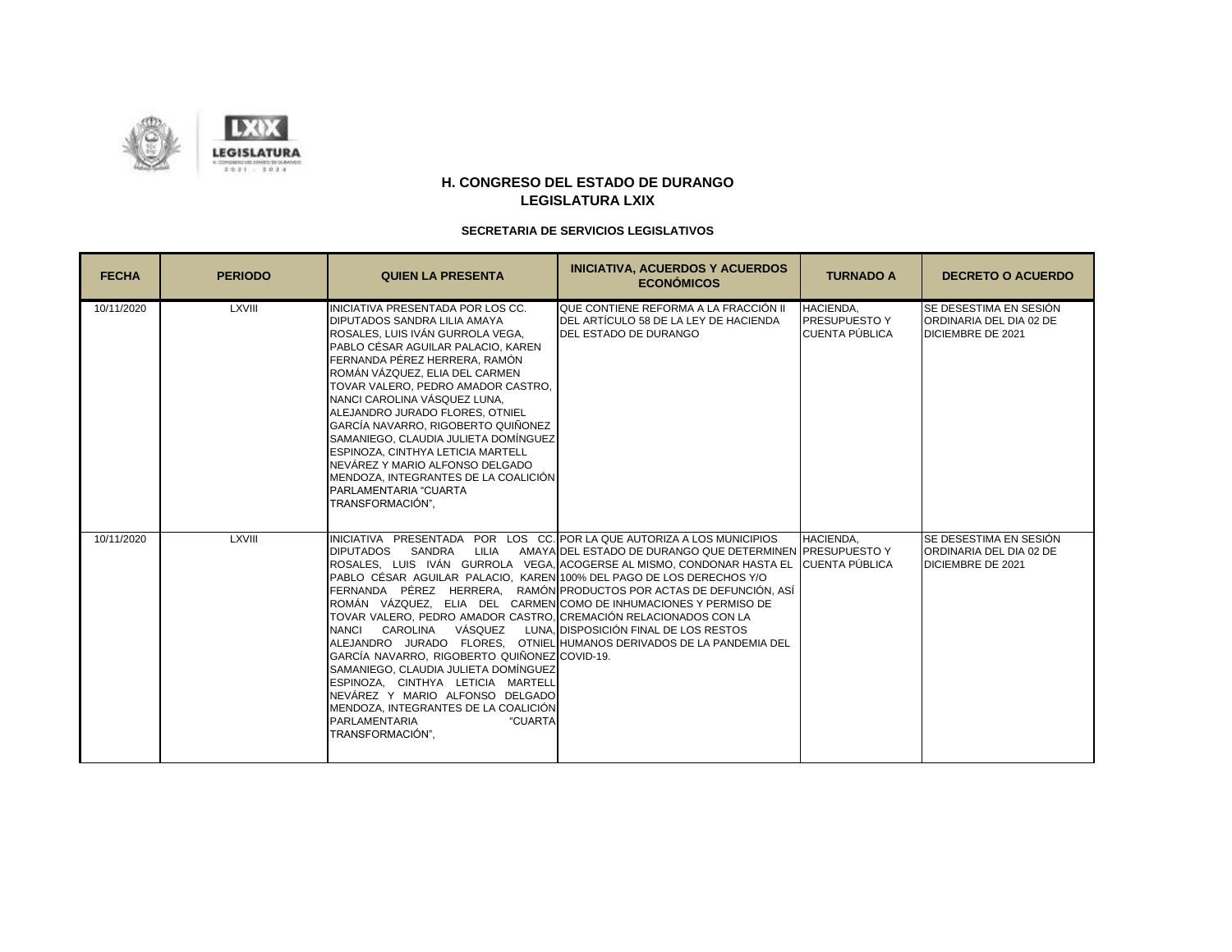**H. CONGRESO DEL ESTADO DE DURANGO**
**LEGISLATURA LXIX**

**SECRETARIA DE SERVICIOS LEGISLATIVOS**

| FECHA | PERIODO | QUIEN LA PRESENTA | INICIATIVA, ACUERDOS Y ACUERDOS ECONÓMICOS | TURNADO A | DECRETO O ACUERDO |
|---|---|---|---|---|---|
| 10/11/2020 | LXVIII | INICIATIVA PRESENTADA POR LOS CC. DIPUTADOS SANDRA LILIA AMAYA ROSALES, LUIS IVÁN GURROLA VEGA, PABLO CÉSAR AGUILAR PALACIO, KAREN FERNANDA PÉREZ HERRERA, RAMÓN ROMÁN VÁZQUEZ, ELIA DEL CARMEN TOVAR VALERO, PEDRO AMADOR CASTRO, NANCI CAROLINA VÁSQUEZ LUNA, ALEJANDRO JURADO FLORES, OTNIEL GARCÍA NAVARRO, RIGOBERTO QUIÑONEZ SAMANIEGO, CLAUDIA JULIETA DOMÍNGUEZ ESPINOZA, CINTHYA LETICIA MARTELL NEVÁREZ Y MARIO ALFONSO DELGADO MENDOZA, INTEGRANTES DE LA COALICIÓN PARLAMENTARIA "CUARTA TRANSFORMACIÓN", | QUE CONTIENE REFORMA A LA FRACCIÓN II DEL ARTÍCULO 58 DE LA LEY DE HACIENDA DEL ESTADO DE DURANGO | HACIENDA, PRESUPUESTO Y CUENTA PÚBLICA | SE DESESTIMA EN SESIÓN ORDINARIA DEL DIA 02 DE DICIEMBRE DE 2021 |
| 10/11/2020 | LXVIII | INICIATIVA PRESENTADA POR LOS CC. DIPUTADOS SANDRA LILIA AMAYA ROSALES, LUIS IVÁN GURROLA VEGA, PABLO CÉSAR AGUILAR PALACIO, KAREN FERNANDA PÉREZ HERRERA, RAMÓN ROMÁN VÁZQUEZ, ELIA DEL CARMEN TOVAR VALERO, PEDRO AMADOR CASTRO, NANCI CAROLINA VÁSQUEZ LUNA, ALEJANDRO JURADO FLORES, OTNIEL GARCÍA NAVARRO, RIGOBERTO QUIÑONEZ SAMANIEGO, CLAUDIA JULIETA DOMÍNGUEZ ESPINOZA, CINTHYA LETICIA MARTELL NEVÁREZ Y MARIO ALFONSO DELGADO MENDOZA, INTEGRANTES DE LA COALICIÓN PARLAMENTARIA "CUARTA TRANSFORMACIÓN", | POR LA QUE AUTORIZA A LOS MUNICIPIOS DEL ESTADO DE DURANGO QUE DETERMINEN ACOGERSE AL MISMO, CONDONAR HASTA EL 100% DEL PAGO DE LOS DERECHOS Y/O PRODUCTOS POR ACTAS DE DEFUNCIÓN, ASÍ COMO DE INHUMACIONES Y PERMISO DE CREMACIÓN RELACIONADOS CON LA DISPOSICIÓN FINAL DE LOS RESTOS HUMANOS DERIVADOS DE LA PANDEMIA DEL COVID-19. | HACIENDA, PRESUPUESTO Y CUENTA PÚBLICA | SE DESESTIMA EN SESIÓN ORDINARIA DEL DIA 02 DE DICIEMBRE DE 2021 |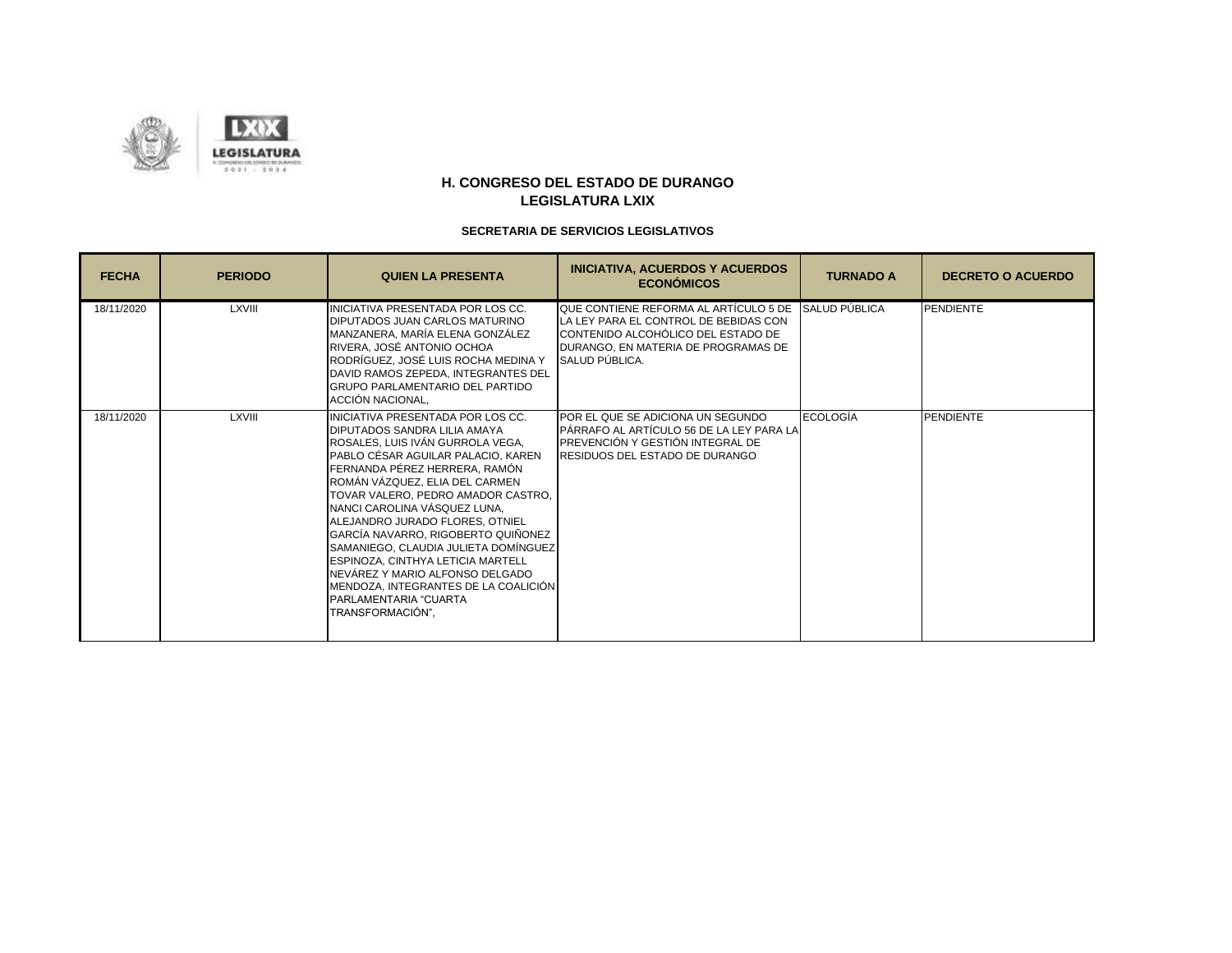## H. CONGRESO DEL ESTADO DE DURANGO
## LEGISLATURA LXIX

### SECRETARIA DE SERVICIOS LEGISLATIVOS

| FECHA | PERIODO | QUIEN LA PRESENTA | INICIATIVA, ACUERDOS Y ACUERDOS ECONÓMICOS | TURNADO A | DECRETO O ACUERDO |
|---|---|---|---|---|---|
| 18/11/2020 | LXVIII | INICIATIVA PRESENTADA POR LOS CC. DIPUTADOS JUAN CARLOS MATURINO MANZANERA, MARÍA ELENA GONZÁLEZ RIVERA, JOSÉ ANTONIO OCHOA RODRÍGUEZ, JOSÉ LUIS ROCHA MEDINA Y DAVID RAMOS ZEPEDA, INTEGRANTES DEL GRUPO PARLAMENTARIO DEL PARTIDO ACCIÓN NACIONAL, | QUE CONTIENE REFORMA AL ARTÍCULO 5 DE LA LEY PARA EL CONTROL DE BEBIDAS CON CONTENIDO ALCOHÓLICO DEL ESTADO DE DURANGO, EN MATERIA DE PROGRAMAS DE SALUD PÚBLICA. | SALUD PÚBLICA | PENDIENTE |
| 18/11/2020 | LXVIII | INICIATIVA PRESENTADA POR LOS CC. DIPUTADOS SANDRA LILIA AMAYA ROSALES, LUIS IVÁN GURROLA VEGA, PABLO CÉSAR AGUILAR PALACIO, KAREN FERNANDA PÉREZ HERRERA, RAMÓN ROMÁN VÁZQUEZ, ELIA DEL CARMEN TOVAR VALERO, PEDRO AMADOR CASTRO, NANCI CAROLINA VÁSQUEZ LUNA, ALEJANDRO JURADO FLORES, OTNIEL GARCÍA NAVARRO, RIGOBERTO QUIÑONEZ SAMANIEGO, CLAUDIA JULIETA DOMÍNGUEZ ESPINOZA, CINTHYA LETICIA MARTELL NEVÁREZ Y MARIO ALFONSO DELGADO MENDOZA, INTEGRANTES DE LA COALICIÓN PARLAMENTARIA "CUARTA TRANSFORMACIÓN", | POR EL QUE SE ADICIONA UN SEGUNDO PÁRRAFO AL ARTÍCULO 56 DE LA LEY PARA LA PREVENCIÓN Y GESTIÓN INTEGRAL DE RESIDUOS DEL ESTADO DE DURANGO | ECOLOGÍA | PENDIENTE |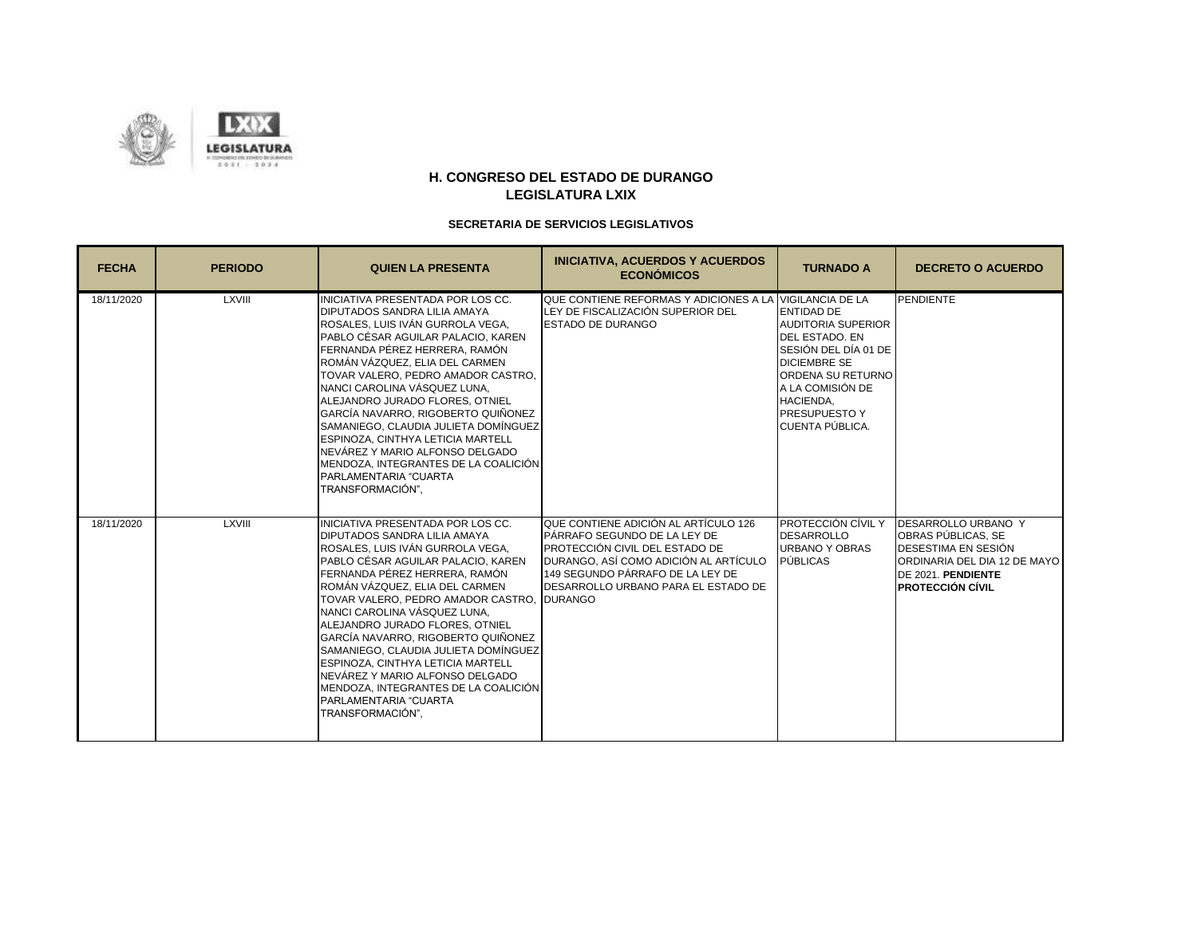**H. CONGRESO DEL ESTADO DE DURANGO**
**LEGISLATURA LXIX**

**SECRETARIA DE SERVICIOS LEGISLATIVOS**

| FECHA | PERIODO | QUIEN LA PRESENTA | INICIATIVA, ACUERDOS Y ACUERDOS ECONÓMICOS | TURNADO A | DECRETO O ACUERDO |
|---|---|---|---|---|---|
| 18/11/2020 | LXVIII | INICIATIVA PRESENTADA POR LOS CC. DIPUTADOS SANDRA LILIA AMAYA ROSALES, LUIS IVÁN GURROLA VEGA, PABLO CÉSAR AGUILAR PALACIO, KAREN FERNANDA PÉREZ HERRERA, RAMÓN ROMÁN VÁZQUEZ, ELIA DEL CARMEN TOVAR VALERO, PEDRO AMADOR CASTRO, NANCI CAROLINA VÁSQUEZ LUNA, ALEJANDRO JURADO FLORES, OTNIEL GARCÍA NAVARRO, RIGOBERTO QUIÑONEZ SAMANIEGO, CLAUDIA JULIETA DOMÍNGUEZ ESPINOZA, CINTHYA LETICIA MARTELL NEVÁREZ Y MARIO ALFONSO DELGADO MENDOZA, INTEGRANTES DE LA COALICIÓN PARLAMENTARIA "CUARTA TRANSFORMACIÓN", | QUE CONTIENE REFORMAS Y ADICIONES A LA LEY DE FISCALIZACIÓN SUPERIOR DEL ESTADO DE DURANGO | VIGILANCIA DE LA ENTIDAD DE AUDITORIA SUPERIOR DEL ESTADO. EN SESIÓN DEL DÍA 01 DE DICIEMBRE SE ORDENA SU RETURNO A LA COMISIÓN DE HACIENDA, PRESUPUESTO Y CUENTA PÚBLICA. | PENDIENTE |
| 18/11/2020 | LXVIII | INICIATIVA PRESENTADA POR LOS CC. DIPUTADOS SANDRA LILIA AMAYA ROSALES, LUIS IVÁN GURROLA VEGA, PABLO CÉSAR AGUILAR PALACIO, KAREN FERNANDA PÉREZ HERRERA, RAMÓN ROMÁN VÁZQUEZ, ELIA DEL CARMEN TOVAR VALERO, PEDRO AMADOR CASTRO, NANCI CAROLINA VÁSQUEZ LUNA, ALEJANDRO JURADO FLORES, OTNIEL GARCÍA NAVARRO, RIGOBERTO QUIÑONEZ SAMANIEGO, CLAUDIA JULIETA DOMÍNGUEZ ESPINOZA, CINTHYA LETICIA MARTELL NEVÁREZ Y MARIO ALFONSO DELGADO MENDOZA, INTEGRANTES DE LA COALICIÓN PARLAMENTARIA "CUARTA TRANSFORMACIÓN", | QUE CONTIENE ADICIÓN AL ARTÍCULO 126 PÁRRAFO SEGUNDO DE LA LEY DE PROTECCIÓN CIVIL DEL ESTADO DE DURANGO, ASÍ COMO ADICIÓN AL ARTÍCULO 149 SEGUNDO PÁRRAFO DE LA LEY DE DESARROLLO URBANO PARA EL ESTADO DE DURANGO | PROTECCIÓN CÍVIL Y DESARROLLO URBANO Y OBRAS PÚBLICAS | DESARROLLO URBANO Y OBRAS PÚBLICAS, SE DESESTIMA EN SESIÓN ORDINARIA DEL DIA 12 DE MAYO DE 2021. **PENDIENTE PROTECCIÓN CÍVIL** |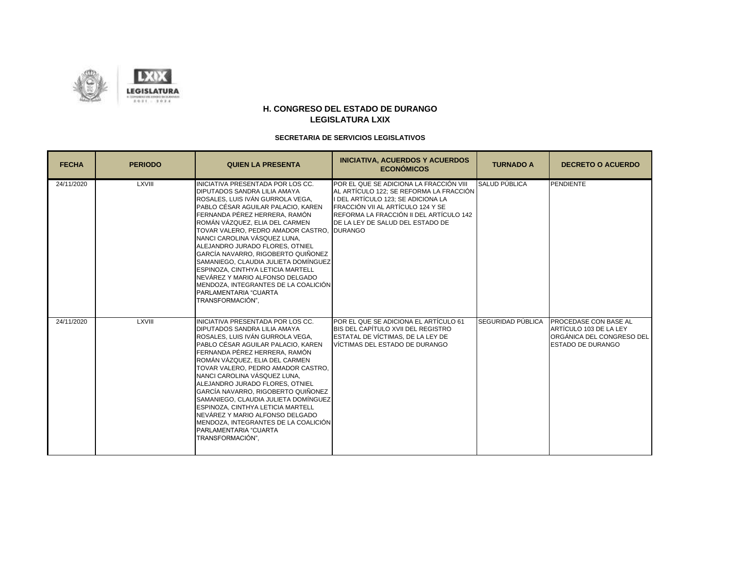**H. CONGRESO DEL ESTADO DE DURANGO**
**LEGISLATURA LXIX**

**SECRETARIA DE SERVICIOS LEGISLATIVOS**

| FECHA | PERIODO | QUIEN LA PRESENTA | INICIATIVA, ACUERDOS Y ACUERDOS ECONÓMICOS | TURNADO A | DECRETO O ACUERDO |
|---|---|---|---|---|---|
| 24/11/2020 | LXVIII | INICIATIVA PRESENTADA POR LOS CC. DIPUTADOS SANDRA LILIA AMAYA ROSALES, LUIS IVÁN GURROLA VEGA, PABLO CÉSAR AGUILAR PALACIO, KAREN FERNANDA PÉREZ HERRERA, RAMÓN ROMÁN VÁZQUEZ, ELIA DEL CARMEN TOVAR VALERO, PEDRO AMADOR CASTRO, NANCI CAROLINA VÁSQUEZ LUNA, ALEJANDRO JURADO FLORES, OTNIEL GARCÍA NAVARRO, RIGOBERTO QUIÑONEZ SAMANIEGO, CLAUDIA JULIETA DOMÍNGUEZ ESPINOZA, CINTHYA LETICIA MARTELL NEVÁREZ Y MARIO ALFONSO DELGADO MENDOZA, INTEGRANTES DE LA COALICIÓN PARLAMENTARIA "CUARTA TRANSFORMACIÓN", | POR EL QUE SE ADICIONA LA FRACCIÓN VIII AL ARTÍCULO 122; SE REFORMA LA FRACCIÓN I DEL ARTÍCULO 123; SE ADICIONA LA FRACCIÓN VII AL ARTÍCULO 124 Y SE REFORMA LA FRACCIÓN II DEL ARTÍCULO 142 DE LA LEY DE SALUD DEL ESTADO DE DURANGO | SALUD PÚBLICA | PENDIENTE |
| 24/11/2020 | LXVIII | INICIATIVA PRESENTADA POR LOS CC. DIPUTADOS SANDRA LILIA AMAYA ROSALES, LUIS IVÁN GURROLA VEGA, PABLO CÉSAR AGUILAR PALACIO, KAREN FERNANDA PÉREZ HERRERA, RAMÓN ROMÁN VÁZQUEZ, ELIA DEL CARMEN TOVAR VALERO, PEDRO AMADOR CASTRO, NANCI CAROLINA VÁSQUEZ LUNA, ALEJANDRO JURADO FLORES, OTNIEL GARCÍA NAVARRO, RIGOBERTO QUIÑONEZ SAMANIEGO, CLAUDIA JULIETA DOMÍNGUEZ ESPINOZA, CINTHYA LETICIA MARTELL NEVÁREZ Y MARIO ALFONSO DELGADO MENDOZA, INTEGRANTES DE LA COALICIÓN PARLAMENTARIA "CUARTA TRANSFORMACIÓN", | POR EL QUE SE ADICIONA EL ARTÍCULO 61 BIS DEL CAPÍTULO XVII DEL REGISTRO ESTATAL DE VÍCTIMAS, DE LA LEY DE VÍCTIMAS DEL ESTADO DE DURANGO | SEGURIDAD PÚBLICA | PROCEDASE CON BASE AL ARTÍCULO 103 DE LA LEY ORGÁNICA DEL CONGRESO DEL ESTADO DE DURANGO |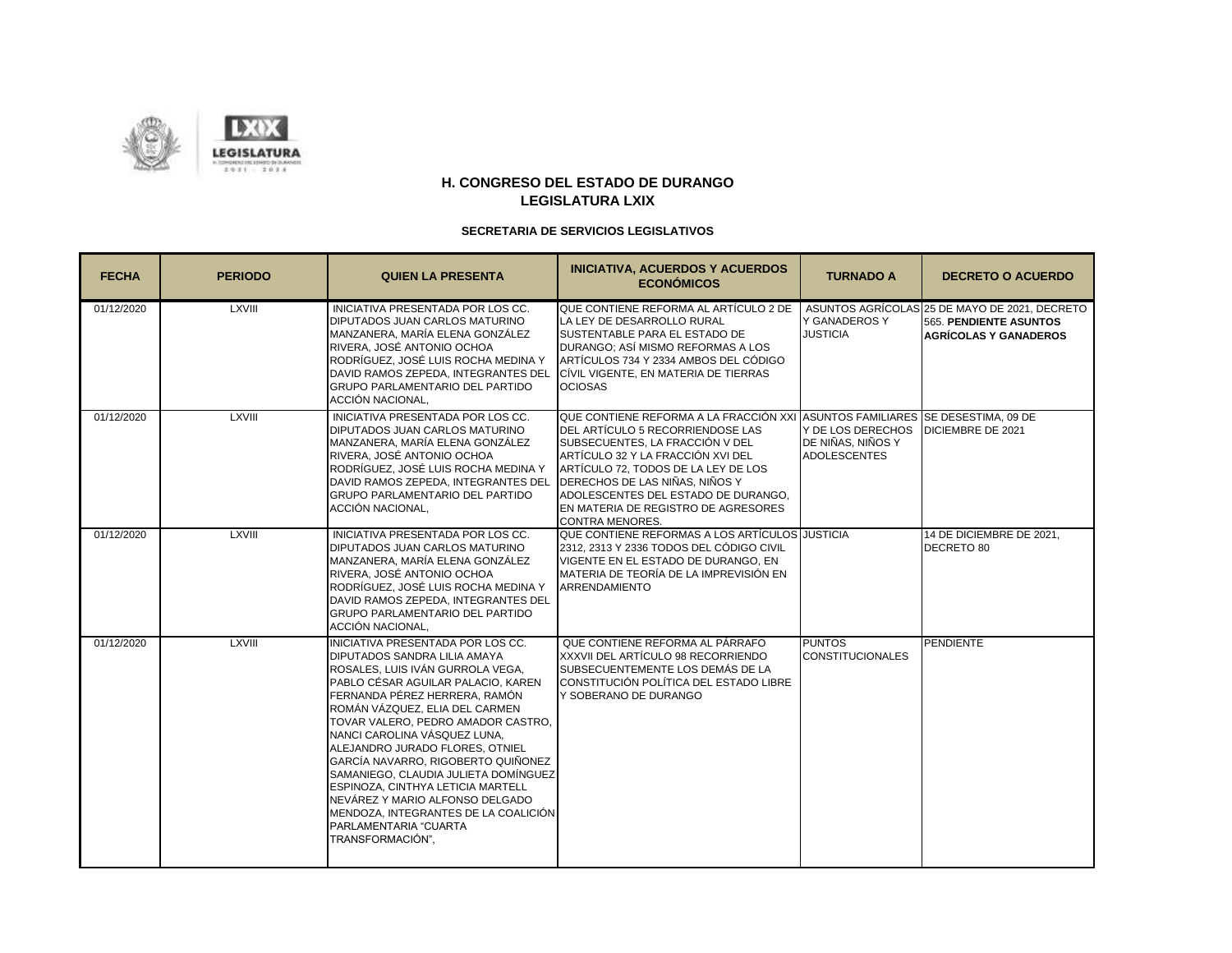## H. CONGRESO DEL ESTADO DE DURANGO
## LEGISLATURA LXIX

### SECRETARIA DE SERVICIOS LEGISLATIVOS

| FECHA | PERIODO | QUIEN LA PRESENTA | INICIATIVA, ACUERDOS Y ACUERDOS ECONÓMICOS | TURNADO A | DECRETO O ACUERDO |
|---|---|---|---|---|---|
| 01/12/2020 | LXVIII | INICIATIVA PRESENTADA POR LOS CC. DIPUTADOS JUAN CARLOS MATURINO MANZANERA, MARÍA ELENA GONZÁLEZ RIVERA, JOSÉ ANTONIO OCHOA RODRÍGUEZ, JOSÉ LUIS ROCHA MEDINA Y DAVID RAMOS ZEPEDA, INTEGRANTES DEL GRUPO PARLAMENTARIO DEL PARTIDO ACCIÓN NACIONAL, | QUE CONTIENE REFORMA AL ARTÍCULO 2 DE LA LEY DE DESARROLLO RURAL SUSTENTABLE PARA EL ESTADO DE DURANGO; ASÍ MISMO REFORMAS A LOS ARTÍCULOS 734 Y 2334 AMBOS DEL CÓDIGO CÍVIL VIGENTE, EN MATERIA DE TIERRAS OCIOSAS | ASUNTOS AGRÍCOLAS Y GANADEROS Y JUSTICIA | 25 DE MAYO DE 2021, DECRETO 565. **PENDIENTE ASUNTOS AGRÍCOLAS Y GANADEROS** |
| 01/12/2020 | LXVIII | INICIATIVA PRESENTADA POR LOS CC. DIPUTADOS JUAN CARLOS MATURINO MANZANERA, MARÍA ELENA GONZÁLEZ RIVERA, JOSÉ ANTONIO OCHOA RODRÍGUEZ, JOSÉ LUIS ROCHA MEDINA Y DAVID RAMOS ZEPEDA, INTEGRANTES DEL GRUPO PARLAMENTARIO DEL PARTIDO ACCIÓN NACIONAL, | QUE CONTIENE REFORMA A LA FRACCIÓN XXI DEL ARTÍCULO 5 RECORRIENDOSE LAS SUBSECUENTES, LA FRACCIÓN V DEL ARTÍCULO 32 Y LA FRACCIÓN XVI DEL ARTÍCULO 72, TODOS DE LA LEY DE LOS DERECHOS DE LAS NIÑAS, NIÑOS Y ADOLESCENTES DEL ESTADO DE DURANGO, EN MATERIA DE REGISTRO DE AGRESORES CONTRA MENORES. | ASUNTOS FAMILIARES Y DE LOS DERECHOS DE NIÑAS, NIÑOS Y ADOLESCENTES | SE DESESTIMA, 09 DE DICIEMBRE DE 2021 |
| 01/12/2020 | LXVIII | INICIATIVA PRESENTADA POR LOS CC. DIPUTADOS JUAN CARLOS MATURINO MANZANERA, MARÍA ELENA GONZÁLEZ RIVERA, JOSÉ ANTONIO OCHOA RODRÍGUEZ, JOSÉ LUIS ROCHA MEDINA Y DAVID RAMOS ZEPEDA, INTEGRANTES DEL GRUPO PARLAMENTARIO DEL PARTIDO ACCIÓN NACIONAL, | QUE CONTIENE REFORMAS A LOS ARTÍCULOS 2312, 2313 Y 2336 TODOS DEL CÓDIGO CIVIL VIGENTE EN EL ESTADO DE DURANGO, EN MATERIA DE TEORÍA DE LA IMPREVISIÓN EN ARRENDAMIENTO | JUSTICIA | 14 DE DICIEMBRE DE 2021, DECRETO 80 |
| 01/12/2020 | LXVIII | INICIATIVA PRESENTADA POR LOS CC. DIPUTADOS SANDRA LILIA AMAYA ROSALES, LUIS IVÁN GURROLA VEGA, PABLO CÉSAR AGUILAR PALACIO, KAREN FERNANDA PÉREZ HERRERA, RAMÓN ROMÁN VÁZQUEZ, ELIA DEL CARMEN TOVAR VALERO, PEDRO AMADOR CASTRO, NANCI CAROLINA VÁSQUEZ LUNA, ALEJANDRO JURADO FLORES, OTNIEL GARCÍA NAVARRO, RIGOBERTO QUIÑONEZ SAMANIEGO, CLAUDIA JULIETA DOMÍNGUEZ ESPINOZA, CINTHYA LETICIA MARTELL NEVÁREZ Y MARIO ALFONSO DELGADO MENDOZA, INTEGRANTES DE LA COALICIÓN PARLAMENTARIA "CUARTA TRANSFORMACIÓN", | QUE CONTIENE REFORMA AL PÁRRAFO XXXVII DEL ARTÍCULO 98 RECORRIENDO SUBSECUENTEMENTE LOS DEMÁS DE LA CONSTITUCIÓN POLÍTICA DEL ESTADO LIBRE Y SOBERANO DE DURANGO | PUNTOS CONSTITUCIONALES | PENDIENTE |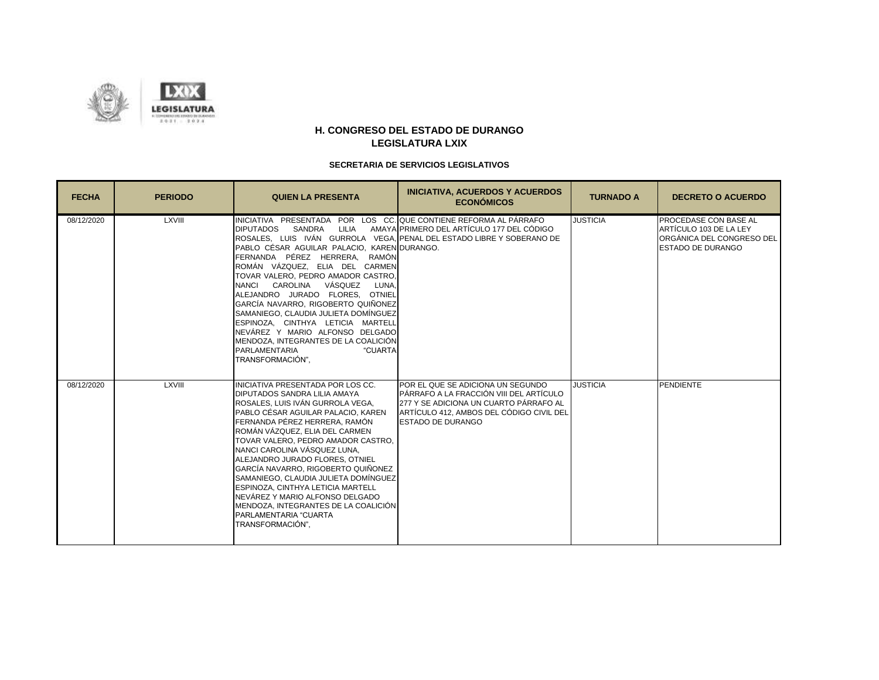**H. CONGRESO DEL ESTADO DE DURANGO**
**LEGISLATURA LXIX**

**SECRETARIA DE SERVICIOS LEGISLATIVOS**

| FECHA | PERIODO | QUIEN LA PRESENTA | INICIATIVA, ACUERDOS Y ACUERDOS ECONÓMICOS | TURNADO A | DECRETO O ACUERDO |
|---|---|---|---|---|---|
| 08/12/2020 | LXVIII | INICIATIVA PRESENTADA POR LOS CC. DIPUTADOS SANDRA LILIA AMAYA ROSALES, LUIS IVÁN GURROLA VEGA, PABLO CÉSAR AGUILAR PALACIO, KAREN FERNANDA PÉREZ HERRERA, RAMÓN ROMÁN VÁZQUEZ, ELIA DEL CARMEN TOVAR VALERO, PEDRO AMADOR CASTRO, NANCI CAROLINA VÁSQUEZ LUNA, ALEJANDRO JURADO FLORES, OTNIEL GARCÍA NAVARRO, RIGOBERTO QUIÑONEZ SAMANIEGO, CLAUDIA JULIETA DOMÍNGUEZ ESPINOZA, CINTHYA LETICIA MARTELL NEVÁREZ Y MARIO ALFONSO DELGADO MENDOZA, INTEGRANTES DE LA COALICIÓN PARLAMENTARIA "CUARTA TRANSFORMACIÓN", | QUE CONTIENE REFORMA AL PÁRRAFO PRIMERO DEL ARTÍCULO 177 DEL CÓDIGO PENAL DEL ESTADO LIBRE Y SOBERANO DE DURANGO. | JUSTICIA | PROCEDASE CON BASE AL ARTÍCULO 103 DE LA LEY ORGÁNICA DEL CONGRESO DEL ESTADO DE DURANGO |
| 08/12/2020 | LXVIII | INICIATIVA PRESENTADA POR LOS CC. DIPUTADOS SANDRA LILIA AMAYA ROSALES, LUIS IVÁN GURROLA VEGA, PABLO CÉSAR AGUILAR PALACIO, KAREN FERNANDA PÉREZ HERRERA, RAMÓN ROMÁN VÁZQUEZ, ELIA DEL CARMEN TOVAR VALERO, PEDRO AMADOR CASTRO, NANCI CAROLINA VÁSQUEZ LUNA, ALEJANDRO JURADO FLORES, OTNIEL GARCÍA NAVARRO, RIGOBERTO QUIÑONEZ SAMANIEGO, CLAUDIA JULIETA DOMÍNGUEZ ESPINOZA, CINTHYA LETICIA MARTELL NEVÁREZ Y MARIO ALFONSO DELGADO MENDOZA, INTEGRANTES DE LA COALICIÓN PARLAMENTARIA "CUARTA TRANSFORMACIÓN", | POR EL QUE SE ADICIONA UN SEGUNDO PÁRRAFO A LA FRACCIÓN VIII DEL ARTÍCULO 277 Y SE ADICIONA UN CUARTO PÁRRAFO AL ARTÍCULO 412, AMBOS DEL CÓDIGO CIVIL DEL ESTADO DE DURANGO | JUSTICIA | PENDIENTE |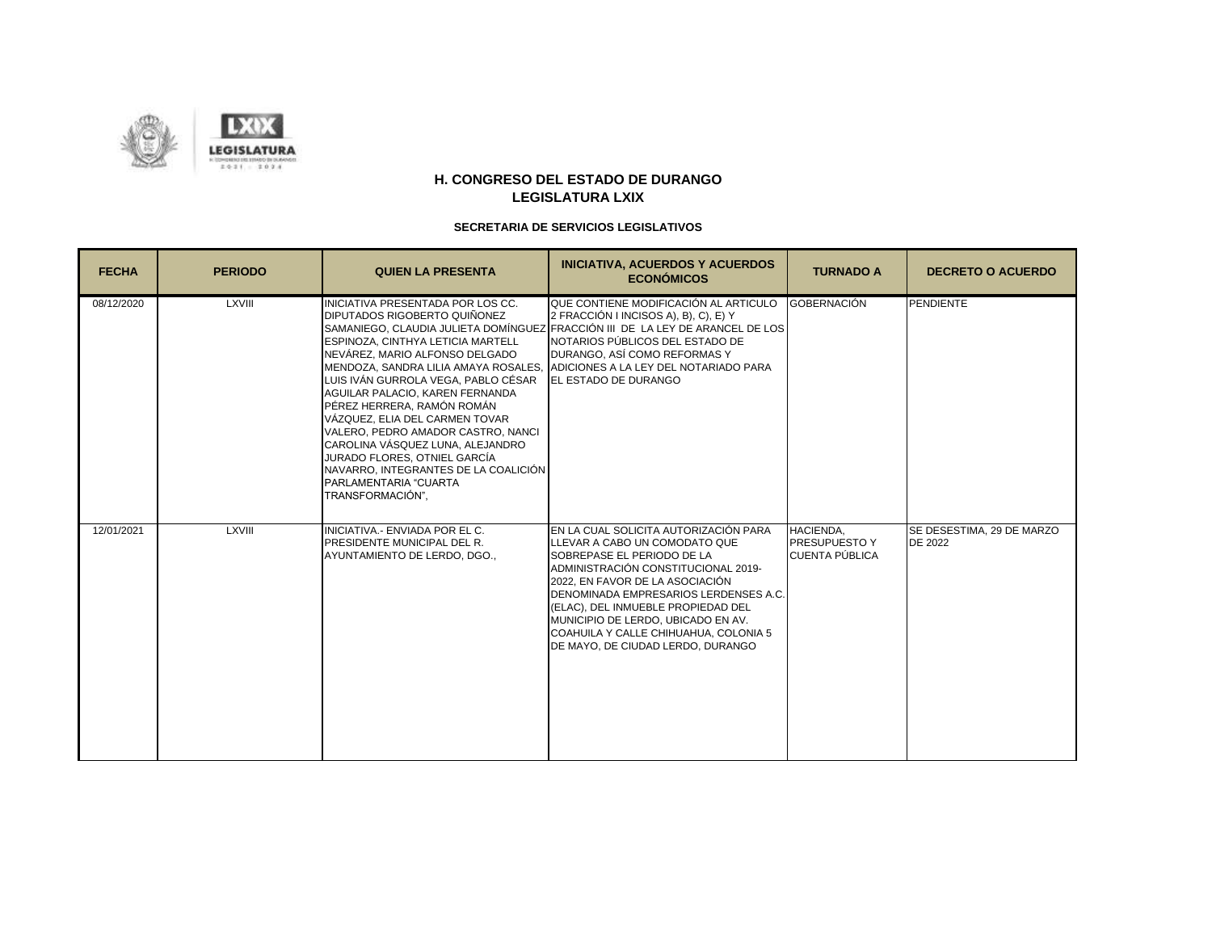**H. CONGRESO DEL ESTADO DE DURANGO**
**LEGISLATURA LXIX**

**SECRETARIA DE SERVICIOS LEGISLATIVOS**

| FECHA | PERIODO | QUIEN LA PRESENTA | INICIATIVA, ACUERDOS Y ACUERDOS ECONÓMICOS | TURNADO A | DECRETO O ACUERDO |
|---|---|---|---|---|---|
| 08/12/2020 | LXVIII | INICIATIVA PRESENTADA POR LOS CC. DIPUTADOS RIGOBERTO QUIÑONEZ SAMANIEGO, CLAUDIA JULIETA DOMÍNGUEZ ESPINOZA, CINTHYA LETICIA MARTELL NEVÁREZ, MARIO ALFONSO DELGADO MENDOZA, SANDRA LILIA AMAYA ROSALES, LUIS IVÁN GURROLA VEGA, PABLO CÉSAR AGUILAR PALACIO, KAREN FERNANDA PÉREZ HERRERA, RAMÓN ROMÁN VÁZQUEZ, ELIA DEL CARMEN TOVAR VALERO, PEDRO AMADOR CASTRO, NANCI CAROLINA VÁSQUEZ LUNA, ALEJANDRO JURADO FLORES, OTNIEL GARCÍA NAVARRO, INTEGRANTES DE LA COALICIÓN PARLAMENTARIA "CUARTA TRANSFORMACIÓN", | QUE CONTIENE MODIFICACIÓN AL ARTICULO 2 FRACCIÓN I INCISOS A), B), C), E) Y FRACCIÓN III DE LA LEY DE ARANCEL DE LOS NOTARIOS PÚBLICOS DEL ESTADO DE DURANGO, ASÍ COMO REFORMAS Y ADICIONES A LA LEY DEL NOTARIADO PARA EL ESTADO DE DURANGO | GOBERNACIÓN | PENDIENTE |
| 12/01/2021 | LXVIII | INICIATIVA.- ENVIADA POR EL C. PRESIDENTE MUNICIPAL DEL R. AYUNTAMIENTO DE LERDO, DGO., | EN LA CUAL SOLICITA AUTORIZACIÓN PARA LLEVAR A CABO UN COMODATO QUE SOBREPASE EL PERIODO DE LA ADMINISTRACIÓN CONSTITUCIONAL 2019-2022, EN FAVOR DE LA ASOCIACIÓN DENOMINADA EMPRESARIOS LERDENSES A.C. (ELAC), DEL INMUEBLE PROPIEDAD DEL MUNICIPIO DE LERDO, UBICADO EN AV. COAHUILA Y CALLE CHIHUAHUA, COLONIA 5 DE MAYO, DE CIUDAD LERDO, DURANGO | HACIENDA, PRESUPUESTO Y CUENTA PÚBLICA | SE DESESTIMA, 29 DE MARZO DE 2022 |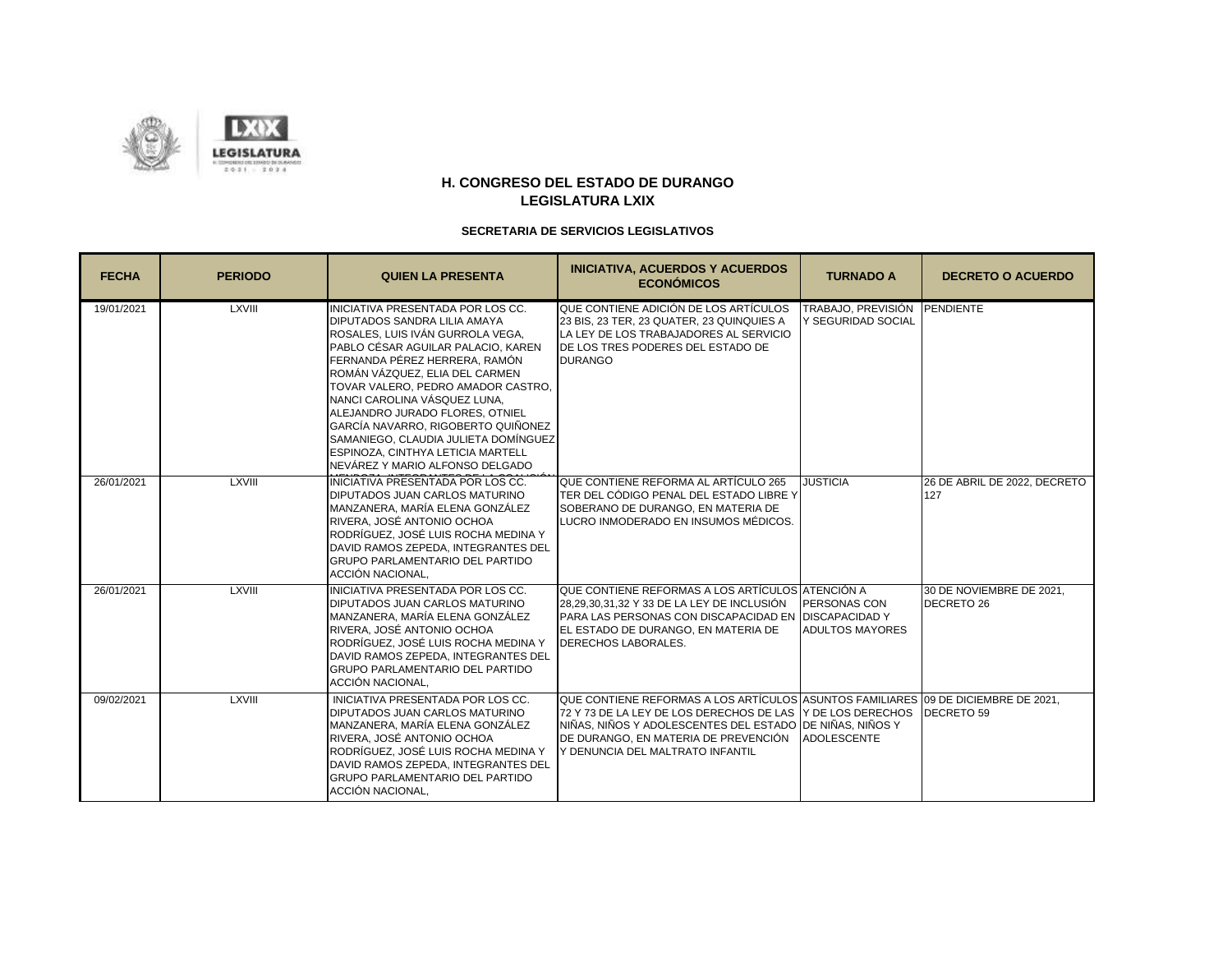**H. CONGRESO DEL ESTADO DE DURANGO**
**LEGISLATURA LXIX**

**SECRETARIA DE SERVICIOS LEGISLATIVOS**

| FECHA | PERIODO | QUIEN LA PRESENTA | INICIATIVA, ACUERDOS Y ACUERDOS ECONÓMICOS | TURNADO A | DECRETO O ACUERDO |
|---|---|---|---|---|---|
| 19/01/2021 | LXVIII | INICIATIVA PRESENTADA POR LOS CC. DIPUTADOS SANDRA LILIA AMAYA ROSALES, LUIS IVÁN GURROLA VEGA, PABLO CÉSAR AGUILAR PALACIO, KAREN FERNANDA PÉREZ HERRERA, RAMÓN ROMÁN VÁZQUEZ, ELIA DEL CARMEN TOVAR VALERO, PEDRO AMADOR CASTRO, NANCI CAROLINA VÁSQUEZ LUNA, ALEJANDRO JURADO FLORES, OTNIEL GARCÍA NAVARRO, RIGOBERTO QUIÑONEZ SAMANIEGO, CLAUDIA JULIETA DOMÍNGUEZ ESPINOZA, CINTHYA LETICIA MARTELL NEVÁREZ Y MARIO ALFONSO DELGADO | QUE CONTIENE ADICIÓN DE LOS ARTÍCULOS 23 BIS, 23 TER, 23 QUATER, 23 QUINQUIES A LA LEY DE LOS TRABAJADORES AL SERVICIO DE LOS TRES PODERES DEL ESTADO DE DURANGO | TRABAJO, PREVISIÓN Y SEGURIDAD SOCIAL | PENDIENTE |
| 26/01/2021 | LXVIII | INICIATIVA PRESENTADA POR LOS CC. DIPUTADOS JUAN CARLOS MATURINO MANZANERA, MARÍA ELENA GONZÁLEZ RIVERA, JOSÉ ANTONIO OCHOA RODRÍGUEZ, JOSÉ LUIS ROCHA MEDINA Y DAVID RAMOS ZEPEDA, INTEGRANTES DEL GRUPO PARLAMENTARIO DEL PARTIDO ACCIÓN NACIONAL, | QUE CONTIENE REFORMA AL ARTÍCULO 265 TER DEL CÓDIGO PENAL DEL ESTADO LIBRE Y SOBERANO DE DURANGO, EN MATERIA DE LUCRO INMODERADO EN INSUMOS MÉDICOS. | JUSTICIA | 26 DE ABRIL DE 2022, DECRETO 127 |
| 26/01/2021 | LXVIII | INICIATIVA PRESENTADA POR LOS CC. DIPUTADOS JUAN CARLOS MATURINO MANZANERA, MARÍA ELENA GONZÁLEZ RIVERA, JOSÉ ANTONIO OCHOA RODRÍGUEZ, JOSÉ LUIS ROCHA MEDINA Y DAVID RAMOS ZEPEDA, INTEGRANTES DEL GRUPO PARLAMENTARIO DEL PARTIDO ACCIÓN NACIONAL, | QUE CONTIENE REFORMAS A LOS ARTÍCULOS 28,29,30,31,32 Y 33 DE LA LEY DE INCLUSIÓN PARA LAS PERSONAS CON DISCAPACIDAD EN EL ESTADO DE DURANGO, EN MATERIA DE DERECHOS LABORALES. | ATENCIÓN A PERSONAS CON DISCAPACIDAD Y ADULTOS MAYORES | 30 DE NOVIEMBRE DE 2021, DECRETO 26 |
| 09/02/2021 | LXVIII | INICIATIVA PRESENTADA POR LOS CC. DIPUTADOS JUAN CARLOS MATURINO MANZANERA, MARÍA ELENA GONZÁLEZ RIVERA, JOSÉ ANTONIO OCHOA RODRÍGUEZ, JOSÉ LUIS ROCHA MEDINA Y DAVID RAMOS ZEPEDA, INTEGRANTES DEL GRUPO PARLAMENTARIO DEL PARTIDO ACCIÓN NACIONAL, | QUE CONTIENE REFORMAS A LOS ARTÍCULOS 72 Y 73 DE LA LEY DE LOS DERECHOS DE LAS NIÑAS, NIÑOS Y ADOLESCENTES DEL ESTADO DE DURANGO, EN MATERIA DE PREVENCIÓN Y DENUNCIA DEL MALTRATO INFANTIL | ASUNTOS FAMILIARES Y DE LOS DERECHOS DE NIÑAS, NIÑOS Y ADOLESCENTE | 09 DE DICIEMBRE DE 2021, DECRETO 59 |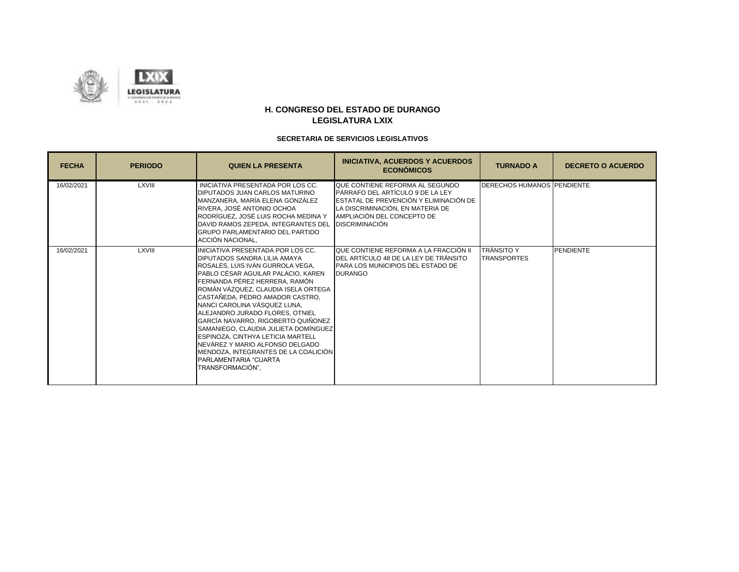**H. CONGRESO DEL ESTADO DE DURANGO**
**LEGISLATURA LXIX**

**SECRETARIA DE SERVICIOS LEGISLATIVOS**

| FECHA | PERIODO | QUIEN LA PRESENTA | INICIATIVA, ACUERDOS Y ACUERDOS ECONÓMICOS | TURNADO A | DECRETO O ACUERDO |
|---|---|---|---|---|---|
| 16/02/2021 | LXVIII | INICIATIVA PRESENTADA POR LOS CC. DIPUTADOS JUAN CARLOS MATURINO MANZANERA, MARÍA ELENA GONZÁLEZ RIVERA, JOSÉ ANTONIO OCHOA RODRÍGUEZ, JOSÉ LUIS ROCHA MEDINA Y DAVID RAMOS ZEPEDA, INTEGRANTES DEL GRUPO PARLAMENTARIO DEL PARTIDO ACCIÓN NACIONAL, | QUE CONTIENE REFORMA AL SEGUNDO PÁRRAFO DEL ARTÍCULO 9 DE LA LEY ESTATAL DE PREVENCIÓN Y ELIMINACIÓN DE LA DISCRIMINACIÓN, EN MATERIA DE AMPLIACIÓN DEL CONCEPTO DE DISCRIMINACIÓN | DERECHOS HUMANOS | PENDIENTE |
| 16/02/2021 | LXVIII | INICIATIVA PRESENTADA POR LOS CC. DIPUTADOS SANDRA LILIA AMAYA ROSALES, LUIS IVÁN GURROLA VEGA, PABLO CÉSAR AGUILAR PALACIO, KAREN FERNANDA PÉREZ HERRERA, RAMÓN ROMÁN VÁZQUEZ, CLAUDIA ISELA ORTEGA CASTAÑEDA, PEDRO AMADOR CASTRO, NANCI CAROLINA VÁSQUEZ LUNA, ALEJANDRO JURADO FLORES, OTNIEL GARCÍA NAVARRO, RIGOBERTO QUIÑONEZ SAMANIEGO, CLAUDIA JULIETA DOMÍNGUEZ ESPINOZA, CINTHYA LETICIA MARTELL NEVÁREZ Y MARIO ALFONSO DELGADO MENDOZA, INTEGRANTES DE LA COALICIÓN PARLAMENTARIA "CUARTA TRANSFORMACIÓN", | QUE CONTIENE REFORMA A LA FRACCIÓN II DEL ARTÍCULO 48 DE LA LEY DE TRÁNSITO PARA LOS MUNICIPIOS DEL ESTADO DE DURANGO | TRÁNSITO Y TRANSPORTES | PENDIENTE |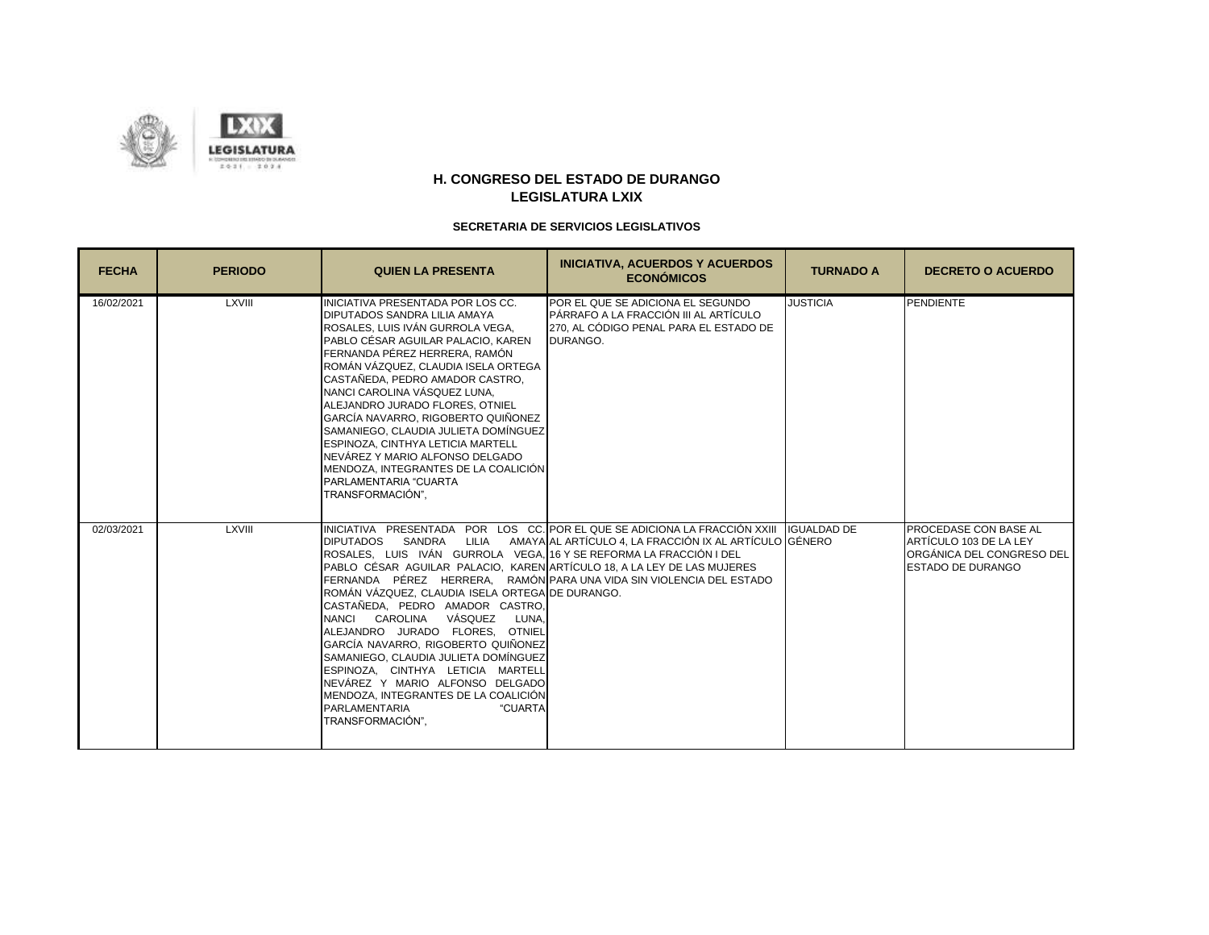**H. CONGRESO DEL ESTADO DE DURANGO**
**LEGISLATURA LXIX**

**SECRETARIA DE SERVICIOS LEGISLATIVOS**

| FECHA | PERIODO | QUIEN LA PRESENTA | INICIATIVA, ACUERDOS Y ACUERDOS ECONÓMICOS | TURNADO A | DECRETO O ACUERDO |
|---|---|---|---|---|---|
| 16/02/2021 | LXVIII | INICIATIVA PRESENTADA POR LOS CC. DIPUTADOS SANDRA LILIA AMAYA ROSALES, LUIS IVÁN GURROLA VEGA, PABLO CÉSAR AGUILAR PALACIO, KAREN FERNANDA PÉREZ HERRERA, RAMÓN ROMÁN VÁZQUEZ, CLAUDIA ISELA ORTEGA CASTAÑEDA, PEDRO AMADOR CASTRO, NANCI CAROLINA VÁSQUEZ LUNA, ALEJANDRO JURADO FLORES, OTNIEL GARCÍA NAVARRO, RIGOBERTO QUIÑONEZ SAMANIEGO, CLAUDIA JULIETA DOMÍNGUEZ ESPINOZA, CINTHYA LETICIA MARTELL NEVÁREZ Y MARIO ALFONSO DELGADO MENDOZA, INTEGRANTES DE LA COALICIÓN PARLAMENTARIA "CUARTA TRANSFORMACIÓN", | POR EL QUE SE ADICIONA EL SEGUNDO PÁRRAFO A LA FRACCIÓN III AL ARTÍCULO 270, AL CÓDIGO PENAL PARA EL ESTADO DE DURANGO. | JUSTICIA | PENDIENTE |
| 02/03/2021 | LXVIII | INICIATIVA PRESENTADA POR LOS CC. DIPUTADOS SANDRA LILIA AMAYA ROSALES, LUIS IVÁN GURROLA VEGA, PABLO CÉSAR AGUILAR PALACIO, KAREN FERNANDA PÉREZ HERRERA, RAMÓN ROMÁN VÁZQUEZ, CLAUDIA ISELA ORTEGA CASTAÑEDA, PEDRO AMADOR CASTRO, NANCI CAROLINA VÁSQUEZ LUNA, ALEJANDRO JURADO FLORES, OTNIEL GARCÍA NAVARRO, RIGOBERTO QUIÑONEZ SAMANIEGO, CLAUDIA JULIETA DOMÍNGUEZ ESPINOZA, CINTHYA LETICIA MARTELL NEVÁREZ Y MARIO ALFONSO DELGADO MENDOZA, INTEGRANTES DE LA COALICIÓN PARLAMENTARIA "CUARTA TRANSFORMACIÓN", | POR EL QUE SE ADICIONA LA FRACCIÓN XXIII AL ARTÍCULO 4, LA FRACCIÓN IX AL ARTÍCULO 16 Y SE REFORMA LA FRACCIÓN I DEL ARTÍCULO 18, A LA LEY DE LAS MUJERES PARA UNA VIDA SIN VIOLENCIA DEL ESTADO DE DURANGO. | IGUALDAD DE GÉNERO | PROCEDASE CON BASE AL ARTÍCULO 103 DE LA LEY ORGÁNICA DEL CONGRESO DEL ESTADO DE DURANGO |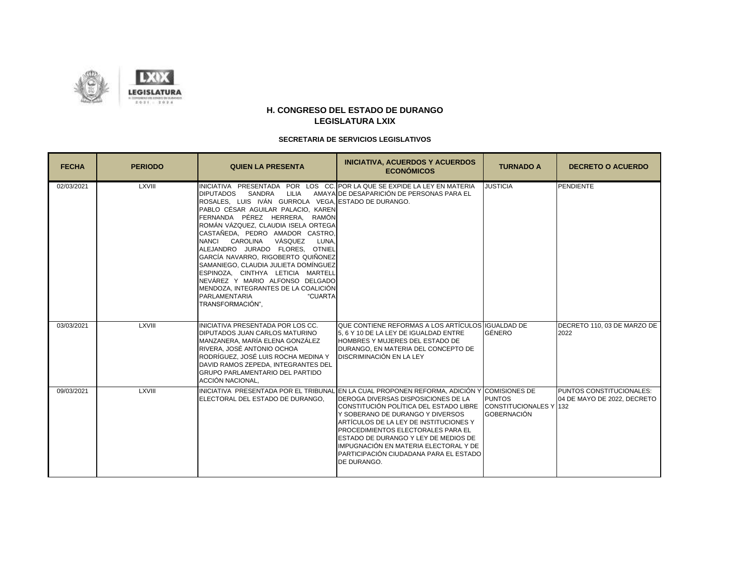# H. CONGRESO DEL ESTADO DE DURANGO
# LEGISLATURA LXIX

### SECRETARIA DE SERVICIOS LEGISLATIVOS

| FECHA | PERIODO | QUIEN LA PRESENTA | INICIATIVA, ACUERDOS Y ACUERDOS ECONÓMICOS | TURNADO A | DECRETO O ACUERDO |
|---|---|---|---|---|---|
| 02/03/2021 | LXVIII | INICIATIVA PRESENTADA POR LOS CC. DIPUTADOS SANDRA LILIA AMAYA ROSALES, LUIS IVÁN GURROLA VEGA, PABLO CÉSAR AGUILAR PALACIO, KAREN FERNANDA PÉREZ HERRERA, RAMÓN ROMÁN VÁZQUEZ, CLAUDIA ISELA ORTEGA CASTAÑEDA, PEDRO AMADOR CASTRO, NANCI CAROLINA VÁSQUEZ LUNA, ALEJANDRO JURADO FLORES, OTNIEL GARCÍA NAVARRO, RIGOBERTO QUIÑONEZ SAMANIEGO, CLAUDIA JULIETA DOMÍNGUEZ ESPINOZA, CINTHYA LETICIA MARTELL NEVÁREZ Y MARIO ALFONSO DELGADO MENDOZA, INTEGRANTES DE LA COALICIÓN PARLAMENTARIA "CUARTA TRANSFORMACIÓN", | POR LA QUE SE EXPIDE LA LEY EN MATERIA DE DESAPARICIÓN DE PERSONAS PARA EL ESTADO DE DURANGO. | JUSTICIA | PENDIENTE |
| 03/03/2021 | LXVIII | INICIATIVA PRESENTADA POR LOS CC. DIPUTADOS JUAN CARLOS MATURINO MANZANERA, MARÍA ELENA GONZÁLEZ RIVERA, JOSÉ ANTONIO OCHOA RODRÍGUEZ, JOSÉ LUIS ROCHA MEDINA Y DAVID RAMOS ZEPEDA, INTEGRANTES DEL GRUPO PARLAMENTARIO DEL PARTIDO ACCIÓN NACIONAL, | QUE CONTIENE REFORMAS A LOS ARTÍCULOS 5, 6 Y 10 DE LA LEY DE IGUALDAD ENTRE HOMBRES Y MUJERES DEL ESTADO DE DURANGO, EN MATERIA DEL CONCEPTO DE DISCRIMINACIÓN EN LA LEY | IGUALDAD DE GÉNERO | DECRETO 110, 03 DE MARZO DE 2022 |
| 09/03/2021 | LXVIII | INICIATIVA PRESENTADA POR EL TRIBUNAL ELECTORAL DEL ESTADO DE DURANGO, | EN LA CUAL PROPONEN REFORMA, ADICIÓN Y DEROGA DIVERSAS DISPOSICIONES DE LA CONSTITUCIÓN POLÍTICA DEL ESTADO LIBRE Y SOBERANO DE DURANGO Y DIVERSOS ARTÍCULOS DE LA LEY DE INSTITUCIONES Y PROCEDIMIENTOS ELECTORALES PARA EL ESTADO DE DURANGO Y LEY DE MEDIOS DE IMPUGNACIÓN EN MATERIA ELECTORAL Y DE PARTICIPACIÓN CIUDADANA PARA EL ESTADO DE DURANGO. | COMISIONES DE PUNTOS CONSTITUCIONALES Y GOBERNACIÓN | PUNTOS CONSTITUCIONALES: 04 DE MAYO DE 2022, DECRETO 132 |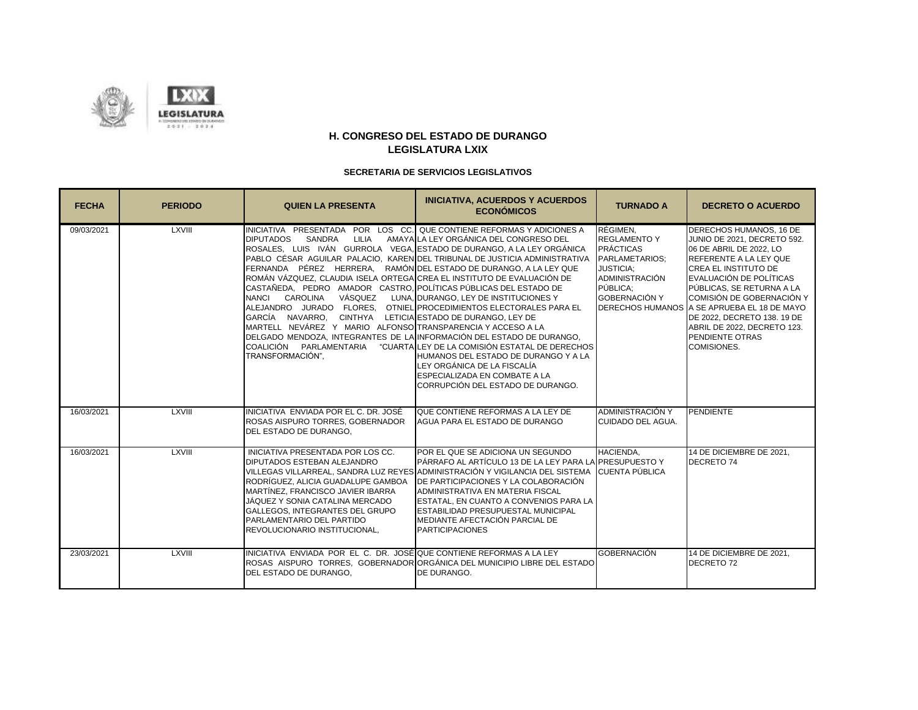**H. CONGRESO DEL ESTADO DE DURANGO**
**LEGISLATURA LXIX**

**SECRETARIA DE SERVICIOS LEGISLATIVOS**

| FECHA | PERIODO | QUIEN LA PRESENTA | INICIATIVA, ACUERDOS Y ACUERDOS ECONÓMICOS | TURNADO A | DECRETO O ACUERDO |
|---|---|---|---|---|---|
| 09/03/2021 | LXVIII | INICIATIVA PRESENTADA POR LOS CC. DIPUTADOS SANDRA LILIA AMAYA ROSALES, LUIS IVÁN GURROLA VEGA, PABLO CÉSAR AGUILAR PALACIO, KAREN FERNANDA PÉREZ HERRERA, RAMÓN ROMÁN VÁZQUEZ, CLAUDIA ISELA ORTEGA CASTAÑEDA, PEDRO AMADOR CASTRO, NANCI CAROLINA VÁSQUEZ LUNA, ALEJANDRO JURADO FLORES, OTNIEL GARCÍA NAVARRO, CINTHYA LETICIA MARTELL NEVÁREZ Y MARIO ALFONSO DELGADO MENDOZA, INTEGRANTES DE LA COALICIÓN PARLAMENTARIA "CUARTA TRANSFORMACIÓN", | QUE CONTIENE REFORMAS Y ADICIONES A LA LEY ORGÁNICA DEL CONGRESO DEL ESTADO DE DURANGO, A LA LEY ORGÁNICA DEL TRIBUNAL DE JUSTICIA ADMINISTRATIVA DEL ESTADO DE DURANGO, A LA LEY QUE CREA EL INSTITUTO DE EVALUACIÓN DE POLÍTICAS PÚBLICAS DEL ESTADO DE DURANGO, LEY DE INSTITUCIONES Y PROCEDIMIENTOS ELECTORALES PARA EL ESTADO DE DURANGO, LEY DE TRANSPARENCIA Y ACCESO A LA INFORMACIÓN DEL ESTADO DE DURANGO, LEY DE LA COMISIÓN ESTATAL DE DERECHOS HUMANOS DEL ESTADO DE DURANGO Y A LA LEY ORGÁNICA DE LA FISCALÍA ESPECIALIZADA EN COMBATE A LA CORRUPCIÓN DEL ESTADO DE DURANGO. | RÉGIMEN, REGLAMENTO Y PRÁCTICAS PARLAMETARIOS; JUSTICIA; ADMINISTRACIÓN PÚBLICA; GOBERNACIÓN Y DERECHOS HUMANOS | DERECHOS HUMANOS, 16 DE JUNIO DE 2021, DECRETO 592. 06 DE ABRIL DE 2022, LO REFERENTE A LA LEY QUE CREA EL INSTITUTO DE EVALUACIÓN DE POLÍTICAS PÚBLICAS, SE RETURNA A LA COMISIÓN DE GOBERNACIÓN Y A SE APRUEBA EL 18 DE MAYO DE 2022, DECRETO 138. 19 DE ABRIL DE 2022, DECRETO 123. PENDIENTE OTRAS COMISIONES. |
| 16/03/2021 | LXVIII | INICIATIVA ENVIADA POR EL C. DR. JOSÉ ROSAS AISPURO TORRES, GOBERNADOR DEL ESTADO DE DURANGO, | QUE CONTIENE REFORMAS A LA LEY DE AGUA PARA EL ESTADO DE DURANGO | ADMINISTRACIÓN Y CUIDADO DEL AGUA. | PENDIENTE |
| 16/03/2021 | LXVIII | INICIATIVA PRESENTADA POR LOS CC. DIPUTADOS ESTEBAN ALEJANDRO VILLEGAS VILLARREAL, SANDRA LUZ REYES RODRÍGUEZ, ALICIA GUADALUPE GAMBOA MARTÍNEZ, FRANCISCO JAVIER IBARRA JÁQUEZ Y SONIA CATALINA MERCADO GALLEGOS, INTEGRANTES DEL GRUPO PARLAMENTARIO DEL PARTIDO REVOLUCIONARIO INSTITUCIONAL, | POR EL QUE SE ADICIONA UN SEGUNDO PÁRRAFO AL ARTÍCULO 13 DE LA LEY PARA LA ADMINISTRACIÓN Y VIGILANCIA DEL SISTEMA DE PARTICIPACIONES Y LA COLABORACIÓN ADMINISTRATIVA EN MATERIA FISCAL ESTATAL, EN CUANTO A CONVENIOS PARA LA ESTABILIDAD PRESUPUESTAL MUNICIPAL MEDIANTE AFECTACIÓN PARCIAL DE PARTICIPACIONES | HACIENDA, PRESUPUESTO Y CUENTA PÚBLICA | 14 DE DICIEMBRE DE 2021, DECRETO 74 |
| 23/03/2021 | LXVIII | INICIATIVA ENVIADA POR EL C. DR. JOSÉ ROSAS AISPURO TORRES, GOBERNADOR DEL ESTADO DE DURANGO, | QUE CONTIENE REFORMAS A LA LEY ORGÁNICA DEL MUNICIPIO LIBRE DEL ESTADO DE DURANGO. | GOBERNACIÓN | 14 DE DICIEMBRE DE 2021, DECRETO 72 |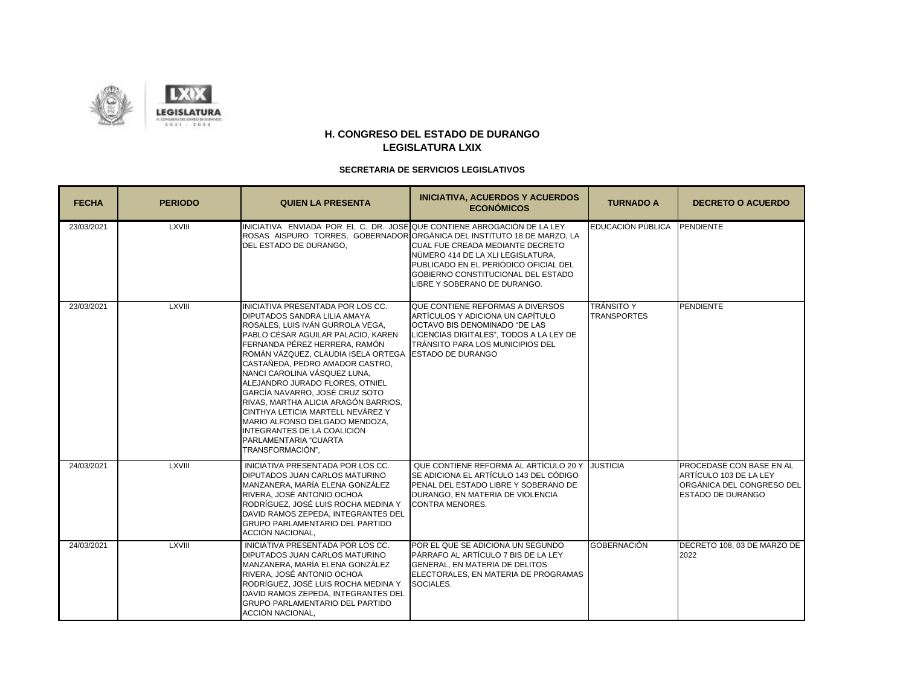## H. CONGRESO DEL ESTADO DE DURANGO
## LEGISLATURA LXIX

### SECRETARIA DE SERVICIOS LEGISLATIVOS

| FECHA | PERIODO | QUIEN LA PRESENTA | INICIATIVA, ACUERDOS Y ACUERDOS ECONÓMICOS | TURNADO A | DECRETO O ACUERDO |
|---|---|---|---|---|---|
| 23/03/2021 | LXVIII | INICIATIVA ENVIADA POR EL C. DR. JOSÉ ROSAS AISPURO TORRES, GOBERNADOR DEL ESTADO DE DURANGO, | QUE CONTIENE ABROGACIÓN DE LA LEY ORGÁNICA DEL INSTITUTO 18 DE MARZO, LA CUAL FUE CREADA MEDIANTE DECRETO NÚMERO 414 DE LA XLI LEGISLATURA, PUBLICADO EN EL PERIÓDICO OFICIAL DEL GOBIERNO CONSTITUCIONAL DEL ESTADO LIBRE Y SOBERANO DE DURANGO. | EDUCACIÓN PÚBLICA | PENDIENTE |
| 23/03/2021 | LXVIII | INICIATIVA PRESENTADA POR LOS CC. DIPUTADOS SANDRA LILIA AMAYA ROSALES, LUIS IVÁN GURROLA VEGA, PABLO CÉSAR AGUILAR PALACIO, KAREN FERNANDA PÉREZ HERRERA, RAMÓN ROMÁN VÁZQUEZ, CLAUDIA ISELA ORTEGA CASTAÑEDA, PEDRO AMADOR CASTRO, NANCI CAROLINA VÁSQUEZ LUNA, ALEJANDRO JURADO FLORES, OTNIEL GARCÍA NAVARRO, JOSÉ CRUZ SOTO RIVAS, MARTHA ALICIA ARAGÓN BARRIOS, CINTHYA LETICIA MARTELL NEVÁREZ Y MARIO ALFONSO DELGADO MENDOZA, INTEGRANTES DE LA COALICIÓN PARLAMENTARIA "CUARTA TRANSFORMACIÓN", | QUE CONTIENE REFORMAS A DIVERSOS ARTÍCULOS Y ADICIONA UN CAPÍTULO OCTAVO BIS DENOMINADO "DE LAS LICENCIAS DIGITALES", TODOS A LA LEY DE TRÁNSITO PARA LOS MUNICIPIOS DEL ESTADO DE DURANGO | TRÁNSITO Y TRANSPORTES | PENDIENTE |
| 24/03/2021 | LXVIII | INICIATIVA PRESENTADA POR LOS CC. DIPUTADOS JUAN CARLOS MATURINO MANZANERA, MARÍA ELENA GONZÁLEZ RIVERA, JOSÉ ANTONIO OCHOA RODRÍGUEZ, JOSÉ LUIS ROCHA MEDINA Y DAVID RAMOS ZEPEDA, INTEGRANTES DEL GRUPO PARLAMENTARIO DEL PARTIDO ACCIÓN NACIONAL, | QUE CONTIENE REFORMA AL ARTÍCULO 20 Y SE ADICIONA EL ARTÍCULO 143 DEL CÓDIGO PENAL DEL ESTADO LIBRE Y SOBERANO DE DURANGO, EN MATERIA DE VIOLENCIA CONTRA MENORES. | JUSTICIA | PROCEDASÉ CON BASE EN AL ARTÍCULO 103 DE LA LEY ORGÁNICA DEL CONGRESO DEL ESTADO DE DURANGO |
| 24/03/2021 | LXVIII | INICIATIVA PRESENTADA POR LOS CC. DIPUTADOS JUAN CARLOS MATURINO MANZANERA, MARÍA ELENA GONZÁLEZ RIVERA, JOSÉ ANTONIO OCHOA RODRÍGUEZ, JOSÉ LUIS ROCHA MEDINA Y DAVID RAMOS ZEPEDA, INTEGRANTES DEL GRUPO PARLAMENTARIO DEL PARTIDO ACCIÓN NACIONAL, | POR EL QUE SE ADICIONA UN SEGUNDO PÁRRAFO AL ARTÍCULO 7 BIS DE LA LEY GENERAL, EN MATERIA DE DELITOS ELECTORALES, EN MATERIA DE PROGRAMAS SOCIALES. | GOBERNACIÓN | DECRETO 108, 03 DE MARZO DE 2022 |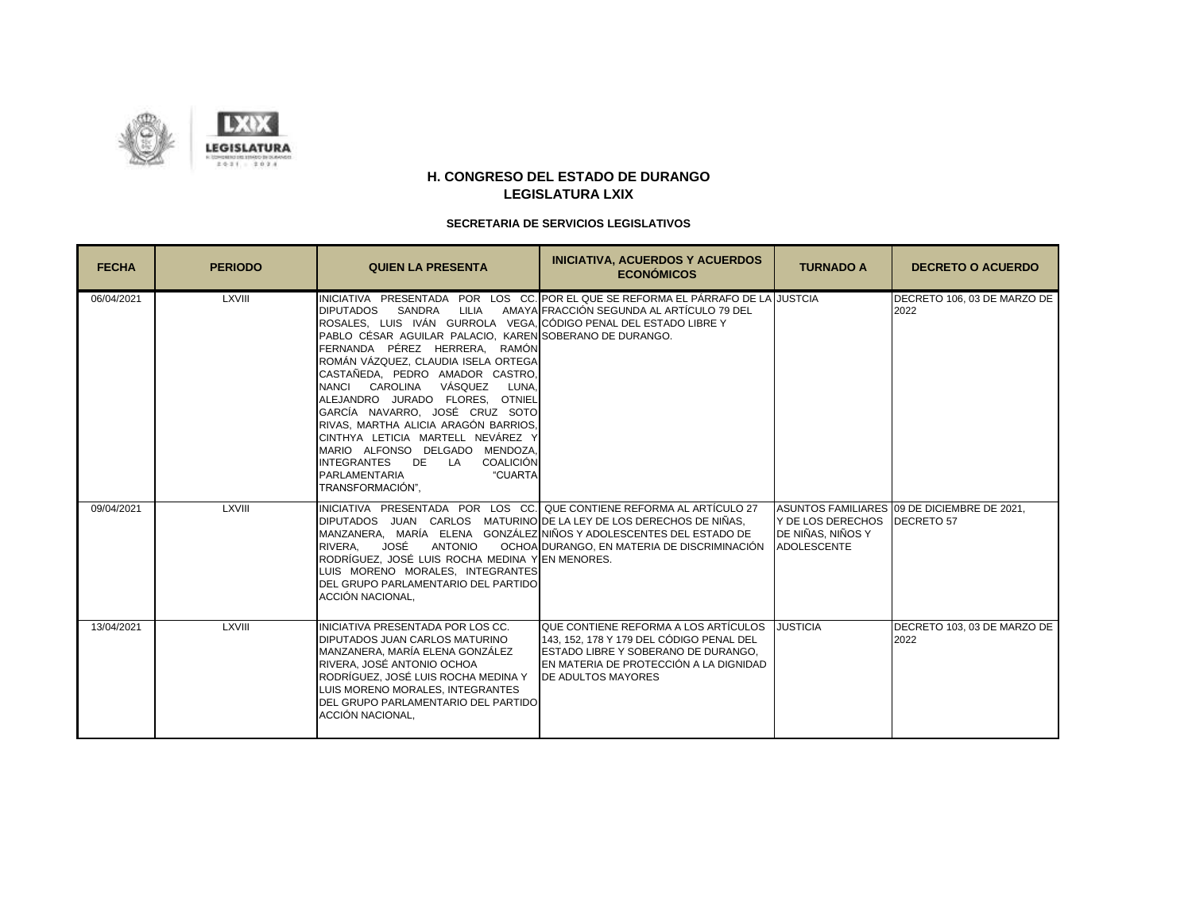**H. CONGRESO DEL ESTADO DE DURANGO**
**LEGISLATURA LXIX**

**SECRETARIA DE SERVICIOS LEGISLATIVOS**

| FECHA | PERIODO | QUIEN LA PRESENTA | INICIATIVA, ACUERDOS Y ACUERDOS ECONÓMICOS | TURNADO A | DECRETO O ACUERDO |
|---|---|---|---|---|---|
| 06/04/2021 | LXVIII | INICIATIVA PRESENTADA POR LOS CC. DIPUTADOS SANDRA LILIA AMAYA ROSALES, LUIS IVÁN GURROLA VEGA, PABLO CÉSAR AGUILAR PALACIO, KAREN FERNANDA PÉREZ HERRERA, RAMÓN ROMÁN VÁZQUEZ, CLAUDIA ISELA ORTEGA CASTAÑEDA, PEDRO AMADOR CASTRO, NANCI CAROLINA VÁSQUEZ LUNA, ALEJANDRO JURADO FLORES, OTNIEL GARCÍA NAVARRO, JOSÉ CRUZ SOTO RIVAS, MARTHA ALICIA ARAGÓN BARRIOS, CINTHYA LETICIA MARTELL NEVÁREZ Y MARIO ALFONSO DELGADO MENDOZA, INTEGRANTES DE LA COALICIÓN PARLAMENTARIA "CUARTA TRANSFORMACIÓN", | POR EL QUE SE REFORMA EL PÁRRAFO DE LA FRACCIÓN SEGUNDA AL ARTÍCULO 79 DEL CÓDIGO PENAL DEL ESTADO LIBRE Y SOBERANO DE DURANGO. | JUSTCIA | DECRETO 106, 03 DE MARZO DE 2022 |
| 09/04/2021 | LXVIII | INICIATIVA PRESENTADA POR LOS CC. DIPUTADOS JUAN CARLOS MATURINO MANZANERA, MARÍA ELENA GONZÁLEZ RIVERA, JOSÉ ANTONIO OCHOA RODRÍGUEZ, JOSÉ LUIS ROCHA MEDINA Y LUIS MORENO MORALES, INTEGRANTES DEL GRUPO PARLAMENTARIO DEL PARTIDO ACCIÓN NACIONAL, | QUE CONTIENE REFORMA AL ARTÍCULO 27 DE LA LEY DE LOS DERECHOS DE NIÑAS, NIÑOS Y ADOLESCENTES DEL ESTADO DE DURANGO, EN MATERIA DE DISCRIMINACIÓN EN MENORES. | ASUNTOS FAMILIARES Y DE LOS DERECHOS DE NIÑAS, NIÑOS Y ADOLESCENTE | 09 DE DICIEMBRE DE 2021, DECRETO 57 |
| 13/04/2021 | LXVIII | INICIATIVA PRESENTADA POR LOS CC. DIPUTADOS JUAN CARLOS MATURINO MANZANERA, MARÍA ELENA GONZÁLEZ RIVERA, JOSÉ ANTONIO OCHOA RODRÍGUEZ, JOSÉ LUIS ROCHA MEDINA Y LUIS MORENO MORALES, INTEGRANTES DEL GRUPO PARLAMENTARIO DEL PARTIDO ACCIÓN NACIONAL, | QUE CONTIENE REFORMA A LOS ARTÍCULOS 143, 152, 178 Y 179 DEL CÓDIGO PENAL DEL ESTADO LIBRE Y SOBERANO DE DURANGO, EN MATERIA DE PROTECCIÓN A LA DIGNIDAD DE ADULTOS MAYORES | JUSTICIA | DECRETO 103, 03 DE MARZO DE 2022 |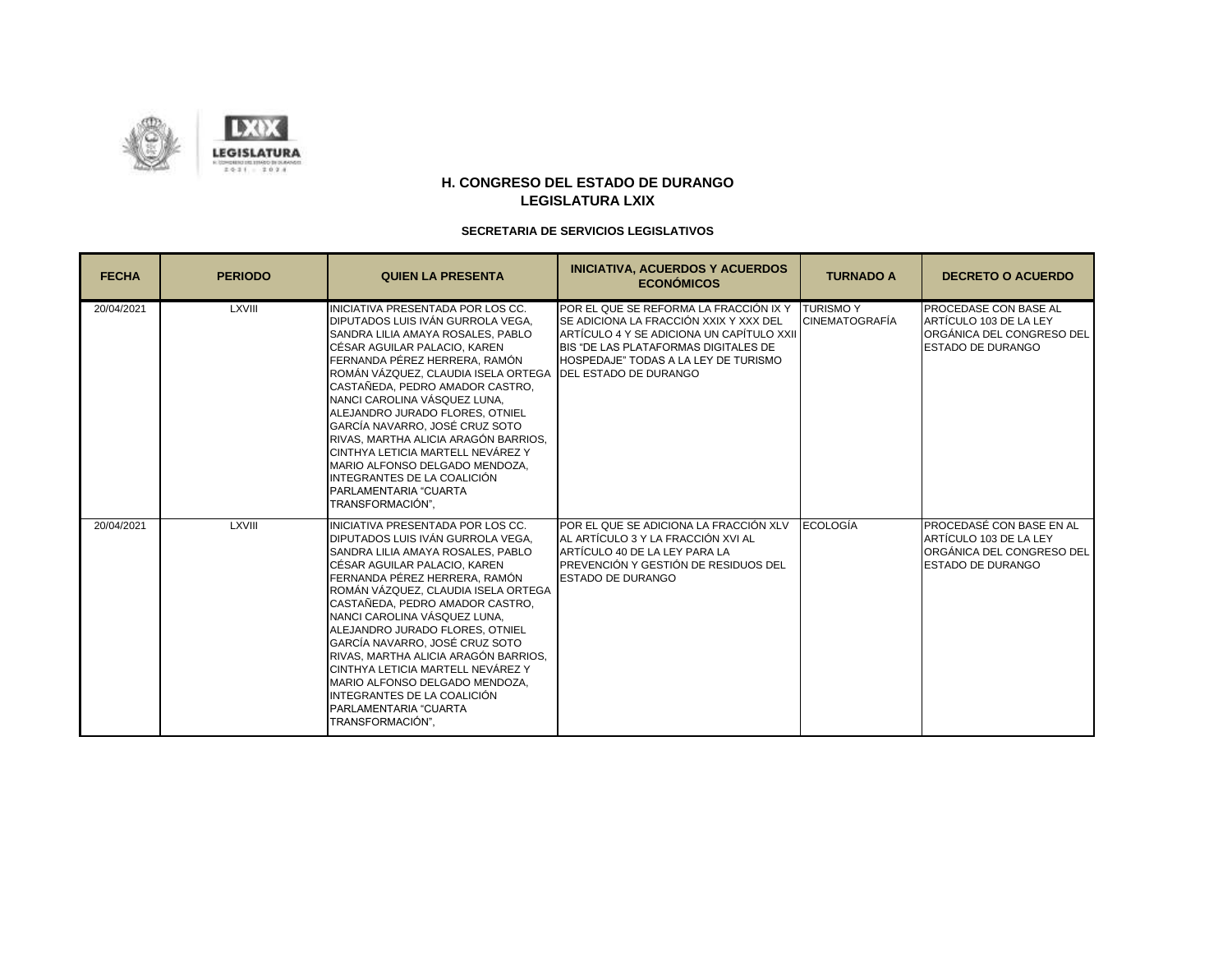**H. CONGRESO DEL ESTADO DE DURANGO**
**LEGISLATURA LXIX**

**SECRETARIA DE SERVICIOS LEGISLATIVOS**

| FECHA | PERIODO | QUIEN LA PRESENTA | INICIATIVA, ACUERDOS Y ACUERDOS ECONÓMICOS | TURNADO A | DECRETO O ACUERDO |
|---|---|---|---|---|---|
| 20/04/2021 | LXVIII | INICIATIVA PRESENTADA POR LOS CC. DIPUTADOS LUIS IVÁN GURROLA VEGA, SANDRA LILIA AMAYA ROSALES, PABLO CÉSAR AGUILAR PALACIO, KAREN FERNANDA PÉREZ HERRERA, RAMÓN ROMÁN VÁZQUEZ, CLAUDIA ISELA ORTEGA CASTAÑEDA, PEDRO AMADOR CASTRO, NANCI CAROLINA VÁSQUEZ LUNA, ALEJANDRO JURADO FLORES, OTNIEL GARCÍA NAVARRO, JOSÉ CRUZ SOTO RIVAS, MARTHA ALICIA ARAGÓN BARRIOS, CINTHYA LETICIA MARTELL NEVÁREZ Y MARIO ALFONSO DELGADO MENDOZA, INTEGRANTES DE LA COALICIÓN PARLAMENTARIA "CUARTA TRANSFORMACIÓN", | POR EL QUE SE REFORMA LA FRACCIÓN IX Y SE ADICIONA LA FRACCIÓN XXIX Y XXX DEL ARTÍCULO 4 Y SE ADICIONA UN CAPÍTULO XXII BIS "DE LAS PLATAFORMAS DIGITALES DE HOSPEDAJE" TODAS A LA LEY DE TURISMO DEL ESTADO DE DURANGO | TURISMO Y CINEMATOGRAFÍA | PROCEDASE CON BASE AL ARTÍCULO 103 DE LA LEY ORGÁNICA DEL CONGRESO DEL ESTADO DE DURANGO |
| 20/04/2021 | LXVIII | INICIATIVA PRESENTADA POR LOS CC. DIPUTADOS LUIS IVÁN GURROLA VEGA, SANDRA LILIA AMAYA ROSALES, PABLO CÉSAR AGUILAR PALACIO, KAREN FERNANDA PÉREZ HERRERA, RAMÓN ROMÁN VÁZQUEZ, CLAUDIA ISELA ORTEGA CASTAÑEDA, PEDRO AMADOR CASTRO, NANCI CAROLINA VÁSQUEZ LUNA, ALEJANDRO JURADO FLORES, OTNIEL GARCÍA NAVARRO, JOSÉ CRUZ SOTO RIVAS, MARTHA ALICIA ARAGÓN BARRIOS, CINTHYA LETICIA MARTELL NEVÁREZ Y MARIO ALFONSO DELGADO MENDOZA, INTEGRANTES DE LA COALICIÓN PARLAMENTARIA "CUARTA TRANSFORMACIÓN", | POR EL QUE SE ADICIONA LA FRACCIÓN XLV AL ARTÍCULO 3 Y LA FRACCIÓN XVI AL ARTÍCULO 40 DE LA LEY PARA LA PREVENCIÓN Y GESTIÓN DE RESIDUOS DEL ESTADO DE DURANGO | ECOLOGÍA | PROCEDASÉ CON BASE EN AL ARTÍCULO 103 DE LA LEY ORGÁNICA DEL CONGRESO DEL ESTADO DE DURANGO |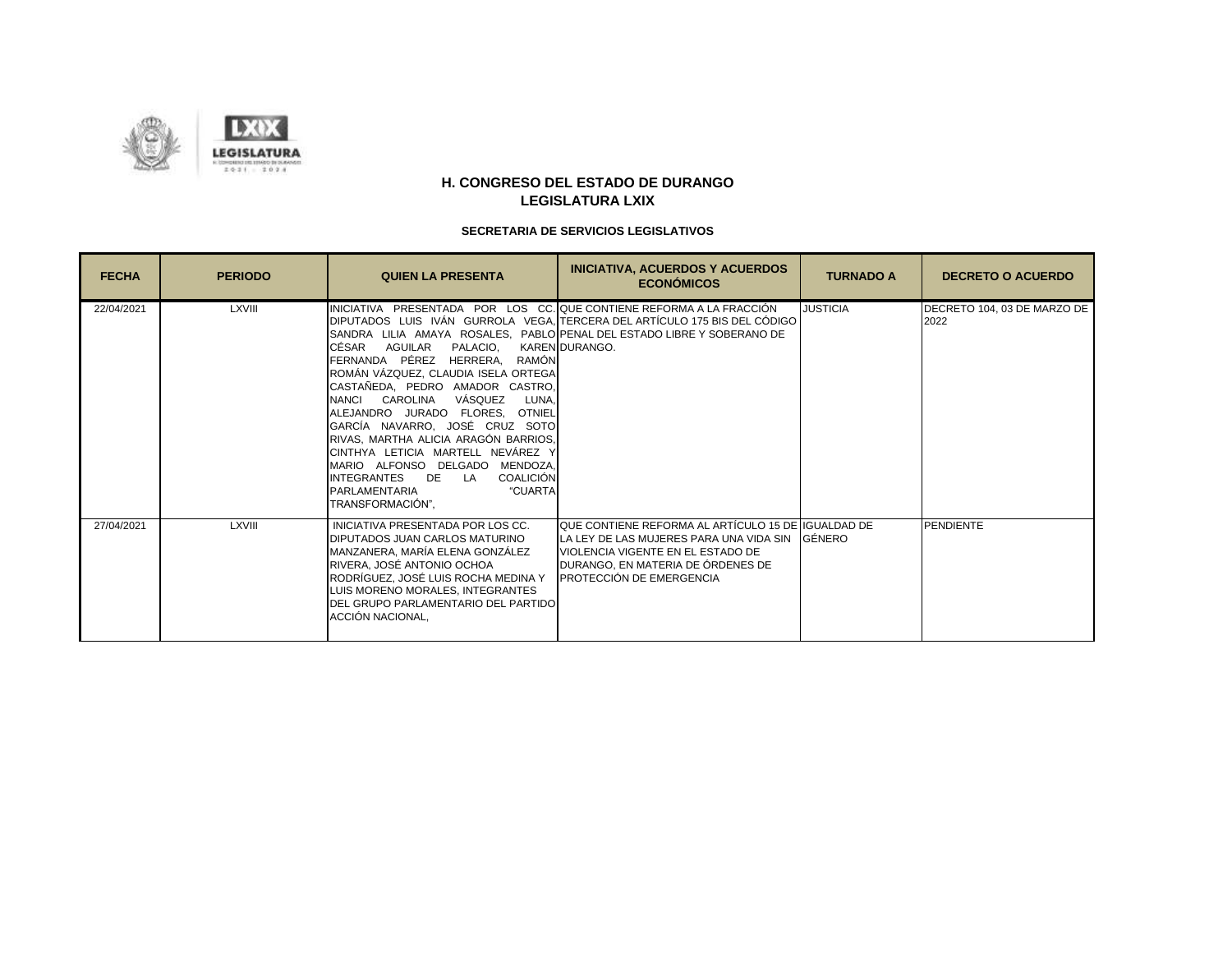**H. CONGRESO DEL ESTADO DE DURANGO**
**LEGISLATURA LXIX**

**SECRETARIA DE SERVICIOS LEGISLATIVOS**

| FECHA | PERIODO | QUIEN LA PRESENTA | INICIATIVA, ACUERDOS Y ACUERDOS ECONÓMICOS | TURNADO A | DECRETO O ACUERDO |
|---|---|---|---|---|---|
| 22/04/2021 | LXVIII | INICIATIVA PRESENTADA POR LOS CC. DIPUTADOS LUIS IVÁN GURROLA VEGA, SANDRA LILIA AMAYA ROSALES, PABLO CÉSAR AGUILAR PALACIO, KAREN FERNANDA PÉREZ HERRERA, RAMÓN ROMÁN VÁZQUEZ, CLAUDIA ISELA ORTEGA CASTAÑEDA, PEDRO AMADOR CASTRO, NANCI CAROLINA VÁSQUEZ LUNA, ALEJANDRO JURADO FLORES, OTNIEL GARCÍA NAVARRO, JOSÉ CRUZ SOTO RIVAS, MARTHA ALICIA ARAGÓN BARRIOS, CINTHYA LETICIA MARTELL NEVÁREZ Y MARIO ALFONSO DELGADO MENDOZA, INTEGRANTES DE LA COALICIÓN PARLAMENTARIA "CUARTA TRANSFORMACIÓN", | QUE CONTIENE REFORMA A LA FRACCIÓN TERCERA DEL ARTÍCULO 175 BIS DEL CÓDIGO PENAL DEL ESTADO LIBRE Y SOBERANO DE DURANGO. | JUSTICIA | DECRETO 104, 03 DE MARZO DE 2022 |
| 27/04/2021 | LXVIII | INICIATIVA PRESENTADA POR LOS CC. DIPUTADOS JUAN CARLOS MATURINO MANZANERA, MARÍA ELENA GONZÁLEZ RIVERA, JOSÉ ANTONIO OCHOA RODRÍGUEZ, JOSÉ LUIS ROCHA MEDINA Y LUIS MORENO MORALES, INTEGRANTES DEL GRUPO PARLAMENTARIO DEL PARTIDO ACCIÓN NACIONAL, | QUE CONTIENE REFORMA AL ARTÍCULO 15 DE LA LEY DE LAS MUJERES PARA UNA VIDA SIN VIOLENCIA VIGENTE EN EL ESTADO DE DURANGO, EN MATERIA DE ÓRDENES DE PROTECCIÓN DE EMERGENCIA | IGUALDAD DE GÉNERO | PENDIENTE |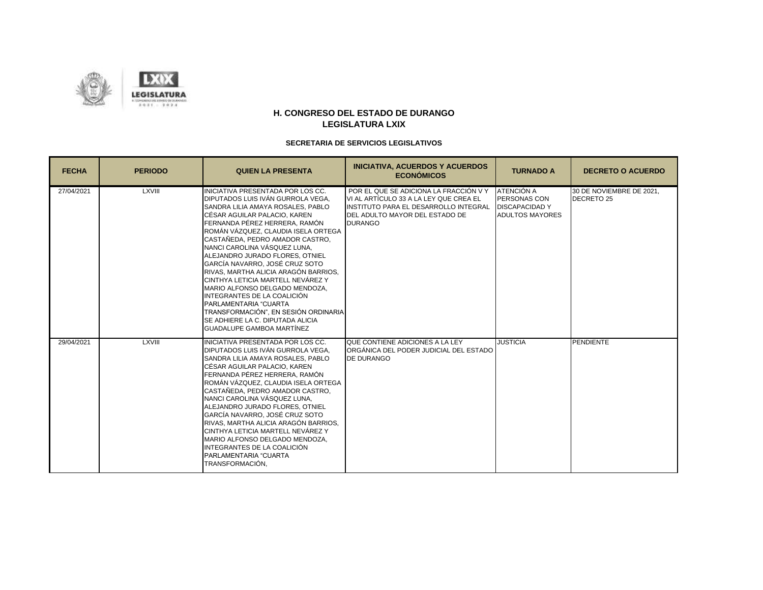**H. CONGRESO DEL ESTADO DE DURANGO**
**LEGISLATURA LXIX**

**SECRETARIA DE SERVICIOS LEGISLATIVOS**

| FECHA | PERIODO | QUIEN LA PRESENTA | INICIATIVA, ACUERDOS Y ACUERDOS ECONÓMICOS | TURNADO A | DECRETO O ACUERDO |
|---|---|---|---|---|---|
| 27/04/2021 | LXVIII | INICIATIVA PRESENTADA POR LOS CC. DIPUTADOS LUIS IVÁN GURROLA VEGA, SANDRA LILIA AMAYA ROSALES, PABLO CÉSAR AGUILAR PALACIO, KAREN FERNANDA PÉREZ HERRERA, RAMÓN ROMÁN VÁZQUEZ, CLAUDIA ISELA ORTEGA CASTAÑEDA, PEDRO AMADOR CASTRO, NANCI CAROLINA VÁSQUEZ LUNA, ALEJANDRO JURADO FLORES, OTNIEL GARCÍA NAVARRO, JOSÉ CRUZ SOTO RIVAS, MARTHA ALICIA ARAGÓN BARRIOS, CINTHYA LETICIA MARTELL NEVÁREZ Y MARIO ALFONSO DELGADO MENDOZA, INTEGRANTES DE LA COALICIÓN PARLAMENTARIA "CUARTA TRANSFORMACIÓN", EN SESIÓN ORDINARIA SE ADHIERE LA C. DIPUTADA ALICIA GUADALUPE GAMBOA MARTÍNEZ | POR EL QUE SE ADICIONA LA FRACCIÓN V Y VI AL ARTÍCULO 33 A LA LEY QUE CREA EL INSTITUTO PARA EL DESARROLLO INTEGRAL DEL ADULTO MAYOR DEL ESTADO DE DURANGO | ATENCIÓN A PERSONAS CON DISCAPACIDAD Y ADULTOS MAYORES | 30 DE NOVIEMBRE DE 2021, DECRETO 25 |
| 29/04/2021 | LXVIII | INICIATIVA PRESENTADA POR LOS CC. DIPUTADOS LUIS IVÁN GURROLA VEGA, SANDRA LILIA AMAYA ROSALES, PABLO CÉSAR AGUILAR PALACIO, KAREN FERNANDA PÉREZ HERRERA, RAMÓN ROMÁN VÁZQUEZ, CLAUDIA ISELA ORTEGA CASTAÑEDA, PEDRO AMADOR CASTRO, NANCI CAROLINA VÁSQUEZ LUNA, ALEJANDRO JURADO FLORES, OTNIEL GARCÍA NAVARRO, JOSÉ CRUZ SOTO RIVAS, MARTHA ALICIA ARAGÓN BARRIOS, CINTHYA LETICIA MARTELL NEVÁREZ Y MARIO ALFONSO DELGADO MENDOZA, INTEGRANTES DE LA COALICIÓN PARLAMENTARIA "CUARTA TRANSFORMACIÓN, | QUE CONTIENE ADICIONES A LA LEY ORGÁNICA DEL PODER JUDICIAL DEL ESTADO DE DURANGO | JUSTICIA | PENDIENTE |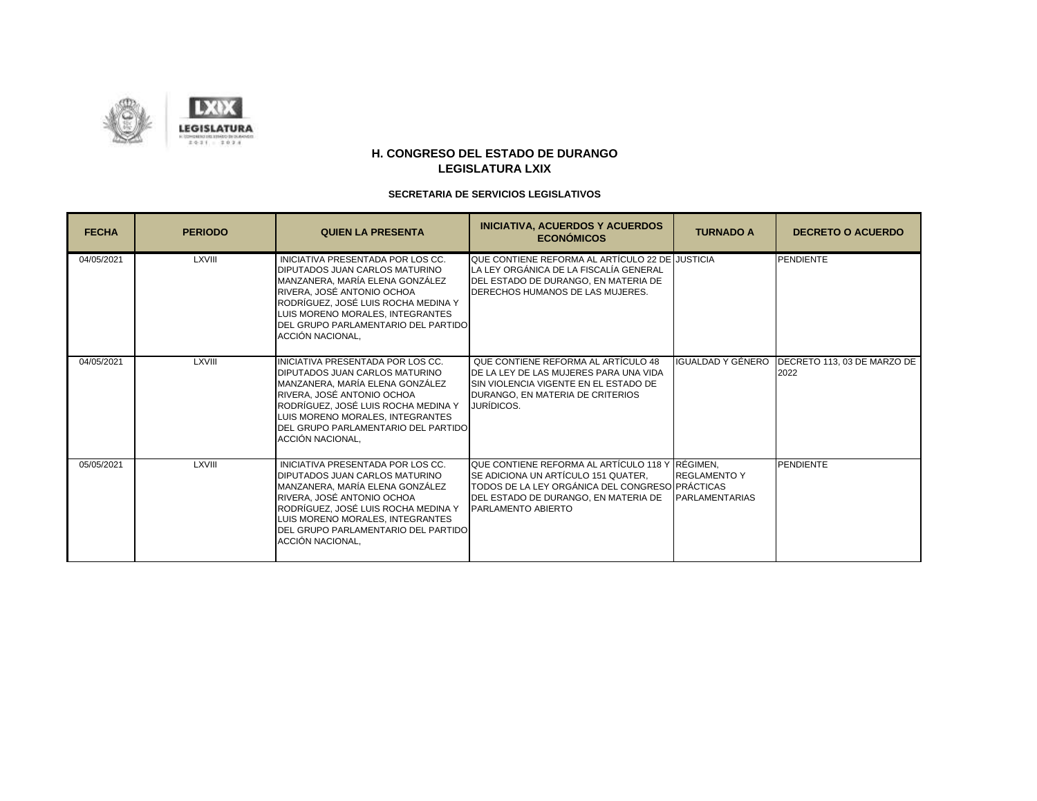**H. CONGRESO DEL ESTADO DE DURANGO**
**LEGISLATURA LXIX**

**SECRETARIA DE SERVICIOS LEGISLATIVOS**

| FECHA | PERIODO | QUIEN LA PRESENTA | INICIATIVA, ACUERDOS Y ACUERDOS ECONÓMICOS | TURNADO A | DECRETO O ACUERDO |
|---|---|---|---|---|---|
| 04/05/2021 | LXVIII | INICIATIVA PRESENTADA POR LOS CC. DIPUTADOS JUAN CARLOS MATURINO MANZANERA, MARÍA ELENA GONZÁLEZ RIVERA, JOSÉ ANTONIO OCHOA RODRÍGUEZ, JOSÉ LUIS ROCHA MEDINA Y LUIS MORENO MORALES, INTEGRANTES DEL GRUPO PARLAMENTARIO DEL PARTIDO ACCIÓN NACIONAL, | QUE CONTIENE REFORMA AL ARTÍCULO 22 DE LA LEY ORGÁNICA DE LA FISCALÍA GENERAL DEL ESTADO DE DURANGO, EN MATERIA DE DERECHOS HUMANOS DE LAS MUJERES. | JUSTICIA | PENDIENTE |
| 04/05/2021 | LXVIII | INICIATIVA PRESENTADA POR LOS CC. DIPUTADOS JUAN CARLOS MATURINO MANZANERA, MARÍA ELENA GONZÁLEZ RIVERA, JOSÉ ANTONIO OCHOA RODRÍGUEZ, JOSÉ LUIS ROCHA MEDINA Y LUIS MORENO MORALES, INTEGRANTES DEL GRUPO PARLAMENTARIO DEL PARTIDO ACCIÓN NACIONAL, | QUE CONTIENE REFORMA AL ARTÍCULO 48 DE LA LEY DE LAS MUJERES PARA UNA VIDA SIN VIOLENCIA VIGENTE EN EL ESTADO DE DURANGO, EN MATERIA DE CRITERIOS JURÍDICOS. | IGUALDAD Y GÉNERO | DECRETO 113, 03 DE MARZO DE 2022 |
| 05/05/2021 | LXVIII | INICIATIVA PRESENTADA POR LOS CC. DIPUTADOS JUAN CARLOS MATURINO MANZANERA, MARÍA ELENA GONZÁLEZ RIVERA, JOSÉ ANTONIO OCHOA RODRÍGUEZ, JOSÉ LUIS ROCHA MEDINA Y LUIS MORENO MORALES, INTEGRANTES DEL GRUPO PARLAMENTARIO DEL PARTIDO ACCIÓN NACIONAL, | QUE CONTIENE REFORMA AL ARTÍCULO 118 Y SE ADICIONA UN ARTÍCULO 151 QUATER, TODOS DE LA LEY ORGÁNICA DEL CONGRESO DEL ESTADO DE DURANGO, EN MATERIA DE PARLAMENTO ABIERTO | RÉGIMEN, REGLAMENTO Y PRÁCTICAS PARLAMENTARIAS | PENDIENTE |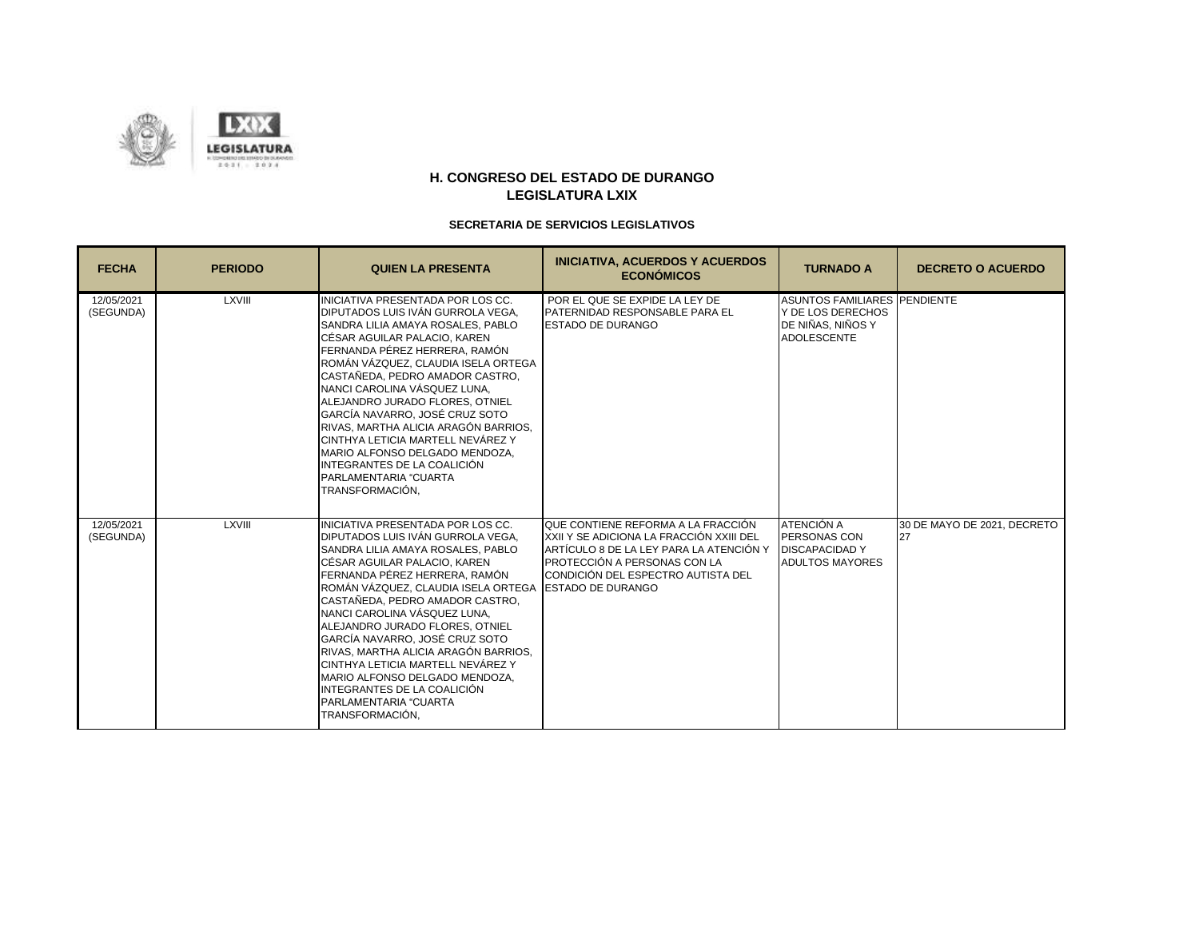**H. CONGRESO DEL ESTADO DE DURANGO**
**LEGISLATURA LXIX**

**SECRETARIA DE SERVICIOS LEGISLATIVOS**

| FECHA | PERIODO | QUIEN LA PRESENTA | INICIATIVA, ACUERDOS Y ACUERDOS ECONÓMICOS | TURNADO A | DECRETO O ACUERDO |
|---|---|---|---|---|---|
| 12/05/2021 (SEGUNDA) | LXVIII | INICIATIVA PRESENTADA POR LOS CC. DIPUTADOS LUIS IVÁN GURROLA VEGA, SANDRA LILIA AMAYA ROSALES, PABLO CÉSAR AGUILAR PALACIO, KAREN FERNANDA PÉREZ HERRERA, RAMÓN ROMÁN VÁZQUEZ, CLAUDIA ISELA ORTEGA CASTAÑEDA, PEDRO AMADOR CASTRO, NANCI CAROLINA VÁSQUEZ LUNA, ALEJANDRO JURADO FLORES, OTNIEL GARCÍA NAVARRO, JOSÉ CRUZ SOTO RIVAS, MARTHA ALICIA ARAGÓN BARRIOS, CINTHYA LETICIA MARTELL NEVÁREZ Y MARIO ALFONSO DELGADO MENDOZA, INTEGRANTES DE LA COALICIÓN PARLAMENTARIA "CUARTA TRANSFORMACIÓN, | POR EL QUE SE EXPIDE LA LEY DE PATERNIDAD RESPONSABLE PARA EL ESTADO DE DURANGO | ASUNTOS FAMILIARES Y DE LOS DERECHOS DE NIÑAS, NIÑOS Y ADOLESCENTE | PENDIENTE |
| 12/05/2021 (SEGUNDA) | LXVIII | INICIATIVA PRESENTADA POR LOS CC. DIPUTADOS LUIS IVÁN GURROLA VEGA, SANDRA LILIA AMAYA ROSALES, PABLO CÉSAR AGUILAR PALACIO, KAREN FERNANDA PÉREZ HERRERA, RAMÓN ROMÁN VÁZQUEZ, CLAUDIA ISELA ORTEGA CASTAÑEDA, PEDRO AMADOR CASTRO, NANCI CAROLINA VÁSQUEZ LUNA, ALEJANDRO JURADO FLORES, OTNIEL GARCÍA NAVARRO, JOSÉ CRUZ SOTO RIVAS, MARTHA ALICIA ARAGÓN BARRIOS, CINTHYA LETICIA MARTELL NEVÁREZ Y MARIO ALFONSO DELGADO MENDOZA, INTEGRANTES DE LA COALICIÓN PARLAMENTARIA "CUARTA TRANSFORMACIÓN, | QUE CONTIENE REFORMA A LA FRACCIÓN XXII Y SE ADICIONA LA FRACCIÓN XXIII DEL ARTÍCULO 8 DE LA LEY PARA LA ATENCIÓN Y PROTECCIÓN A PERSONAS CON LA CONDICIÓN DEL ESPECTRO AUTISTA DEL ESTADO DE DURANGO | ATENCIÓN A PERSONAS CON DISCAPACIDAD Y ADULTOS MAYORES | 30 DE MAYO DE 2021, DECRETO 27 |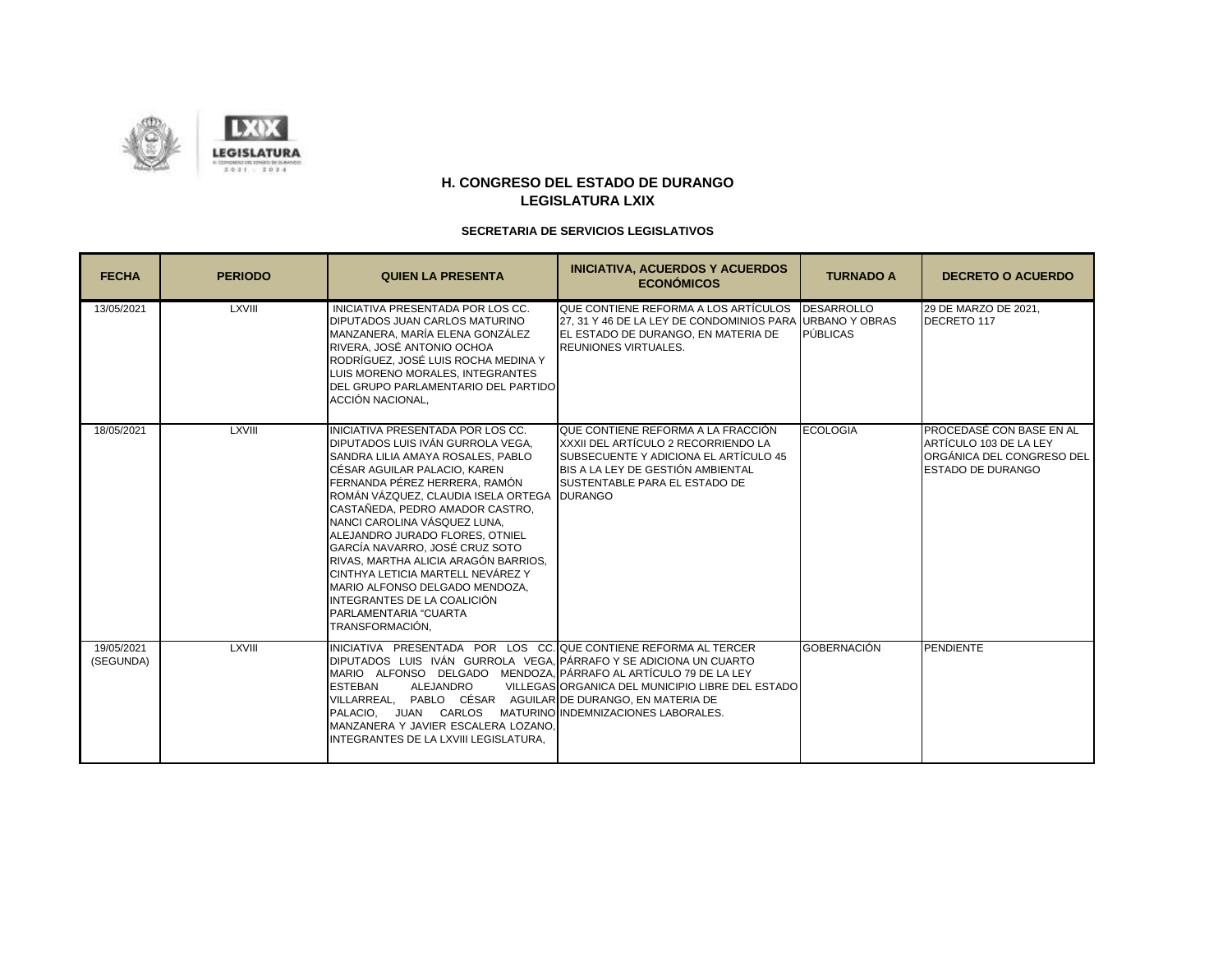## H. CONGRESO DEL ESTADO DE DURANGO
## LEGISLATURA LXIX

### SECRETARIA DE SERVICIOS LEGISLATIVOS

| FECHA | PERIODO | QUIEN LA PRESENTA | INICIATIVA, ACUERDOS Y ACUERDOS ECONÓMICOS | TURNADO A | DECRETO O ACUERDO |
|---|---|---|---|---|---|
| 13/05/2021 | LXVIII | INICIATIVA PRESENTADA POR LOS CC. DIPUTADOS JUAN CARLOS MATURINO MANZANERA, MARÍA ELENA GONZÁLEZ RIVERA, JOSÉ ANTONIO OCHOA RODRÍGUEZ, JOSÉ LUIS ROCHA MEDINA Y LUIS MORENO MORALES, INTEGRANTES DEL GRUPO PARLAMENTARIO DEL PARTIDO ACCIÓN NACIONAL, | QUE CONTIENE REFORMA A LOS ARTÍCULOS 27, 31 Y 46 DE LA LEY DE CONDOMINIOS PARA EL ESTADO DE DURANGO, EN MATERIA DE REUNIONES VIRTUALES. | DESARROLLO URBANO Y OBRAS PÚBLICAS | 29 DE MARZO DE 2021, DECRETO 117 |
| 18/05/2021 | LXVIII | INICIATIVA PRESENTADA POR LOS CC. DIPUTADOS LUIS IVÁN GURROLA VEGA, SANDRA LILIA AMAYA ROSALES, PABLO CÉSAR AGUILAR PALACIO, KAREN FERNANDA PÉREZ HERRERA, RAMÓN ROMÁN VÁZQUEZ, CLAUDIA ISELA ORTEGA CASTAÑEDA, PEDRO AMADOR CASTRO, NANCI CAROLINA VÁSQUEZ LUNA, ALEJANDRO JURADO FLORES, OTNIEL GARCÍA NAVARRO, JOSÉ CRUZ SOTO RIVAS, MARTHA ALICIA ARAGÓN BARRIOS, CINTHYA LETICIA MARTELL NEVÁREZ Y MARIO ALFONSO DELGADO MENDOZA, INTEGRANTES DE LA COALICIÓN PARLAMENTARIA "CUARTA TRANSFORMACIÓN, | QUE CONTIENE REFORMA A LA FRACCIÓN XXXII DEL ARTÍCULO 2 RECORRIENDO LA SUBSECUENTE Y ADICIONA EL ARTÍCULO 45 BIS A LA LEY DE GESTIÓN AMBIENTAL SUSTENTABLE PARA EL ESTADO DE DURANGO | ECOLOGIA | PROCEDASÉ CON BASE EN AL ARTÍCULO 103 DE LA LEY ORGÁNICA DEL CONGRESO DEL ESTADO DE DURANGO |
| 19/05/2021 (SEGUNDA) | LXVIII | INICIATIVA PRESENTADA POR LOS CC. DIPUTADOS LUIS IVÁN GURROLA VEGA, MARIO ALFONSO DELGADO MENDOZA, ESTEBAN ALEJANDRO VILLEGAS VILLARREAL, PABLO CÉSAR AGUILAR PALACIO, JUAN CARLOS MATURINO MANZANERA Y JAVIER ESCALERA LOZANO, INTEGRANTES DE LA LXVIII LEGISLATURA, | QUE CONTIENE REFORMA AL TERCER PÁRRAFO Y SE ADICIONA UN CUARTO PÁRRAFO AL ARTÍCULO 79 DE LA LEY ORGANICA DEL MUNICIPIO LIBRE DEL ESTADO DE DURANGO, EN MATERIA DE INDEMNIZACIONES LABORALES. | GOBERNACIÓN | PENDIENTE |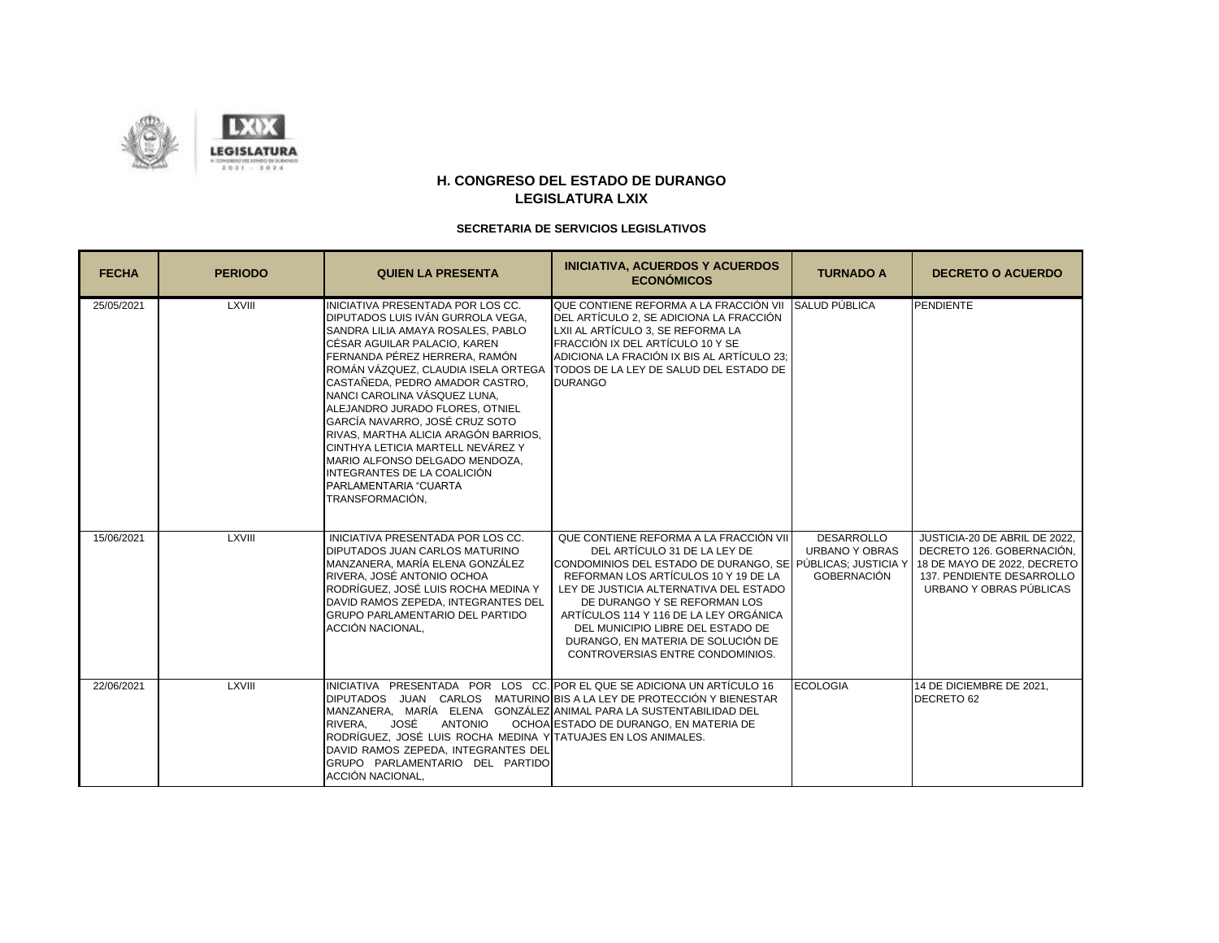**H. CONGRESO DEL ESTADO DE DURANGO**
**LEGISLATURA LXIX**

**SECRETARIA DE SERVICIOS LEGISLATIVOS**

| FECHA | PERIODO | QUIEN LA PRESENTA | INICIATIVA, ACUERDOS Y ACUERDOS ECONÓMICOS | TURNADO A | DECRETO O ACUERDO |
|---|---|---|---|---|---|
| 25/05/2021 | LXVIII | INICIATIVA PRESENTADA POR LOS CC. DIPUTADOS LUIS IVÁN GURROLA VEGA, SANDRA LILIA AMAYA ROSALES, PABLO CÉSAR AGUILAR PALACIO, KAREN FERNANDA PÉREZ HERRERA, RAMÓN ROMÁN VÁZQUEZ, CLAUDIA ISELA ORTEGA CASTAÑEDA, PEDRO AMADOR CASTRO, NANCI CAROLINA VÁSQUEZ LUNA, ALEJANDRO JURADO FLORES, OTNIEL GARCÍA NAVARRO, JOSÉ CRUZ SOTO RIVAS, MARTHA ALICIA ARAGÓN BARRIOS, CINTHYA LETICIA MARTELL NEVÁREZ Y MARIO ALFONSO DELGADO MENDOZA, INTEGRANTES DE LA COALICIÓN PARLAMENTARIA "CUARTA TRANSFORMACIÓN, | QUE CONTIENE REFORMA A LA FRACCIÓN VII DEL ARTÍCULO 2, SE ADICIONA LA FRACCIÓN LXII AL ARTÍCULO 3, SE REFORMA LA FRACCIÓN IX DEL ARTÍCULO 10 Y SE ADICIONA LA FRACIÓN IX BIS AL ARTÍCULO 23; TODOS DE LA LEY DE SALUD DEL ESTADO DE DURANGO | SALUD PÚBLICA | PENDIENTE |
| 15/06/2021 | LXVIII | INICIATIVA PRESENTADA POR LOS CC. DIPUTADOS JUAN CARLOS MATURINO MANZANERA, MARÍA ELENA GONZÁLEZ RIVERA, JOSÉ ANTONIO OCHOA RODRÍGUEZ, JOSÉ LUIS ROCHA MEDINA Y DAVID RAMOS ZEPEDA, INTEGRANTES DEL GRUPO PARLAMENTARIO DEL PARTIDO ACCIÓN NACIONAL, | QUE CONTIENE REFORMA A LA FRACCIÓN VII DEL ARTÍCULO 31 DE LA LEY DE CONDOMINIOS DEL ESTADO DE DURANGO, SE REFORMAN LOS ARTÍCULOS 10 Y 19 DE LA LEY DE JUSTICIA ALTERNATIVA DEL ESTADO DE DURANGO Y SE REFORMAN LOS ARTÍCULOS 114 Y 116 DE LA LEY ORGÁNICA DEL MUNICIPIO LIBRE DEL ESTADO DE DURANGO, EN MATERIA DE SOLUCIÓN DE CONTROVERSIAS ENTRE CONDOMINIOS. | DESARROLLO URBANO Y OBRAS PÚBLICAS; JUSTICIA Y GOBERNACIÓN | JUSTICIA-20 DE ABRIL DE 2022, DECRETO 126. GOBERNACIÓN, 18 DE MAYO DE 2022, DECRETO 137. PENDIENTE DESARROLLO URBANO Y OBRAS PÚBLICAS |
| 22/06/2021 | LXVIII | INICIATIVA PRESENTADA POR LOS CC. DIPUTADOS JUAN CARLOS MATURINO MANZANERA, MARÍA ELENA GONZÁLEZ RIVERA, JOSÉ ANTONIO OCHOA RODRÍGUEZ, JOSÉ LUIS ROCHA MEDINA Y DAVID RAMOS ZEPEDA, INTEGRANTES DEL GRUPO PARLAMENTARIO DEL PARTIDO ACCIÓN NACIONAL, | POR EL QUE SE ADICIONA UN ARTÍCULO 16 BIS A LA LEY DE PROTECCIÓN Y BIENESTAR ANIMAL PARA LA SUSTENTABILIDAD DEL ESTADO DE DURANGO, EN MATERIA DE TATUAJES EN LOS ANIMALES. | ECOLOGIA | 14 DE DICIEMBRE DE 2021, DECRETO 62 |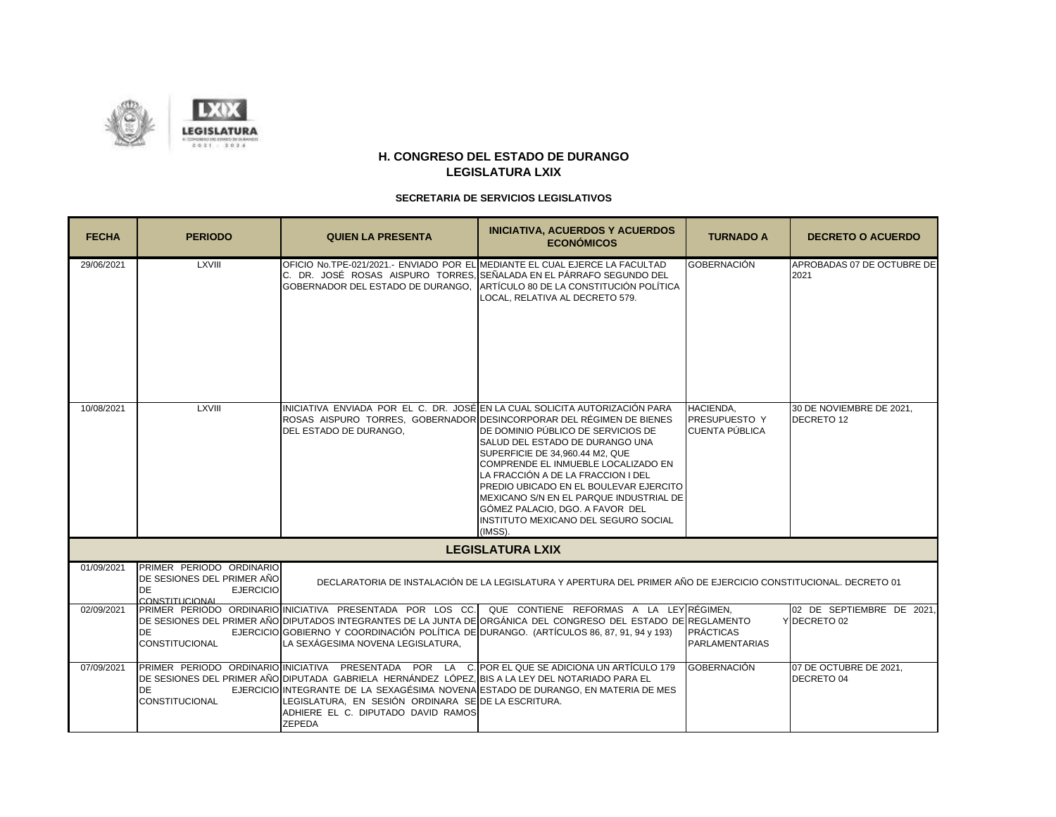**H. CONGRESO DEL ESTADO DE DURANGO**
**LEGISLATURA LXIX**

**SECRETARIA DE SERVICIOS LEGISLATIVOS**

| FECHA | PERIODO | QUIEN LA PRESENTA | INICIATIVA, ACUERDOS Y ACUERDOS ECONÓMICOS | TURNADO A | DECRETO O ACUERDO |
|---|---|---|---|---|---|
| 29/06/2021 | LXVIII | OFICIO No.TPE-021/2021.- ENVIADO POR EL C. DR. JOSÉ ROSAS AISPURO TORRES, GOBERNADOR DEL ESTADO DE DURANGO, | MEDIANTE EL CUAL EJERCE LA FACULTAD SEÑALADA EN EL PÁRRAFO SEGUNDO DEL ARTÍCULO 80 DE LA CONSTITUCIÓN POLÍTICA LOCAL, RELATIVA AL DECRETO 579. | GOBERNACIÓN | APROBADAS 07 DE OCTUBRE DE 2021 |
| 10/08/2021 | LXVIII | INICIATIVA ENVIADA POR EL C. DR. JOSÉ ROSAS AISPURO TORRES, GOBERNADOR DEL ESTADO DE DURANGO, | EN LA CUAL SOLICITA AUTORIZACIÓN PARA DESINCORPORAR DEL RÉGIMEN DE BIENES DE DOMINIO PÚBLICO DE SERVICIOS DE SALUD DEL ESTADO DE DURANGO UNA SUPERFICIE DE 34,960.44 M2, QUE COMPRENDE EL INMUEBLE LOCALIZADO EN LA FRACCIÓN A DE LA FRACCION I DEL PREDIO UBICADO EN EL BOULEVAR EJERCITO MEXICANO S/N EN EL PARQUE INDUSTRIAL DE GÓMEZ PALACIO, DGO. A FAVOR DEL INSTITUTO MEXICANO DEL SEGURO SOCIAL (IMSS). | HACIENDA, PRESUPUESTO Y CUENTA PÚBLICA | 30 DE NOVIEMBRE DE 2021, DECRETO 12 |
| **LEGISLATURA LXIX** | | | | | |
| 01/09/2021 | PRIMER PERIODO ORDINARIO DE SESIONES DEL PRIMER AÑO DE EJERCICIO CONSTITUCIONAL | DECLARATORIA DE INSTALACIÓN DE LA LEGISLATURA Y APERTURA DEL PRIMER AÑO DE EJERCICIO CONSTITUCIONAL. DECRETO 01 | | | |
| 02/09/2021 | PRIMER PERIODO ORDINARIO DE SESIONES DEL PRIMER AÑO DE EJERCICIO CONSTITUCIONAL | INICIATIVA PRESENTADA POR LOS CC. DIPUTADOS INTEGRANTES DE LA JUNTA DE GOBIERNO Y COORDINACIÓN POLÍTICA DE LA SEXÁGESIMA NOVENA LEGISLATURA, | QUE CONTIENE REFORMAS A LA LEY ORGÁNICA DEL CONGRESO DEL ESTADO DE DURANGO. (ARTÍCULOS 86, 87, 91, 94 y 193) | RÉGIMEN, REGLAMENTO Y PRÁCTICAS PARLAMENTARIAS | 02 DE SEPTIEMBRE DE 2021, DECRETO 02 |
| 07/09/2021 | PRIMER PERIODO ORDINARIO DE SESIONES DEL PRIMER AÑO DE EJERCICIO CONSTITUCIONAL | INICIATIVA PRESENTADA POR LA C. DIPUTADA GABRIELA HERNÁNDEZ LÓPEZ, INTEGRANTE DE LA SEXAGÉSIMA NOVENA LEGISLATURA, EN SESIÓN ORDINARA SE ADHIERE EL C. DIPUTADO DAVID RAMOS ZEPEDA | POR EL QUE SE ADICIONA UN ARTÍCULO 179 BIS A LA LEY DEL NOTARIADO PARA EL ESTADO DE DURANGO, EN MATERIA DE MES DE LA ESCRITURA. | GOBERNACIÓN | 07 DE OCTUBRE DE 2021, DECRETO 04 |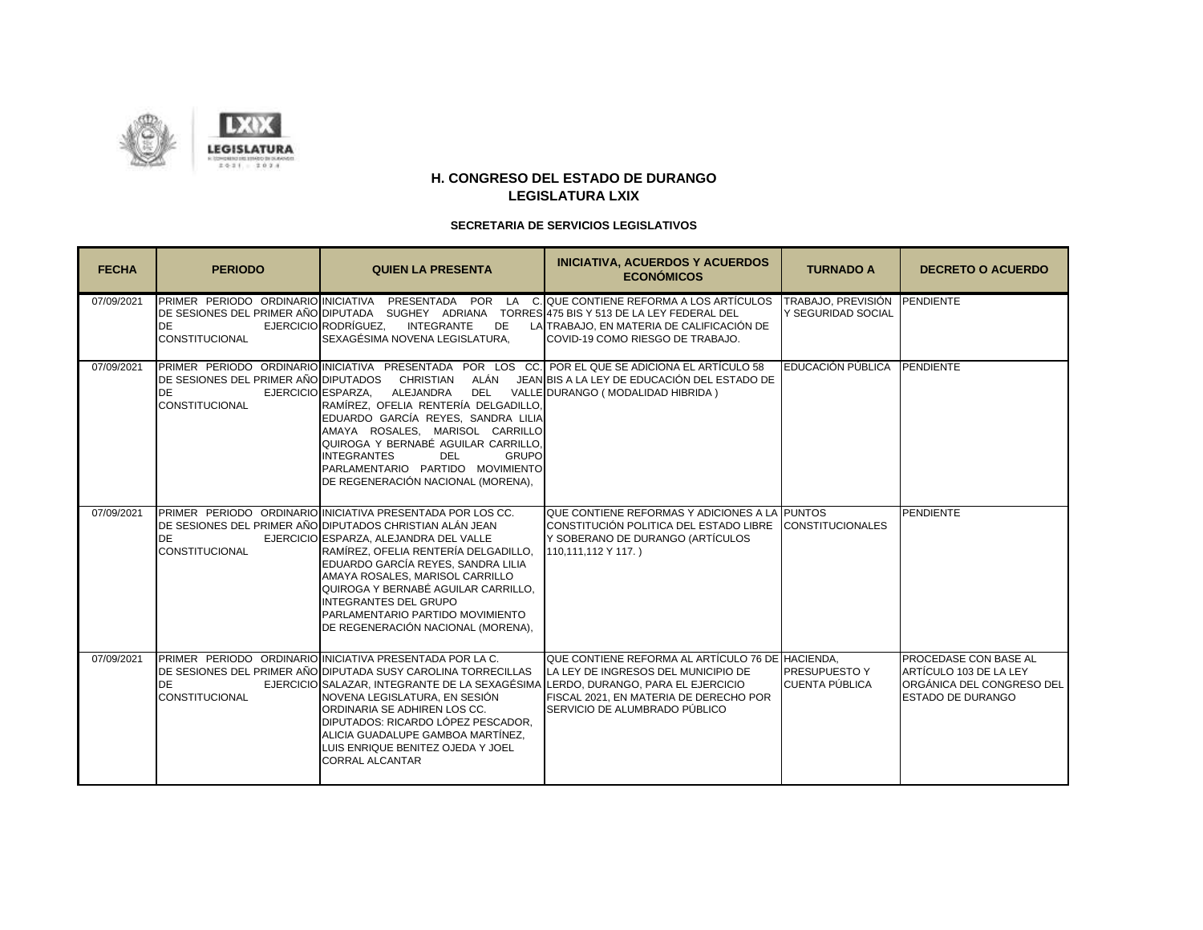# H. CONGRESO DEL ESTADO DE DURANGO
# LEGISLATURA LXIX

### SECRETARIA DE SERVICIOS LEGISLATIVOS

| FECHA | PERIODO | QUIEN LA PRESENTA | INICIATIVA, ACUERDOS Y ACUERDOS ECONÓMICOS | TURNADO A | DECRETO O ACUERDO |
|---|---|---|---|---|---|
| 07/09/2021 | PRIMER PERIODO ORDINARIO DE SESIONES DEL PRIMER AÑO DE EJERCICIO CONSTITUCIONAL | INICIATIVA PRESENTADA POR LA C. DIPUTADA SUGHEY ADRIANA TORRES RODRÍGUEZ, INTEGRANTE DE LA SEXAGÉSIMA NOVENA LEGISLATURA, | QUE CONTIENE REFORMA A LOS ARTÍCULOS 475 BIS Y 513 DE LA LEY FEDERAL DEL TRABAJO, EN MATERIA DE CALIFICACIÓN DE COVID-19 COMO RIESGO DE TRABAJO. | TRABAJO, PREVISIÓN Y SEGURIDAD SOCIAL | PENDIENTE |
| 07/09/2021 | PRIMER PERIODO ORDINARIO DE SESIONES DEL PRIMER AÑO DE EJERCICIO CONSTITUCIONAL | INICIATIVA PRESENTADA POR LOS CC. DIPUTADOS CHRISTIAN ALÁN JEAN ESPARZA, ALEJANDRA DEL VALLE RAMÍREZ, OFELIA RENTERÍA DELGADILLO, EDUARDO GARCÍA REYES, SANDRA LILIA AMAYA ROSALES, MARISOL CARRILLO QUIROGA Y BERNABÉ AGUILAR CARRILLO, INTEGRANTES DEL GRUPO PARLAMENTARIO PARTIDO MOVIMIENTO DE REGENERACIÓN NACIONAL (MORENA), | POR EL QUE SE ADICIONA EL ARTÍCULO 58 BIS A LA LEY DE EDUCACIÓN DEL ESTADO DE DURANGO ( MODALIDAD HIBRIDA ) | EDUCACIÓN PÚBLICA | PENDIENTE |
| 07/09/2021 | PRIMER PERIODO ORDINARIO DE SESIONES DEL PRIMER AÑO DE EJERCICIO CONSTITUCIONAL | INICIATIVA PRESENTADA POR LOS CC. DIPUTADOS CHRISTIAN ALÁN JEAN ESPARZA, ALEJANDRA DEL VALLE RAMÍREZ, OFELIA RENTERÍA DELGADILLO, EDUARDO GARCÍA REYES, SANDRA LILIA AMAYA ROSALES, MARISOL CARRILLO QUIROGA Y BERNABÉ AGUILAR CARRILLO, INTEGRANTES DEL GRUPO PARLAMENTARIO PARTIDO MOVIMIENTO DE REGENERACIÓN NACIONAL (MORENA), | QUE CONTIENE REFORMAS Y ADICIONES A LA CONSTITUCIÓN POLITICA DEL ESTADO LIBRE Y SOBERANO DE DURANGO (ARTÍCULOS 110,111,112 Y 117. ) | PUNTOS CONSTITUCIONALES | PENDIENTE |
| 07/09/2021 | PRIMER PERIODO ORDINARIO DE SESIONES DEL PRIMER AÑO DE EJERCICIO CONSTITUCIONAL | INICIATIVA PRESENTADA POR LA C. DIPUTADA SUSY CAROLINA TORRECILLAS SALAZAR, INTEGRANTE DE LA SEXAGÉSIMA NOVENA LEGISLATURA, EN SESIÓN ORDINARIA SE ADHIREN LOS CC. DIPUTADOS: RICARDO LÓPEZ PESCADOR, ALICIA GUADALUPE GAMBOA MARTÍNEZ, LUIS ENRIQUE BENITEZ OJEDA Y JOEL CORRAL ALCANTAR | QUE CONTIENE REFORMA AL ARTÍCULO 76 DE LA LEY DE INGRESOS DEL MUNICIPIO DE LERDO, DURANGO, PARA EL EJERCICIO FISCAL 2021, EN MATERIA DE DERECHO POR SERVICIO DE ALUMBRADO PÚBLICO | HACIENDA, PRESUPUESTO Y CUENTA PÚBLICA | PROCEDASE CON BASE AL ARTÍCULO 103 DE LA LEY ORGÁNICA DEL CONGRESO DEL ESTADO DE DURANGO |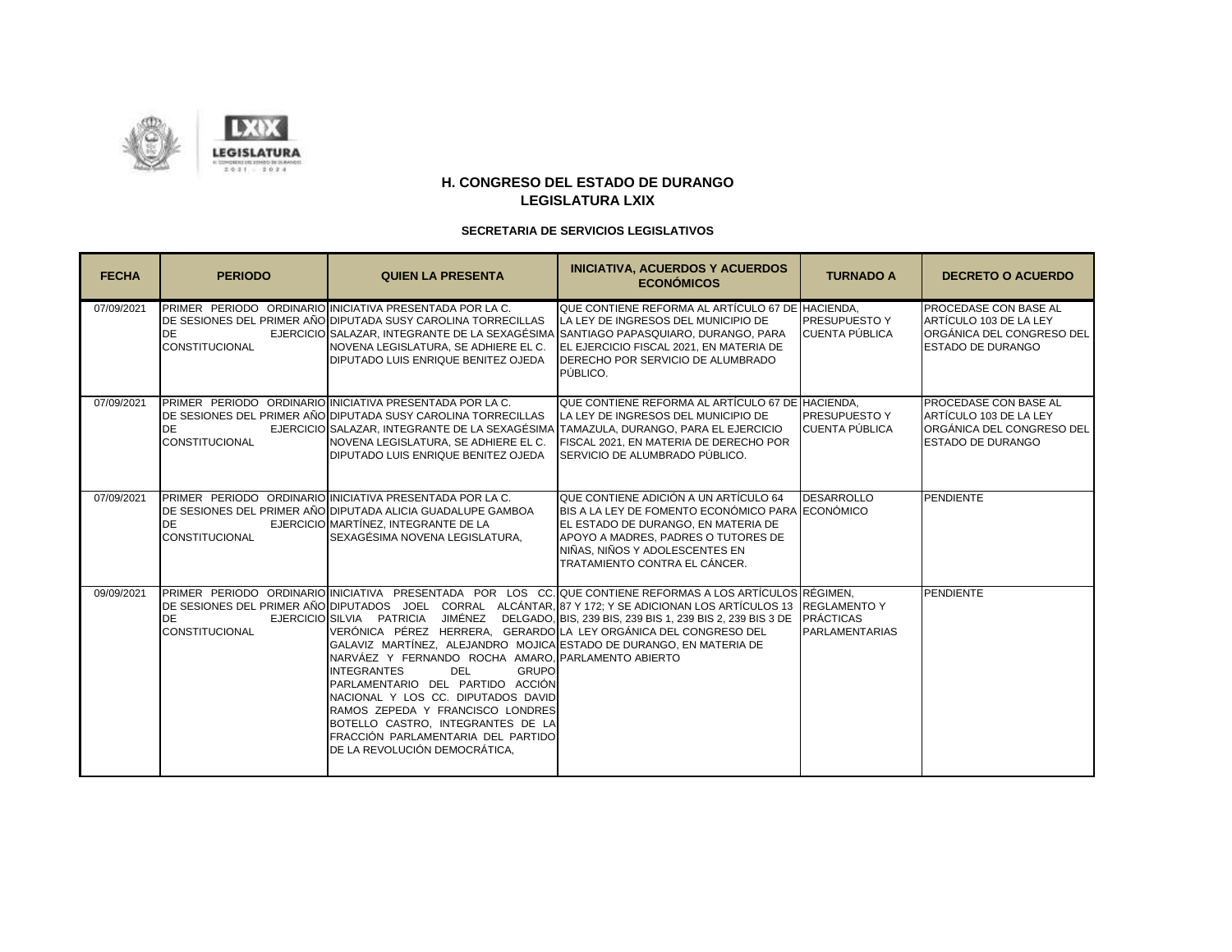## H. CONGRESO DEL ESTADO DE DURANGO
## LEGISLATURA LXIX

### SECRETARIA DE SERVICIOS LEGISLATIVOS

| FECHA | PERIODO | QUIEN LA PRESENTA | INICIATIVA, ACUERDOS Y ACUERDOS ECONÓMICOS | TURNADO A | DECRETO O ACUERDO |
|---|---|---|---|---|---|
| 07/09/2021 | PRIMER PERIODO ORDINARIO DE SESIONES DEL PRIMER AÑO DE EJERCICIO CONSTITUCIONAL | INICIATIVA PRESENTADA POR LA C. DIPUTADA SUSY CAROLINA TORRECILLAS SALAZAR, INTEGRANTE DE LA SEXAGÉSIMA NOVENA LEGISLATURA, SE ADHIERE EL C. DIPUTADO LUIS ENRIQUE BENITEZ OJEDA | QUE CONTIENE REFORMA AL ARTÍCULO 67 DE LA LEY DE INGRESOS DEL MUNICIPIO DE SANTIAGO PAPASQUIARO, DURANGO, PARA EL EJERCICIO FISCAL 2021, EN MATERIA DE DERECHO POR SERVICIO DE ALUMBRADO PÚBLICO. | HACIENDA, PRESUPUESTO Y CUENTA PÚBLICA | PROCEDASE CON BASE AL ARTÍCULO 103 DE LA LEY ORGÁNICA DEL CONGRESO DEL ESTADO DE DURANGO |
| 07/09/2021 | PRIMER PERIODO ORDINARIO DE SESIONES DEL PRIMER AÑO DE EJERCICIO CONSTITUCIONAL | INICIATIVA PRESENTADA POR LA C. DIPUTADA SUSY CAROLINA TORRECILLAS SALAZAR, INTEGRANTE DE LA SEXAGÉSIMA NOVENA LEGISLATURA, SE ADHIERE EL C. DIPUTADO LUIS ENRIQUE BENITEZ OJEDA | QUE CONTIENE REFORMA AL ARTÍCULO 67 DE LA LEY DE INGRESOS DEL MUNICIPIO DE TAMAZULA, DURANGO, PARA EL EJERCICIO FISCAL 2021, EN MATERIA DE DERECHO POR SERVICIO DE ALUMBRADO PÚBLICO. | HACIENDA, PRESUPUESTO Y CUENTA PÚBLICA | PROCEDASE CON BASE AL ARTÍCULO 103 DE LA LEY ORGÁNICA DEL CONGRESO DEL ESTADO DE DURANGO |
| 07/09/2021 | PRIMER PERIODO ORDINARIO DE SESIONES DEL PRIMER AÑO DE EJERCICIO CONSTITUCIONAL | INICIATIVA PRESENTADA POR LA C. DIPUTADA ALICIA GUADALUPE GAMBOA MARTÍNEZ, INTEGRANTE DE LA SEXAGÉSIMA NOVENA LEGISLATURA, | QUE CONTIENE ADICIÓN A UN ARTÍCULO 64 BIS A LA LEY DE FOMENTO ECONÓMICO PARA EL ESTADO DE DURANGO, EN MATERIA DE APOYO A MADRES, PADRES O TUTORES DE NIÑAS, NIÑOS Y ADOLESCENTES EN TRATAMIENTO CONTRA EL CÁNCER. | DESARROLLO ECONÓMICO | PENDIENTE |
| 09/09/2021 | PRIMER PERIODO ORDINARIO DE SESIONES DEL PRIMER AÑO DE EJERCICIO CONSTITUCIONAL | INICIATIVA PRESENTADA POR LOS CC. DIPUTADOS JOEL CORRAL ALCÁNTAR, SILVIA PATRICIA JIMÉNEZ DELGADO, VERÓNICA PÉREZ HERRERA, GERARDO GALAVIZ MARTÍNEZ, ALEJANDRO MOJICA NARVÁEZ Y FERNANDO ROCHA AMARO, INTEGRANTES DEL GRUPO PARLAMENTARIO DEL PARTIDO ACCIÓN NACIONAL Y LOS CC. DIPUTADOS DAVID RAMOS ZEPEDA Y FRANCISCO LONDRES BOTELLO CASTRO, INTEGRANTES DE LA FRACCIÓN PARLAMENTARIA DEL PARTIDO DE LA REVOLUCIÓN DEMOCRÁTICA, | QUE CONTIENE REFORMAS A LOS ARTÍCULOS 87 Y 172; Y SE ADICIONAN LOS ARTÍCULOS 13 BIS, 239 BIS, 239 BIS 1, 239 BIS 2, 239 BIS 3 DE LA LEY ORGÁNICA DEL CONGRESO DEL ESTADO DE DURANGO, EN MATERIA DE PARLAMENTO ABIERTO | RÉGIMEN, REGLAMENTO Y PRÁCTICAS PARLAMENTARIAS | PENDIENTE |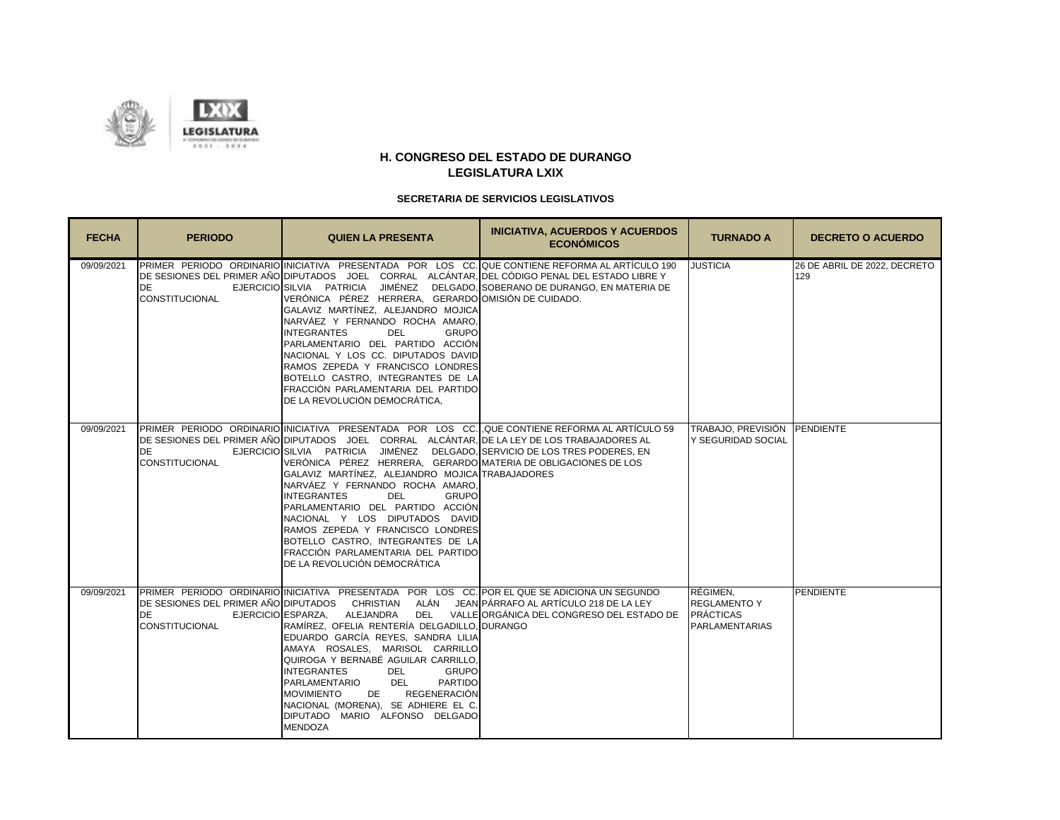**H. CONGRESO DEL ESTADO DE DURANGO**
**LEGISLATURA LXIX**

**SECRETARIA DE SERVICIOS LEGISLATIVOS**

| FECHA | PERIODO | QUIEN LA PRESENTA | INICIATIVA, ACUERDOS Y ACUERDOS ECONÓMICOS | TURNADO A | DECRETO O ACUERDO |
|---|---|---|---|---|---|
| 09/09/2021 | PRIMER PERIODO ORDINARIO DE SESIONES DEL PRIMER AÑO DE EJERCICIO CONSTITUCIONAL | INICIATIVA PRESENTADA POR LOS CC. DIPUTADOS JOEL CORRAL ALCÁNTAR, SILVIA PATRICIA JIMÉNEZ DELGADO, VERÓNICA PÉREZ HERRERA, GERARDO GALAVIZ MARTÍNEZ, ALEJANDRO MOJICA NARVÁEZ Y FERNANDO ROCHA AMARO, INTEGRANTES DEL GRUPO PARLAMENTARIO DEL PARTIDO ACCIÓN NACIONAL Y LOS CC. DIPUTADOS DAVID RAMOS ZEPEDA Y FRANCISCO LONDRES BOTELLO CASTRO, INTEGRANTES DE LA FRACCIÓN PARLAMENTARIA DEL PARTIDO DE LA REVOLUCIÓN DEMOCRÁTICA, | QUE CONTIENE REFORMA AL ARTÍCULO 190 DEL CÓDIGO PENAL DEL ESTADO LIBRE Y SOBERANO DE DURANGO, EN MATERIA DE OMISIÓN DE CUIDADO. | JUSTICIA | 26 DE ABRIL DE 2022, DECRETO 129 |
| 09/09/2021 | PRIMER PERIODO ORDINARIO DE SESIONES DEL PRIMER AÑO DE EJERCICIO CONSTITUCIONAL | INICIATIVA PRESENTADA POR LOS CC. DIPUTADOS JOEL CORRAL ALCÁNTAR, SILVIA PATRICIA JIMÉNEZ DELGADO, VERÓNICA PÉREZ HERRERA, GERARDO GALAVIZ MARTÍNEZ, ALEJANDRO MOJICA NARVÁEZ Y FERNANDO ROCHA AMARO, INTEGRANTES DEL GRUPO PARLAMENTARIO DEL PARTIDO ACCIÓN NACIONAL Y LOS DIPUTADOS DAVID RAMOS ZEPEDA Y FRANCISCO LONDRES BOTELLO CASTRO, INTEGRANTES DE LA FRACCIÓN PARLAMENTARIA DEL PARTIDO DE LA REVOLUCIÓN DEMOCRÁTICA | ,QUE CONTIENE REFORMA AL ARTÍCULO 59 DE LA LEY DE LOS TRABAJADORES AL SERVICIO DE LOS TRES PODERES, EN MATERIA DE OBLIGACIONES DE LOS TRABAJADORES | TRABAJO, PREVISIÓN Y SEGURIDAD SOCIAL | PENDIENTE |
| 09/09/2021 | PRIMER PERIODO ORDINARIO DE SESIONES DEL PRIMER AÑO DE EJERCICIO CONSTITUCIONAL | INICIATIVA PRESENTADA POR LOS CC. DIPUTADOS CHRISTIAN ALÁN JEAN ESPARZA, ALEJANDRA DEL VALLE RAMÍREZ, OFELIA RENTERÍA DELGADILLO, EDUARDO GARCÍA REYES, SANDRA LILIA AMAYA ROSALES, MARISOL CARRILLO QUIROGA Y BERNABÉ AGUILAR CARRILLO, INTEGRANTES DEL GRUPO PARLAMENTARIO DEL PARTIDO MOVIMIENTO DE REGENERACIÓN NACIONAL (MORENA), SE ADHIERE EL C. DIPUTADO MARIO ALFONSO DELGADO MENDOZA | POR EL QUE SE ADICIONA UN SEGUNDO PÁRRAFO AL ARTÍCULO 218 DE LA LEY ORGÁNICA DEL CONGRESO DEL ESTADO DE DURANGO | RÉGIMEN, REGLAMENTO Y PRÁCTICAS PARLAMENTARIAS | PENDIENTE |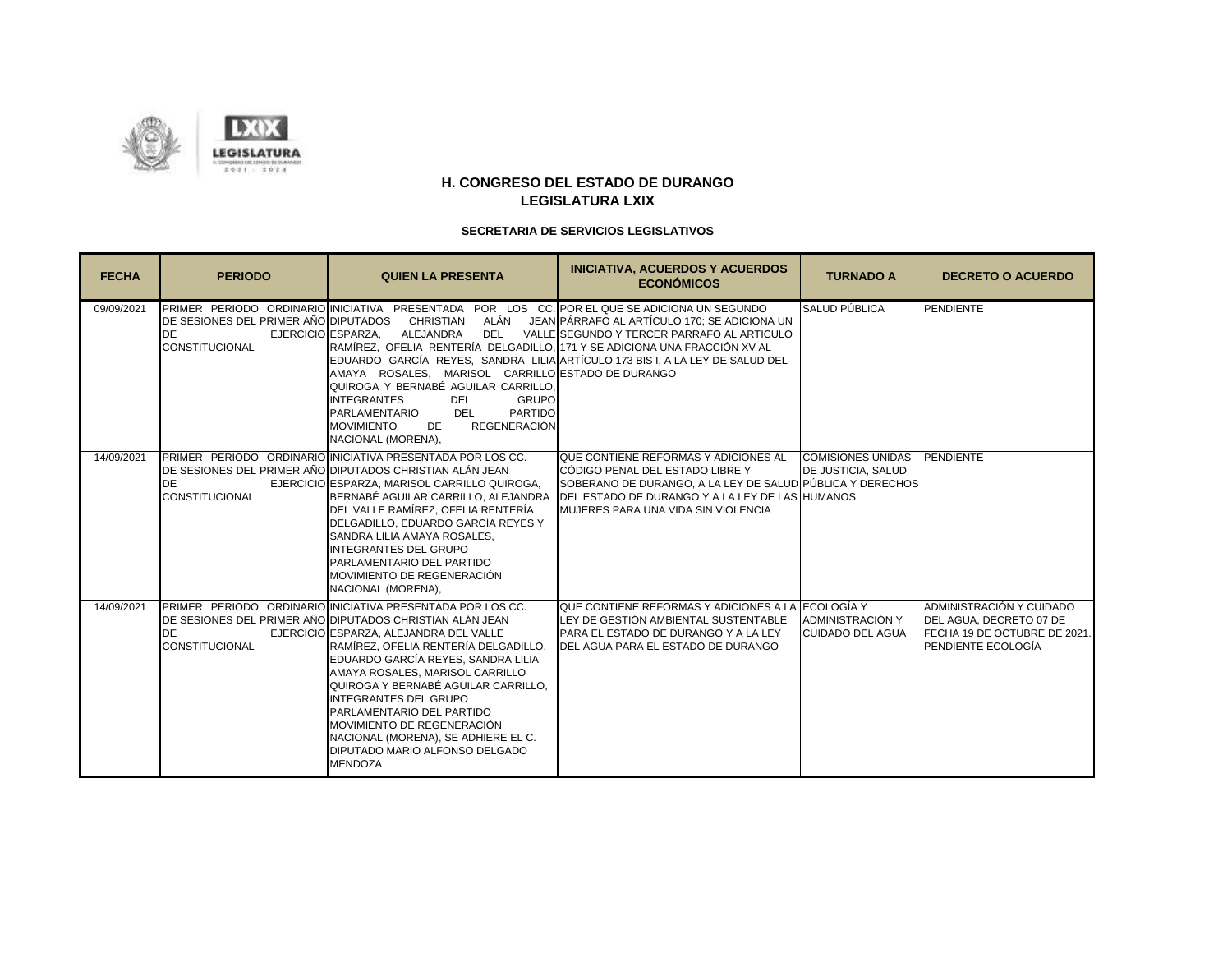**H. CONGRESO DEL ESTADO DE DURANGO**
**LEGISLATURA LXIX**

**SECRETARIA DE SERVICIOS LEGISLATIVOS**

| FECHA | PERIODO | QUIEN LA PRESENTA | INICIATIVA, ACUERDOS Y ACUERDOS ECÓNOMICOS | TURNADO A | DECRETO O ACUERDO |
|---|---|---|---|---|---|
| 09/09/2021 | PRIMER PERIODO ORDINARIO DE SESIONES DEL PRIMER AÑO DE EJERCICIO CONSTITUCIONAL | INICIATIVA PRESENTADA POR LOS CC. DIPUTADOS CHRISTIAN ALÁN JEAN ESPARZA, ALEJANDRA DEL VALLE RAMÍREZ, OFELIA RENTERÍA DELGADILLO, EDUARDO GARCÍA REYES, SANDRA LILIA AMAYA ROSALES, MARISOL CARRILLO QUIROGA Y BERNABÉ AGUILAR CARRILLO, INTEGRANTES DEL GRUPO PARLAMENTARIO DEL PARTIDO MOVIMIENTO DE REGENERACIÓN NACIONAL (MORENA), | POR EL QUE SE ADICIONA UN SEGUNDO PÁRRAFO AL ARTÍCULO 170; SE ADICIONA UN SEGUNDO Y TERCER PARRAFO AL ARTICULO 171 Y SE ADICIONA UNA FRACCIÓN XV AL ARTÍCULO 173 BIS I, A LA LEY DE SALUD DEL ESTADO DE DURANGO | SALUD PÚBLICA | PENDIENTE |
| 14/09/2021 | PRIMER PERIODO ORDINARIO DE SESIONES DEL PRIMER AÑO DE EJERCICIO CONSTITUCIONAL | INICIATIVA PRESENTADA POR LOS CC. DIPUTADOS CHRISTIAN ALÁN JEAN ESPARZA, MARISOL CARRILLO QUIROGA, BERNABÉ AGUILAR CARRILLO, ALEJANDRA DEL VALLE RAMÍREZ, OFELIA RENTERÍA DELGADILLO, EDUARDO GARCÍA REYES Y SANDRA LILIA AMAYA ROSALES, INTEGRANTES DEL GRUPO PARLAMENTARIO DEL PARTIDO MOVIMIENTO DE REGENERACIÓN NACIONAL (MORENA), | QUE CONTIENE REFORMAS Y ADICIONES AL CÓDIGO PENAL DEL ESTADO LIBRE Y SOBERANO DE DURANGO, A LA LEY DE SALUD DEL ESTADO DE DURANGO Y A LA LEY DE LAS MUJERES PARA UNA VIDA SIN VIOLENCIA | COMISIONES UNIDAS DE JUSTICIA, SALUD PÚBLICA Y DERECHOS HUMANOS | PENDIENTE |
| 14/09/2021 | PRIMER PERIODO ORDINARIO DE SESIONES DEL PRIMER AÑO DE EJERCICIO CONSTITUCIONAL | INICIATIVA PRESENTADA POR LOS CC. DIPUTADOS CHRISTIAN ALÁN JEAN ESPARZA, ALEJANDRA DEL VALLE RAMÍREZ, OFELIA RENTERÍA DELGADILLO, EDUARDO GARCÍA REYES, SANDRA LILIA AMAYA ROSALES, MARISOL CARRILLO QUIROGA Y BERNABÉ AGUILAR CARRILLO, INTEGRANTES DEL GRUPO PARLAMENTARIO DEL PARTIDO MOVIMIENTO DE REGENERACIÓN NACIONAL (MORENA), SE ADHIERE EL C. DIPUTADO MARIO ALFONSO DELGADO MENDOZA | QUE CONTIENE REFORMAS Y ADICIONES A LA LEY DE GESTIÓN AMBIENTAL SUSTENTABLE PARA EL ESTADO DE DURANGO Y A LA LEY DEL AGUA PARA EL ESTADO DE DURANGO | ECOLOGÍA Y ADMINISTRACIÓN Y CUIDADO DEL AGUA | ADMINISTRACIÓN Y CUIDADO DEL AGUA, DECRETO 07 DE FECHA 19 DE OCTUBRE DE 2021. PENDIENTE ECOLOGÍA |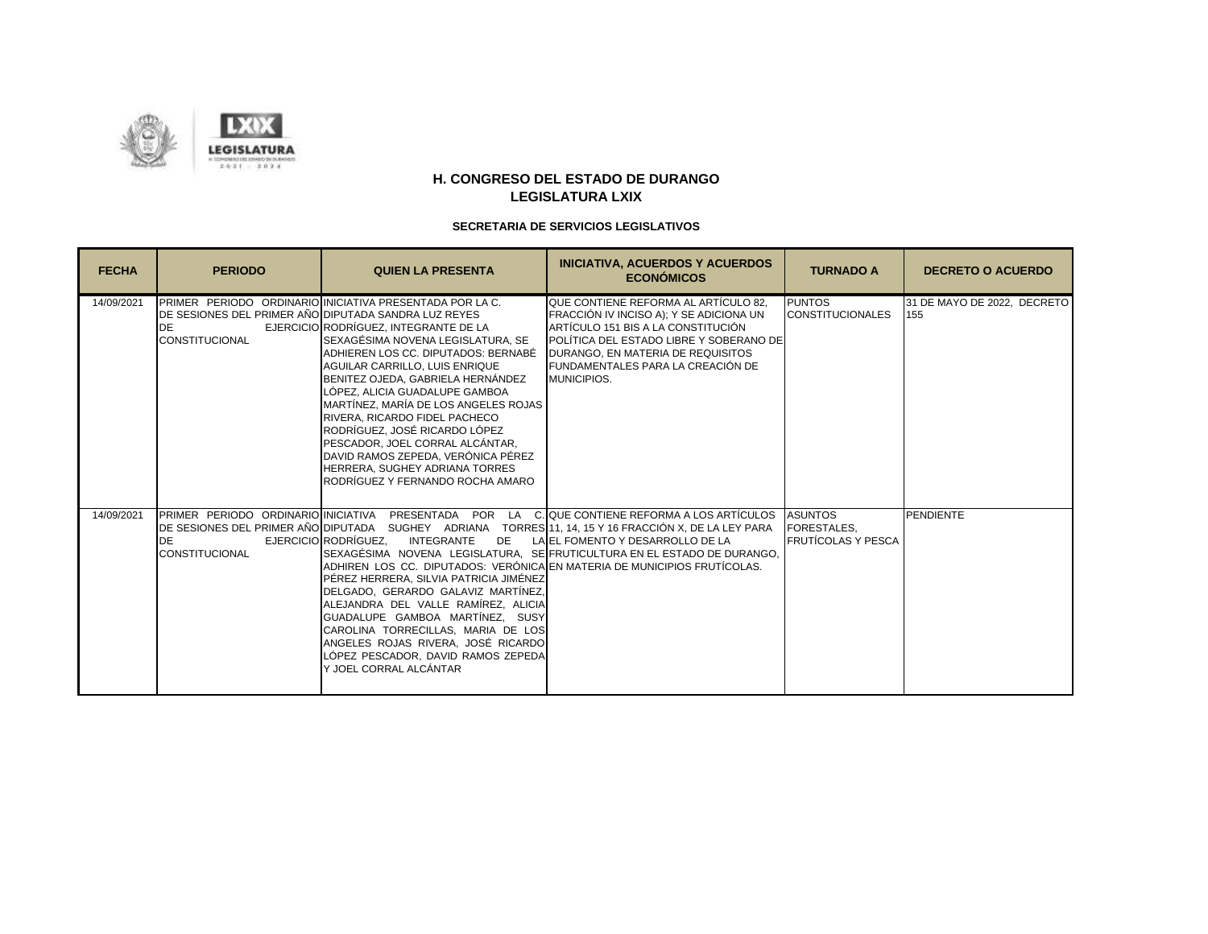**H. CONGRESO DEL ESTADO DE DURANGO**
**LEGISLATURA LXIX**

**SECRETARIA DE SERVICIOS LEGISLATIVOS**

| FECHA | PERIODO | QUIEN LA PRESENTA | INICIATIVA, ACUERDOS Y ACUERDOS ECONÓMICOS | TURNADO A | DECRETO O ACUERDO |
|---|---|---|---|---|---|
| 14/09/2021 | PRIMER PERIODO ORDINARIO DE SESIONES DEL PRIMER AÑO DE EJERCICIO CONSTITUCIONAL | INICIATIVA PRESENTADA POR LA C. DIPUTADA SANDRA LUZ REYES RODRÍGUEZ, INTEGRANTE DE LA SEXAGÉSIMA NOVENA LEGISLATURA, SE ADHIEREN LOS CC. DIPUTADOS: BERNABÉ AGUILAR CARRILLO, LUIS ENRIQUE BENITEZ OJEDA, GABRIELA HERNÁNDEZ LÓPEZ, ALICIA GUADALUPE GAMBOA MARTÍNEZ, MARÍA DE LOS ANGELES ROJAS RIVERA, RICARDO FIDEL PACHECO RODRÍGUEZ, JOSÉ RICARDO LÓPEZ PESCADOR, JOEL CORRAL ALCÁNTAR, DAVID RAMOS ZEPEDA, VERÓNICA PÉREZ HERRERA, SUGHEY ADRIANA TORRES RODRÍGUEZ Y FERNANDO ROCHA AMARO | QUE CONTIENE REFORMA AL ARTÍCULO 82, FRACCIÓN IV INCISO A); Y SE ADICIONA UN ARTÍCULO 151 BIS A LA CONSTITUCIÓN POLÍTICA DEL ESTADO LIBRE Y SOBERANO DE DURANGO, EN MATERIA DE REQUISITOS FUNDAMENTALES PARA LA CREACIÓN DE MUNICIPIOS. | PUNTOS CONSTITUCIONALES | 31 DE MAYO DE 2022, DECRETO 155 |
| 14/09/2021 | PRIMER PERIODO ORDINARIO DE SESIONES DEL PRIMER AÑO DE EJERCICIO CONSTITUCIONAL | INICIATIVA PRESENTADA POR LA C. DIPUTADA SUGHEY ADRIANA TORRES RODRÍGUEZ, INTEGRANTE DE LA SEXAGÉSIMA NOVENA LEGISLATURA, SE ADHIREN LOS CC. DIPUTADOS: VERÓNICA PÉREZ HERRERA, SILVIA PATRICIA JIMÉNEZ DELGADO, GERARDO GALAVIZ MARTÍNEZ, ALEJANDRA DEL VALLE RAMÍREZ, ALICIA GUADALUPE GAMBOA MARTÍNEZ, SUSY CAROLINA TORRECILLAS, MARIA DE LOS ANGELES ROJAS RIVERA, JOSÉ RICARDO LÓPEZ PESCADOR, DAVID RAMOS ZEPEDA Y JOEL CORRAL ALCÁNTAR | QUE CONTIENE REFORMA A LOS ARTÍCULOS 11, 14, 15 Y 16 FRACCIÓN X, DE LA LEY PARA EL FOMENTO Y DESARROLLO DE LA FRUTICULTURA EN EL ESTADO DE DURANGO, EN MATERIA DE MUNICIPIOS FRUTÍCOLAS. | ASUNTOS FORESTALES, FRUTÍCOLAS Y PESCA | PENDIENTE |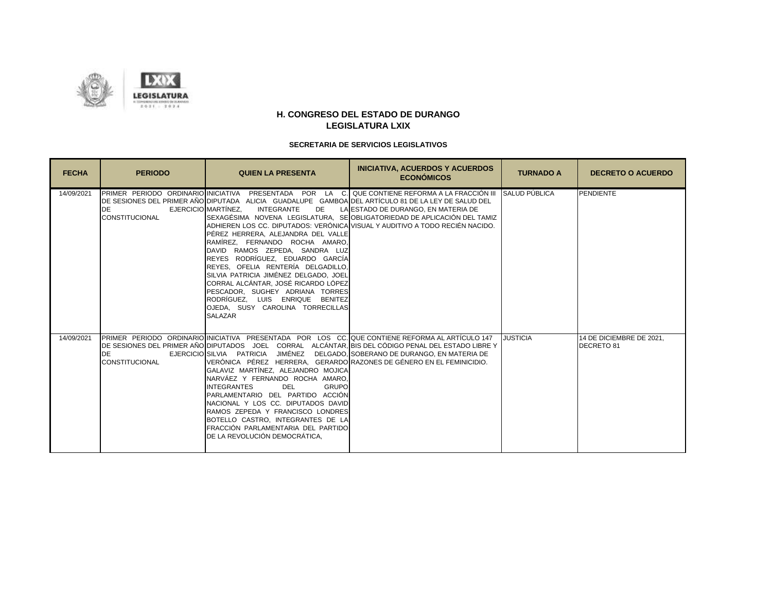**H. CONGRESO DEL ESTADO DE DURANGO**
**LEGISLATURA LXIX**

**SECRETARIA DE SERVICIOS LEGISLATIVOS**

| FECHA | PERIODO | QUIEN LA PRESENTA | INICIATIVA, ACUERDOS Y ACUERDOS ECONÓMICOS | TURNADO A | DECRETO O ACUERDO |
|---|---|---|---|---|---|
| 14/09/2021 | PRIMER PERIODO ORDINARIO DE SESIONES DEL PRIMER AÑO DE EJERCICIO CONSTITUCIONAL | INICIATIVA PRESENTADA POR LA C. DIPUTADA ALICIA GUADALUPE GAMBOA MARTÍNEZ, INTEGRANTE DE LA SEXAGÉSIMA NOVENA LEGISLATURA, SE ADHIEREN LOS CC. DIPUTADOS: VERÓNICA PÉREZ HERRERA, ALEJANDRA DEL VALLE RAMÍREZ, FERNANDO ROCHA AMARO, DAVID RAMOS ZEPEDA, SANDRA LUZ REYES RODRÍGUEZ, EDUARDO GARCÍA REYES, OFELIA RENTERÍA DELGADILLO, SILVIA PATRICIA JIMÉNEZ DELGADO, JOEL CORRAL ALCÁNTAR, JOSÉ RICARDO LÓPEZ PESCADOR, SUGHEY ADRIANA TORRES RODRÍGUEZ, LUIS ENRIQUE BENITEZ OJEDA, SUSY CAROLINA TORRECILLAS SALAZAR | QUE CONTIENE REFORMA A LA FRACCIÓN III DEL ARTÍCULO 81 DE LA LEY DE SALUD DEL ESTADO DE DURANGO, EN MATERIA DE OBLIGATORIEDAD DE APLICACIÓN DEL TAMIZ VISUAL Y AUDITIVO A TODO RECIÉN NACIDO. | SALUD PÚBLICA | PENDIENTE |
| 14/09/2021 | PRIMER PERIODO ORDINARIO DE SESIONES DEL PRIMER AÑO DE EJERCICIO CONSTITUCIONAL | INICIATIVA PRESENTADA POR LOS CC. DIPUTADOS JOEL CORRAL ALCÁNTAR, SILVIA PATRICIA JIMÉNEZ DELGADO, VERÓNICA PÉREZ HERRERA, GERARDO GALAVIZ MARTÍNEZ, ALEJANDRO MOJICA NARVÁEZ Y FERNANDO ROCHA AMARO, INTEGRANTES DEL GRUPO PARLAMENTARIO DEL PARTIDO ACCIÓN NACIONAL Y LOS CC. DIPUTADOS DAVID RAMOS ZEPEDA Y FRANCISCO LONDRES BOTELLO CASTRO, INTEGRANTES DE LA FRACCIÓN PARLAMENTARIA DEL PARTIDO DE LA REVOLUCIÓN DEMOCRÁTICA, | QUE CONTIENE REFORMA AL ARTÍCULO 147 BIS DEL CÓDIGO PENAL DEL ESTADO LIBRE Y SOBERANO DE DURANGO, EN MATERIA DE RAZONES DE GÉNERO EN EL FEMINICIDIO. | JUSTICIA | 14 DE DICIEMBRE DE 2021, DECRETO 81 |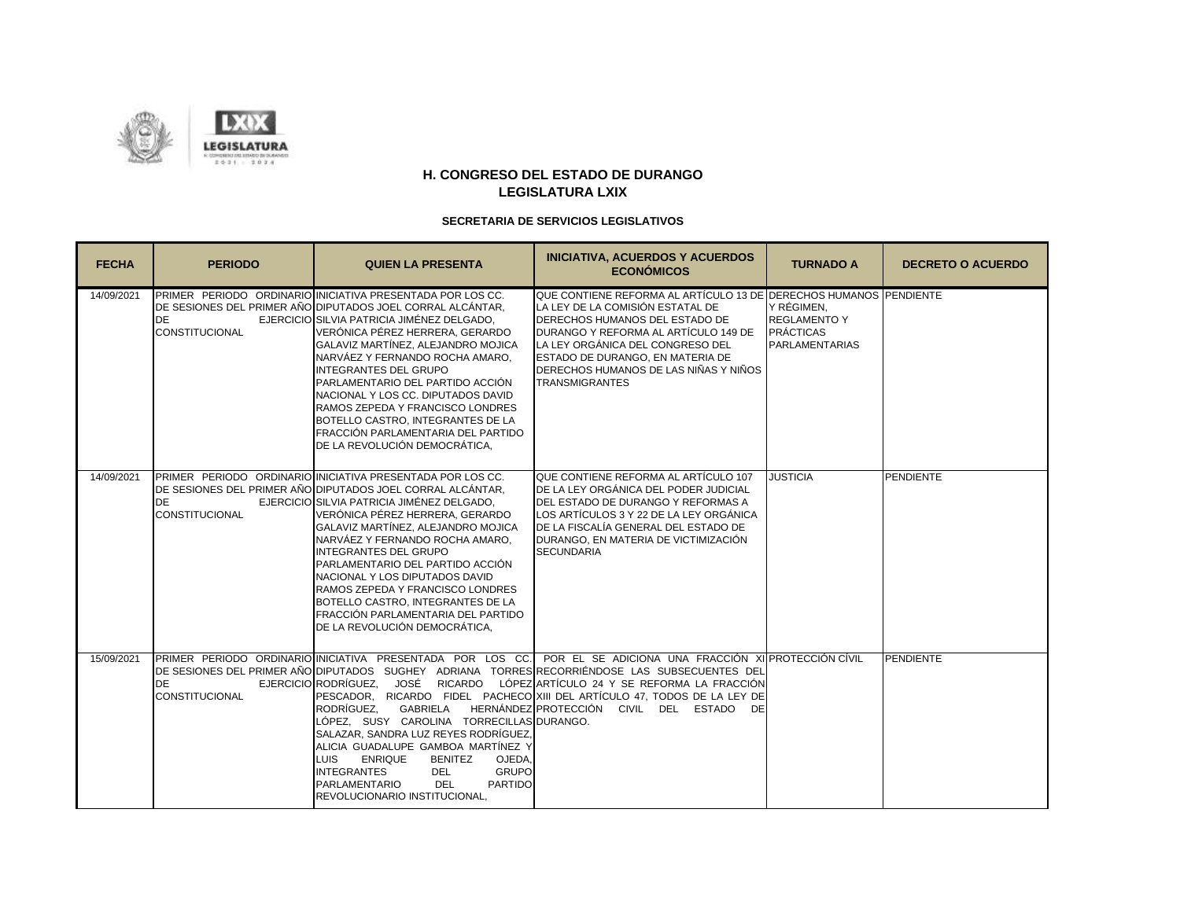**H. CONGRESO DEL ESTADO DE DURANGO**
**LEGISLATURA LXIX**

**SECRETARIA DE SERVICIOS LEGISLATIVOS**

| FECHA | PERIODO | QUIEN LA PRESENTA | INICIATIVA, ACUERDOS Y ACUERDOS ECONÓMICOS | TURNADO A | DECRETO O ACUERDO |
|---|---|---|---|---|---|
| 14/09/2021 | PRIMER PERIODO ORDINARIO DE SESIONES DEL PRIMER AÑO DE EJERCICIO CONSTITUCIONAL | INICIATIVA PRESENTADA POR LOS CC. DIPUTADOS JOEL CORRAL ALCÁNTAR, SILVIA PATRICIA JIMÉNEZ DELGADO, VERÓNICA PÉREZ HERRERA, GERARDO GALAVIZ MARTÍNEZ, ALEJANDRO MOJICA NARVÁEZ Y FERNANDO ROCHA AMARO, INTEGRANTES DEL GRUPO PARLAMENTARIO DEL PARTIDO ACCIÓN NACIONAL Y LOS CC. DIPUTADOS DAVID RAMOS ZEPEDA Y FRANCISCO LONDRES BOTELLO CASTRO, INTEGRANTES DE LA FRACCIÓN PARLAMENTARIA DEL PARTIDO DE LA REVOLUCIÓN DEMOCRÁTICA, | QUE CONTIENE REFORMA AL ARTÍCULO 13 DE LA LEY DE LA COMISIÓN ESTATAL DE DERECHOS HUMANOS DEL ESTADO DE DURANGO Y REFORMA AL ARTÍCULO 149 DE LA LEY ORGÁNICA DEL CONGRESO DEL ESTADO DE DURANGO, EN MATERIA DE DERECHOS HUMANOS DE LAS NIÑAS Y NIÑOS TRANSMIGRANTES | DERECHOS HUMANOS Y RÉGIMEN, REGLAMENTO Y PRÁCTICAS PARLAMENTARIAS | PENDIENTE |
| 14/09/2021 | PRIMER PERIODO ORDINARIO DE SESIONES DEL PRIMER AÑO DE EJERCICIO CONSTITUCIONAL | INICIATIVA PRESENTADA POR LOS CC. DIPUTADOS JOEL CORRAL ALCÁNTAR, SILVIA PATRICIA JIMÉNEZ DELGADO, VERÓNICA PÉREZ HERRERA, GERARDO GALAVIZ MARTÍNEZ, ALEJANDRO MOJICA NARVÁEZ Y FERNANDO ROCHA AMARO, INTEGRANTES DEL GRUPO PARLAMENTARIO DEL PARTIDO ACCIÓN NACIONAL Y LOS DIPUTADOS DAVID RAMOS ZEPEDA Y FRANCISCO LONDRES BOTELLO CASTRO, INTEGRANTES DE LA FRACCIÓN PARLAMENTARIA DEL PARTIDO DE LA REVOLUCIÓN DEMOCRÁTICA, | QUE CONTIENE REFORMA AL ARTÍCULO 107 DE LA LEY ORGÁNICA DEL PODER JUDICIAL DEL ESTADO DE DURANGO Y REFORMAS A LOS ARTÍCULOS 3 Y 22 DE LA LEY ORGÁNICA DE LA FISCALÍA GENERAL DEL ESTADO DE DURANGO, EN MATERIA DE VICTIMIZACIÓN SECUNDARIA | JUSTICIA | PENDIENTE |
| 15/09/2021 | PRIMER PERIODO ORDINARIO DE SESIONES DEL PRIMER AÑO DE EJERCICIO CONSTITUCIONAL | INICIATIVA PRESENTADA POR LOS CC. DIPUTADOS SUGHEY ADRIANA TORRES RODRÍGUEZ, JOSÉ RICARDO LÓPEZ PESCADOR, RICARDO FIDEL PACHECO RODRÍGUEZ, GABRIELA HERNÁNDEZ LÓPEZ, SUSY CAROLINA TORRECILLAS SALAZAR, SANDRA LUZ REYES RODRÍGUEZ, ALICIA GUADALUPE GAMBOA MARTÍNEZ Y LUIS ENRIQUE BENITEZ OJEDA, INTEGRANTES DEL GRUPO PARLAMENTARIO DEL PARTIDO REVOLUCIONARIO INSTITUCIONAL, | POR EL SE ADICIONA UNA FRACCIÓN XI RECORRIÉNDOSE LAS SUBSECUENTES DEL ARTÍCULO 24 Y SE REFORMA LA FRACCIÓN XIII DEL ARTÍCULO 47, TODOS DE LA LEY DE PROTECCIÓN CIVIL DEL ESTADO DE DURANGO. | PROTECCIÓN CÍVIL | PENDIENTE |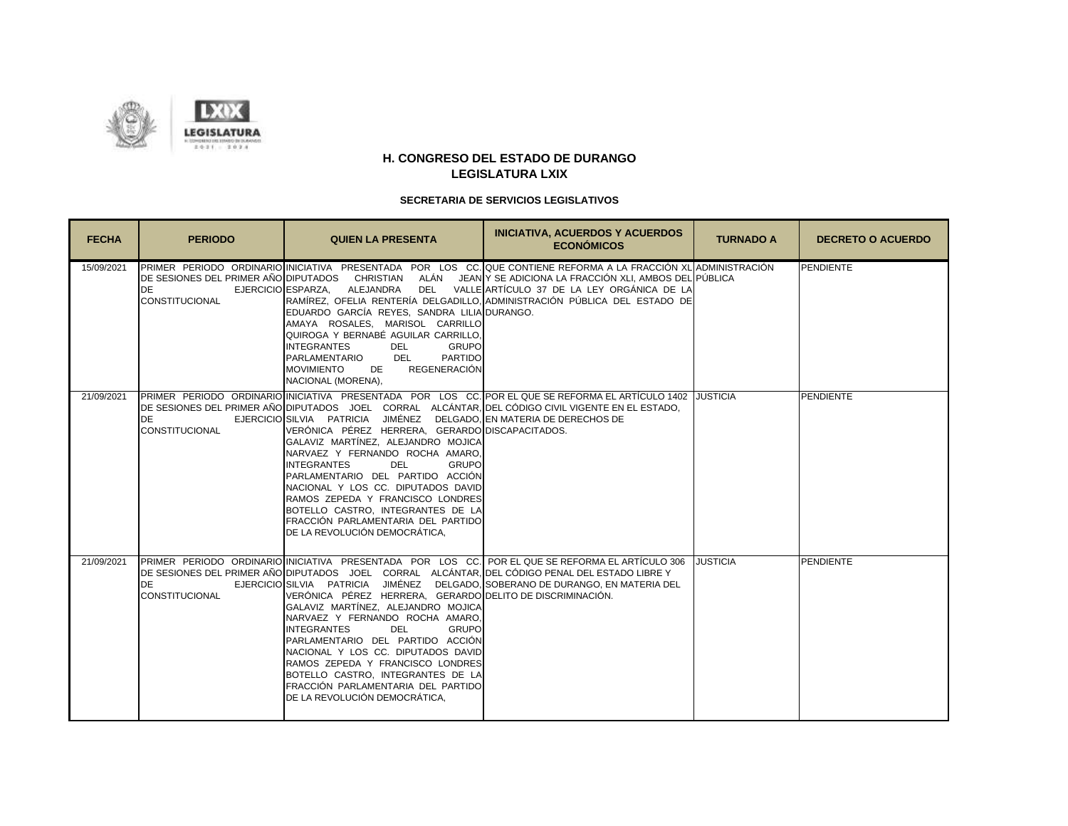**H. CONGRESO DEL ESTADO DE DURANGO**
**LEGISLATURA LXIX**

**SECRETARIA DE SERVICIOS LEGISLATIVOS**

| FECHA | PERIODO | QUIEN LA PRESENTA | INICIATIVA, ACUERDOS Y ACUERDOS ECONÓMICOS | TURNADO A | DECRETO O ACUERDO |
|---|---|---|---|---|---|
| 15/09/2021 | PRIMER PERIODO ORDINARIO DE SESIONES DEL PRIMER AÑO DE EJERCICIO CONSTITUCIONAL | INICIATIVA PRESENTADA POR LOS CC. DIPUTADOS CHRISTIAN ALÁN JEAN ESPARZA, ALEJANDRA DEL VALLE RAMÍREZ, OFELIA RENTERÍA DELGADILLO, EDUARDO GARCÍA REYES, SANDRA LILIA AMAYA ROSALES, MARISOL CARRILLO QUIROGA Y BERNABÉ AGUILAR CARRILLO, INTEGRANTES DEL GRUPO PARLAMENTARIO DEL PARTIDO MOVIMIENTO DE REGENERACIÓN NACIONAL (MORENA), | QUE CONTIENE REFORMA A LA FRACCIÓN XL Y SE ADICIONA LA FRACCIÓN XLI, AMBOS DEL ARTÍCULO 37 DE LA LEY ORGÁNICA DE LA ADMINISTRACIÓN PÚBLICA DEL ESTADO DE DURANGO. | ADMINISTRACIÓN PÚBLICA | PENDIENTE |
| 21/09/2021 | PRIMER PERIODO ORDINARIO DE SESIONES DEL PRIMER AÑO DE EJERCICIO CONSTITUCIONAL | INICIATIVA PRESENTADA POR LOS CC. DIPUTADOS JOEL CORRAL ALCÁNTAR, SILVIA PATRICIA JIMÉNEZ DELGADO, VERÓNICA PÉREZ HERRERA, GERARDO GALAVIZ MARTÍNEZ, ALEJANDRO MOJICA NARVAEZ Y FERNANDO ROCHA AMARO, INTEGRANTES DEL GRUPO PARLAMENTARIO DEL PARTIDO ACCIÓN NACIONAL Y LOS CC. DIPUTADOS DAVID RAMOS ZEPEDA Y FRANCISCO LONDRES BOTELLO CASTRO, INTEGRANTES DE LA FRACCIÓN PARLAMENTARIA DEL PARTIDO DE LA REVOLUCIÓN DEMOCRÁTICA, | POR EL QUE SE REFORMA EL ARTÍCULO 1402 DEL CÓDIGO CIVIL VIGENTE EN EL ESTADO, EN MATERIA DE DERECHOS DE DISCAPACITADOS. | JUSTICIA | PENDIENTE |
| 21/09/2021 | PRIMER PERIODO ORDINARIO DE SESIONES DEL PRIMER AÑO DE EJERCICIO CONSTITUCIONAL | INICIATIVA PRESENTADA POR LOS CC. DIPUTADOS JOEL CORRAL ALCÁNTAR, SILVIA PATRICIA JIMÉNEZ DELGADO, VERÓNICA PÉREZ HERRERA, GERARDO GALAVIZ MARTÍNEZ, ALEJANDRO MOJICA NARVAEZ Y FERNANDO ROCHA AMARO, INTEGRANTES DEL GRUPO PARLAMENTARIO DEL PARTIDO ACCIÓN NACIONAL Y LOS CC. DIPUTADOS DAVID RAMOS ZEPEDA Y FRANCISCO LONDRES BOTELLO CASTRO, INTEGRANTES DE LA FRACCIÓN PARLAMENTARIA DEL PARTIDO DE LA REVOLUCIÓN DEMOCRÁTICA, | POR EL QUE SE REFORMA EL ARTÍCULO 306 DEL CÓDIGO PENAL DEL ESTADO LIBRE Y SOBERANO DE DURANGO, EN MATERIA DEL DELITO DE DISCRIMINACIÓN. | JUSTICIA | PENDIENTE |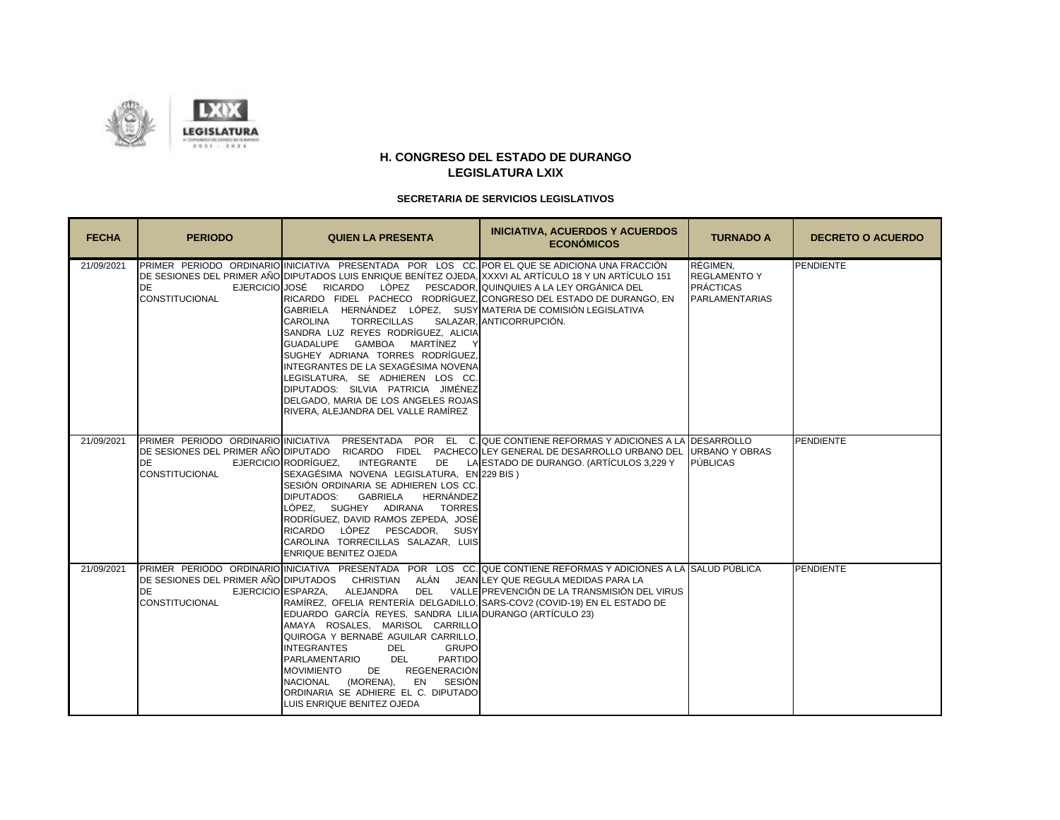**H. CONGRESO DEL ESTADO DE DURANGO**
**LEGISLATURA LXIX**

**SECRETARIA DE SERVICIOS LEGISLATIVOS**

| FECHA | PERIODO | QUIEN LA PRESENTA | INICIATIVA, ACUERDOS Y ACUERDOS ECONÓMICOS | TURNADO A | DECRETO O ACUERDO |
|---|---|---|---|---|---|
| 21/09/2021 | PRIMER PERIODO ORDINARIO DE SESIONES DEL PRIMER AÑO DE EJERCICIO CONSTITUCIONAL | INICIATIVA PRESENTADA POR LOS CC. DIPUTADOS LUIS ENRIQUE BENÍTEZ OJEDA, JOSÉ RICARDO LÓPEZ PESCADOR, RICARDO FIDEL PACHECO RODRÍGUEZ, GABRIELA HERNÁNDEZ LÓPEZ, SUSY CAROLINA TORRECILLAS SALAZAR, SANDRA LUZ REYES RODRÍGUEZ, ALICIA GUADALUPE GAMBOA MARTÍNEZ Y SUGHEY ADRIANA TORRES RODRÍGUEZ, INTEGRANTES DE LA SEXAGÉSIMA NOVENA LEGISLATURA, SE ADHIEREN LOS CC. DIPUTADOS: SILVIA PATRICIA JIMÉNEZ DELGADO, MARIA DE LOS ANGELES ROJAS RIVERA, ALEJANDRA DEL VALLE RAMÍREZ | POR EL QUE SE ADICIONA UNA FRACCIÓN XXXVI AL ARTÍCULO 18 Y UN ARTÍCULO 151 QUINQUIES A LA LEY ORGÁNICA DEL CONGRESO DEL ESTADO DE DURANGO, EN MATERIA DE COMISIÓN LEGISLATIVA ANTICORRUPCIÓN. | RÉGIMEN, REGLAMENTO Y PRÁCTICAS PARLAMENTARIAS | PENDIENTE |
| 21/09/2021 | PRIMER PERIODO ORDINARIO DE SESIONES DEL PRIMER AÑO DE EJERCICIO CONSTITUCIONAL | INICIATIVA PRESENTADA POR EL C. DIPUTADO RICARDO FIDEL PACHECO RODRÍGUEZ, INTEGRANTE DE LA SEXAGÉSIMA NOVENA LEGISLATURA, EN SESIÓN ORDINARIA SE ADHIEREN LOS CC. DIPUTADOS: GABRIELA HERNÁNDEZ LÓPEZ, SUGHEY ADIRANA TORRES RODRÍGUEZ, DAVID RAMOS ZEPEDA, JOSÉ RICARDO LÓPEZ PESCADOR, SUSY CAROLINA TORRECILLAS SALAZAR, LUIS ENRIQUE BENITEZ OJEDA | QUE CONTIENE REFORMAS Y ADICIONES A LA LEY GENERAL DE DESARROLLO URBANO DEL ESTADO DE DURANGO. (ARTÍCULOS 3,229 Y 229 BIS ) | DESARROLLO URBANO Y OBRAS PÚBLICAS | PENDIENTE |
| 21/09/2021 | PRIMER PERIODO ORDINARIO DE SESIONES DEL PRIMER AÑO DE EJERCICIO CONSTITUCIONAL | INICIATIVA PRESENTADA POR LOS CC. DIPUTADOS CHRISTIAN ALÁN JEAN ESPARZA, ALEJANDRA DEL VALLE RAMÍREZ, OFELIA RENTERÍA DELGADILLO, EDUARDO GARCÍA REYES, SANDRA LILIA AMAYA ROSALES, MARISOL CARRILLO QUIROGA Y BERNABÉ AGUILAR CARRILLO, INTEGRANTES DEL GRUPO PARLAMENTARIO DEL PARTIDO MOVIMIENTO DE REGENERACIÓN NACIONAL (MORENA), EN SESIÓN ORDINARIA SE ADHIERE EL C. DIPUTADO LUIS ENRIQUE BENITEZ OJEDA | QUE CONTIENE REFORMAS Y ADICIONES A LA LEY QUE REGULA MEDIDAS PARA LA PREVENCIÓN DE LA TRANSMISIÓN DEL VIRUS SARS-COV2 (COVID-19) EN EL ESTADO DE DURANGO (ARTÍCULO 23) | SALUD PÚBLICA | PENDIENTE |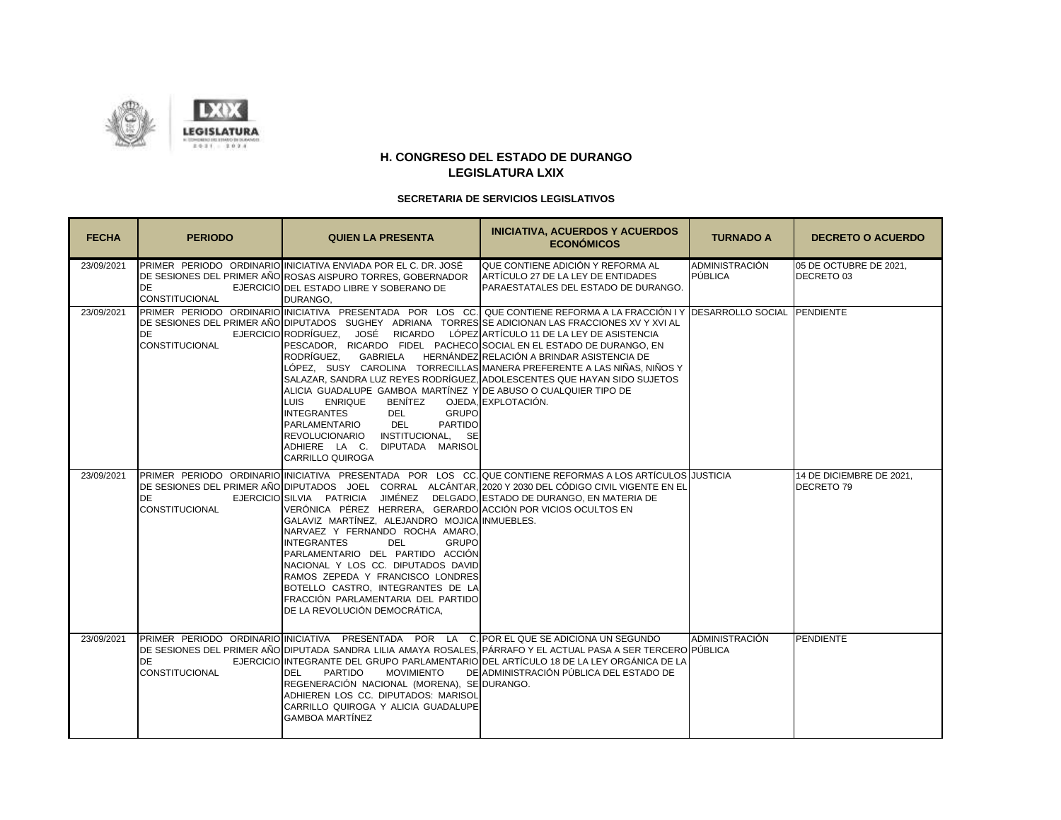## H. CONGRESO DEL ESTADO DE DURANGO
## LEGISLATURA LXIX

### SECRETARIA DE SERVICIOS LEGISLATIVOS

| FECHA | PERIODO | QUIEN LA PRESENTA | INICIATIVA, ACUERDOS Y ACUERDOS ECONÓMICOS | TURNADO A | DECRETO O ACUERDO |
|---|---|---|---|---|---|
| 23/09/2021 | PRIMER PERIODO ORDINARIO DE SESIONES DEL PRIMER AÑO DE EJERCICIO CONSTITUCIONAL | INICIATIVA ENVIADA POR EL C. DR. JOSÉ ROSAS AISPURO TORRES, GOBERNADOR DEL ESTADO LIBRE Y SOBERANO DE DURANGO, | QUE CONTIENE ADICIÓN Y REFORMA AL ARTÍCULO 27 DE LA LEY DE ENTIDADES PARAESTATALES DEL ESTADO DE DURANGO. | ADMINISTRACIÓN PÚBLICA | 05 DE OCTUBRE DE 2021, DECRETO 03 |
| 23/09/2021 | PRIMER PERIODO ORDINARIO DE SESIONES DEL PRIMER AÑO DE EJERCICIO CONSTITUCIONAL | INICIATIVA PRESENTADA POR LOS CC. DIPUTADOS SUGHEY ADRIANA TORRES RODRÍGUEZ, JOSÉ RICARDO LÓPEZ PESCADOR, RICARDO FIDEL PACHECO RODRÍGUEZ, GABRIELA HERNÁNDEZ LÓPEZ, SUSY CAROLINA TORRECILLAS SALAZAR, SANDRA LUZ REYES RODRÍGUEZ, ALICIA GUADALUPE GAMBOA MARTÍNEZ Y LUIS ENRIQUE BENÍTEZ OJEDA, INTEGRANTES DEL GRUPO PARLAMENTARIO DEL PARTIDO REVOLUCIONARIO INSTITUCIONAL, SE ADHIERE LA C. DIPUTADA MARISOL CARRILLO QUIROGA | QUE CONTIENE REFORMA A LA FRACCIÓN I Y SE ADICIONAN LAS FRACCIONES XV Y XVI AL ARTÍCULO 11 DE LA LEY DE ASISTENCIA SOCIAL EN EL ESTADO DE DURANGO, EN RELACIÓN A BRINDAR ASISTENCIA DE MANERA PREFERENTE A LAS NIÑAS, NIÑOS Y ADOLESCENTES QUE HAYAN SIDO SUJETOS DE ABUSO O CUALQUIER TIPO DE EXPLOTACIÓN. | DESARROLLO SOCIAL | PENDIENTE |
| 23/09/2021 | PRIMER PERIODO ORDINARIO DE SESIONES DEL PRIMER AÑO DE EJERCICIO CONSTITUCIONAL | INICIATIVA PRESENTADA POR LOS CC. DIPUTADOS JOEL CORRAL ALCÁNTAR, SILVIA PATRICIA JIMÉNEZ DELGADO, VERÓNICA PÉREZ HERRERA, GERARDO GALAVIZ MARTÍNEZ, ALEJANDRO MOJICA NARVAEZ Y FERNANDO ROCHA AMARO, INTEGRANTES DEL GRUPO PARLAMENTARIO DEL PARTIDO ACCIÓN NACIONAL Y LOS CC. DIPUTADOS DAVID RAMOS ZEPEDA Y FRANCISCO LONDRES BOTELLO CASTRO, INTEGRANTES DE LA FRACCIÓN PARLAMENTARIA DEL PARTIDO DE LA REVOLUCIÓN DEMOCRÁTICA, | QUE CONTIENE REFORMAS A LOS ARTÍCULOS 2020 Y 2030 DEL CÓDIGO CIVIL VIGENTE EN EL ESTADO DE DURANGO, EN MATERIA DE ACCIÓN POR VICIOS OCULTOS EN INMUEBLES. | JUSTICIA | 14 DE DICIEMBRE DE 2021, DECRETO 79 |
| 23/09/2021 | PRIMER PERIODO ORDINARIO DE SESIONES DEL PRIMER AÑO DE EJERCICIO CONSTITUCIONAL | INICIATIVA PRESENTADA POR LA C. DIPUTADA SANDRA LILIA AMAYA ROSALES, INTEGRANTE DEL GRUPO PARLAMENTARIO DEL PARTIDO MOVIMIENTO DE REGENERACIÓN NACIONAL (MORENA), SE ADHIEREN LOS CC. DIPUTADOS: MARISOL CARRILLO QUIROGA Y ALICIA GUADALUPE GAMBOA MARTÍNEZ | POR EL QUE SE ADICIONA UN SEGUNDO PÁRRAFO Y EL ACTUAL PASA A SER TERCERO DEL ARTÍCULO 18 DE LA LEY ORGÁNICA DE LA ADMINISTRACIÓN PÚBLICA DEL ESTADO DE DURANGO. | ADMINISTRACIÓN PÚBLICA | PENDIENTE |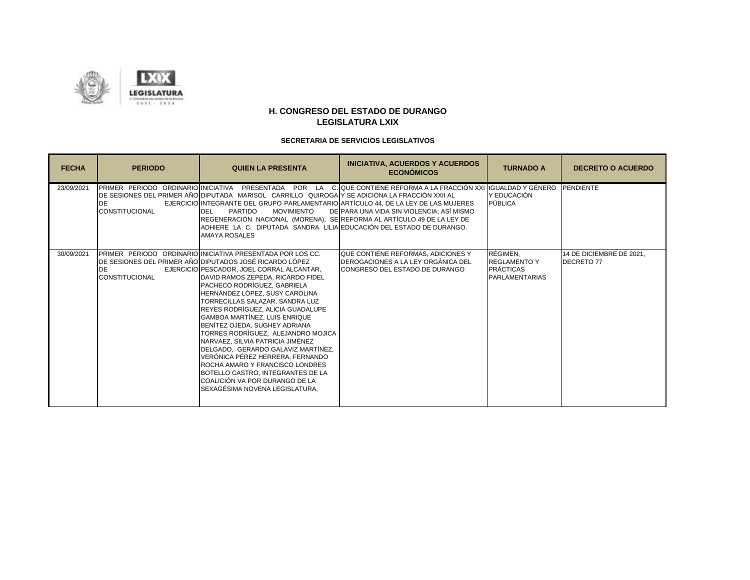**H. CONGRESO DEL ESTADO DE DURANGO**
**LEGISLATURA LXIX**

**SECRETARIA DE SERVICIOS LEGISLATIVOS**

| FECHA | PERIODO | QUIEN LA PRESENTA | INICIATIVA, ACUERDOS Y ACUERDOS ECONÓMICOS | TURNADO A | DECRETO O ACUERDO |
|---|---|---|---|---|---|
| 23/09/2021 | PRIMER PERIODO ORDINARIO DE SESIONES DEL PRIMER AÑO DE EJERCICIO CONSTITUCIONAL | INICIATIVA PRESENTADA POR LA C. DIPUTADA MARISOL CARRILLO QUIROGA INTEGRANTE DEL GRUPO PARLAMENTARIO DEL PARTIDO MOVIMIENTO DE REGENERACIÓN NACIONAL (MORENA), SE ADHIERE LA C. DIPUTADA SANDRA LILIA AMAYA ROSALES | QUE CONTIENE REFORMA A LA FRACCIÓN XXI Y SE ADICIONA LA FRACCIÓN XXII AL ARTÍCULO 44, DE LA LEY DE LAS MUJERES PARA UNA VIDA SIN VIOLENCIA; ASÍ MISMO REFORMA AL ARTÍCULO 49 DE LA LEY DE EDUCACIÓN DEL ESTADO DE DURANGO. | IGUALDAD Y GÉNERO Y EDUCACIÓN PÚBLICA | PENDIENTE |
| 30/09/2021 | PRIMER PERIODO ORDINARIO DE SESIONES DEL PRIMER AÑO DE EJERCICIO CONSTITUCIONAL | INICIATIVA PRESENTADA POR LOS CC. DIPUTADOS JOSÉ RICARDO LÓPEZ PESCADOR, JOEL CORRAL ALCANTAR, DAVID RAMOS ZEPEDA, RICARDO FIDEL PACHECO RODRÍGUEZ, GABRIELA HERNÁNDEZ LÓPEZ, SUSY CAROLINA TORRECILLAS SALAZAR, SANDRA LUZ REYES RODRÍGUEZ, ALICIA GUADALUPE GAMBOA MARTÍNEZ, LUIS ENRIQUE BENÍTEZ OJEDA, SUGHEY ADRIANA TORRES RODRÍGUEZ, ALEJANDRO MOJICA NARVAEZ, SILVIA PATRICIA JIMÉNEZ DELGADO, GERARDO GALAVIZ MARTÍNEZ, VERÓNICA PÉREZ HERRERA, FERNANDO ROCHA AMARO Y FRANCISCO LONDRES BOTELLO CASTRO, INTEGRANTES DE LA COALICIÓN VA POR DURANGO DE LA SEXAGÉSIMA NOVENA LEGISLATURA, | QUE CONTIENE REFORMAS, ADICIONES Y DEROGACIONES A LA LEY ORGÁNICA DEL CONGRESO DEL ESTADO DE DURANGO | RÉGIMEN, REGLAMENTO Y PRÁCTICAS PARLAMENTARIAS | 14 DE DICIEMBRE DE 2021, DECRETO 77 |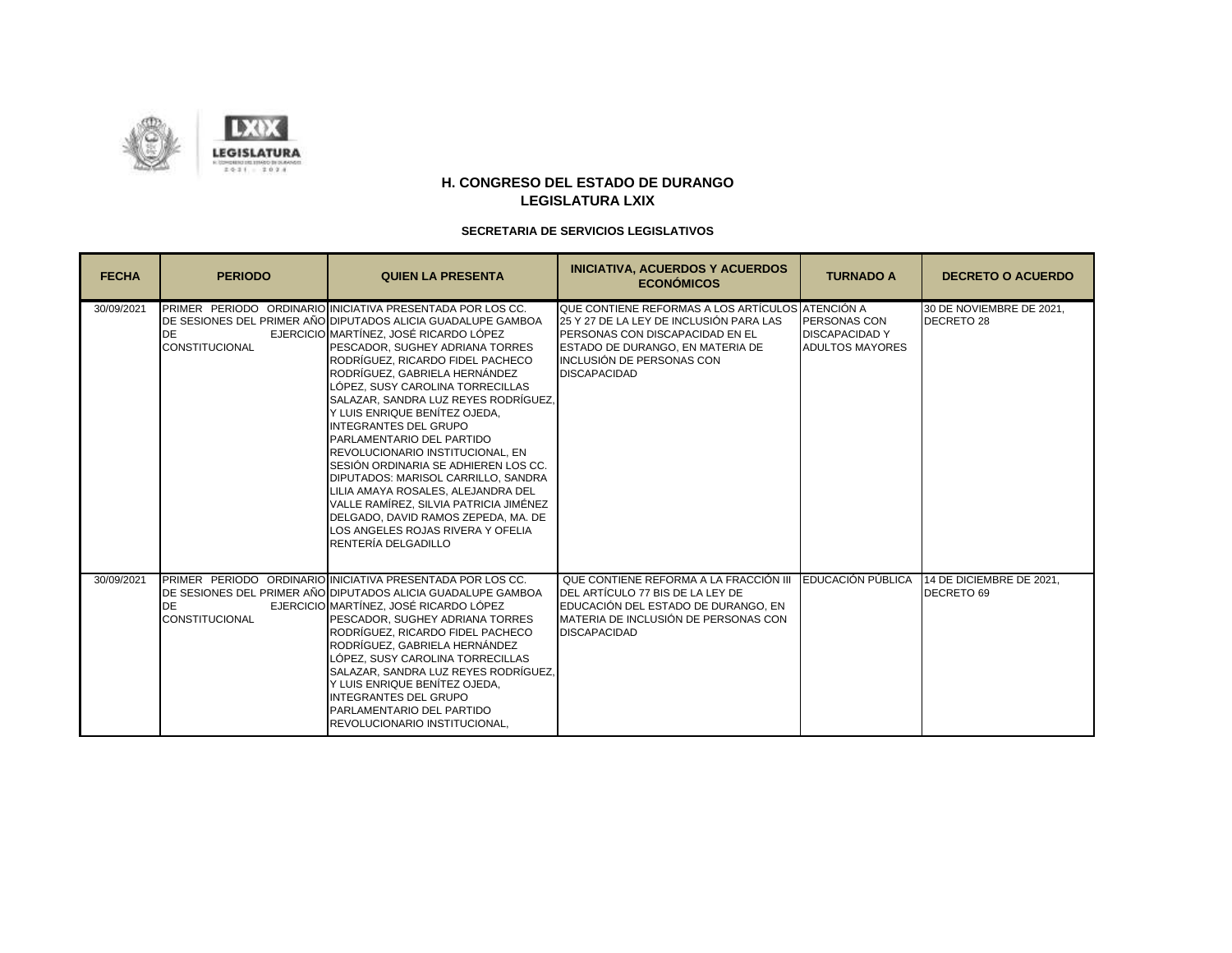**H. CONGRESO DEL ESTADO DE DURANGO**
**LEGISLATURA LXIX**

**SECRETARIA DE SERVICIOS LEGISLATIVOS**

| FECHA | PERIODO | QUIEN LA PRESENTA | INICIATIVA, ACUERDOS Y ACUERDOS ECONÓMICOS | TURNADO A | DECRETO O ACUERDO |
|---|---|---|---|---|---|
| 30/09/2021 | PRIMER PERIODO ORDINARIO DE SESIONES DEL PRIMER AÑO DE EJERCICIO CONSTITUCIONAL | INICIATIVA PRESENTADA POR LOS CC. DIPUTADOS ALICIA GUADALUPE GAMBOA MARTÍNEZ, JOSÉ RICARDO LÓPEZ PESCADOR, SUGHEY ADRIANA TORRES RODRÍGUEZ, RICARDO FIDEL PACHECO RODRÍGUEZ, GABRIELA HERNÁNDEZ LÓPEZ, SUSY CAROLINA TORRECILLAS SALAZAR, SANDRA LUZ REYES RODRÍGUEZ, Y LUIS ENRIQUE BENÍTEZ OJEDA, INTEGRANTES DEL GRUPO PARLAMENTARIO DEL PARTIDO REVOLUCIONARIO INSTITUCIONAL, EN SESIÓN ORDINARIA SE ADHIEREN LOS CC. DIPUTADOS: MARISOL CARRILLO, SANDRA LILIA AMAYA ROSALES, ALEJANDRA DEL VALLE RAMÍREZ, SILVIA PATRICIA JIMÉNEZ DELGADO, DAVID RAMOS ZEPEDA, MA. DE LOS ANGELES ROJAS RIVERA Y OFELIA RENTERÍA DELGADILLO | QUE CONTIENE REFORMAS A LOS ARTÍCULOS 25 Y 27 DE LA LEY DE INCLUSIÓN PARA LAS PERSONAS CON DISCAPACIDAD EN EL ESTADO DE DURANGO, EN MATERIA DE INCLUSIÓN DE PERSONAS CON DISCAPACIDAD | ATENCIÓN A PERSONAS CON DISCAPACIDAD Y ADULTOS MAYORES | 30 DE NOVIEMBRE DE 2021, DECRETO 28 |
| 30/09/2021 | PRIMER PERIODO ORDINARIO DE SESIONES DEL PRIMER AÑO DE EJERCICIO CONSTITUCIONAL | INICIATIVA PRESENTADA POR LOS CC. DIPUTADOS ALICIA GUADALUPE GAMBOA MARTÍNEZ, JOSÉ RICARDO LÓPEZ PESCADOR, SUGHEY ADRIANA TORRES RODRÍGUEZ, RICARDO FIDEL PACHECO RODRÍGUEZ, GABRIELA HERNÁNDEZ LÓPEZ, SUSY CAROLINA TORRECILLAS SALAZAR, SANDRA LUZ REYES RODRÍGUEZ, Y LUIS ENRIQUE BENÍTEZ OJEDA, INTEGRANTES DEL GRUPO PARLAMENTARIO DEL PARTIDO REVOLUCIONARIO INSTITUCIONAL, | QUE CONTIENE REFORMA A LA FRACCIÓN III DEL ARTÍCULO 77 BIS DE LA LEY DE EDUCACIÓN DEL ESTADO DE DURANGO, EN MATERIA DE INCLUSIÓN DE PERSONAS CON DISCAPACIDAD | EDUCACIÓN PÚBLICA | 14 DE DICIEMBRE DE 2021, DECRETO 69 |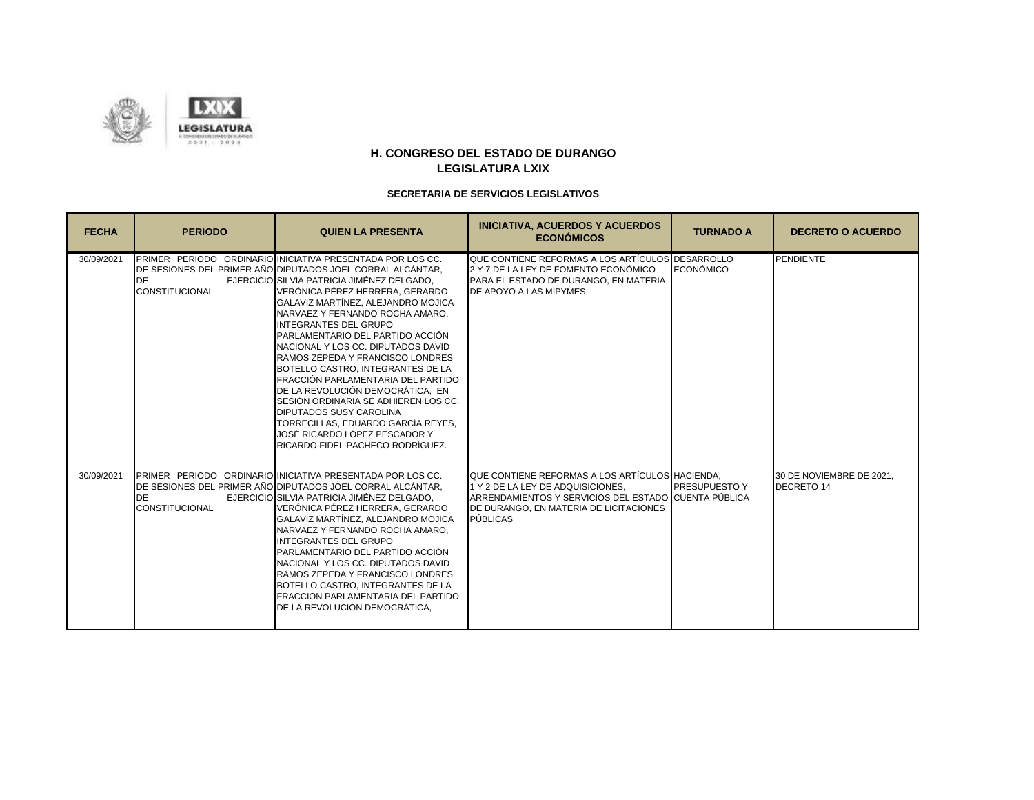**H. CONGRESO DEL ESTADO DE DURANGO**
**LEGISLATURA LXIX**

**SECRETARIA DE SERVICIOS LEGISLATIVOS**

| FECHA | PERIODO | QUIEN LA PRESENTA | INICIATIVA, ACUERDOS Y ACUERDOS ECONÓMICOS | TURNADO A | DECRETO O ACUERDO |
|---|---|---|---|---|---|
| 30/09/2021 | PRIMER PERIODO ORDINARIO DE SESIONES DEL PRIMER AÑO DE EJERCICIO CONSTITUCIONAL | INICIATIVA PRESENTADA POR LOS CC. DIPUTADOS JOEL CORRAL ALCÁNTAR, SILVIA PATRICIA JIMÉNEZ DELGADO, VERÓNICA PÉREZ HERRERA, GERARDO GALAVIZ MARTÍNEZ, ALEJANDRO MOJICA NARVAEZ Y FERNANDO ROCHA AMARO, INTEGRANTES DEL GRUPO PARLAMENTARIO DEL PARTIDO ACCIÓN NACIONAL Y LOS CC. DIPUTADOS DAVID RAMOS ZEPEDA Y FRANCISCO LONDRES BOTELLO CASTRO, INTEGRANTES DE LA FRACCIÓN PARLAMENTARIA DEL PARTIDO DE LA REVOLUCIÓN DEMOCRÁTICA, EN SESIÓN ORDINARIA SE ADHIEREN LOS CC. DIPUTADOS SUSY CAROLINA TORRECILLAS, EDUARDO GARCÍA REYES, JOSÉ RICARDO LÓPEZ PESCADOR Y RICARDO FIDEL PACHECO RODRÍGUEZ. | QUE CONTIENE REFORMAS A LOS ARTÍCULOS 2 Y 7 DE LA LEY DE FOMENTO ECONÓMICO PARA EL ESTADO DE DURANGO, EN MATERIA DE APOYO A LAS MIPYMES | DESARROLLO ECONÓMICO | PENDIENTE |
| 30/09/2021 | PRIMER PERIODO ORDINARIO DE SESIONES DEL PRIMER AÑO DE EJERCICIO CONSTITUCIONAL | INICIATIVA PRESENTADA POR LOS CC. DIPUTADOS JOEL CORRAL ALCÁNTAR, SILVIA PATRICIA JIMÉNEZ DELGADO, VERÓNICA PÉREZ HERRERA, GERARDO GALAVIZ MARTÍNEZ, ALEJANDRO MOJICA NARVAEZ Y FERNANDO ROCHA AMARO, INTEGRANTES DEL GRUPO PARLAMENTARIO DEL PARTIDO ACCIÓN NACIONAL Y LOS CC. DIPUTADOS DAVID RAMOS ZEPEDA Y FRANCISCO LONDRES BOTELLO CASTRO, INTEGRANTES DE LA FRACCIÓN PARLAMENTARIA DEL PARTIDO DE LA REVOLUCIÓN DEMOCRÁTICA, | QUE CONTIENE REFORMAS A LOS ARTÍCULOS 1 Y 2 DE LA LEY DE ADQUISICIONES, ARRENDAMIENTOS Y SERVICIOS DEL ESTADO DE DURANGO, EN MATERIA DE LICITACIONES PÚBLICAS | HACIENDA, PRESUPUESTO Y CUENTA PÚBLICA | 30 DE NOVIEMBRE DE 2021, DECRETO 14 |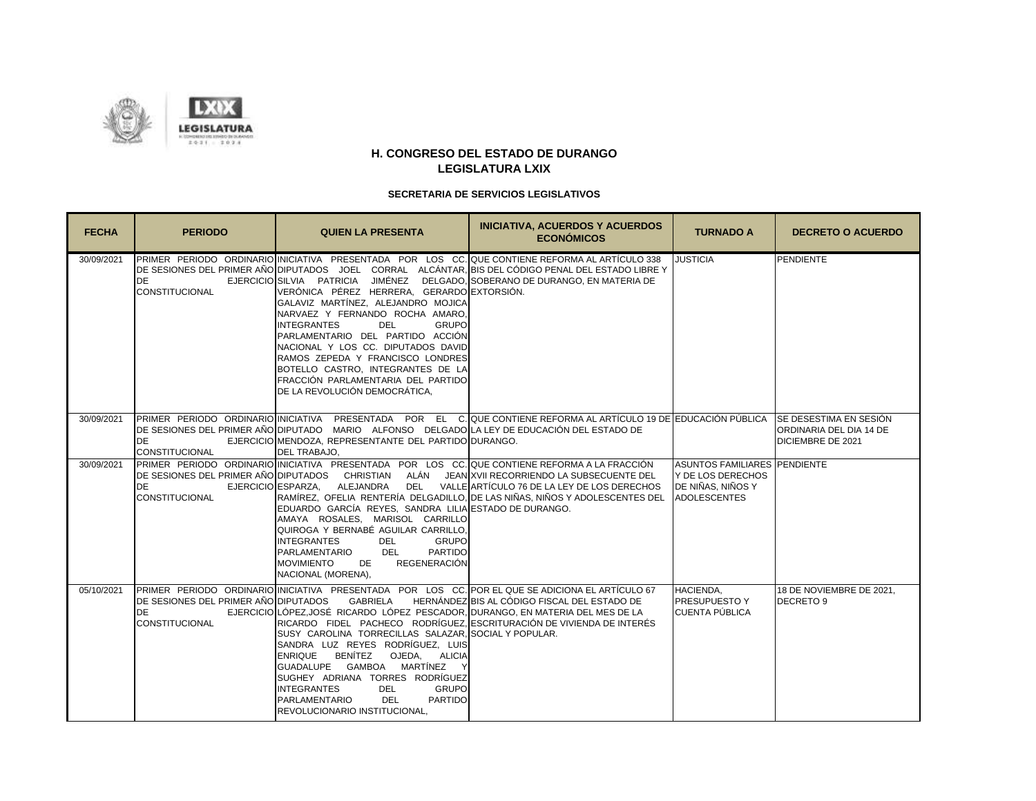**H. CONGRESO DEL ESTADO DE DURANGO**
**LEGISLATURA LXIX**

**SECRETARIA DE SERVICIOS LEGISLATIVOS**

| FECHA | PERIODO | QUIEN LA PRESENTA | INICIATIVA, ACUERDOS Y ACUERDOS ECONÓMICOS | TURNADO A | DECRETO O ACUERDO |
|---|---|---|---|---|---|
| 30/09/2021 | PRIMER PERIODO ORDINARIO DE SESIONES DEL PRIMER AÑO DE EJERCICIO CONSTITUCIONAL | INICIATIVA PRESENTADA POR LOS CC. DIPUTADOS JOEL CORRAL ALCÁNTAR, SILVIA PATRICIA JIMÉNEZ DELGADO, VERÓNICA PÉREZ HERRERA, GERARDO GALAVIZ MARTÍNEZ, ALEJANDRO MOJICA NARVAEZ Y FERNANDO ROCHA AMARO, INTEGRANTES DEL GRUPO PARLAMENTARIO DEL PARTIDO ACCIÓN NACIONAL Y LOS CC. DIPUTADOS DAVID RAMOS ZEPEDA Y FRANCISCO LONDRES BOTELLO CASTRO, INTEGRANTES DE LA FRACCIÓN PARLAMENTARIA DEL PARTIDO DE LA REVOLUCIÓN DEMOCRÁTICA, | QUE CONTIENE REFORMA AL ARTÍCULO 338 BIS DEL CÓDIGO PENAL DEL ESTADO LIBRE Y SOBERANO DE DURANGO, EN MATERIA DE EXTORSIÓN. | JUSTICIA | PENDIENTE |
| 30/09/2021 | PRIMER PERIODO ORDINARIO DE SESIONES DEL PRIMER AÑO DE EJERCICIO CONSTITUCIONAL | INICIATIVA PRESENTADA POR EL C. DIPUTADO MARIO ALFONSO DELGADO MENDOZA, REPRESENTANTE DEL PARTIDO DEL TRABAJO, | QUE CONTIENE REFORMA AL ARTÍCULO 19 DE LA LEY DE EDUCACIÓN DEL ESTADO DE DURANGO. | EDUCACIÓN PÚBLICA | SE DESESTIMA EN SESIÓN ORDINARIA DEL DIA 14 DE DICIEMBRE DE 2021 |
| 30/09/2021 | PRIMER PERIODO ORDINARIO DE SESIONES DEL PRIMER AÑO DE EJERCICIO CONSTITUCIONAL | INICIATIVA PRESENTADA POR LOS CC. DIPUTADOS CHRISTIAN ALÁN JEAN ESPARZA, ALEJANDRA DEL VALLE RAMÍREZ, OFELIA RENTERÍA DELGADILLO, EDUARDO GARCÍA REYES, SANDRA LILIA AMAYA ROSALES, MARISOL CARRILLO QUIROGA Y BERNABÉ AGUILAR CARRILLO, INTEGRANTES DEL GRUPO PARLAMENTARIO DEL PARTIDO MOVIMIENTO DE REGENERACIÓN NACIONAL (MORENA), | QUE CONTIENE REFORMA A LA FRACCIÓN XVII RECORRIENDO LA SUBSECUENTE DEL ARTÍCULO 76 DE LA LEY DE LOS DERECHOS DE LAS NIÑAS, NIÑOS Y ADOLESCENTES DEL ESTADO DE DURANGO. | ASUNTOS FAMILIARES Y DE LOS DERECHOS DE NIÑAS, NIÑOS Y ADOLESCENTES | PENDIENTE |
| 05/10/2021 | PRIMER PERIODO ORDINARIO DE SESIONES DEL PRIMER AÑO DE EJERCICIO CONSTITUCIONAL | INICIATIVA PRESENTADA POR LOS CC. DIPUTADOS GABRIELA HERNÁNDEZ LÓPEZ,JOSÉ RICARDO LÓPEZ PESCADOR, RICARDO FIDEL PACHECO RODRÍGUEZ, SUSY CAROLINA TORRECILLAS SALAZAR, SANDRA LUZ REYES RODRÍGUEZ, LUIS ENRIQUE BENÍTEZ OJEDA, ALICIA GUADALUPE GAMBOA MARTÍNEZ Y SUGHEY ADRIANA TORRES RODRÍGUEZ INTEGRANTES DEL GRUPO PARLAMENTARIO DEL PARTIDO REVOLUCIONARIO INSTITUCIONAL, | POR EL QUE SE ADICIONA EL ARTÍCULO 67 BIS AL CÓDIGO FISCAL DEL ESTADO DE DURANGO, EN MATERIA DEL MES DE LA ESCRITURACIÓN DE VIVIENDA DE INTERÉS SOCIAL Y POPULAR. | HACIENDA, PRESUPUESTO Y CUENTA PÚBLICA | 18 DE NOVIEMBRE DE 2021, DECRETO 9 |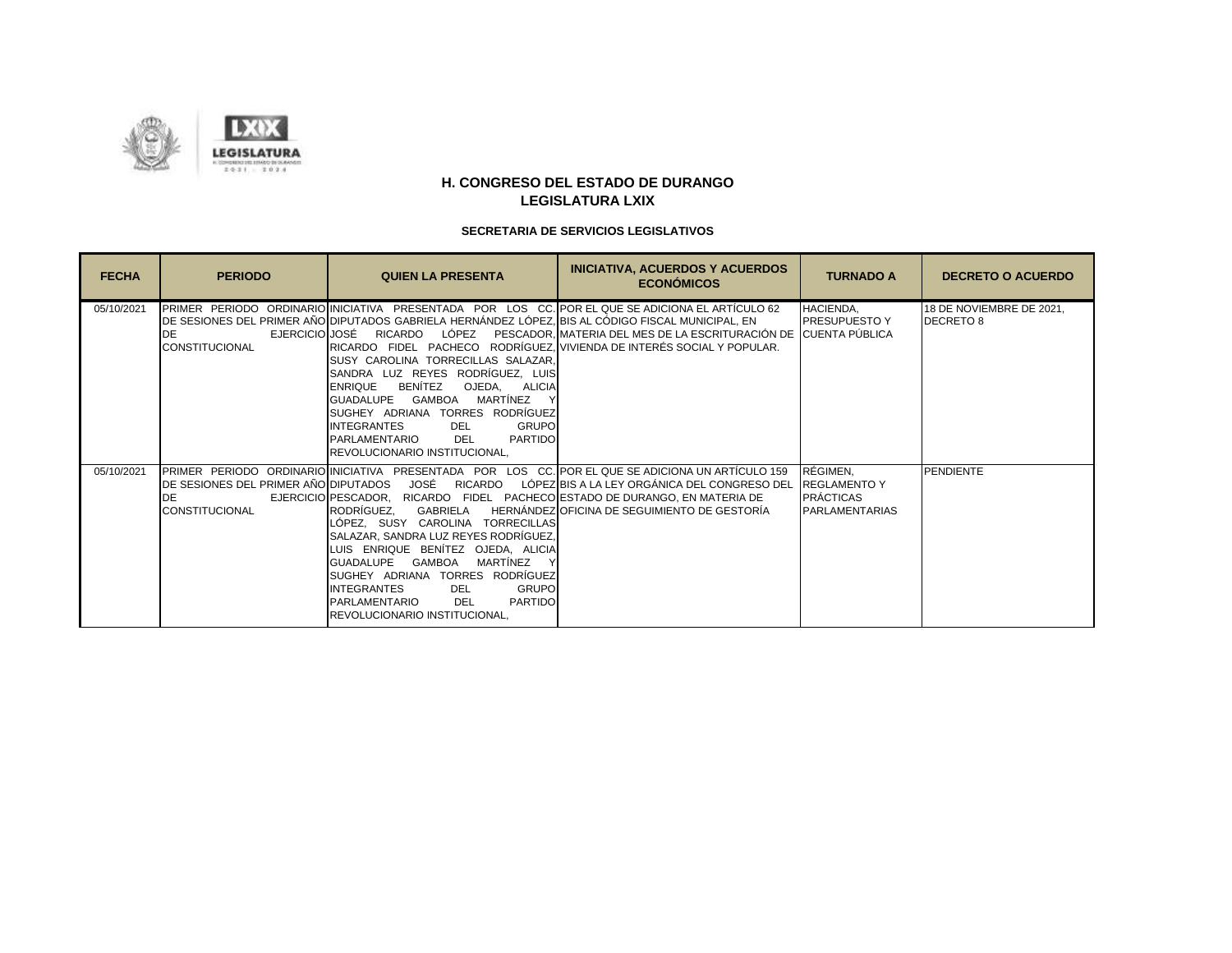## H. CONGRESO DEL ESTADO DE DURANGO
## LEGISLATURA LXIX

### SECRETARIA DE SERVICIOS LEGISLATIVOS

| FECHA | PERIODO | QUIEN LA PRESENTA | INICIATIVA, ACUERDOS Y ACUERDOS ECONÓMICOS | TURNADO A | DECRETO O ACUERDO |
|---|---|---|---|---|---|
| 05/10/2021 | PRIMER PERIODO ORDINARIO DE SESIONES DEL PRIMER AÑO DE EJERCICIO CONSTITUCIONAL | INICIATIVA PRESENTADA POR LOS CC. DIPUTADOS GABRIELA HERNÁNDEZ LÓPEZ, JOSÉ RICARDO LÓPEZ PESCADOR, RICARDO FIDEL PACHECO RODRÍGUEZ, SUSY CAROLINA TORRECILLAS SALAZAR, SANDRA LUZ REYES RODRÍGUEZ, LUIS ENRIQUE BENÍTEZ OJEDA, ALICIA GUADALUPE GAMBOA MARTÍNEZ Y SUGHEY ADRIANA TORRES RODRÍGUEZ INTEGRANTES DEL GRUPO PARLAMENTARIO DEL PARTIDO REVOLUCIONARIO INSTITUCIONAL, | POR EL QUE SE ADICIONA EL ARTÍCULO 62 BIS AL CÓDIGO FISCAL MUNICIPAL, EN MATERIA DEL MES DE LA ESCRITURACIÓN DE VIVIENDA DE INTERÉS SOCIAL Y POPULAR. | HACIENDA, PRESUPUESTO Y CUENTA PÚBLICA | 18 DE NOVIEMBRE DE 2021, DECRETO 8 |
| 05/10/2021 | PRIMER PERIODO ORDINARIO DE SESIONES DEL PRIMER AÑO DE EJERCICIO CONSTITUCIONAL | INICIATIVA PRESENTADA POR LOS CC. DIPUTADOS JOSÉ RICARDO LÓPEZ PESCADOR, RICARDO FIDEL PACHECO RODRÍGUEZ, GABRIELA HERNÁNDEZ LÓPEZ, SUSY CAROLINA TORRECILLAS SALAZAR, SANDRA LUZ REYES RODRÍGUEZ, LUIS ENRIQUE BENÍTEZ OJEDA, ALICIA GUADALUPE GAMBOA MARTÍNEZ Y SUGHEY ADRIANA TORRES RODRÍGUEZ INTEGRANTES DEL GRUPO PARLAMENTARIO DEL PARTIDO REVOLUCIONARIO INSTITUCIONAL, | POR EL QUE SE ADICIONA UN ARTÍCULO 159 BIS A LA LEY ORGÁNICA DEL CONGRESO DEL ESTADO DE DURANGO, EN MATERIA DE OFICINA DE SEGUIMIENTO DE GESTORÍA | RÉGIMEN, REGLAMENTO Y PRÁCTICAS PARLAMENTARIAS | PENDIENTE |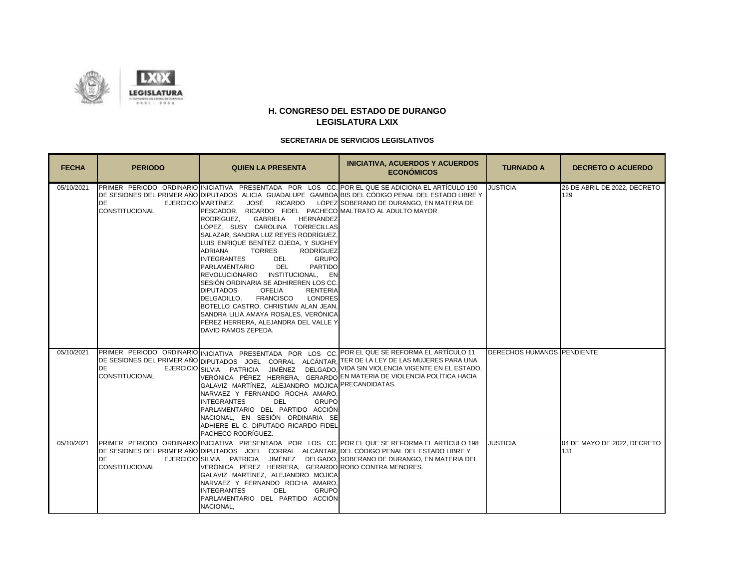## H. CONGRESO DEL ESTADO DE DURANGO
## LEGISLATURA LXIX

### SECRETARIA DE SERVICIOS LEGISLATIVOS

| FECHA | PERIODO | QUIEN LA PRESENTA | INICIATIVA, ACUERDOS Y ACUERDOS ECONÓMICOS | TURNADO A | DECRETO O ACUERDO |
|---|---|---|---|---|---|
| 05/10/2021 | PRIMER PERIODO ORDINARIO DE SESIONES DEL PRIMER AÑO DE EJERCICIO CONSTITUCIONAL | INICIATIVA PRESENTADA POR LOS CC. DIPUTADOS ALICIA GUADALUPE GAMBOA MARTÍNEZ, JOSÉ RICARDO LÓPEZ PESCADOR, RICARDO FIDEL PACHECO RODRÍGUEZ, GABRIELA HERNÁNDEZ LÓPEZ, SUSY CAROLINA TORRECILLAS SALAZAR, SANDRA LUZ REYES RODRÍGUEZ, LUIS ENRIQUE BENÍTEZ OJEDA, Y SUGHEY ADRIANA TORRES RODRÍGUEZ INTEGRANTES DEL GRUPO PARLAMENTARIO DEL PARTIDO REVOLUCIONARIO INSTITUCIONAL, EN SESIÓN ORDINARIA SE ADHIREREN LOS CC. DIPUTADOS OFELIA RENTERIA DELGADILLO, FRANCISCO LONDRES BOTELLO CASTRO, CHRISTIAN ALAN JEAN, SANDRA LILIA AMAYA ROSALES, VERÓNICA PÉREZ HERRERA, ALEJANDRA DEL VALLE Y DAVID RAMOS ZEPEDA. | POR EL QUE SE ADICIONA EL ARTÍCULO 190 BIS DEL CÓDIGO PENAL DEL ESTADO LIBRE Y SOBERANO DE DURANGO, EN MATERIA DE MALTRATO AL ADULTO MAYOR | JUSTICIA | 26 DE ABRIL DE 2022, DECRETO 129 |
| 05/10/2021 | PRIMER PERIODO ORDINARIO DE SESIONES DEL PRIMER AÑO DE EJERCICIO CONSTITUCIONAL | INICIATIVA PRESENTADA POR LOS CC. DIPUTADOS JOEL CORRAL ALCÁNTAR, SILVIA PATRICIA JIMÉNEZ DELGADO, VERÓNICA PÉREZ HERRERA, GERARDO GALAVIZ MARTÍNEZ, ALEJANDRO MOJICA NARVAEZ Y FERNANDO ROCHA AMARO, INTEGRANTES DEL GRUPO PARLAMENTARIO DEL PARTIDO ACCIÓN NACIONAL, EN SESIÓN ORDINARIA SE ADHIERE EL C. DIPUTADO RICARDO FIDEL PACHECO RODRÍGUEZ. | POR EL QUE SE REFORMA EL ARTÍCULO 11 TER DE LA LEY DE LAS MUJERES PARA UNA VIDA SIN VIOLENCIA VIGENTE EN EL ESTADO, EN MATERIA DE VIOLENCIA POLÍTICA HACIA PRECANDIDATAS. | DERECHOS HUMANOS | PENDIENTE |
| 05/10/2021 | PRIMER PERIODO ORDINARIO DE SESIONES DEL PRIMER AÑO DE EJERCICIO CONSTITUCIONAL | INICIATIVA PRESENTADA POR LOS CC. DIPUTADOS JOEL CORRAL ALCÁNTAR, SILVIA PATRICIA JIMÉNEZ DELGADO, VERÓNICA PÉREZ HERRERA, GERARDO GALAVIZ MARTÍNEZ, ALEJANDRO MOJICA NARVAEZ Y FERNANDO ROCHA AMARO, INTEGRANTES DEL GRUPO PARLAMENTARIO DEL PARTIDO ACCIÓN NACIONAL, | POR EL QUE SE REFORMA EL ARTÍCULO 198 DEL CÓDIGO PENAL DEL ESTADO LIBRE Y SOBERANO DE DURANGO, EN MATERIA DEL ROBO CONTRA MENORES. | JUSTICIA | 04 DE MAYO DE 2022, DECRETO 131 |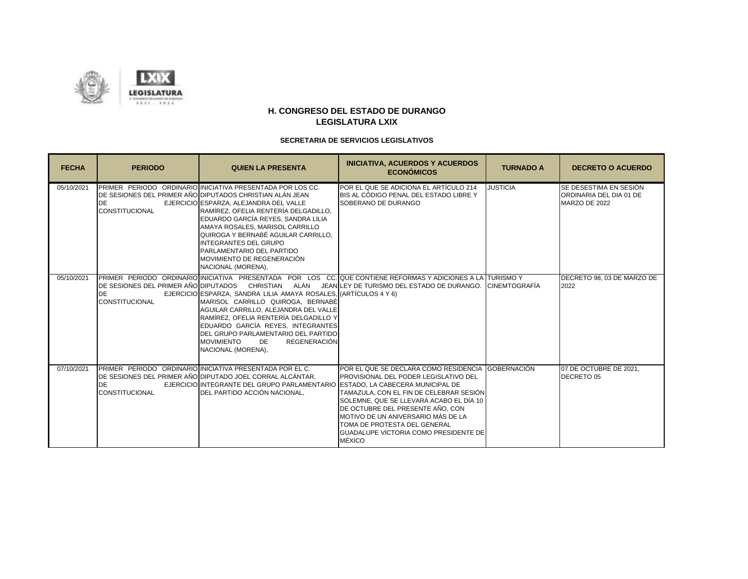**H. CONGRESO DEL ESTADO DE DURANGO**
**LEGISLATURA LXIX**

**SECRETARIA DE SERVICIOS LEGISLATIVOS**

| FECHA | PERIODO | QUIEN LA PRESENTA | INICIATIVA, ACUERDOS Y ACUERDOS ECONÓMICOS | TURNADO A | DECRETO O ACUERDO |
|---|---|---|---|---|---|
| 05/10/2021 | PRIMER PERIODO ORDINARIO DE SESIONES DEL PRIMER AÑO DE EJERCICIO CONSTITUCIONAL | INICIATIVA PRESENTADA POR LOS CC. DIPUTADOS CHRISTIAN ALÁN JEAN ESPARZA, ALEJANDRA DEL VALLE RAMÍREZ, OFELIA RENTERÍA DELGADILLO, EDUARDO GARCÍA REYES, SANDRA LILIA AMAYA ROSALES, MARISOL CARRILLO QUIROGA Y BERNABÉ AGUILAR CARRILLO, INTEGRANTES DEL GRUPO PARLAMENTARIO DEL PARTIDO MOVIMIENTO DE REGENERACIÓN NACIONAL (MORENA), | POR EL QUE SE ADICIONA EL ARTÍCULO 214 BIS AL CÓDIGO PENAL DEL ESTADO LIBRE Y SOBERANO DE DURANGO | JUSTICIA | SE DESESTIMA EN SESIÓN ORDINARIA DEL DIA 01 DE MARZO DE 2022 |
| 05/10/2021 | PRIMER PERIODO ORDINARIO DE SESIONES DEL PRIMER AÑO DE EJERCICIO CONSTITUCIONAL | INICIATIVA PRESENTADA POR LOS CC. DIPUTADOS CHRISTIAN ALÁN JEAN ESPARZA, SANDRA LILIA AMAYA ROSALES, MARISOL CARRILLO QUIROGA, BERNABÉ AGUILAR CARRILLO, ALEJANDRA DEL VALLE RAMÍREZ, OFELIA RENTERÍA DELGADILLO Y EDUARDO GARCÍA REYES, INTEGRANTES DEL GRUPO PARLAMENTARIO DEL PARTIDO MOVIMIENTO DE REGENERACIÓN NACIONAL (MORENA), | QUE CONTIENE REFORMAS Y ADICIONES A LA LEY DE TURISMO DEL ESTADO DE DURANGO. (ARTÍCULOS 4 Y 6) | TURISMO Y CINEMTOGRAFÍA | DECRETO 98, 03 DE MARZO DE 2022 |
| 07/10/2021 | PRIMER PERIODO ORDINARIO DE SESIONES DEL PRIMER AÑO DE EJERCICIO CONSTITUCIONAL | INICIATIVA PRESENTADA POR EL C. DIPUTADO JOEL CORRAL ALCÁNTAR, INTEGRANTE DEL GRUPO PARLAMENTARIO DEL PARTIDO ACCIÓN NACIONAL, | POR EL QUE SE DECLARA COMO RESIDENCIA PROVISIONAL DEL PODER LEGISLATIVO DEL ESTADO, LA CABECERA MUNICIPAL DE TAMAZULA, CON EL FIN DE CELEBRAR SESIÓN SOLEMNE, QUE SE LLEVARÁ ACABO EL DÍA 10 DE OCTUBRE DEL PRESENTE AÑO, CON MOTIVO DE UN ANIVERSARIO MÁS DE LA TOMA DE PROTESTA DEL GENERAL GUADALUPE VICTORIA COMO PRESIDENTE DE MÉXICO | GOBERNACIÓN | 07 DE OCTUBRE DE 2021, DECRETO 05 |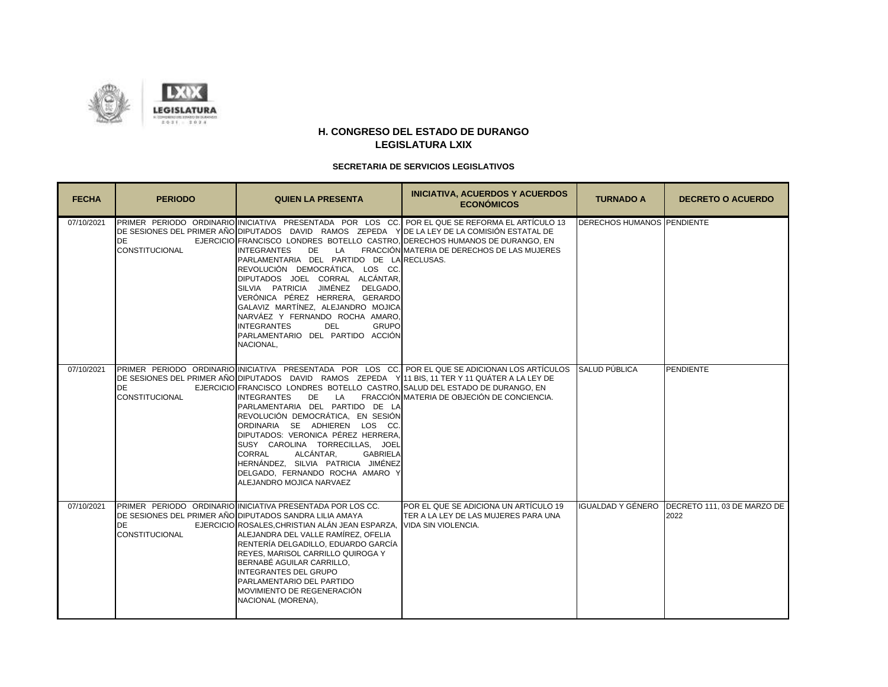## H. CONGRESO DEL ESTADO DE DURANGO
## LEGISLATURA LXIX

### SECRETARIA DE SERVICIOS LEGISLATIVOS

| FECHA | PERIODO | QUIEN LA PRESENTA | INICIATIVA, ACUERDOS Y ACUERDOS ECONÓMICOS | TURNADO A | DECRETO O ACUERDO |
|---|---|---|---|---|---|
| 07/10/2021 | PRIMER PERIODO ORDINARIO DE SESIONES DEL PRIMER AÑO DE EJERCICIO CONSTITUCIONAL | INICIATIVA PRESENTADA POR LOS CC. DIPUTADOS DAVID RAMOS ZEPEDA Y FRANCISCO LONDRES BOTELLO CASTRO, INTEGRANTES DE LA FRACCIÓN PARLAMENTARIA DEL PARTIDO DE LA REVOLUCIÓN DEMOCRÁTICA, LOS CC. DIPUTADOS JOEL CORRAL ALCÁNTAR, SILVIA PATRICIA JIMÉNEZ DELGADO, VERÓNICA PÉREZ HERRERA, GERARDO GALAVIZ MARTÍNEZ, ALEJANDRO MOJICA NARVÁEZ Y FERNANDO ROCHA AMARO, INTEGRANTES DEL GRUPO PARLAMENTARIO DEL PARTIDO ACCIÓN NACIONAL, | POR EL QUE SE REFORMA EL ARTÍCULO 13 DE LA LEY DE LA COMISIÓN ESTATAL DE DERECHOS HUMANOS DE DURANGO, EN MATERIA DE DERECHOS DE LAS MUJERES RECLUSAS. | DERECHOS HUMANOS | PENDIENTE |
| 07/10/2021 | PRIMER PERIODO ORDINARIO DE SESIONES DEL PRIMER AÑO DE EJERCICIO CONSTITUCIONAL | INICIATIVA PRESENTADA POR LOS CC. DIPUTADOS DAVID RAMOS ZEPEDA Y FRANCISCO LONDRES BOTELLO CASTRO, INTEGRANTES DE LA FRACCIÓN PARLAMENTARIA DEL PARTIDO DE LA REVOLUCIÓN DEMOCRÁTICA, EN SESIÓN ORDINARIA SE ADHIEREN LOS CC. DIPUTADOS: VERONICA PÉREZ HERRERA, SUSY CAROLINA TORRECILLAS, JOEL CORRAL ALCÁNTAR, GABRIELA HERNÁNDEZ, SILVIA PATRICIA JIMÉNEZ DELGADO, FERNANDO ROCHA AMARO Y ALEJANDRO MOJICA NARVAEZ | POR EL QUE SE ADICIONAN LOS ARTÍCULOS 11 BIS, 11 TER Y 11 QUÁTER A LA LEY DE SALUD DEL ESTADO DE DURANGO, EN MATERIA DE OBJECIÓN DE CONCIENCIA. | SALUD PÚBLICA | PENDIENTE |
| 07/10/2021 | PRIMER PERIODO ORDINARIO DE SESIONES DEL PRIMER AÑO DE EJERCICIO CONSTITUCIONAL | INICIATIVA PRESENTADA POR LOS CC. DIPUTADOS SANDRA LILIA AMAYA ROSALES,CHRISTIAN ALÁN JEAN ESPARZA, ALEJANDRA DEL VALLE RAMÍREZ, OFELIA RENTERÍA DELGADILLO, EDUARDO GARCÍA REYES, MARISOL CARRILLO QUIROGA Y BERNABÉ AGUILAR CARRILLO, INTEGRANTES DEL GRUPO PARLAMENTARIO DEL PARTIDO MOVIMIENTO DE REGENERACIÓN NACIONAL (MORENA), | POR EL QUE SE ADICIONA UN ARTÍCULO 19 TER A LA LEY DE LAS MUJERES PARA UNA VIDA SIN VIOLENCIA. | IGUALDAD Y GÉNERO | DECRETO 111, 03 DE MARZO DE 2022 |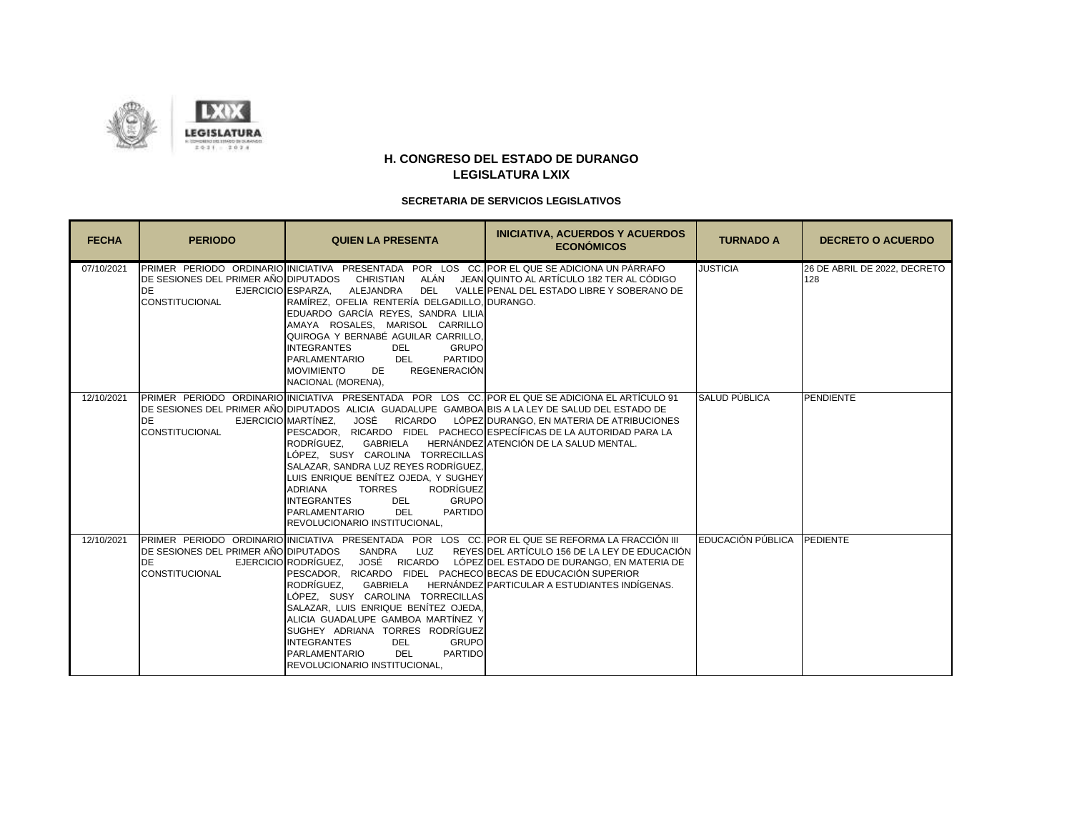## H. CONGRESO DEL ESTADO DE DURANGO
## LEGISLATURA LXIX

### SECRETARIA DE SERVICIOS LEGISLATIVOS

| FECHA | PERIODO | QUIEN LA PRESENTA | INICIATIVA, ACUERDOS Y ACUERDOS ECONÓMICOS | TURNADO A | DECRETO O ACUERDO |
|---|---|---|---|---|---|
| 07/10/2021 | PRIMER PERIODO ORDINARIO DE SESIONES DEL PRIMER AÑO DE EJERCICIO CONSTITUCIONAL | INICIATIVA PRESENTADA POR LOS CC. DIPUTADOS CHRISTIAN ALÁN JEAN ESPARZA, ALEJANDRA DEL VALLE RAMÍREZ, OFELIA RENTERÍA DELGADILLO, EDUARDO GARCÍA REYES, SANDRA LILIA AMAYA ROSALES, MARISOL CARRILLO QUIROGA Y BERNABÉ AGUILAR CARRILLO, INTEGRANTES DEL GRUPO PARLAMENTARIO DEL PARTIDO MOVIMIENTO DE REGENERACIÓN NACIONAL (MORENA), | POR EL QUE SE ADICIONA UN PÁRRAFO QUINTO AL ARTÍCULO 182 TER AL CÓDIGO PENAL DEL ESTADO LIBRE Y SOBERANO DE DURANGO. | JUSTICIA | 26 DE ABRIL DE 2022, DECRETO 128 |
| 12/10/2021 | PRIMER PERIODO ORDINARIO DE SESIONES DEL PRIMER AÑO DE EJERCICIO CONSTITUCIONAL | INICIATIVA PRESENTADA POR LOS CC. DIPUTADOS ALICIA GUADALUPE GAMBOA MARTÍNEZ, JOSÉ RICARDO LÓPEZ PESCADOR, RICARDO FIDEL PACHECO RODRÍGUEZ, GABRIELA HERNÁNDEZ LÓPEZ, SUSY CAROLINA TORRECILLAS SALAZAR, SANDRA LUZ REYES RODRÍGUEZ, LUIS ENRIQUE BENÍTEZ OJEDA, Y SUGHEY ADRIANA TORRES RODRÍGUEZ INTEGRANTES DEL GRUPO PARLAMENTARIO DEL PARTIDO REVOLUCIONARIO INSTITUCIONAL, | POR EL QUE SE ADICIONA EL ARTÍCULO 91 BIS A LA LEY DE SALUD DEL ESTADO DE DURANGO, EN MATERIA DE ATRIBUCIONES ESPECÍFICAS DE LA AUTORIDAD PARA LA ATENCIÓN DE LA SALUD MENTAL. | SALUD PÚBLICA | PENDIENTE |
| 12/10/2021 | PRIMER PERIODO ORDINARIO DE SESIONES DEL PRIMER AÑO DE EJERCICIO CONSTITUCIONAL | INICIATIVA PRESENTADA POR LOS CC. DIPUTADOS SANDRA LUZ REYES RODRÍGUEZ, JOSÉ RICARDO LÓPEZ PESCADOR, RICARDO FIDEL PACHECO RODRÍGUEZ, GABRIELA HERNÁNDEZ LÓPEZ, SUSY CAROLINA TORRECILLAS SALAZAR, LUIS ENRIQUE BENÍTEZ OJEDA, ALICIA GUADALUPE GAMBOA MARTÍNEZ Y SUGHEY ADRIANA TORRES RODRÍGUEZ INTEGRANTES DEL GRUPO PARLAMENTARIO DEL PARTIDO REVOLUCIONARIO INSTITUCIONAL, | POR EL QUE SE REFORMA LA FRACCIÓN III DEL ARTÍCULO 156 DE LA LEY DE EDUCACIÓN DEL ESTADO DE DURANGO, EN MATERIA DE BECAS DE EDUCACIÓN SUPERIOR PARTICULAR A ESTUDIANTES INDÍGENAS. | EDUCACIÓN PÚBLICA | PEDIENTE |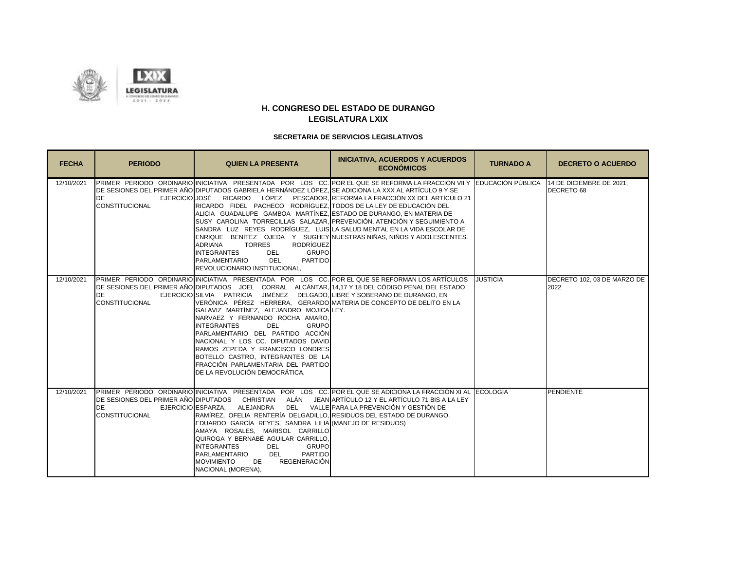**H. CONGRESO DEL ESTADO DE DURANGO**
**LEGISLATURA LXIX**

**SECRETARIA DE SERVICIOS LEGISLATIVOS**

| FECHA | PERIODO | QUIEN LA PRESENTA | INICIATIVA, ACUERDOS Y ACUERDOS ECONÓMICOS | TURNADO A | DECRETO O ACUERDO |
|---|---|---|---|---|---|
| 12/10/2021 | PRIMER PERIODO ORDINARIO DE SESIONES DEL PRIMER AÑO DE EJERCICIO CONSTITUCIONAL | INICIATIVA PRESENTADA POR LOS CC. DIPUTADOS GABRIELA HERNÁNDEZ LÓPEZ, JOSÉ RICARDO LÓPEZ PESCADOR, RICARDO FIDEL PACHECO RODRÍGUEZ, ALICIA GUADALUPE GAMBOA MARTÍNEZ, SUSY CAROLINA TORRECILLAS SALAZAR, SANDRA LUZ REYES RODRÍGUEZ, LUIS ENRIQUE BENÍTEZ OJEDA Y SUGHEY ADRIANA TORRES RODRÍGUEZ INTEGRANTES DEL GRUPO PARLAMENTARIO DEL PARTIDO REVOLUCIONARIO INSTITUCIONAL, | POR EL QUE SE REFORMA LA FRACCIÓN VII Y SE ADICIONA LA XXX AL ARTÍCULO 9 Y SE REFORMA LA FRACCIÓN XX DEL ARTÍCULO 21 TODOS DE LA LEY DE EDUCACIÓN DEL ESTADO DE DURANGO, EN MATERIA DE PREVENCIÓN, ATENCIÓN Y SEGUIMIENTO A LA SALUD MENTAL EN LA VIDA ESCOLAR DE NUESTRAS NIÑAS, NIÑOS Y ADOLESCENTES. | EDUCACIÓN PÚBLICA | 14 DE DICIEMBRE DE 2021, DECRETO 68 |
| 12/10/2021 | PRIMER PERIODO ORDINARIO DE SESIONES DEL PRIMER AÑO DE EJERCICIO CONSTITUCIONAL | INICIATIVA PRESENTADA POR LOS CC. DIPUTADOS JOEL CORRAL ALCÁNTAR, SILVIA PATRICIA JIMÉNEZ DELGADO, VERÓNICA PÉREZ HERRERA, GERARDO GALAVIZ MARTÍNEZ, ALEJANDRO MOJICA NARVAEZ Y FERNANDO ROCHA AMARO, INTEGRANTES DEL GRUPO PARLAMENTARIO DEL PARTIDO ACCIÓN NACIONAL Y LOS CC. DIPUTADOS DAVID RAMOS ZEPEDA Y FRANCISCO LONDRES BOTELLO CASTRO, INTEGRANTES DE LA FRACCIÓN PARLAMENTARIA DEL PARTIDO DE LA REVOLUCIÓN DEMOCRÁTICA, | POR EL QUE SE REFORMAN LOS ARTÍCULOS 14,17 Y 18 DEL CÓDIGO PENAL DEL ESTADO LIBRE Y SOBERANO DE DURANGO, EN MATERIA DE CONCEPTO DE DELITO EN LA LEY. | JUSTICIA | DECRETO 102, 03 DE MARZO DE 2022 |
| 12/10/2021 | PRIMER PERIODO ORDINARIO DE SESIONES DEL PRIMER AÑO DE EJERCICIO CONSTITUCIONAL | INICIATIVA PRESENTADA POR LOS CC. DIPUTADOS CHRISTIAN ALÁN JEAN ESPARZA, ALEJANDRA DEL VALLE RAMÍREZ, OFELIA RENTERÍA DELGADILLO, EDUARDO GARCÍA REYES, SANDRA LILIA AMAYA ROSALES, MARISOL CARRILLO QUIROGA Y BERNABÉ AGUILAR CARRILLO, INTEGRANTES DEL GRUPO PARLAMENTARIO DEL PARTIDO MOVIMIENTO DE REGENERACIÓN NACIONAL (MORENA), | POR EL QUE SE ADICIONA LA FRACCIÓN XI AL ARTÍCULO 12 Y EL ARTÍCULO 71 BIS A LA LEY PARA LA PREVENCIÓN Y GESTIÓN DE RESIDUOS DEL ESTADO DE DURANGO. (MANEJO DE RESIDUOS) | ECOLOGÍA | PENDIENTE |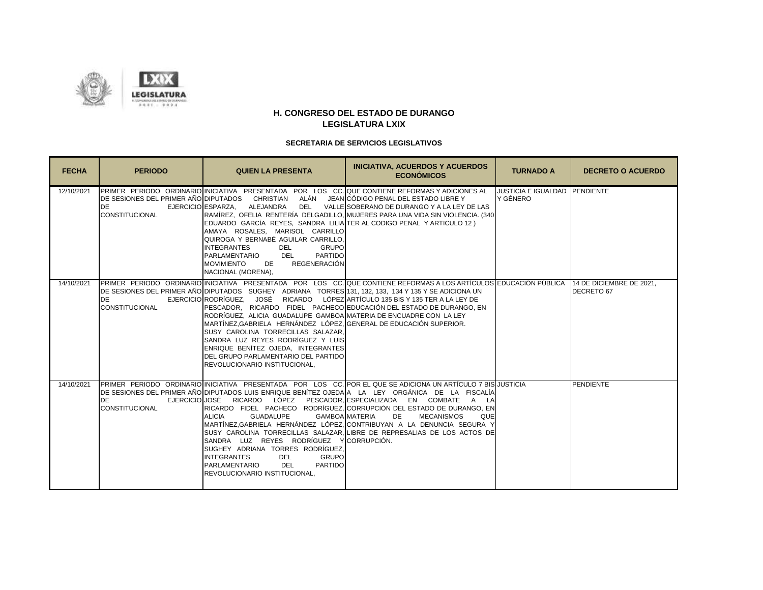**H. CONGRESO DEL ESTADO DE DURANGO**
**LEGISLATURA LXIX**

**SECRETARIA DE SERVICIOS LEGISLATIVOS**

| FECHA | PERIODO | QUIEN LA PRESENTA | INICIATIVA, ACUERDOS Y ACUERDOS ECONÓMICOS | TURNADO A | DECRETO O ACUERDO |
|---|---|---|---|---|---|
| 12/10/2021 | PRIMER PERIODO ORDINARIO DE SESIONES DEL PRIMER AÑO DE EJERCICIO CONSTITUCIONAL | INICIATIVA PRESENTADA POR LOS CC. DIPUTADOS CHRISTIAN ALÁN JEAN ESPARZA, ALEJANDRA DEL VALLE RAMÍREZ, OFELIA RENTERÍA DELGADILLO, EDUARDO GARCÍA REYES, SANDRA LILIA AMAYA ROSALES, MARISOL CARRILLO QUIROGA Y BERNABÉ AGUILAR CARRILLO, INTEGRANTES DEL GRUPO PARLAMENTARIO DEL PARTIDO MOVIMIENTO DE REGENERACIÓN NACIONAL (MORENA), | QUE CONTIENE REFORMAS Y ADICIONES AL CÓDIGO PENAL DEL ESTADO LIBRE Y SOBERANO DE DURANGO Y A LA LEY DE LAS MUJERES PARA UNA VIDA SIN VIOLENCIA. (340 TER AL CODIGO PENAL Y ARTICULO 12 ) | JUSTICIA E IGUALDAD Y GÉNERO | PENDIENTE |
| 14/10/2021 | PRIMER PERIODO ORDINARIO DE SESIONES DEL PRIMER AÑO DE EJERCICIO CONSTITUCIONAL | INICIATIVA PRESENTADA POR LOS CC. DIPUTADOS SUGHEY ADRIANA TORRES RODRÍGUEZ, JOSÉ RICARDO LÓPEZ PESCADOR, RICARDO FIDEL PACHECO RODRÍGUEZ, ALICIA GUADALUPE GAMBOA MARTÍNEZ,GABRIELA HERNÁNDEZ LÓPEZ, SUSY CAROLINA TORRECILLAS SALAZAR, SANDRA LUZ REYES RODRÍGUEZ Y LUIS ENRIQUE BENÍTEZ OJEDA, INTEGRANTES DEL GRUPO PARLAMENTARIO DEL PARTIDO REVOLUCIONARIO INSTITUCIONAL, | QUE CONTIENE REFORMAS A LOS ARTÍCULOS 131, 132, 133, 134 Y 135 Y SE ADICIONA UN ARTÍCULO 135 BIS Y 135 TER A LA LEY DE EDUCACIÓN DEL ESTADO DE DURANGO, EN MATERIA DE ENCUADRE CON LA LEY GENERAL DE EDUCACIÓN SUPERIOR. | EDUCACIÓN PÚBLICA | 14 DE DICIEMBRE DE 2021, DECRETO 67 |
| 14/10/2021 | PRIMER PERIODO ORDINARIO DE SESIONES DEL PRIMER AÑO DE EJERCICIO CONSTITUCIONAL | INICIATIVA PRESENTADA POR LOS CC. DIPUTADOS LUIS ENRIQUE BENÍTEZ OJEDA JOSÉ RICARDO LÓPEZ PESCADOR, RICARDO FIDEL PACHECO RODRÍGUEZ, ALICIA GUADALUPE GAMBOA MARTÍNEZ,GABRIELA HERNÁNDEZ LÓPEZ, SUSY CAROLINA TORRECILLAS SALAZAR, SANDRA LUZ REYES RODRÍGUEZ Y SUGHEY ADRIANA TORRES RODRÍGUEZ, INTEGRANTES DEL GRUPO PARLAMENTARIO DEL PARTIDO REVOLUCIONARIO INSTITUCIONAL, | POR EL QUE SE ADICIONA UN ARTÍCULO 7 BIS A LA LEY ORGÁNICA DE LA FISCALÍA ESPECIALIZADA EN COMBATE A LA CORRUPCIÓN DEL ESTADO DE DURANGO, EN MATERIA DE MECANISMOS QUE CONTRIBUYAN A LA DENUNCIA SEGURA Y LIBRE DE REPRESALIAS DE LOS ACTOS DE CORRUPCIÓN. | JUSTICIA | PENDIENTE |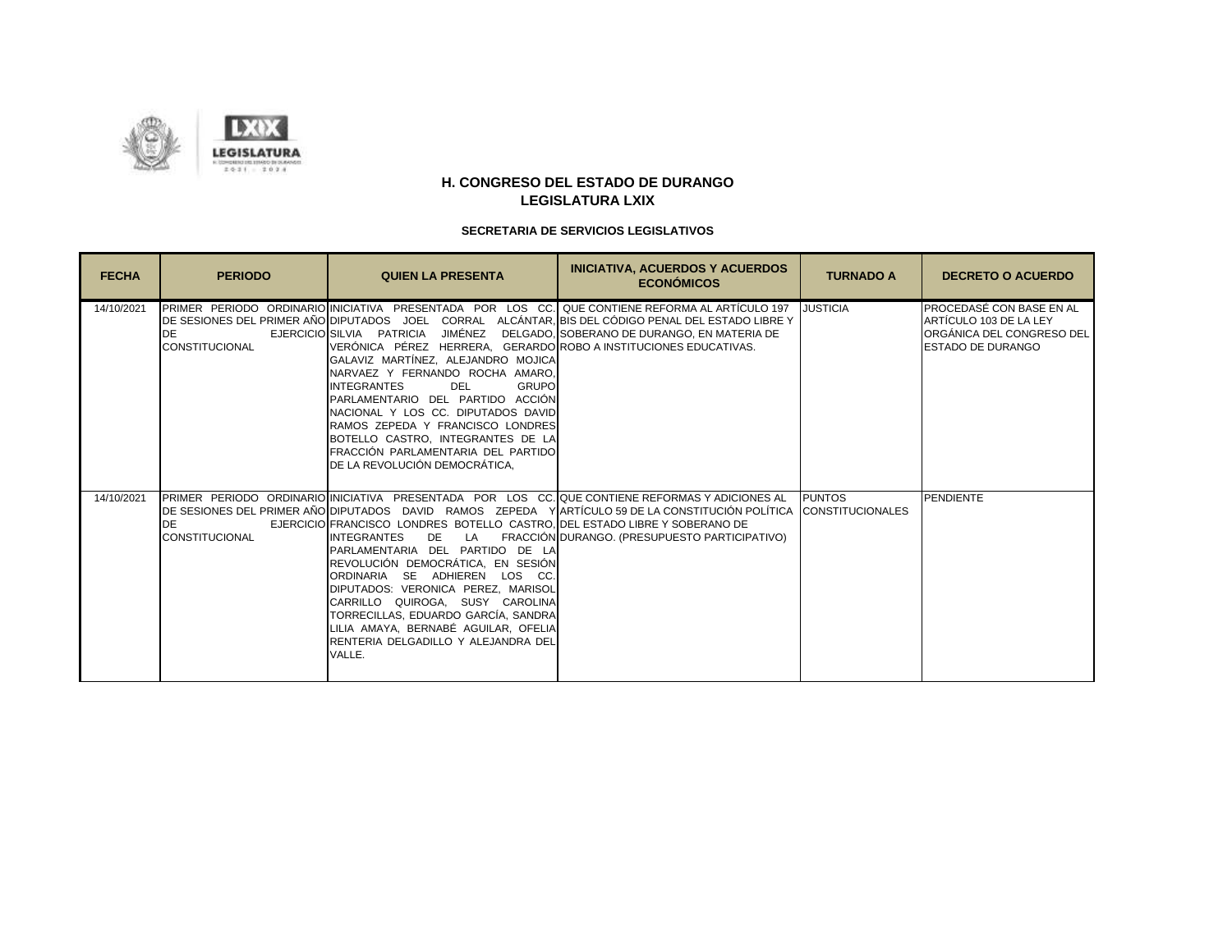**H. CONGRESO DEL ESTADO DE DURANGO**
**LEGISLATURA LXIX**

**SECRETARIA DE SERVICIOS LEGISLATIVOS**

| FECHA | PERIODO | QUIEN LA PRESENTA | INICIATIVA, ACUERDOS Y ACUERDOS ECONÓMICOS | TURNADO A | DECRETO O ACUERDO |
|---|---|---|---|---|---|
| 14/10/2021 | PRIMER PERIODO ORDINARIO DE SESIONES DEL PRIMER AÑO DE EJERCICIO CONSTITUCIONAL | INICIATIVA PRESENTADA POR LOS CC. DIPUTADOS JOEL CORRAL ALCÁNTAR, SILVIA PATRICIA JIMÉNEZ DELGADO, VERÓNICA PÉREZ HERRERA, GERARDO GALAVIZ MARTÍNEZ, ALEJANDRO MOJICA NARVAEZ Y FERNANDO ROCHA AMARO, INTEGRANTES DEL GRUPO PARLAMENTARIO DEL PARTIDO ACCIÓN NACIONAL Y LOS CC. DIPUTADOS DAVID RAMOS ZEPEDA Y FRANCISCO LONDRES BOTELLO CASTRO, INTEGRANTES DE LA FRACCIÓN PARLAMENTARIA DEL PARTIDO DE LA REVOLUCIÓN DEMOCRÁTICA, | QUE CONTIENE REFORMA AL ARTÍCULO 197 BIS DEL CÓDIGO PENAL DEL ESTADO LIBRE Y SOBERANO DE DURANGO, EN MATERIA DE ROBO A INSTITUCIONES EDUCATIVAS. | JUSTICIA | PROCEDASÉ CON BASE EN AL ARTÍCULO 103 DE LA LEY ORGÁNICA DEL CONGRESO DEL ESTADO DE DURANGO |
| 14/10/2021 | PRIMER PERIODO ORDINARIO DE SESIONES DEL PRIMER AÑO DE EJERCICIO CONSTITUCIONAL | INICIATIVA PRESENTADA POR LOS CC. DIPUTADOS DAVID RAMOS ZEPEDA Y FRANCISCO LONDRES BOTELLO CASTRO, INTEGRANTES DE LA FRACCIÓN PARLAMENTARIA DEL PARTIDO DE LA REVOLUCIÓN DEMOCRÁTICA, EN SESIÓN ORDINARIA SE ADHIEREN LOS CC. DIPUTADOS: VERONICA PEREZ, MARISOL CARRILLO QUIROGA, SUSY CAROLINA TORRECILLAS, EDUARDO GARCÍA, SANDRA LILIA AMAYA, BERNABÉ AGUILAR, OFELIA RENTERIA DELGADILLO Y ALEJANDRA DEL VALLE. | QUE CONTIENE REFORMAS Y ADICIONES AL ARTÍCULO 59 DE LA CONSTITUCIÓN POLÍTICA DEL ESTADO LIBRE Y SOBERANO DE DURANGO. (PRESUPUESTO PARTICIPATIVO) | PUNTOS CONSTITUCIONALES | PENDIENTE |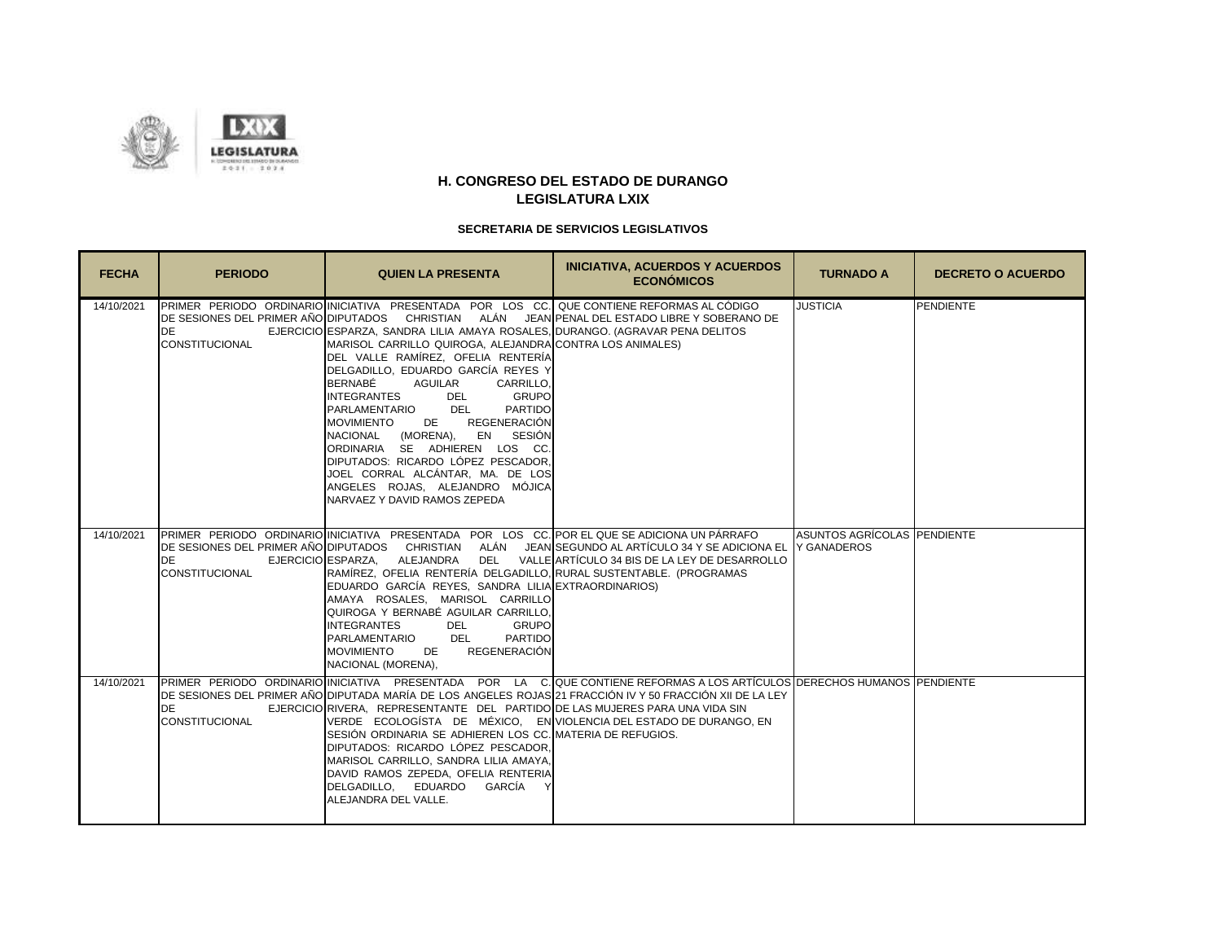## H. CONGRESO DEL ESTADO DE DURANGO
## LEGISLATURA LXIX

### SECRETARIA DE SERVICIOS LEGISLATIVOS

| FECHA | PERIODO | QUIEN LA PRESENTA | INICIATIVA, ACUERDOS Y ACUERDOS ECONÓMICOS | TURNADO A | DECRETO O ACUERDO |
|---|---|---|---|---|---|
| 14/10/2021 | PRIMER PERIODO ORDINARIO DE SESIONES DEL PRIMER AÑO DE EJERCICIO CONSTITUCIONAL | INICIATIVA PRESENTADA POR LOS CC. DIPUTADOS CHRISTIAN ALÁN JEAN ESPARZA, SANDRA LILIA AMAYA ROSALES, MARISOL CARRILLO QUIROGA, ALEJANDRA DEL VALLE RAMÍREZ, OFELIA RENTERÍA DELGADILLO, EDUARDO GARCÍA REYES Y BERNABÉ AGUILAR CARRILLO, INTEGRANTES DEL GRUPO PARLAMENTARIO DEL PARTIDO MOVIMIENTO DE REGENERACIÓN NACIONAL (MORENA), EN SESIÓN ORDINARIA SE ADHIEREN LOS CC. DIPUTADOS: RICARDO LÓPEZ PESCADOR, JOEL CORRAL ALCÁNTAR, MA. DE LOS ANGELES ROJAS, ALEJANDRO MÓJICA NARVAEZ Y DAVID RAMOS ZEPEDA | QUE CONTIENE REFORMAS AL CÓDIGO PENAL DEL ESTADO LIBRE Y SOBERANO DE DURANGO. (AGRAVAR PENA DELITOS CONTRA LOS ANIMALES) | JUSTICIA | PENDIENTE |
| 14/10/2021 | PRIMER PERIODO ORDINARIO DE SESIONES DEL PRIMER AÑO DE EJERCICIO CONSTITUCIONAL | INICIATIVA PRESENTADA POR LOS CC. DIPUTADOS CHRISTIAN ALÁN JEAN ESPARZA, ALEJANDRA DEL VALLE RAMÍREZ, OFELIA RENTERÍA DELGADILLO, EDUARDO GARCÍA REYES, SANDRA LILIA AMAYA ROSALES, MARISOL CARRILLO QUIROGA Y BERNABÉ AGUILAR CARRILLO, INTEGRANTES DEL GRUPO PARLAMENTARIO DEL PARTIDO MOVIMIENTO DE REGENERACIÓN NACIONAL (MORENA), | POR EL QUE SE ADICIONA UN PÁRRAFO SEGUNDO AL ARTÍCULO 34 Y SE ADICIONA EL ARTÍCULO 34 BIS DE LA LEY DE DESARROLLO RURAL SUSTENTABLE. (PROGRAMAS EXTRAORDINARIOS) | ASUNTOS AGRÍCOLAS Y GANADEROS | PENDIENTE |
| 14/10/2021 | PRIMER PERIODO ORDINARIO DE SESIONES DEL PRIMER AÑO DE EJERCICIO CONSTITUCIONAL | INICIATIVA PRESENTADA POR LA C. DIPUTADA MARÍA DE LOS ANGELES ROJAS RIVERA, REPRESENTANTE DEL PARTIDO VERDE ECOLOGÍSTA DE MÉXICO, EN SESIÓN ORDINARIA SE ADHIEREN LOS CC. DIPUTADOS: RICARDO LÓPEZ PESCADOR, MARISOL CARRILLO, SANDRA LILIA AMAYA, DAVID RAMOS ZEPEDA, OFELIA RENTERIA DELGADILLO, EDUARDO GARCÍA Y ALEJANDRA DEL VALLE. | QUE CONTIENE REFORMAS A LOS ARTÍCULOS 21 FRACCIÓN IV Y 50 FRACCIÓN XII DE LA LEY DE LAS MUJERES PARA UNA VIDA SIN VIOLENCIA DEL ESTADO DE DURANGO, EN MATERIA DE REFUGIOS. | DERECHOS HUMANOS | PENDIENTE |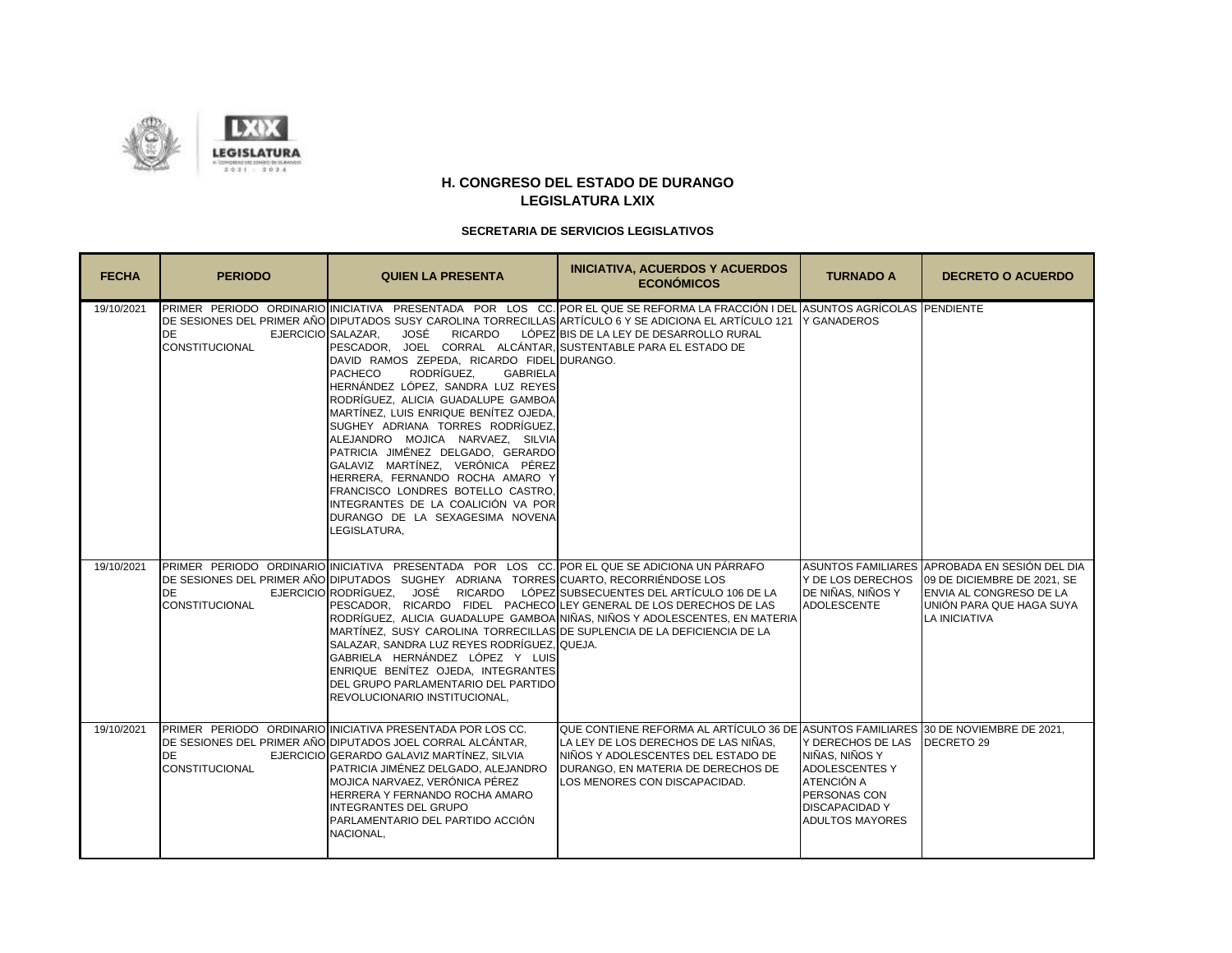## H. CONGRESO DEL ESTADO DE DURANGO
## LEGISLATURA LXIX

### SECRETARIA DE SERVICIOS LEGISLATIVOS

| FECHA | PERIODO | QUIEN LA PRESENTA | INICIATIVA, ACUERDOS Y ACUERDOS ECONÓMICOS | TURNADO A | DECRETO O ACUERDO |
|---|---|---|---|---|---|
| 19/10/2021 | PRIMER PERIODO ORDINARIO DE SESIONES DEL PRIMER AÑO DE EJERCICIO CONSTITUCIONAL | INICIATIVA PRESENTADA POR LOS CC. DIPUTADOS SUSY CAROLINA TORRECILLAS SALAZAR, JOSÉ RICARDO LÓPEZ PESCADOR, JOEL CORRAL ALCÁNTAR, DAVID RAMOS ZEPEDA, RICARDO FIDEL PACHECO RODRÍGUEZ, GABRIELA HERNÁNDEZ LÓPEZ, SANDRA LUZ REYES RODRÍGUEZ, ALICIA GUADALUPE GAMBOA MARTÍNEZ, LUIS ENRIQUE BENÍTEZ OJEDA, SUGHEY ADRIANA TORRES RODRÍGUEZ, ALEJANDRO MOJICA NARVAEZ, SILVIA PATRICIA JIMÉNEZ DELGADO, GERARDO GALAVIZ MARTÍNEZ, VERÓNICA PÉREZ HERRERA, FERNANDO ROCHA AMARO Y FRANCISCO LONDRES BOTELLO CASTRO, INTEGRANTES DE LA COALICIÓN VA POR DURANGO DE LA SEXAGESIMA NOVENA LEGISLATURA, | POR EL QUE SE REFORMA LA FRACCIÓN I DEL ARTÍCULO 6 Y SE ADICIONA EL ARTÍCULO 121 BIS DE LA LEY DE DESARROLLO RURAL SUSTENTABLE PARA EL ESTADO DE DURANGO. | ASUNTOS AGRÍCOLAS Y GANADEROS | PENDIENTE |
| 19/10/2021 | PRIMER PERIODO ORDINARIO DE SESIONES DEL PRIMER AÑO DE EJERCICIO CONSTITUCIONAL | INICIATIVA PRESENTADA POR LOS CC. DIPUTADOS SUGHEY ADRIANA TORRES RODRÍGUEZ, JOSÉ RICARDO LÓPEZ PESCADOR, RICARDO FIDEL PACHECO RODRÍGUEZ, ALICIA GUADALUPE GAMBOA MARTÍNEZ, SUSY CAROLINA TORRECILLAS SALAZAR, SANDRA LUZ REYES RODRÍGUEZ, GABRIELA HERNÁNDEZ LÓPEZ Y LUIS ENRIQUE BENÍTEZ OJEDA, INTEGRANTES DEL GRUPO PARLAMENTARIO DEL PARTIDO REVOLUCIONARIO INSTITUCIONAL, | POR EL QUE SE ADICIONA UN PÁRRAFO CUARTO, RECORRIÉNDOSE LOS SUBSECUENTES DEL ARTÍCULO 106 DE LA LEY GENERAL DE LOS DERECHOS DE LAS NIÑAS, NIÑOS Y ADOLESCENTES, EN MATERIA DE SUPLENCIA DE LA DEFICIENCIA DE LA QUEJA. | ASUNTOS FAMILIARES Y DE LOS DERECHOS DE NIÑAS, NIÑOS Y ADOLESCENTE | APROBADA EN SESIÓN DEL DIA 09 DE DICIEMBRE DE 2021, SE ENVIA AL CONGRESO DE LA UNIÓN PARA QUE HAGA SUYA LA INICIATIVA |
| 19/10/2021 | PRIMER PERIODO ORDINARIO DE SESIONES DEL PRIMER AÑO DE EJERCICIO CONSTITUCIONAL | INICIATIVA PRESENTADA POR LOS CC. DIPUTADOS JOEL CORRAL ALCÁNTAR, GERARDO GALAVIZ MARTÍNEZ, SILVIA PATRICIA JIMÉNEZ DELGADO, ALEJANDRO MOJICA NARVAEZ, VERÓNICA PÉREZ HERRERA Y FERNANDO ROCHA AMARO INTEGRANTES DEL GRUPO PARLAMENTARIO DEL PARTIDO ACCIÓN NACIONAL, | QUE CONTIENE REFORMA AL ARTÍCULO 36 DE LA LEY DE LOS DERECHOS DE LAS NIÑAS, NIÑOS Y ADOLESCENTES DEL ESTADO DE DURANGO, EN MATERIA DE DERECHOS DE LOS MENORES CON DISCAPACIDAD. | ASUNTOS FAMILIARES Y DERECHOS DE LAS NIÑAS, NIÑOS Y ADOLESCENTES Y ATENCIÓN A PERSONAS CON DISCAPACIDAD Y ADULTOS MAYORES | 30 DE NOVIEMBRE DE 2021, DECRETO 29 |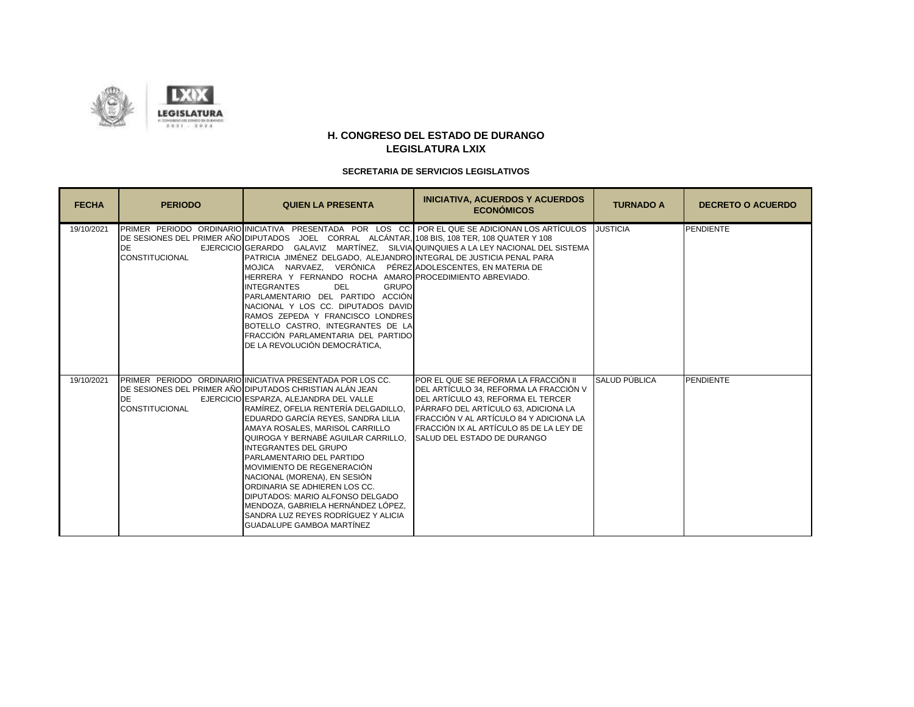**H. CONGRESO DEL ESTADO DE DURANGO**
**LEGISLATURA LXIX**

**SECRETARIA DE SERVICIOS LEGISLATIVOS**

| FECHA | PERIODO | QUIEN LA PRESENTA | INICIATIVA, ACUERDOS Y ACUERDOS ECONÓMICOS | TURNADO A | DECRETO O ACUERDO |
|---|---|---|---|---|---|
| 19/10/2021 | PRIMER PERIODO ORDINARIO DE SESIONES DEL PRIMER AÑO DE EJERCICIO CONSTITUCIONAL | INICIATIVA PRESENTADA POR LOS CC. DIPUTADOS JOEL CORRAL ALCÁNTAR, GERARDO GALAVIZ MARTÍNEZ, SILVIA PATRICIA JIMÉNEZ DELGADO, ALEJANDRO MOJICA NARVAEZ, VERÓNICA PÉREZ HERRERA Y FERNANDO ROCHA AMARO INTEGRANTES DEL GRUPO PARLAMENTARIO DEL PARTIDO ACCIÓN NACIONAL Y LOS CC. DIPUTADOS DAVID RAMOS ZEPEDA Y FRANCISCO LONDRES BOTELLO CASTRO, INTEGRANTES DE LA FRACCIÓN PARLAMENTARIA DEL PARTIDO DE LA REVOLUCIÓN DEMOCRÁTICA, | POR EL QUE SE ADICIONAN LOS ARTÍCULOS 108 BIS, 108 TER, 108 QUATER Y 108 QUINQUIES A LA LEY NACIONAL DEL SISTEMA INTEGRAL DE JUSTICIA PENAL PARA ADOLESCENTES, EN MATERIA DE PROCEDIMIENTO ABREVIADO. | JUSTICIA | PENDIENTE |
| 19/10/2021 | PRIMER PERIODO ORDINARIO DE SESIONES DEL PRIMER AÑO DE EJERCICIO CONSTITUCIONAL | INICIATIVA PRESENTADA POR LOS CC. DIPUTADOS CHRISTIAN ALÁN JEAN ESPARZA, ALEJANDRA DEL VALLE RAMÍREZ, OFELIA RENTERÍA DELGADILLO, EDUARDO GARCÍA REYES, SANDRA LILIA AMAYA ROSALES, MARISOL CARRILLO QUIROGA Y BERNABÉ AGUILAR CARRILLO, INTEGRANTES DEL GRUPO PARLAMENTARIO DEL PARTIDO MOVIMIENTO DE REGENERACIÓN NACIONAL (MORENA), EN SESIÓN ORDINARIA SE ADHIEREN LOS CC. DIPUTADOS: MARIO ALFONSO DELGADO MENDOZA, GABRIELA HERNÁNDEZ LÓPEZ, SANDRA LUZ REYES RODRÍGUEZ Y ALICIA GUADALUPE GAMBOA MARTÍNEZ | POR EL QUE SE REFORMA LA FRACCIÓN II DEL ARTÍCULO 34, REFORMA LA FRACCIÓN V DEL ARTÍCULO 43, REFORMA EL TERCER PÁRRAFO DEL ARTÍCULO 63, ADICIONA LA FRACCIÓN V AL ARTÍCULO 84 Y ADICIONA LA FRACCIÓN IX AL ARTÍCULO 85 DE LA LEY DE SALUD DEL ESTADO DE DURANGO | SALUD PÚBLICA | PENDIENTE |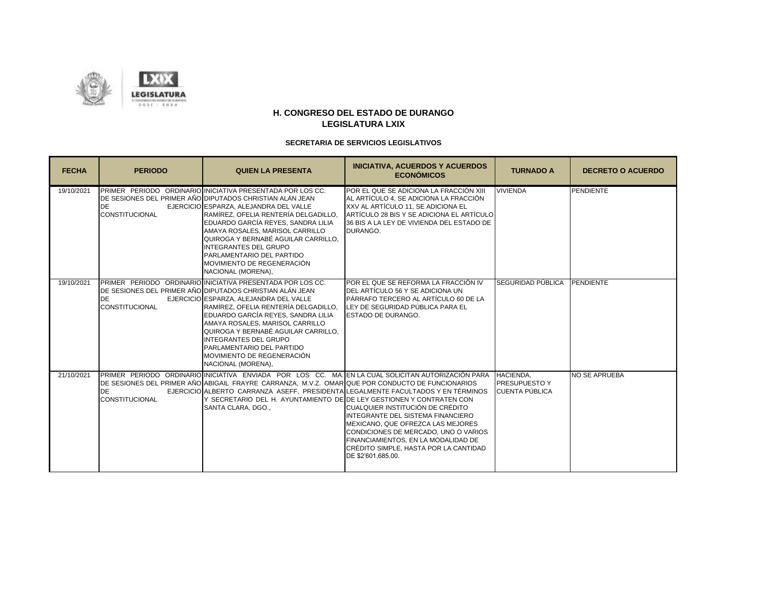# H. CONGRESO DEL ESTADO DE DURANGO
# LEGISLATURA LXIX

### SECRETARIA DE SERVICIOS LEGISLATIVOS

| FECHA | PERIODO | QUIEN LA PRESENTA | INICIATIVA, ACUERDOS Y ACUERDOS ECONÓMICOS | TURNADO A | DECRETO O ACUERDO |
|---|---|---|---|---|---|
| 19/10/2021 | PRIMER PERIODO ORDINARIO DE SESIONES DEL PRIMER AÑO DE EJERCICIO CONSTITUCIONAL | INICIATIVA PRESENTADA POR LOS CC. DIPUTADOS CHRISTIAN ALÁN JEAN ESPARZA, ALEJANDRA DEL VALLE RAMÍREZ, OFELIA RENTERÍA DELGADILLO, EDUARDO GARCÍA REYES, SANDRA LILIA AMAYA ROSALES, MARISOL CARRILLO QUIROGA Y BERNABÉ AGUILAR CARRILLO, INTEGRANTES DEL GRUPO PARLAMENTARIO DEL PARTIDO MOVIMIENTO DE REGENERACIÓN NACIONAL (MORENA), | POR EL QUE SE ADICIONA LA FRACCIÓN XIII AL ARTÍCULO 4, SE ADICIONA LA FRACCIÓN XXV AL ARTÍCULO 11, SE ADICIONA EL ARTÍCULO 28 BIS Y SE ADICIONA EL ARTÍCULO 36 BIS A LA LEY DE VIVIENDA DEL ESTADO DE DURANGO. | VIVIENDA | PENDIENTE |
| 19/10/2021 | PRIMER PERIODO ORDINARIO DE SESIONES DEL PRIMER AÑO DE EJERCICIO CONSTITUCIONAL | INICIATIVA PRESENTADA POR LOS CC. DIPUTADOS CHRISTIAN ALÁN JEAN ESPARZA, ALEJANDRA DEL VALLE RAMÍREZ, OFELIA RENTERÍA DELGADILLO, EDUARDO GARCÍA REYES, SANDRA LILIA AMAYA ROSALES, MARISOL CARRILLO QUIROGA Y BERNABÉ AGUILAR CARRILLO, INTEGRANTES DEL GRUPO PARLAMENTARIO DEL PARTIDO MOVIMIENTO DE REGENERACIÓN NACIONAL (MORENA), | POR EL QUE SE REFORMA LA FRACCIÓN IV DEL ARTÍCULO 56 Y SE ADICIONA UN PÁRRAFO TERCERO AL ARTÍCULO 60 DE LA LEY DE SEGURIDAD PÚBLICA PARA EL ESTADO DE DURANGO. | SEGURIDAD PÚBLICA | PENDIENTE |
| 21/10/2021 | PRIMER PERIODO ORDINARIO DE SESIONES DEL PRIMER AÑO DE EJERCICIO CONSTITUCIONAL | INICIATIVA ENVIADA POR LOS CC. MA. ABIGAIL FRAYRE CARRANZA, M.V.Z. OMAR ALBERTO CARRANZA ASEFF, PRESIDENTA Y SECRETARIO DEL H. AYUNTAMIENTO DE SANTA CLARA, DGO., | EN LA CUAL SOLICITAN AUTORIZACIÓN PARA QUE POR CONDUCTO DE FUNCIONARIOS LEGALMENTE FACULTADOS Y EN TÉRMINOS DE LEY GESTIONEN Y CONTRATEN CON CUALQUIER INSTITUCIÓN DE CRÉDITO INTEGRANTE DEL SISTEMA FINANCIERO MEXICANO, QUE OFREZCA LAS MEJORES CONDICIONES DE MERCADO, UNO O VARIOS FINANCIAMIENTOS, EN LA MODALIDAD DE CRÉDITO SIMPLE, HASTA POR LA CANTIDAD DE $2'601,685.00. | HACIENDA, PRESUPUESTO Y CUENTA PÚBLICA | NO SE APRUEBA |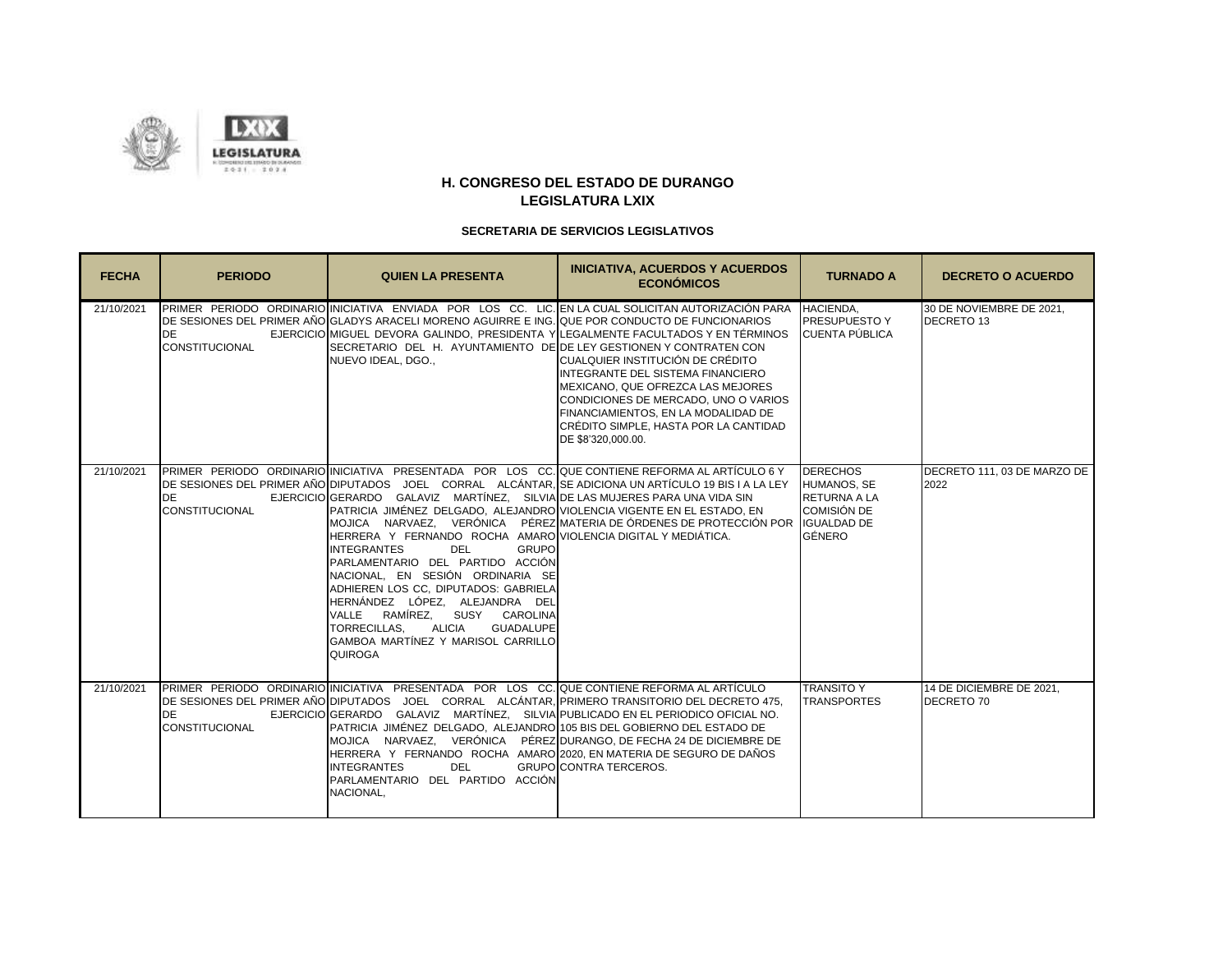## H. CONGRESO DEL ESTADO DE DURANGO
## LEGISLATURA LXIX

### SECRETARIA DE SERVICIOS LEGISLATIVOS

| FECHA | PERIODO | QUIEN LA PRESENTA | INICIATIVA, ACUERDOS Y ACUERDOS ECONÓMICOS | TURNADO A | DECRETO O ACUERDO |
|---|---|---|---|---|---|
| 21/10/2021 | PRIMER PERIODO ORDINARIO DE SESIONES DEL PRIMER AÑO DE EJERCICIO CONSTITUCIONAL | INICIATIVA ENVIADA POR LOS CC. LIC. GLADYS ARACELI MORENO AGUIRRE E ING. MIGUEL DEVORA GALINDO, PRESIDENTA Y SECRETARIO DEL H. AYUNTAMIENTO DE NUEVO IDEAL, DGO., | EN LA CUAL SOLICITAN AUTORIZACIÓN PARA QUE POR CONDUCTO DE FUNCIONARIOS LEGALMENTE FACULTADOS Y EN TÉRMINOS DE LEY GESTIONEN Y CONTRATEN CON CUALQUIER INSTITUCIÓN DE CRÉDITO INTEGRANTE DEL SISTEMA FINANCIERO MEXICANO, QUE OFREZCA LAS MEJORES CONDICIONES DE MERCADO, UNO O VARIOS FINANCIAMIENTOS, EN LA MODALIDAD DE CRÉDITO SIMPLE, HASTA POR LA CANTIDAD DE $8'320,000.00. | HACIENDA, PRESUPUESTO Y CUENTA PÚBLICA | 30 DE NOVIEMBRE DE 2021, DECRETO 13 |
| 21/10/2021 | PRIMER PERIODO ORDINARIO DE SESIONES DEL PRIMER AÑO DE EJERCICIO CONSTITUCIONAL | INICIATIVA PRESENTADA POR LOS CC. DIPUTADOS JOEL CORRAL ALCÁNTAR, GERARDO GALAVIZ MARTÍNEZ, SILVIA PATRICIA JIMÉNEZ DELGADO, ALEJANDRO MOJICA NARVAEZ, VERÓNICA PÉREZ HERRERA Y FERNANDO ROCHA AMARO INTEGRANTES DEL GRUPO PARLAMENTARIO DEL PARTIDO ACCIÓN NACIONAL, EN SESIÓN ORDINARIA SE ADHIEREN LOS CC, DIPUTADOS: GABRIELA HERNÁNDEZ LÓPEZ, ALEJANDRA DEL VALLE RAMÍREZ, SUSY CAROLINA TORRECILLAS, ALICIA GUADALUPE GAMBOA MARTÍNEZ Y MARISOL CARRILLO QUIROGA | QUE CONTIENE REFORMA AL ARTÍCULO 6 Y SE ADICIONA UN ARTÍCULO 19 BIS I A LA LEY DE LAS MUJERES PARA UNA VIDA SIN VIOLENCIA VIGENTE EN EL ESTADO, EN MATERIA DE ÓRDENES DE PROTECCIÓN POR VIOLENCIA DIGITAL Y MEDIÁTICA. | DERECHOS HUMANOS, SE RETURNA A LA COMISIÓN DE IGUALDAD DE GÉNERO | DECRETO 111, 03 DE MARZO DE 2022 |
| 21/10/2021 | PRIMER PERIODO ORDINARIO DE SESIONES DEL PRIMER AÑO DE EJERCICIO CONSTITUCIONAL | INICIATIVA PRESENTADA POR LOS CC. DIPUTADOS JOEL CORRAL ALCÁNTAR, GERARDO GALAVIZ MARTÍNEZ, SILVIA PATRICIA JIMÉNEZ DELGADO, ALEJANDRO MOJICA NARVAEZ, VERÓNICA PÉREZ HERRERA Y FERNANDO ROCHA AMARO INTEGRANTES DEL GRUPO PARLAMENTARIO DEL PARTIDO ACCIÓN NACIONAL, | QUE CONTIENE REFORMA AL ARTÍCULO PRIMERO TRANSITORIO DEL DECRETO 475, PUBLICADO EN EL PERIODICO OFICIAL NO. 105 BIS DEL GOBIERNO DEL ESTADO DE DURANGO, DE FECHA 24 DE DICIEMBRE DE 2020, EN MATERIA DE SEGURO DE DAÑOS CONTRA TERCEROS. | TRANSITO Y TRANSPORTES | 14 DE DICIEMBRE DE 2021, DECRETO 70 |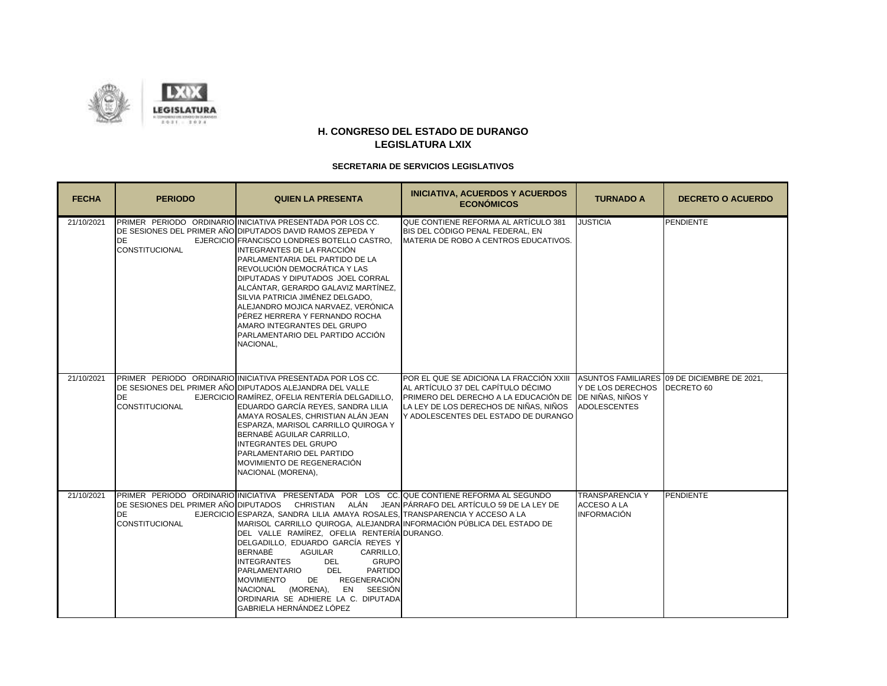## H. CONGRESO DEL ESTADO DE DURANGO
## LEGISLATURA LXIX

### SECRETARIA DE SERVICIOS LEGISLATIVOS

| FECHA | PERIODO | QUIEN LA PRESENTA | INICIATIVA, ACUERDOS Y ACUERDOS ECONÓMICOS | TURNADO A | DECRETO O ACUERDO |
|---|---|---|---|---|---|
| 21/10/2021 | PRIMER PERIODO ORDINARIO DE SESIONES DEL PRIMER AÑO DE EJERCICIO CONSTITUCIONAL | INICIATIVA PRESENTADA POR LOS CC. DIPUTADOS DAVID RAMOS ZEPEDA Y FRANCISCO LONDRES BOTELLO CASTRO, INTEGRANTES DE LA FRACCIÓN PARLAMENTARIA DEL PARTIDO DE LA REVOLUCIÓN DEMOCRÁTICA Y LAS DIPUTADAS Y DIPUTADOS JOEL CORRAL ALCÁNTAR, GERARDO GALAVIZ MARTÍNEZ, SILVIA PATRICIA JIMÉNEZ DELGADO, ALEJANDRO MOJICA NARVAEZ, VERÓNICA PÉREZ HERRERA Y FERNANDO ROCHA AMARO INTEGRANTES DEL GRUPO PARLAMENTARIO DEL PARTIDO ACCIÓN NACIONAL, | QUE CONTIENE REFORMA AL ARTÍCULO 381 BIS DEL CÓDIGO PENAL FEDERAL, EN MATERIA DE ROBO A CENTROS EDUCATIVOS. | JUSTICIA | PENDIENTE |
| 21/10/2021 | PRIMER PERIODO ORDINARIO DE SESIONES DEL PRIMER AÑO DE EJERCICIO CONSTITUCIONAL | INICIATIVA PRESENTADA POR LOS CC. DIPUTADOS ALEJANDRA DEL VALLE RAMÍREZ, OFELIA RENTERÍA DELGADILLO, EDUARDO GARCÍA REYES, SANDRA LILIA AMAYA ROSALES, CHRISTIAN ALÁN JEAN ESPARZA, MARISOL CARRILLO QUIROGA Y BERNABÉ AGUILAR CARRILLO, INTEGRANTES DEL GRUPO PARLAMENTARIO DEL PARTIDO MOVIMIENTO DE REGENERACIÓN NACIONAL (MORENA), | POR EL QUE SE ADICIONA LA FRACCIÓN XXIII AL ARTÍCULO 37 DEL CAPÍTULO DÉCIMO PRIMERO DEL DERECHO A LA EDUCACIÓN DE LA LEY DE LOS DERECHOS DE NIÑAS, NIÑOS Y ADOLESCENTES DEL ESTADO DE DURANGO | ASUNTOS FAMILIARES Y DE LOS DERECHOS DE NIÑAS, NIÑOS Y ADOLESCENTES | 09 DE DICIEMBRE DE 2021, DECRETO 60 |
| 21/10/2021 | PRIMER PERIODO ORDINARIO DE SESIONES DEL PRIMER AÑO DE EJERCICIO CONSTITUCIONAL | INICIATIVA PRESENTADA POR LOS CC. DIPUTADOS CHRISTIAN ALÁN JEAN ESPARZA, SANDRA LILIA AMAYA ROSALES, MARISOL CARRILLO QUIROGA, ALEJANDRA DEL VALLE RAMÍREZ, OFELIA RENTERÍA DELGADILLO, EDUARDO GARCÍA REYES Y BERNABÉ AGUILAR CARRILLO, INTEGRANTES DEL GRUPO PARLAMENTARIO DEL PARTIDO MOVIMIENTO DE REGENERACIÓN NACIONAL (MORENA), EN SESIÓN ORDINARIA SE ADHIERE LA C. DIPUTADA GABRIELA HERNÁNDEZ LÓPEZ | QUE CONTIENE REFORMA AL SEGUNDO PÁRRAFO DEL ARTÍCULO 59 DE LA LEY DE TRANSPARENCIA Y ACCESO A LA INFORMACIÓN PÚBLICA DEL ESTADO DE DURANGO. | TRANSPARENCIA Y ACCESO A LA INFORMACIÓN | PENDIENTE |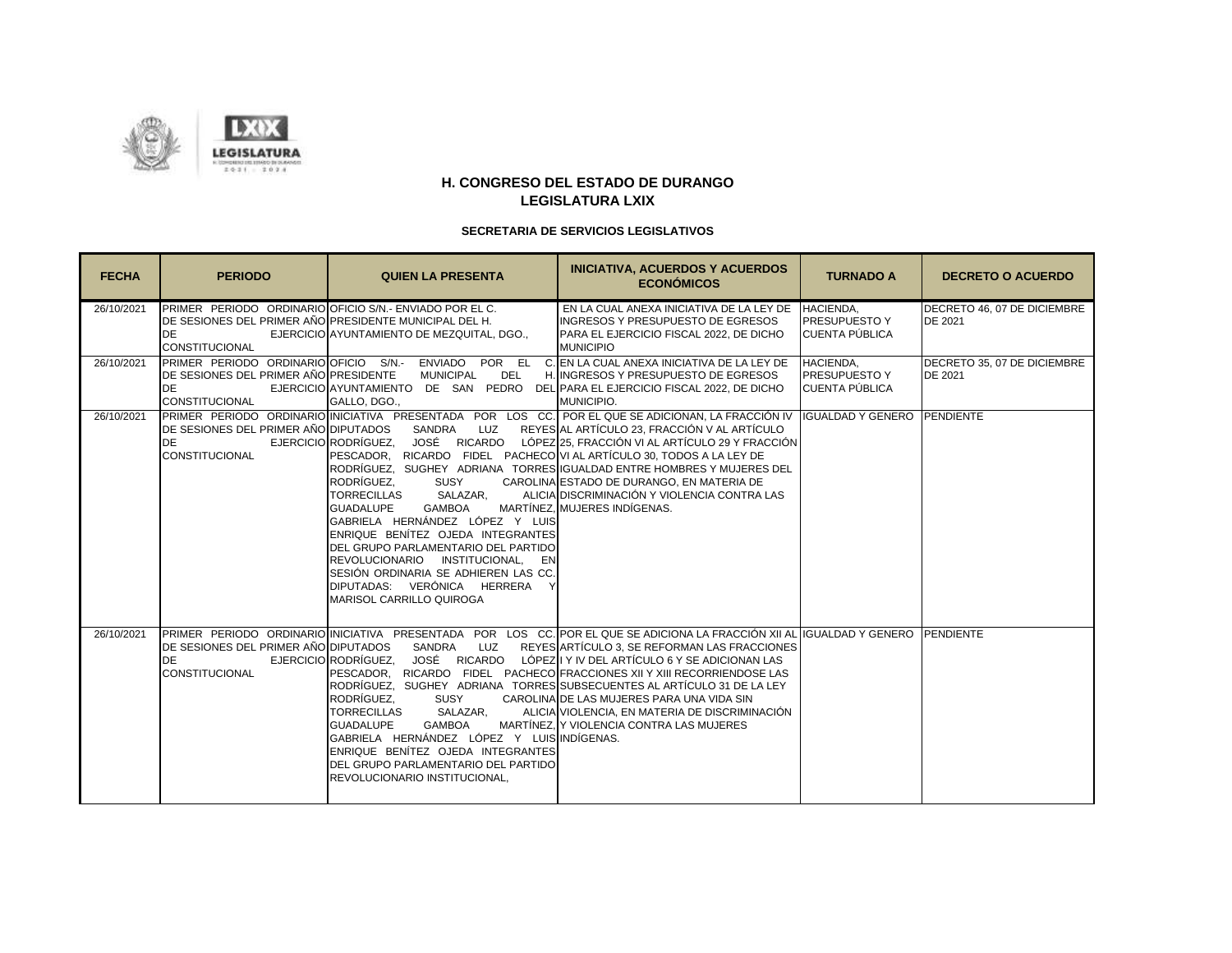## H. CONGRESO DEL ESTADO DE DURANGO
## LEGISLATURA LXIX

### SECRETARIA DE SERVICIOS LEGISLATIVOS

| FECHA | PERIODO | QUIEN LA PRESENTA | INICIATIVA, ACUERDOS Y ACUERDOS ECONÓMICOS | TURNADO A | DECRETO O ACUERDO |
|---|---|---|---|---|---|
| 26/10/2021 | PRIMER PERIODO ORDINARIO DE SESIONES DEL PRIMER AÑO DE EJERCICIO CONSTITUCIONAL | OFICIO S/N.- ENVIADO POR EL C. PRESIDENTE MUNICIPAL DEL H. AYUNTAMIENTO DE MEZQUITAL, DGO., | EN LA CUAL ANEXA INICIATIVA DE LA LEY DE INGRESOS Y PRESUPUESTO DE EGRESOS PARA EL EJERCICIO FISCAL 2022, DE DICHO MUNICIPIO | HACIENDA, PRESUPUESTO Y CUENTA PÚBLICA | DECRETO 46, 07 DE DICIEMBRE DE 2021 |
| 26/10/2021 | PRIMER PERIODO ORDINARIO DE SESIONES DEL PRIMER AÑO DE EJERCICIO CONSTITUCIONAL | OFICIO S/N.- ENVIADO POR EL C. PRESIDENTE MUNICIPAL DEL H. AYUNTAMIENTO DE SAN PEDRO DEL GALLO, DGO., | EN LA CUAL ANEXA INICIATIVA DE LA LEY DE INGRESOS Y PRESUPUESTO DE EGRESOS PARA EL EJERCICIO FISCAL 2022, DE DICHO MUNICIPIO. | HACIENDA, PRESUPUESTO Y CUENTA PÚBLICA | DECRETO 35, 07 DE DICIEMBRE DE 2021 |
| 26/10/2021 | PRIMER PERIODO ORDINARIO DE SESIONES DEL PRIMER AÑO DE EJERCICIO CONSTITUCIONAL | INICIATIVA PRESENTADA POR LOS CC. DIPUTADOS SANDRA LUZ REYES RODRÍGUEZ, JOSÉ RICARDO LÓPEZ PESCADOR, RICARDO FIDEL PACHECO RODRÍGUEZ, SUGHEY ADRIANA TORRES RODRÍGUEZ, SUSY CAROLINA TORRECILLAS SALAZAR, ALICIA GUADALUPE GAMBOA MARTÍNEZ, GABRIELA HERNÁNDEZ LÓPEZ Y LUIS ENRIQUE BENÍTEZ OJEDA INTEGRANTES DEL GRUPO PARLAMENTARIO DEL PARTIDO REVOLUCIONARIO INSTITUCIONAL, EN SESIÓN ORDINARIA SE ADHIEREN LAS CC. DIPUTADAS: VERÓNICA HERRERA Y MARISOL CARRILLO QUIROGA | POR EL QUE SE ADICIONAN, LA FRACCIÓN IV AL ARTÍCULO 23, FRACCIÓN V AL ARTÍCULO 25, FRACCIÓN VI AL ARTÍCULO 29 Y FRACCIÓN VI AL ARTÍCULO 30, TODOS A LA LEY DE IGUALDAD ENTRE HOMBRES Y MUJERES DEL ESTADO DE DURANGO, EN MATERIA DE DISCRIMINACIÓN Y VIOLENCIA CONTRA LAS MUJERES INDÍGENAS. | IGUALDAD Y GENERO | PENDIENTE |
| 26/10/2021 | PRIMER PERIODO ORDINARIO DE SESIONES DEL PRIMER AÑO DE EJERCICIO CONSTITUCIONAL | INICIATIVA PRESENTADA POR LOS CC. DIPUTADOS SANDRA LUZ REYES RODRÍGUEZ, JOSÉ RICARDO LÓPEZ PESCADOR, RICARDO FIDEL PACHECO RODRÍGUEZ, SUGHEY ADRIANA TORRES RODRÍGUEZ, SUSY CAROLINA TORRECILLAS SALAZAR, ALICIA GUADALUPE GAMBOA MARTÍNEZ, GABRIELA HERNÁNDEZ LÓPEZ Y LUIS ENRIQUE BENÍTEZ OJEDA INTEGRANTES DEL GRUPO PARLAMENTARIO DEL PARTIDO REVOLUCIONARIO INSTITUCIONAL, | POR EL QUE SE ADICIONA LA FRACCIÓN XII AL ARTÍCULO 3, SE REFORMAN LAS FRACCIONES I Y IV DEL ARTÍCULO 6 Y SE ADICIONAN LAS FRACCIONES XII Y XIII RECORRIENDOSE LAS SUBSECUENTES AL ARTÍCULO 31 DE LA LEY DE LAS MUJERES PARA UNA VIDA SIN VIOLENCIA, EN MATERIA DE DISCRIMINACIÓN Y VIOLENCIA CONTRA LAS MUJERES INDÍGENAS. | IGUALDAD Y GENERO | PENDIENTE |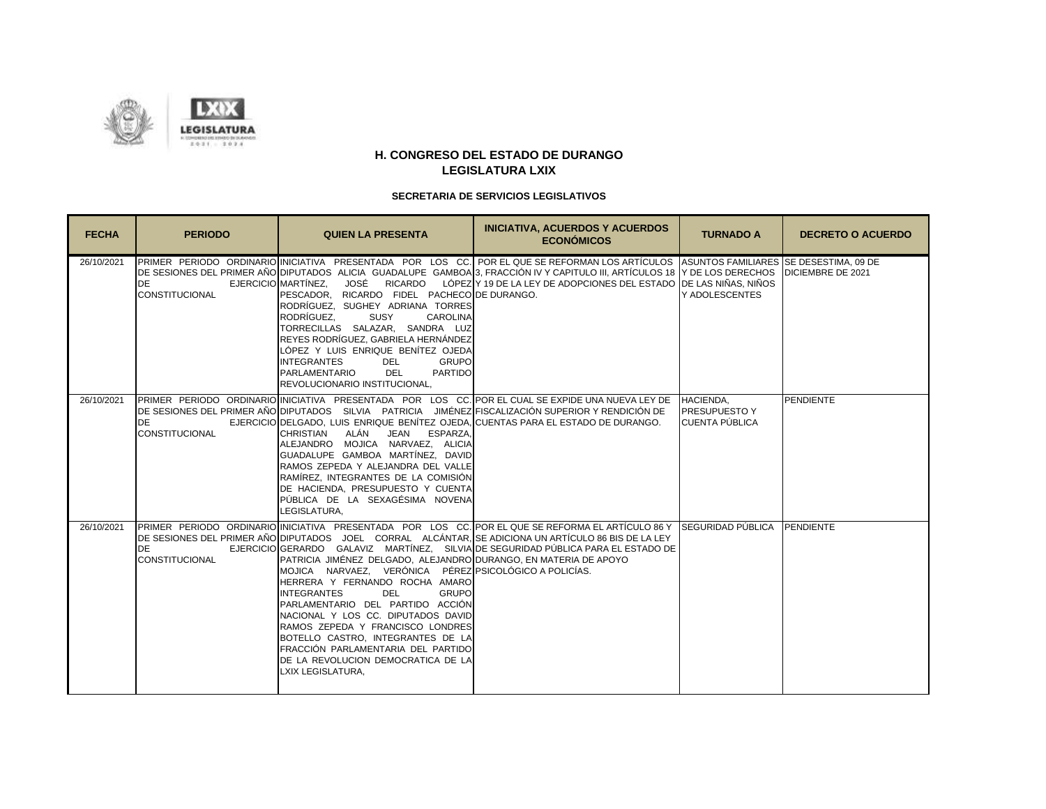## H. CONGRESO DEL ESTADO DE DURANGO
## LEGISLATURA LXIX

### SECRETARIA DE SERVICIOS LEGISLATIVOS

| FECHA | PERIODO | QUIEN LA PRESENTA | INICIATIVA, ACUERDOS Y ACUERDOS ECONÓMICOS | TURNADO A | DECRETO O ACUERDO |
|---|---|---|---|---|---|
| 26/10/2021 | PRIMER PERIODO ORDINARIO DE SESIONES DEL PRIMER AÑO DE EJERCICIO CONSTITUCIONAL | INICIATIVA PRESENTADA POR LOS CC. DIPUTADOS ALICIA GUADALUPE GAMBOA MARTÍNEZ, JOSÉ RICARDO LÓPEZ PESCADOR, RICARDO FIDEL PACHECO RODRÍGUEZ, SUGHEY ADRIANA TORRES RODRÍGUEZ, SUSY CAROLINA TORRECILLAS SALAZAR, SANDRA LUZ REYES RODRÍGUEZ, GABRIELA HERNÁNDEZ LÓPEZ Y LUIS ENRIQUE BENÍTEZ OJEDA INTEGRANTES DEL GRUPO PARLAMENTARIO DEL PARTIDO REVOLUCIONARIO INSTITUCIONAL, | POR EL QUE SE REFORMAN LOS ARTÍCULOS 3, FRACCIÓN IV Y CAPITULO III, ARTÍCULOS 18 Y 19 DE LA LEY DE ADOPCIONES DEL ESTADO DE DURANGO. | ASUNTOS FAMILIARES Y DE LOS DERECHOS DE LAS NIÑAS, NIÑOS Y ADOLESCENTES | SE DESESTIMA, 09 DE DICIEMBRE DE 2021 |
| 26/10/2021 | PRIMER PERIODO ORDINARIO DE SESIONES DEL PRIMER AÑO DE EJERCICIO CONSTITUCIONAL | INICIATIVA PRESENTADA POR LOS CC. DIPUTADOS SILVIA PATRICIA JIMÉNEZ DELGADO, LUIS ENRIQUE BENÍTEZ OJEDA, CHRISTIAN ALÁN JEAN ESPARZA, ALEJANDRO MOJICA NARVAEZ, ALICIA GUADALUPE GAMBOA MARTÍNEZ, DAVID RAMOS ZEPEDA Y ALEJANDRA DEL VALLE RAMÍREZ, INTEGRANTES DE LA COMISIÓN DE HACIENDA, PRESUPUESTO Y CUENTA PÚBLICA DE LA SEXAGÉSIMA NOVENA LEGISLATURA, | POR EL CUAL SE EXPIDE UNA NUEVA LEY DE FISCALIZACIÓN SUPERIOR Y RENDICIÓN DE CUENTAS PARA EL ESTADO DE DURANGO. | HACIENDA, PRESUPUESTO Y CUENTA PÚBLICA | PENDIENTE |
| 26/10/2021 | PRIMER PERIODO ORDINARIO DE SESIONES DEL PRIMER AÑO DE EJERCICIO CONSTITUCIONAL | INICIATIVA PRESENTADA POR LOS CC. DIPUTADOS JOEL CORRAL ALCÁNTAR, GERARDO GALAVIZ MARTÍNEZ, SILVIA PATRICIA JIMÉNEZ DELGADO, ALEJANDRO MOJICA NARVAEZ, VERÓNICA PÉREZ HERRERA Y FERNANDO ROCHA AMARO INTEGRANTES DEL GRUPO PARLAMENTARIO DEL PARTIDO ACCIÓN NACIONAL Y LOS CC. DIPUTADOS DAVID RAMOS ZEPEDA Y FRANCISCO LONDRES BOTELLO CASTRO, INTEGRANTES DE LA FRACCIÓN PARLAMENTARIA DEL PARTIDO DE LA REVOLUCION DEMOCRATICA DE LA LXIX LEGISLATURA, | POR EL QUE SE REFORMA EL ARTÍCULO 86 Y SE ADICIONA UN ARTÍCULO 86 BIS DE LA LEY DE SEGURIDAD PÚBLICA PARA EL ESTADO DE DURANGO, EN MATERIA DE APOYO PSICOLÓGICO A POLICÍAS. | SEGURIDAD PÚBLICA | PENDIENTE |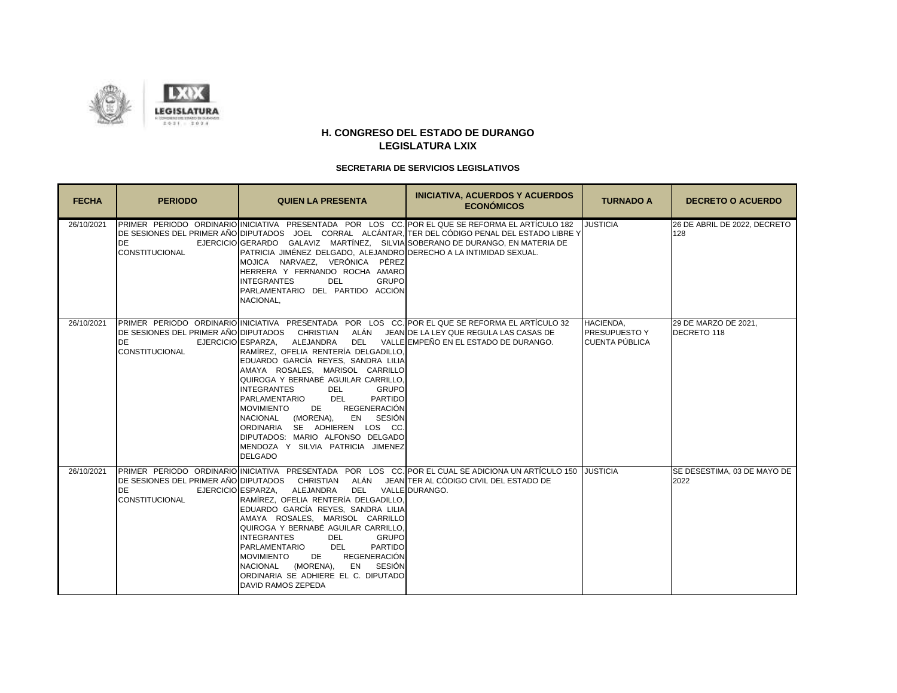**H. CONGRESO DEL ESTADO DE DURANGO**
**LEGISLATURA LXIX**

**SECRETARIA DE SERVICIOS LEGISLATIVOS**

| FECHA | PERIODO | QUIEN LA PRESENTA | INICIATIVA, ACUERDOS Y ACUERDOS ECONÓMICOS | TURNADO A | DECRETO O ACUERDO |
|---|---|---|---|---|---|
| 26/10/2021 | PRIMER PERIODO ORDINARIO DE SESIONES DEL PRIMER AÑO DE EJERCICIO CONSTITUCIONAL | INICIATIVA PRESENTADA POR LOS CC. DIPUTADOS JOEL CORRAL ALCÁNTAR, GERARDO GALAVIZ MARTÍNEZ, SILVIA PATRICIA JIMÉNEZ DELGADO, ALEJANDRO MOJICA NARVAEZ, VERÓNICA PÉREZ HERRERA Y FERNANDO ROCHA AMARO INTEGRANTES DEL GRUPO PARLAMENTARIO DEL PARTIDO ACCIÓN NACIONAL, | POR EL QUE SE REFORMA EL ARTÍCULO 182 TER DEL CÓDIGO PENAL DEL ESTADO LIBRE Y SOBERANO DE DURANGO, EN MATERIA DE DERECHO A LA INTIMIDAD SEXUAL. | JUSTICIA | 26 DE ABRIL DE 2022, DECRETO 128 |
| 26/10/2021 | PRIMER PERIODO ORDINARIO DE SESIONES DEL PRIMER AÑO DE EJERCICIO CONSTITUCIONAL | INICIATIVA PRESENTADA POR LOS CC. DIPUTADOS CHRISTIAN ALÁN JEAN ESPARZA, ALEJANDRA DEL VALLE RAMÍREZ, OFELIA RENTERÍA DELGADILLO, EDUARDO GARCÍA REYES, SANDRA LILIA AMAYA ROSALES, MARISOL CARRILLO QUIROGA Y BERNABÉ AGUILAR CARRILLO, INTEGRANTES DEL GRUPO PARLAMENTARIO DEL PARTIDO MOVIMIENTO DE REGENERACIÓN NACIONAL (MORENA), EN SESIÓN ORDINARIA SE ADHIEREN LOS CC. DIPUTADOS: MARIO ALFONSO DELGADO MENDOZA Y SILVIA PATRICIA JIMENEZ DELGADO | POR EL QUE SE REFORMA EL ARTÍCULO 32 DE LA LEY QUE REGULA LAS CASAS DE EMPEÑO EN EL ESTADO DE DURANGO. | HACIENDA, PRESUPUESTO Y CUENTA PÚBLICA | 29 DE MARZO DE 2021, DECRETO 118 |
| 26/10/2021 | PRIMER PERIODO ORDINARIO DE SESIONES DEL PRIMER AÑO DE EJERCICIO CONSTITUCIONAL | INICIATIVA PRESENTADA POR LOS CC. DIPUTADOS CHRISTIAN ALÁN JEAN ESPARZA, ALEJANDRA DEL VALLE RAMÍREZ, OFELIA RENTERÍA DELGADILLO, EDUARDO GARCÍA REYES, SANDRA LILIA AMAYA ROSALES, MARISOL CARRILLO QUIROGA Y BERNABÉ AGUILAR CARRILLO, INTEGRANTES DEL GRUPO PARLAMENTARIO DEL PARTIDO MOVIMIENTO DE REGENERACIÓN NACIONAL (MORENA), EN SESIÓN ORDINARIA SE ADHIERE EL C. DIPUTADO DAVID RAMOS ZEPEDA | POR EL CUAL SE ADICIONA UN ARTÍCULO 150 TER AL CÓDIGO CIVIL DEL ESTADO DE DURANGO. | JUSTICIA | SE DESESTIMA, 03 DE MAYO DE 2022 |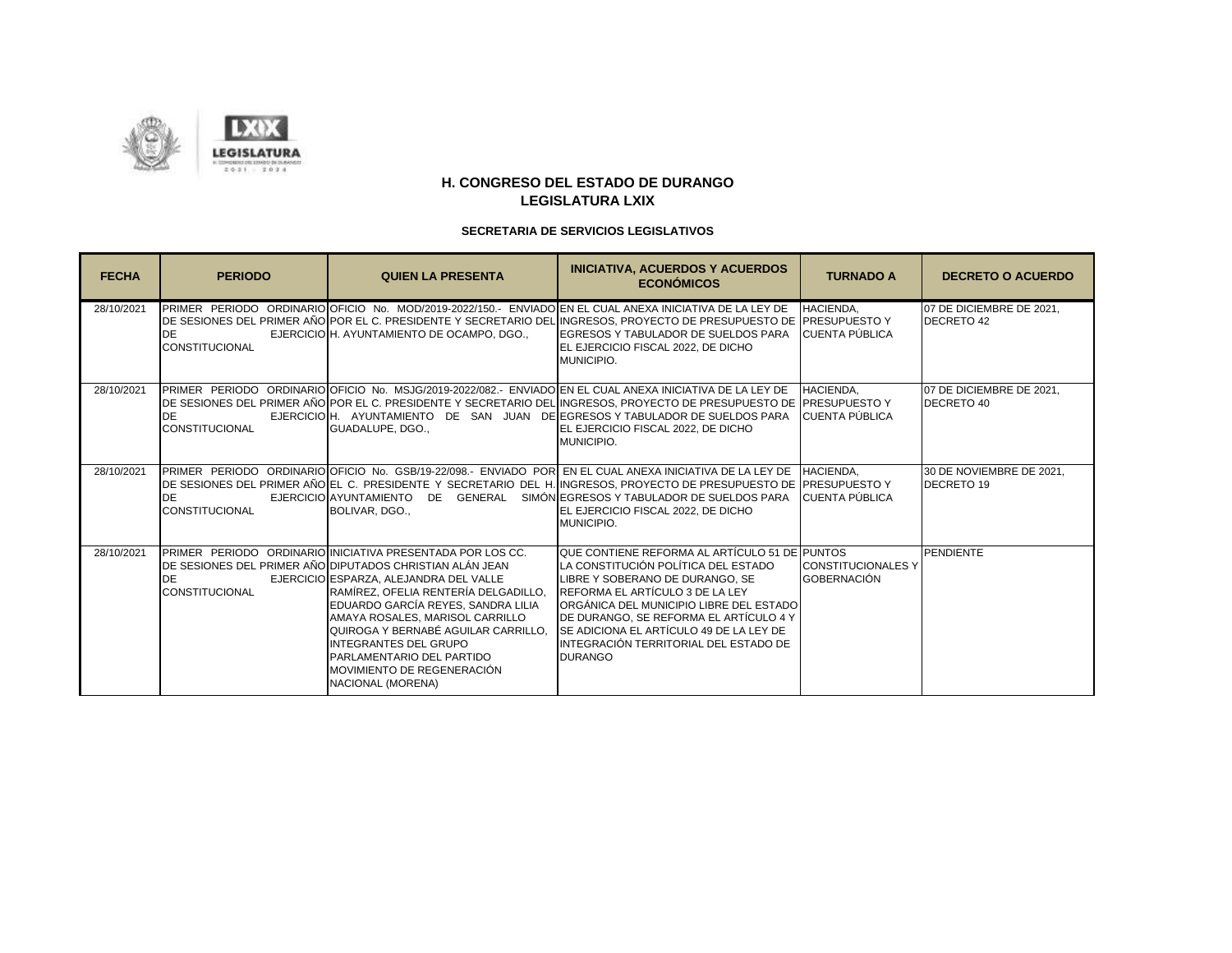# H. CONGRESO DEL ESTADO DE DURANGO
# LEGISLATURA LXIX

### SECRETARIA DE SERVICIOS LEGISLATIVOS

| FECHA | PERIODO | QUIEN LA PRESENTA | INICIATIVA, ACUERDOS Y ACUERDOS ECONÓMICOS | TURNADO A | DECRETO O ACUERDO |
|---|---|---|---|---|---|
| 28/10/2021 | PRIMER PERIODO ORDINARIO DE SESIONES DEL PRIMER AÑO DE EJERCICIO CONSTITUCIONAL | OFICIO No. MOD/2019-2022/150.- ENVIADO POR EL C. PRESIDENTE Y SECRETARIO DEL H. AYUNTAMIENTO DE OCAMPO, DGO., | EN EL CUAL ANEXA INICIATIVA DE LA LEY DE INGRESOS, PROYECTO DE PRESUPUESTO DE EGRESOS Y TABULADOR DE SUELDOS PARA EL EJERCICIO FISCAL 2022, DE DICHO MUNICIPIO. | HACIENDA, PRESUPUESTO Y CUENTA PÚBLICA | 07 DE DICIEMBRE DE 2021, DECRETO 42 |
| 28/10/2021 | PRIMER PERIODO ORDINARIO DE SESIONES DEL PRIMER AÑO DE EJERCICIO CONSTITUCIONAL | OFICIO No. MSJG/2019-2022/082.- ENVIADO POR EL C. PRESIDENTE Y SECRETARIO DEL H. AYUNTAMIENTO DE SAN JUAN DE GUADALUPE, DGO., | EN EL CUAL ANEXA INICIATIVA DE LA LEY DE INGRESOS, PROYECTO DE PRESUPUESTO DE EGRESOS Y TABULADOR DE SUELDOS PARA EL EJERCICIO FISCAL 2022, DE DICHO MUNICIPIO. | HACIENDA, PRESUPUESTO Y CUENTA PÚBLICA | 07 DE DICIEMBRE DE 2021, DECRETO 40 |
| 28/10/2021 | PRIMER PERIODO ORDINARIO DE SESIONES DEL PRIMER AÑO DE EJERCICIO CONSTITUCIONAL | OFICIO No. GSB/19-22/098.- ENVIADO POR EL C. PRESIDENTE Y SECRETARIO DEL H. AYUNTAMIENTO DE GENERAL SIMÓN BOLIVAR, DGO., | EN EL CUAL ANEXA INICIATIVA DE LA LEY DE INGRESOS, PROYECTO DE PRESUPUESTO DE EGRESOS Y TABULADOR DE SUELDOS PARA EL EJERCICIO FISCAL 2022, DE DICHO MUNICIPIO. | HACIENDA, PRESUPUESTO Y CUENTA PÚBLICA | 30 DE NOVIEMBRE DE 2021, DECRETO 19 |
| 28/10/2021 | PRIMER PERIODO ORDINARIO DE SESIONES DEL PRIMER AÑO DE EJERCICIO CONSTITUCIONAL | INICIATIVA PRESENTADA POR LOS CC. DIPUTADOS CHRISTIAN ALÁN JEAN ESPARZA, ALEJANDRA DEL VALLE RAMÍREZ, OFELIA RENTERÍA DELGADILLO, EDUARDO GARCÍA REYES, SANDRA LILIA AMAYA ROSALES, MARISOL CARRILLO QUIROGA Y BERNABÉ AGUILAR CARRILLO, INTEGRANTES DEL GRUPO PARLAMENTARIO DEL PARTIDO MOVIMIENTO DE REGENERACIÓN NACIONAL (MORENA) | QUE CONTIENE REFORMA AL ARTÍCULO 51 DE LA CONSTITUCIÓN POLÍTICA DEL ESTADO LIBRE Y SOBERANO DE DURANGO, SE REFORMA EL ARTÍCULO 3 DE LA LEY ORGÁNICA DEL MUNICIPIO LIBRE DEL ESTADO DE DURANGO, SE REFORMA EL ARTÍCULO 4 Y SE ADICIONA EL ARTÍCULO 49 DE LA LEY DE INTEGRACIÓN TERRITORIAL DEL ESTADO DE DURANGO | PUNTOS CONSTITUCIONALES Y GOBERNACIÓN | PENDIENTE |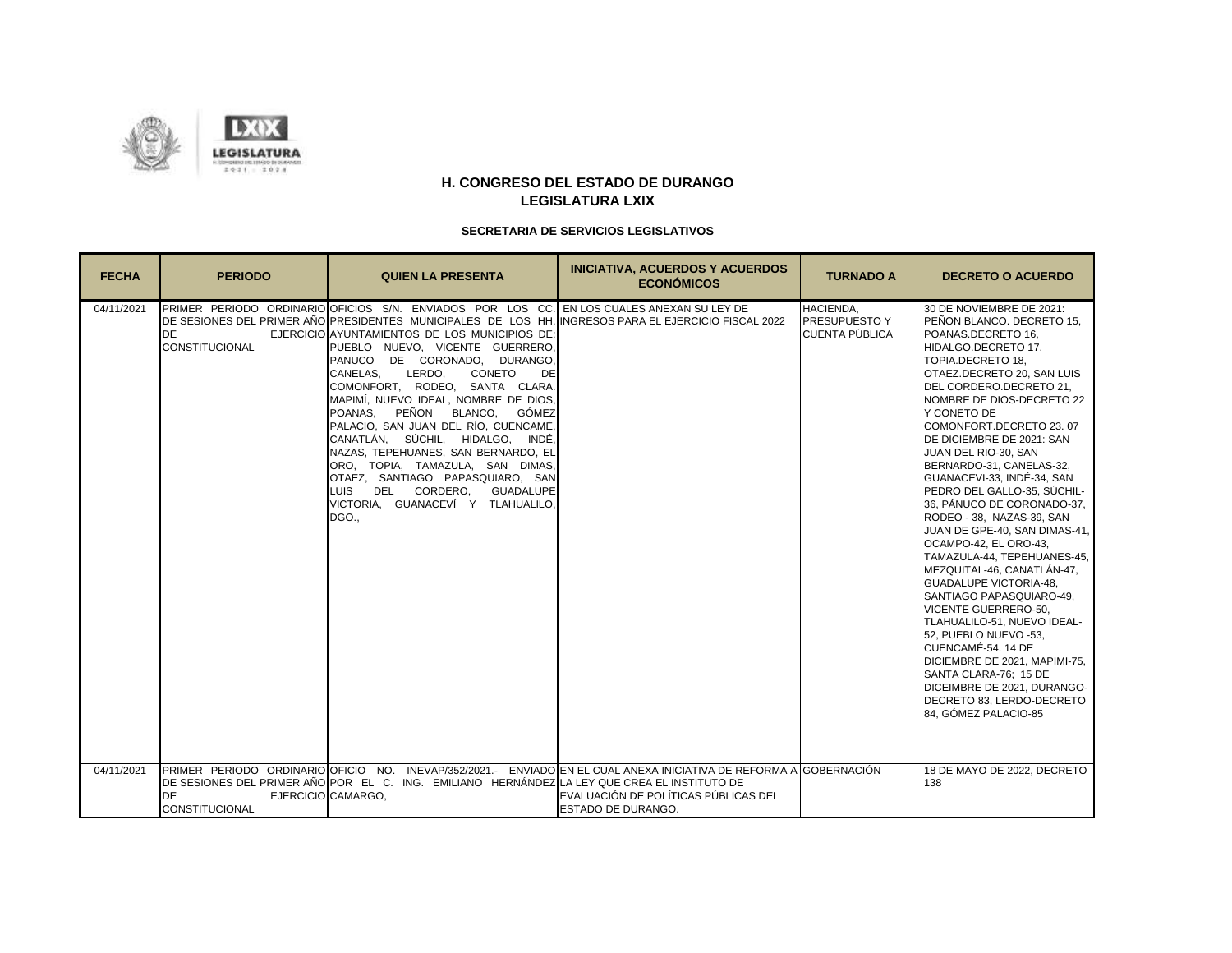## H. CONGRESO DEL ESTADO DE DURANGO
## LEGISLATURA LXIX

### SECRETARIA DE SERVICIOS LEGISLATIVOS

| FECHA | PERIODO | QUIEN LA PRESENTA | INICIATIVA, ACUERDOS Y ACUERDOS ECONÓMICOS | TURNADO A | DECRETO O ACUERDO |
|---|---|---|---|---|---|
| 04/11/2021 | PRIMER PERIODO ORDINARIO DE SESIONES DEL PRIMER AÑO DE EJERCICIO CONSTITUCIONAL | OFICIOS S/N. ENVIADOS POR LOS CC. PRESIDENTES MUNICIPALES DE LOS HH. AYUNTAMIENTOS DE LOS MUNICIPIOS DE: PUEBLO NUEVO, VICENTE GUERRERO, PANUCO DE CORONADO, DURANGO, CANELAS, LERDO, CONETO DE COMONFORT, RODEO, SANTA CLARA. MAPIMÍ, NUEVO IDEAL, NOMBRE DE DIOS, POANAS, PEÑON BLANCO, GÓMEZ PALACIO, SAN JUAN DEL RÍO, CUENCAMÉ, CANATLÁN, SÚCHIL, HIDALGO, INDÉ, NAZAS, TEPEHUANES, SAN BERNARDO, EL ORO, TOPIA, TAMAZULA, SAN DIMAS, OTAEZ, SANTIAGO PAPASQUIARO, SAN LUIS DEL CORDERO, GUADALUPE VICTORIA, GUANACEVÍ Y TLAHUALILO, DGO., | EN LOS CUALES ANEXAN SU LEY DE INGRESOS PARA EL EJERCICIO FISCAL 2022 | HACIENDA, PRESUPUESTO Y CUENTA PÚBLICA | 30 DE NOVIEMBRE DE 2021: PEÑON BLANCO. DECRETO 15, POANAS.DECRETO 16, HIDALGO.DECRETO 17, TOPIA.DECRETO 18, OTAEZ.DECRETO 20, SAN LUIS DEL CORDERO.DECRETO 21, NOMBRE DE DIOS-DECRETO 22 Y CONETO DE COMONFORT.DECRETO 23. 07 DE DICIEMBRE DE 2021: SAN JUAN DEL RIO-30, SAN BERNARDO-31, CANELAS-32, GUANACEVI-33, INDÉ-34, SAN PEDRO DEL GALLO-35, SÚCHIL-36, PÁNUCO DE CORONADO-37, RODEO - 38, NAZAS-39, SAN JUAN DE GPE-40, SAN DIMAS-41, OCAMPO-42, EL ORO-43, TAMAZULA-44, TEPEHUANES-45, MEZQUITAL-46, CANATLÁN-47, GUADALUPE VICTORIA-48, SANTIAGO PAPASQUIARO-49, VICENTE GUERRERO-50, TLAHUALILO-51, NUEVO IDEAL-52, PUEBLO NUEVO -53, CUENCAMÉ-54. 14 DE DICIEMBRE DE 2021, MAPIMI-75, SANTA CLARA-76; 15 DE DICEIMBRE DE 2021, DURANGO-DECRETO 83, LERDO-DECRETO 84, GÓMEZ PALACIO-85 |
| 04/11/2021 | PRIMER PERIODO ORDINARIO DE SESIONES DEL PRIMER AÑO DE EJERCICIO CONSTITUCIONAL | OFICIO NO. INEVAP/352/2021.- ENVIADO POR EL C. ING. EMILIANO HERNÁNDEZ CAMARGO, | EN EL CUAL ANEXA INICIATIVA DE REFORMA A LA LEY QUE CREA EL INSTITUTO DE EVALUACIÓN DE POLÍTICAS PÚBLICAS DEL ESTADO DE DURANGO. | GOBERNACIÓN | 18 DE MAYO DE 2022, DECRETO 138 |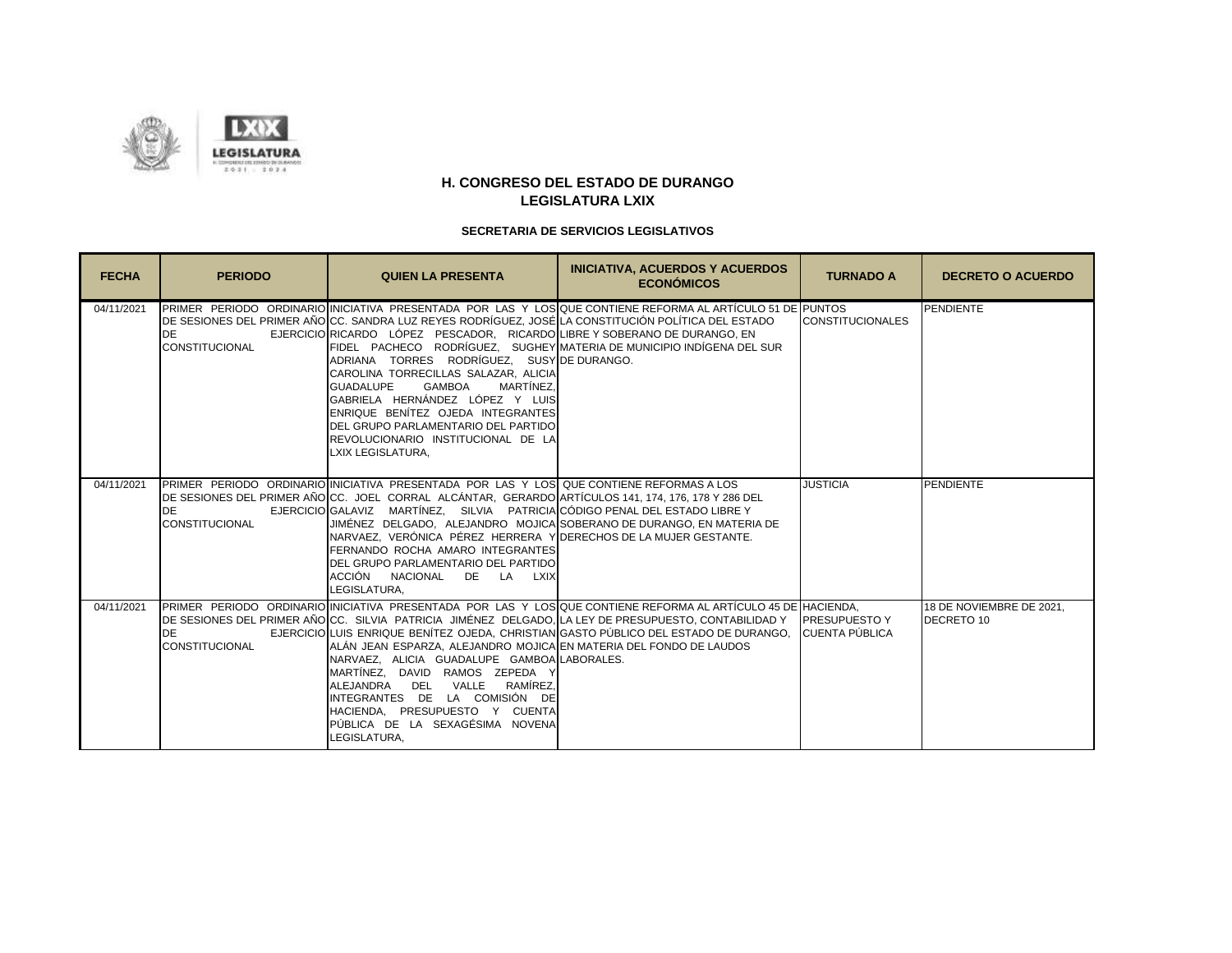# H. CONGRESO DEL ESTADO DE DURANGO
## LEGISLATURA LXIX

### SECRETARIA DE SERVICIOS LEGISLATIVOS

| FECHA | PERIODO | QUIEN LA PRESENTA | INICIATIVA, ACUERDOS Y ACUERDOS ECONÓMICOS | TURNADO A | DECRETO O ACUERDO |
|---|---|---|---|---|---|
| 04/11/2021 | PRIMER PERIODO ORDINARIO DE SESIONES DEL PRIMER AÑO DE EJERCICIO CONSTITUCIONAL | INICIATIVA PRESENTADA POR LAS Y LOS CC. SANDRA LUZ REYES RODRÍGUEZ, JOSÉ RICARDO LÓPEZ PESCADOR, RICARDO FIDEL PACHECO RODRÍGUEZ, SUGHEY ADRIANA TORRES RODRÍGUEZ, SUSY CAROLINA TORRECILLAS SALAZAR, ALICIA GUADALUPE GAMBOA MARTÍNEZ, GABRIELA HERNÁNDEZ LÓPEZ Y LUIS ENRIQUE BENÍTEZ OJEDA INTEGRANTES DEL GRUPO PARLAMENTARIO DEL PARTIDO REVOLUCIONARIO INSTITUCIONAL DE LA LXIX LEGISLATURA, | QUE CONTIENE REFORMA AL ARTÍCULO 51 DE LA CONSTITUCIÓN POLÍTICA DEL ESTADO LIBRE Y SOBERANO DE DURANGO, EN MATERIA DE MUNICIPIO INDÍGENA DEL SUR DE DURANGO. | PUNTOS CONSTITUCIONALES | PENDIENTE |
| 04/11/2021 | PRIMER PERIODO ORDINARIO DE SESIONES DEL PRIMER AÑO DE EJERCICIO CONSTITUCIONAL | INICIATIVA PRESENTADA POR LAS Y LOS CC. JOEL CORRAL ALCÁNTAR, GERARDO GALAVIZ MARTÍNEZ, SILVIA PATRICIA JIMÉNEZ DELGADO, ALEJANDRO MOJICA NARVAEZ, VERÓNICA PÉREZ HERRERA Y FERNANDO ROCHA AMARO INTEGRANTES DEL GRUPO PARLAMENTARIO DEL PARTIDO ACCIÓN NACIONAL DE LA LXIX LEGISLATURA, | QUE CONTIENE REFORMAS A LOS ARTÍCULOS 141, 174, 176, 178 Y 286 DEL CÓDIGO PENAL DEL ESTADO LIBRE Y SOBERANO DE DURANGO, EN MATERIA DE DERECHOS DE LA MUJER GESTANTE. | JUSTICIA | PENDIENTE |
| 04/11/2021 | PRIMER PERIODO ORDINARIO DE SESIONES DEL PRIMER AÑO DE EJERCICIO CONSTITUCIONAL | INICIATIVA PRESENTADA POR LAS Y LOS CC. SILVIA PATRICIA JIMÉNEZ DELGADO, LUIS ENRIQUE BENÍTEZ OJEDA, CHRISTIAN ALÁN JEAN ESPARZA, ALEJANDRO MOJICA NARVAEZ, ALICIA GUADALUPE GAMBOA MARTÍNEZ, DAVID RAMOS ZEPEDA Y ALEJANDRA DEL VALLE RAMÍREZ, INTEGRANTES DE LA COMISIÓN DE HACIENDA, PRESUPUESTO Y CUENTA PÚBLICA DE LA SEXAGÉSIMA NOVENA LEGISLATURA, | QUE CONTIENE REFORMA AL ARTÍCULO 45 DE LA LEY DE PRESUPUESTO, CONTABILIDAD Y GASTO PÚBLICO DEL ESTADO DE DURANGO, EN MATERIA DEL FONDO DE LAUDOS LABORALES. | HACIENDA, PRESUPUESTO Y CUENTA PÚBLICA | 18 DE NOVIEMBRE DE 2021, DECRETO 10 |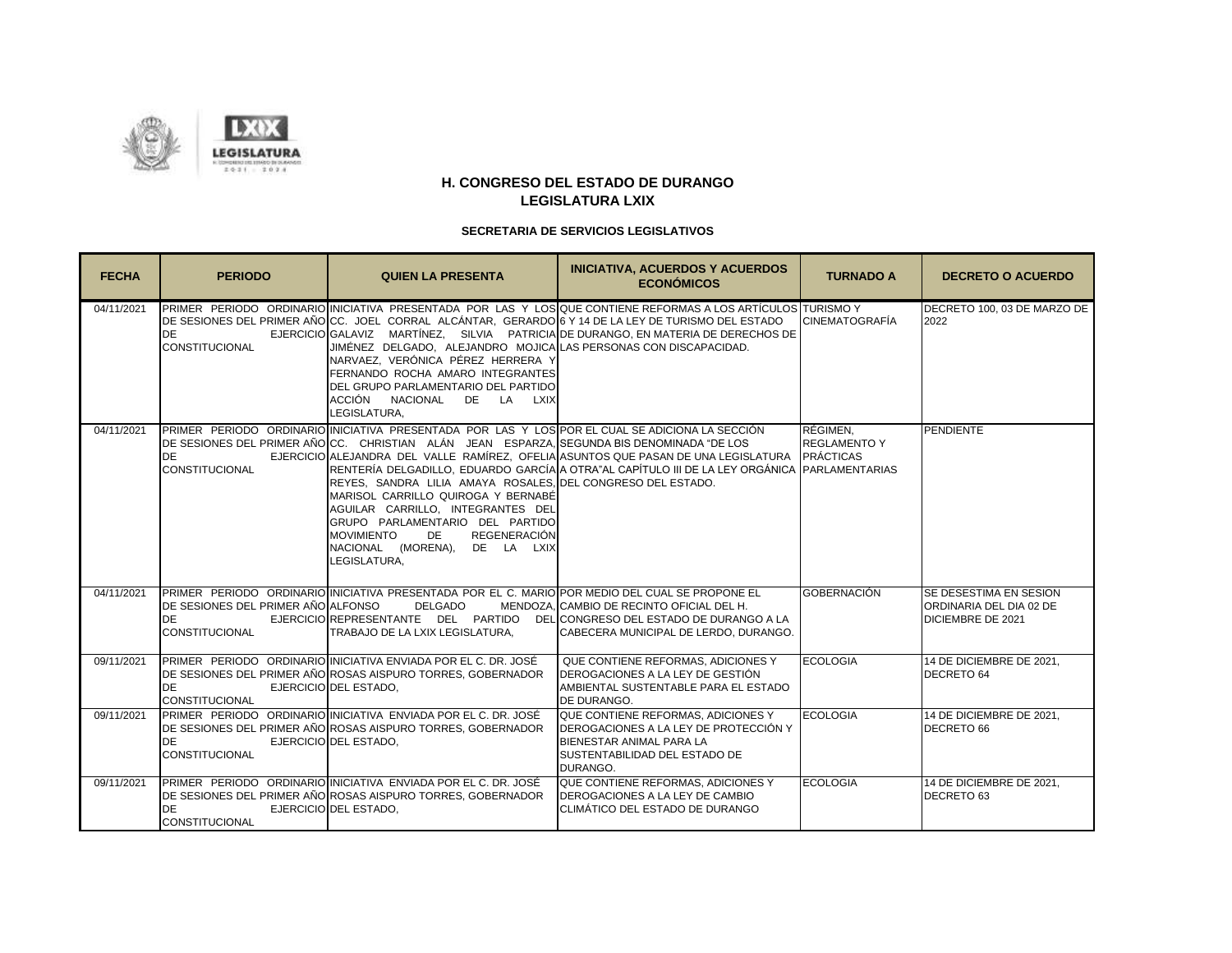## H. CONGRESO DEL ESTADO DE DURANGO
## LEGISLATURA LXIX

### SECRETARIA DE SERVICIOS LEGISLATIVOS

| FECHA | PERIODO | QUIEN LA PRESENTA | INICIATIVA, ACUERDOS Y ACUERDOS ECONÓMICOS | TURNADO A | DECRETO O ACUERDO |
|---|---|---|---|---|---|
| 04/11/2021 | PRIMER PERIODO ORDINARIO DE SESIONES DEL PRIMER AÑO DE EJERCICIO CONSTITUCIONAL | INICIATIVA PRESENTADA POR LAS Y LOS CC. JOEL CORRAL ALCÁNTAR, GERARDO GALAVIZ MARTÍNEZ, SILVIA PATRICIA JIMÉNEZ DELGADO, ALEJANDRO MOJICA NARVAEZ, VERÓNICA PÉREZ HERRERA Y FERNANDO ROCHA AMARO INTEGRANTES DEL GRUPO PARLAMENTARIO DEL PARTIDO ACCIÓN NACIONAL DE LA LXIX LEGISLATURA, | QUE CONTIENE REFORMAS A LOS ARTÍCULOS 6 Y 14 DE LA LEY DE TURISMO DEL ESTADO DE DURANGO, EN MATERIA DE DERECHOS DE LAS PERSONAS CON DISCAPACIDAD. | TURISMO Y CINEMATOGRAFÍA | DECRETO 100, 03 DE MARZO DE 2022 |
| 04/11/2021 | PRIMER PERIODO ORDINARIO DE SESIONES DEL PRIMER AÑO DE EJERCICIO CONSTITUCIONAL | INICIATIVA PRESENTADA POR LAS Y LOS CC. CHRISTIAN ALÁN JEAN ESPARZA, ALEJANDRA DEL VALLE RAMÍREZ, OFELIA RENTERÍA DELGADILLO, EDUARDO GARCÍA REYES, SANDRA LILIA AMAYA ROSALES, MARISOL CARRILLO QUIROGA Y BERNABÉ AGUILAR CARRILLO, INTEGRANTES DEL GRUPO PARLAMENTARIO DEL PARTIDO MOVIMIENTO DE REGENERACIÓN NACIONAL (MORENA), DE LA LXIX LEGISLATURA, | POR EL CUAL SE ADICIONA LA SECCIÓN SEGUNDA BIS DENOMINADA "DE LOS ASUNTOS QUE PASAN DE UNA LEGISLATURA A OTRA"AL CAPÍTULO III DE LA LEY ORGÁNICA DEL CONGRESO DEL ESTADO. | RÉGIMEN, REGLAMENTO Y PRÁCTICAS PARLAMENTARIAS | PENDIENTE |
| 04/11/2021 | PRIMER PERIODO ORDINARIO DE SESIONES DEL PRIMER AÑO DE EJERCICIO CONSTITUCIONAL | INICIATIVA PRESENTADA POR EL C. MARIO ALFONSO DELGADO MENDOZA, REPRESENTANTE DEL PARTIDO DEL TRABAJO DE LA LXIX LEGISLATURA, | POR MEDIO DEL CUAL SE PROPONE EL CAMBIO DE RECINTO OFICIAL DEL H. CONGRESO DEL ESTADO DE DURANGO A LA CABECERA MUNICIPAL DE LERDO, DURANGO. | GOBERNACIÓN | SE DESESTIMA EN SESION ORDINARIA DEL DIA 02 DE DICIEMBRE DE 2021 |
| 09/11/2021 | PRIMER PERIODO ORDINARIO DE SESIONES DEL PRIMER AÑO DE EJERCICIO CONSTITUCIONAL | INICIATIVA ENVIADA POR EL C. DR. JOSÉ ROSAS AISPURO TORRES, GOBERNADOR DEL ESTADO, | QUE CONTIENE REFORMAS, ADICIONES Y DEROGACIONES A LA LEY DE GESTIÓN AMBIENTAL SUSTENTABLE PARA EL ESTADO DE DURANGO. | ECOLOGIA | 14 DE DICIEMBRE DE 2021, DECRETO 64 |
| 09/11/2021 | PRIMER PERIODO ORDINARIO DE SESIONES DEL PRIMER AÑO DE EJERCICIO CONSTITUCIONAL | INICIATIVA ENVIADA POR EL C. DR. JOSÉ ROSAS AISPURO TORRES, GOBERNADOR DEL ESTADO, | QUE CONTIENE REFORMAS, ADICIONES Y DEROGACIONES A LA LEY DE PROTECCIÓN Y BIENESTAR ANIMAL PARA LA SUSTENTABILIDAD DEL ESTADO DE DURANGO. | ECOLOGIA | 14 DE DICIEMBRE DE 2021, DECRETO 66 |
| 09/11/2021 | PRIMER PERIODO ORDINARIO DE SESIONES DEL PRIMER AÑO DE EJERCICIO CONSTITUCIONAL | INICIATIVA ENVIADA POR EL C. DR. JOSÉ ROSAS AISPURO TORRES, GOBERNADOR DEL ESTADO, | QUE CONTIENE REFORMAS, ADICIONES Y DEROGACIONES A LA LEY DE CAMBIO CLIMÁTICO DEL ESTADO DE DURANGO | ECOLOGIA | 14 DE DICIEMBRE DE 2021, DECRETO 63 |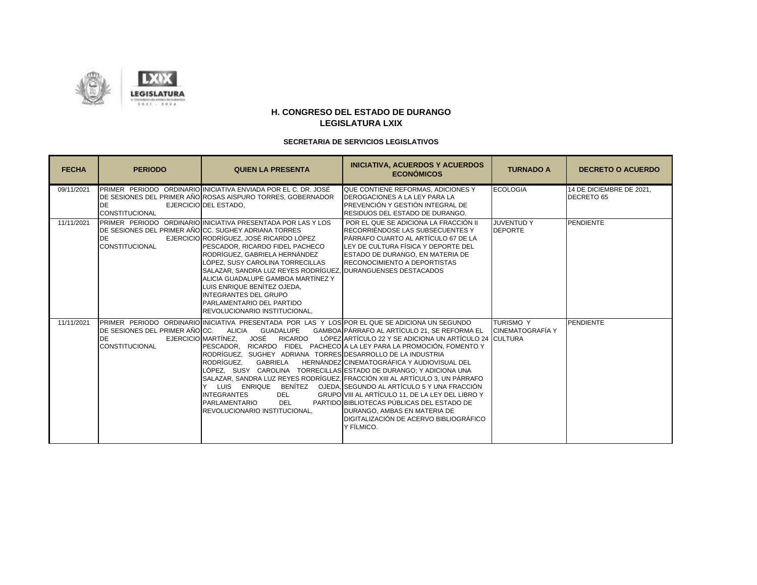**H. CONGRESO DEL ESTADO DE DURANGO**
**LEGISLATURA LXIX**

**SECRETARIA DE SERVICIOS LEGISLATIVOS**

| FECHA | PERIODO | QUIEN LA PRESENTA | INICIATIVA, ACUERDOS Y ACUERDOS ECONÓMICOS | TURNADO A | DECRETO O ACUERDO |
|---|---|---|---|---|---|
| 09/11/2021 | PRIMER PERIODO ORDINARIO DE SESIONES DEL PRIMER AÑO DE EJERCICIO CONSTITUCIONAL | INICIATIVA ENVIADA POR EL C. DR. JOSÉ ROSAS AISPURO TORRES, GOBERNADOR DEL ESTADO, | QUE CONTIENE REFORMAS, ADICIONES Y DEROGACIONES A LA LEY PARA LA PREVENCIÓN Y GESTIÓN INTEGRAL DE RESIDUOS DEL ESTADO DE DURANGO. | ECOLOGIA | 14 DE DICIEMBRE DE 2021, DECRETO 65 |
| 11/11/2021 | PRIMER PERIODO ORDINARIO DE SESIONES DEL PRIMER AÑO DE EJERCICIO CONSTITUCIONAL | INICIATIVA PRESENTADA POR LAS Y LOS CC. SUGHEY ADRIANA TORRES RODRÍGUEZ, JOSÉ RICARDO LÓPEZ PESCADOR, RICARDO FIDEL PACHECO RODRÍGUEZ, GABRIELA HERNÁNDEZ LÓPEZ, SUSY CAROLINA TORRECILLAS SALAZAR, SANDRA LUZ REYES RODRÍGUEZ, ALICIA GUADALUPE GAMBOA MARTÍNEZ Y LUIS ENRIQUE BENÍTEZ OJEDA, INTEGRANTES DEL GRUPO PARLAMENTARIO DEL PARTIDO REVOLUCIONARIO INSTITUCIONAL, | POR EL QUE SE ADICIONA LA FRACCIÓN II RECORRIÉNDOSE LAS SUBSECUENTES Y PÁRRAFO CUARTO AL ARTÍCULO 67 DE LA LEY DE CULTURA FÍSICA Y DEPORTE DEL ESTADO DE DURANGO, EN MATERIA DE RECONOCIMIENTO A DEPORTISTAS DURANGUENSES DESTACADOS | JUVENTUD Y DEPORTE | PENDIENTE |
| 11/11/2021 | PRIMER PERIODO ORDINARIO DE SESIONES DEL PRIMER AÑO DE EJERCICIO CONSTITUCIONAL | INICIATIVA PRESENTADA POR LAS Y LOS CC. ALICIA GUADALUPE GAMBOA MARTÍNEZ, JOSÉ RICARDO LÓPEZ PESCADOR, RICARDO FIDEL PACHECO RODRÍGUEZ, SUGHEY ADRIANA TORRES RODRÍGUEZ, GABRIELA HERNÁNDEZ LÓPEZ, SUSY CAROLINA TORRECILLAS SALAZAR, SANDRA LUZ REYES RODRÍGUEZ, Y LUIS ENRIQUE BENÍTEZ OJEDA, INTEGRANTES DEL GRUPO PARLAMENTARIO DEL PARTIDO REVOLUCIONARIO INSTITUCIONAL, | POR EL QUE SE ADICIONA UN SEGUNDO PÁRRAFO AL ARTÍCULO 21, SE REFORMA EL ARTÍCULO 22 Y SE ADICIONA UN ARTÍCULO 24 A LA LEY PARA LA PROMOCIÓN, FOMENTO Y DESARROLLO DE LA INDUSTRIA CINEMATOGRÁFICA Y AUDIOVISUAL DEL ESTADO DE DURANGO; Y ADICIONA UNA FRACCIÓN XIII AL ARTÍCULO 3, UN PÁRRAFO SEGUNDO AL ARTÍCULO 5 Y UNA FRACCIÓN VIII AL ARTÍCULO 11, DE LA LEY DEL LIBRO Y BIBLIOTECAS PÚBLICAS DEL ESTADO DE DURANGO, AMBAS EN MATERIA DE DIGITALIZACIÓN DE ACERVO BIBLIOGRÁFICO Y FÍLMICO. | TURISMO Y CINEMATOGRAFÍA Y CULTURA | PENDIENTE |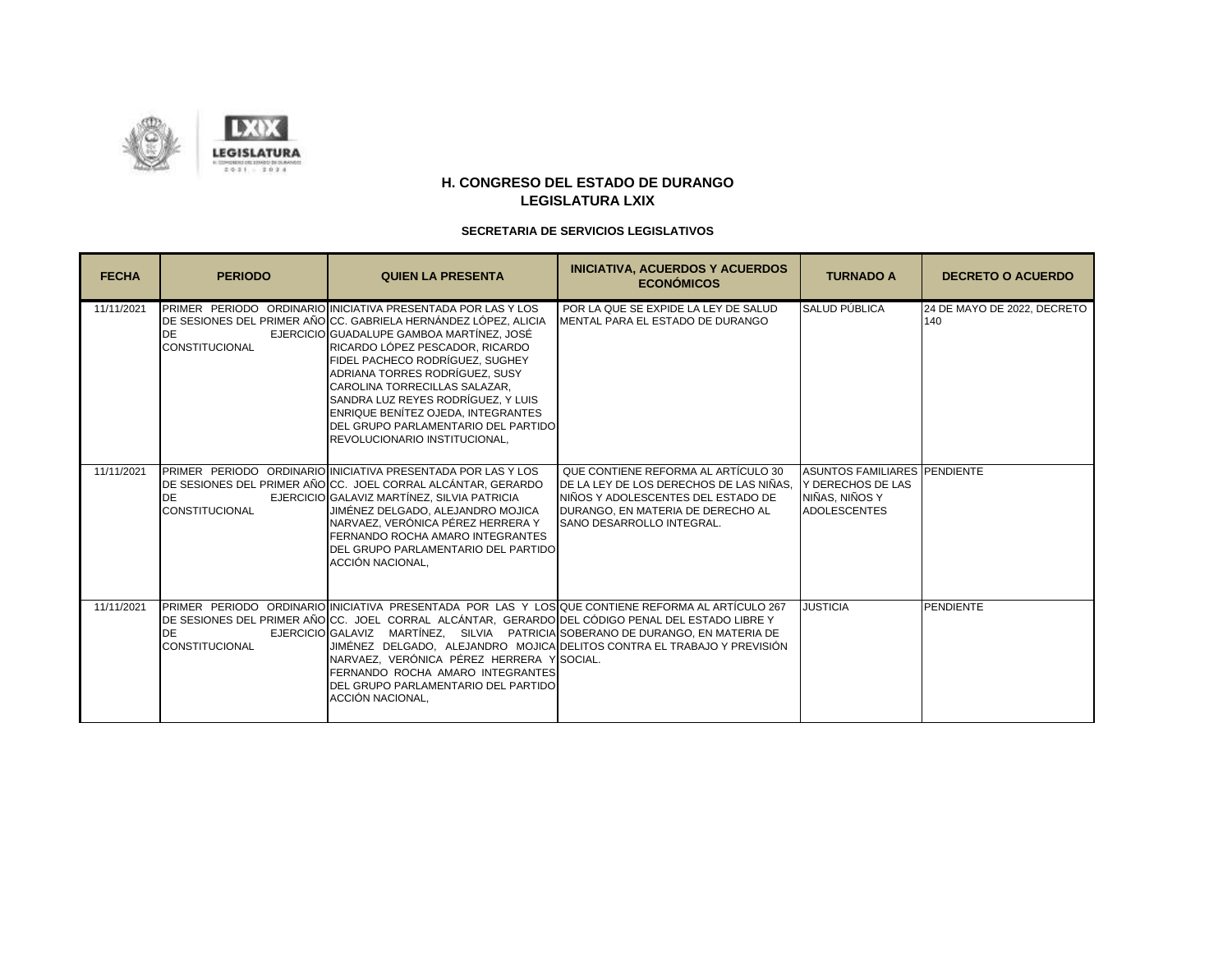## H. CONGRESO DEL ESTADO DE DURANGO
## LEGISLATURA LXIX

### SECRETARIA DE SERVICIOS LEGISLATIVOS

| FECHA | PERIODO | QUIEN LA PRESENTA | INICIATIVA, ACUERDOS Y ACUERDOS ECONÓMICOS | TURNADO A | DECRETO O ACUERDO |
|---|---|---|---|---|---|
| 11/11/2021 | PRIMER PERIODO ORDINARIO DE SESIONES DEL PRIMER AÑO DE EJERCICIO CONSTITUCIONAL | INICIATIVA PRESENTADA POR LAS Y LOS CC. GABRIELA HERNÁNDEZ LÓPEZ, ALICIA GUADALUPE GAMBOA MARTÍNEZ, JOSÉ RICARDO LÓPEZ PESCADOR, RICARDO FIDEL PACHECO RODRÍGUEZ, SUGHEY ADRIANA TORRES RODRÍGUEZ, SUSY CAROLINA TORRECILLAS SALAZAR, SANDRA LUZ REYES RODRÍGUEZ, Y LUIS ENRIQUE BENÍTEZ OJEDA, INTEGRANTES DEL GRUPO PARLAMENTARIO DEL PARTIDO REVOLUCIONARIO INSTITUCIONAL, | POR LA QUE SE EXPIDE LA LEY DE SALUD MENTAL PARA EL ESTADO DE DURANGO | SALUD PÚBLICA | 24 DE MAYO DE 2022, DECRETO 140 |
| 11/11/2021 | PRIMER PERIODO ORDINARIO DE SESIONES DEL PRIMER AÑO DE EJERCICIO CONSTITUCIONAL | INICIATIVA PRESENTADA POR LAS Y LOS CC. JOEL CORRAL ALCÁNTAR, GERARDO GALAVIZ MARTÍNEZ, SILVIA PATRICIA JIMÉNEZ DELGADO, ALEJANDRO MOJICA NARVAEZ, VERÓNICA PÉREZ HERRERA Y FERNANDO ROCHA AMARO INTEGRANTES DEL GRUPO PARLAMENTARIO DEL PARTIDO ACCIÓN NACIONAL, | QUE CONTIENE REFORMA AL ARTÍCULO 30 DE LA LEY DE LOS DERECHOS DE LAS NIÑAS, NIÑOS Y ADOLESCENTES DEL ESTADO DE DURANGO, EN MATERIA DE DERECHO AL SANO DESARROLLO INTEGRAL. | ASUNTOS FAMILIARES Y DERECHOS DE LAS NIÑAS, NIÑOS Y ADOLESCENTES | PENDIENTE |
| 11/11/2021 | PRIMER PERIODO ORDINARIO DE SESIONES DEL PRIMER AÑO DE EJERCICIO CONSTITUCIONAL | INICIATIVA PRESENTADA POR LAS Y LOS CC. JOEL CORRAL ALCÁNTAR, GERARDO GALAVIZ MARTÍNEZ, SILVIA PATRICIA JIMÉNEZ DELGADO, ALEJANDRO MOJICA NARVAEZ, VERÓNICA PÉREZ HERRERA Y FERNANDO ROCHA AMARO INTEGRANTES DEL GRUPO PARLAMENTARIO DEL PARTIDO ACCIÓN NACIONAL, | QUE CONTIENE REFORMA AL ARTÍCULO 267 DEL CÓDIGO PENAL DEL ESTADO LIBRE Y SOBERANO DE DURANGO, EN MATERIA DE DELITOS CONTRA EL TRABAJO Y PREVISIÓN SOCIAL. | JUSTICIA | PENDIENTE |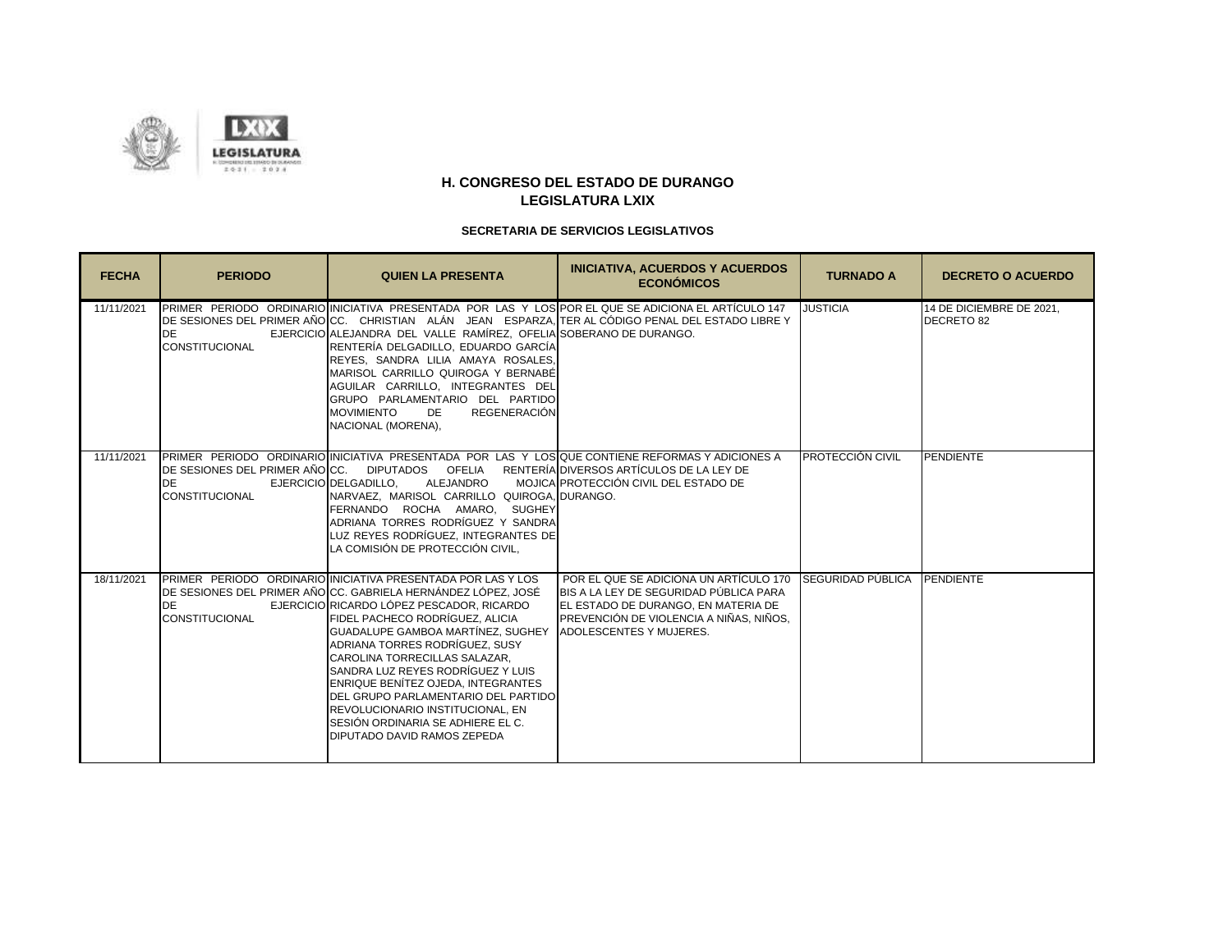**H. CONGRESO DEL ESTADO DE DURANGO**
**LEGISLATURA LXIX**

**SECRETARIA DE SERVICIOS LEGISLATIVOS**

| FECHA | PERIODO | QUIEN LA PRESENTA | INICIATIVA, ACUERDOS Y ACUERDOS ECONÓMICOS | TURNADO A | DECRETO O ACUERDO |
|---|---|---|---|---|---|
| 11/11/2021 | PRIMER PERIODO ORDINARIO DE SESIONES DEL PRIMER AÑO DE EJERCICIO CONSTITUCIONAL | INICIATIVA PRESENTADA POR LAS Y LOS CC. CHRISTIAN ALÁN JEAN ESPARZA, ALEJANDRA DEL VALLE RAMÍREZ, OFELIA RENTERÍA DELGADILLO, EDUARDO GARCÍA REYES, SANDRA LILIA AMAYA ROSALES, MARISOL CARRILLO QUIROGA Y BERNABÉ AGUILAR CARRILLO, INTEGRANTES DEL GRUPO PARLAMENTARIO DEL PARTIDO MOVIMIENTO DE REGENERACIÓN NACIONAL (MORENA), | POR EL QUE SE ADICIONA EL ARTÍCULO 147 TER AL CÓDIGO PENAL DEL ESTADO LIBRE Y SOBERANO DE DURANGO. | JUSTICIA | 14 DE DICIEMBRE DE 2021, DECRETO 82 |
| 11/11/2021 | PRIMER PERIODO ORDINARIO DE SESIONES DEL PRIMER AÑO DE EJERCICIO CONSTITUCIONAL | INICIATIVA PRESENTADA POR LAS Y LOS CC. DIPUTADOS OFELIA RENTERÍA DELGADILLO, ALEJANDRO MOJICA NARVAEZ, MARISOL CARRILLO QUIROGA, FERNANDO ROCHA AMARO, SUGHEY ADRIANA TORRES RODRÍGUEZ Y SANDRA LUZ REYES RODRÍGUEZ, INTEGRANTES DE LA COMISIÓN DE PROTECCIÓN CIVIL, | QUE CONTIENE REFORMAS Y ADICIONES A DIVERSOS ARTÍCULOS DE LA LEY DE PROTECCIÓN CIVIL DEL ESTADO DE DURANGO. | PROTECCIÓN CIVIL | PENDIENTE |
| 18/11/2021 | PRIMER PERIODO ORDINARIO DE SESIONES DEL PRIMER AÑO DE EJERCICIO CONSTITUCIONAL | INICIATIVA PRESENTADA POR LAS Y LOS CC. GABRIELA HERNÁNDEZ LÓPEZ, JOSÉ RICARDO LÓPEZ PESCADOR, RICARDO FIDEL PACHECO RODRÍGUEZ, ALICIA GUADALUPE GAMBOA MARTÍNEZ, SUGHEY ADRIANA TORRES RODRÍGUEZ, SUSY CAROLINA TORRECILLAS SALAZAR, SANDRA LUZ REYES RODRÍGUEZ Y LUIS ENRIQUE BENÍTEZ OJEDA, INTEGRANTES DEL GRUPO PARLAMENTARIO DEL PARTIDO REVOLUCIONARIO INSTITUCIONAL, EN SESIÓN ORDINARIA SE ADHIERE EL C. DIPUTADO DAVID RAMOS ZEPEDA | POR EL QUE SE ADICIONA UN ARTÍCULO 170 BIS A LA LEY DE SEGURIDAD PÚBLICA PARA EL ESTADO DE DURANGO, EN MATERIA DE PREVENCIÓN DE VIOLENCIA A NIÑAS, NIÑOS, ADOLESCENTES Y MUJERES. | SEGURIDAD PÚBLICA | PENDIENTE |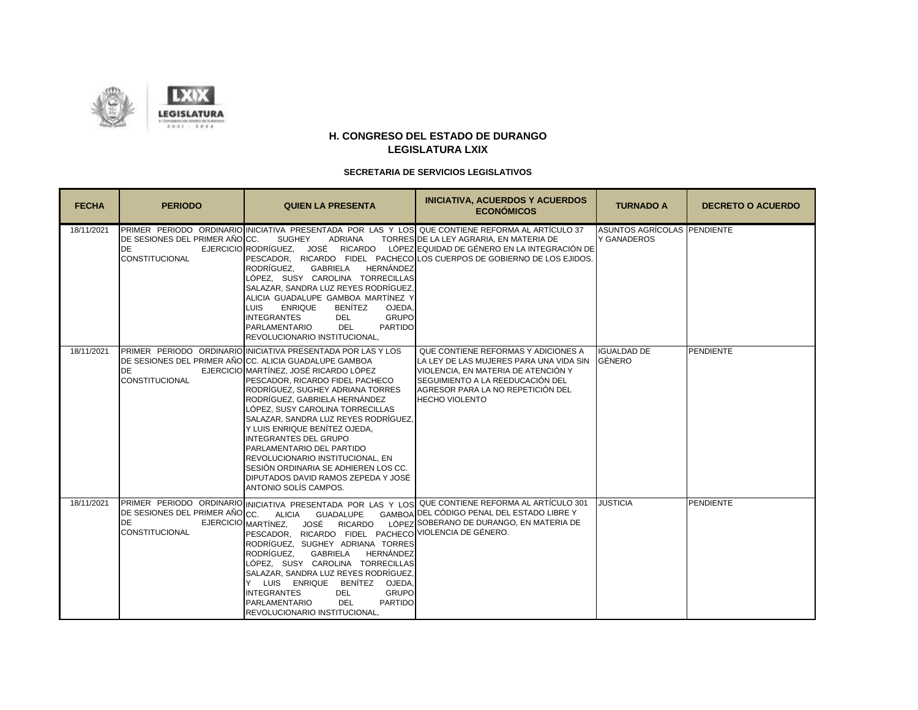## H. CONGRESO DEL ESTADO DE DURANGO
## LEGISLATURA LXIX

### SECRETARIA DE SERVICIOS LEGISLATIVOS

| FECHA | PERIODO | QUIEN LA PRESENTA | INICIATIVA, ACUERDOS Y ACUERDOS ECONÓMICOS | TURNADO A | DECRETO O ACUERDO |
|---|---|---|---|---|---|
| 18/11/2021 | PRIMER PERIODO ORDINARIO DE SESIONES DEL PRIMER AÑO DE EJERCICIO CONSTITUCIONAL | INICIATIVA PRESENTADA POR LAS Y LOS CC. SUGHEY ADRIANA TORRES RODRÍGUEZ, JOSÉ RICARDO LÓPEZ PESCADOR, RICARDO FIDEL PACHECO RODRÍGUEZ, GABRIELA HERNÁNDEZ LÓPEZ, SUSY CAROLINA TORRECILLAS SALAZAR, SANDRA LUZ REYES RODRÍGUEZ, ALICIA GUADALUPE GAMBOA MARTÍNEZ Y LUIS ENRIQUE BENÍTEZ OJEDA, INTEGRANTES DEL GRUPO PARLAMENTARIO DEL PARTIDO REVOLUCIONARIO INSTITUCIONAL, | QUE CONTIENE REFORMA AL ARTÍCULO 37 DE LA LEY AGRARIA, EN MATERIA DE EQUIDAD DE GÉNERO EN LA INTEGRACIÓN DE LOS CUERPOS DE GOBIERNO DE LOS EJIDOS. | ASUNTOS AGRÍCOLAS Y GANADEROS | PENDIENTE |
| 18/11/2021 | PRIMER PERIODO ORDINARIO DE SESIONES DEL PRIMER AÑO DE EJERCICIO CONSTITUCIONAL | INICIATIVA PRESENTADA POR LAS Y LOS CC. ALICIA GUADALUPE GAMBOA MARTÍNEZ, JOSÉ RICARDO LÓPEZ PESCADOR, RICARDO FIDEL PACHECO RODRÍGUEZ, SUGHEY ADRIANA TORRES RODRÍGUEZ, GABRIELA HERNÁNDEZ LÓPEZ, SUSY CAROLINA TORRECILLAS SALAZAR, SANDRA LUZ REYES RODRÍGUEZ, Y LUIS ENRIQUE BENÍTEZ OJEDA, INTEGRANTES DEL GRUPO PARLAMENTARIO DEL PARTIDO REVOLUCIONARIO INSTITUCIONAL, EN SESIÓN ORDINARIA SE ADHIEREN LOS CC. DIPUTADOS DAVID RAMOS ZEPEDA Y JOSÉ ANTONIO SOLÍS CAMPOS. | QUE CONTIENE REFORMAS Y ADICIONES A LA LEY DE LAS MUJERES PARA UNA VIDA SIN VIOLENCIA, EN MATERIA DE ATENCIÓN Y SEGUIMIENTO A LA REEDUCACIÓN DEL AGRESOR PARA LA NO REPETICIÓN DEL HECHO VIOLENTO | IGUALDAD DE GÉNERO | PENDIENTE |
| 18/11/2021 | PRIMER PERIODO ORDINARIO DE SESIONES DEL PRIMER AÑO DE EJERCICIO CONSTITUCIONAL | INICIATIVA PRESENTADA POR LAS Y LOS CC. ALICIA GUADALUPE GAMBOA MARTÍNEZ, JOSÉ RICARDO LÓPEZ PESCADOR, RICARDO FIDEL PACHECO RODRÍGUEZ, SUGHEY ADRIANA TORRES RODRÍGUEZ, GABRIELA HERNÁNDEZ LÓPEZ, SUSY CAROLINA TORRECILLAS SALAZAR, SANDRA LUZ REYES RODRÍGUEZ, Y LUIS ENRIQUE BENÍTEZ OJEDA, INTEGRANTES DEL GRUPO PARLAMENTARIO DEL PARTIDO REVOLUCIONARIO INSTITUCIONAL, | QUE CONTIENE REFORMA AL ARTÍCULO 301 DEL CÓDIGO PENAL DEL ESTADO LIBRE Y SOBERANO DE DURANGO, EN MATERIA DE VIOLENCIA DE GÉNERO. | JUSTICIA | PENDIENTE |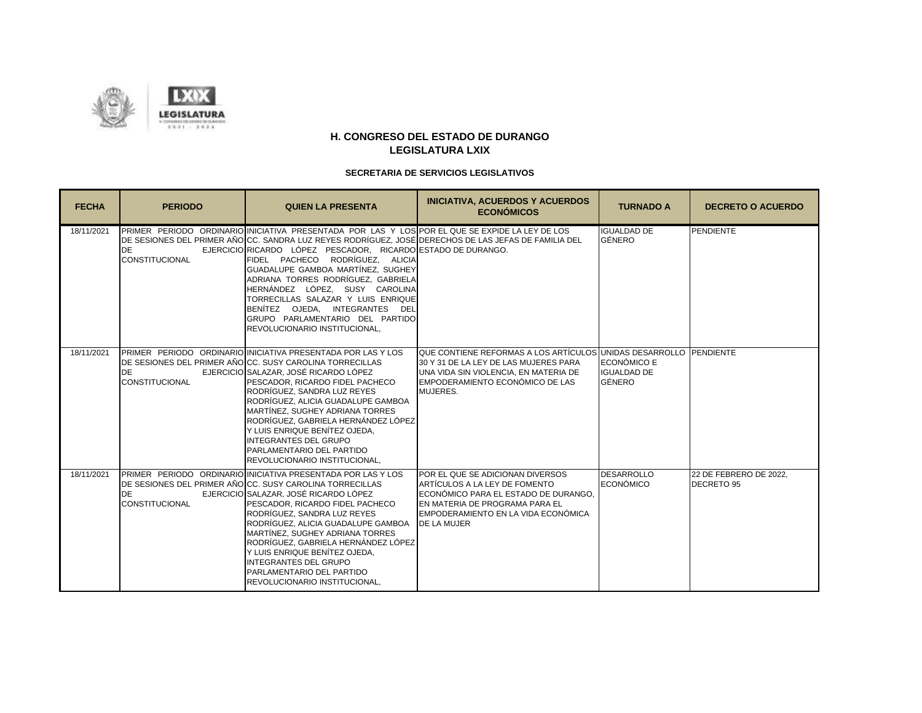## H. CONGRESO DEL ESTADO DE DURANGO
## LEGISLATURA LXIX

### SECRETARIA DE SERVICIOS LEGISLATIVOS

| FECHA | PERIODO | QUIEN LA PRESENTA | INICIATIVA, ACUERDOS Y ACUERDOS ECONÓMICOS | TURNADO A | DECRETO O ACUERDO |
|---|---|---|---|---|---|
| 18/11/2021 | PRIMER PERIODO ORDINARIO DE SESIONES DEL PRIMER AÑO DE EJERCICIO CONSTITUCIONAL | INICIATIVA PRESENTADA POR LAS Y LOS CC. SANDRA LUZ REYES RODRÍGUEZ, JOSÉ RICARDO LÓPEZ PESCADOR, RICARDO FIDEL PACHECO RODRÍGUEZ, ALICIA GUADALUPE GAMBOA MARTÍNEZ, SUGHEY ADRIANA TORRES RODRÍGUEZ, GABRIELA HERNÁNDEZ LÓPEZ, SUSY CAROLINA TORRECILLAS SALAZAR Y LUIS ENRIQUE BENÍTEZ OJEDA, INTEGRANTES DEL GRUPO PARLAMENTARIO DEL PARTIDO REVOLUCIONARIO INSTITUCIONAL, | POR EL QUE SE EXPIDE LA LEY DE LOS DERECHOS DE LAS JEFAS DE FAMILIA DEL ESTADO DE DURANGO. | IGUALDAD DE GÉNERO | PENDIENTE |
| 18/11/2021 | PRIMER PERIODO ORDINARIO DE SESIONES DEL PRIMER AÑO DE EJERCICIO CONSTITUCIONAL | INICIATIVA PRESENTADA POR LAS Y LOS CC. SUSY CAROLINA TORRECILLAS SALAZAR, JOSÉ RICARDO LÓPEZ PESCADOR, RICARDO FIDEL PACHECO RODRÍGUEZ, SANDRA LUZ REYES RODRÍGUEZ, ALICIA GUADALUPE GAMBOA MARTÍNEZ, SUGHEY ADRIANA TORRES RODRÍGUEZ, GABRIELA HERNÁNDEZ LÓPEZ Y LUIS ENRIQUE BENÍTEZ OJEDA, INTEGRANTES DEL GRUPO PARLAMENTARIO DEL PARTIDO REVOLUCIONARIO INSTITUCIONAL, | QUE CONTIENE REFORMAS A LOS ARTÍCULOS 30 Y 31 DE LA LEY DE LAS MUJERES PARA UNA VIDA SIN VIOLENCIA, EN MATERIA DE EMPODERAMIENTO ECONÓMICO DE LAS MUJERES. | UNIDAS DESARROLLO ECONÓMICO E IGUALDAD DE GÉNERO | PENDIENTE |
| 18/11/2021 | PRIMER PERIODO ORDINARIO DE SESIONES DEL PRIMER AÑO DE EJERCICIO CONSTITUCIONAL | INICIATIVA PRESENTADA POR LAS Y LOS CC. SUSY CAROLINA TORRECILLAS SALAZAR, JOSÉ RICARDO LÓPEZ PESCADOR, RICARDO FIDEL PACHECO RODRÍGUEZ, SANDRA LUZ REYES RODRÍGUEZ, ALICIA GUADALUPE GAMBOA MARTÍNEZ, SUGHEY ADRIANA TORRES RODRÍGUEZ, GABRIELA HERNÁNDEZ LÓPEZ Y LUIS ENRIQUE BENÍTEZ OJEDA, INTEGRANTES DEL GRUPO PARLAMENTARIO DEL PARTIDO REVOLUCIONARIO INSTITUCIONAL, | POR EL QUE SE ADICIONAN DIVERSOS ARTÍCULOS A LA LEY DE FOMENTO ECONÓMICO PARA EL ESTADO DE DURANGO, EN MATERIA DE PROGRAMA PARA EL EMPODERAMIENTO EN LA VIDA ECONÓMICA DE LA MUJER | DESARROLLO ECONÓMICO | 22 DE FEBRERO DE 2022, DECRETO 95 |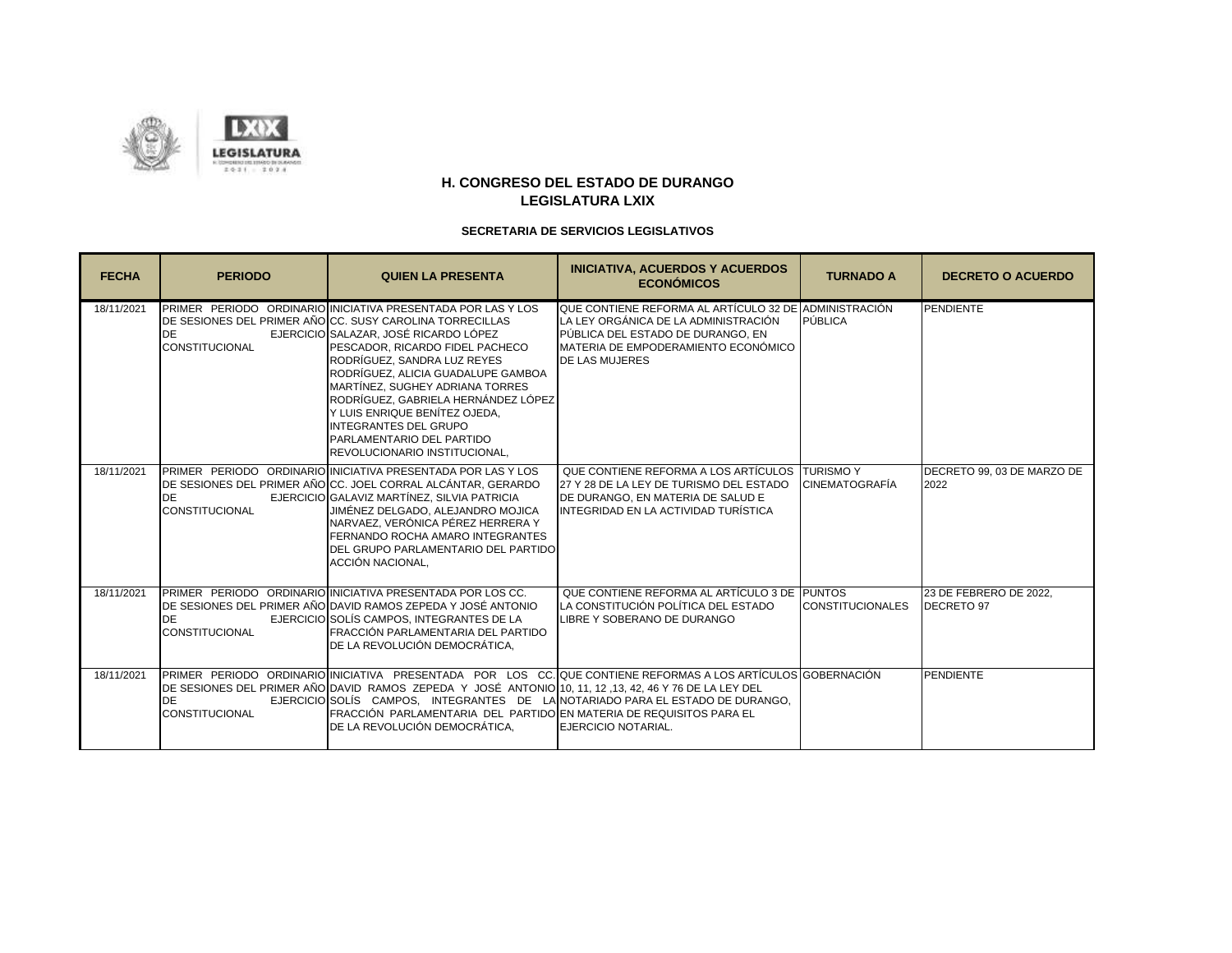**H. CONGRESO DEL ESTADO DE DURANGO**
**LEGISLATURA LXIX**

**SECRETARIA DE SERVICIOS LEGISLATIVOS**

| FECHA | PERIODO | QUIEN LA PRESENTA | INICIATIVA, ACUERDOS Y ACUERDOS ECONÓMICOS | TURNADO A | DECRETO O ACUERDO |
|---|---|---|---|---|---|
| 18/11/2021 | PRIMER PERIODO ORDINARIO DE SESIONES DEL PRIMER AÑO DE EJERCICIO CONSTITUCIONAL | INICIATIVA PRESENTADA POR LAS Y LOS CC. SUSY CAROLINA TORRECILLAS SALAZAR, JOSÉ RICARDO LÓPEZ PESCADOR, RICARDO FIDEL PACHECO RODRÍGUEZ, SANDRA LUZ REYES RODRÍGUEZ, ALICIA GUADALUPE GAMBOA MARTÍNEZ, SUGHEY ADRIANA TORRES RODRÍGUEZ, GABRIELA HERNÁNDEZ LÓPEZ Y LUIS ENRIQUE BENÍTEZ OJEDA, INTEGRANTES DEL GRUPO PARLAMENTARIO DEL PARTIDO REVOLUCIONARIO INSTITUCIONAL, | QUE CONTIENE REFORMA AL ARTÍCULO 32 DE LA LEY ORGÁNICA DE LA ADMINISTRACIÓN PÚBLICA DEL ESTADO DE DURANGO, EN MATERIA DE EMPODERAMIENTO ECONÓMICO DE LAS MUJERES | ADMINISTRACIÓN PÚBLICA | PENDIENTE |
| 18/11/2021 | PRIMER PERIODO ORDINARIO DE SESIONES DEL PRIMER AÑO DE EJERCICIO CONSTITUCIONAL | INICIATIVA PRESENTADA POR LAS Y LOS CC. JOEL CORRAL ALCÁNTAR, GERARDO GALAVIZ MARTÍNEZ, SILVIA PATRICIA JIMÉNEZ DELGADO, ALEJANDRO MOJICA NARVAEZ, VERÓNICA PÉREZ HERRERA Y FERNANDO ROCHA AMARO INTEGRANTES DEL GRUPO PARLAMENTARIO DEL PARTIDO ACCIÓN NACIONAL, | QUE CONTIENE REFORMA A LOS ARTÍCULOS 27 Y 28 DE LA LEY DE TURISMO DEL ESTADO DE DURANGO, EN MATERIA DE SALUD E INTEGRIDAD EN LA ACTIVIDAD TURÍSTICA | TURISMO Y CINEMATOGRAFÍA | DECRETO 99, 03 DE MARZO DE 2022 |
| 18/11/2021 | PRIMER PERIODO ORDINARIO DE SESIONES DEL PRIMER AÑO DE EJERCICIO CONSTITUCIONAL | INICIATIVA PRESENTADA POR LOS CC. DAVID RAMOS ZEPEDA Y JOSÉ ANTONIO SOLÍS CAMPOS, INTEGRANTES DE LA FRACCIÓN PARLAMENTARIA DEL PARTIDO DE LA REVOLUCIÓN DEMOCRÁTICA, | QUE CONTIENE REFORMA AL ARTÍCULO 3 DE LA CONSTITUCIÓN POLÍTICA DEL ESTADO LIBRE Y SOBERANO DE DURANGO | PUNTOS CONSTITUCIONALES | 23 DE FEBRERO DE 2022, DECRETO 97 |
| 18/11/2021 | PRIMER PERIODO ORDINARIO DE SESIONES DEL PRIMER AÑO DE EJERCICIO CONSTITUCIONAL | INICIATIVA PRESENTADA POR LOS CC. DAVID RAMOS ZEPEDA Y JOSÉ ANTONIO SOLÍS CAMPOS, INTEGRANTES DE LA FRACCIÓN PARLAMENTARIA DEL PARTIDO DE LA REVOLUCIÓN DEMOCRÁTICA, | QUE CONTIENE REFORMAS A LOS ARTÍCULOS 10, 11, 12 ,13, 42, 46 Y 76 DE LA LEY DEL NOTARIADO PARA EL ESTADO DE DURANGO, EN MATERIA DE REQUISITOS PARA EL EJERCICIO NOTARIAL. | GOBERNACIÓN | PENDIENTE |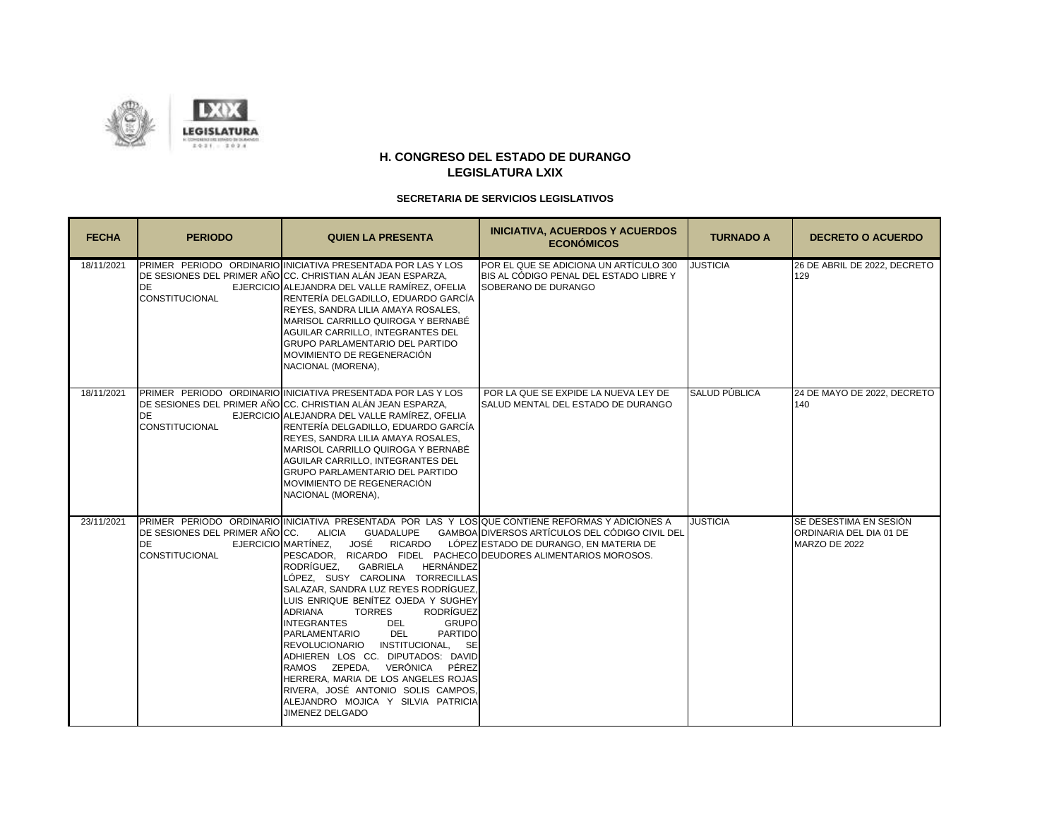**H. CONGRESO DEL ESTADO DE DURANGO**
**LEGISLATURA LXIX**

**SECRETARIA DE SERVICIOS LEGISLATIVOS**

| FECHA | PERIODO | QUIEN LA PRESENTA | INICIATIVA, ACUERDOS Y ACUERDOS ECÓNOMICOS | TURNADO A | DECRETO O ACUERDO |
|---|---|---|---|---|---|
| 18/11/2021 | PRIMER PERIODO ORDINARIO DE SESIONES DEL PRIMER AÑO DE EJERCICIO CONSTITUCIONAL | INICIATIVA PRESENTADA POR LAS Y LOS CC. CHRISTIAN ALÁN JEAN ESPARZA, ALEJANDRA DEL VALLE RAMÍREZ, OFELIA RENTERÍA DELGADILLO, EDUARDO GARCÍA REYES, SANDRA LILIA AMAYA ROSALES, MARISOL CARRILLO QUIROGA Y BERNABÉ AGUILAR CARRILLO, INTEGRANTES DEL GRUPO PARLAMENTARIO DEL PARTIDO MOVIMIENTO DE REGENERACIÓN NACIONAL (MORENA), | POR EL QUE SE ADICIONA UN ARTÍCULO 300 BIS AL CÓDIGO PENAL DEL ESTADO LIBRE Y SOBERANO DE DURANGO | JUSTICIA | 26 DE ABRIL DE 2022, DECRETO 129 |
| 18/11/2021 | PRIMER PERIODO ORDINARIO DE SESIONES DEL PRIMER AÑO DE EJERCICIO CONSTITUCIONAL | INICIATIVA PRESENTADA POR LAS Y LOS CC. CHRISTIAN ALÁN JEAN ESPARZA, ALEJANDRA DEL VALLE RAMÍREZ, OFELIA RENTERÍA DELGADILLO, EDUARDO GARCÍA REYES, SANDRA LILIA AMAYA ROSALES, MARISOL CARRILLO QUIROGA Y BERNABÉ AGUILAR CARRILLO, INTEGRANTES DEL GRUPO PARLAMENTARIO DEL PARTIDO MOVIMIENTO DE REGENERACIÓN NACIONAL (MORENA), | POR LA QUE SE EXPIDE LA NUEVA LEY DE SALUD MENTAL DEL ESTADO DE DURANGO | SALUD PÚBLICA | 24 DE MAYO DE 2022, DECRETO 140 |
| 23/11/2021 | PRIMER PERIODO ORDINARIO DE SESIONES DEL PRIMER AÑO DE EJERCICIO CONSTITUCIONAL | INICIATIVA PRESENTADA POR LAS Y LOS CC. ALICIA GUADALUPE GAMBOA MARTÍNEZ, JOSÉ RICARDO LÓPEZ PESCADOR, RICARDO FIDEL PACHECO RODRÍGUEZ, GABRIELA HERNÁNDEZ LÓPEZ, SUSY CAROLINA TORRECILLAS SALAZAR, SANDRA LUZ REYES RODRÍGUEZ, LUIS ENRIQUE BENÍTEZ OJEDA Y SUGHEY ADRIANA TORRES RODRÍGUEZ INTEGRANTES DEL GRUPO PARLAMENTARIO DEL PARTIDO REVOLUCIONARIO INSTITUCIONAL, SE ADHIEREN LOS CC. DIPUTADOS: DAVID RAMOS ZEPEDA, VERÓNICA PÉREZ HERRERA, MARIA DE LOS ANGELES ROJAS RIVERA, JOSÉ ANTONIO SOLIS CAMPOS, ALEJANDRO MOJICA Y SILVIA PATRICIA JIMENEZ DELGADO | QUE CONTIENE REFORMAS Y ADICIONES A DIVERSOS ARTÍCULOS DEL CÓDIGO CIVIL DEL ESTADO DE DURANGO, EN MATERIA DE DEUDORES ALIMENTARIOS MOROSOS. | JUSTICIA | SE DESESTIMA EN SESIÓN ORDINARIA DEL DIA 01 DE MARZO DE 2022 |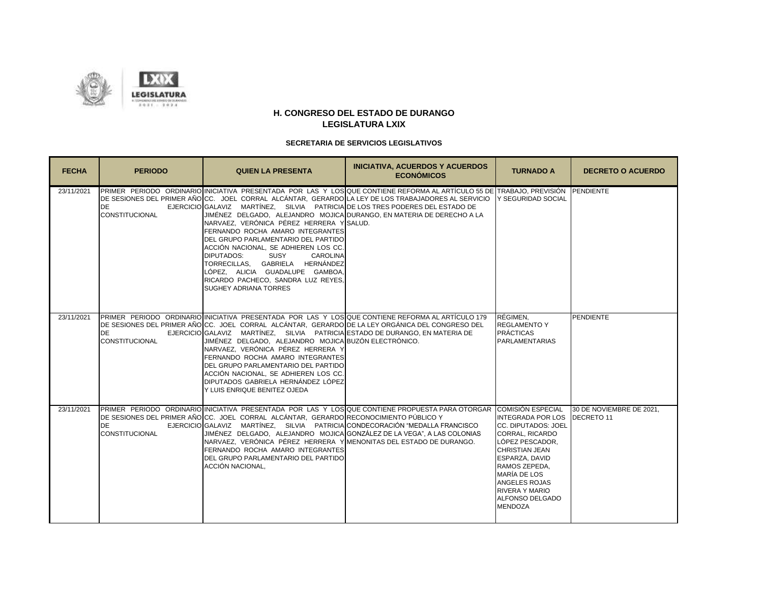## H. CONGRESO DEL ESTADO DE DURANGO
## LEGISLATURA LXIX

### SECRETARIA DE SERVICIOS LEGISLATIVOS

| FECHA | PERIODO | QUIEN LA PRESENTA | INICIATIVA, ACUERDOS Y ACUERDOS ECONÓMICOS | TURNADO A | DECRETO O ACUERDO |
|---|---|---|---|---|---|
| 23/11/2021 | PRIMER PERIODO ORDINARIO DE SESIONES DEL PRIMER AÑO DE EJERCICIO CONSTITUCIONAL | INICIATIVA PRESENTADA POR LAS Y LOS CC. JOEL CORRAL ALCÁNTAR, GERARDO GALAVIZ MARTÍNEZ, SILVIA PATRICIA JIMÉNEZ DELGADO, ALEJANDRO MOJICA NARVAEZ, VERÓNICA PÉREZ HERRERA Y FERNANDO ROCHA AMARO INTEGRANTES DEL GRUPO PARLAMENTARIO DEL PARTIDO ACCIÓN NACIONAL, SE ADHIEREN LOS CC. DIPUTADOS: SUSY CAROLINA TORRECILLAS, GABRIELA HERNÁNDEZ LÓPEZ, ALICIA GUADALUPE GAMBOA, RICARDO PACHECO, SANDRA LUZ REYES, SUGHEY ADRIANA TORRES | QUE CONTIENE REFORMA AL ARTÍCULO 55 DE LA LEY DE LOS TRABAJADORES AL SERVICIO DE LOS TRES PODERES DEL ESTADO DE DURANGO, EN MATERIA DE DERECHO A LA SALUD. | TRABAJO, PREVISIÓN Y SEGURIDAD SOCIAL | PENDIENTE |
| 23/11/2021 | PRIMER PERIODO ORDINARIO DE SESIONES DEL PRIMER AÑO DE EJERCICIO CONSTITUCIONAL | INICIATIVA PRESENTADA POR LAS Y LOS CC. JOEL CORRAL ALCÁNTAR, GERARDO GALAVIZ MARTÍNEZ, SILVIA PATRICIA JIMÉNEZ DELGADO, ALEJANDRO MOJICA NARVAEZ, VERÓNICA PÉREZ HERRERA Y FERNANDO ROCHA AMARO INTEGRANTES DEL GRUPO PARLAMENTARIO DEL PARTIDO ACCIÓN NACIONAL, SE ADHIEREN LOS CC. DIPUTADOS GABRIELA HERNÁNDEZ LÓPEZ Y LUIS ENRIQUE BENITEZ OJEDA | QUE CONTIENE REFORMA AL ARTÍCULO 179 DE LA LEY ORGÁNICA DEL CONGRESO DEL ESTADO DE DURANGO, EN MATERIA DE BUZÓN ELECTRÓNICO. | RÉGIMEN, REGLAMENTO Y PRÁCTICAS PARLAMENTARIAS | PENDIENTE |
| 23/11/2021 | PRIMER PERIODO ORDINARIO DE SESIONES DEL PRIMER AÑO DE EJERCICIO CONSTITUCIONAL | INICIATIVA PRESENTADA POR LAS Y LOS CC. JOEL CORRAL ALCÁNTAR, GERARDO GALAVIZ MARTÍNEZ, SILVIA PATRICIA JIMÉNEZ DELGADO, ALEJANDRO MOJICA NARVAEZ, VERÓNICA PÉREZ HERRERA Y FERNANDO ROCHA AMARO INTEGRANTES DEL GRUPO PARLAMENTARIO DEL PARTIDO ACCIÓN NACIONAL, | QUE CONTIENE PROPUESTA PARA OTORGAR RECONOCIMIENTO PÚBLICO Y CONDECORACIÓN "MEDALLA FRANCISCO GONZÁLEZ DE LA VEGA", A LAS COLONIAS MENONITAS DEL ESTADO DE DURANGO. | COMISIÓN ESPECIAL INTEGRADA POR LOS CC. DIPUTADOS: JOEL CORRAL, RICARDO LÓPEZ PESCADOR, CHRISTIAN JEAN ESPARZA, DAVID RAMOS ZEPEDA, MARÍA DE LOS ANGELES ROJAS RIVERA Y MARIO ALFONSO DELGADO MENDOZA | 30 DE NOVIEMBRE DE 2021, DECRETO 11 |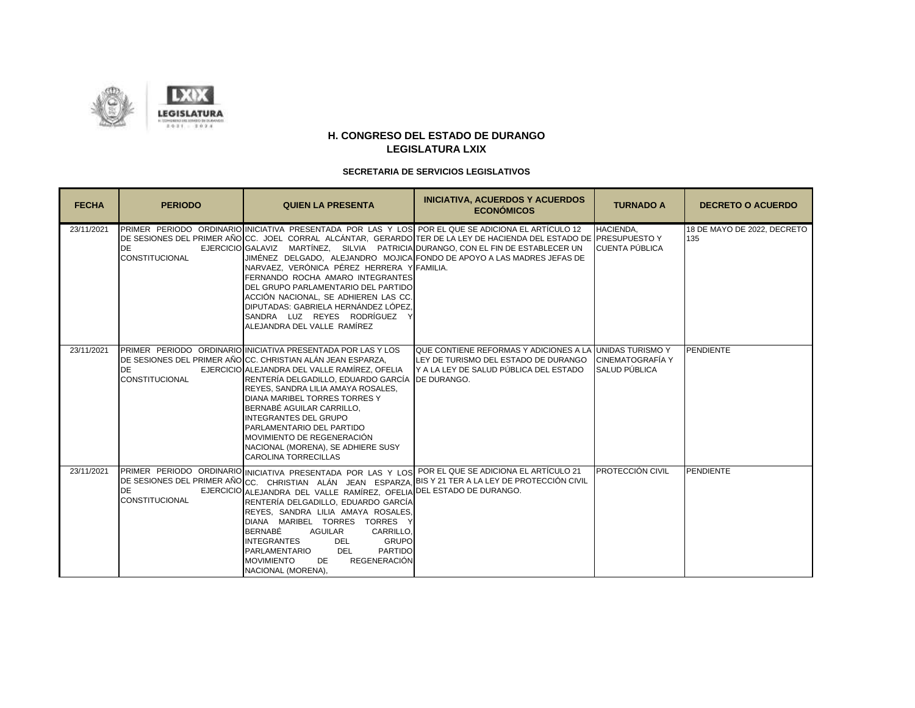# H. CONGRESO DEL ESTADO DE DURANGO
## LEGISLATURA LXIX

### SECRETARIA DE SERVICIOS LEGISLATIVOS

| FECHA | PERIODO | QUIEN LA PRESENTA | INICIATIVA, ACUERDOS Y ACUERDOS ECONÓMICOS | TURNADO A | DECRETO O ACUERDO |
|---|---|---|---|---|---|
| 23/11/2021 | PRIMER PERIODO ORDINARIO DE SESIONES DEL PRIMER AÑO DE EJERCICIO CONSTITUCIONAL | INICIATIVA PRESENTADA POR LAS Y LOS CC. JOEL CORRAL ALCÁNTAR, GERARDO GALAVIZ MARTÍNEZ, SILVIA PATRICIA JIMÉNEZ DELGADO, ALEJANDRO MOJICA NARVAEZ, VERÓNICA PÉREZ HERRERA Y FERNANDO ROCHA AMARO INTEGRANTES DEL GRUPO PARLAMENTARIO DEL PARTIDO ACCIÓN NACIONAL, SE ADHIEREN LAS CC. DIPUTADAS: GABRIELA HERNÁNDEZ LÓPEZ, SANDRA LUZ REYES RODRÍGUEZ Y ALEJANDRA DEL VALLE RAMÍREZ | POR EL QUE SE ADICIONA EL ARTÍCULO 12 TER DE LA LEY DE HACIENDA DEL ESTADO DE DURANGO, CON EL FIN DE ESTABLECER UN FONDO DE APOYO A LAS MADRES JEFAS DE FAMILIA. | HACIENDA, PRESUPUESTO Y CUENTA PÚBLICA | 18 DE MAYO DE 2022, DECRETO 135 |
| 23/11/2021 | PRIMER PERIODO ORDINARIO DE SESIONES DEL PRIMER AÑO DE EJERCICIO CONSTITUCIONAL | INICIATIVA PRESENTADA POR LAS Y LOS CC. CHRISTIAN ALÁN JEAN ESPARZA, ALEJANDRA DEL VALLE RAMÍREZ, OFELIA RENTERÍA DELGADILLO, EDUARDO GARCÍA REYES, SANDRA LILIA AMAYA ROSALES, DIANA MARIBEL TORRES TORRES Y BERNABÉ AGUILAR CARRILLO, INTEGRANTES DEL GRUPO PARLAMENTARIO DEL PARTIDO MOVIMIENTO DE REGENERACIÓN NACIONAL (MORENA), SE ADHIERE SUSY CAROLINA TORRECILLAS | QUE CONTIENE REFORMAS Y ADICIONES A LA LEY DE TURISMO DEL ESTADO DE DURANGO Y A LA LEY DE SALUD PÚBLICA DEL ESTADO DE DURANGO. | UNIDAS TURISMO Y CINEMATOGRAFÍA Y SALUD PÚBLICA | PENDIENTE |
| 23/11/2021 | PRIMER PERIODO ORDINARIO DE SESIONES DEL PRIMER AÑO DE EJERCICIO CONSTITUCIONAL | INICIATIVA PRESENTADA POR LAS Y LOS CC. CHRISTIAN ALÁN JEAN ESPARZA, ALEJANDRA DEL VALLE RAMÍREZ, OFELIA RENTERÍA DELGADILLO, EDUARDO GARCÍA REYES, SANDRA LILIA AMAYA ROSALES, DIANA MARIBEL TORRES TORRES Y BERNABÉ AGUILAR CARRILLO, INTEGRANTES DEL GRUPO PARLAMENTARIO DEL PARTIDO MOVIMIENTO DE REGENERACIÓN NACIONAL (MORENA), | POR EL QUE SE ADICIONA EL ARTÍCULO 21 BIS Y 21 TER A LA LEY DE PROTECCIÓN CIVIL DEL ESTADO DE DURANGO. | PROTECCIÓN CIVIL | PENDIENTE |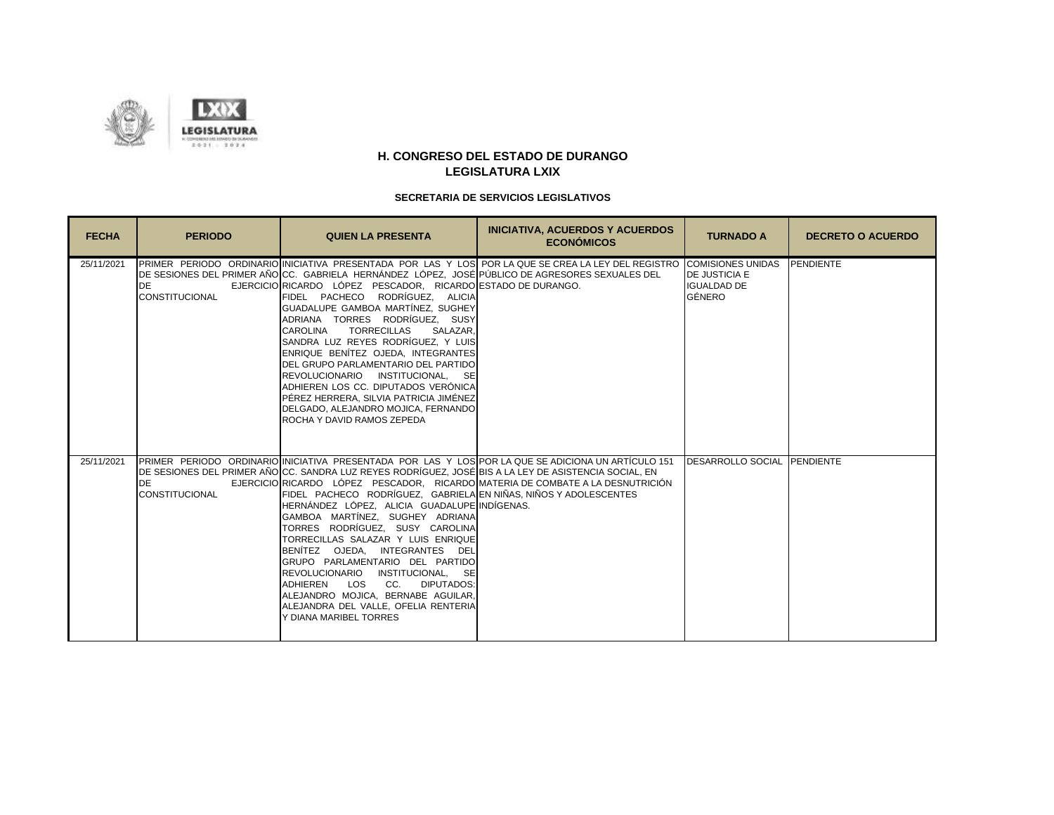**H. CONGRESO DEL ESTADO DE DURANGO**
**LEGISLATURA LXIX**

**SECRETARIA DE SERVICIOS LEGISLATIVOS**

| FECHA | PERIODO | QUIEN LA PRESENTA | INICIATIVA, ACUERDOS Y ACUERDOS ECONÓMICOS | TURNADO A | DECRETO O ACUERDO |
|---|---|---|---|---|---|
| 25/11/2021 | PRIMER PERIODO ORDINARIO DE SESIONES DEL PRIMER AÑO DE EJERCICIO CONSTITUCIONAL | INICIATIVA PRESENTADA POR LAS Y LOS CC. GABRIELA HERNÁNDEZ LÓPEZ, JOSÉ RICARDO LÓPEZ PESCADOR, RICARDO FIDEL PACHECO RODRÍGUEZ, ALICIA GUADALUPE GAMBOA MARTÍNEZ, SUGHEY ADRIANA TORRES RODRÍGUEZ, SUSY CAROLINA TORRECILLAS SALAZAR, SANDRA LUZ REYES RODRÍGUEZ, Y LUIS ENRIQUE BENÍTEZ OJEDA, INTEGRANTES DEL GRUPO PARLAMENTARIO DEL PARTIDO REVOLUCIONARIO INSTITUCIONAL, SE ADHIEREN LOS CC. DIPUTADOS VERÓNICA PÉREZ HERRERA, SILVIA PATRICIA JIMÉNEZ DELGADO, ALEJANDRO MOJICA, FERNANDO ROCHA Y DAVID RAMOS ZEPEDA | POR LA QUE SE CREA LA LEY DEL REGISTRO PÚBLICO DE AGRESORES SEXUALES DEL ESTADO DE DURANGO. | COMISIONES UNIDAS DE JUSTICIA E IGUALDAD DE GÉNERO | PENDIENTE |
| 25/11/2021 | PRIMER PERIODO ORDINARIO DE SESIONES DEL PRIMER AÑO DE EJERCICIO CONSTITUCIONAL | INICIATIVA PRESENTADA POR LAS Y LOS CC. SANDRA LUZ REYES RODRÍGUEZ, JOSÉ RICARDO LÓPEZ PESCADOR, RICARDO FIDEL PACHECO RODRÍGUEZ, GABRIELA HERNÁNDEZ LÓPEZ, ALICIA GUADALUPE GAMBOA MARTÍNEZ, SUGHEY ADRIANA TORRES RODRÍGUEZ, SUSY CAROLINA TORRECILLAS SALAZAR Y LUIS ENRIQUE BENÍTEZ OJEDA, INTEGRANTES DEL GRUPO PARLAMENTARIO DEL PARTIDO REVOLUCIONARIO INSTITUCIONAL, SE ADHIEREN LOS CC. DIPUTADOS: ALEJANDRO MOJICA, BERNABE AGUILAR, ALEJANDRA DEL VALLE, OFELIA RENTERIA Y DIANA MARIBEL TORRES | POR LA QUE SE ADICIONA UN ARTÍCULO 151 BIS A LA LEY DE ASISTENCIA SOCIAL, EN MATERIA DE COMBATE A LA DESNUTRICIÓN EN NIÑAS, NIÑOS Y ADOLESCENTES INDÍGENAS. | DESARROLLO SOCIAL | PENDIENTE |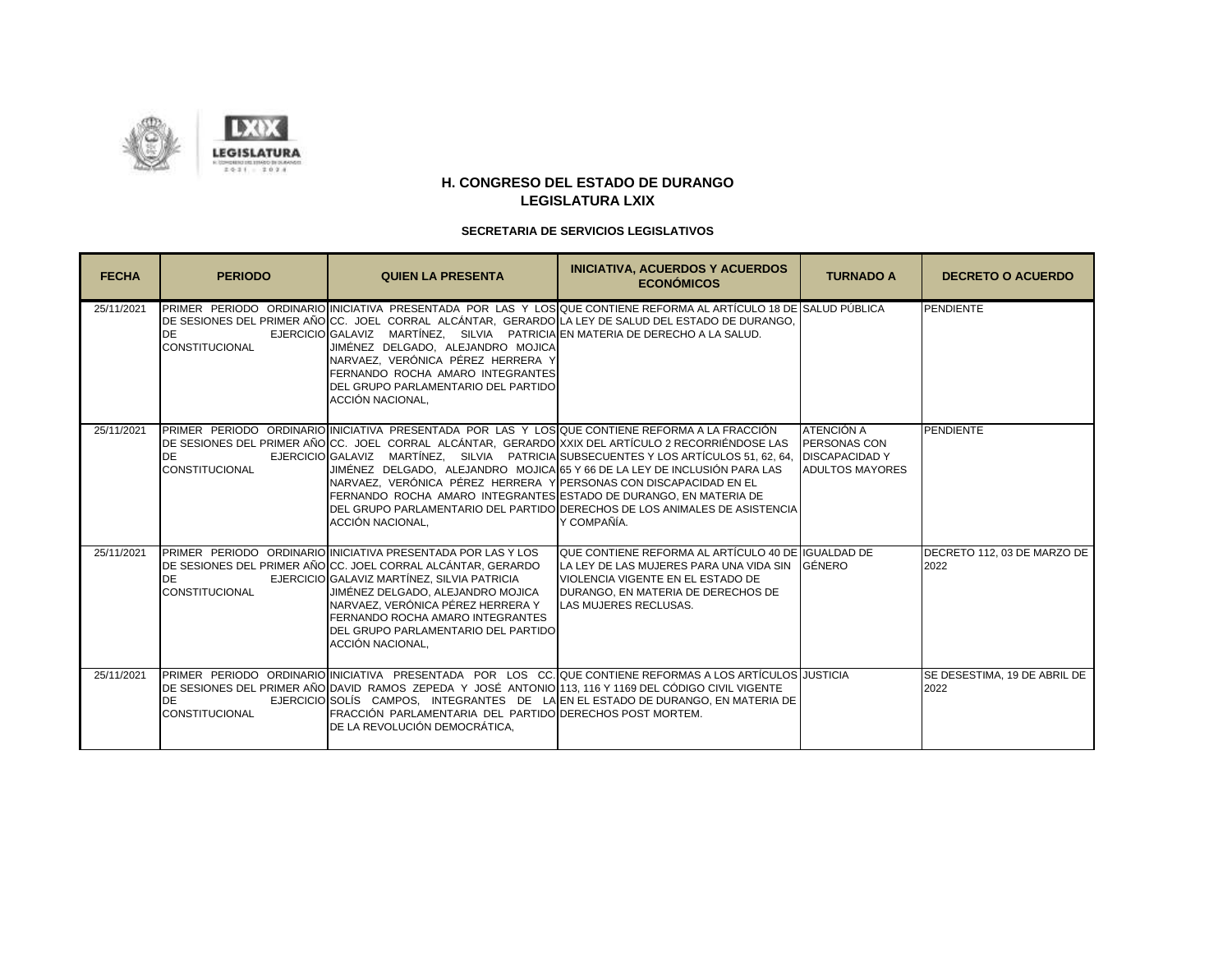**H. CONGRESO DEL ESTADO DE DURANGO**
**LEGISLATURA LXIX**

**SECRETARIA DE SERVICIOS LEGISLATIVOS**

| FECHA | PERIODO | QUIEN LA PRESENTA | INICIATIVA, ACUERDOS Y ACUERDOS ECONÓMICOS | TURNADO A | DECRETO O ACUERDO |
|---|---|---|---|---|---|
| 25/11/2021 | PRIMER PERIODO ORDINARIO DE SESIONES DEL PRIMER AÑO DE EJERCICIO CONSTITUCIONAL | INICIATIVA PRESENTADA POR LAS Y LOS CC. JOEL CORRAL ALCÁNTAR, GERARDO GALAVIZ MARTÍNEZ, SILVIA PATRICIA JIMÉNEZ DELGADO, ALEJANDRO MOJICA NARVAEZ, VERÓNICA PÉREZ HERRERA Y FERNANDO ROCHA AMARO INTEGRANTES DEL GRUPO PARLAMENTARIO DEL PARTIDO ACCIÓN NACIONAL, | QUE CONTIENE REFORMA AL ARTÍCULO 18 DE LA LEY DE SALUD DEL ESTADO DE DURANGO, EN MATERIA DE DERECHO A LA SALUD. | SALUD PÚBLICA | PENDIENTE |
| 25/11/2021 | PRIMER PERIODO ORDINARIO DE SESIONES DEL PRIMER AÑO DE EJERCICIO CONSTITUCIONAL | INICIATIVA PRESENTADA POR LAS Y LOS CC. JOEL CORRAL ALCÁNTAR, GERARDO GALAVIZ MARTÍNEZ, SILVIA PATRICIA JIMÉNEZ DELGADO, ALEJANDRO MOJICA NARVAEZ, VERÓNICA PÉREZ HERRERA Y FERNANDO ROCHA AMARO INTEGRANTES DEL GRUPO PARLAMENTARIO DEL PARTIDO ACCIÓN NACIONAL, | QUE CONTIENE REFORMA A LA FRACCIÓN XXIX DEL ARTÍCULO 2 RECORRIÉNDOSE LAS SUBSECUENTES Y LOS ARTÍCULOS 51, 62, 64, 65 Y 66 DE LA LEY DE INCLUSIÓN PARA LAS PERSONAS CON DISCAPACIDAD EN EL ESTADO DE DURANGO, EN MATERIA DE DERECHOS DE LOS ANIMALES DE ASISTENCIA Y COMPAÑÍA. | ATENCIÓN A PERSONAS CON DISCAPACIDAD Y ADULTOS MAYORES | PENDIENTE |
| 25/11/2021 | PRIMER PERIODO ORDINARIO DE SESIONES DEL PRIMER AÑO DE EJERCICIO CONSTITUCIONAL | INICIATIVA PRESENTADA POR LAS Y LOS CC. JOEL CORRAL ALCÁNTAR, GERARDO GALAVIZ MARTÍNEZ, SILVIA PATRICIA JIMÉNEZ DELGADO, ALEJANDRO MOJICA NARVAEZ, VERÓNICA PÉREZ HERRERA Y FERNANDO ROCHA AMARO INTEGRANTES DEL GRUPO PARLAMENTARIO DEL PARTIDO ACCIÓN NACIONAL, | QUE CONTIENE REFORMA AL ARTÍCULO 40 DE LA LEY DE LAS MUJERES PARA UNA VIDA SIN VIOLENCIA VIGENTE EN EL ESTADO DE DURANGO, EN MATERIA DE DERECHOS DE LAS MUJERES RECLUSAS. | IGUALDAD DE GÉNERO | DECRETO 112, 03 DE MARZO DE 2022 |
| 25/11/2021 | PRIMER PERIODO ORDINARIO DE SESIONES DEL PRIMER AÑO DE EJERCICIO CONSTITUCIONAL | INICIATIVA PRESENTADA POR LOS CC. DAVID RAMOS ZEPEDA Y JOSÉ ANTONIO SOLÍS CAMPOS, INTEGRANTES DE LA FRACCIÓN PARLAMENTARIA DEL PARTIDO DE LA REVOLUCIÓN DEMOCRÁTICA, | QUE CONTIENE REFORMAS A LOS ARTÍCULOS 113, 116 Y 1169 DEL CÓDIGO CIVIL VIGENTE EN EL ESTADO DE DURANGO, EN MATERIA DE DERECHOS POST MORTEM. | JUSTICIA | SE DESESTIMA, 19 DE ABRIL DE 2022 |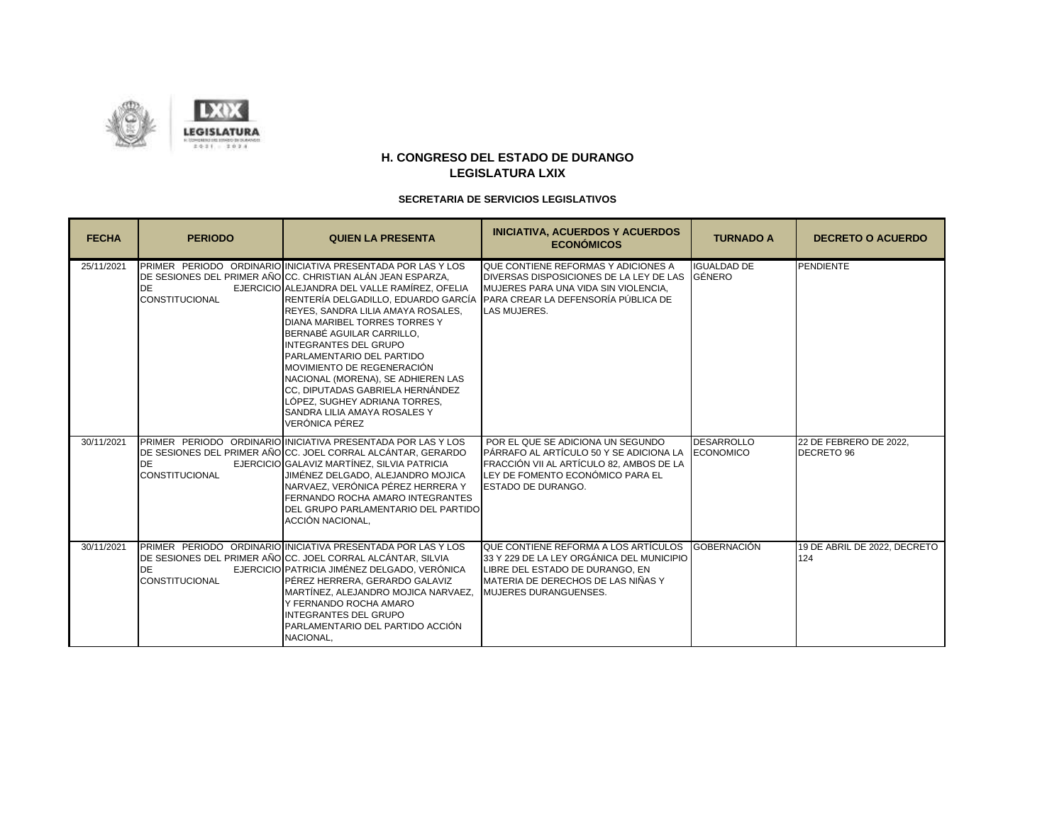**H. CONGRESO DEL ESTADO DE DURANGO**
**LEGISLATURA LXIX**

**SECRETARIA DE SERVICIOS LEGISLATIVOS**

| FECHA | PERIODO | QUIEN LA PRESENTA | INICIATIVA, ACUERDOS Y ACUERDOS ECONÓMICOS | TURNADO A | DECRETO O ACUERDO |
|---|---|---|---|---|---|
| 25/11/2021 | PRIMER PERIODO ORDINARIO DE SESIONES DEL PRIMER AÑO DE EJERCICIO CONSTITUCIONAL | INICIATIVA PRESENTADA POR LAS Y LOS CC. CHRISTIAN ALÁN JEAN ESPARZA, ALEJANDRA DEL VALLE RAMÍREZ, OFELIA RENTERÍA DELGADILLO, EDUARDO GARCÍA REYES, SANDRA LILIA AMAYA ROSALES, DIANA MARIBEL TORRES TORRES Y BERNABÉ AGUILAR CARRILLO, INTEGRANTES DEL GRUPO PARLAMENTARIO DEL PARTIDO MOVIMIENTO DE REGENERACIÓN NACIONAL (MORENA), SE ADHIEREN LAS CC, DIPUTADAS GABRIELA HERNÁNDEZ LÓPEZ, SUGHEY ADRIANA TORRES, SANDRA LILIA AMAYA ROSALES Y VERÓNICA PÉREZ | QUE CONTIENE REFORMAS Y ADICIONES A DIVERSAS DISPOSICIONES DE LA LEY DE LAS MUJERES PARA UNA VIDA SIN VIOLENCIA, PARA CREAR LA DEFENSORÍA PÚBLICA DE LAS MUJERES. | IGUALDAD DE GÉNERO | PENDIENTE |
| 30/11/2021 | PRIMER PERIODO ORDINARIO DE SESIONES DEL PRIMER AÑO DE EJERCICIO CONSTITUCIONAL | INICIATIVA PRESENTADA POR LAS Y LOS CC. JOEL CORRAL ALCÁNTAR, GERARDO GALAVIZ MARTÍNEZ, SILVIA PATRICIA JIMÉNEZ DELGADO, ALEJANDRO MOJICA NARVAEZ, VERÓNICA PÉREZ HERRERA Y FERNANDO ROCHA AMARO INTEGRANTES DEL GRUPO PARLAMENTARIO DEL PARTIDO ACCIÓN NACIONAL, | POR EL QUE SE ADICIONA UN SEGUNDO PÁRRAFO AL ARTÍCULO 50 Y SE ADICIONA LA FRACCIÓN VII AL ARTÍCULO 82, AMBOS DE LA LEY DE FOMENTO ECONÓMICO PARA EL ESTADO DE DURANGO. | DESARROLLO ECONOMICO | 22 DE FEBRERO DE 2022, DECRETO 96 |
| 30/11/2021 | PRIMER PERIODO ORDINARIO DE SESIONES DEL PRIMER AÑO DE EJERCICIO CONSTITUCIONAL | INICIATIVA PRESENTADA POR LAS Y LOS CC. JOEL CORRAL ALCÁNTAR, SILVIA PATRICIA JIMÉNEZ DELGADO, VERÓNICA PÉREZ HERRERA, GERARDO GALAVIZ MARTÍNEZ, ALEJANDRO MOJICA NARVAEZ, Y FERNANDO ROCHA AMARO INTEGRANTES DEL GRUPO PARLAMENTARIO DEL PARTIDO ACCIÓN NACIONAL, | QUE CONTIENE REFORMA A LOS ARTÍCULOS 33 Y 229 DE LA LEY ORGÁNICA DEL MUNICIPIO LIBRE DEL ESTADO DE DURANGO, EN MATERIA DE DERECHOS DE LAS NIÑAS Y MUJERES DURANGUENSES. | GOBERNACIÓN | 19 DE ABRIL DE 2022, DECRETO 124 |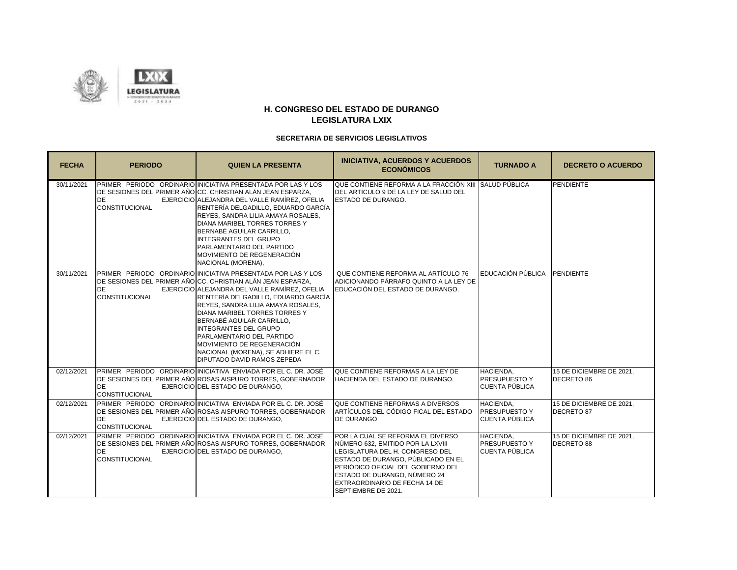## H. CONGRESO DEL ESTADO DE DURANGO
## LEGISLATURA LXIX

### SECRETARIA DE SERVICIOS LEGISLATIVOS

| FECHA | PERIODO | QUIEN LA PRESENTA | INICIATIVA, ACUERDOS Y ACUERDOS ECONÓMICOS | TURNADO A | DECRETO O ACUERDO |
|---|---|---|---|---|---|
| 30/11/2021 | PRIMER PERIODO ORDINARIO DE SESIONES DEL PRIMER AÑO DE EJERCICIO CONSTITUCIONAL | INICIATIVA PRESENTADA POR LAS Y LOS CC. CHRISTIAN ALÁN JEAN ESPARZA, ALEJANDRA DEL VALLE RAMÍREZ, OFELIA RENTERÍA DELGADILLO, EDUARDO GARCÍA REYES, SANDRA LILIA AMAYA ROSALES, DIANA MARIBEL TORRES TORRES Y BERNABÉ AGUILAR CARRILLO, INTEGRANTES DEL GRUPO PARLAMENTARIO DEL PARTIDO MOVIMIENTO DE REGENERACIÓN NACIONAL (MORENA), | QUE CONTIENE REFORMA A LA FRACCIÓN XIII DEL ARTÍCULO 9 DE LA LEY DE SALUD DEL ESTADO DE DURANGO. | SALUD PÚBLICA | PENDIENTE |
| 30/11/2021 | PRIMER PERIODO ORDINARIO DE SESIONES DEL PRIMER AÑO DE EJERCICIO CONSTITUCIONAL | INICIATIVA PRESENTADA POR LAS Y LOS CC. CHRISTIAN ALÁN JEAN ESPARZA, ALEJANDRA DEL VALLE RAMÍREZ, OFELIA RENTERÍA DELGADILLO, EDUARDO GARCÍA REYES, SANDRA LILIA AMAYA ROSALES, DIANA MARIBEL TORRES TORRES Y BERNABÉ AGUILAR CARRILLO, INTEGRANTES DEL GRUPO PARLAMENTARIO DEL PARTIDO MOVIMIENTO DE REGENERACIÓN NACIONAL (MORENA), SE ADHIERE EL C. DIPUTADO DAVID RAMOS ZEPEDA | QUE CONTIENE REFORMA AL ARTÍCULO 76 ADICIONANDO PÁRRAFO QUINTO A LA LEY DE EDUCACIÓN DEL ESTADO DE DURANGO. | EDUCACIÓN PÚBLICA | PENDIENTE |
| 02/12/2021 | PRIMER PERIODO ORDINARIO DE SESIONES DEL PRIMER AÑO DE EJERCICIO CONSTITUCIONAL | INICIATIVA ENVIADA POR EL C. DR. JOSÉ ROSAS AISPURO TORRES, GOBERNADOR DEL ESTADO DE DURANGO, | QUE CONTIENE REFORMAS A LA LEY DE HACIENDA DEL ESTADO DE DURANGO. | HACIENDA, PRESUPUESTO Y CUENTA PÚBLICA | 15 DE DICIEMBRE DE 2021, DECRETO 86 |
| 02/12/2021 | PRIMER PERIODO ORDINARIO DE SESIONES DEL PRIMER AÑO DE EJERCICIO CONSTITUCIONAL | INICIATIVA ENVIADA POR EL C. DR. JOSÉ ROSAS AISPURO TORRES, GOBERNADOR DEL ESTADO DE DURANGO, | QUE CONTIENE REFORMAS A DIVERSOS ARTÍCULOS DEL CÓDIGO FICAL DEL ESTADO DE DURANGO | HACIENDA, PRESUPUESTO Y CUENTA PÚBLICA | 15 DE DICIEMBRE DE 2021, DECRETO 87 |
| 02/12/2021 | PRIMER PERIODO ORDINARIO DE SESIONES DEL PRIMER AÑO DE EJERCICIO CONSTITUCIONAL | INICIATIVA ENVIADA POR EL C. DR. JOSÉ ROSAS AISPURO TORRES, GOBERNADOR DEL ESTADO DE DURANGO, | POR LA CUAL SE REFORMA EL DIVERSO NÚMERO 632, EMITIDO POR LA LXVIII LEGISLATURA DEL H. CONGRESO DEL ESTADO DE DURANGO, PÚBLICADO EN EL PERIÓDICO OFICIAL DEL GOBIERNO DEL ESTADO DE DURANGO, NÚMERO 24 EXTRAORDINARIO DE FECHA 14 DE SEPTIEMBRE DE 2021. | HACIENDA, PRESUPUESTO Y CUENTA PÚBLICA | 15 DE DICIEMBRE DE 2021, DECRETO 88 |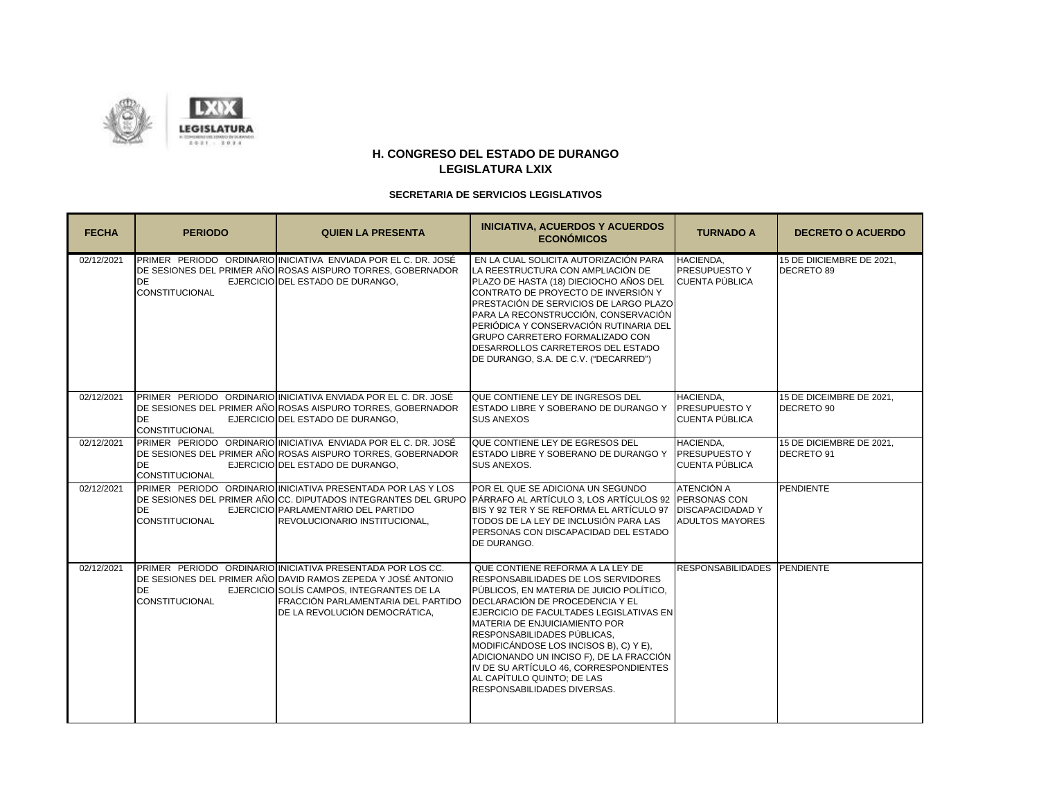## H. CONGRESO DEL ESTADO DE DURANGO
## LEGISLATURA LXIX

### SECRETARIA DE SERVICIOS LEGISLATIVOS

| FECHA | PERIODO | QUIEN LA PRESENTA | INICIATIVA, ACUERDOS Y ACUERDOS ECONÓMICOS | TURNADO A | DECRETO O ACUERDO |
|---|---|---|---|---|---|
| 02/12/2021 | PRIMER PERIODO ORDINARIO DE SESIONES DEL PRIMER AÑO DE EJERCICIO CONSTITUCIONAL | INICIATIVA ENVIADA POR EL C. DR. JOSÉ ROSAS AISPURO TORRES, GOBERNADOR DEL ESTADO DE DURANGO, | EN LA CUAL SOLICITA AUTORIZACIÓN PARA LA REESTRUCTURA CON AMPLIACIÓN DE PLAZO DE HASTA (18) DIECIOCHO AÑOS DEL CONTRATO DE PROYECTO DE INVERSIÓN Y PRESTACIÓN DE SERVICIOS DE LARGO PLAZO PARA LA RECONSTRUCCIÓN, CONSERVACIÓN PERIÓDICA Y CONSERVACIÓN RUTINARIA DEL GRUPO CARRETERO FORMALIZADO CON DESARROLLOS CARRETEROS DEL ESTADO DE DURANGO, S.A. DE C.V. ("DECARRED") | HACIENDA, PRESUPUESTO Y CUENTA PÚBLICA | 15 DE DIICIEMBRE DE 2021, DECRETO 89 |
| 02/12/2021 | PRIMER PERIODO ORDINARIO DE SESIONES DEL PRIMER AÑO DE EJERCICIO CONSTITUCIONAL | INICIATIVA ENVIADA POR EL C. DR. JOSÉ ROSAS AISPURO TORRES, GOBERNADOR DEL ESTADO DE DURANGO, | QUE CONTIENE LEY DE INGRESOS DEL ESTADO LIBRE Y SOBERANO DE DURANGO Y SUS ANEXOS | HACIENDA, PRESUPUESTO Y CUENTA PÚBLICA | 15 DE DICEIMBRE DE 2021, DECRETO 90 |
| 02/12/2021 | PRIMER PERIODO ORDINARIO DE SESIONES DEL PRIMER AÑO DE EJERCICIO CONSTITUCIONAL | INICIATIVA ENVIADA POR EL C. DR. JOSÉ ROSAS AISPURO TORRES, GOBERNADOR DEL ESTADO DE DURANGO, | QUE CONTIENE LEY DE EGRESOS DEL ESTADO LIBRE Y SOBERANO DE DURANGO Y SUS ANEXOS. | HACIENDA, PRESUPUESTO Y CUENTA PÚBLICA | 15 DE DICIEMBRE DE 2021, DECRETO 91 |
| 02/12/2021 | PRIMER PERIODO ORDINARIO DE SESIONES DEL PRIMER AÑO DE EJERCICIO CONSTITUCIONAL | INICIATIVA PRESENTADA POR LAS Y LOS CC. DIPUTADOS INTEGRANTES DEL GRUPO PARLAMENTARIO DEL PARTIDO REVOLUCIONARIO INSTITUCIONAL, | POR EL QUE SE ADICIONA UN SEGUNDO PÁRRAFO AL ARTÍCULO 3, LOS ARTÍCULOS 92 BIS Y 92 TER Y SE REFORMA EL ARTÍCULO 97 TODOS DE LA LEY DE INCLUSIÓN PARA LAS PERSONAS CON DISCAPACIDAD DEL ESTADO DE DURANGO. | ATENCIÓN A PERSONAS CON DISCAPACIDAD Y ADULTOS MAYORES | PENDIENTE |
| 02/12/2021 | PRIMER PERIODO ORDINARIO DE SESIONES DEL PRIMER AÑO DE EJERCICIO CONSTITUCIONAL | INICIATIVA PRESENTADA POR LOS CC. DAVID RAMOS ZEPEDA Y JOSÉ ANTONIO SOLÍS CAMPOS, INTEGRANTES DE LA FRACCIÓN PARLAMENTARIA DEL PARTIDO DE LA REVOLUCIÓN DEMOCRÁTICA, | QUE CONTIENE REFORMA A LA LEY DE RESPONSABILIDADES DE LOS SERVIDORES PÚBLICOS, EN MATERIA DE JUICIO POLÍTICO, DECLARACIÓN DE PROCEDENCIA Y EL EJERCICIO DE FACULTADES LEGISLATIVAS EN MATERIA DE ENJUICIAMIENTO POR RESPONSABILIDADES PÚBLICAS, MODIFICÁNDOSE LOS INCISOS B), C) Y E), ADICIONANDO UN INCISO F), DE LA FRACCIÓN IV DE SU ARTÍCULO 46, CORRESPONDIENTES AL CAPÍTULO QUINTO; DE LAS RESPONSABILIDADES DIVERSAS. | RESPONSABILIDADES | PENDIENTE |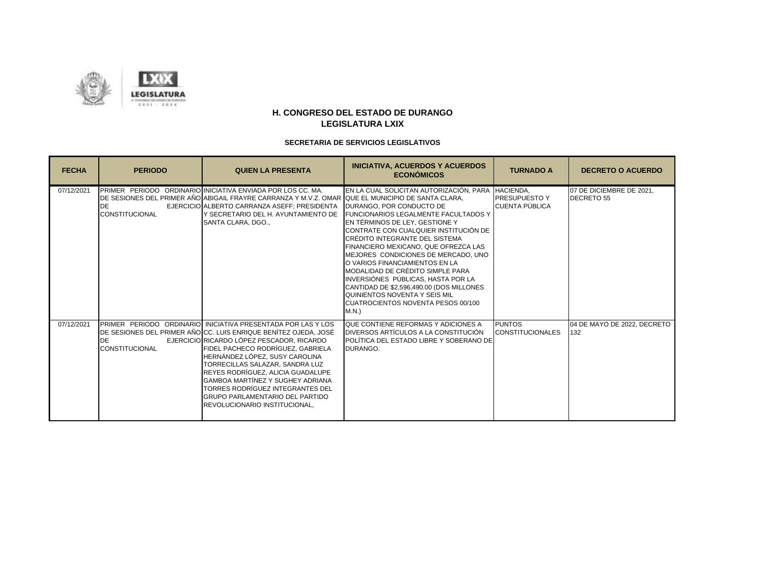**H. CONGRESO DEL ESTADO DE DURANGO**
**LEGISLATURA LXIX**

**SECRETARIA DE SERVICIOS LEGISLATIVOS**

| FECHA | PERIODO | QUIEN LA PRESENTA | INICIATIVA, ACUERDOS Y ACUERDOS ECONÓMICOS | TURNADO A | DECRETO O ACUERDO |
|---|---|---|---|---|---|
| 07/12/2021 | PRIMER PERIODO ORDINARIO DE SESIONES DEL PRIMER AÑO DE EJERCICIO CONSTITUCIONAL | INICIATIVA ENVIADA POR LOS CC. MA. ABIGAIL FRAYRE CARRANZA Y M.V.Z. OMAR ALBERTO CARRANZA ASEFF; PRESIDENTA Y SECRETARIO DEL H. AYUNTAMIENTO DE SANTA CLARA, DGO., | EN LA CUAL SOLICITAN AUTORIZACIÓN, PARA QUE EL MUNICIPIO DE SANTA CLARA, DURANGO, POR CONDUCTO DE FUNCIONARIOS LEGALMENTE FACULTADOS Y EN TÉRMINOS DE LEY, GESTIONE Y CONTRATE CON CUALQUIER INSTITUCIÓN DE CRÉDITO INTEGRANTE DEL SISTEMA FINANCIERO MEXICANO, QUE OFREZCA LAS MEJORES CONDICIONES DE MERCADO, UNO O VARIOS FINANCIAMIENTOS EN LA MODALIDAD DE CRÉDITO SIMPLE PARA INVERSIÓNES PÚBLICAS, HASTA POR LA CANTIDAD DE $2,596,490.00 (DOS MILLONES QUINIENTOS NOVENTA Y SEIS MIL CUATROCIENTOS NOVENTA PESOS 00/100 M.N.) | HACIENDA, PRESUPUESTO Y CUENTA PÚBLICA | 07 DE DICIEMBRE DE 2021, DECRETO 55 |
| 07/12/2021 | PRIMER PERIODO ORDINARIO DE SESIONES DEL PRIMER AÑO DE EJERCICIO CONSTITUCIONAL | INICIATIVA PRESENTADA POR LAS Y LOS CC. LUIS ENRIQUE BENÍTEZ OJEDA, JOSÉ RICARDO LÓPEZ PESCADOR, RICARDO FIDEL PACHECO RODRÍGUEZ, GABRIELA HERNÁNDEZ LÓPEZ, SUSY CAROLINA TORRECILLAS SALAZAR, SANDRA LUZ REYES RODRÍGUEZ, ALICIA GUADALUPE GAMBOA MARTÍNEZ Y SUGHEY ADRIANA TORRES RODRÍGUEZ INTEGRANTES DEL GRUPO PARLAMENTARIO DEL PARTIDO REVOLUCIONARIO INSTITUCIONAL, | QUE CONTIENE REFORMAS Y ADICIONES A DIVERSOS ARTÍCULOS A LA CONSTITUCIÓN POLÍTICA DEL ESTADO LIBRE Y SOBERANO DE DURANGO. | PUNTOS CONSTITUCIONALES | 04 DE MAYO DE 2022, DECRETO 132 |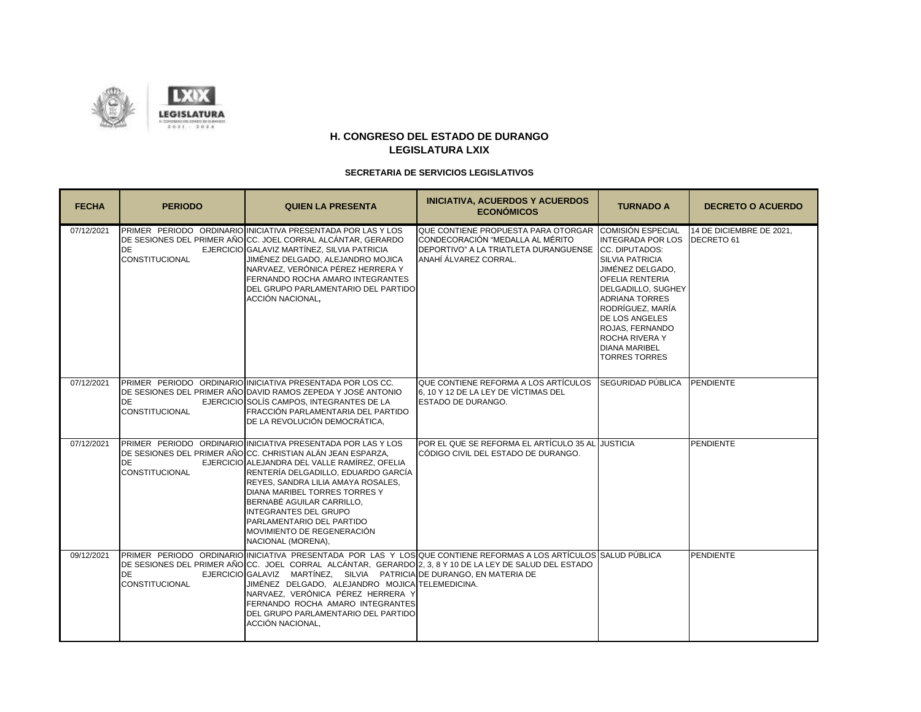**H. CONGRESO DEL ESTADO DE DURANGO**
**LEGISLATURA LXIX**

**SECRETARIA DE SERVICIOS LEGISLATIVOS**

| FECHA | PERIODO | QUIEN LA PRESENTA | INICIATIVA, ACUERDOS Y ACUERDOS ECONÓMICOS | TURNADO A | DECRETO O ACUERDO |
|---|---|---|---|---|---|
| 07/12/2021 | PRIMER PERIODO ORDINARIO DE SESIONES DEL PRIMER AÑO DE EJERCICIO CONSTITUCIONAL | INICIATIVA PRESENTADA POR LAS Y LOS CC. JOEL CORRAL ALCÁNTAR, GERARDO GALAVIZ MARTÍNEZ, SILVIA PATRICIA JIMÉNEZ DELGADO, ALEJANDRO MOJICA NARVAEZ, VERÓNICA PÉREZ HERRERA Y FERNANDO ROCHA AMARO INTEGRANTES DEL GRUPO PARLAMENTARIO DEL PARTIDO ACCIÓN NACIONAL**,** | QUE CONTIENE PROPUESTA PARA OTORGAR CONDECORACIÓN "MEDALLA AL MÉRITO DEPORTIVO" A LA TRIATLETA DURANGUENSE ANAHÍ ÁLVAREZ CORRAL. | COMISIÓN ESPECIAL INTEGRADA POR LOS CC. DIPUTADOS: SILVIA PATRICIA JIMÉNEZ DELGADO, OFELIA RENTERIA DELGADILLO, SUGHEY ADRIANA TORRES RODRÍGUEZ, MARÍA DE LOS ANGELES ROJAS, FERNANDO ROCHA RIVERA Y DIANA MARIBEL TORRES TORRES | 14 DE DICIEMBRE DE 2021, DECRETO 61 |
| 07/12/2021 | PRIMER PERIODO ORDINARIO DE SESIONES DEL PRIMER AÑO DE EJERCICIO CONSTITUCIONAL | INICIATIVA PRESENTADA POR LOS CC. DAVID RAMOS ZEPEDA Y JOSÉ ANTONIO SOLÍS CAMPOS, INTEGRANTES DE LA FRACCIÓN PARLAMENTARIA DEL PARTIDO DE LA REVOLUCIÓN DEMOCRÁTICA, | QUE CONTIENE REFORMA A LOS ARTÍCULOS 6, 10 Y 12 DE LA LEY DE VÍCTIMAS DEL ESTADO DE DURANGO. | SEGURIDAD PÚBLICA | PENDIENTE |
| 07/12/2021 | PRIMER PERIODO ORDINARIO DE SESIONES DEL PRIMER AÑO DE EJERCICIO CONSTITUCIONAL | INICIATIVA PRESENTADA POR LAS Y LOS CC. CHRISTIAN ALÁN JEAN ESPARZA, ALEJANDRA DEL VALLE RAMÍREZ, OFELIA RENTERÍA DELGADILLO, EDUARDO GARCÍA REYES, SANDRA LILIA AMAYA ROSALES, DIANA MARIBEL TORRES TORRES Y BERNABÉ AGUILAR CARRILLO, INTEGRANTES DEL GRUPO PARLAMENTARIO DEL PARTIDO MOVIMIENTO DE REGENERACIÓN NACIONAL (MORENA), | POR EL QUE SE REFORMA EL ARTÍCULO 35 AL CÓDIGO CIVIL DEL ESTADO DE DURANGO. | JUSTICIA | PENDIENTE |
| 09/12/2021 | PRIMER PERIODO ORDINARIO DE SESIONES DEL PRIMER AÑO DE EJERCICIO CONSTITUCIONAL | INICIATIVA PRESENTADA POR LAS Y LOS CC. JOEL CORRAL ALCÁNTAR, GERARDO GALAVIZ MARTÍNEZ, SILVIA PATRICIA JIMÉNEZ DELGADO, ALEJANDRO MOJICA NARVAEZ, VERÓNICA PÉREZ HERRERA Y FERNANDO ROCHA AMARO INTEGRANTES DEL GRUPO PARLAMENTARIO DEL PARTIDO ACCIÓN NACIONAL, | QUE CONTIENE REFORMAS A LOS ARTÍCULOS 2, 3, 8 Y 10 DE LA LEY DE SALUD DEL ESTADO DE DURANGO, EN MATERIA DE TELEMEDICINA. | SALUD PÚBLICA | PENDIENTE |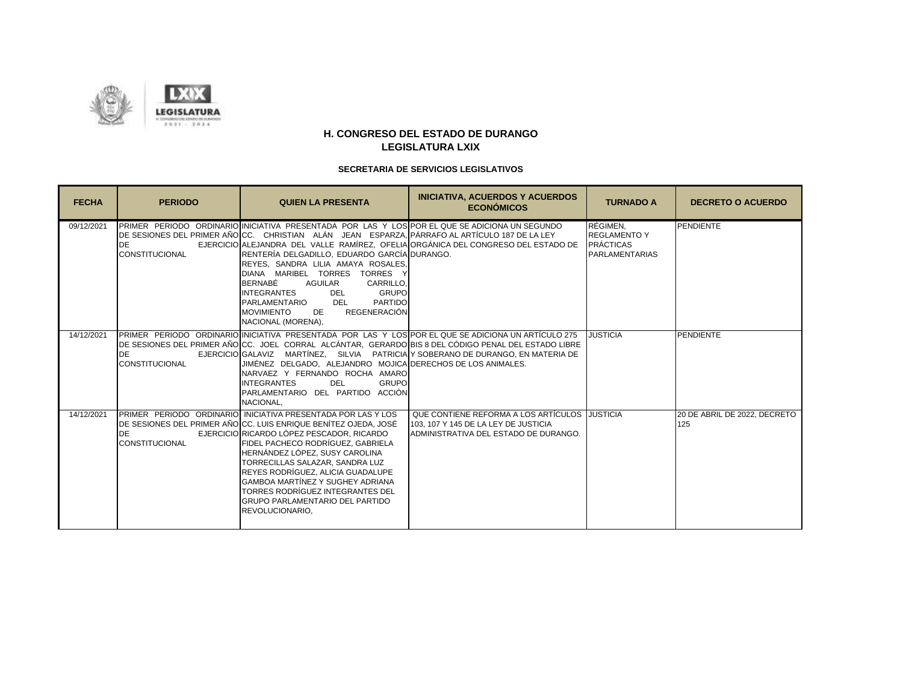**H. CONGRESO DEL ESTADO DE DURANGO**
**LEGISLATURA LXIX**

**SECRETARIA DE SERVICIOS LEGISLATIVOS**

| FECHA | PERIODO | QUIEN LA PRESENTA | INICIATIVA, ACUERDOS Y ACUERDOS ECONÓMICOS | TURNADO A | DECRETO O ACUERDO |
|---|---|---|---|---|---|
| 09/12/2021 | PRIMER PERIODO ORDINARIO DE SESIONES DEL PRIMER AÑO DE EJERCICIO CONSTITUCIONAL | INICIATIVA PRESENTADA POR LAS Y LOS CC. CHRISTIAN ALÁN JEAN ESPARZA, ALEJANDRA DEL VALLE RAMÍREZ, OFELIA RENTERÍA DELGADILLO, EDUARDO GARCÍA REYES, SANDRA LILIA AMAYA ROSALES, DIANA MARIBEL TORRES TORRES Y BERNABÉ AGUILAR CARRILLO, INTEGRANTES DEL GRUPO PARLAMENTARIO DEL PARTIDO MOVIMIENTO DE REGENERACIÓN NACIONAL (MORENA), | POR EL QUE SE ADICIONA UN SEGUNDO PÁRRAFO AL ARTÍCULO 187 DE LA LEY ORGÁNICA DEL CONGRESO DEL ESTADO DE DURANGO. | RÉGIMEN, REGLAMENTO Y PRÁCTICAS PARLAMENTARIAS | PENDIENTE |
| 14/12/2021 | PRIMER PERIODO ORDINARIO DE SESIONES DEL PRIMER AÑO DE EJERCICIO CONSTITUCIONAL | INICIATIVA PRESENTADA POR LAS Y LOS CC. JOEL CORRAL ALCÁNTAR, GERARDO GALAVIZ MARTÍNEZ, SILVIA PATRICIA JIMÉNEZ DELGADO, ALEJANDRO MOJICA NARVAEZ Y FERNANDO ROCHA AMARO INTEGRANTES DEL GRUPO PARLAMENTARIO DEL PARTIDO ACCIÓN NACIONAL, | POR EL QUE SE ADICIONA UN ARTÍCULO 275 BIS 8 DEL CÓDIGO PENAL DEL ESTADO LIBRE Y SOBERANO DE DURANGO, EN MATERIA DE DERECHOS DE LOS ANIMALES. | JUSTICIA | PENDIENTE |
| 14/12/2021 | PRIMER PERIODO ORDINARIO DE SESIONES DEL PRIMER AÑO DE EJERCICIO CONSTITUCIONAL | INICIATIVA PRESENTADA POR LAS Y LOS CC. LUIS ENRIQUE BENÍTEZ OJEDA, JOSÉ RICARDO LÓPEZ PESCADOR, RICARDO FIDEL PACHECO RODRÍGUEZ, GABRIELA HERNÁNDEZ LÓPEZ, SUSY CAROLINA TORRECILLAS SALAZAR, SANDRA LUZ REYES RODRÍGUEZ, ALICIA GUADALUPE GAMBOA MARTÍNEZ Y SUGHEY ADRIANA TORRES RODRÍGUEZ INTEGRANTES DEL GRUPO PARLAMENTARIO DEL PARTIDO REVOLUCIONARIO, | QUE CONTIENE REFORMA A LOS ARTÍCULOS 103, 107 Y 145 DE LA LEY DE JUSTICIA ADMINISTRATIVA DEL ESTADO DE DURANGO. | JUSTICIA | 20 DE ABRIL DE 2022, DECRETO 125 |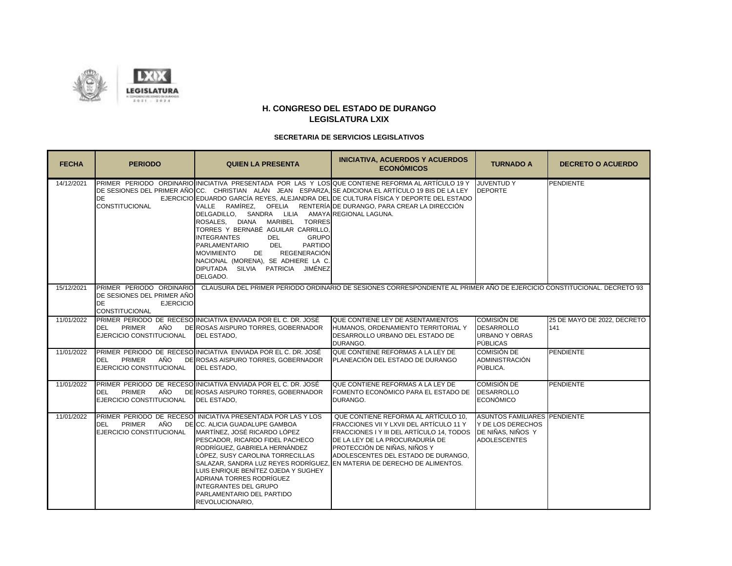**H. CONGRESO DEL ESTADO DE DURANGO**
**LEGISLATURA LXIX**

**SECRETARIA DE SERVICIOS LEGISLATIVOS**

| FECHA | PERIODO | QUIEN LA PRESENTA | INICIATIVA, ACUERDOS Y ACUERDOS ECONÓMICOS | TURNADO A | DECRETO O ACUERDO |
|---|---|---|---|---|---|
| 14/12/2021 | PRIMER PERIODO ORDINARIO DE SESIONES DEL PRIMER AÑO DE EJERCICIO CONSTITUCIONAL | INICIATIVA PRESENTADA POR LAS Y LOS CC. CHRISTIAN ALÁN JEAN ESPARZA, EDUARDO GARCÍA REYES, ALEJANDRA DEL VALLE RAMÍREZ, OFELIA RENTERÍA DELGADILLO, SANDRA LILIA AMAYA ROSALES, DIANA MARIBEL TORRES TORRES Y BERNABÉ AGUILAR CARRILLO, INTEGRANTES DEL GRUPO PARLAMENTARIO DEL PARTIDO MOVIMIENTO DE REGENERACIÓN NACIONAL (MORENA), SE ADHIERE LA C. DIPUTADA SILVIA PATRICIA JIMÉNEZ DELGADO. | QUE CONTIENE REFORMA AL ARTÍCULO 19 Y SE ADICIONA EL ARTÍCULO 19 BIS DE LA LEY DE CULTURA FÍSICA Y DEPORTE DEL ESTADO DE DURANGO, PARA CREAR LA DIRECCIÓN REGIONAL LAGUNA. | JUVENTUD Y DEPORTE | PENDIENTE |
| 15/12/2021 | PRIMER PERIODO ORDINARIO DE SESIONES DEL PRIMER AÑO DE EJERCICIO CONSTITUCIONAL | CLAUSURA DEL PRIMER PERIODO ORDINARIO DE SESIONES CORRESPONDIENTE AL PRIMER AÑO DE EJERCICIO CONSTITUCIONAL. DECRETO 93 | | | |
| 11/01/2022 | PRIMER PERIODO DE RECESO DEL PRIMER AÑO DE EJERCICIO CONSTITUCIONAL | INICIATIVA ENVIADA POR EL C. DR. JOSÉ ROSAS AISPURO TORRES, GOBERNADOR DEL ESTADO, | QUE CONTIENE LEY DE ASENTAMIENTOS HUMANOS, ORDENAMIENTO TERRITORIAL Y DESARROLLO URBANO DEL ESTADO DE DURANGO. | COMISIÓN DE DESARROLLO URBANO Y OBRAS PÚBLICAS | 25 DE MAYO DE 2022, DECRETO 141 |
| 11/01/2022 | PRIMER PERIODO DE RECESO DEL PRIMER AÑO DE EJERCICIO CONSTITUCIONAL | INICIATIVA ENVIADA POR EL C. DR. JOSÉ ROSAS AISPURO TORRES, GOBERNADOR DEL ESTADO, | QUE CONTIENE REFORMAS A LA LEY DE PLANEACIÓN DEL ESTADO DE DURANGO | COMISIÓN DE ADMINISTRACIÓN PÚBLICA. | PENDIENTE |
| 11/01/2022 | PRIMER PERIODO DE RECESO DEL PRIMER AÑO DE EJERCICIO CONSTITUCIONAL | INICIATIVA ENVIADA POR EL C. DR. JOSÉ ROSAS AISPURO TORRES, GOBERNADOR DEL ESTADO, | QUE CONTIENE REFORMAS A LA LEY DE FOMENTO ECONÓMICO PARA EL ESTADO DE DURANGO. | COMISIÓN DE DESARROLLO ECONÓMICO | PENDIENTE |
| 11/01/2022 | PRIMER PERIODO DE RECESO DEL PRIMER AÑO DE EJERCICIO CONSTITUCIONAL | INICIATIVA PRESENTADA POR LAS Y LOS CC. ALICIA GUADALUPE GAMBOA MARTÍNEZ, JOSÉ RICARDO LÓPEZ PESCADOR, RICARDO FIDEL PACHECO RODRÍGUEZ, GABRIELA HERNÁNDEZ LÓPEZ, SUSY CAROLINA TORRECILLAS SALAZAR, SANDRA LUZ REYES RODRÍGUEZ, LUIS ENRIQUE BENÍTEZ OJEDA Y SUGHEY ADRIANA TORRES RODRÍGUEZ INTEGRANTES DEL GRUPO PARLAMENTARIO DEL PARTIDO REVOLUCIONARIO, | QUE CONTIENE REFORMA AL ARTÍCULO 10, FRACCIONES VII Y LXVII DEL ARTÍCULO 11 Y FRACCIONES I Y III DEL ARTÍCULO 14, TODOS DE LA LEY DE LA PROCURADURÍA DE PROTECCIÓN DE NIÑAS, NIÑOS Y ADOLESCENTES DEL ESTADO DE DURANGO, EN MATERIA DE DERECHO DE ALIMENTOS. | ASUNTOS FAMILIARES Y DE LOS DERECHOS DE NIÑAS, NIÑOS Y ADOLESCENTES | PENDIENTE |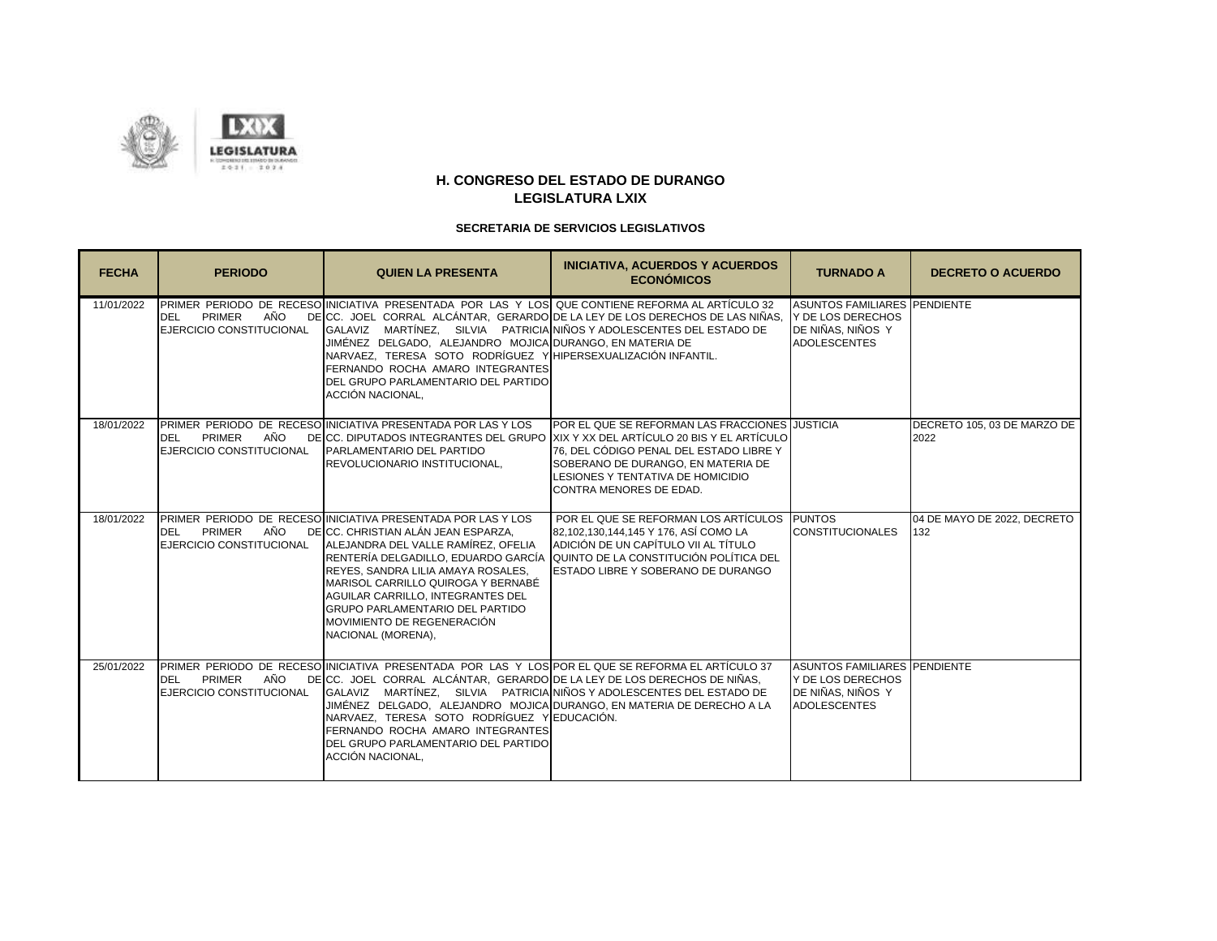**H. CONGRESO DEL ESTADO DE DURANGO**
**LEGISLATURA LXIX**

**SECRETARIA DE SERVICIOS LEGISLATIVOS**

| FECHA | PERIODO | QUIEN LA PRESENTA | INICIATIVA, ACUERDOS Y ACUERDOS ECONÓMICOS | TURNADO A | DECRETO O ACUERDO |
|---|---|---|---|---|---|
| 11/01/2022 | PRIMER PERIODO DE RECESO DEL PRIMER AÑO DE EJERCICIO CONSTITUCIONAL | INICIATIVA PRESENTADA POR LAS Y LOS CC. JOEL CORRAL ALCÁNTAR, GERARDO GALAVIZ MARTÍNEZ, SILVIA PATRICIA JIMÉNEZ DELGADO, ALEJANDRO MOJICA NARVAEZ, TERESA SOTO RODRÍGUEZ Y FERNANDO ROCHA AMARO INTEGRANTES DEL GRUPO PARLAMENTARIO DEL PARTIDO ACCIÓN NACIONAL, | QUE CONTIENE REFORMA AL ARTÍCULO 32 DE LA LEY DE LOS DERECHOS DE LAS NIÑAS, NIÑOS Y ADOLESCENTES DEL ESTADO DE DURANGO, EN MATERIA DE HIPERSEXUALIZACIÓN INFANTIL. | ASUNTOS FAMILIARES Y DE LOS DERECHOS DE NIÑAS, NIÑOS Y ADOLESCENTES | PENDIENTE |
| 18/01/2022 | PRIMER PERIODO DE RECESO DEL PRIMER AÑO DE EJERCICIO CONSTITUCIONAL | INICIATIVA PRESENTADA POR LAS Y LOS CC. DIPUTADOS INTEGRANTES DEL GRUPO PARLAMENTARIO DEL PARTIDO REVOLUCIONARIO INSTITUCIONAL, | POR EL QUE SE REFORMAN LAS FRACCIONES XIX Y XX DEL ARTÍCULO 20 BIS Y EL ARTÍCULO 76, DEL CÓDIGO PENAL DEL ESTADO LIBRE Y SOBERANO DE DURANGO, EN MATERIA DE LESIONES Y TENTATIVA DE HOMICIDIO CONTRA MENORES DE EDAD. | JUSTICIA | DECRETO 105, 03 DE MARZO DE 2022 |
| 18/01/2022 | PRIMER PERIODO DE RECESO DEL PRIMER AÑO DE EJERCICIO CONSTITUCIONAL | INICIATIVA PRESENTADA POR LAS Y LOS CC. CHRISTIAN ALÁN JEAN ESPARZA, ALEJANDRA DEL VALLE RAMÍREZ, OFELIA RENTERÍA DELGADILLO, EDUARDO GARCÍA REYES, SANDRA LILIA AMAYA ROSALES, MARISOL CARRILLO QUIROGA Y BERNABÉ AGUILAR CARRILLO, INTEGRANTES DEL GRUPO PARLAMENTARIO DEL PARTIDO MOVIMIENTO DE REGENERACIÓN NACIONAL (MORENA), | POR EL QUE SE REFORMAN LOS ARTÍCULOS 82,102,130,144,145 Y 176, ASÍ COMO LA ADICIÓN DE UN CAPÍTULO VII AL TÍTULO QUINTO DE LA CONSTITUCIÓN POLÍTICA DEL ESTADO LIBRE Y SOBERANO DE DURANGO | PUNTOS CONSTITUCIONALES | 04 DE MAYO DE 2022, DECRETO 132 |
| 25/01/2022 | PRIMER PERIODO DE RECESO DEL PRIMER AÑO DE EJERCICIO CONSTITUCIONAL | INICIATIVA PRESENTADA POR LAS Y LOS CC. JOEL CORRAL ALCÁNTAR, GERARDO GALAVIZ MARTÍNEZ, SILVIA PATRICIA JIMÉNEZ DELGADO, ALEJANDRO MOJICA NARVAEZ, TERESA SOTO RODRÍGUEZ Y FERNANDO ROCHA AMARO INTEGRANTES DEL GRUPO PARLAMENTARIO DEL PARTIDO ACCIÓN NACIONAL, | POR EL QUE SE REFORMA EL ARTÍCULO 37 DE LA LEY DE LOS DERECHOS DE NIÑAS, NIÑOS Y ADOLESCENTES DEL ESTADO DE DURANGO, EN MATERIA DE DERECHO A LA EDUCACIÓN. | ASUNTOS FAMILIARES Y DE LOS DERECHOS DE NIÑAS, NIÑOS Y ADOLESCENTES | PENDIENTE |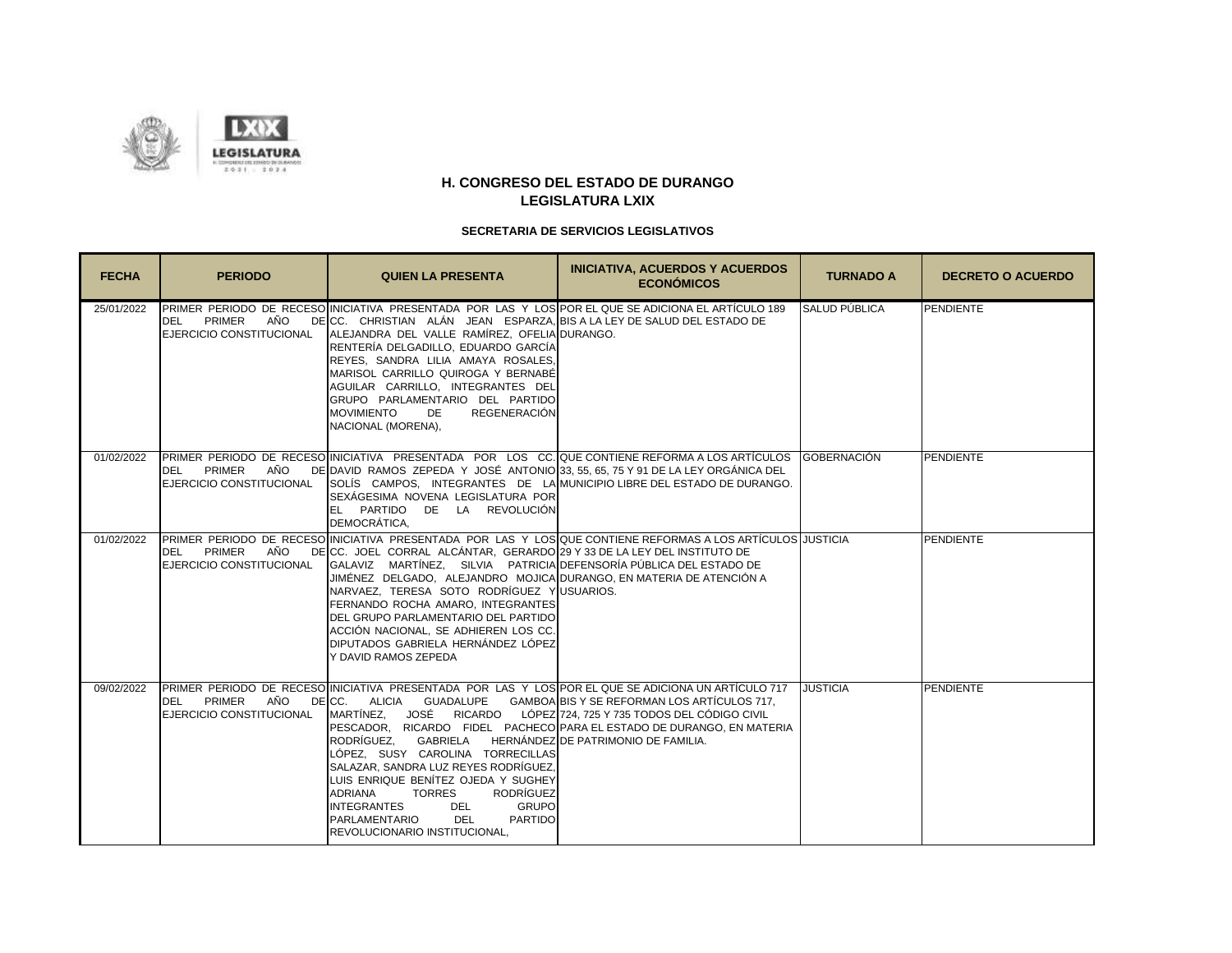**H. CONGRESO DEL ESTADO DE DURANGO**
**LEGISLATURA LXIX**

**SECRETARIA DE SERVICIOS LEGISLATIVOS**

| FECHA | PERIODO | QUIEN LA PRESENTA | INICIATIVA, ACUERDOS Y ACUERDOS ECONÓMICOS | TURNADO A | DECRETO O ACUERDO |
|---|---|---|---|---|---|
| 25/01/2022 | PRIMER PERIODO DE RECESO DEL PRIMER AÑO DE EJERCICIO CONSTITUCIONAL | INICIATIVA PRESENTADA POR LAS Y LOS CC. CHRISTIAN ALÁN JEAN ESPARZA, ALEJANDRA DEL VALLE RAMÍREZ, OFELIA RENTERÍA DELGADILLO, EDUARDO GARCÍA REYES, SANDRA LILIA AMAYA ROSALES, MARISOL CARRILLO QUIROGA Y BERNABÉ AGUILAR CARRILLO, INTEGRANTES DEL GRUPO PARLAMENTARIO DEL PARTIDO MOVIMIENTO DE REGENERACIÓN NACIONAL (MORENA), | POR EL QUE SE ADICIONA EL ARTÍCULO 189 BIS A LA LEY DE SALUD DEL ESTADO DE DURANGO. | SALUD PÚBLICA | PENDIENTE |
| 01/02/2022 | PRIMER PERIODO DE RECESO DEL PRIMER AÑO DE EJERCICIO CONSTITUCIONAL | INICIATIVA PRESENTADA POR LOS CC. DAVID RAMOS ZEPEDA Y JOSÉ ANTONIO SOLÍS CAMPOS, INTEGRANTES DE LA SEXÁGESIMA NOVENA LEGISLATURA POR EL PARTIDO DE LA REVOLUCIÓN DEMOCRÁTICA, | QUE CONTIENE REFORMA A LOS ARTÍCULOS 33, 55, 65, 75 Y 91 DE LA LEY ORGÁNICA DEL MUNICIPIO LIBRE DEL ESTADO DE DURANGO. | GOBERNACIÓN | PENDIENTE |
| 01/02/2022 | PRIMER PERIODO DE RECESO DEL PRIMER AÑO DE EJERCICIO CONSTITUCIONAL | INICIATIVA PRESENTADA POR LAS Y LOS CC. JOEL CORRAL ALCÁNTAR, GERARDO GALAVIZ MARTÍNEZ, SILVIA PATRICIA JIMÉNEZ DELGADO, ALEJANDRO MOJICA NARVAEZ, TERESA SOTO RODRÍGUEZ Y FERNANDO ROCHA AMARO, INTEGRANTES DEL GRUPO PARLAMENTARIO DEL PARTIDO ACCIÓN NACIONAL, SE ADHIEREN LOS CC. DIPUTADOS GABRIELA HERNÁNDEZ LÓPEZ Y DAVID RAMOS ZEPEDA | QUE CONTIENE REFORMAS A LOS ARTÍCULOS 29 Y 33 DE LA LEY DEL INSTITUTO DE DEFENSORÍA PÚBLICA DEL ESTADO DE DURANGO, EN MATERIA DE ATENCIÓN A USUARIOS. | JUSTICIA | PENDIENTE |
| 09/02/2022 | PRIMER PERIODO DE RECESO DEL PRIMER AÑO DE EJERCICIO CONSTITUCIONAL | INICIATIVA PRESENTADA POR LAS Y LOS CC. ALICIA GUADALUPE GAMBOA MARTÍNEZ, JOSÉ RICARDO LÓPEZ PESCADOR, RICARDO FIDEL PACHECO RODRÍGUEZ, GABRIELA HERNÁNDEZ LÓPEZ, SUSY CAROLINA TORRECILLAS SALAZAR, SANDRA LUZ REYES RODRÍGUEZ, LUIS ENRIQUE BENÍTEZ OJEDA Y SUGHEY ADRIANA TORRES RODRÍGUEZ INTEGRANTES DEL GRUPO PARLAMENTARIO DEL PARTIDO REVOLUCIONARIO INSTITUCIONAL, | POR EL QUE SE ADICIONA UN ARTÍCULO 717 BIS Y SE REFORMAN LOS ARTÍCULOS 717, 724, 725 Y 735 TODOS DEL CÓDIGO CIVIL PARA EL ESTADO DE DURANGO, EN MATERIA DE PATRIMONIO DE FAMILIA. | JUSTICIA | PENDIENTE |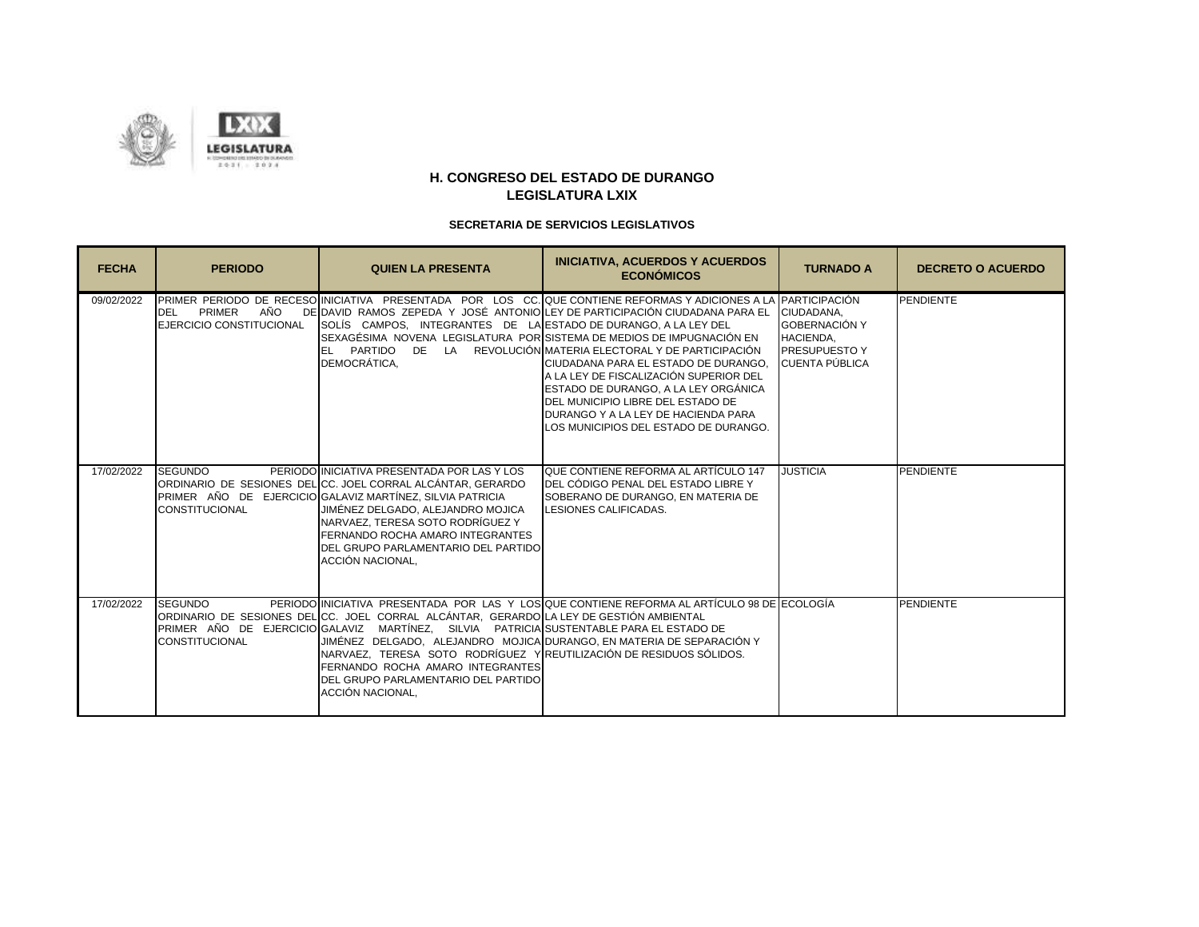**H. CONGRESO DEL ESTADO DE DURANGO**
**LEGISLATURA LXIX**

**SECRETARIA DE SERVICIOS LEGISLATIVOS**

| FECHA | PERIODO | QUIEN LA PRESENTA | INICIATIVA, ACUERDOS Y ACUERDOS ECONÓMICOS | TURNADO A | DECRETO O ACUERDO |
|---|---|---|---|---|---|
| 09/02/2022 | PRIMER PERIODO DE RECESO DEL PRIMER AÑO DE EJERCICIO CONSTITUCIONAL | INICIATIVA PRESENTADA POR LOS CC. DAVID RAMOS ZEPEDA Y JOSÉ ANTONIO SOLÍS CAMPOS, INTEGRANTES DE LA SEXAGÉSIMA NOVENA LEGISLATURA POR EL PARTIDO DE LA REVOLUCIÓN DEMOCRÁTICA, | QUE CONTIENE REFORMAS Y ADICIONES A LA LEY DE PARTICIPACIÓN CIUDADANA PARA EL ESTADO DE DURANGO, A LA LEY DEL SISTEMA DE MEDIOS DE IMPUGNACIÓN EN MATERIA ELECTORAL Y DE PARTICIPACIÓN CIUDADANA PARA EL ESTADO DE DURANGO, A LA LEY DE FISCALIZACIÓN SUPERIOR DEL ESTADO DE DURANGO, A LA LEY ORGÁNICA DEL MUNICIPIO LIBRE DEL ESTADO DE DURANGO Y A LA LEY DE HACIENDA PARA LOS MUNICIPIOS DEL ESTADO DE DURANGO. | PARTICIPACIÓN CIUDADANA, GOBERNACIÓN Y HACIENDA, PRESUPUESTO Y CUENTA PÚBLICA | PENDIENTE |
| 17/02/2022 | SEGUNDO PERIODO ORDINARIO DE SESIONES DEL PRIMER AÑO DE EJERCICIO CONSTITUCIONAL | INICIATIVA PRESENTADA POR LAS Y LOS CC. JOEL CORRAL ALCÁNTAR, GERARDO GALAVIZ MARTÍNEZ, SILVIA PATRICIA JIMÉNEZ DELGADO, ALEJANDRO MOJICA NARVAEZ, TERESA SOTO RODRÍGUEZ Y FERNANDO ROCHA AMARO INTEGRANTES DEL GRUPO PARLAMENTARIO DEL PARTIDO ACCIÓN NACIONAL, | QUE CONTIENE REFORMA AL ARTÍCULO 147 DEL CÓDIGO PENAL DEL ESTADO LIBRE Y SOBERANO DE DURANGO, EN MATERIA DE LESIONES CALIFICADAS. | JUSTICIA | PENDIENTE |
| 17/02/2022 | SEGUNDO PERIODO ORDINARIO DE SESIONES DEL PRIMER AÑO DE EJERCICIO CONSTITUCIONAL | INICIATIVA PRESENTADA POR LAS Y LOS CC. JOEL CORRAL ALCÁNTAR, GERARDO GALAVIZ MARTÍNEZ, SILVIA PATRICIA JIMÉNEZ DELGADO, ALEJANDRO MOJICA NARVAEZ, TERESA SOTO RODRÍGUEZ Y FERNANDO ROCHA AMARO INTEGRANTES DEL GRUPO PARLAMENTARIO DEL PARTIDO ACCIÓN NACIONAL, | QUE CONTIENE REFORMA AL ARTÍCULO 98 DE LA LEY DE GESTIÓN AMBIENTAL SUSTENTABLE PARA EL ESTADO DE DURANGO, EN MATERIA DE SEPARACIÓN Y REUTILIZACIÓN DE RESIDUOS SÓLIDOS. | ECOLOGÍA | PENDIENTE |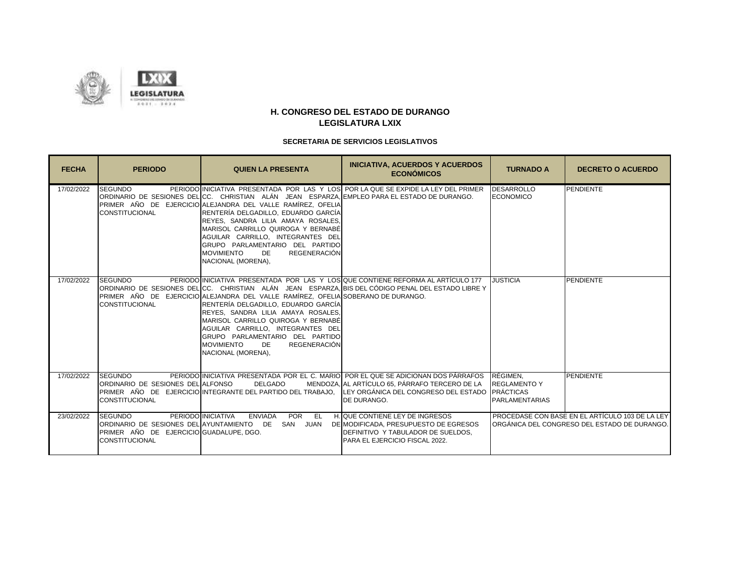**H. CONGRESO DEL ESTADO DE DURANGO**
**LEGISLATURA LXIX**

**SECRETARIA DE SERVICIOS LEGISLATIVOS**

| FECHA | PERIODO | QUIEN LA PRESENTA | INICIATIVA, ACUERDOS Y ACUERDOS ECONÓMICOS | TURNADO A | DECRETO O ACUERDO |
|---|---|---|---|---|---|
| 17/02/2022 | SEGUNDO PERIODO ORDINARIO DE SESIONES DEL PRIMER AÑO DE EJERCICIO CONSTITUCIONAL | INICIATIVA PRESENTADA POR LAS Y LOS CC. CHRISTIAN ALÁN JEAN ESPARZA, ALEJANDRA DEL VALLE RAMÍREZ, OFELIA RENTERÍA DELGADILLO, EDUARDO GARCÍA REYES, SANDRA LILIA AMAYA ROSALES, MARISOL CARRILLO QUIROGA Y BERNABÉ AGUILAR CARRILLO, INTEGRANTES DEL GRUPO PARLAMENTARIO DEL PARTIDO MOVIMIENTO DE REGENERACIÓN NACIONAL (MORENA), | POR LA QUE SE EXPIDE LA LEY DEL PRIMER EMPLEO PARA EL ESTADO DE DURANGO. | DESARROLLO ECONOMICO | PENDIENTE |
| 17/02/2022 | SEGUNDO PERIODO ORDINARIO DE SESIONES DEL PRIMER AÑO DE EJERCICIO CONSTITUCIONAL | INICIATIVA PRESENTADA POR LAS Y LOS CC. CHRISTIAN ALÁN JEAN ESPARZA, ALEJANDRA DEL VALLE RAMÍREZ, OFELIA RENTERÍA DELGADILLO, EDUARDO GARCÍA REYES, SANDRA LILIA AMAYA ROSALES, MARISOL CARRILLO QUIROGA Y BERNABÉ AGUILAR CARRILLO, INTEGRANTES DEL GRUPO PARLAMENTARIO DEL PARTIDO MOVIMIENTO DE REGENERACIÓN NACIONAL (MORENA), | QUE CONTIENE REFORMA AL ARTÍCULO 177 BIS DEL CÓDIGO PENAL DEL ESTADO LIBRE Y SOBERANO DE DURANGO. | JUSTICIA | PENDIENTE |
| 17/02/2022 | SEGUNDO PERIODO ORDINARIO DE SESIONES DEL PRIMER AÑO DE EJERCICIO CONSTITUCIONAL | INICIATIVA PRESENTADA POR EL C. MARIO ALFONSO DELGADO MENDOZA, INTEGRANTE DEL PARTIDO DEL TRABAJO, | POR EL QUE SE ADICIONAN DOS PÁRRAFOS AL ARTÍCULO 65, PÁRRAFO TERCERO DE LA LEY ORGÁNICA DEL CONGRESO DEL ESTADO DE DURANGO. | RÉGIMEN, REGLAMENTO Y PRÁCTICAS PARLAMENTARIAS | PENDIENTE |
| 23/02/2022 | SEGUNDO PERIODO ORDINARIO DE SESIONES DEL PRIMER AÑO DE EJERCICIO CONSTITUCIONAL | INICIATIVA ENVIADA POR EL H. AYUNTAMIENTO DE SAN JUAN DE GUADALUPE, DGO. | QUE CONTIENE LEY DE INGRESOS MODIFICADA, PRESUPUESTO DE EGRESOS DEFINITIVO Y TABULADOR DE SUELDOS, PARA EL EJERCICIO FISCAL 2022. | PROCEDASE CON BASE EN EL ARTÍCULO 103 DE LA LEY ORGÁNICA DEL CONGRESO DEL ESTADO DE DURANGO. | |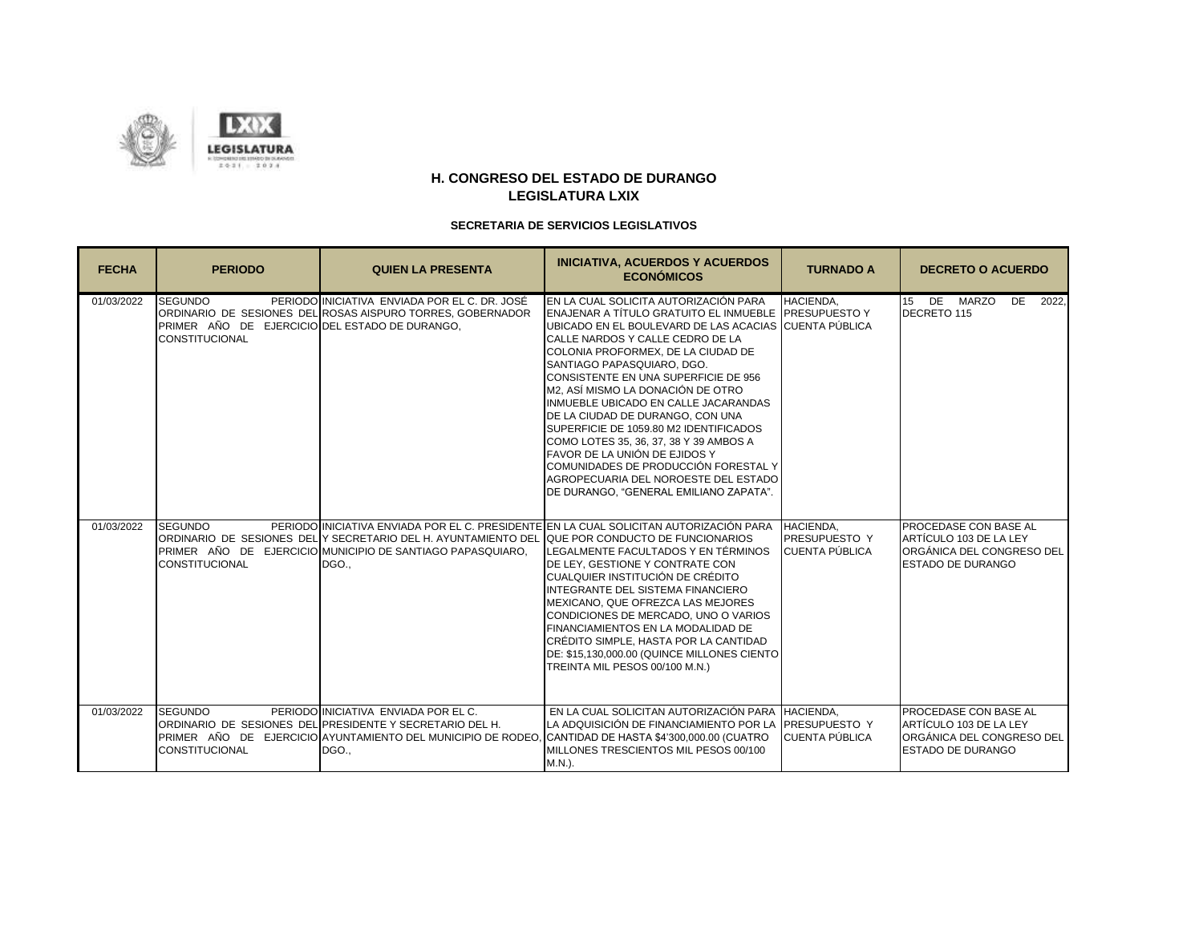**H. CONGRESO DEL ESTADO DE DURANGO**
**LEGISLATURA LXIX**

**SECRETARIA DE SERVICIOS LEGISLATIVOS**

| FECHA | PERIODO | QUIEN LA PRESENTA | INICIATIVA, ACUERDOS Y ACUERDOS ECONÓMICOS | TURNADO A | DECRETO O ACUERDO |
|---|---|---|---|---|---|
| 01/03/2022 | SEGUNDO PERIODO ORDINARIO DE SESIONES DEL PRIMER AÑO DE EJERCICIO CONSTITUCIONAL | INICIATIVA ENVIADA POR EL C. DR. JOSÉ ROSAS AISPURO TORRES, GOBERNADOR DEL ESTADO DE DURANGO, | EN LA CUAL SOLICITA AUTORIZACIÓN PARA ENAJENAR A TÍTULO GRATUITO EL INMUEBLE UBICADO EN EL BOULEVARD DE LAS ACACIAS CALLE NARDOS Y CALLE CEDRO DE LA COLONIA PROFORMEX, DE LA CIUDAD DE SANTIAGO PAPASQUIARO, DGO. CONSISTENTE EN UNA SUPERFICIE DE 956 M2, ASÍ MISMO LA DONACIÓN DE OTRO INMUEBLE UBICADO EN CALLE JACARANDAS DE LA CIUDAD DE DURANGO, CON UNA SUPERFICIE DE 1059.80 M2 IDENTIFICADOS COMO LOTES 35, 36, 37, 38 Y 39 AMBOS A FAVOR DE LA UNIÓN DE EJIDOS Y COMUNIDADES DE PRODUCCIÓN FORESTAL Y AGROPECUARIA DEL NOROESTE DEL ESTADO DE DURANGO, "GENERAL EMILIANO ZAPATA". | HACIENDA, PRESUPUESTO Y CUENTA PÚBLICA | 15 DE MARZO DE 2022, DECRETO 115 |
| 01/03/2022 | SEGUNDO PERIODO ORDINARIO DE SESIONES DEL PRIMER AÑO DE EJERCICIO CONSTITUCIONAL | INICIATIVA ENVIADA POR EL C. PRESIDENTE Y SECRETARIO DEL H. AYUNTAMIENTO DEL MUNICIPIO DE SANTIAGO PAPASQUIARO, DGO., | EN LA CUAL SOLICITAN AUTORIZACIÓN PARA QUE POR CONDUCTO DE FUNCIONARIOS LEGALMENTE FACULTADOS Y EN TÉRMINOS DE LEY, GESTIONE Y CONTRATE CON CUALQUIER INSTITUCIÓN DE CRÉDITO INTEGRANTE DEL SISTEMA FINANCIERO MEXICANO, QUE OFREZCA LAS MEJORES CONDICIONES DE MERCADO, UNO O VARIOS FINANCIAMIENTOS EN LA MODALIDAD DE CRÉDITO SIMPLE, HASTA POR LA CANTIDAD DE: $15,130,000.00 (QUINCE MILLONES CIENTO TREINTA MIL PESOS 00/100 M.N.) | HACIENDA, PRESUPUESTO Y CUENTA PÚBLICA | PROCEDASE CON BASE AL ARTÍCULO 103 DE LA LEY ORGÁNICA DEL CONGRESO DEL ESTADO DE DURANGO |
| 01/03/2022 | SEGUNDO PERIODO ORDINARIO DE SESIONES DEL PRIMER AÑO DE EJERCICIO CONSTITUCIONAL | INICIATIVA ENVIADA POR EL C. PRESIDENTE Y SECRETARIO DEL H. AYUNTAMIENTO DEL MUNICIPIO DE RODEO, DGO., | EN LA CUAL SOLICITAN AUTORIZACIÓN PARA LA ADQUISICIÓN DE FINANCIAMIENTO POR LA CANTIDAD DE HASTA $4'300,000.00 (CUATRO MILLONES TRESCIENTOS MIL PESOS 00/100 M.N.). | HACIENDA, PRESUPUESTO Y CUENTA PÚBLICA | PROCEDASE CON BASE AL ARTÍCULO 103 DE LA LEY ORGÁNICA DEL CONGRESO DEL ESTADO DE DURANGO |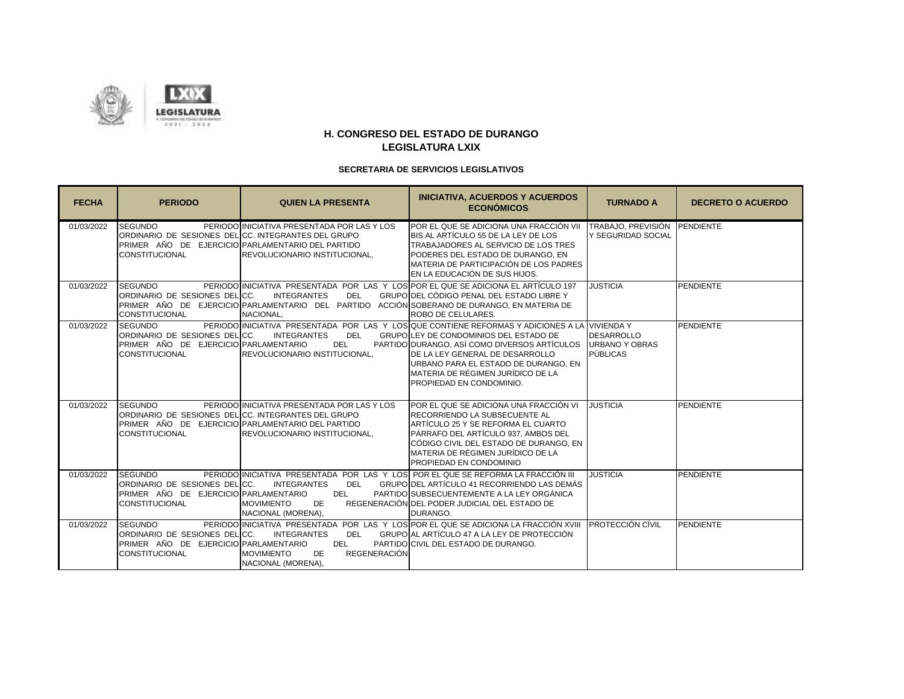**H. CONGRESO DEL ESTADO DE DURANGO**
**LEGISLATURA LXIX**

**SECRETARIA DE SERVICIOS LEGISLATIVOS**

| FECHA | PERIODO | QUIEN LA PRESENTA | INICIATIVA, ACUERDOS Y ACUERDOS ECONÓMICOS | TURNADO A | DECRETO O ACUERDO |
|---|---|---|---|---|---|
| 01/03/2022 | SEGUNDO PERIODO ORDINARIO DE SESIONES DEL PRIMER AÑO DE EJERCICIO CONSTITUCIONAL | INICIATIVA PRESENTADA POR LAS Y LOS CC. INTEGRANTES DEL GRUPO PARLAMENTARIO DEL PARTIDO REVOLUCIONARIO INSTITUCIONAL, | POR EL QUE SE ADICIONA UNA FRACCIÓN VII BIS AL ARTÍCULO 55 DE LA LEY DE LOS TRABAJADORES AL SERVICIO DE LOS TRES PODERES DEL ESTADO DE DURANGO, EN MATERIA DE PARTICIPACIÓN DE LOS PADRES EN LA EDUCACIÓN DE SUS HIJOS. | TRABAJO, PREVISIÓN Y SEGURIDAD SOCIAL | PENDIENTE |
| 01/03/2022 | SEGUNDO PERIODO ORDINARIO DE SESIONES DEL PRIMER AÑO DE EJERCICIO CONSTITUCIONAL | INICIATIVA PRESENTADA POR LAS Y LOS CC. INTEGRANTES DEL GRUPO PARLAMENTARIO DEL PARTIDO ACCIÓN NACIONAL, | POR EL QUE SE ADICIONA EL ARTÍCULO 197 DEL CÓDIGO PENAL DEL ESTADO LIBRE Y SOBERANO DE DURANGO, EN MATERIA DE ROBO DE CELULARES. | JUSTICIA | PENDIENTE |
| 01/03/2022 | SEGUNDO PERIODO ORDINARIO DE SESIONES DEL PRIMER AÑO DE EJERCICIO CONSTITUCIONAL | INICIATIVA PRESENTADA POR LAS Y LOS CC. INTEGRANTES DEL GRUPO PARLAMENTARIO DEL PARTIDO REVOLUCIONARIO INSTITUCIONAL, | QUE CONTIENE REFORMAS Y ADICIONES A LA LEY DE CONDOMINIOS DEL ESTADO DE DURANGO, ASÍ COMO DIVERSOS ARTÍCULOS DE LA LEY GENERAL DE DESARROLLO URBANO PARA EL ESTADO DE DURANGO, EN MATERIA DE RÉGIMEN JURÍDICO DE LA PROPIEDAD EN CONDOMINIO. | VIVIENDA Y DESARROLLO URBANO Y OBRAS PÚBLICAS | PENDIENTE |
| 01/03/2022 | SEGUNDO PERIODO ORDINARIO DE SESIONES DEL PRIMER AÑO DE EJERCICIO CONSTITUCIONAL | INICIATIVA PRESENTADA POR LAS Y LOS CC. INTEGRANTES DEL GRUPO PARLAMENTARIO DEL PARTIDO REVOLUCIONARIO INSTITUCIONAL, | POR EL QUE SE ADICIONA UNA FRACCIÓN VI RECORRIENDO LA SUBSECUENTE AL ARTÍCULO 25 Y SE REFORMA EL CUARTO PÁRRAFO DEL ARTÍCULO 937, AMBOS DEL CÓDIGO CIVIL DEL ESTADO DE DURANGO, EN MATERIA DE RÉGIMEN JURÍDICO DE LA PROPIEDAD EN CONDOMINIO | JUSTICIA | PENDIENTE |
| 01/03/2022 | SEGUNDO PERIODO ORDINARIO DE SESIONES DEL PRIMER AÑO DE EJERCICIO CONSTITUCIONAL | INICIATIVA PRESENTADA POR LAS Y LOS CC. INTEGRANTES DEL GRUPO PARLAMENTARIO DEL PARTIDO MOVIMIENTO DE REGENERACIÓN NACIONAL (MORENA), | POR EL QUE SE REFORMA LA FRACCIÓN III DEL ARTÍCULO 41 RECORRIENDO LAS DEMÁS SUBSECUENTEMENTE A LA LEY ORGÁNICA DEL PODER JUDICIAL DEL ESTADO DE DURANGO. | JUSTICIA | PENDIENTE |
| 01/03/2022 | SEGUNDO PERIODO ORDINARIO DE SESIONES DEL PRIMER AÑO DE EJERCICIO CONSTITUCIONAL | INICIATIVA PRESENTADA POR LAS Y LOS CC. INTEGRANTES DEL GRUPO PARLAMENTARIO DEL PARTIDO MOVIMIENTO DE REGENERACIÓN NACIONAL (MORENA), | POR EL QUE SE ADICIONA LA FRACCIÓN XVIII AL ARTÍCULO 47 A LA LEY DE PROTECCIÓN CIVIL DEL ESTADO DE DURANGO. | PROTECCIÓN CÍVIL | PENDIENTE |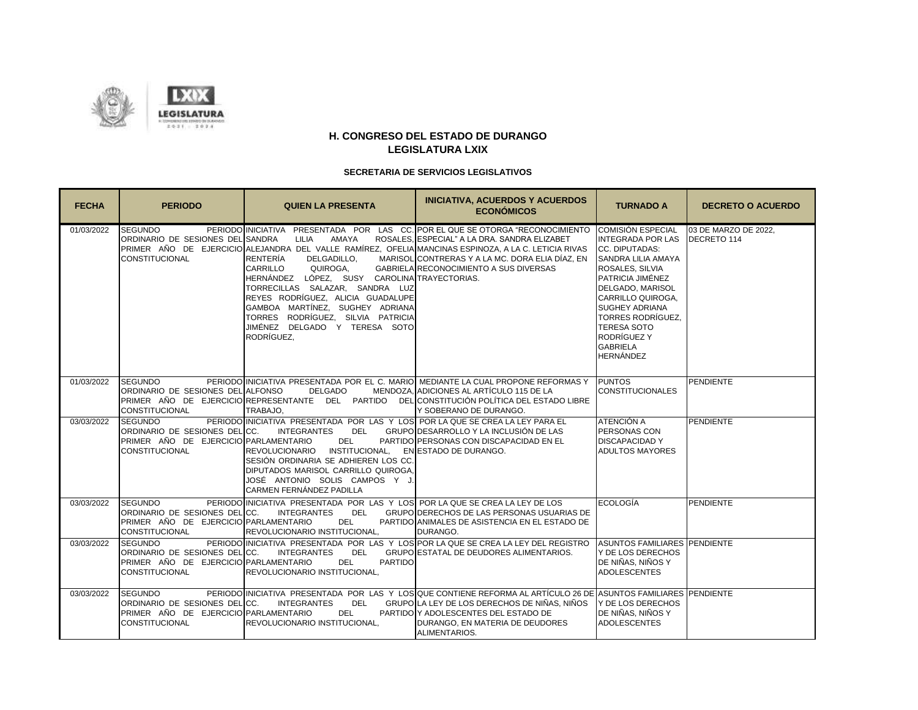## H. CONGRESO DEL ESTADO DE DURANGO
## LEGISLATURA LXIX

### SECRETARIA DE SERVICIOS LEGISLATIVOS

| FECHA | PERIODO | QUIEN LA PRESENTA | INICIATIVA, ACUERDOS Y ACUERDOS ECONÓMICOS | TURNADO A | DECRETO O ACUERDO |
|---|---|---|---|---|---|
| 01/03/2022 | SEGUNDO PERIODO ORDINARIO DE SESIONES DEL PRIMER AÑO DE EJERCICIO CONSTITUCIONAL | INICIATIVA PRESENTADA POR LAS CC. SANDRA LILIA AMAYA ROSALES, ALEJANDRA DEL VALLE RAMÍREZ, OFELIA RENTERÍA DELGADILLO, MARISOL CARRILLO QUIROGA, GABRIELA HERNÁNDEZ LÓPEZ, SUSY CAROLINA TORRECILLAS SALAZAR, SANDRA LUZ REYES RODRÍGUEZ, ALICIA GUADALUPE GAMBOA MARTÍNEZ, SUGHEY ADRIANA TORRES RODRÍGUEZ, SILVIA PATRICIA JIMÉNEZ DELGADO Y TERESA SOTO RODRÍGUEZ, | POR EL QUE SE OTORGA "RECONOCIMIENTO ESPECIAL" A LA DRA. SANDRA ELIZABET MANCINAS ESPINOZA, A LA C. LETICIA RIVAS CONTRERAS Y A LA MC. DORA ELIA DÍAZ, EN RECONOCIMIENTO A SUS DIVERSAS TRAYECTORIAS. | COMISIÓN ESPECIAL INTEGRADA POR LAS CC. DIPUTADAS: SANDRA LILIA AMAYA ROSALES, SILVIA PATRICIA JIMÉNEZ DELGADO, MARISOL CARRILLO QUIROGA, SUGHEY ADRIANA TORRES RODRÍGUEZ, TERESA SOTO RODRÍGUEZ Y GABRIELA HERNÁNDEZ | 03 DE MARZO DE 2022, DECRETO 114 |
| 01/03/2022 | SEGUNDO PERIODO ORDINARIO DE SESIONES DEL PRIMER AÑO DE EJERCICIO CONSTITUCIONAL | INICIATIVA PRESENTADA POR EL C. MARIO ALFONSO DELGADO MENDOZA, REPRESENTANTE DEL PARTIDO DEL TRABAJO, | MEDIANTE LA CUAL PROPONE REFORMAS Y ADICIONES AL ARTÍCULO 115 DE LA CONSTITUCIÓN POLÍTICA DEL ESTADO LIBRE Y SOBERANO DE DURANGO. | PUNTOS CONSTITUCIONALES | PENDIENTE |
| 03/03/2022 | SEGUNDO PERIODO ORDINARIO DE SESIONES DEL PRIMER AÑO DE EJERCICIO CONSTITUCIONAL | INICIATIVA PRESENTADA POR LAS Y LOS CC. INTEGRANTES DEL GRUPO PARLAMENTARIO DEL PARTIDO REVOLUCIONARIO INSTITUCIONAL, EN SESIÓN ORDINARIA SE ADHIEREN LOS CC. DIPUTADOS MARISOL CARRILLO QUIROGA, JOSÉ ANTONIO SOLIS CAMPOS Y J. CARMEN FERNÁNDEZ PADILLA | POR LA QUE SE CREA LA LEY PARA EL DESARROLLO Y LA INCLUSIÓN DE LAS PERSONAS CON DISCAPACIDAD EN EL ESTADO DE DURANGO. | ATENCIÓN A PERSONAS CON DISCAPACIDAD Y ADULTOS MAYORES | PENDIENTE |
| 03/03/2022 | SEGUNDO PERIODO ORDINARIO DE SESIONES DEL PRIMER AÑO DE EJERCICIO CONSTITUCIONAL | INICIATIVA PRESENTADA POR LAS Y LOS CC. INTEGRANTES DEL GRUPO PARLAMENTARIO DEL PARTIDO REVOLUCIONARIO INSTITUCIONAL, | POR LA QUE SE CREA LA LEY DE LOS DERECHOS DE LAS PERSONAS USUARIAS DE ANIMALES DE ASISTENCIA EN EL ESTADO DE DURANGO. | ECOLOGÍA | PENDIENTE |
| 03/03/2022 | SEGUNDO PERIODO ORDINARIO DE SESIONES DEL PRIMER AÑO DE EJERCICIO CONSTITUCIONAL | INICIATIVA PRESENTADA POR LAS Y LOS CC. INTEGRANTES DEL GRUPO PARLAMENTARIO DEL PARTIDO REVOLUCIONARIO INSTITUCIONAL, | POR LA QUE SE CREA LA LEY DEL REGISTRO ESTATAL DE DEUDORES ALIMENTARIOS. | ASUNTOS FAMILIARES Y DE LOS DERECHOS DE NIÑAS, NIÑOS Y ADOLESCENTES | PENDIENTE |
| 03/03/2022 | SEGUNDO PERIODO ORDINARIO DE SESIONES DEL PRIMER AÑO DE EJERCICIO CONSTITUCIONAL | INICIATIVA PRESENTADA POR LAS Y LOS CC. INTEGRANTES DEL GRUPO PARLAMENTARIO DEL PARTIDO REVOLUCIONARIO INSTITUCIONAL, | QUE CONTIENE REFORMA AL ARTÍCULO 26 DE LA LEY DE LOS DERECHOS DE NIÑAS, NIÑOS Y ADOLESCENTES DEL ESTADO DE DURANGO, EN MATERIA DE DEUDORES ALIMENTARIOS. | ASUNTOS FAMILIARES Y DE LOS DERECHOS DE NIÑAS, NIÑOS Y ADOLESCENTES | PENDIENTE |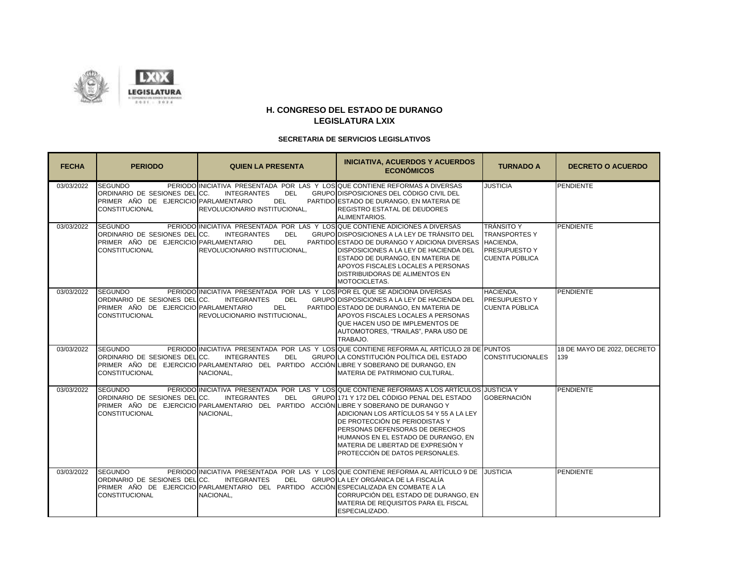**H. CONGRESO DEL ESTADO DE DURANGO**
**LEGISLATURA LXIX**

**SECRETARIA DE SERVICIOS LEGISLATIVOS**

| FECHA | PERIODO | QUIEN LA PRESENTA | INICIATIVA, ACUERDOS Y ACUERDOS ECONÓMICOS | TURNADO A | DECRETO O ACUERDO |
|---|---|---|---|---|---|
| 03/03/2022 | SEGUNDO PERIODO ORDINARIO DE SESIONES DEL PRIMER AÑO DE EJERCICIO CONSTITUCIONAL | INICIATIVA PRESENTADA POR LAS Y LOS CC. INTEGRANTES DEL GRUPO PARLAMENTARIO DEL PARTIDO REVOLUCIONARIO INSTITUCIONAL, | QUE CONTIENE REFORMAS A DIVERSAS DISPOSICIONES DEL CÓDIGO CIVIL DEL ESTADO DE DURANGO, EN MATERIA DE REGISTRO ESTATAL DE DEUDORES ALIMENTARIOS. | JUSTICIA | PENDIENTE |
| 03/03/2022 | SEGUNDO PERIODO ORDINARIO DE SESIONES DEL PRIMER AÑO DE EJERCICIO CONSTITUCIONAL | INICIATIVA PRESENTADA POR LAS Y LOS CC. INTEGRANTES DEL GRUPO PARLAMENTARIO DEL PARTIDO REVOLUCIONARIO INSTITUCIONAL, | QUE CONTIENE ADICIONES A DIVERSAS DISPOSICIONES A LA LEY DE TRÁNSITO DEL ESTADO DE DURANGO Y ADICIONA DIVERSAS DISPOSICIONES A LA LEY DE HACIENDA DEL ESTADO DE DURANGO, EN MATERIA DE APOYOS FISCALES LOCALES A PERSONAS DISTRIBUIDORAS DE ALIMENTOS EN MOTOCICLETAS. | TRÁNSITO Y TRANSPORTES Y HACIENDA, PRESUPUESTO Y CUENTA PÚBLICA | PENDIENTE |
| 03/03/2022 | SEGUNDO PERIODO ORDINARIO DE SESIONES DEL PRIMER AÑO DE EJERCICIO CONSTITUCIONAL | INICIATIVA PRESENTADA POR LAS Y LOS CC. INTEGRANTES DEL GRUPO PARLAMENTARIO DEL PARTIDO REVOLUCIONARIO INSTITUCIONAL, | POR EL QUE SE ADICIONA DIVERSAS DISPOSICIONES A LA LEY DE HACIENDA DEL ESTADO DE DURANGO, EN MATERIA DE APOYOS FISCALES LOCALES A PERSONAS QUE HACEN USO DE IMPLEMENTOS DE AUTOMOTORES, "TRAILAS", PARA USO DE TRABAJO. | HACIENDA, PRESUPUESTO Y CUENTA PÚBLICA | PENDIENTE |
| 03/03/2022 | SEGUNDO PERIODO ORDINARIO DE SESIONES DEL PRIMER AÑO DE EJERCICIO CONSTITUCIONAL | INICIATIVA PRESENTADA POR LAS Y LOS CC. INTEGRANTES DEL GRUPO PARLAMENTARIO DEL PARTIDO ACCIÓN NACIONAL, | QUE CONTIENE REFORMA AL ARTÍCULO 28 DE LA CONSTITUCIÓN POLÍTICA DEL ESTADO LIBRE Y SOBERANO DE DURANGO, EN MATERIA DE PATRIMONIO CULTURAL. | PUNTOS CONSTITUCIONALES | 18 DE MAYO DE 2022, DECRETO 139 |
| 03/03/2022 | SEGUNDO PERIODO ORDINARIO DE SESIONES DEL PRIMER AÑO DE EJERCICIO CONSTITUCIONAL | INICIATIVA PRESENTADA POR LAS Y LOS CC. INTEGRANTES DEL GRUPO PARLAMENTARIO DEL PARTIDO ACCIÓN NACIONAL, | QUE CONTIENE REFORMAS A LOS ARTÍCULOS 171 Y 172 DEL CÓDIGO PENAL DEL ESTADO LIBRE Y SOBERANO DE DURANGO Y ADICIONAN LOS ARTÍCULOS 54 Y 55 A LA LEY DE PROTECCIÓN DE PERIODISTAS Y PERSONAS DEFENSORAS DE DERECHOS HUMANOS EN EL ESTADO DE DURANGO, EN MATERIA DE LIBERTAD DE EXPRESIÓN Y PROTECCIÓN DE DATOS PERSONALES. | JUSTICIA Y GOBERNACIÓN | PENDIENTE |
| 03/03/2022 | SEGUNDO PERIODO ORDINARIO DE SESIONES DEL PRIMER AÑO DE EJERCICIO CONSTITUCIONAL | INICIATIVA PRESENTADA POR LAS Y LOS CC. INTEGRANTES DEL GRUPO PARLAMENTARIO DEL PARTIDO ACCIÓN NACIONAL, | QUE CONTIENE REFORMA AL ARTÍCULO 9 DE LA LEY ORGÁNICA DE LA FISCALÍA ESPECIALIZADA EN COMBATE A LA CORRUPCIÓN DEL ESTADO DE DURANGO, EN MATERIA DE REQUISITOS PARA EL FISCAL ESPECIALIZADO. | JUSTICIA | PENDIENTE |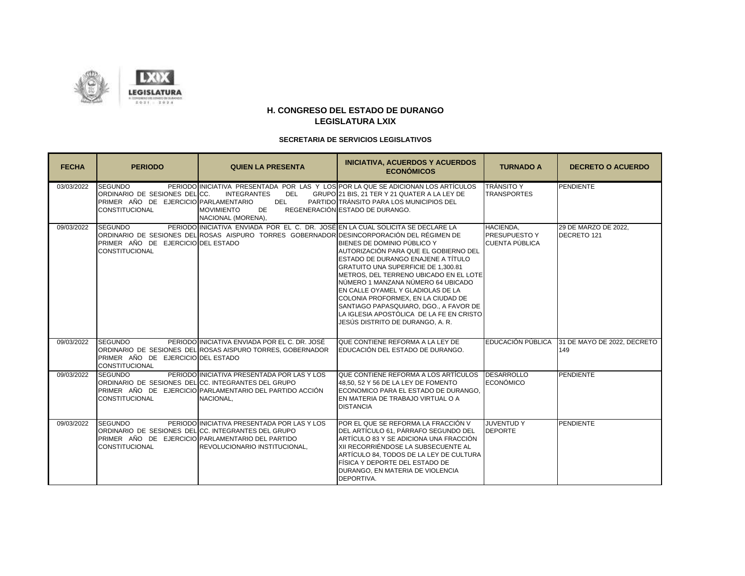## H. CONGRESO DEL ESTADO DE DURANGO
## LEGISLATURA LXIX

### SECRETARIA DE SERVICIOS LEGISLATIVOS

| FECHA | PERIODO | QUIEN LA PRESENTA | INICIATIVA, ACUERDOS Y ACUERDOS ECONÓMICOS | TURNADO A | DECRETO O ACUERDO |
|---|---|---|---|---|---|
| 03/03/2022 | SEGUNDO PERIODO ORDINARIO DE SESIONES DEL PRIMER AÑO DE EJERCICIO CONSTITUCIONAL | INICIATIVA PRESENTADA POR LAS Y LOS CC. INTEGRANTES DEL GRUPO PARLAMENTARIO DEL PARTIDO MOVIMIENTO DE REGENERACIÓN NACIONAL (MORENA), | POR LA QUE SE ADICIONAN LOS ARTÍCULOS 21 BIS, 21 TER Y 21 QUATER A LA LEY DE TRÁNSITO PARA LOS MUNICIPIOS DEL ESTADO DE DURANGO. | TRÁNSITO Y TRANSPORTES | PENDIENTE |
| 09/03/2022 | SEGUNDO PERIODO ORDINARIO DE SESIONES DEL PRIMER AÑO DE EJERCICIO CONSTITUCIONAL | INICIATIVA ENVIADA POR EL C. DR. JOSÉ ROSAS AISPURO TORRES GOBERNADOR DEL ESTADO | EN LA CUAL SOLICITA SE DECLARE LA DESINCORPORACIÓN DEL RÉGIMEN DE BIENES DE DOMINIO PÚBLICO Y AUTORIZACIÓN PARA QUE EL GOBIERNO DEL ESTADO DE DURANGO ENAJENE A TÍTULO GRATUITO UNA SUPERFICIE DE 1,300.81 METROS, DEL TERRENO UBICADO EN EL LOTE NÚMERO 1 MANZANA NÚMERO 64 UBICADO EN CALLE OYAMEL Y GLADIOLAS DE LA COLONIA PROFORMEX, EN LA CIUDAD DE SANTIAGO PAPASQUIARO, DGO., A FAVOR DE LA IGLESIA APOSTÓLICA DE LA FE EN CRISTO JESÚS DISTRITO DE DURANGO, A. R. | HACIENDA, PRESUPUESTO Y CUENTA PÚBLICA | 29 DE MARZO DE 2022, DECRETO 121 |
| 09/03/2022 | SEGUNDO PERIODO ORDINARIO DE SESIONES DEL PRIMER AÑO DE EJERCICIO CONSTITUCIONAL | INICIATIVA ENVIADA POR EL C. DR. JOSÉ ROSAS AISPURO TORRES, GOBERNADOR DEL ESTADO | QUE CONTIENE REFORMA A LA LEY DE EDUCACIÓN DEL ESTADO DE DURANGO. | EDUCACIÓN PÚBLICA | 31 DE MAYO DE 2022, DECRETO 149 |
| 09/03/2022 | SEGUNDO PERIODO ORDINARIO DE SESIONES DEL PRIMER AÑO DE EJERCICIO CONSTITUCIONAL | INICIATIVA PRESENTADA POR LAS Y LOS CC. INTEGRANTES DEL GRUPO PARLAMENTARIO DEL PARTIDO ACCIÓN NACIONAL, | QUE CONTIENE REFORMA A LOS ARTÍCULOS 48,50, 52 Y 56 DE LA LEY DE FOMENTO ECONOMICO PARA EL ESTADO DE DURANGO, EN MATERIA DE TRABAJO VIRTUAL O A DISTANCIA | DESARROLLO ECONÓMICO | PENDIENTE |
| 09/03/2022 | SEGUNDO PERIODO ORDINARIO DE SESIONES DEL PRIMER AÑO DE EJERCICIO CONSTITUCIONAL | INICIATIVA PRESENTADA POR LAS Y LOS CC. INTEGRANTES DEL GRUPO PARLAMENTARIO DEL PARTIDO REVOLUCIONARIO INSTITUCIONAL, | POR EL QUE SE REFORMA LA FRACCIÓN V DEL ARTÍCULO 61, PÁRRAFO SEGUNDO DEL ARTÍCULO 83 Y SE ADICIONA UNA FRACCIÓN XII RECORRIÉNDOSE LA SUBSECUENTE AL ARTÍCULO 84, TODOS DE LA LEY DE CULTURA FÍSICA Y DEPORTE DEL ESTADO DE DURANGO, EN MATERIA DE VIOLENCIA DEPORTIVA. | JUVENTUD Y DEPORTE | PENDIENTE |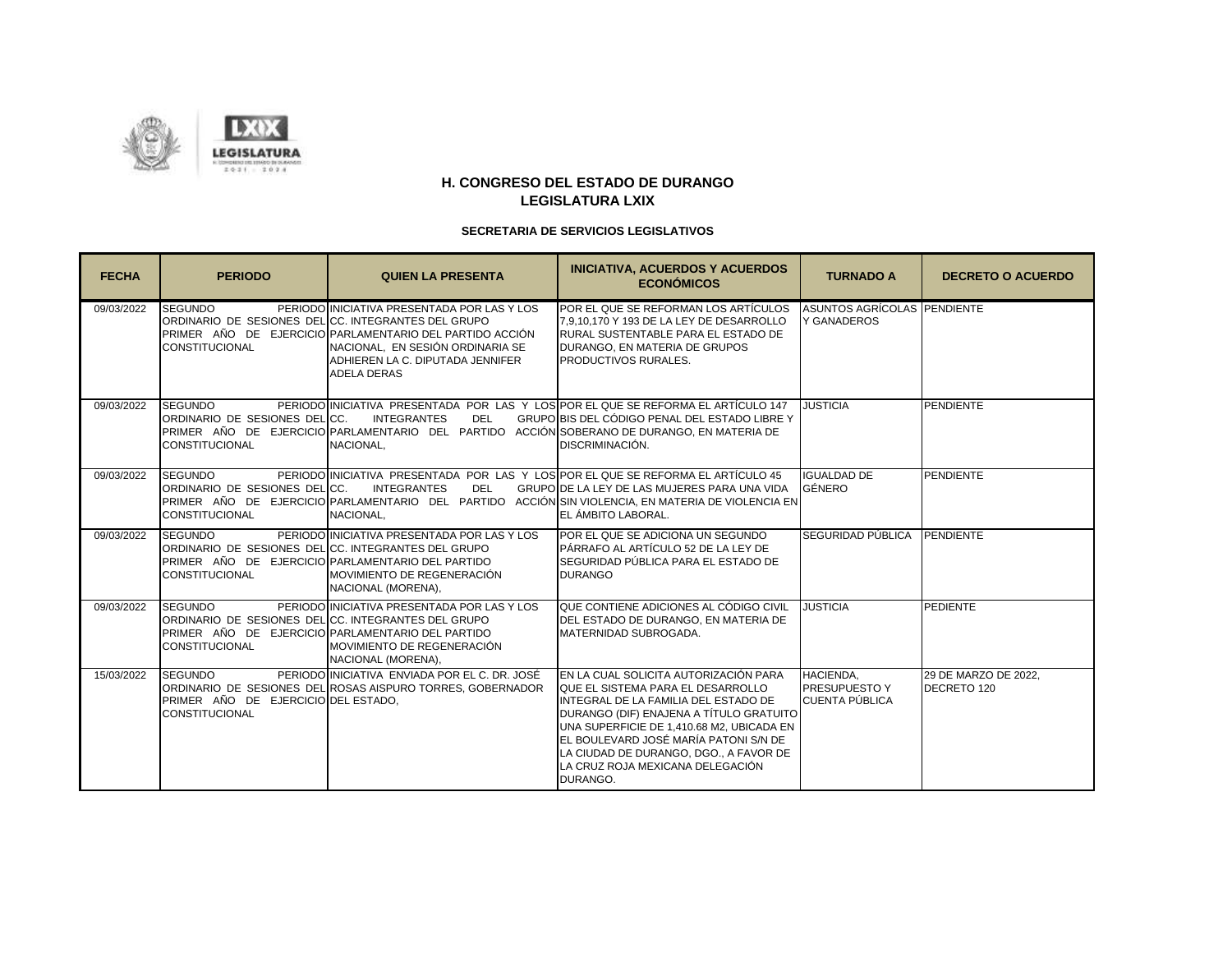## H. CONGRESO DEL ESTADO DE DURANGO
## LEGISLATURA LXIX

### SECRETARIA DE SERVICIOS LEGISLATIVOS

| FECHA | PERIODO | QUIEN LA PRESENTA | INICIATIVA, ACUERDOS Y ACUERDOS ECONÓMICOS | TURNADO A | DECRETO O ACUERDO |
|---|---|---|---|---|---|
| 09/03/2022 | SEGUNDO PERIODO ORDINARIO DE SESIONES DEL PRIMER AÑO DE EJERCICIO CONSTITUCIONAL | INICIATIVA PRESENTADA POR LAS Y LOS CC. INTEGRANTES DEL GRUPO PARLAMENTARIO DEL PARTIDO ACCIÓN NACIONAL, EN SESIÓN ORDINARIA SE ADHIEREN LA C. DIPUTADA JENNIFER ADELA DERAS | POR EL QUE SE REFORMAN LOS ARTÍCULOS 7,9,10,170 Y 193 DE LA LEY DE DESARROLLO RURAL SUSTENTABLE PARA EL ESTADO DE DURANGO, EN MATERIA DE GRUPOS PRODUCTIVOS RURALES. | ASUNTOS AGRÍCOLAS Y GANADEROS | PENDIENTE |
| 09/03/2022 | SEGUNDO PERIODO ORDINARIO DE SESIONES DEL PRIMER AÑO DE EJERCICIO CONSTITUCIONAL | INICIATIVA PRESENTADA POR LAS Y LOS CC. INTEGRANTES DEL GRUPO PARLAMENTARIO DEL PARTIDO ACCIÓN NACIONAL, | POR EL QUE SE REFORMA EL ARTÍCULO 147 BIS DEL CÓDIGO PENAL DEL ESTADO LIBRE Y SOBERANO DE DURANGO, EN MATERIA DE DISCRIMINACIÓN. | JUSTICIA | PENDIENTE |
| 09/03/2022 | SEGUNDO PERIODO ORDINARIO DE SESIONES DEL PRIMER AÑO DE EJERCICIO CONSTITUCIONAL | INICIATIVA PRESENTADA POR LAS Y LOS CC. INTEGRANTES DEL GRUPO PARLAMENTARIO DEL PARTIDO ACCIÓN NACIONAL, | POR EL QUE SE REFORMA EL ARTÍCULO 45 DE LA LEY DE LAS MUJERES PARA UNA VIDA SIN VIOLENCIA, EN MATERIA DE VIOLENCIA EN EL ÁMBITO LABORAL. | IGUALDAD DE GÉNERO | PENDIENTE |
| 09/03/2022 | SEGUNDO PERIODO ORDINARIO DE SESIONES DEL PRIMER AÑO DE EJERCICIO CONSTITUCIONAL | INICIATIVA PRESENTADA POR LAS Y LOS CC. INTEGRANTES DEL GRUPO PARLAMENTARIO DEL PARTIDO MOVIMIENTO DE REGENERACIÓN NACIONAL (MORENA), | POR EL QUE SE ADICIONA UN SEGUNDO PÁRRAFO AL ARTÍCULO 52 DE LA LEY DE SEGURIDAD PÚBLICA PARA EL ESTADO DE DURANGO | SEGURIDAD PÚBLICA | PENDIENTE |
| 09/03/2022 | SEGUNDO PERIODO ORDINARIO DE SESIONES DEL PRIMER AÑO DE EJERCICIO CONSTITUCIONAL | INICIATIVA PRESENTADA POR LAS Y LOS CC. INTEGRANTES DEL GRUPO PARLAMENTARIO DEL PARTIDO MOVIMIENTO DE REGENERACIÓN NACIONAL (MORENA), | QUE CONTIENE ADICIONES AL CÓDIGO CIVIL DEL ESTADO DE DURANGO, EN MATERIA DE MATERNIDAD SUBROGADA. | JUSTICIA | PEDIENTE |
| 15/03/2022 | SEGUNDO PERIODO ORDINARIO DE SESIONES DEL PRIMER AÑO DE EJERCICIO CONSTITUCIONAL | INICIATIVA ENVIADA POR EL C. DR. JOSÉ ROSAS AISPURO TORRES, GOBERNADOR DEL ESTADO, | EN LA CUAL SOLICITA AUTORIZACIÓN PARA QUE EL SISTEMA PARA EL DESARROLLO INTEGRAL DE LA FAMILIA DEL ESTADO DE DURANGO (DIF) ENAJENA A TÍTULO GRATUITO UNA SUPERFICIE DE 1,410.68 M2, UBICADA EN EL BOULEVARD JOSÉ MARÍA PATONI S/N DE LA CIUDAD DE DURANGO, DGO., A FAVOR DE LA CRUZ ROJA MEXICANA DELEGACIÓN DURANGO. | HACIENDA, PRESUPUESTO Y CUENTA PÚBLICA | 29 DE MARZO DE 2022, DECRETO 120 |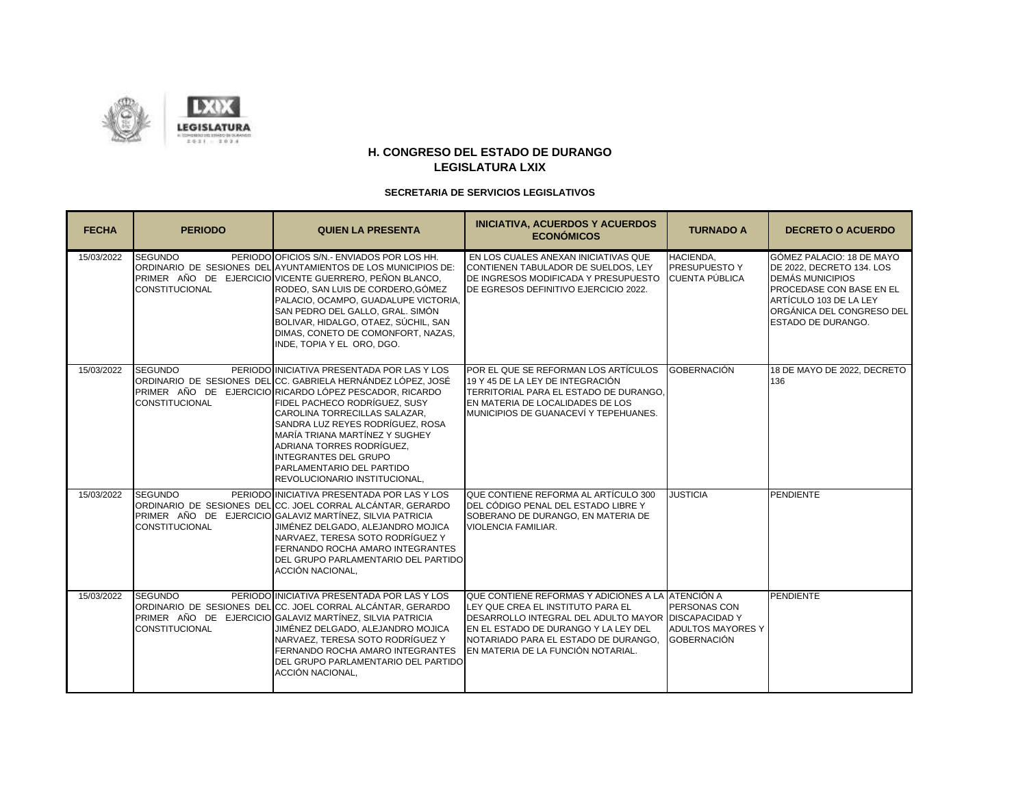## H. CONGRESO DEL ESTADO DE DURANGO
## LEGISLATURA LXIX

### SECRETARIA DE SERVICIOS LEGISLATIVOS

| FECHA | PERIODO | QUIEN LA PRESENTA | INICIATIVA, ACUERDOS Y ACUERDOS ECONÓMICOS | TURNADO A | DECRETO O ACUERDO |
|---|---|---|---|---|---|
| 15/03/2022 | SEGUNDO PERIODO ORDINARIO DE SESIONES DEL PRIMER AÑO DE EJERCICIO CONSTITUCIONAL | OFICIOS S/N.- ENVIADOS POR LOS HH. AYUNTAMIENTOS DE LOS MUNICIPIOS DE: VICENTE GUERRERO, PEÑON BLANCO, RODEO, SAN LUIS DE CORDERO,GÓMEZ PALACIO, OCAMPO, GUADALUPE VICTORIA, SAN PEDRO DEL GALLO, GRAL. SIMÓN BOLIVAR, HIDALGO, OTAEZ, SÚCHIL, SAN DIMAS, CONETO DE COMONFORT, NAZAS, INDE, TOPIA Y EL ORO, DGO. | EN LOS CUALES ANEXAN INICIATIVAS QUE CONTIENEN TABULADOR DE SUELDOS, LEY DE INGRESOS MODIFICADA Y PRESUPUESTO DE EGRESOS DEFINITIVO EJERCICIO 2022. | HACIENDA, PRESUPUESTO Y CUENTA PÚBLICA | GÓMEZ PALACIO: 18 DE MAYO DE 2022, DECRETO 134. LOS DEMÁS MUNICIPIOS PROCEDASE CON BASE EN EL ARTÍCULO 103 DE LA LEY ORGÁNICA DEL CONGRESO DEL ESTADO DE DURANGO. |
| 15/03/2022 | SEGUNDO PERIODO ORDINARIO DE SESIONES DEL PRIMER AÑO DE EJERCICIO CONSTITUCIONAL | INICIATIVA PRESENTADA POR LAS Y LOS CC. GABRIELA HERNÁNDEZ LÓPEZ, JOSÉ RICARDO LÓPEZ PESCADOR, RICARDO FIDEL PACHECO RODRÍGUEZ, SUSY CAROLINA TORRECILLAS SALAZAR, SANDRA LUZ REYES RODRÍGUEZ, ROSA MARÍA TRIANA MARTÍNEZ Y SUGHEY ADRIANA TORRES RODRÍGUEZ, INTEGRANTES DEL GRUPO PARLAMENTARIO DEL PARTIDO REVOLUCIONARIO INSTITUCIONAL, | POR EL QUE SE REFORMAN LOS ARTÍCULOS 19 Y 45 DE LA LEY DE INTEGRACIÓN TERRITORIAL PARA EL ESTADO DE DURANGO, EN MATERIA DE LOCALIDADES DE LOS MUNICIPIOS DE GUANACEVÍ Y TEPEHUANES. | GOBERNACIÓN | 18 DE MAYO DE 2022, DECRETO 136 |
| 15/03/2022 | SEGUNDO PERIODO ORDINARIO DE SESIONES DEL PRIMER AÑO DE EJERCICIO CONSTITUCIONAL | INICIATIVA PRESENTADA POR LAS Y LOS CC. JOEL CORRAL ALCÁNTAR, GERARDO GALAVIZ MARTÍNEZ, SILVIA PATRICIA JIMÉNEZ DELGADO, ALEJANDRO MOJICA NARVAEZ, TERESA SOTO RODRÍGUEZ Y FERNANDO ROCHA AMARO INTEGRANTES DEL GRUPO PARLAMENTARIO DEL PARTIDO ACCIÓN NACIONAL, | QUE CONTIENE REFORMA AL ARTÍCULO 300 DEL CÓDIGO PENAL DEL ESTADO LIBRE Y SOBERANO DE DURANGO, EN MATERIA DE VIOLENCIA FAMILIAR. | JUSTICIA | PENDIENTE |
| 15/03/2022 | SEGUNDO PERIODO ORDINARIO DE SESIONES DEL PRIMER AÑO DE EJERCICIO CONSTITUCIONAL | INICIATIVA PRESENTADA POR LAS Y LOS CC. JOEL CORRAL ALCÁNTAR, GERARDO GALAVIZ MARTÍNEZ, SILVIA PATRICIA JIMÉNEZ DELGADO, ALEJANDRO MOJICA NARVAEZ, TERESA SOTO RODRÍGUEZ Y FERNANDO ROCHA AMARO INTEGRANTES DEL GRUPO PARLAMENTARIO DEL PARTIDO ACCIÓN NACIONAL, | QUE CONTIENE REFORMAS Y ADICIONES A LA LEY QUE CREA EL INSTITUTO PARA EL DESARROLLO INTEGRAL DEL ADULTO MAYOR EN EL ESTADO DE DURANGO Y LA LEY DEL NOTARIADO PARA EL ESTADO DE DURANGO, EN MATERIA DE LA FUNCIÓN NOTARIAL. | ATENCIÓN A PERSONAS CON DISCAPACIDAD Y ADULTOS MAYORES Y GOBERNACIÓN | PENDIENTE |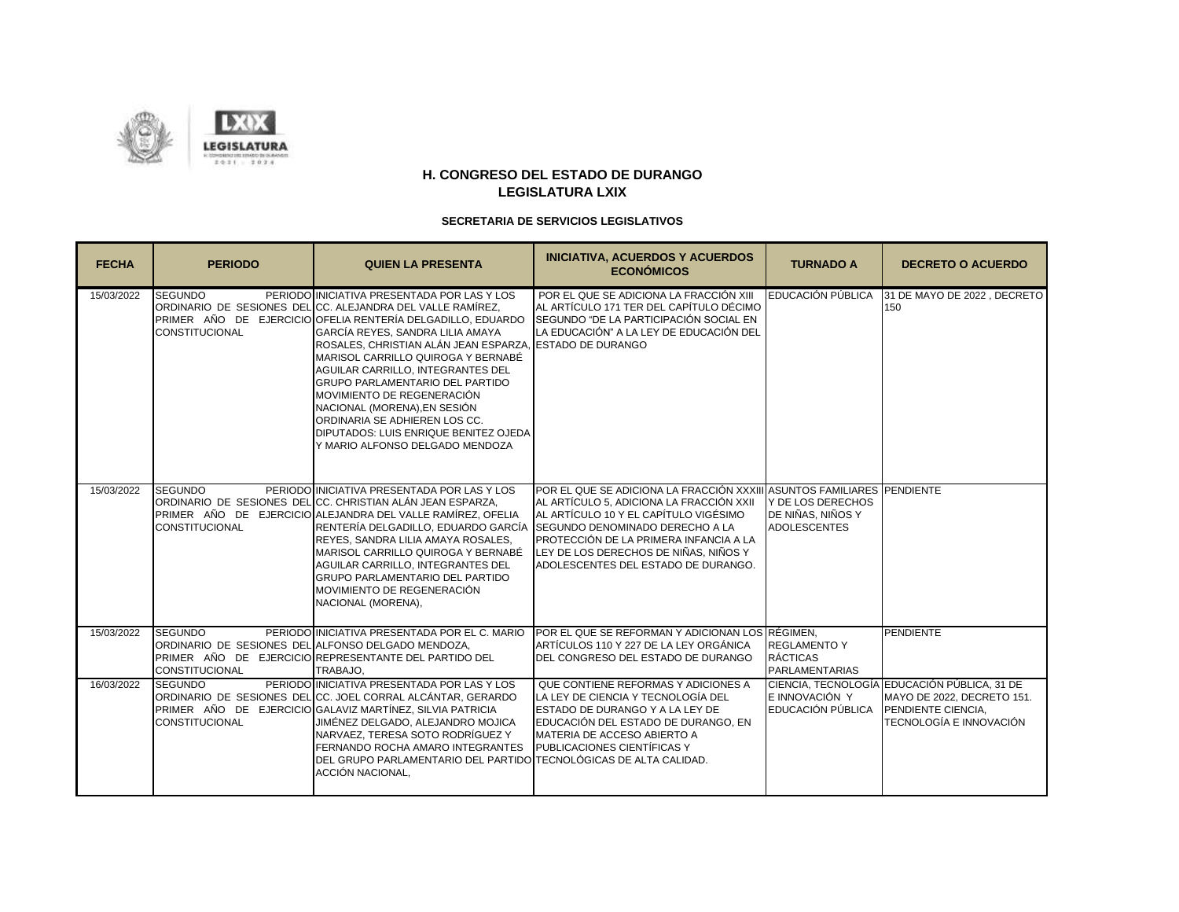## H. CONGRESO DEL ESTADO DE DURANGO
## LEGISLATURA LXIX

### SECRETARIA DE SERVICIOS LEGISLATIVOS

| FECHA | PERIODO | QUIEN LA PRESENTA | INICIATIVA, ACUERDOS Y ACUERDOS ECONÓMICOS | TURNADO A | DECRETO O ACUERDO |
|---|---|---|---|---|---|
| 15/03/2022 | SEGUNDO PERIODO ORDINARIO DE SESIONES DEL PRIMER AÑO DE EJERCICIO CONSTITUCIONAL | INICIATIVA PRESENTADA POR LAS Y LOS CC. ALEJANDRA DEL VALLE RAMÍREZ, OFELIA RENTERÍA DELGADILLO, EDUARDO GARCÍA REYES, SANDRA LILIA AMAYA ROSALES, CHRISTIAN ALÁN JEAN ESPARZA, MARISOL CARRILLO QUIROGA Y BERNABÉ AGUILAR CARRILLO, INTEGRANTES DEL GRUPO PARLAMENTARIO DEL PARTIDO MOVIMIENTO DE REGENERACIÓN NACIONAL (MORENA),EN SESIÓN ORDINARIA SE ADHIEREN LOS CC. DIPUTADOS: LUIS ENRIQUE BENITEZ OJEDA Y MARIO ALFONSO DELGADO MENDOZA | POR EL QUE SE ADICIONA LA FRACCIÓN XIII AL ARTÍCULO 171 TER DEL CAPÍTULO DÉCIMO SEGUNDO "DE LA PARTICIPACIÓN SOCIAL EN LA EDUCACIÓN" A LA LEY DE EDUCACIÓN DEL ESTADO DE DURANGO | EDUCACIÓN PÚBLICA | 31 DE MAYO DE 2022 , DECRETO 150 |
| 15/03/2022 | SEGUNDO PERIODO ORDINARIO DE SESIONES DEL PRIMER AÑO DE EJERCICIO CONSTITUCIONAL | INICIATIVA PRESENTADA POR LAS Y LOS CC. CHRISTIAN ALÁN JEAN ESPARZA, ALEJANDRA DEL VALLE RAMÍREZ, OFELIA RENTERÍA DELGADILLO, EDUARDO GARCÍA REYES, SANDRA LILIA AMAYA ROSALES, MARISOL CARRILLO QUIROGA Y BERNABÉ AGUILAR CARRILLO, INTEGRANTES DEL GRUPO PARLAMENTARIO DEL PARTIDO MOVIMIENTO DE REGENERACIÓN NACIONAL (MORENA), | POR EL QUE SE ADICIONA LA FRACCIÓN XXXIII AL ARTÍCULO 5, ADICIONA LA FRACCIÓN XXII AL ARTÍCULO 10 Y EL CAPÍTULO VIGÉSIMO SEGUNDO DENOMINADO DERECHO A LA PROTECCIÓN DE LA PRIMERA INFANCIA A LA LEY DE LOS DERECHOS DE NIÑAS, NIÑOS Y ADOLESCENTES DEL ESTADO DE DURANGO. | ASUNTOS FAMILIARES Y DE LOS DERECHOS DE NIÑAS, NIÑOS Y ADOLESCENTES | PENDIENTE |
| 15/03/2022 | SEGUNDO PERIODO ORDINARIO DE SESIONES DEL PRIMER AÑO DE EJERCICIO CONSTITUCIONAL | INICIATIVA PRESENTADA POR EL C. MARIO ALFONSO DELGADO MENDOZA, REPRESENTANTE DEL PARTIDO DEL TRABAJO, | POR EL QUE SE REFORMAN Y ADICIONAN LOS ARTÍCULOS 110 Y 227 DE LA LEY ORGÁNICA DEL CONGRESO DEL ESTADO DE DURANGO | RÉGIMEN, REGLAMENTO Y RÁCTICAS PARLAMENTARIAS | PENDIENTE |
| 16/03/2022 | SEGUNDO PERIODO ORDINARIO DE SESIONES DEL PRIMER AÑO DE EJERCICIO CONSTITUCIONAL | INICIATIVA PRESENTADA POR LAS Y LOS CC. JOEL CORRAL ALCÁNTAR, GERARDO GALAVIZ MARTÍNEZ, SILVIA PATRICIA JIMÉNEZ DELGADO, ALEJANDRO MOJICA NARVAEZ, TERESA SOTO RODRÍGUEZ Y FERNANDO ROCHA AMARO INTEGRANTES DEL GRUPO PARLAMENTARIO DEL PARTIDO ACCIÓN NACIONAL, | QUE CONTIENE REFORMAS Y ADICIONES A LA LEY DE CIENCIA Y TECNOLOGÍA DEL ESTADO DE DURANGO Y A LA LEY DE EDUCACIÓN DEL ESTADO DE DURANGO, EN MATERIA DE ACCESO ABIERTO A PUBLICACIONES CIENTÍFICAS Y TECNOLÓGICAS DE ALTA CALIDAD. | CIENCIA, TECNOLOGÍA E INNOVACIÓN Y EDUCACIÓN PÚBLICA | EDUCACIÓN PÚBLICA, 31 DE MAYO DE 2022, DECRETO 151. PENDIENTE CIENCIA, TECNOLOGÍA E INNOVACIÓN |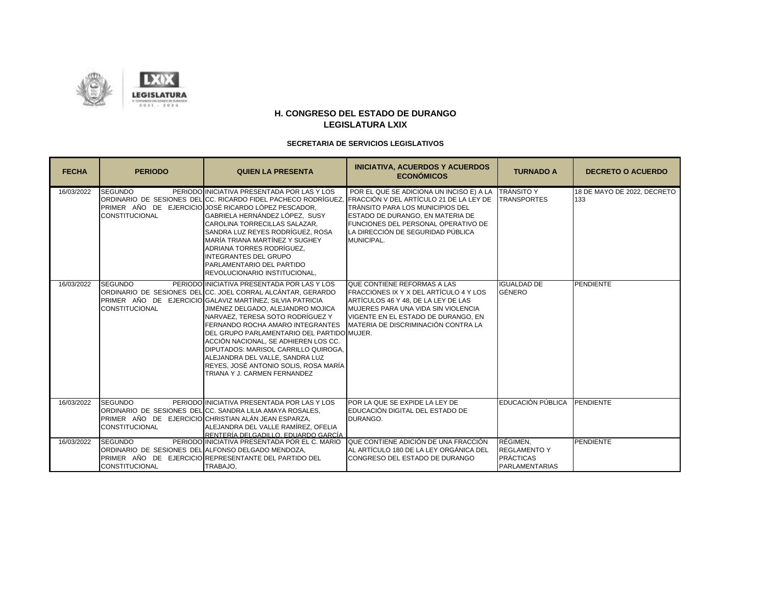**H. CONGRESO DEL ESTADO DE DURANGO**
**LEGISLATURA LXIX**

**SECRETARIA DE SERVICIOS LEGISLATIVOS**

| FECHA | PERIODO | QUIEN LA PRESENTA | INICIATIVA, ACUERDOS Y ACUERDOS ECONÓMICOS | TURNADO A | DECRETO O ACUERDO |
|---|---|---|---|---|---|
| 16/03/2022 | SEGUNDO PERIODO ORDINARIO DE SESIONES DEL PRIMER AÑO DE EJERCICIO CONSTITUCIONAL | INICIATIVA PRESENTADA POR LAS Y LOS CC. RICARDO FIDEL PACHECO RODRÍGUEZ, JOSÉ RICARDO LÓPEZ PESCADOR, GABRIELA HERNÁNDEZ LÓPEZ, SUSY CAROLINA TORRECILLAS SALAZAR, SANDRA LUZ REYES RODRÍGUEZ, ROSA MARÍA TRIANA MARTÍNEZ Y SUGHEY ADRIANA TORRES RODRÍGUEZ, INTEGRANTES DEL GRUPO PARLAMENTARIO DEL PARTIDO REVOLUCIONARIO INSTITUCIONAL, | POR EL QUE SE ADICIONA UN INCISO E) A LA FRACCIÓN V DEL ARTÍCULO 21 DE LA LEY DE TRÁNSITO PARA LOS MUNICIPIOS DEL ESTADO DE DURANGO, EN MATERIA DE FUNCIONES DEL PERSONAL OPERATIVO DE LA DIRECCIÓN DE SEGURIDAD PÚBLICA MUNICIPAL. | TRÁNSITO Y TRANSPORTES | 18 DE MAYO DE 2022, DECRETO 133 |
| 16/03/2022 | SEGUNDO PERIODO ORDINARIO DE SESIONES DEL PRIMER AÑO DE EJERCICIO CONSTITUCIONAL | INICIATIVA PRESENTADA POR LAS Y LOS CC. JOEL CORRAL ALCÁNTAR, GERARDO GALAVIZ MARTÍNEZ, SILVIA PATRICIA JIMÉNEZ DELGADO, ALEJANDRO MOJICA NARVAEZ, TERESA SOTO RODRÍGUEZ Y FERNANDO ROCHA AMARO INTEGRANTES DEL GRUPO PARLAMENTARIO DEL PARTIDO ACCIÓN NACIONAL, SE ADHIEREN LOS CC. DIPUTADOS: MARISOL CARRILLO QUIROGA, ALEJANDRA DEL VALLE, SANDRA LUZ REYES, JOSÉ ANTONIO SOLIS, ROSA MARÍA TRIANA Y J. CARMEN FERNANDEZ | QUE CONTIENE REFORMAS A LAS FRACCIONES IX Y X DEL ARTÍCULO 4 Y LOS ARTÍCULOS 46 Y 48, DE LA LEY DE LAS MUJERES PARA UNA VIDA SIN VIOLENCIA VIGENTE EN EL ESTADO DE DURANGO, EN MATERIA DE DISCRIMINACIÓN CONTRA LA MUJER. | IGUALDAD DE GÉNERO | PENDIENTE |
| 16/03/2022 | SEGUNDO PERIODO ORDINARIO DE SESIONES DEL PRIMER AÑO DE EJERCICIO CONSTITUCIONAL | INICIATIVA PRESENTADA POR LAS Y LOS CC. SANDRA LILIA AMAYA ROSALES, CHRISTIAN ALÁN JEAN ESPARZA, ALEJANDRA DEL VALLE RAMÍREZ, OFELIA RENTERÍA DELGADILLO, EDUARDO GARCÍA | POR LA QUE SE EXPIDE LA LEY DE EDUCACIÓN DIGITAL DEL ESTADO DE DURANGO. | EDUCACIÓN PÚBLICA | PENDIENTE |
| 16/03/2022 | SEGUNDO PERIODO ORDINARIO DE SESIONES DEL PRIMER AÑO DE EJERCICIO CONSTITUCIONAL | INICIATIVA PRESENTADA POR EL C. MARIO ALFONSO DELGADO MENDOZA, REPRESENTANTE DEL PARTIDO DEL TRABAJO, | QUE CONTIENE ADICIÓN DE UNA FRACCIÓN AL ARTÍCULO 180 DE LA LEY ORGÁNICA DEL CONGRESO DEL ESTADO DE DURANGO | RÉGIMEN, REGLAMENTO Y PRÁCTICAS PARLAMENTARIAS | PENDIENTE |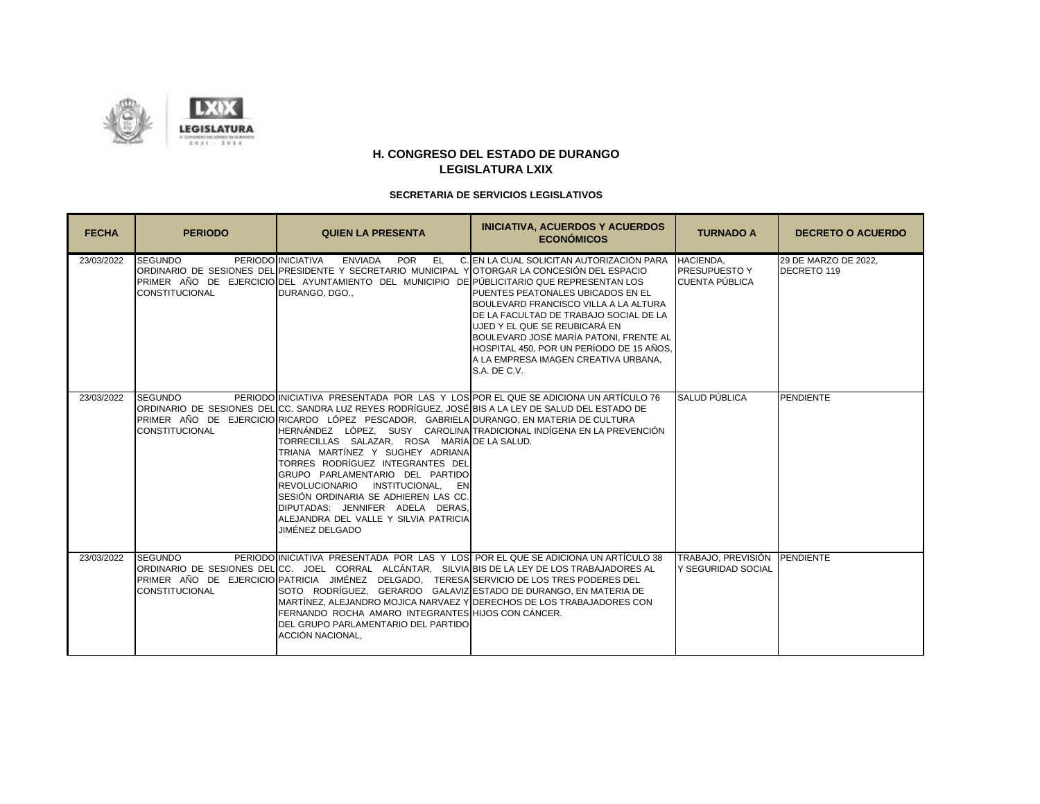## H. CONGRESO DEL ESTADO DE DURANGO
## LEGISLATURA LXIX

### SECRETARIA DE SERVICIOS LEGISLATIVOS

| FECHA | PERIODO | QUIEN LA PRESENTA | INICIATIVA, ACUERDOS Y ACUERDOS ECONÓMICOS | TURNADO A | DECRETO O ACUERDO |
|---|---|---|---|---|---|
| 23/03/2022 | SEGUNDO PERIODO ORDINARIO DE SESIONES DEL PRIMER AÑO DE EJERCICIO CONSTITUCIONAL | INICIATIVA ENVIADA POR EL C. PRESIDENTE Y SECRETARIO MUNICIPAL Y DEL AYUNTAMIENTO DEL MUNICIPIO DE DURANGO, DGO., | EN LA CUAL SOLICITAN AUTORIZACIÓN PARA OTORGAR LA CONCESIÓN DEL ESPACIO PÚBLICITARIO QUE REPRESENTAN LOS PUENTES PEATONALES UBICADOS EN EL BOULEVARD FRANCISCO VILLA A LA ALTURA DE LA FACULTAD DE TRABAJO SOCIAL DE LA UJED Y EL QUE SE REUBICARÁ EN BOULEVARD JOSÉ MARÍA PATONI, FRENTE AL HOSPITAL 450, POR UN PERÍODO DE 15 AÑOS, A LA EMPRESA IMAGEN CREATIVA URBANA, S.A. DE C.V. | HACIENDA, PRESUPUESTO Y CUENTA PÚBLICA | 29 DE MARZO DE 2022, DECRETO 119 |
| 23/03/2022 | SEGUNDO PERIODO ORDINARIO DE SESIONES DEL PRIMER AÑO DE EJERCICIO CONSTITUCIONAL | INICIATIVA PRESENTADA POR LAS Y LOS CC. SANDRA LUZ REYES RODRÍGUEZ, JOSÉ RICARDO LÓPEZ PESCADOR, GABRIELA HERNÁNDEZ LÓPEZ, SUSY CAROLINA TORRECILLAS SALAZAR, ROSA MARÍA TRIANA MARTÍNEZ Y SUGHEY ADRIANA TORRES RODRÍGUEZ INTEGRANTES DEL GRUPO PARLAMENTARIO DEL PARTIDO REVOLUCIONARIO INSTITUCIONAL, EN SESIÓN ORDINARIA SE ADHIEREN LAS CC. DIPUTADAS: JENNIFER ADELA DERAS, ALEJANDRA DEL VALLE Y SILVIA PATRICIA JIMÉNEZ DELGADO | POR EL QUE SE ADICIONA UN ARTÍCULO 76 BIS A LA LEY DE SALUD DEL ESTADO DE DURANGO, EN MATERIA DE CULTURA TRADICIONAL INDÍGENA EN LA PREVENCIÓN DE LA SALUD. | SALUD PÚBLICA | PENDIENTE |
| 23/03/2022 | SEGUNDO PERIODO ORDINARIO DE SESIONES DEL PRIMER AÑO DE EJERCICIO CONSTITUCIONAL | INICIATIVA PRESENTADA POR LAS Y LOS CC. JOEL CORRAL ALCÁNTAR, SILVIA PATRICIA JIMÉNEZ DELGADO, TERESA SOTO RODRÍGUEZ, GERARDO GALAVIZ MARTÍNEZ, ALEJANDRO MOJICA NARVAEZ Y FERNANDO ROCHA AMARO INTEGRANTES DEL GRUPO PARLAMENTARIO DEL PARTIDO ACCIÓN NACIONAL, | POR EL QUE SE ADICIONA UN ARTÍCULO 38 BIS DE LA LEY DE LOS TRABAJADORES AL SERVICIO DE LOS TRES PODERES DEL ESTADO DE DURANGO, EN MATERIA DE DERECHOS DE LOS TRABAJADORES CON HIJOS CON CÁNCER. | TRABAJO, PREVISIÓN Y SEGURIDAD SOCIAL | PENDIENTE |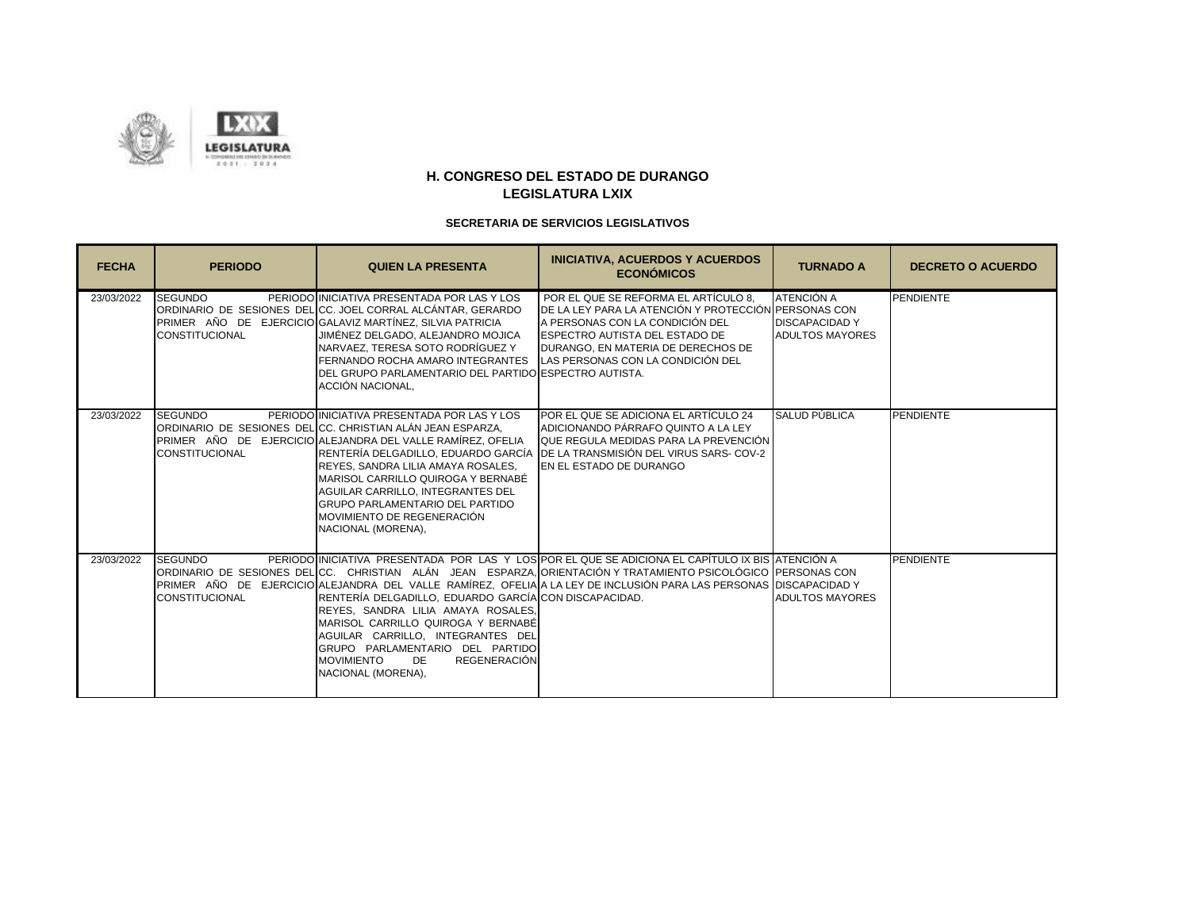**H. CONGRESO DEL ESTADO DE DURANGO**
**LEGISLATURA LXIX**

**SECRETARIA DE SERVICIOS LEGISLATIVOS**

| FECHA | PERIODO | QUIEN LA PRESENTA | INICIATIVA, ACUERDOS Y ACUERDOS ECONÓMICOS | TURNADO A | DECRETO O ACUERDO |
|---|---|---|---|---|---|
| 23/03/2022 | SEGUNDO PERIODO ORDINARIO DE SESIONES DEL PRIMER AÑO DE EJERCICIO CONSTITUCIONAL | INICIATIVA PRESENTADA POR LAS Y LOS CC. JOEL CORRAL ALCÁNTAR, GERARDO GALAVIZ MARTÍNEZ, SILVIA PATRICIA JIMÉNEZ DELGADO, ALEJANDRO MOJICA NARVAEZ, TERESA SOTO RODRÍGUEZ Y FERNANDO ROCHA AMARO INTEGRANTES DEL GRUPO PARLAMENTARIO DEL PARTIDO ACCIÓN NACIONAL, | POR EL QUE SE REFORMA EL ARTÍCULO 8, DE LA LEY PARA LA ATENCIÓN Y PROTECCIÓN A PERSONAS CON LA CONDICIÓN DEL ESPECTRO AUTISTA DEL ESTADO DE DURANGO, EN MATERIA DE DERECHOS DE LAS PERSONAS CON LA CONDICIÓN DEL ESPECTRO AUTISTA. | ATENCIÓN A PERSONAS CON DISCAPACIDAD Y ADULTOS MAYORES | PENDIENTE |
| 23/03/2022 | SEGUNDO PERIODO ORDINARIO DE SESIONES DEL PRIMER AÑO DE EJERCICIO CONSTITUCIONAL | INICIATIVA PRESENTADA POR LAS Y LOS CC. CHRISTIAN ALÁN JEAN ESPARZA, ALEJANDRA DEL VALLE RAMÍREZ, OFELIA RENTERÍA DELGADILLO, EDUARDO GARCÍA REYES, SANDRA LILIA AMAYA ROSALES, MARISOL CARRILLO QUIROGA Y BERNABÉ AGUILAR CARRILLO, INTEGRANTES DEL GRUPO PARLAMENTARIO DEL PARTIDO MOVIMIENTO DE REGENERACIÓN NACIONAL (MORENA), | POR EL QUE SE ADICIONA EL ARTÍCULO 24 ADICIONANDO PÁRRAFO QUINTO A LA LEY QUE REGULA MEDIDAS PARA LA PREVENCIÓN DE LA TRANSMISIÓN DEL VIRUS SARS- COV-2 EN EL ESTADO DE DURANGO | SALUD PÚBLICA | PENDIENTE |
| 23/03/2022 | SEGUNDO PERIODO ORDINARIO DE SESIONES DEL PRIMER AÑO DE EJERCICIO CONSTITUCIONAL | INICIATIVA PRESENTADA POR LAS Y LOS CC. CHRISTIAN ALÁN JEAN ESPARZA, ALEJANDRA DEL VALLE RAMÍREZ, OFELIA RENTERÍA DELGADILLO, EDUARDO GARCÍA REYES, SANDRA LILIA AMAYA ROSALES, MARISOL CARRILLO QUIROGA Y BERNABÉ AGUILAR CARRILLO, INTEGRANTES DEL GRUPO PARLAMENTARIO DEL PARTIDO MOVIMIENTO DE REGENERACIÓN NACIONAL (MORENA), | POR EL QUE SE ADICIONA EL CAPÍTULO IX BIS ORIENTACIÓN Y TRATAMIENTO PSICOLÓGICO A LA LEY DE INCLUSIÓN PARA LAS PERSONAS CON DISCAPACIDAD. | ATENCIÓN A PERSONAS CON DISCAPACIDAD Y ADULTOS MAYORES | PENDIENTE |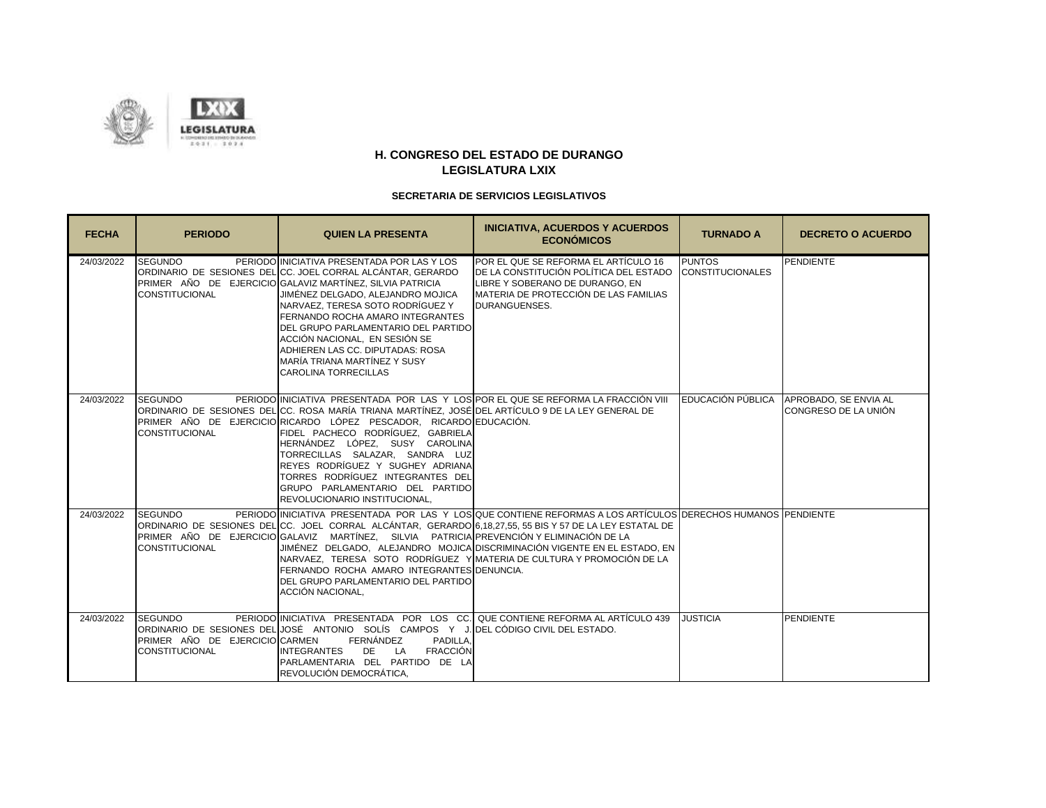# H. CONGRESO DEL ESTADO DE DURANGO
# LEGISLATURA LXIX

### SECRETARIA DE SERVICIOS LEGISLATIVOS

| FECHA | PERIODO | QUIEN LA PRESENTA | INICIATIVA, ACUERDOS Y ACUERDOS ECONÓMICOS | TURNADO A | DECRETO O ACUERDO |
|---|---|---|---|---|---|
| 24/03/2022 | SEGUNDO PERIODO ORDINARIO DE SESIONES DEL PRIMER AÑO DE EJERCICIO CONSTITUCIONAL | INICIATIVA PRESENTADA POR LAS Y LOS CC. JOEL CORRAL ALCÁNTAR, GERARDO GALAVIZ MARTÍNEZ, SILVIA PATRICIA JIMÉNEZ DELGADO, ALEJANDRO MOJICA NARVAEZ, TERESA SOTO RODRÍGUEZ Y FERNANDO ROCHA AMARO INTEGRANTES DEL GRUPO PARLAMENTARIO DEL PARTIDO ACCIÓN NACIONAL, EN SESIÓN SE ADHIEREN LAS CC. DIPUTADAS: ROSA MARÍA TRIANA MARTÍNEZ Y SUSY CAROLINA TORRECILLAS | POR EL QUE SE REFORMA EL ARTÍCULO 16 DE LA CONSTITUCIÓN POLÍTICA DEL ESTADO LIBRE Y SOBERANO DE DURANGO, EN MATERIA DE PROTECCIÓN DE LAS FAMILIAS DURANGUENSES. | PUNTOS CONSTITUCIONALES | PENDIENTE |
| 24/03/2022 | SEGUNDO PERIODO ORDINARIO DE SESIONES DEL PRIMER AÑO DE EJERCICIO CONSTITUCIONAL | INICIATIVA PRESENTADA POR LAS Y LOS CC. ROSA MARÍA TRIANA MARTÍNEZ, JOSÉ RICARDO LÓPEZ PESCADOR, RICARDO FIDEL PACHECO RODRÍGUEZ, GABRIELA HERNÁNDEZ LÓPEZ, SUSY CAROLINA TORRECILLAS SALAZAR, SANDRA LUZ REYES RODRÍGUEZ Y SUGHEY ADRIANA TORRES RODRÍGUEZ INTEGRANTES DEL GRUPO PARLAMENTARIO DEL PARTIDO REVOLUCIONARIO INSTITUCIONAL, | POR EL QUE SE REFORMA LA FRACCIÓN VIII DEL ARTÍCULO 9 DE LA LEY GENERAL DE EDUCACIÓN. | EDUCACIÓN PÚBLICA | APROBADO, SE ENVIA AL CONGRESO DE LA UNIÓN |
| 24/03/2022 | SEGUNDO PERIODO ORDINARIO DE SESIONES DEL PRIMER AÑO DE EJERCICIO CONSTITUCIONAL | INICIATIVA PRESENTADA POR LAS Y LOS CC. JOEL CORRAL ALCÁNTAR, GERARDO GALAVIZ MARTÍNEZ, SILVIA PATRICIA JIMÉNEZ DELGADO, ALEJANDRO MOJICA NARVAEZ, TERESA SOTO RODRÍGUEZ Y FERNANDO ROCHA AMARO INTEGRANTES DEL GRUPO PARLAMENTARIO DEL PARTIDO ACCIÓN NACIONAL, | QUE CONTIENE REFORMAS A LOS ARTÍCULOS 6,18,27,55, 55 BIS Y 57 DE LA LEY ESTATAL DE PREVENCIÓN Y ELIMINACIÓN DE LA DISCRIMINACIÓN VIGENTE EN EL ESTADO, EN MATERIA DE CULTURA Y PROMOCIÓN DE LA DENUNCIA. | DERECHOS HUMANOS | PENDIENTE |
| 24/03/2022 | SEGUNDO PERIODO ORDINARIO DE SESIONES DEL PRIMER AÑO DE EJERCICIO CONSTITUCIONAL | INICIATIVA PRESENTADA POR LOS CC. JOSÉ ANTONIO SOLÍS CAMPOS Y J. CARMEN FERNÁNDEZ PADILLA, INTEGRANTES DE LA FRACCIÓN PARLAMENTARIA DEL PARTIDO DE LA REVOLUCIÓN DEMOCRÁTICA, | QUE CONTIENE REFORMA AL ARTÍCULO 439 DEL CÓDIGO CIVIL DEL ESTADO. | JUSTICIA | PENDIENTE |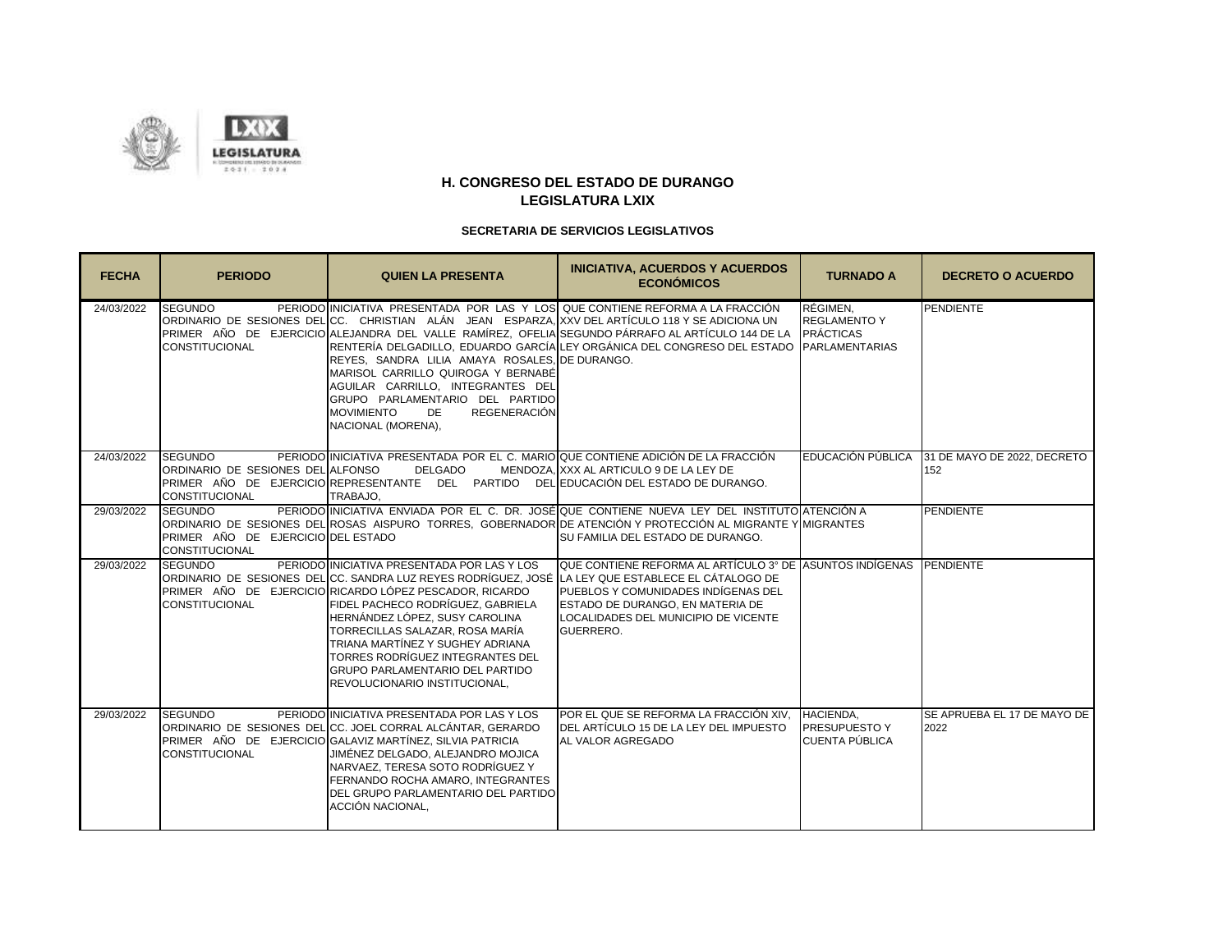**H. CONGRESO DEL ESTADO DE DURANGO**
**LEGISLATURA LXIX**

**SECRETARIA DE SERVICIOS LEGISLATIVOS**

| FECHA | PERIODO | QUIEN LA PRESENTA | INICIATIVA, ACUERDOS Y ACUERDOS ECONÓMICOS | TURNADO A | DECRETO O ACUERDO |
|---|---|---|---|---|---|
| 24/03/2022 | SEGUNDO PERIODO ORDINARIO DE SESIONES DEL PRIMER AÑO DE EJERCICIO CONSTITUCIONAL | INICIATIVA PRESENTADA POR LAS Y LOS CC. CHRISTIAN ALÁN JEAN ESPARZA, ALEJANDRA DEL VALLE RAMÍREZ, OFELIA RENTERÍA DELGADILLO, EDUARDO GARCÍA REYES, SANDRA LILIA AMAYA ROSALES, MARISOL CARRILLO QUIROGA Y BERNABÉ AGUILAR CARRILLO, INTEGRANTES DEL GRUPO PARLAMENTARIO DEL PARTIDO MOVIMIENTO DE REGENERACIÓN NACIONAL (MORENA), | QUE CONTIENE REFORMA A LA FRACCIÓN XXV DEL ARTÍCULO 118 Y SE ADICIONA UN SEGUNDO PÁRRAFO AL ARTÍCULO 144 DE LA LEY ORGÁNICA DEL CONGRESO DEL ESTADO DE DURANGO. | RÉGIMEN, REGLAMENTO Y PRÁCTICAS PARLAMENTARIAS | PENDIENTE |
| 24/03/2022 | SEGUNDO PERIODO ORDINARIO DE SESIONES DEL PRIMER AÑO DE EJERCICIO CONSTITUCIONAL | INICIATIVA PRESENTADA POR EL C. MARIO ALFONSO DELGADO MENDOZA, REPRESENTANTE DEL PARTIDO DEL TRABAJO, | QUE CONTIENE ADICIÓN DE LA FRACCIÓN XXX AL ARTICULO 9 DE LA LEY DE EDUCACIÓN DEL ESTADO DE DURANGO. | EDUCACIÓN PÚBLICA | 31 DE MAYO DE 2022, DECRETO 152 |
| 29/03/2022 | SEGUNDO PERIODO ORDINARIO DE SESIONES DEL PRIMER AÑO DE EJERCICIO CONSTITUCIONAL | INICIATIVA ENVIADA POR EL C. DR. JOSÉ ROSAS AISPURO TORRES, GOBERNADOR DEL ESTADO | QUE CONTIENE NUEVA LEY DEL INSTITUTO DE ATENCIÓN Y PROTECCIÓN AL MIGRANTE Y SU FAMILIA DEL ESTADO DE DURANGO. | ATENCIÓN A MIGRANTES | PENDIENTE |
| 29/03/2022 | SEGUNDO PERIODO ORDINARIO DE SESIONES DEL PRIMER AÑO DE EJERCICIO CONSTITUCIONAL | INICIATIVA PRESENTADA POR LAS Y LOS CC. SANDRA LUZ REYES RODRÍGUEZ, JOSÉ RICARDO LÓPEZ PESCADOR, RICARDO FIDEL PACHECO RODRÍGUEZ, GABRIELA HERNÁNDEZ LÓPEZ, SUSY CAROLINA TORRECILLAS SALAZAR, ROSA MARÍA TRIANA MARTÍNEZ Y SUGHEY ADRIANA TORRES RODRÍGUEZ INTEGRANTES DEL GRUPO PARLAMENTARIO DEL PARTIDO REVOLUCIONARIO INSTITUCIONAL, | QUE CONTIENE REFORMA AL ARTÍCULO 3° DE LA LEY QUE ESTABLECE EL CÁTALOGO DE PUEBLOS Y COMUNIDADES INDÍGENAS DEL ESTADO DE DURANGO, EN MATERIA DE LOCALIDADES DEL MUNICIPIO DE VICENTE GUERRERO. | ASUNTOS INDÍGENAS | PENDIENTE |
| 29/03/2022 | SEGUNDO PERIODO ORDINARIO DE SESIONES DEL PRIMER AÑO DE EJERCICIO CONSTITUCIONAL | INICIATIVA PRESENTADA POR LAS Y LOS CC. JOEL CORRAL ALCÁNTAR, GERARDO GALAVIZ MARTÍNEZ, SILVIA PATRICIA JIMÉNEZ DELGADO, ALEJANDRO MOJICA NARVAEZ, TERESA SOTO RODRÍGUEZ Y FERNANDO ROCHA AMARO, INTEGRANTES DEL GRUPO PARLAMENTARIO DEL PARTIDO ACCIÓN NACIONAL, | POR EL QUE SE REFORMA LA FRACCIÓN XIV, DEL ARTÍCULO 15 DE LA LEY DEL IMPUESTO AL VALOR AGREGADO | HACIENDA, PRESUPUESTO Y CUENTA PÚBLICA | SE APRUEBA EL 17 DE MAYO DE 2022 |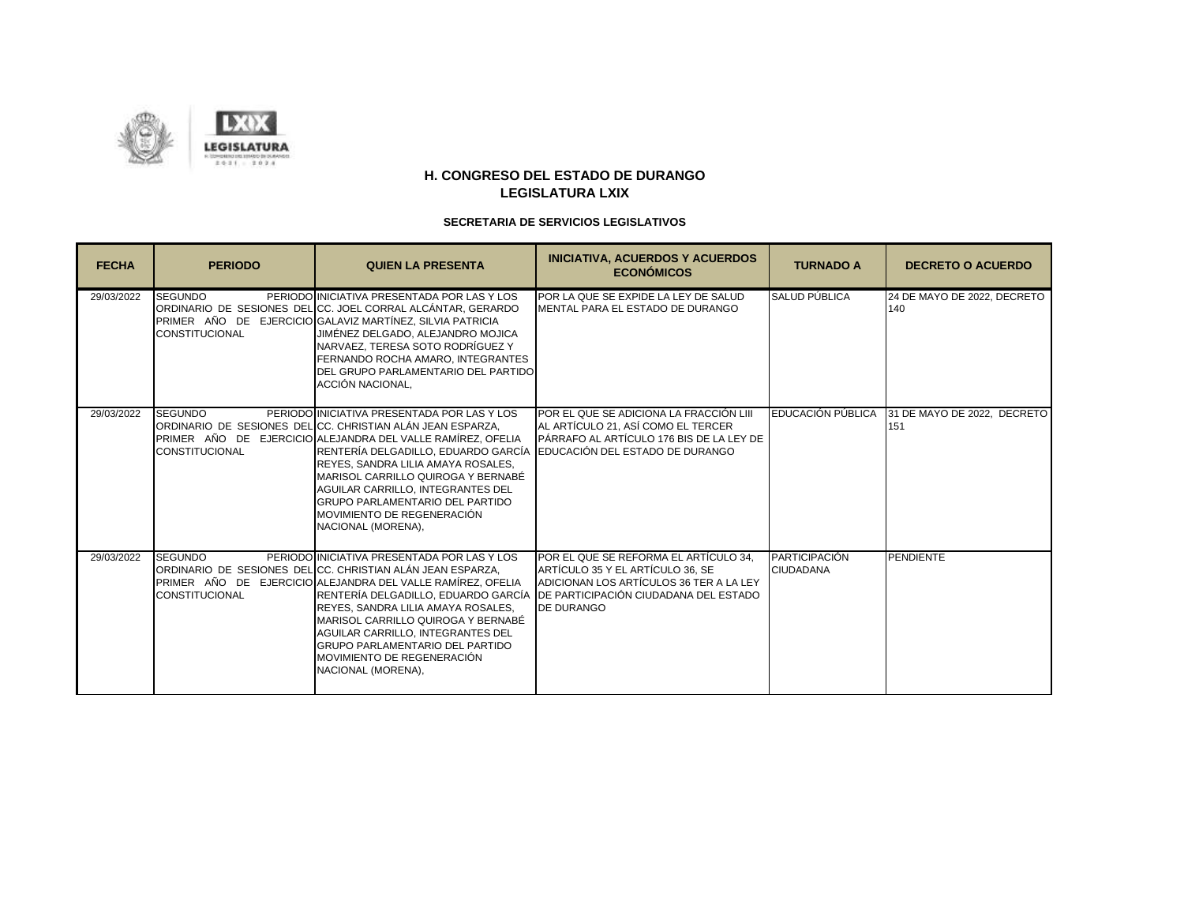## H. CONGRESO DEL ESTADO DE DURANGO
## LEGISLATURA LXIX

### SECRETARIA DE SERVICIOS LEGISLATIVOS

| FECHA | PERIODO | QUIEN LA PRESENTA | INICIATIVA, ACUERDOS Y ACUERDOS ECONÓMICOS | TURNADO A | DECRETO O ACUERDO |
|---|---|---|---|---|---|
| 29/03/2022 | SEGUNDO PERIODO ORDINARIO DE SESIONES DEL PRIMER AÑO DE EJERCICIO CONSTITUCIONAL | INICIATIVA PRESENTADA POR LAS Y LOS CC. JOEL CORRAL ALCÁNTAR, GERARDO GALAVIZ MARTÍNEZ, SILVIA PATRICIA JIMÉNEZ DELGADO, ALEJANDRO MOJICA NARVAEZ, TERESA SOTO RODRÍGUEZ Y FERNANDO ROCHA AMARO, INTEGRANTES DEL GRUPO PARLAMENTARIO DEL PARTIDO ACCIÓN NACIONAL, | POR LA QUE SE EXPIDE LA LEY DE SALUD MENTAL PARA EL ESTADO DE DURANGO | SALUD PÚBLICA | 24 DE MAYO DE 2022, DECRETO 140 |
| 29/03/2022 | SEGUNDO PERIODO ORDINARIO DE SESIONES DEL PRIMER AÑO DE EJERCICIO CONSTITUCIONAL | INICIATIVA PRESENTADA POR LAS Y LOS CC. CHRISTIAN ALÁN JEAN ESPARZA, ALEJANDRA DEL VALLE RAMÍREZ, OFELIA RENTERÍA DELGADILLO, EDUARDO GARCÍA REYES, SANDRA LILIA AMAYA ROSALES, MARISOL CARRILLO QUIROGA Y BERNABÉ AGUILAR CARRILLO, INTEGRANTES DEL GRUPO PARLAMENTARIO DEL PARTIDO MOVIMIENTO DE REGENERACIÓN NACIONAL (MORENA), | POR EL QUE SE ADICIONA LA FRACCIÓN LIII AL ARTÍCULO 21, ASÍ COMO EL TERCER PÁRRAFO AL ARTÍCULO 176 BIS DE LA LEY DE EDUCACIÓN DEL ESTADO DE DURANGO | EDUCACIÓN PÚBLICA | 31 DE MAYO DE 2022, DECRETO 151 |
| 29/03/2022 | SEGUNDO PERIODO ORDINARIO DE SESIONES DEL PRIMER AÑO DE EJERCICIO CONSTITUCIONAL | INICIATIVA PRESENTADA POR LAS Y LOS CC. CHRISTIAN ALÁN JEAN ESPARZA, ALEJANDRA DEL VALLE RAMÍREZ, OFELIA RENTERÍA DELGADILLO, EDUARDO GARCÍA REYES, SANDRA LILIA AMAYA ROSALES, MARISOL CARRILLO QUIROGA Y BERNABÉ AGUILAR CARRILLO, INTEGRANTES DEL GRUPO PARLAMENTARIO DEL PARTIDO MOVIMIENTO DE REGENERACIÓN NACIONAL (MORENA), | POR EL QUE SE REFORMA EL ARTÍCULO 34, ARTÍCULO 35 Y EL ARTÍCULO 36, SE ADICIONAN LOS ARTÍCULOS 36 TER A LA LEY DE PARTICIPACIÓN CIUDADANA DEL ESTADO DE DURANGO | PARTICIPACIÓN CIUDADANA | PENDIENTE |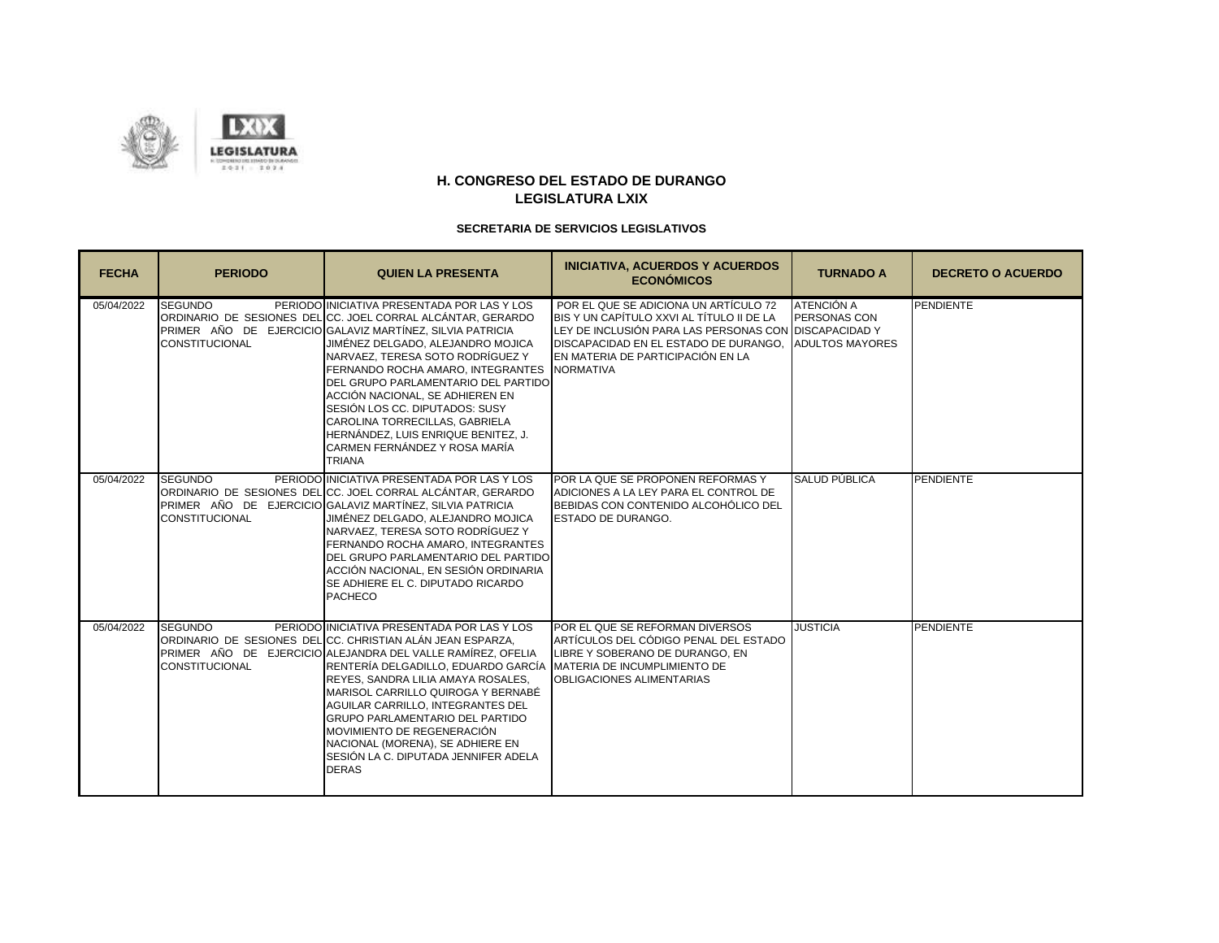## H. CONGRESO DEL ESTADO DE DURANGO
## LEGISLATURA LXIX

### SECRETARIA DE SERVICIOS LEGISLATIVOS

| FECHA | PERIODO | QUIEN LA PRESENTA | INICIATIVA, ACUERDOS Y ACUERDOS ECONÓMICOS | TURNADO A | DECRETO O ACUERDO |
|---|---|---|---|---|---|
| 05/04/2022 | SEGUNDO PERIODO ORDINARIO DE SESIONES DEL PRIMER AÑO DE EJERCICIO CONSTITUCIONAL | INICIATIVA PRESENTADA POR LAS Y LOS CC. JOEL CORRAL ALCÁNTAR, GERARDO GALAVIZ MARTÍNEZ, SILVIA PATRICIA JIMÉNEZ DELGADO, ALEJANDRO MOJICA NARVAEZ, TERESA SOTO RODRÍGUEZ Y FERNANDO ROCHA AMARO, INTEGRANTES DEL GRUPO PARLAMENTARIO DEL PARTIDO ACCIÓN NACIONAL, SE ADHIEREN EN SESIÓN LOS CC. DIPUTADOS: SUSY CAROLINA TORRECILLAS, GABRIELA HERNÁNDEZ, LUIS ENRIQUE BENITEZ, J. CARMEN FERNÁNDEZ Y ROSA MARÍA TRIANA | POR EL QUE SE ADICIONA UN ARTÍCULO 72 BIS Y UN CAPÍTULO XXVI AL TÍTULO II DE LA LEY DE INCLUSIÓN PARA LAS PERSONAS CON DISCAPACIDAD EN EL ESTADO DE DURANGO, EN MATERIA DE PARTICIPACIÓN EN LA NORMATIVA | ATENCIÓN A PERSONAS CON DISCAPACIDAD Y ADULTOS MAYORES | PENDIENTE |
| 05/04/2022 | SEGUNDO PERIODO ORDINARIO DE SESIONES DEL PRIMER AÑO DE EJERCICIO CONSTITUCIONAL | INICIATIVA PRESENTADA POR LAS Y LOS CC. JOEL CORRAL ALCÁNTAR, GERARDO GALAVIZ MARTÍNEZ, SILVIA PATRICIA JIMÉNEZ DELGADO, ALEJANDRO MOJICA NARVAEZ, TERESA SOTO RODRÍGUEZ Y FERNANDO ROCHA AMARO, INTEGRANTES DEL GRUPO PARLAMENTARIO DEL PARTIDO ACCIÓN NACIONAL, EN SESIÓN ORDINARIA SE ADHIERE EL C. DIPUTADO RICARDO PACHECO | POR LA QUE SE PROPONEN REFORMAS Y ADICIONES A LA LEY PARA EL CONTROL DE BEBIDAS CON CONTENIDO ALCOHÓLICO DEL ESTADO DE DURANGO. | SALUD PÚBLICA | PENDIENTE |
| 05/04/2022 | SEGUNDO PERIODO ORDINARIO DE SESIONES DEL PRIMER AÑO DE EJERCICIO CONSTITUCIONAL | INICIATIVA PRESENTADA POR LAS Y LOS CC. CHRISTIAN ALÁN JEAN ESPARZA, ALEJANDRA DEL VALLE RAMÍREZ, OFELIA RENTERÍA DELGADILLO, EDUARDO GARCÍA REYES, SANDRA LILIA AMAYA ROSALES, MARISOL CARRILLO QUIROGA Y BERNABÉ AGUILAR CARRILLO, INTEGRANTES DEL GRUPO PARLAMENTARIO DEL PARTIDO MOVIMIENTO DE REGENERACIÓN NACIONAL (MORENA), SE ADHIERE EN SESIÓN LA C. DIPUTADA JENNIFER ADELA DERAS | POR EL QUE SE REFORMAN DIVERSOS ARTÍCULOS DEL CÓDIGO PENAL DEL ESTADO LIBRE Y SOBERANO DE DURANGO, EN MATERIA DE INCUMPLIMIENTO DE OBLIGACIONES ALIMENTARIAS | JUSTICIA | PENDIENTE |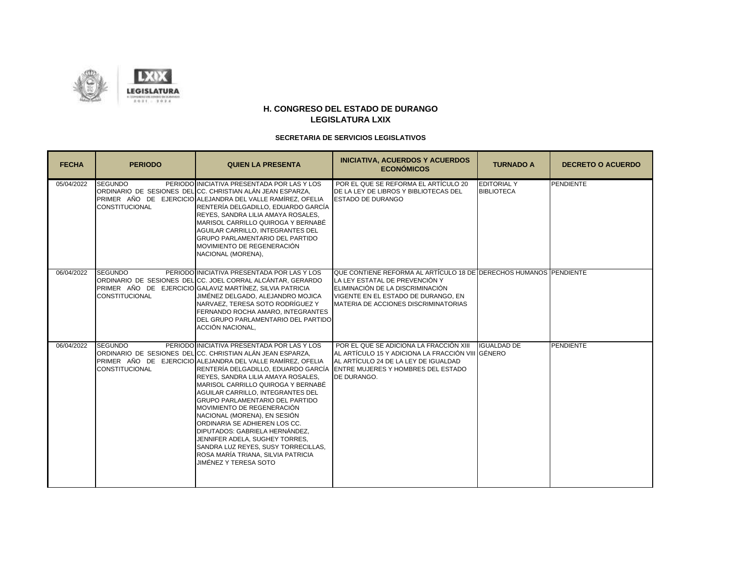**H. CONGRESO DEL ESTADO DE DURANGO**
**LEGISLATURA LXIX**

**SECRETARIA DE SERVICIOS LEGISLATIVOS**

| FECHA | PERIODO | QUIEN LA PRESENTA | INICIATIVA, ACUERDOS Y ACUERDOS ECONÓMICOS | TURNADO A | DECRETO O ACUERDO |
|---|---|---|---|---|---|
| 05/04/2022 | SEGUNDO PERIODO ORDINARIO DE SESIONES DEL PRIMER AÑO DE EJERCICIO CONSTITUCIONAL | INICIATIVA PRESENTADA POR LAS Y LOS CC. CHRISTIAN ALÁN JEAN ESPARZA, ALEJANDRA DEL VALLE RAMÍREZ, OFELIA RENTERÍA DELGADILLO, EDUARDO GARCÍA REYES, SANDRA LILIA AMAYA ROSALES, MARISOL CARRILLO QUIROGA Y BERNABÉ AGUILAR CARRILLO, INTEGRANTES DEL GRUPO PARLAMENTARIO DEL PARTIDO MOVIMIENTO DE REGENERACIÓN NACIONAL (MORENA), | POR EL QUE SE REFORMA EL ARTÍCULO 20 DE LA LEY DE LIBROS Y BIBLIOTECAS DEL ESTADO DE DURANGO | EDITORIAL Y BIBLIOTECA | PENDIENTE |
| 06/04/2022 | SEGUNDO PERIODO ORDINARIO DE SESIONES DEL PRIMER AÑO DE EJERCICIO CONSTITUCIONAL | INICIATIVA PRESENTADA POR LAS Y LOS CC. JOEL CORRAL ALCÁNTAR, GERARDO GALAVIZ MARTÍNEZ, SILVIA PATRICIA JIMÉNEZ DELGADO, ALEJANDRO MOJICA NARVAEZ, TERESA SOTO RODRÍGUEZ Y FERNANDO ROCHA AMARO, INTEGRANTES DEL GRUPO PARLAMENTARIO DEL PARTIDO ACCIÓN NACIONAL, | QUE CONTIENE REFORMA AL ARTÍCULO 18 DE LA LEY ESTATAL DE PREVENCIÓN Y ELIMINACIÓN DE LA DISCRIMINACIÓN VIGENTE EN EL ESTADO DE DURANGO, EN MATERIA DE ACCIONES DISCRIMINATORIAS | DERECHOS HUMANOS | PENDIENTE |
| 06/04/2022 | SEGUNDO PERIODO ORDINARIO DE SESIONES DEL PRIMER AÑO DE EJERCICIO CONSTITUCIONAL | INICIATIVA PRESENTADA POR LAS Y LOS CC. CHRISTIAN ALÁN JEAN ESPARZA, ALEJANDRA DEL VALLE RAMÍREZ, OFELIA RENTERÍA DELGADILLO, EDUARDO GARCÍA REYES, SANDRA LILIA AMAYA ROSALES, MARISOL CARRILLO QUIROGA Y BERNABÉ AGUILAR CARRILLO, INTEGRANTES DEL GRUPO PARLAMENTARIO DEL PARTIDO MOVIMIENTO DE REGENERACIÓN NACIONAL (MORENA), EN SESIÓN ORDINARIA SE ADHIEREN LOS CC. DIPUTADOS: GABRIELA HERNÁNDEZ, JENNIFER ADELA, SUGHEY TORRES, SANDRA LUZ REYES, SUSY TORRECILLAS, ROSA MARÍA TRIANA, SILVIA PATRICIA JIMÉNEZ Y TERESA SOTO | POR EL QUE SE ADICIONA LA FRACCIÓN XIII AL ARTÍCULO 15 Y ADICIONA LA FRACCIÓN VIII AL ARTÍCULO 24 DE LA LEY DE IGUALDAD ENTRE MUJERES Y HOMBRES DEL ESTADO DE DURANGO. | IGUALDAD DE GÉNERO | PENDIENTE |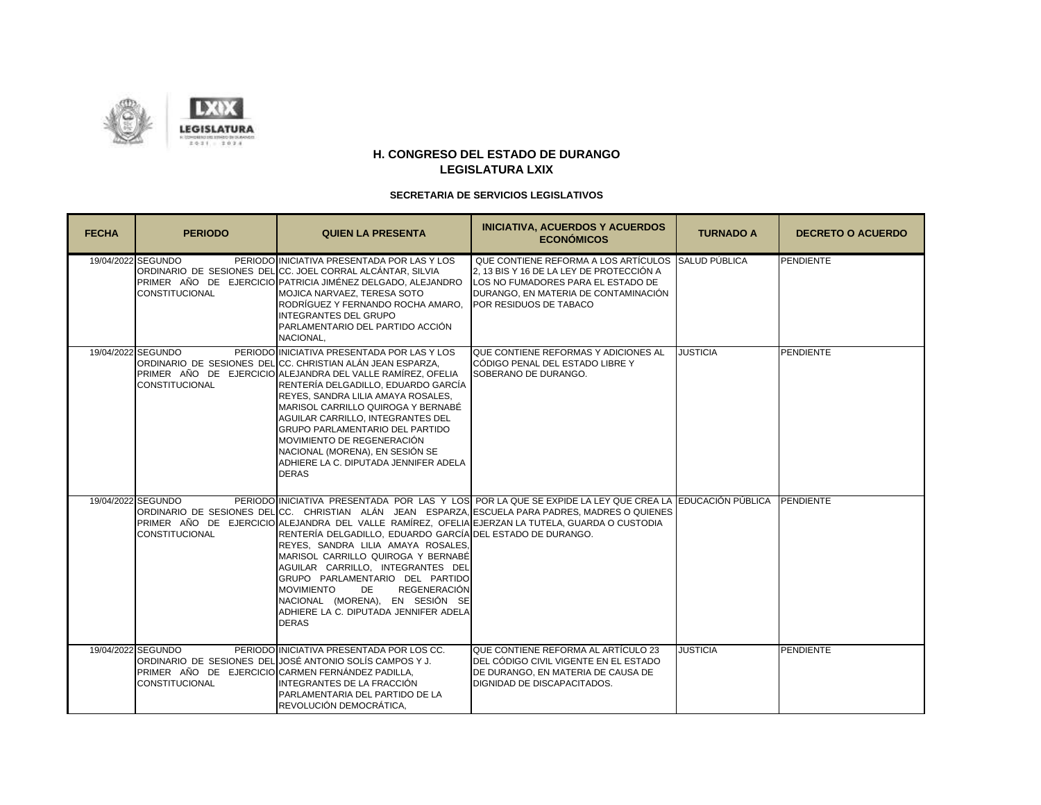## H. CONGRESO DEL ESTADO DE DURANGO
## LEGISLATURA LXIX

### SECRETARIA DE SERVICIOS LEGISLATIVOS

| FECHA | PERIODO | QUIEN LA PRESENTA | INICIATIVA, ACUERDOS Y ACUERDOS ECONÓMICOS | TURNADO A | DECRETO O ACUERDO |
|---|---|---|---|---|---|
| 19/04/2022 | SEGUNDO PERIODO ORDINARIO DE SESIONES DEL PRIMER AÑO DE EJERCICIO CONSTITUCIONAL | INICIATIVA PRESENTADA POR LAS Y LOS CC. JOEL CORRAL ALCÁNTAR, SILVIA PATRICIA JIMÉNEZ DELGADO, ALEJANDRO MOJICA NARVAEZ, TERESA SOTO RODRÍGUEZ Y FERNANDO ROCHA AMARO, INTEGRANTES DEL GRUPO PARLAMENTARIO DEL PARTIDO ACCIÓN NACIONAL, | QUE CONTIENE REFORMA A LOS ARTÍCULOS 2, 13 BIS Y 16 DE LA LEY DE PROTECCIÓN A LOS NO FUMADORES PARA EL ESTADO DE DURANGO, EN MATERIA DE CONTAMINACIÓN POR RESIDUOS DE TABACO | SALUD PÚBLICA | PENDIENTE |
| 19/04/2022 | SEGUNDO PERIODO ORDINARIO DE SESIONES DEL PRIMER AÑO DE EJERCICIO CONSTITUCIONAL | INICIATIVA PRESENTADA POR LAS Y LOS CC. CHRISTIAN ALÁN JEAN ESPARZA, ALEJANDRA DEL VALLE RAMÍREZ, OFELIA RENTERÍA DELGADILLO, EDUARDO GARCÍA REYES, SANDRA LILIA AMAYA ROSALES, MARISOL CARRILLO QUIROGA Y BERNABÉ AGUILAR CARRILLO, INTEGRANTES DEL GRUPO PARLAMENTARIO DEL PARTIDO MOVIMIENTO DE REGENERACIÓN NACIONAL (MORENA), EN SESIÓN SE ADHIERE LA C. DIPUTADA JENNIFER ADELA DERAS | QUE CONTIENE REFORMAS Y ADICIONES AL CÓDIGO PENAL DEL ESTADO LIBRE Y SOBERANO DE DURANGO. | JUSTICIA | PENDIENTE |
| 19/04/2022 | SEGUNDO PERIODO ORDINARIO DE SESIONES DEL PRIMER AÑO DE EJERCICIO CONSTITUCIONAL | INICIATIVA PRESENTADA POR LAS Y LOS CC. CHRISTIAN ALÁN JEAN ESPARZA, ALEJANDRA DEL VALLE RAMÍREZ, OFELIA RENTERÍA DELGADILLO, EDUARDO GARCÍA REYES, SANDRA LILIA AMAYA ROSALES, MARISOL CARRILLO QUIROGA Y BERNABÉ AGUILAR CARRILLO, INTEGRANTES DEL GRUPO PARLAMENTARIO DEL PARTIDO MOVIMIENTO DE REGENERACIÓN NACIONAL (MORENA), EN SESIÓN SE ADHIERE LA C. DIPUTADA JENNIFER ADELA DERAS | POR LA QUE SE EXPIDE LA LEY QUE CREA LA ESCUELA PARA PADRES, MADRES O QUIENES EJERZAN LA TUTELA, GUARDA O CUSTODIA DEL ESTADO DE DURANGO. | EDUCACIÓN PÚBLICA | PENDIENTE |
| 19/04/2022 | SEGUNDO PERIODO ORDINARIO DE SESIONES DEL PRIMER AÑO DE EJERCICIO CONSTITUCIONAL | INICIATIVA PRESENTADA POR LOS CC. JOSÉ ANTONIO SOLÍS CAMPOS Y J. CARMEN FERNÁNDEZ PADILLA, INTEGRANTES DE LA FRACCIÓN PARLAMENTARIA DEL PARTIDO DE LA REVOLUCIÓN DEMOCRÁTICA, | QUE CONTIENE REFORMA AL ARTÍCULO 23 DEL CÓDIGO CIVIL VIGENTE EN EL ESTADO DE DURANGO, EN MATERIA DE CAUSA DE DIGNIDAD DE DISCAPACITADOS. | JUSTICIA | PENDIENTE |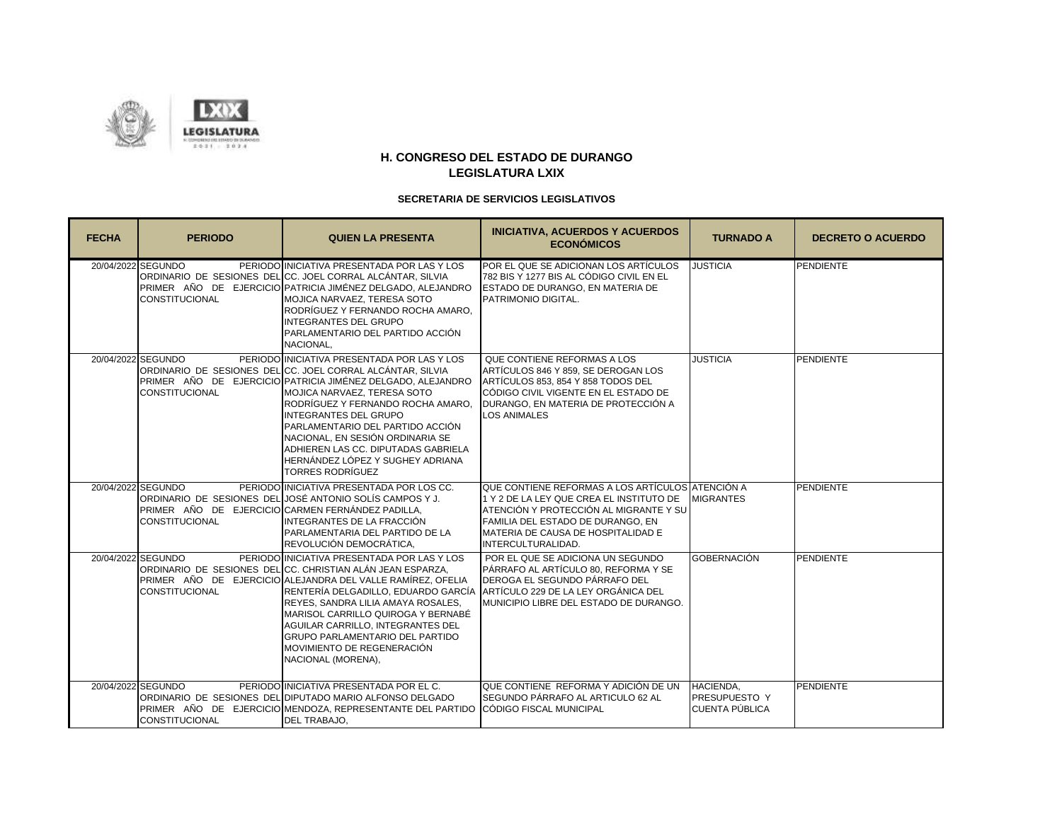## H. CONGRESO DEL ESTADO DE DURANGO
## LEGISLATURA LXIX

### SECRETARIA DE SERVICIOS LEGISLATIVOS

| FECHA | PERIODO | QUIEN LA PRESENTA | INICIATIVA, ACUERDOS Y ACUERDOS ECONÓMICOS | TURNADO A | DECRETO O ACUERDO |
|---|---|---|---|---|---|
| 20/04/2022 | SEGUNDO PERIODO ORDINARIO DE SESIONES DEL PRIMER AÑO DE EJERCICIO CONSTITUCIONAL | INICIATIVA PRESENTADA POR LAS Y LOS CC. JOEL CORRAL ALCÁNTAR, SILVIA PATRICIA JIMÉNEZ DELGADO, ALEJANDRO MOJICA NARVAEZ, TERESA SOTO RODRÍGUEZ Y FERNANDO ROCHA AMARO, INTEGRANTES DEL GRUPO PARLAMENTARIO DEL PARTIDO ACCIÓN NACIONAL, | POR EL QUE SE ADICIONAN LOS ARTÍCULOS 782 BIS Y 1277 BIS AL CÓDIGO CIVIL EN EL ESTADO DE DURANGO, EN MATERIA DE PATRIMONIO DIGITAL. | JUSTICIA | PENDIENTE |
| 20/04/2022 | SEGUNDO PERIODO ORDINARIO DE SESIONES DEL PRIMER AÑO DE EJERCICIO CONSTITUCIONAL | INICIATIVA PRESENTADA POR LAS Y LOS CC. JOEL CORRAL ALCÁNTAR, SILVIA PATRICIA JIMÉNEZ DELGADO, ALEJANDRO MOJICA NARVAEZ, TERESA SOTO RODRÍGUEZ Y FERNANDO ROCHA AMARO, INTEGRANTES DEL GRUPO PARLAMENTARIO DEL PARTIDO ACCIÓN NACIONAL, EN SESIÓN ORDINARIA SE ADHIEREN LAS CC. DIPUTADAS GABRIELA HERNÁNDEZ LÓPEZ Y SUGHEY ADRIANA TORRES RODRÍGUEZ | QUE CONTIENE REFORMAS A LOS ARTÍCULOS 846 Y 859, SE DEROGAN LOS ARTÍCULOS 853, 854 Y 858 TODOS DEL CÓDIGO CIVIL VIGENTE EN EL ESTADO DE DURANGO, EN MATERIA DE PROTECCIÓN A LOS ANIMALES | JUSTICIA | PENDIENTE |
| 20/04/2022 | SEGUNDO PERIODO ORDINARIO DE SESIONES DEL PRIMER AÑO DE EJERCICIO CONSTITUCIONAL | INICIATIVA PRESENTADA POR LOS CC. JOSÉ ANTONIO SOLÍS CAMPOS Y J. CARMEN FERNÁNDEZ PADILLA, INTEGRANTES DE LA FRACCIÓN PARLAMENTARIA DEL PARTIDO DE LA REVOLUCIÓN DEMOCRÁTICA, | QUE CONTIENE REFORMAS A LOS ARTÍCULOS 1 Y 2 DE LA LEY QUE CREA EL INSTITUTO DE ATENCIÓN Y PROTECCIÓN AL MIGRANTE Y SU FAMILIA DEL ESTADO DE DURANGO, EN MATERIA DE CAUSA DE HOSPITALIDAD E INTERCULTURALIDAD. | ATENCIÓN A MIGRANTES | PENDIENTE |
| 20/04/2022 | SEGUNDO PERIODO ORDINARIO DE SESIONES DEL PRIMER AÑO DE EJERCICIO CONSTITUCIONAL | INICIATIVA PRESENTADA POR LAS Y LOS CC. CHRISTIAN ALÁN JEAN ESPARZA, ALEJANDRA DEL VALLE RAMÍREZ, OFELIA RENTERÍA DELGADILLO, EDUARDO GARCÍA REYES, SANDRA LILIA AMAYA ROSALES, MARISOL CARRILLO QUIROGA Y BERNABÉ AGUILAR CARRILLO, INTEGRANTES DEL GRUPO PARLAMENTARIO DEL PARTIDO MOVIMIENTO DE REGENERACIÓN NACIONAL (MORENA), | POR EL QUE SE ADICIONA UN SEGUNDO PÁRRAFO AL ARTÍCULO 80, REFORMA Y SE DEROGA EL SEGUNDO PÁRRAFO DEL ARTÍCULO 229 DE LA LEY ORGÁNICA DEL MUNICIPIO LIBRE DEL ESTADO DE DURANGO. | GOBERNACIÓN | PENDIENTE |
| 20/04/2022 | SEGUNDO PERIODO ORDINARIO DE SESIONES DEL PRIMER AÑO DE EJERCICIO CONSTITUCIONAL | INICIATIVA PRESENTADA POR EL C. DIPUTADO MARIO ALFONSO DELGADO MENDOZA, REPRESENTANTE DEL PARTIDO DEL TRABAJO, | QUE CONTIENE REFORMA Y ADICIÓN DE UN SEGUNDO PÁRRAFO AL ARTICULO 62 AL CÓDIGO FISCAL MUNICIPAL | HACIENDA, PRESUPUESTO Y CUENTA PÚBLICA | PENDIENTE |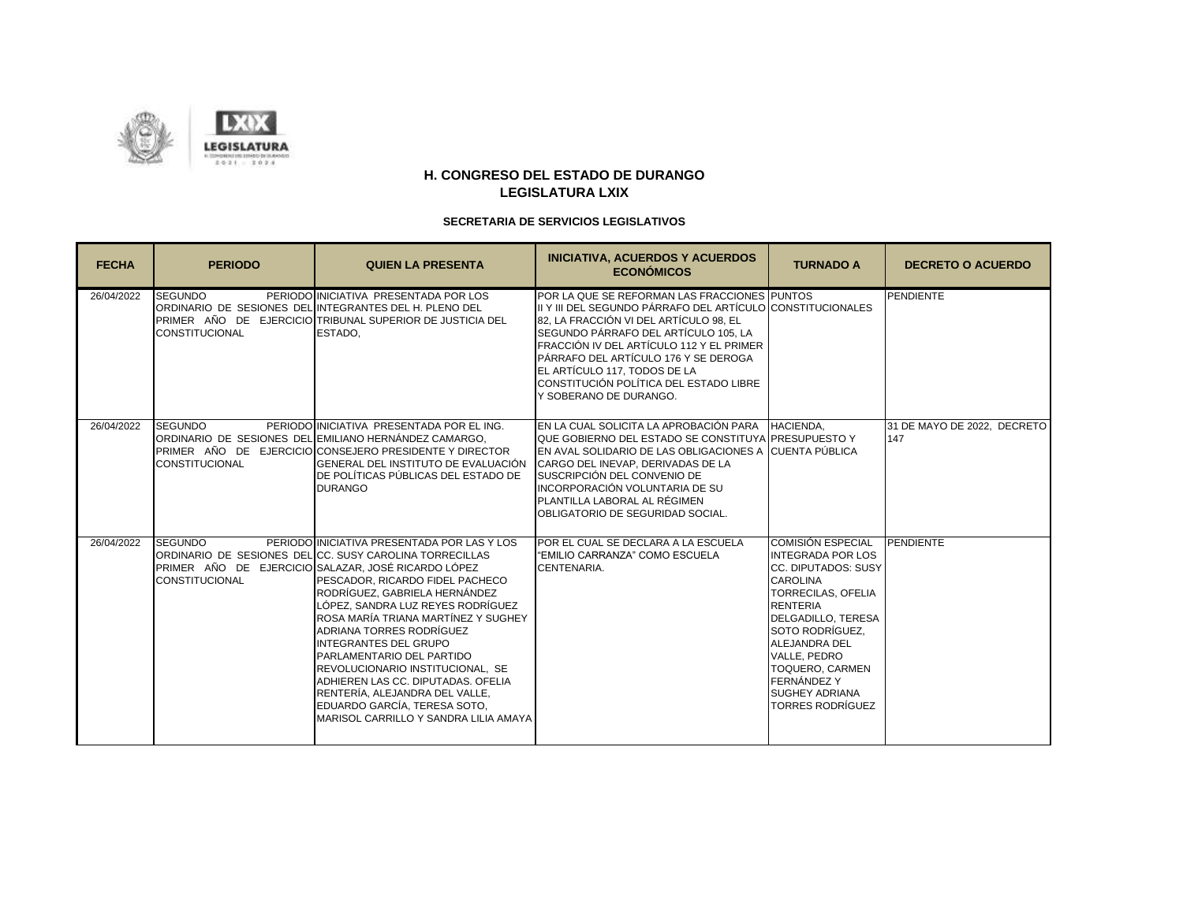# H. CONGRESO DEL ESTADO DE DURANGO
# LEGISLATURA LXIX

### SECRETARIA DE SERVICIOS LEGISLATIVOS

| FECHA | PERIODO | QUIEN LA PRESENTA | INICIATIVA, ACUERDOS Y ACUERDOS ECONÓMICOS | TURNADO A | DECRETO O ACUERDO |
|---|---|---|---|---|---|
| 26/04/2022 | SEGUNDO PERIODO ORDINARIO DE SESIONES DEL PRIMER AÑO DE EJERCICIO CONSTITUCIONAL | INICIATIVA PRESENTADA POR LOS INTEGRANTES DEL H. PLENO DEL TRIBUNAL SUPERIOR DE JUSTICIA DEL ESTADO, | POR LA QUE SE REFORMAN LAS FRACCIONES II Y III DEL SEGUNDO PÁRRAFO DEL ARTÍCULO 82, LA FRACCIÓN VI DEL ARTÍCULO 98, EL SEGUNDO PÁRRAFO DEL ARTÍCULO 105, LA FRACCIÓN IV DEL ARTÍCULO 112 Y EL PRIMER PÁRRAFO DEL ARTÍCULO 176 Y SE DEROGA EL ARTÍCULO 117, TODOS DE LA CONSTITUCIÓN POLÍTICA DEL ESTADO LIBRE Y SOBERANO DE DURANGO. | PUNTOS CONSTITUCIONALES | PENDIENTE |
| 26/04/2022 | SEGUNDO PERIODO ORDINARIO DE SESIONES DEL PRIMER AÑO DE EJERCICIO CONSTITUCIONAL | INICIATIVA PRESENTADA POR EL ING. EMILIANO HERNÁNDEZ CAMARGO, CONSEJERO PRESIDENTE Y DIRECTOR GENERAL DEL INSTITUTO DE EVALUACIÓN DE POLÍTICAS PÚBLICAS DEL ESTADO DE DURANGO | EN LA CUAL SOLICITA LA APROBACIÓN PARA QUE GOBIERNO DEL ESTADO SE CONSTITUYA EN AVAL SOLIDARIO DE LAS OBLIGACIONES A CARGO DEL INEVAP, DERIVADAS DE LA SUSCRIPCIÓN DEL CONVENIO DE INCORPORACIÓN VOLUNTARIA DE SU PLANTILLA LABORAL AL RÉGIMEN OBLIGATORIO DE SEGURIDAD SOCIAL. | HACIENDA, PRESUPUESTO Y CUENTA PÚBLICA | 31 DE MAYO DE 2022, DECRETO 147 |
| 26/04/2022 | SEGUNDO PERIODO ORDINARIO DE SESIONES DEL PRIMER AÑO DE EJERCICIO CONSTITUCIONAL | INICIATIVA PRESENTADA POR LAS Y LOS CC. SUSY CAROLINA TORRECILLAS SALAZAR, JOSÉ RICARDO LÓPEZ PESCADOR, RICARDO FIDEL PACHECO RODRÍGUEZ, GABRIELA HERNÁNDEZ LÓPEZ, SANDRA LUZ REYES RODRÍGUEZ ROSA MARÍA TRIANA MARTÍNEZ Y SUGHEY ADRIANA TORRES RODRÍGUEZ INTEGRANTES DEL GRUPO PARLAMENTARIO DEL PARTIDO REVOLUCIONARIO INSTITUCIONAL, SE ADHIEREN LAS CC. DIPUTADAS. OFELIA RENTERÍA, ALEJANDRA DEL VALLE, EDUARDO GARCÍA, TERESA SOTO, MARISOL CARRILLO Y SANDRA LILIA AMAYA | POR EL CUAL SE DECLARA A LA ESCUELA "EMILIO CARRANZA" COMO ESCUELA CENTENARIA. | COMISIÓN ESPECIAL INTEGRADA POR LOS CC. DIPUTADOS: SUSY CAROLINA TORRECILAS, OFELIA RENTERIA DELGADILLO, TERESA SOTO RODRÍGUEZ, ALEJANDRA DEL VALLE, PEDRO TOQUERO, CARMEN FERNÁNDEZ Y SUGHEY ADRIANA TORRES RODRÍGUEZ | PENDIENTE |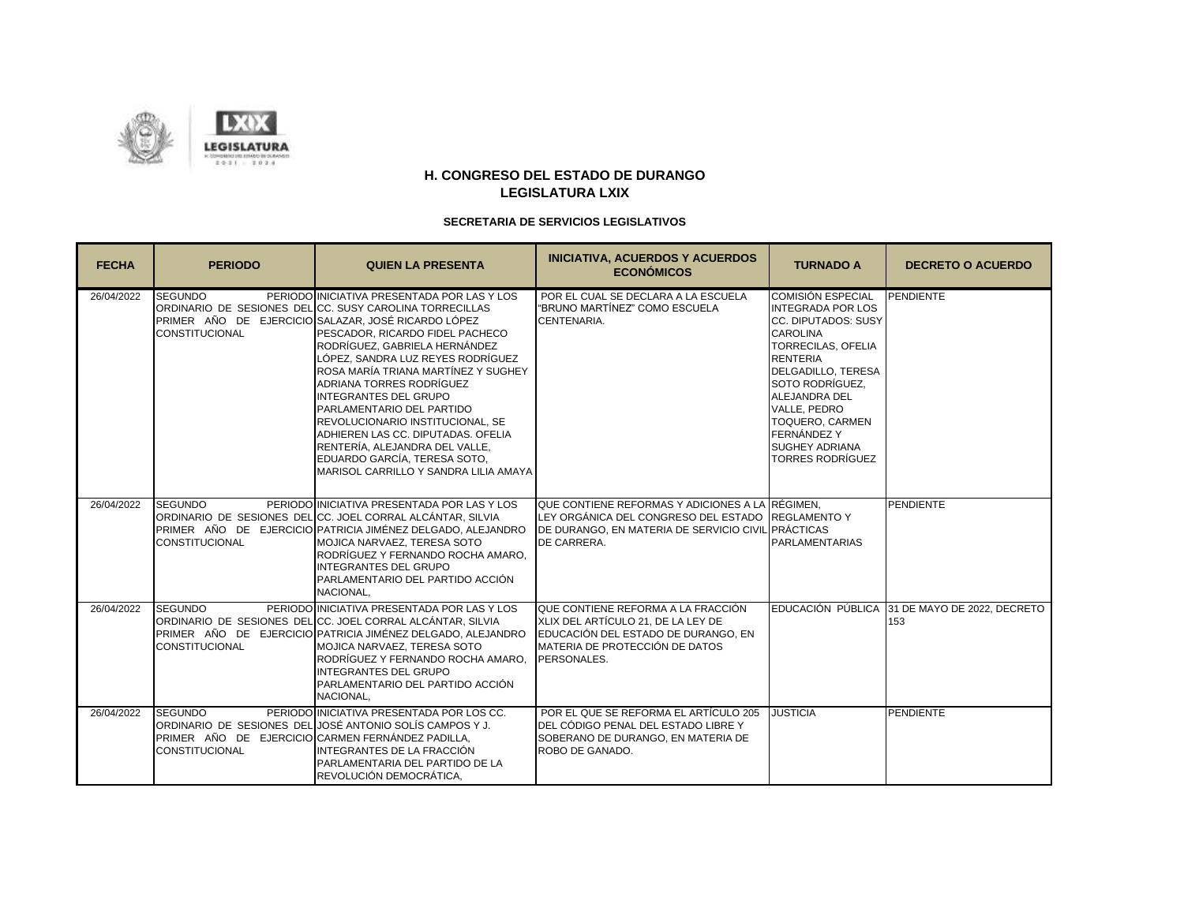**H. CONGRESO DEL ESTADO DE DURANGO**
**LEGISLATURA LXIX**

**SECRETARIA DE SERVICIOS LEGISLATIVOS**

| FECHA | PERIODO | QUIEN LA PRESENTA | INICIATIVA, ACUERDOS Y ACUERDOS ECONÓMICOS | TURNADO A | DECRETO O ACUERDO |
|---|---|---|---|---|---|
| 26/04/2022 | SEGUNDO PERIODO ORDINARIO DE SESIONES DEL PRIMER AÑO DE EJERCICIO CONSTITUCIONAL | INICIATIVA PRESENTADA POR LAS Y LOS CC. SUSY CAROLINA TORRECILLAS SALAZAR, JOSÉ RICARDO LÓPEZ PESCADOR, RICARDO FIDEL PACHECO RODRÍGUEZ, GABRIELA HERNÁNDEZ LÓPEZ, SANDRA LUZ REYES RODRÍGUEZ ROSA MARÍA TRIANA MARTÍNEZ Y SUGHEY ADRIANA TORRES RODRÍGUEZ INTEGRANTES DEL GRUPO PARLAMENTARIO DEL PARTIDO REVOLUCIONARIO INSTITUCIONAL, SE ADHIEREN LAS CC. DIPUTADAS. OFELIA RENTERÍA, ALEJANDRA DEL VALLE, EDUARDO GARCÍA, TERESA SOTO, MARISOL CARRILLO Y SANDRA LILIA AMAYA | POR EL CUAL SE DECLARA A LA ESCUELA "BRUNO MARTÍNEZ" COMO ESCUELA CENTENARIA. | COMISIÓN ESPECIAL INTEGRADA POR LOS CC. DIPUTADOS: SUSY CAROLINA TORRECILAS, OFELIA RENTERIA DELGADILLO, TERESA SOTO RODRÍGUEZ, ALEJANDRA DEL VALLE, PEDRO TOQUERO, CARMEN FERNÁNDEZ Y SUGHEY ADRIANA TORRES RODRÍGUEZ | PENDIENTE |
| 26/04/2022 | SEGUNDO PERIODO ORDINARIO DE SESIONES DEL PRIMER AÑO DE EJERCICIO CONSTITUCIONAL | INICIATIVA PRESENTADA POR LAS Y LOS CC. JOEL CORRAL ALCÁNTAR, SILVIA PATRICIA JIMÉNEZ DELGADO, ALEJANDRO MOJICA NARVAEZ, TERESA SOTO RODRÍGUEZ Y FERNANDO ROCHA AMARO, INTEGRANTES DEL GRUPO PARLAMENTARIO DEL PARTIDO ACCIÓN NACIONAL, | QUE CONTIENE REFORMAS Y ADICIONES A LA LEY ORGÁNICA DEL CONGRESO DEL ESTADO DE DURANGO, EN MATERIA DE SERVICIO CIVIL DE CARRERA. | RÉGIMEN, REGLAMENTO Y PRÁCTICAS PARLAMENTARIAS | PENDIENTE |
| 26/04/2022 | SEGUNDO PERIODO ORDINARIO DE SESIONES DEL PRIMER AÑO DE EJERCICIO CONSTITUCIONAL | INICIATIVA PRESENTADA POR LAS Y LOS CC. JOEL CORRAL ALCÁNTAR, SILVIA PATRICIA JIMÉNEZ DELGADO, ALEJANDRO MOJICA NARVAEZ, TERESA SOTO RODRÍGUEZ Y FERNANDO ROCHA AMARO, INTEGRANTES DEL GRUPO PARLAMENTARIO DEL PARTIDO ACCIÓN NACIONAL, | QUE CONTIENE REFORMA A LA FRACCIÓN XLIX DEL ARTÍCULO 21, DE LA LEY DE EDUCACIÓN DEL ESTADO DE DURANGO, EN MATERIA DE PROTECCIÓN DE DATOS PERSONALES. | EDUCACIÓN PÚBLICA | 31 DE MAYO DE 2022, DECRETO 153 |
| 26/04/2022 | SEGUNDO PERIODO ORDINARIO DE SESIONES DEL PRIMER AÑO DE EJERCICIO CONSTITUCIONAL | INICIATIVA PRESENTADA POR LOS CC. JOSÉ ANTONIO SOLÍS CAMPOS Y J. CARMEN FERNÁNDEZ PADILLA, INTEGRANTES DE LA FRACCIÓN PARLAMENTARIA DEL PARTIDO DE LA REVOLUCIÓN DEMOCRÁTICA, | POR EL QUE SE REFORMA EL ARTÍCULO 205 DEL CÓDIGO PENAL DEL ESTADO LIBRE Y SOBERANO DE DURANGO, EN MATERIA DE ROBO DE GANADO. | JUSTICIA | PENDIENTE |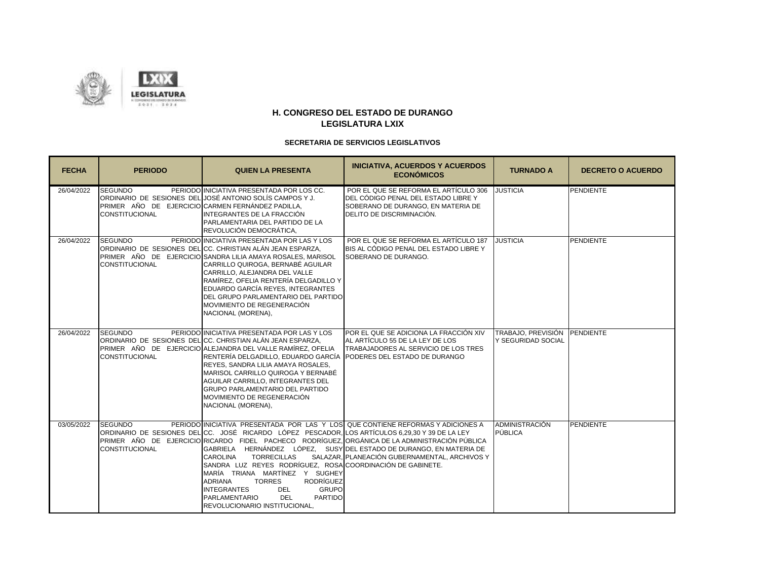## H. CONGRESO DEL ESTADO DE DURANGO
## LEGISLATURA LXIX

### SECRETARIA DE SERVICIOS LEGISLATIVOS

| FECHA | PERIODO | QUIEN LA PRESENTA | INICIATIVA, ACUERDOS Y ACUERDOS ECONÓMICOS | TURNADO A | DECRETO O ACUERDO |
|---|---|---|---|---|---|
| 26/04/2022 | SEGUNDO PERIODO ORDINARIO DE SESIONES DEL PRIMER AÑO DE EJERCICIO CONSTITUCIONAL | INICIATIVA PRESENTADA POR LOS CC. JOSÉ ANTONIO SOLÍS CAMPOS Y J. CARMEN FERNÁNDEZ PADILLA, INTEGRANTES DE LA FRACCIÓN PARLAMENTARIA DEL PARTIDO DE LA REVOLUCIÓN DEMOCRÁTICA, | POR EL QUE SE REFORMA EL ARTÍCULO 306 DEL CÓDIGO PENAL DEL ESTADO LIBRE Y SOBERANO DE DURANGO, EN MATERIA DE DELITO DE DISCRIMINACIÓN. | JUSTICIA | PENDIENTE |
| 26/04/2022 | SEGUNDO PERIODO ORDINARIO DE SESIONES DEL PRIMER AÑO DE EJERCICIO CONSTITUCIONAL | INICIATIVA PRESENTADA POR LAS Y LOS CC. CHRISTIAN ALÁN JEAN ESPARZA, SANDRA LILIA AMAYA ROSALES, MARISOL CARRILLO QUIROGA, BERNABÉ AGUILAR CARRILLO, ALEJANDRA DEL VALLE RAMÍREZ, OFELIA RENTERÍA DELGADILLO Y EDUARDO GARCÍA REYES, INTEGRANTES DEL GRUPO PARLAMENTARIO DEL PARTIDO MOVIMIENTO DE REGENERACIÓN NACIONAL (MORENA), | POR EL QUE SE REFORMA EL ARTÍCULO 187 BIS AL CÓDIGO PENAL DEL ESTADO LIBRE Y SOBERANO DE DURANGO. | JUSTICIA | PENDIENTE |
| 26/04/2022 | SEGUNDO PERIODO ORDINARIO DE SESIONES DEL PRIMER AÑO DE EJERCICIO CONSTITUCIONAL | INICIATIVA PRESENTADA POR LAS Y LOS CC. CHRISTIAN ALÁN JEAN ESPARZA, ALEJANDRA DEL VALLE RAMÍREZ, OFELIA RENTERÍA DELGADILLO, EDUARDO GARCÍA REYES, SANDRA LILIA AMAYA ROSALES, MARISOL CARRILLO QUIROGA Y BERNABÉ AGUILAR CARRILLO, INTEGRANTES DEL GRUPO PARLAMENTARIO DEL PARTIDO MOVIMIENTO DE REGENERACIÓN NACIONAL (MORENA), | POR EL QUE SE ADICIONA LA FRACCIÓN XIV AL ARTÍCULO 55 DE LA LEY DE LOS TRABAJADORES AL SERVICIO DE LOS TRES PODERES DEL ESTADO DE DURANGO | TRABAJO, PREVISIÓN Y SEGURIDAD SOCIAL | PENDIENTE |
| 03/05/2022 | SEGUNDO PERIODO ORDINARIO DE SESIONES DEL PRIMER AÑO DE EJERCICIO CONSTITUCIONAL | INICIATIVA PRESENTADA POR LAS Y LOS CC. JOSÉ RICARDO LÓPEZ PESCADOR, RICARDO FIDEL PACHECO RODRÍGUEZ, GABRIELA HERNÁNDEZ LÓPEZ, SUSY CAROLINA TORRECILLAS SALAZAR, SANDRA LUZ REYES RODRÍGUEZ, ROSA MARÍA TRIANA MARTÍNEZ Y SUGHEY ADRIANA TORRES RODRÍGUEZ INTEGRANTES DEL GRUPO PARLAMENTARIO DEL PARTIDO REVOLUCIONARIO INSTITUCIONAL, | QUE CONTIENE REFORMAS Y ADICIONES A LOS ARTÍCULOS 6,29,30 Y 39 DE LA LEY ORGÁNICA DE LA ADMINISTRACIÓN PÚBLICA DEL ESTADO DE DURANGO, EN MATERIA DE PLANEACIÓN GUBERNAMENTAL, ARCHIVOS Y COORDINACIÓN DE GABINETE. | ADMINISTRACIÓN PÚBLICA | PENDIENTE |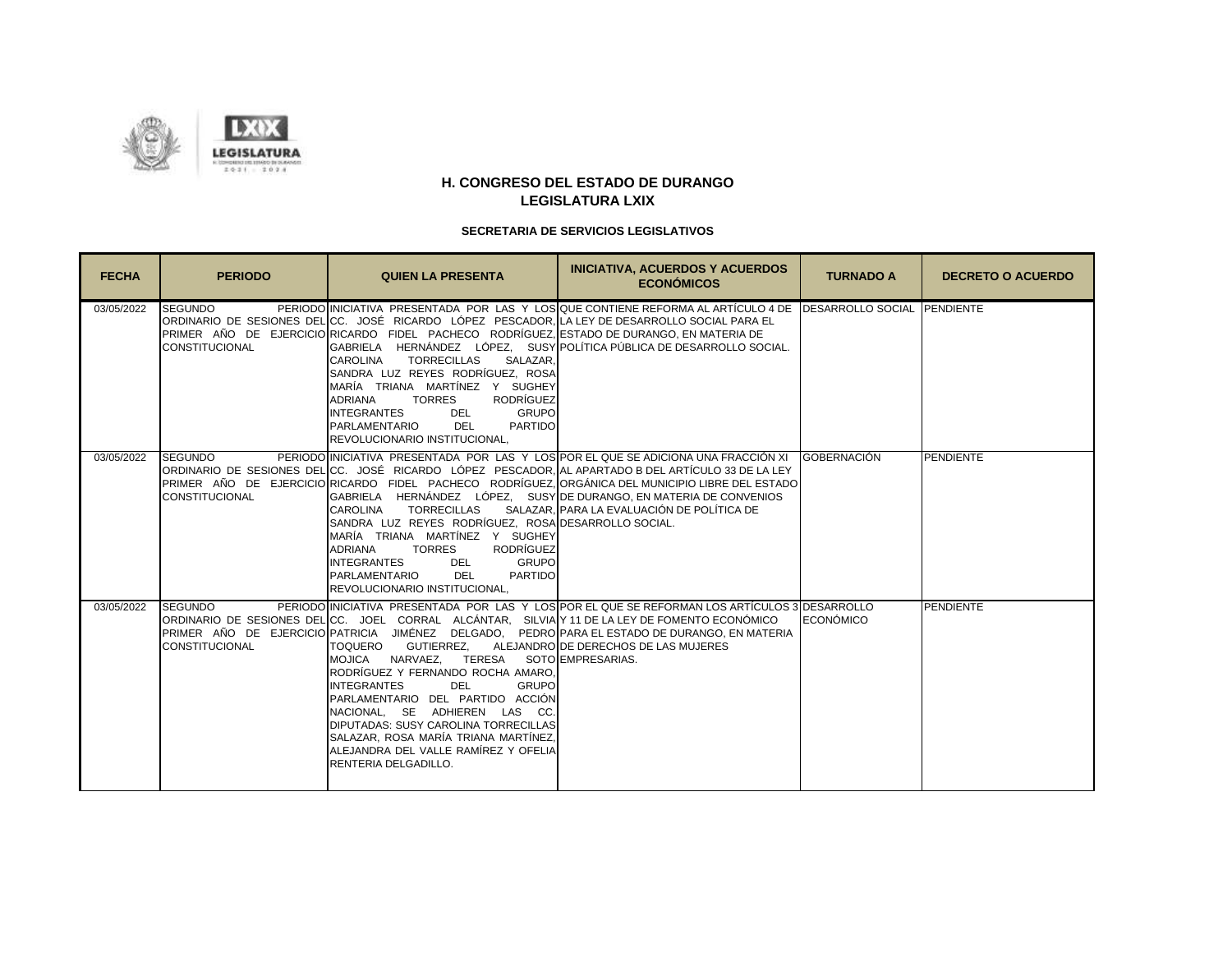## H. CONGRESO DEL ESTADO DE DURANGO
## LEGISLATURA LXIX

### SECRETARIA DE SERVICIOS LEGISLATIVOS

| FECHA | PERIODO | QUIEN LA PRESENTA | INICIATIVA, ACUERDOS Y ACUERDOS ECONÓMICOS | TURNADO A | DECRETO O ACUERDO |
|---|---|---|---|---|---|
| 03/05/2022 | SEGUNDO PERIODO ORDINARIO DE SESIONES DEL PRIMER AÑO DE EJERCICIO CONSTITUCIONAL | INICIATIVA PRESENTADA POR LAS Y LOS CC. JOSÉ RICARDO LÓPEZ PESCADOR, RICARDO FIDEL PACHECO RODRÍGUEZ, GABRIELA HERNÁNDEZ LÓPEZ, SUSY CAROLINA TORRECILLAS SALAZAR, SANDRA LUZ REYES RODRÍGUEZ, ROSA MARÍA TRIANA MARTÍNEZ Y SUGHEY ADRIANA TORRES RODRÍGUEZ INTEGRANTES DEL GRUPO PARLAMENTARIO DEL PARTIDO REVOLUCIONARIO INSTITUCIONAL, | QUE CONTIENE REFORMA AL ARTÍCULO 4 DE LA LEY DE DESARROLLO SOCIAL PARA EL ESTADO DE DURANGO, EN MATERIA DE POLÍTICA PÚBLICA DE DESARROLLO SOCIAL. | DESARROLLO SOCIAL | PENDIENTE |
| 03/05/2022 | SEGUNDO PERIODO ORDINARIO DE SESIONES DEL PRIMER AÑO DE EJERCICIO CONSTITUCIONAL | INICIATIVA PRESENTADA POR LAS Y LOS CC. JOSÉ RICARDO LÓPEZ PESCADOR, RICARDO FIDEL PACHECO RODRÍGUEZ, GABRIELA HERNÁNDEZ LÓPEZ, SUSY CAROLINA TORRECILLAS SALAZAR, SANDRA LUZ REYES RODRÍGUEZ, ROSA MARÍA TRIANA MARTÍNEZ Y SUGHEY ADRIANA TORRES RODRÍGUEZ INTEGRANTES DEL GRUPO PARLAMENTARIO DEL PARTIDO REVOLUCIONARIO INSTITUCIONAL, | POR EL QUE SE ADICIONA UNA FRACCIÓN XI AL APARTADO B DEL ARTÍCULO 33 DE LA LEY ORGÁNICA DEL MUNICIPIO LIBRE DEL ESTADO DE DURANGO, EN MATERIA DE CONVENIOS PARA LA EVALUACIÓN DE POLÍTICA DE DESARROLLO SOCIAL. | GOBERNACIÓN | PENDIENTE |
| 03/05/2022 | SEGUNDO PERIODO ORDINARIO DE SESIONES DEL PRIMER AÑO DE EJERCICIO CONSTITUCIONAL | INICIATIVA PRESENTADA POR LAS Y LOS CC. JOEL CORRAL ALCÁNTAR, SILVIA PATRICIA JIMÉNEZ DELGADO, PEDRO TOQUERO GUTIERREZ, ALEJANDRO MOJICA NARVAEZ, TERESA SOTO RODRÍGUEZ Y FERNANDO ROCHA AMARO, INTEGRANTES DEL GRUPO PARLAMENTARIO DEL PARTIDO ACCIÓN NACIONAL, SE ADHIEREN LAS CC. DIPUTADAS: SUSY CAROLINA TORRECILLAS SALAZAR, ROSA MARÍA TRIANA MARTÍNEZ, ALEJANDRA DEL VALLE RAMÍREZ Y OFELIA RENTERIA DELGADILLO. | POR EL QUE SE REFORMAN LOS ARTÍCULOS 3 Y 11 DE LA LEY DE FOMENTO ECONÓMICO PARA EL ESTADO DE DURANGO, EN MATERIA DE DERECHOS DE LAS MUJERES EMPRESARIAS. | DESARROLLO ECONÓMICO | PENDIENTE |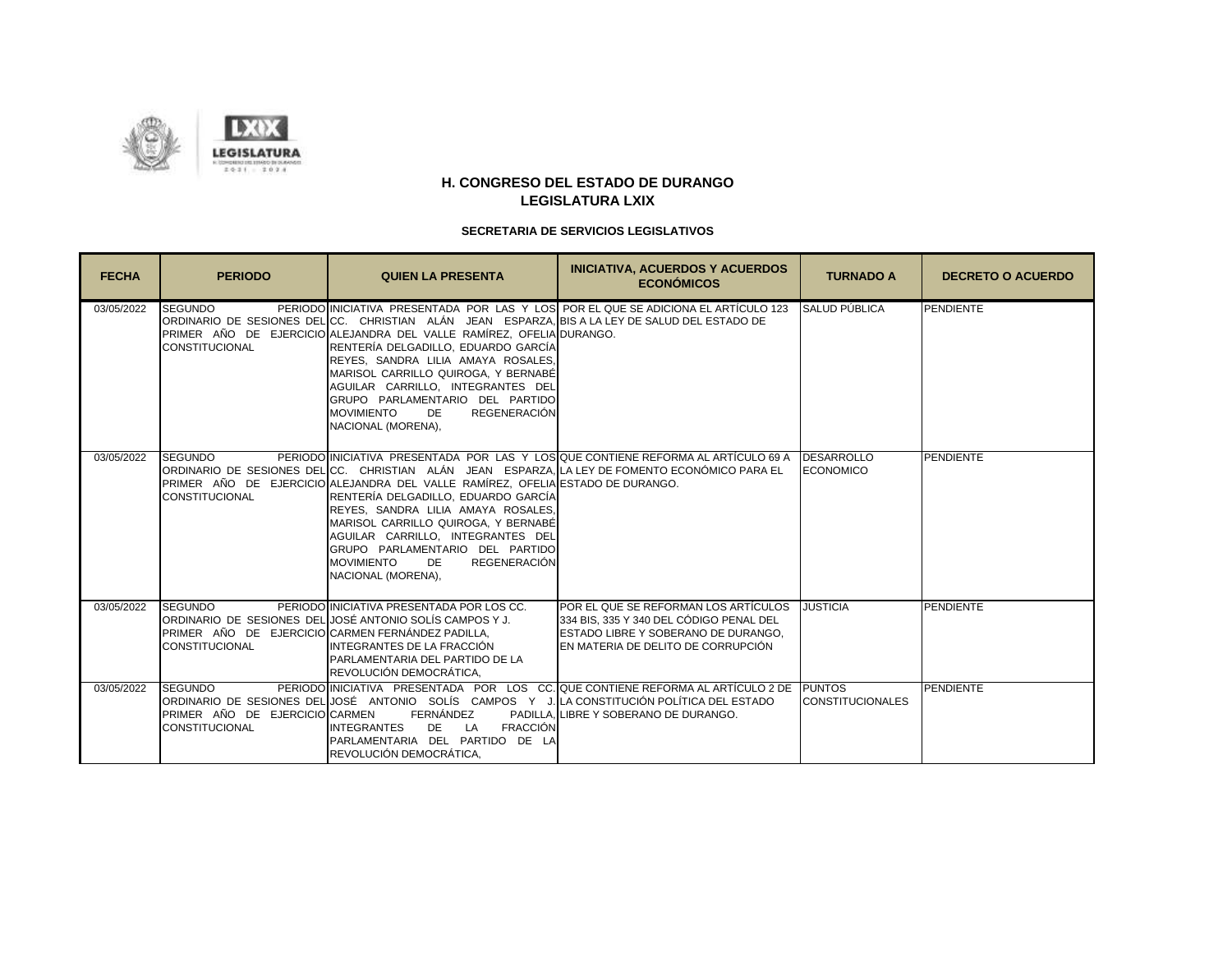## H. CONGRESO DEL ESTADO DE DURANGO
## LEGISLATURA LXIX

### SECRETARIA DE SERVICIOS LEGISLATIVOS

| FECHA | PERIODO | QUIEN LA PRESENTA | INICIATIVA, ACUERDOS Y ACUERDOS ECONÓMICOS | TURNADO A | DECRETO O ACUERDO |
|---|---|---|---|---|---|
| 03/05/2022 | SEGUNDO PERIODO ORDINARIO DE SESIONES DEL PRIMER AÑO DE EJERCICIO CONSTITUCIONAL | INICIATIVA PRESENTADA POR LAS Y LOS CC. CHRISTIAN ALÁN JEAN ESPARZA, ALEJANDRA DEL VALLE RAMÍREZ, OFELIA RENTERÍA DELGADILLO, EDUARDO GARCÍA REYES, SANDRA LILIA AMAYA ROSALES, MARISOL CARRILLO QUIROGA, Y BERNABÉ AGUILAR CARRILLO, INTEGRANTES DEL GRUPO PARLAMENTARIO DEL PARTIDO MOVIMIENTO DE REGENERACIÓN NACIONAL (MORENA), | POR EL QUE SE ADICIONA EL ARTÍCULO 123 BIS A LA LEY DE SALUD DEL ESTADO DE DURANGO. | SALUD PÚBLICA | PENDIENTE |
| 03/05/2022 | SEGUNDO PERIODO ORDINARIO DE SESIONES DEL PRIMER AÑO DE EJERCICIO CONSTITUCIONAL | INICIATIVA PRESENTADA POR LAS Y LOS CC. CHRISTIAN ALÁN JEAN ESPARZA, ALEJANDRA DEL VALLE RAMÍREZ, OFELIA RENTERÍA DELGADILLO, EDUARDO GARCÍA REYES, SANDRA LILIA AMAYA ROSALES, MARISOL CARRILLO QUIROGA, Y BERNABÉ AGUILAR CARRILLO, INTEGRANTES DEL GRUPO PARLAMENTARIO DEL PARTIDO MOVIMIENTO DE REGENERACIÓN NACIONAL (MORENA), | QUE CONTIENE REFORMA AL ARTÍCULO 69 A LA LEY DE FOMENTO ECONÓMICO PARA EL ESTADO DE DURANGO. | DESARROLLO ECONOMICO | PENDIENTE |
| 03/05/2022 | SEGUNDO PERIODO ORDINARIO DE SESIONES DEL PRIMER AÑO DE EJERCICIO CONSTITUCIONAL | INICIATIVA PRESENTADA POR LOS CC. JOSÉ ANTONIO SOLÍS CAMPOS Y J. CARMEN FERNÁNDEZ PADILLA, INTEGRANTES DE LA FRACCIÓN PARLAMENTARIA DEL PARTIDO DE LA REVOLUCIÓN DEMOCRÁTICA, | POR EL QUE SE REFORMAN LOS ARTÍCULOS 334 BIS, 335 Y 340 DEL CÓDIGO PENAL DEL ESTADO LIBRE Y SOBERANO DE DURANGO, EN MATERIA DE DELITO DE CORRUPCIÓN | JUSTICIA | PENDIENTE |
| 03/05/2022 | SEGUNDO PERIODO ORDINARIO DE SESIONES DEL PRIMER AÑO DE EJERCICIO CONSTITUCIONAL | INICIATIVA PRESENTADA POR LOS CC. JOSÉ ANTONIO SOLÍS CAMPOS Y J. CARMEN FERNÁNDEZ PADILLA, INTEGRANTES DE LA FRACCIÓN PARLAMENTARIA DEL PARTIDO DE LA REVOLUCIÓN DEMOCRÁTICA, | QUE CONTIENE REFORMA AL ARTÍCULO 2 DE LA CONSTITUCIÓN POLÍTICA DEL ESTADO LIBRE Y SOBERANO DE DURANGO. | PUNTOS CONSTITUCIONALES | PENDIENTE |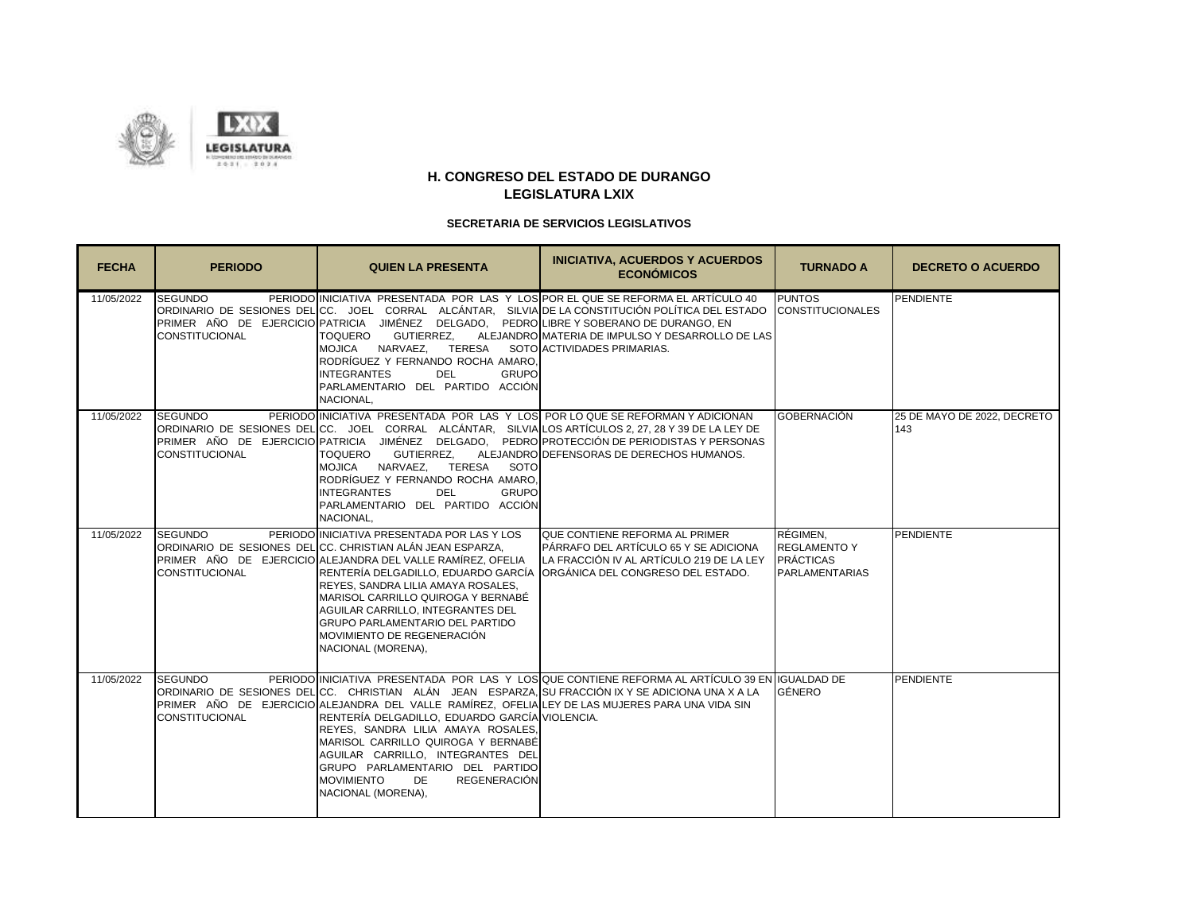## H. CONGRESO DEL ESTADO DE DURANGO
## LEGISLATURA LXIX

### SECRETARIA DE SERVICIOS LEGISLATIVOS

| FECHA | PERIODO | QUIEN LA PRESENTA | INICIATIVA, ACUERDOS Y ACUERDOS ECONÓMICOS | TURNADO A | DECRETO O ACUERDO |
|---|---|---|---|---|---|
| 11/05/2022 | SEGUNDO PERIODO ORDINARIO DE SESIONES DEL PRIMER AÑO DE EJERCICIO CONSTITUCIONAL | INICIATIVA PRESENTADA POR LAS Y LOS CC. JOEL CORRAL ALCÁNTAR, SILVIA PATRICIA JIMÉNEZ DELGADO, PEDRO TOQUERO GUTIERREZ, ALEJANDRO MOJICA NARVAEZ, TERESA SOTO RODRÍGUEZ Y FERNANDO ROCHA AMARO, INTEGRANTES DEL GRUPO PARLAMENTARIO DEL PARTIDO ACCIÓN NACIONAL, | POR EL QUE SE REFORMA EL ARTÍCULO 40 DE LA CONSTITUCIÓN POLÍTICA DEL ESTADO LIBRE Y SOBERANO DE DURANGO, EN MATERIA DE IMPULSO Y DESARROLLO DE LAS ACTIVIDADES PRIMARIAS. | PUNTOS CONSTITUCIONALES | PENDIENTE |
| 11/05/2022 | SEGUNDO PERIODO ORDINARIO DE SESIONES DEL PRIMER AÑO DE EJERCICIO CONSTITUCIONAL | INICIATIVA PRESENTADA POR LAS Y LOS CC. JOEL CORRAL ALCÁNTAR, SILVIA PATRICIA JIMÉNEZ DELGADO, PEDRO TOQUERO GUTIERREZ, ALEJANDRO MOJICA NARVAEZ, TERESA SOTO RODRÍGUEZ Y FERNANDO ROCHA AMARO, INTEGRANTES DEL GRUPO PARLAMENTARIO DEL PARTIDO ACCIÓN NACIONAL, | POR LO QUE SE REFORMAN Y ADICIONAN LOS ARTÍCULOS 2, 27, 28 Y 39 DE LA LEY DE PROTECCIÓN DE PERIODISTAS Y PERSONAS DEFENSORAS DE DERECHOS HUMANOS. | GOBERNACIÓN | 25 DE MAYO DE 2022, DECRETO 143 |
| 11/05/2022 | SEGUNDO PERIODO ORDINARIO DE SESIONES DEL PRIMER AÑO DE EJERCICIO CONSTITUCIONAL | INICIATIVA PRESENTADA POR LAS Y LOS CC. CHRISTIAN ALÁN JEAN ESPARZA, ALEJANDRA DEL VALLE RAMÍREZ, OFELIA RENTERÍA DELGADILLO, EDUARDO GARCÍA REYES, SANDRA LILIA AMAYA ROSALES, MARISOL CARRILLO QUIROGA Y BERNABÉ AGUILAR CARRILLO, INTEGRANTES DEL GRUPO PARLAMENTARIO DEL PARTIDO MOVIMIENTO DE REGENERACIÓN NACIONAL (MORENA), | QUE CONTIENE REFORMA AL PRIMER PÁRRAFO DEL ARTÍCULO 65 Y SE ADICIONA LA FRACCIÓN IV AL ARTÍCULO 219 DE LA LEY ORGÁNICA DEL CONGRESO DEL ESTADO. | RÉGIMEN, REGLAMENTO Y PRÁCTICAS PARLAMENTARIAS | PENDIENTE |
| 11/05/2022 | SEGUNDO PERIODO ORDINARIO DE SESIONES DEL PRIMER AÑO DE EJERCICIO CONSTITUCIONAL | INICIATIVA PRESENTADA POR LAS Y LOS CC. CHRISTIAN ALÁN JEAN ESPARZA, ALEJANDRA DEL VALLE RAMÍREZ, OFELIA RENTERÍA DELGADILLO, EDUARDO GARCÍA REYES, SANDRA LILIA AMAYA ROSALES, MARISOL CARRILLO QUIROGA Y BERNABÉ AGUILAR CARRILLO, INTEGRANTES DEL GRUPO PARLAMENTARIO DEL PARTIDO MOVIMIENTO DE REGENERACIÓN NACIONAL (MORENA), | QUE CONTIENE REFORMA AL ARTÍCULO 39 EN SU FRACCIÓN IX Y SE ADICIONA UNA X A LA LEY DE LAS MUJERES PARA UNA VIDA SIN VIOLENCIA. | IGUALDAD DE GÉNERO | PENDIENTE |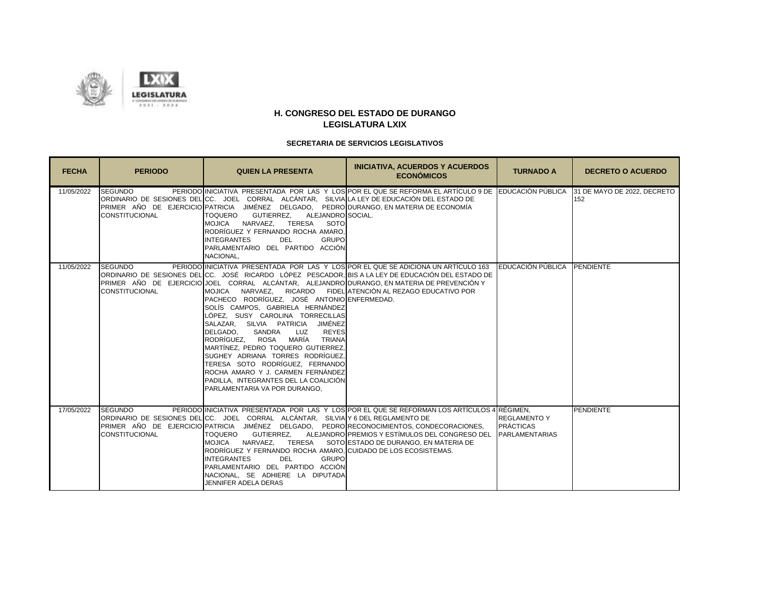## H. CONGRESO DEL ESTADO DE DURANGO
## LEGISLATURA LXIX

### SECRETARIA DE SERVICIOS LEGISLATIVOS

| FECHA | PERIODO | QUIEN LA PRESENTA | INICIATIVA, ACUERDOS Y ACUERDOS ECONÓMICOS | TURNADO A | DECRETO O ACUERDO |
|---|---|---|---|---|---|
| 11/05/2022 | SEGUNDO PERIODO ORDINARIO DE SESIONES DEL PRIMER AÑO DE EJERCICIO CONSTITUCIONAL | INICIATIVA PRESENTADA POR LAS Y LOS CC. JOEL CORRAL ALCÁNTAR, SILVIA PATRICIA JIMÉNEZ DELGADO, PEDRO TOQUERO GUTIERREZ, ALEJANDRO MOJICA NARVAEZ, TERESA SOTO RODRÍGUEZ Y FERNANDO ROCHA AMARO, INTEGRANTES DEL GRUPO PARLAMENTARIO DEL PARTIDO ACCIÓN NACIONAL, | POR EL QUE SE REFORMA EL ARTÍCULO 9 DE LA LEY DE EDUCACIÓN DEL ESTADO DE DURANGO, EN MATERIA DE ECONOMÍA SOCIAL. | EDUCACIÓN PÚBLICA | 31 DE MAYO DE 2022, DECRETO 152 |
| 11/05/2022 | SEGUNDO PERIODO ORDINARIO DE SESIONES DEL PRIMER AÑO DE EJERCICIO CONSTITUCIONAL | INICIATIVA PRESENTADA POR LAS Y LOS CC. JOSÉ RICARDO LÓPEZ PESCADOR, JOEL CORRAL ALCÁNTAR, ALEJANDRO MOJICA NARVAEZ, RICARDO FIDEL PACHECO RODRÍGUEZ, JOSÉ ANTONIO SOLÍS CAMPOS, GABRIELA HERNÁNDEZ LÓPEZ, SUSY CAROLINA TORRECILLAS SALAZAR, SILVIA PATRICIA JIMÉNEZ DELGADO, SANDRA LUZ REYES RODRÍGUEZ, ROSA MARÍA TRIANA MARTÍNEZ, PEDRO TOQUERO GUTIERREZ, SUGHEY ADRIANA TORRES RODRÍGUEZ, TERESA SOTO RODRÍGUEZ, FERNANDO ROCHA AMARO Y J. CARMEN FERNÁNDEZ PADILLA, INTEGRANTES DEL LA COALICIÓN PARLAMENTARIA VA POR DURANGO, | POR EL QUE SE ADICIONA UN ARTÍCULO 163 BIS A LA LEY DE EDUCACIÓN DEL ESTADO DE DURANGO, EN MATERIA DE PREVENCIÓN Y ATENCIÓN AL REZAGO EDUCATIVO POR ENFERMEDAD. | EDUCACIÓN PÚBLICA | PENDIENTE |
| 17/05/2022 | SEGUNDO PERIODO ORDINARIO DE SESIONES DEL PRIMER AÑO DE EJERCICIO CONSTITUCIONAL | INICIATIVA PRESENTADA POR LAS Y LOS CC. JOEL CORRAL ALCÁNTAR, SILVIA PATRICIA JIMÉNEZ DELGADO, PEDRO TOQUERO GUTIERREZ, ALEJANDRO MOJICA NARVAEZ, TERESA SOTO RODRÍGUEZ Y FERNANDO ROCHA AMARO, INTEGRANTES DEL GRUPO PARLAMENTARIO DEL PARTIDO ACCIÓN NACIONAL, SE ADHIERE LA DIPUTADA JENNIFER ADELA DERAS | POR EL QUE SE REFORMAN LOS ARTÍCULOS 4 Y 6 DEL REGLAMENTO DE RECONOCIMIENTOS, CONDECORACIONES, PREMIOS Y ESTÍMULOS DEL CONGRESO DEL ESTADO DE DURANGO, EN MATERIA DE CUIDADO DE LOS ECOSISTEMAS. | RÉGIMEN, REGLAMENTO Y PRÁCTICAS PARLAMENTARIAS | PENDIENTE |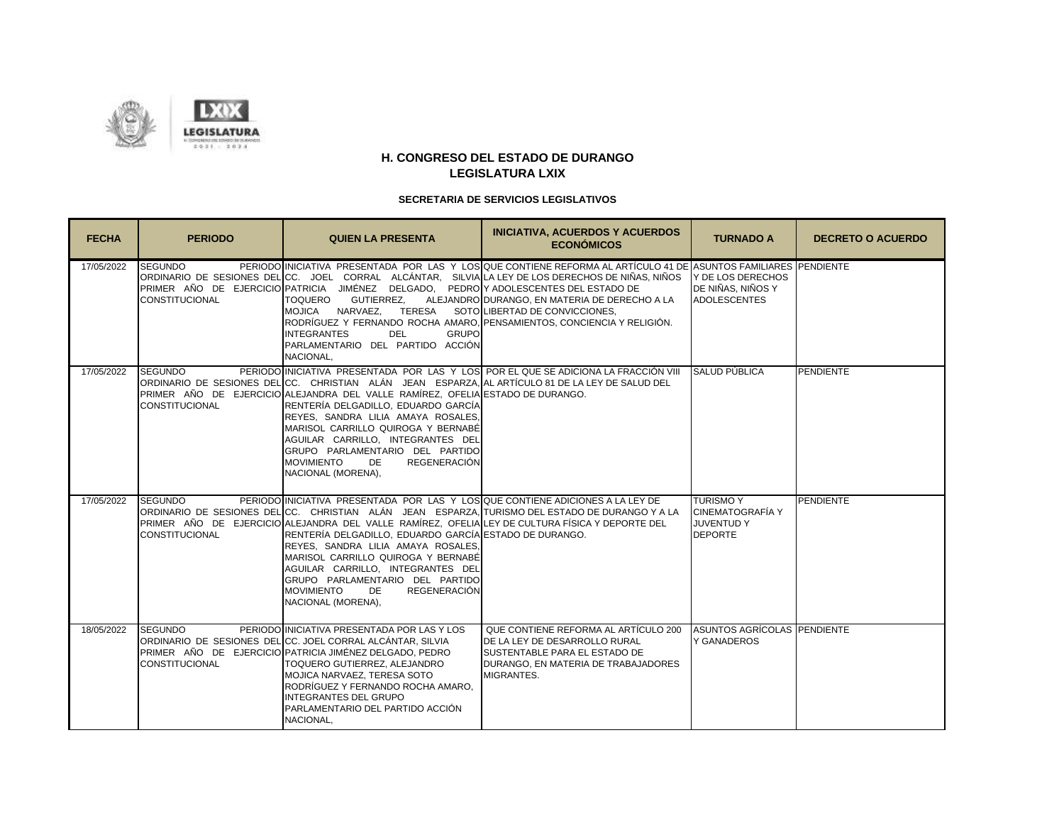**H. CONGRESO DEL ESTADO DE DURANGO**
**LEGISLATURA LXIX**

**SECRETARIA DE SERVICIOS LEGISLATIVOS**

| FECHA | PERIODO | QUIEN LA PRESENTA | INICIATIVA, ACUERDOS Y ACUERDOS ECONÓMICOS | TURNADO A | DECRETO O ACUERDO |
|---|---|---|---|---|---|
| 17/05/2022 | SEGUNDO PERIODO ORDINARIO DE SESIONES DEL PRIMER AÑO DE EJERCICIO CONSTITUCIONAL | INICIATIVA PRESENTADA POR LAS Y LOS CC. JOEL CORRAL ALCÁNTAR, SILVIA PATRICIA JIMÉNEZ DELGADO, PEDRO TOQUERO GUTIERREZ, ALEJANDRO MOJICA NARVAEZ, TERESA SOTO RODRÍGUEZ Y FERNANDO ROCHA AMARO, INTEGRANTES DEL GRUPO PARLAMENTARIO DEL PARTIDO ACCIÓN NACIONAL, | QUE CONTIENE REFORMA AL ARTÍCULO 41 DE LA LEY DE LOS DERECHOS DE NIÑAS, NIÑOS Y ADOLESCENTES DEL ESTADO DE DURANGO, EN MATERIA DE DERECHO A LA LIBERTAD DE CONVICCIONES, PENSAMIENTOS, CONCIENCIA Y RELIGIÓN. | ASUNTOS FAMILIARES Y DE LOS DERECHOS DE NIÑAS, NIÑOS Y ADOLESCENTES | PENDIENTE |
| 17/05/2022 | SEGUNDO PERIODO ORDINARIO DE SESIONES DEL PRIMER AÑO DE EJERCICIO CONSTITUCIONAL | INICIATIVA PRESENTADA POR LAS Y LOS CC. CHRISTIAN ALÁN JEAN ESPARZA, ALEJANDRA DEL VALLE RAMÍREZ, OFELIA RENTERÍA DELGADILLO, EDUARDO GARCÍA REYES, SANDRA LILIA AMAYA ROSALES, MARISOL CARRILLO QUIROGA Y BERNABÉ AGUILAR CARRILLO, INTEGRANTES DEL GRUPO PARLAMENTARIO DEL PARTIDO MOVIMIENTO DE REGENERACIÓN NACIONAL (MORENA), | POR EL QUE SE ADICIONA LA FRACCIÓN VIII AL ARTÍCULO 81 DE LA LEY DE SALUD DEL ESTADO DE DURANGO. | SALUD PÚBLICA | PENDIENTE |
| 17/05/2022 | SEGUNDO PERIODO ORDINARIO DE SESIONES DEL PRIMER AÑO DE EJERCICIO CONSTITUCIONAL | INICIATIVA PRESENTADA POR LAS Y LOS CC. CHRISTIAN ALÁN JEAN ESPARZA, ALEJANDRA DEL VALLE RAMÍREZ, OFELIA RENTERÍA DELGADILLO, EDUARDO GARCÍA REYES, SANDRA LILIA AMAYA ROSALES, MARISOL CARRILLO QUIROGA Y BERNABÉ AGUILAR CARRILLO, INTEGRANTES DEL GRUPO PARLAMENTARIO DEL PARTIDO MOVIMIENTO DE REGENERACIÓN NACIONAL (MORENA), | QUE CONTIENE ADICIONES A LA LEY DE TURISMO DEL ESTADO DE DURANGO Y A LA LEY DE CULTURA FÍSICA Y DEPORTE DEL ESTADO DE DURANGO. | TURISMO Y CINEMATOGRAFÍA Y JUVENTUD Y DEPORTE | PENDIENTE |
| 18/05/2022 | SEGUNDO PERIODO ORDINARIO DE SESIONES DEL PRIMER AÑO DE EJERCICIO CONSTITUCIONAL | INICIATIVA PRESENTADA POR LAS Y LOS CC. JOEL CORRAL ALCÁNTAR, SILVIA PATRICIA JIMÉNEZ DELGADO, PEDRO TOQUERO GUTIERREZ, ALEJANDRO MOJICA NARVAEZ, TERESA SOTO RODRÍGUEZ Y FERNANDO ROCHA AMARO, INTEGRANTES DEL GRUPO PARLAMENTARIO DEL PARTIDO ACCIÓN NACIONAL, | QUE CONTIENE REFORMA AL ARTÍCULO 200 DE LA LEY DE DESARROLLO RURAL SUSTENTABLE PARA EL ESTADO DE DURANGO, EN MATERIA DE TRABAJADORES MIGRANTES. | ASUNTOS AGRÍCOLAS Y GANADEROS | PENDIENTE |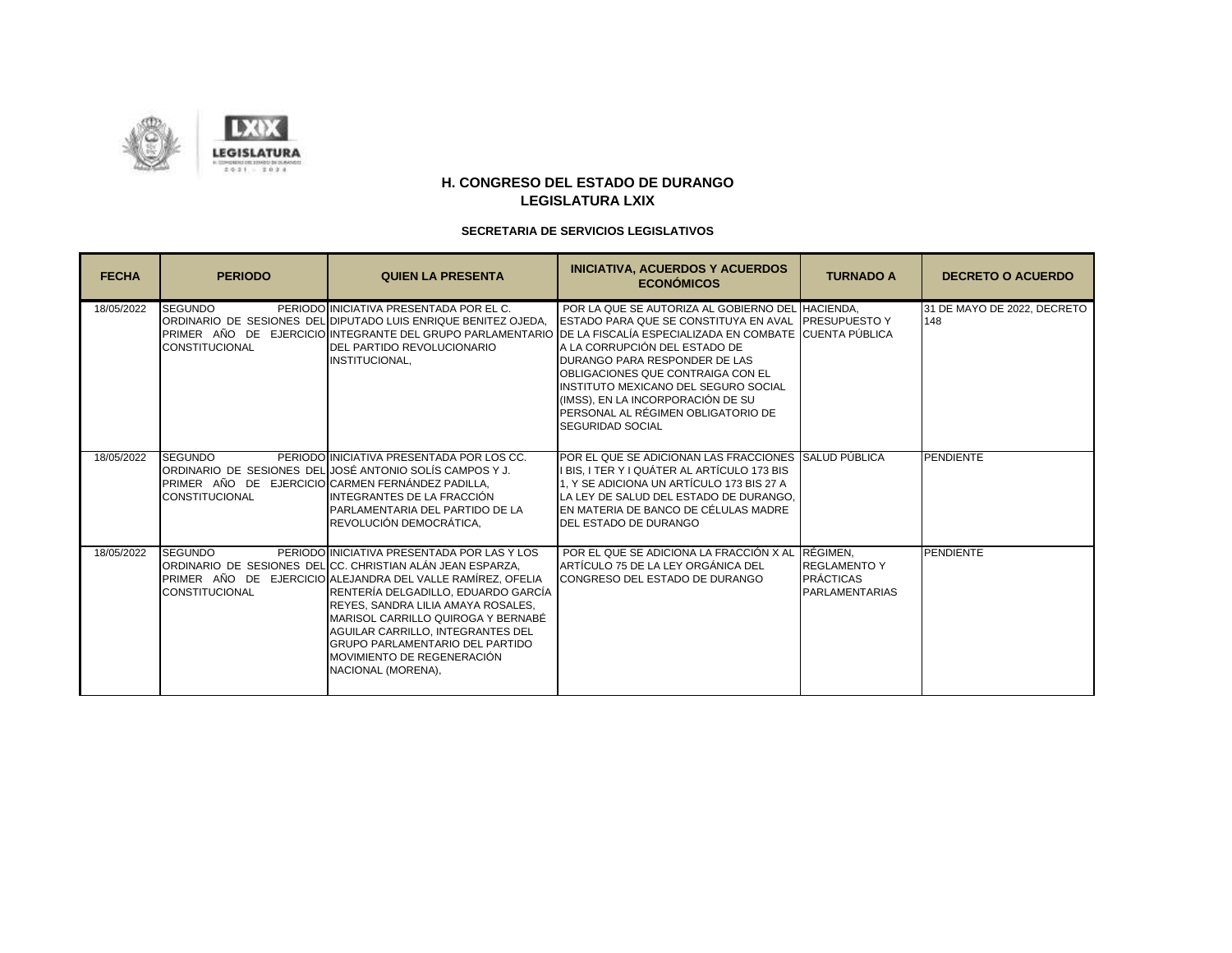**H. CONGRESO DEL ESTADO DE DURANGO**
**LEGISLATURA LXIX**

**SECRETARIA DE SERVICIOS LEGISLATIVOS**

| FECHA | PERIODO | QUIEN LA PRESENTA | INICIATIVA, ACUERDOS Y ACUERDOS ECONÓMICOS | TURNADO A | DECRETO O ACUERDO |
|---|---|---|---|---|---|
| 18/05/2022 | SEGUNDO PERIODO ORDINARIO DE SESIONES DEL PRIMER AÑO DE EJERCICIO CONSTITUCIONAL | INICIATIVA PRESENTADA POR EL C. DIPUTADO LUIS ENRIQUE BENITEZ OJEDA, INTEGRANTE DEL GRUPO PARLAMENTARIO DEL PARTIDO REVOLUCIONARIO INSTITUCIONAL, | POR LA QUE SE AUTORIZA AL GOBIERNO DEL ESTADO PARA QUE SE CONSTITUYA EN AVAL DE LA FISCALÍA ESPECIALIZADA EN COMBATE A LA CORRUPCIÓN DEL ESTADO DE DURANGO PARA RESPONDER DE LAS OBLIGACIONES QUE CONTRAIGA CON EL INSTITUTO MEXICANO DEL SEGURO SOCIAL (IMSS), EN LA INCORPORACIÓN DE SU PERSONAL AL RÉGIMEN OBLIGATORIO DE SEGURIDAD SOCIAL | HACIENDA, PRESUPUESTO Y CUENTA PÚBLICA | 31 DE MAYO DE 2022, DECRETO 148 |
| 18/05/2022 | SEGUNDO PERIODO ORDINARIO DE SESIONES DEL PRIMER AÑO DE EJERCICIO CONSTITUCIONAL | INICIATIVA PRESENTADA POR LOS CC. JOSÉ ANTONIO SOLÍS CAMPOS Y J. CARMEN FERNÁNDEZ PADILLA, INTEGRANTES DE LA FRACCIÓN PARLAMENTARIA DEL PARTIDO DE LA REVOLUCIÓN DEMOCRÁTICA, | POR EL QUE SE ADICIONAN LAS FRACCIONES I BIS, I TER Y I QUÁTER AL ARTÍCULO 173 BIS 1, Y SE ADICIONA UN ARTÍCULO 173 BIS 27 A LA LEY DE SALUD DEL ESTADO DE DURANGO, EN MATERIA DE BANCO DE CÉLULAS MADRE DEL ESTADO DE DURANGO | SALUD PÚBLICA | PENDIENTE |
| 18/05/2022 | SEGUNDO PERIODO ORDINARIO DE SESIONES DEL PRIMER AÑO DE EJERCICIO CONSTITUCIONAL | INICIATIVA PRESENTADA POR LAS Y LOS CC. CHRISTIAN ALÁN JEAN ESPARZA, ALEJANDRA DEL VALLE RAMÍREZ, OFELIA RENTERÍA DELGADILLO, EDUARDO GARCÍA REYES, SANDRA LILIA AMAYA ROSALES, MARISOL CARRILLO QUIROGA Y BERNABÉ AGUILAR CARRILLO, INTEGRANTES DEL GRUPO PARLAMENTARIO DEL PARTIDO MOVIMIENTO DE REGENERACIÓN NACIONAL (MORENA), | POR EL QUE SE ADICIONA LA FRACCIÓN X AL ARTÍCULO 75 DE LA LEY ORGÁNICA DEL CONGRESO DEL ESTADO DE DURANGO | RÉGIMEN, REGLAMENTO Y PRÁCTICAS PARLAMENTARIAS | PENDIENTE |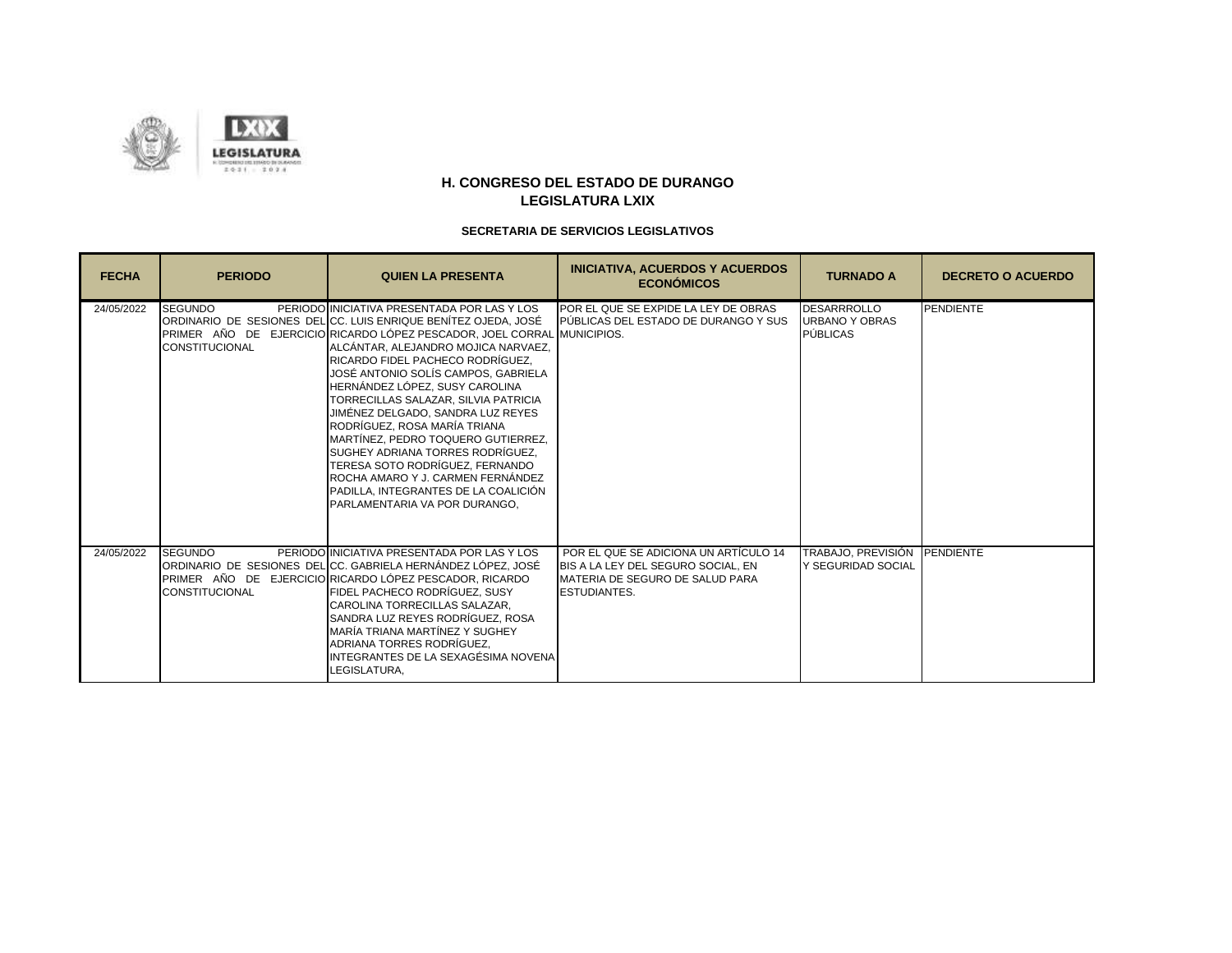**H. CONGRESO DEL ESTADO DE DURANGO**
**LEGISLATURA LXIX**

**SECRETARIA DE SERVICIOS LEGISLATIVOS**

| FECHA | PERIODO | QUIEN LA PRESENTA | INICIATIVA, ACUERDOS Y ACUERDOS ECONÓMICOS | TURNADO A | DECRETO O ACUERDO |
|---|---|---|---|---|---|
| 24/05/2022 | SEGUNDO PERIODO ORDINARIO DE SESIONES DEL PRIMER AÑO DE EJERCICIO CONSTITUCIONAL | INICIATIVA PRESENTADA POR LAS Y LOS CC. LUIS ENRIQUE BENÍTEZ OJEDA, JOSÉ RICARDO LÓPEZ PESCADOR, JOEL CORRAL ALCÁNTAR, ALEJANDRO MOJICA NARVAEZ, RICARDO FIDEL PACHECO RODRÍGUEZ, JOSÉ ANTONIO SOLÍS CAMPOS, GABRIELA HERNÁNDEZ LÓPEZ, SUSY CAROLINA TORRECILLAS SALAZAR, SILVIA PATRICIA JIMÉNEZ DELGADO, SANDRA LUZ REYES RODRÍGUEZ, ROSA MARÍA TRIANA MARTÍNEZ, PEDRO TOQUERO GUTIERREZ, SUGHEY ADRIANA TORRES RODRÍGUEZ, TERESA SOTO RODRÍGUEZ, FERNANDO ROCHA AMARO Y J. CARMEN FERNÁNDEZ PADILLA, INTEGRANTES DE LA COALICIÓN PARLAMENTARIA VA POR DURANGO, | POR EL QUE SE EXPIDE LA LEY DE OBRAS PÚBLICAS DEL ESTADO DE DURANGO Y SUS MUNICIPIOS. | DESARRROLLO URBANO Y OBRAS PÚBLICAS | PENDIENTE |
| 24/05/2022 | SEGUNDO PERIODO ORDINARIO DE SESIONES DEL PRIMER AÑO DE EJERCICIO CONSTITUCIONAL | INICIATIVA PRESENTADA POR LAS Y LOS CC. GABRIELA HERNÁNDEZ LÓPEZ, JOSÉ RICARDO LÓPEZ PESCADOR, RICARDO FIDEL PACHECO RODRÍGUEZ, SUSY CAROLINA TORRECILLAS SALAZAR, SANDRA LUZ REYES RODRÍGUEZ, ROSA MARÍA TRIANA MARTÍNEZ Y SUGHEY ADRIANA TORRES RODRÍGUEZ, INTEGRANTES DE LA SEXAGÉSIMA NOVENA LEGISLATURA, | POR EL QUE SE ADICIONA UN ARTÍCULO 14 BIS A LA LEY DEL SEGURO SOCIAL, EN MATERIA DE SEGURO DE SALUD PARA ESTUDIANTES. | TRABAJO, PREVISIÓN Y SEGURIDAD SOCIAL | PENDIENTE |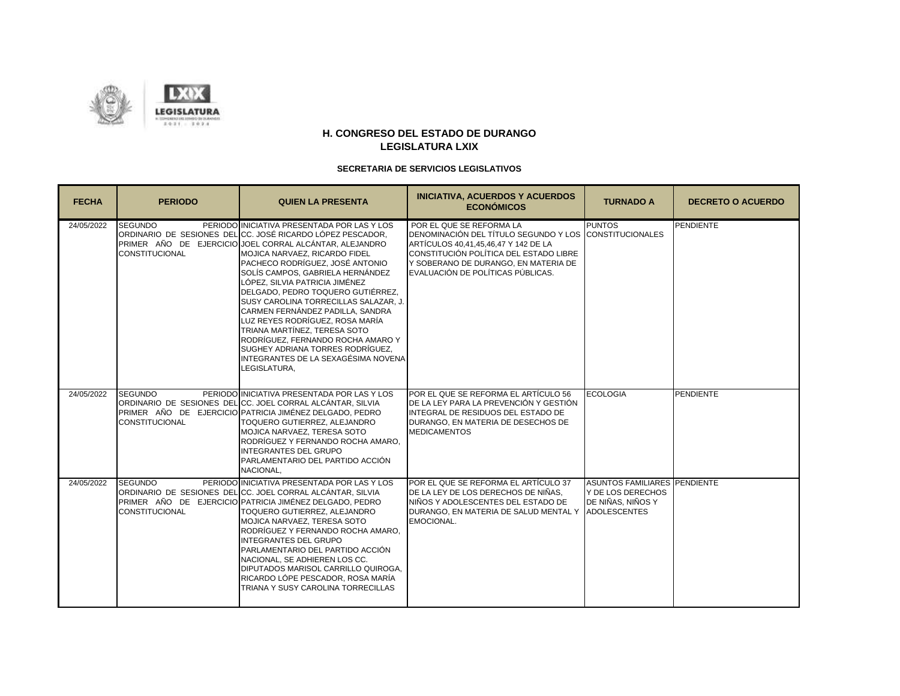## H. CONGRESO DEL ESTADO DE DURANGO
## LEGISLATURA LXIX

### SECRETARIA DE SERVICIOS LEGISLATIVOS

| FECHA | PERIODO | QUIEN LA PRESENTA | INICIATIVA, ACUERDOS Y ACUERDOS ECONÓMICOS | TURNADO A | DECRETO O ACUERDO |
|---|---|---|---|---|---|
| 24/05/2022 | SEGUNDO PERIODO ORDINARIO DE SESIONES DEL PRIMER AÑO DE EJERCICIO CONSTITUCIONAL | INICIATIVA PRESENTADA POR LAS Y LOS CC. JOSÉ RICARDO LÓPEZ PESCADOR, JOEL CORRAL ALCÁNTAR, ALEJANDRO MOJICA NARVAEZ, RICARDO FIDEL PACHECO RODRÍGUEZ, JOSÉ ANTONIO SOLÍS CAMPOS, GABRIELA HERNÁNDEZ LÓPEZ, SILVIA PATRICIA JIMÉNEZ DELGADO, PEDRO TOQUERO GUTIÉRREZ, SUSY CAROLINA TORRECILLAS SALAZAR, J. CARMEN FERNÁNDEZ PADILLA, SANDRA LUZ REYES RODRÍGUEZ, ROSA MARÍA TRIANA MARTÍNEZ, TERESA SOTO RODRÍGUEZ, FERNANDO ROCHA AMARO Y SUGHEY ADRIANA TORRES RODRÍGUEZ, INTEGRANTES DE LA SEXAGÉSIMA NOVENA LEGISLATURA, | POR EL QUE SE REFORMA LA DENOMINACIÓN DEL TÍTULO SEGUNDO Y LOS ARTÍCULOS 40,41,45,46,47 Y 142 DE LA CONSTITUCIÓN POLÍTICA DEL ESTADO LIBRE Y SOBERANO DE DURANGO, EN MATERIA DE EVALUACIÓN DE POLÍTICAS PÚBLICAS. | PUNTOS CONSTITUCIONALES | PENDIENTE |
| 24/05/2022 | SEGUNDO PERIODO ORDINARIO DE SESIONES DEL PRIMER AÑO DE EJERCICIO CONSTITUCIONAL | INICIATIVA PRESENTADA POR LAS Y LOS CC. JOEL CORRAL ALCÁNTAR, SILVIA PATRICIA JIMÉNEZ DELGADO, PEDRO TOQUERO GUTIERREZ, ALEJANDRO MOJICA NARVAEZ, TERESA SOTO RODRÍGUEZ Y FERNANDO ROCHA AMARO, INTEGRANTES DEL GRUPO PARLAMENTARIO DEL PARTIDO ACCIÓN NACIONAL, | POR EL QUE SE REFORMA EL ARTÍCULO 56 DE LA LEY PARA LA PREVENCIÓN Y GESTIÓN INTEGRAL DE RESIDUOS DEL ESTADO DE DURANGO, EN MATERIA DE DESECHOS DE MEDICAMENTOS | ECOLOGIA | PENDIENTE |
| 24/05/2022 | SEGUNDO PERIODO ORDINARIO DE SESIONES DEL PRIMER AÑO DE EJERCICIO CONSTITUCIONAL | INICIATIVA PRESENTADA POR LAS Y LOS CC. JOEL CORRAL ALCÁNTAR, SILVIA PATRICIA JIMÉNEZ DELGADO, PEDRO TOQUERO GUTIERREZ, ALEJANDRO MOJICA NARVAEZ, TERESA SOTO RODRÍGUEZ Y FERNANDO ROCHA AMARO, INTEGRANTES DEL GRUPO PARLAMENTARIO DEL PARTIDO ACCIÓN NACIONAL, SE ADHIEREN LOS CC. DIPUTADOS MARISOL CARRILLO QUIROGA, RICARDO LÓPE PESCADOR, ROSA MARÍA TRIANA Y SUSY CAROLINA TORRECILLAS | POR EL QUE SE REFORMA EL ARTÍCULO 37 DE LA LEY DE LOS DERECHOS DE NIÑAS, NIÑOS Y ADOLESCENTES DEL ESTADO DE DURANGO, EN MATERIA DE SALUD MENTAL Y EMOCIONAL. | ASUNTOS FAMILIARES Y DE LOS DERECHOS DE NIÑAS, NIÑOS Y ADOLESCENTES | PENDIENTE |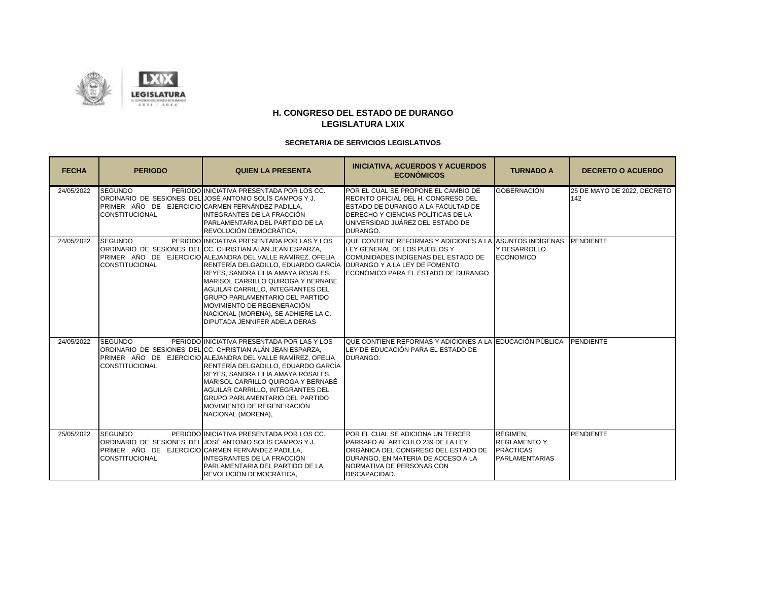**H. CONGRESO DEL ESTADO DE DURANGO**
**LEGISLATURA LXIX**

**SECRETARIA DE SERVICIOS LEGISLATIVOS**

| FECHA | PERIODO | QUIEN LA PRESENTA | INICIATIVA, ACUERDOS Y ACUERDOS ECONÓMICOS | TURNADO A | DECRETO O ACUERDO |
|---|---|---|---|---|---|
| 24/05/2022 | SEGUNDO PERIODO ORDINARIO DE SESIONES DEL PRIMER AÑO DE EJERCICIO CONSTITUCIONAL | INICIATIVA PRESENTADA POR LOS CC. JOSÉ ANTONIO SOLÍS CAMPOS Y J. CARMEN FERNÁNDEZ PADILLA, INTEGRANTES DE LA FRACCIÓN PARLAMENTARIA DEL PARTIDO DE LA REVOLUCIÓN DEMOCRÁTICA, | POR EL CUAL SE PROPONE EL CAMBIO DE RECINTO OFICIAL DEL H. CONGRESO DEL ESTADO DE DURANGO A LA FACULTAD DE DERECHO Y CIENCIAS POLÍTICAS DE LA UNIVERSIDAD JUÁREZ DEL ESTADO DE DURANGO. | GOBERNACIÓN | 25 DE MAYO DE 2022, DECRETO 142 |
| 24/05/2022 | SEGUNDO PERIODO ORDINARIO DE SESIONES DEL PRIMER AÑO DE EJERCICIO CONSTITUCIONAL | INICIATIVA PRESENTADA POR LAS Y LOS CC. CHRISTIAN ALÁN JEAN ESPARZA, ALEJANDRA DEL VALLE RAMÍREZ, OFELIA RENTERÍA DELGADILLO, EDUARDO GARCÍA REYES, SANDRA LILIA AMAYA ROSALES, MARISOL CARRILLO QUIROGA Y BERNABÉ AGUILAR CARRILLO, INTEGRANTES DEL GRUPO PARLAMENTARIO DEL PARTIDO MOVIMIENTO DE REGENERACIÓN NACIONAL (MORENA), SE ADHIERE LA C. DIPUTADA JENNIFER ADELA DERAS | QUE CONTIENE REFORMAS Y ADICIONES A LA LEY GENERAL DE LOS PUEBLOS Y COMUNIDADES INDÍGENAS DEL ESTADO DE DURANGO Y A LA LEY DE FOMENTO ECONÓMICO PARA EL ESTADO DE DURANGO. | ASUNTOS INDÍGENAS Y DESARROLLO ECONOMICO | PENDIENTE |
| 24/05/2022 | SEGUNDO PERIODO ORDINARIO DE SESIONES DEL PRIMER AÑO DE EJERCICIO CONSTITUCIONAL | INICIATIVA PRESENTADA POR LAS Y LOS CC. CHRISTIAN ALÁN JEAN ESPARZA, ALEJANDRA DEL VALLE RAMÍREZ, OFELIA RENTERÍA DELGADILLO, EDUARDO GARCÍA REYES, SANDRA LILIA AMAYA ROSALES, MARISOL CARRILLO QUIROGA Y BERNABÉ AGUILAR CARRILLO, INTEGRANTES DEL GRUPO PARLAMENTARIO DEL PARTIDO MOVIMIENTO DE REGENERACIÓN NACIONAL (MORENA), | QUE CONTIENE REFORMAS Y ADICIONES A LA LEY DE EDUCACIÓN PARA EL ESTADO DE DURANGO. | EDUCACIÓN PÚBLICA | PENDIENTE |
| 25/05/2022 | SEGUNDO PERIODO ORDINARIO DE SESIONES DEL PRIMER AÑO DE EJERCICIO CONSTITUCIONAL | INICIATIVA PRESENTADA POR LOS CC. JOSÉ ANTONIO SOLÍS CAMPOS Y J. CARMEN FERNÁNDEZ PADILLA, INTEGRANTES DE LA FRACCIÓN PARLAMENTARIA DEL PARTIDO DE LA REVOLUCIÓN DEMOCRÁTICA, | POR EL CUAL SE ADICIONA UN TERCER PÁRRAFO AL ARTÍCULO 239 DE LA LEY ORGÁNICA DEL CONGRESO DEL ESTADO DE DURANGO, EN MATERIA DE ACCESO A LA NORMATIVA DE PERSONAS CON DISCAPACIDAD. | RÉGIMEN, REGLAMENTO Y PRÁCTICAS PARLAMENTARIAS | PENDIENTE |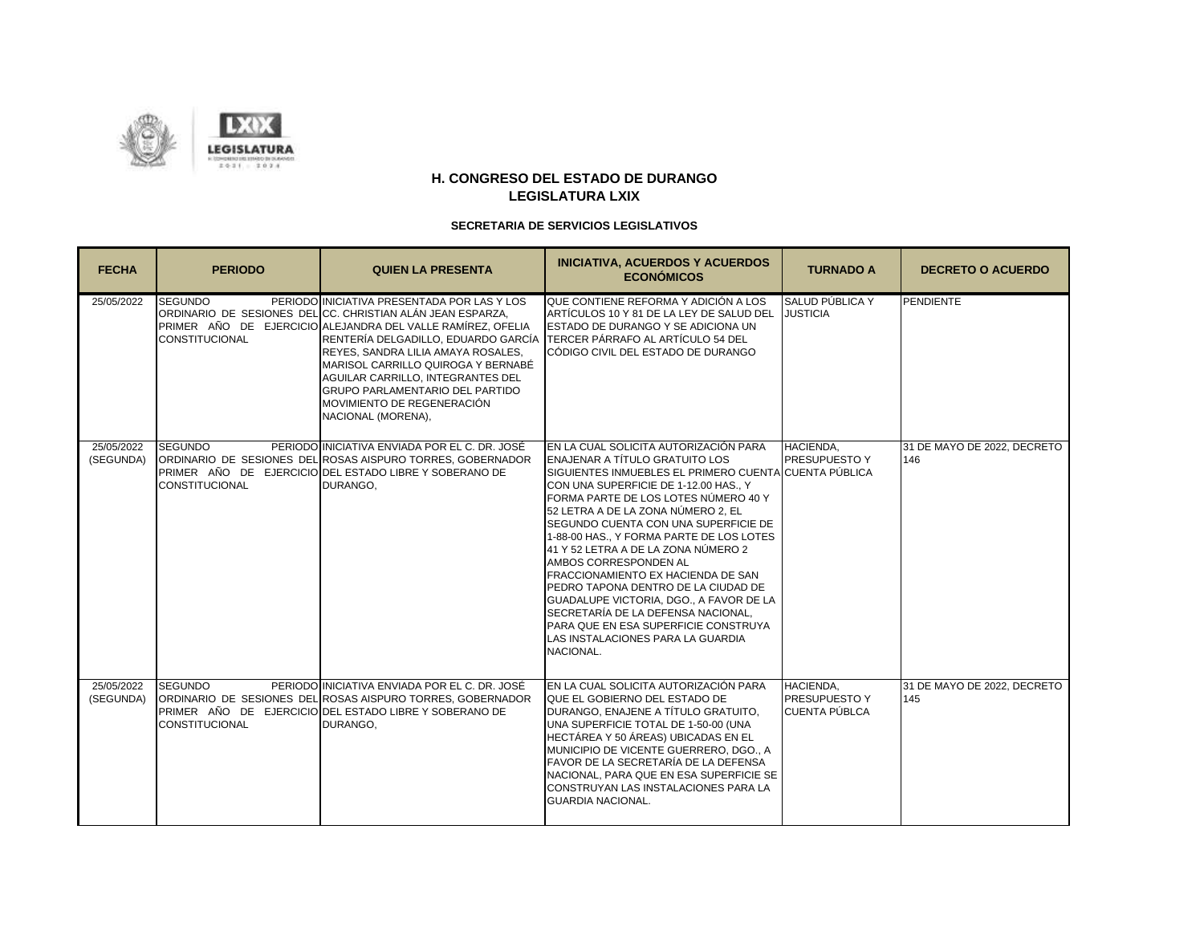**H. CONGRESO DEL ESTADO DE DURANGO**
**LEGISLATURA LXIX**

**SECRETARIA DE SERVICIOS LEGISLATIVOS**

| FECHA | PERIODO | QUIEN LA PRESENTA | INICIATIVA, ACUERDOS Y ACUERDOS ECONÓMICOS | TURNADO A | DECRETO O ACUERDO |
|---|---|---|---|---|---|
| 25/05/2022 | SEGUNDO PERIODO ORDINARIO DE SESIONES DEL PRIMER AÑO DE EJERCICIO CONSTITUCIONAL | INICIATIVA PRESENTADA POR LAS Y LOS CC. CHRISTIAN ALÁN JEAN ESPARZA, ALEJANDRA DEL VALLE RAMÍREZ, OFELIA RENTERÍA DELGADILLO, EDUARDO GARCÍA REYES, SANDRA LILIA AMAYA ROSALES, MARISOL CARRILLO QUIROGA Y BERNABÉ AGUILAR CARRILLO, INTEGRANTES DEL GRUPO PARLAMENTARIO DEL PARTIDO MOVIMIENTO DE REGENERACIÓN NACIONAL (MORENA), | QUE CONTIENE REFORMA Y ADICIÓN A LOS ARTÍCULOS 10 Y 81 DE LA LEY DE SALUD DEL ESTADO DE DURANGO Y SE ADICIONA UN TERCER PÁRRAFO AL ARTÍCULO 54 DEL CÓDIGO CIVIL DEL ESTADO DE DURANGO | SALUD PÚBLICA Y JUSTICIA | PENDIENTE |
| 25/05/2022 (SEGUNDA) | SEGUNDO PERIODO ORDINARIO DE SESIONES DEL PRIMER AÑO DE EJERCICIO CONSTITUCIONAL | INICIATIVA ENVIADA POR EL C. DR. JOSÉ ROSAS AISPURO TORRES, GOBERNADOR DEL ESTADO LIBRE Y SOBERANO DE DURANGO, | EN LA CUAL SOLICITA AUTORIZACIÓN PARA ENAJENAR A TÍTULO GRATUITO LOS SIGUIENTES INMUEBLES EL PRIMERO CUENTA CON UNA SUPERFICIE DE 1-12.00 HAS., Y FORMA PARTE DE LOS LOTES NÚMERO 40 Y 52 LETRA A DE LA ZONA NÚMERO 2, EL SEGUNDO CUENTA CON UNA SUPERFICIE DE 1-88-00 HAS., Y FORMA PARTE DE LOS LOTES 41 Y 52 LETRA A DE LA ZONA NÚMERO 2 AMBOS CORRESPONDEN AL FRACCIONAMIENTO EX HACIENDA DE SAN PEDRO TAPONA DENTRO DE LA CIUDAD DE GUADALUPE VICTORIA, DGO., A FAVOR DE LA SECRETARÍA DE LA DEFENSA NACIONAL, PARA QUE EN ESA SUPERFICIE CONSTRUYA LAS INSTALACIONES PARA LA GUARDIA NACIONAL. | HACIENDA, PRESUPUESTO Y CUENTA PÚBLICA | 31 DE MAYO DE 2022, DECRETO 146 |
| 25/05/2022 (SEGUNDA) | SEGUNDO PERIODO ORDINARIO DE SESIONES DEL PRIMER AÑO DE EJERCICIO CONSTITUCIONAL | INICIATIVA ENVIADA POR EL C. DR. JOSÉ ROSAS AISPURO TORRES, GOBERNADOR DEL ESTADO LIBRE Y SOBERANO DE DURANGO, | EN LA CUAL SOLICITA AUTORIZACIÓN PARA QUE EL GOBIERNO DEL ESTADO DE DURANGO, ENAJENE A TÍTULO GRATUITO, UNA SUPERFICIE TOTAL DE 1-50-00 (UNA HECTÁREA Y 50 ÁREAS) UBICADAS EN EL MUNICIPIO DE VICENTE GUERRERO, DGO., A FAVOR DE LA SECRETARÍA DE LA DEFENSA NACIONAL, PARA QUE EN ESA SUPERFICIE SE CONSTRUYAN LAS INSTALACIONES PARA LA GUARDIA NACIONAL. | HACIENDA, PRESUPUESTO Y CUENTA PÚBLCA | 31 DE MAYO DE 2022, DECRETO 145 |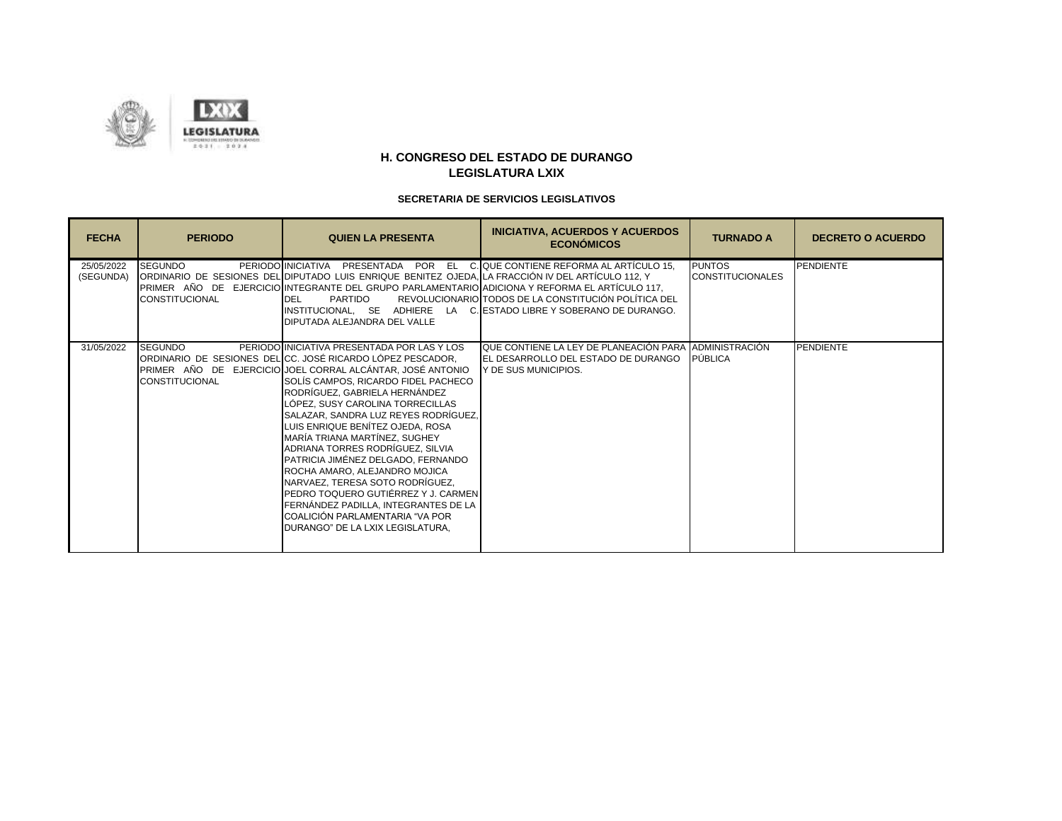## H. CONGRESO DEL ESTADO DE DURANGO
## LEGISLATURA LXIX

### SECRETARIA DE SERVICIOS LEGISLATIVOS

| FECHA | PERIODO | QUIEN LA PRESENTA | INICIATIVA, ACUERDOS Y ACUERDOS ECONÓMICOS | TURNADO A | DECRETO O ACUERDO |
|---|---|---|---|---|---|
| 25/05/2022 (SEGUNDA) | SEGUNDO PERIODO ORDINARIO DE SESIONES DEL PRIMER AÑO DE EJERCICIO CONSTITUCIONAL | INICIATIVA PRESENTADA POR EL C. DIPUTADO LUIS ENRIQUE BENITEZ OJEDA, INTEGRANTE DEL GRUPO PARLAMENTARIO DEL PARTIDO REVOLUCIONARIO INSTITUCIONAL, SE ADHIERE LA C. DIPUTADA ALEJANDRA DEL VALLE | QUE CONTIENE REFORMA AL ARTÍCULO 15, LA FRACCIÓN IV DEL ARTÍCULO 112, Y ADICIONA Y REFORMA EL ARTÍCULO 117, TODOS DE LA CONSTITUCIÓN POLÍTICA DEL ESTADO LIBRE Y SOBERANO DE DURANGO. | PUNTOS CONSTITUCIONALES | PENDIENTE |
| 31/05/2022 | SEGUNDO PERIODO ORDINARIO DE SESIONES DEL PRIMER AÑO DE EJERCICIO CONSTITUCIONAL | INICIATIVA PRESENTADA POR LAS Y LOS CC. JOSÉ RICARDO LÓPEZ PESCADOR, JOEL CORRAL ALCÁNTAR, JOSÉ ANTONIO SOLÍS CAMPOS, RICARDO FIDEL PACHECO RODRÍGUEZ, GABRIELA HERNÁNDEZ LÓPEZ, SUSY CAROLINA TORRECILLAS SALAZAR, SANDRA LUZ REYES RODRÍGUEZ, LUIS ENRIQUE BENÍTEZ OJEDA, ROSA MARÍA TRIANA MARTÍNEZ, SUGHEY ADRIANA TORRES RODRÍGUEZ, SILVIA PATRICIA JIMÉNEZ DELGADO, FERNANDO ROCHA AMARO, ALEJANDRO MOJICA NARVAEZ, TERESA SOTO RODRÍGUEZ, PEDRO TOQUERO GUTIÉRREZ Y J. CARMEN FERNÁNDEZ PADILLA, INTEGRANTES DE LA COALICIÓN PARLAMENTARIA "VA POR DURANGO" DE LA LXIX LEGISLATURA, | QUE CONTIENE LA LEY DE PLANEACIÓN PARA EL DESARROLLO DEL ESTADO DE DURANGO Y DE SUS MUNICIPIOS. | ADMINISTRACIÓN PÚBLICA | PENDIENTE |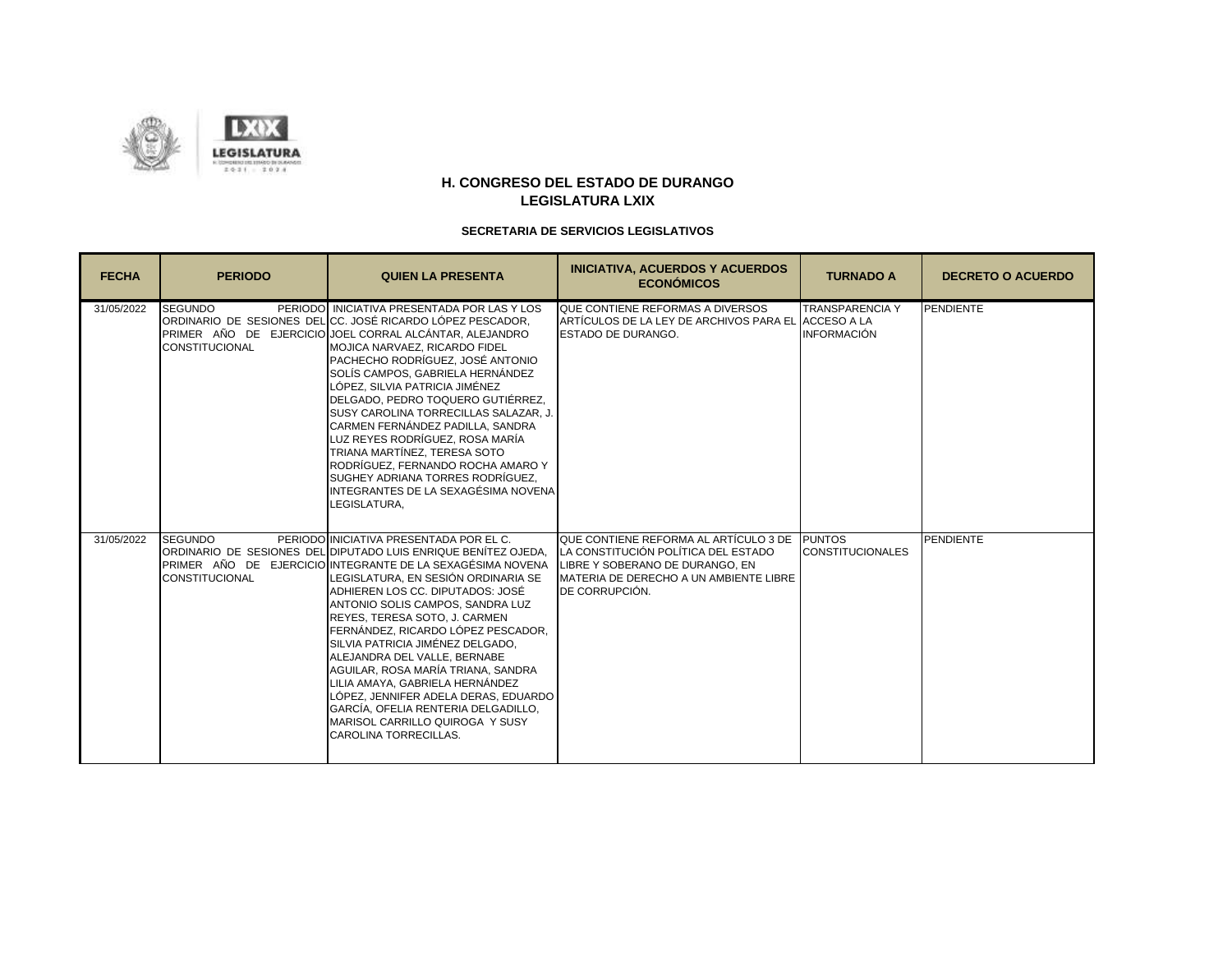## H. CONGRESO DEL ESTADO DE DURANGO
## LEGISLATURA LXIX

### SECRETARIA DE SERVICIOS LEGISLATIVOS

| FECHA | PERIODO | QUIEN LA PRESENTA | INICIATIVA, ACUERDOS Y ACUERDOS ECONÓMICOS | TURNADO A | DECRETO O ACUERDO |
|---|---|---|---|---|---|
| 31/05/2022 | SEGUNDO PERIODO ORDINARIO DE SESIONES DEL PRIMER AÑO DE EJERCICIO CONSTITUCIONAL | INICIATIVA PRESENTADA POR LAS Y LOS CC. JOSÉ RICARDO LÓPEZ PESCADOR, JOEL CORRAL ALCÁNTAR, ALEJANDRO MOJICA NARVAEZ, RICARDO FIDEL PACHECHO RODRÍGUEZ, JOSÉ ANTONIO SOLÍS CAMPOS, GABRIELA HERNÁNDEZ LÓPEZ, SILVIA PATRICIA JIMÉNEZ DELGADO, PEDRO TOQUERO GUTIÉRREZ, SUSY CAROLINA TORRECILLAS SALAZAR, J. CARMEN FERNÁNDEZ PADILLA, SANDRA LUZ REYES RODRÍGUEZ, ROSA MARÍA TRIANA MARTÍNEZ, TERESA SOTO RODRÍGUEZ, FERNANDO ROCHA AMARO Y SUGHEY ADRIANA TORRES RODRÍGUEZ, INTEGRANTES DE LA SEXAGÉSIMA NOVENA LEGISLATURA, | QUE CONTIENE REFORMAS A DIVERSOS ARTÍCULOS DE LA LEY DE ARCHIVOS PARA EL ESTADO DE DURANGO. | TRANSPARENCIA Y ACCESO A LA INFORMACIÓN | PENDIENTE |
| 31/05/2022 | SEGUNDO PERIODO ORDINARIO DE SESIONES DEL PRIMER AÑO DE EJERCICIO CONSTITUCIONAL | INICIATIVA PRESENTADA POR EL C. DIPUTADO LUIS ENRIQUE BENÍTEZ OJEDA, INTEGRANTE DE LA SEXAGÉSIMA NOVENA LEGISLATURA, EN SESIÓN ORDINARIA SE ADHIEREN LOS CC. DIPUTADOS: JOSÉ ANTONIO SOLIS CAMPOS, SANDRA LUZ REYES, TERESA SOTO, J. CARMEN FERNÁNDEZ, RICARDO LÓPEZ PESCADOR, SILVIA PATRICIA JIMÉNEZ DELGADO, ALEJANDRA DEL VALLE, BERNABE AGUILAR, ROSA MARÍA TRIANA, SANDRA LILIA AMAYA, GABRIELA HERNÁNDEZ LÓPEZ, JENNIFER ADELA DERAS, EDUARDO GARCÍA, OFELIA RENTERIA DELGADILLO, MARISOL CARRILLO QUIROGA Y SUSY CAROLINA TORRECILLAS. | QUE CONTIENE REFORMA AL ARTÍCULO 3 DE LA CONSTITUCIÓN POLÍTICA DEL ESTADO LIBRE Y SOBERANO DE DURANGO, EN MATERIA DE DERECHO A UN AMBIENTE LIBRE DE CORRUPCIÓN. | PUNTOS CONSTITUCIONALES | PENDIENTE |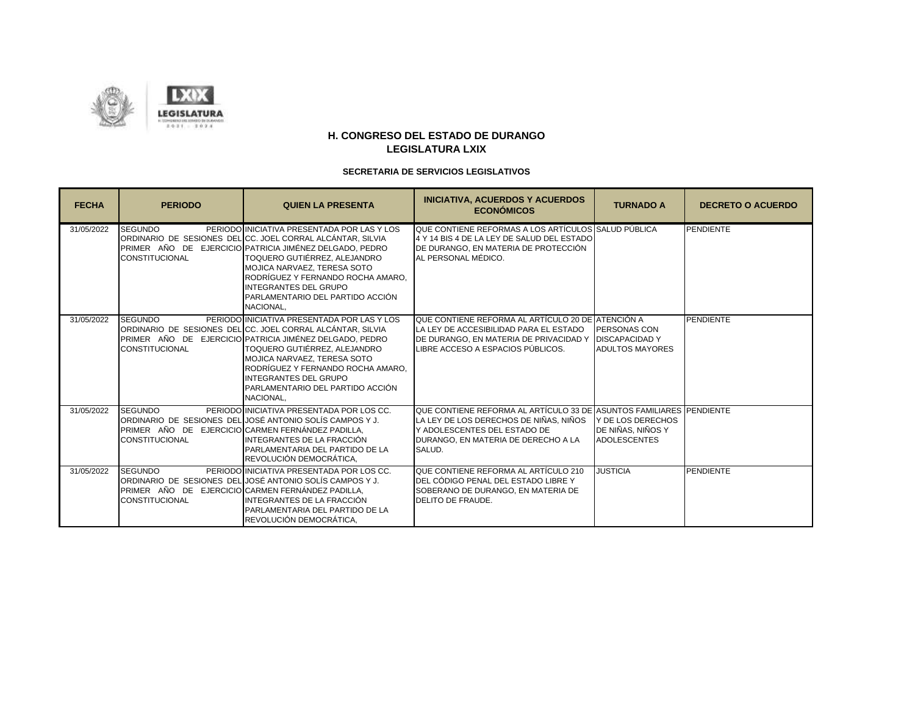**H. CONGRESO DEL ESTADO DE DURANGO**
**LEGISLATURA LXIX**

**SECRETARIA DE SERVICIOS LEGISLATIVOS**

| FECHA | PERIODO | QUIEN LA PRESENTA | INICIATIVA, ACUERDOS Y ACUERDOS ECONÓMICOS | TURNADO A | DECRETO O ACUERDO |
|---|---|---|---|---|---|
| 31/05/2022 | SEGUNDO PERIODO ORDINARIO DE SESIONES DEL PRIMER AÑO DE EJERCICIO CONSTITUCIONAL | INICIATIVA PRESENTADA POR LAS Y LOS CC. JOEL CORRAL ALCÁNTAR, SILVIA PATRICIA JIMÉNEZ DELGADO, PEDRO TOQUERO GUTIÉRREZ, ALEJANDRO MOJICA NARVAEZ, TERESA SOTO RODRÍGUEZ Y FERNANDO ROCHA AMARO, INTEGRANTES DEL GRUPO PARLAMENTARIO DEL PARTIDO ACCIÓN NACIONAL, | QUE CONTIENE REFORMAS A LOS ARTÍCULOS 4 Y 14 BIS 4 DE LA LEY DE SALUD DEL ESTADO DE DURANGO, EN MATERIA DE PROTECCIÓN AL PERSONAL MÉDICO. | SALUD PÚBLICA | PENDIENTE |
| 31/05/2022 | SEGUNDO PERIODO ORDINARIO DE SESIONES DEL PRIMER AÑO DE EJERCICIO CONSTITUCIONAL | INICIATIVA PRESENTADA POR LAS Y LOS CC. JOEL CORRAL ALCÁNTAR, SILVIA PATRICIA JIMÉNEZ DELGADO, PEDRO TOQUERO GUTIÉRREZ, ALEJANDRO MOJICA NARVAEZ, TERESA SOTO RODRÍGUEZ Y FERNANDO ROCHA AMARO, INTEGRANTES DEL GRUPO PARLAMENTARIO DEL PARTIDO ACCIÓN NACIONAL, | QUE CONTIENE REFORMA AL ARTÍCULO 20 DE LA LEY DE ACCESIBILIDAD PARA EL ESTADO DE DURANGO, EN MATERIA DE PRIVACIDAD Y LIBRE ACCESO A ESPACIOS PÚBLICOS. | ATENCIÓN A PERSONAS CON DISCAPACIDAD Y ADULTOS MAYORES | PENDIENTE |
| 31/05/2022 | SEGUNDO PERIODO ORDINARIO DE SESIONES DEL PRIMER AÑO DE EJERCICIO CONSTITUCIONAL | INICIATIVA PRESENTADA POR LOS CC. JOSÉ ANTONIO SOLÍS CAMPOS Y J. CARMEN FERNÁNDEZ PADILLA, INTEGRANTES DE LA FRACCIÓN PARLAMENTARIA DEL PARTIDO DE LA REVOLUCIÓN DEMOCRÁTICA, | QUE CONTIENE REFORMA AL ARTÍCULO 33 DE LA LEY DE LOS DERECHOS DE NIÑAS, NIÑOS Y ADOLESCENTES DEL ESTADO DE DURANGO, EN MATERIA DE DERECHO A LA SALUD. | ASUNTOS FAMILIARES Y DE LOS DERECHOS DE NIÑAS, NIÑOS Y ADOLESCENTES | PENDIENTE |
| 31/05/2022 | SEGUNDO PERIODO ORDINARIO DE SESIONES DEL PRIMER AÑO DE EJERCICIO CONSTITUCIONAL | INICIATIVA PRESENTADA POR LOS CC. JOSÉ ANTONIO SOLÍS CAMPOS Y J. CARMEN FERNÁNDEZ PADILLA, INTEGRANTES DE LA FRACCIÓN PARLAMENTARIA DEL PARTIDO DE LA REVOLUCIÓN DEMOCRÁTICA, | QUE CONTIENE REFORMA AL ARTÍCULO 210 DEL CÓDIGO PENAL DEL ESTADO LIBRE Y SOBERANO DE DURANGO, EN MATERIA DE DELITO DE FRAUDE. | JUSTICIA | PENDIENTE |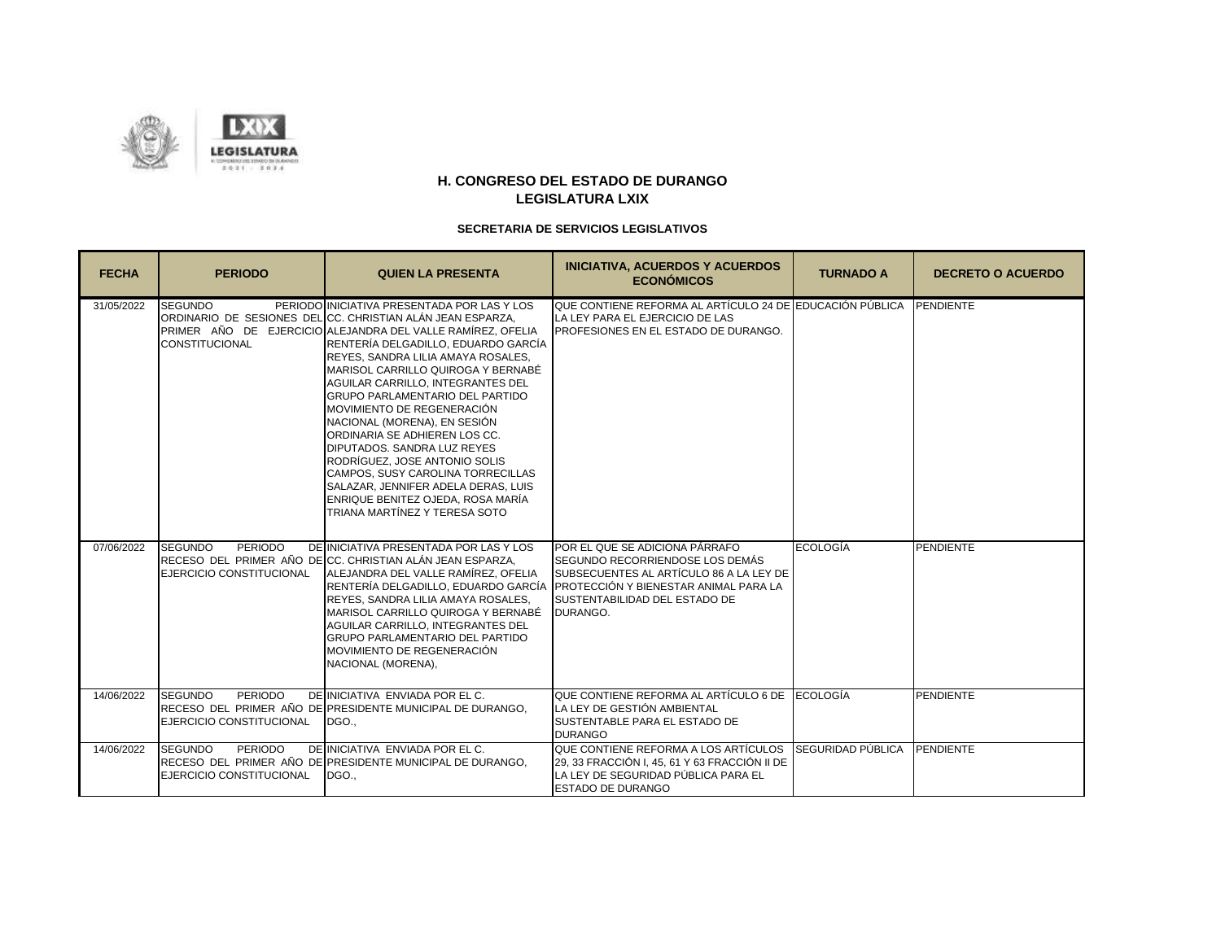**H. CONGRESO DEL ESTADO DE DURANGO**
**LEGISLATURA LXIX**

**SECRETARIA DE SERVICIOS LEGISLATIVOS**

| FECHA | PERIODO | QUIEN LA PRESENTA | INICIATIVA, ACUERDOS Y ACUERDOS ECONÓMICOS | TURNADO A | DECRETO O ACUERDO |
|---|---|---|---|---|---|
| 31/05/2022 | SEGUNDO PERIODO ORDINARIO DE SESIONES DEL PRIMER AÑO DE EJERCICIO CONSTITUCIONAL | INICIATIVA PRESENTADA POR LAS Y LOS CC. CHRISTIAN ALÁN JEAN ESPARZA, ALEJANDRA DEL VALLE RAMÍREZ, OFELIA RENTERÍA DELGADILLO, EDUARDO GARCÍA REYES, SANDRA LILIA AMAYA ROSALES, MARISOL CARRILLO QUIROGA Y BERNABÉ AGUILAR CARRILLO, INTEGRANTES DEL GRUPO PARLAMENTARIO DEL PARTIDO MOVIMIENTO DE REGENERACIÓN NACIONAL (MORENA), EN SESIÓN ORDINARIA SE ADHIEREN LOS CC. DIPUTADOS. SANDRA LUZ REYES RODRÍGUEZ, JOSE ANTONIO SOLIS CAMPOS, SUSY CAROLINA TORRECILLAS SALAZAR, JENNIFER ADELA DERAS, LUIS ENRIQUE BENITEZ OJEDA, ROSA MARÍA TRIANA MARTÍNEZ Y TERESA SOTO | QUE CONTIENE REFORMA AL ARTÍCULO 24 DE LA LEY PARA EL EJERCICIO DE LAS PROFESIONES EN EL ESTADO DE DURANGO. | EDUCACIÓN PÚBLICA | PENDIENTE |
| 07/06/2022 | SEGUNDO PERIODO DE RECESO DEL PRIMER AÑO DE EJERCICIO CONSTITUCIONAL | INICIATIVA PRESENTADA POR LAS Y LOS CC. CHRISTIAN ALÁN JEAN ESPARZA, ALEJANDRA DEL VALLE RAMÍREZ, OFELIA RENTERÍA DELGADILLO, EDUARDO GARCÍA REYES, SANDRA LILIA AMAYA ROSALES, MARISOL CARRILLO QUIROGA Y BERNABÉ AGUILAR CARRILLO, INTEGRANTES DEL GRUPO PARLAMENTARIO DEL PARTIDO MOVIMIENTO DE REGENERACIÓN NACIONAL (MORENA), | POR EL QUE SE ADICIONA PÁRRAFO SEGUNDO RECORRIENDOSE LOS DEMÁS SUBSECUENTES AL ARTÍCULO 86 A LA LEY DE PROTECCIÓN Y BIENESTAR ANIMAL PARA LA SUSTENTABILIDAD DEL ESTADO DE DURANGO. | ECOLOGÍA | PENDIENTE |
| 14/06/2022 | SEGUNDO PERIODO DE RECESO DEL PRIMER AÑO DE EJERCICIO CONSTITUCIONAL | INICIATIVA ENVIADA POR EL C. PRESIDENTE MUNICIPAL DE DURANGO, DGO., | QUE CONTIENE REFORMA AL ARTÍCULO 6 DE LA LEY DE GESTIÓN AMBIENTAL SUSTENTABLE PARA EL ESTADO DE DURANGO | ECOLOGÍA | PENDIENTE |
| 14/06/2022 | SEGUNDO PERIODO DE RECESO DEL PRIMER AÑO DE EJERCICIO CONSTITUCIONAL | INICIATIVA ENVIADA POR EL C. PRESIDENTE MUNICIPAL DE DURANGO, DGO., | QUE CONTIENE REFORMA A LOS ARTÍCULOS 29, 33 FRACCIÓN I, 45, 61 Y 63 FRACCIÓN II DE LA LEY DE SEGURIDAD PÚBLICA PARA EL ESTADO DE DURANGO | SEGURIDAD PÚBLICA | PENDIENTE |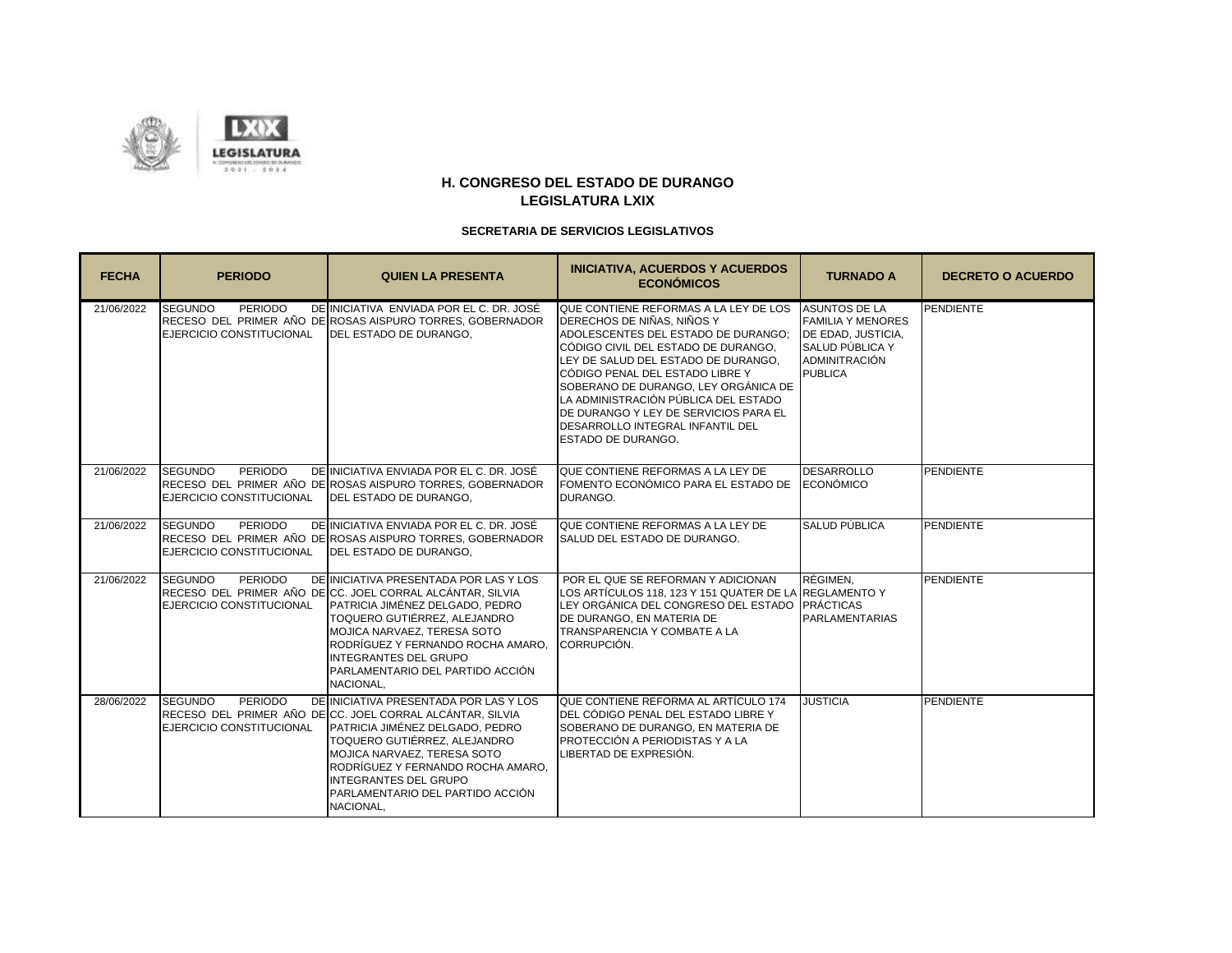**H. CONGRESO DEL ESTADO DE DURANGO**
**LEGISLATURA LXIX**

**SECRETARIA DE SERVICIOS LEGISLATIVOS**

| FECHA | PERIODO | QUIEN LA PRESENTA | INICIATIVA, ACUERDOS Y ACUERDOS ECONÓMICOS | TURNADO A | DECRETO O ACUERDO |
|---|---|---|---|---|---|
| 21/06/2022 | SEGUNDO PERIODO DE RECESO DEL PRIMER AÑO DE EJERCICIO CONSTITUCIONAL | INICIATIVA ENVIADA POR EL C. DR. JOSÉ ROSAS AISPURO TORRES, GOBERNADOR DEL ESTADO DE DURANGO, | QUE CONTIENE REFORMAS A LA LEY DE LOS DERECHOS DE NIÑAS, NIÑOS Y ADOLESCENTES DEL ESTADO DE DURANGO; CÓDIGO CIVIL DEL ESTADO DE DURANGO, LEY DE SALUD DEL ESTADO DE DURANGO, CÓDIGO PENAL DEL ESTADO LIBRE Y SOBERANO DE DURANGO, LEY ORGÁNICA DE LA ADMINISTRACIÓN PÚBLICA DEL ESTADO DE DURANGO Y LEY DE SERVICIOS PARA EL DESARROLLO INTEGRAL INFANTIL DEL ESTADO DE DURANGO. | ASUNTOS DE LA FAMILIA Y MENORES DE EDAD, JUSTICIA, SALUD PÚBLICA Y ADMINITRACIÓN PUBLICA | PENDIENTE |
| 21/06/2022 | SEGUNDO PERIODO DE RECESO DEL PRIMER AÑO DE EJERCICIO CONSTITUCIONAL | INICIATIVA ENVIADA POR EL C. DR. JOSÉ ROSAS AISPURO TORRES, GOBERNADOR DEL ESTADO DE DURANGO, | QUE CONTIENE REFORMAS A LA LEY DE FOMENTO ECONÓMICO PARA EL ESTADO DE DURANGO. | DESARROLLO ECONÓMICO | PENDIENTE |
| 21/06/2022 | SEGUNDO PERIODO DE RECESO DEL PRIMER AÑO DE EJERCICIO CONSTITUCIONAL | INICIATIVA ENVIADA POR EL C. DR. JOSÉ ROSAS AISPURO TORRES, GOBERNADOR DEL ESTADO DE DURANGO, | QUE CONTIENE REFORMAS A LA LEY DE SALUD DEL ESTADO DE DURANGO. | SALUD PÚBLICA | PENDIENTE |
| 21/06/2022 | SEGUNDO PERIODO DE RECESO DEL PRIMER AÑO DE EJERCICIO CONSTITUCIONAL | INICIATIVA PRESENTADA POR LAS Y LOS CC. JOEL CORRAL ALCÁNTAR, SILVIA PATRICIA JIMÉNEZ DELGADO, PEDRO TOQUERO GUTIÉRREZ, ALEJANDRO MOJICA NARVAEZ, TERESA SOTO RODRÍGUEZ Y FERNANDO ROCHA AMARO, INTEGRANTES DEL GRUPO PARLAMENTARIO DEL PARTIDO ACCIÓN NACIONAL, | POR EL QUE SE REFORMAN Y ADICIONAN LOS ARTÍCULOS 118, 123 Y 151 QUATER DE LA LEY ORGÁNICA DEL CONGRESO DEL ESTADO DE DURANGO, EN MATERIA DE TRANSPARENCIA Y COMBATE A LA CORRUPCIÓN. | RÉGIMEN, REGLAMENTO Y PRÁCTICAS PARLAMENTARIAS | PENDIENTE |
| 28/06/2022 | SEGUNDO PERIODO DE RECESO DEL PRIMER AÑO DE EJERCICIO CONSTITUCIONAL | INICIATIVA PRESENTADA POR LAS Y LOS CC. JOEL CORRAL ALCÁNTAR, SILVIA PATRICIA JIMÉNEZ DELGADO, PEDRO TOQUERO GUTIÉRREZ, ALEJANDRO MOJICA NARVAEZ, TERESA SOTO RODRÍGUEZ Y FERNANDO ROCHA AMARO, INTEGRANTES DEL GRUPO PARLAMENTARIO DEL PARTIDO ACCIÓN NACIONAL, | QUE CONTIENE REFORMA AL ARTÍCULO 174 DEL CÓDIGO PENAL DEL ESTADO LIBRE Y SOBERANO DE DURANGO, EN MATERIA DE PROTECCIÓN A PERIODISTAS Y A LA LIBERTAD DE EXPRESIÓN. | JUSTICIA | PENDIENTE |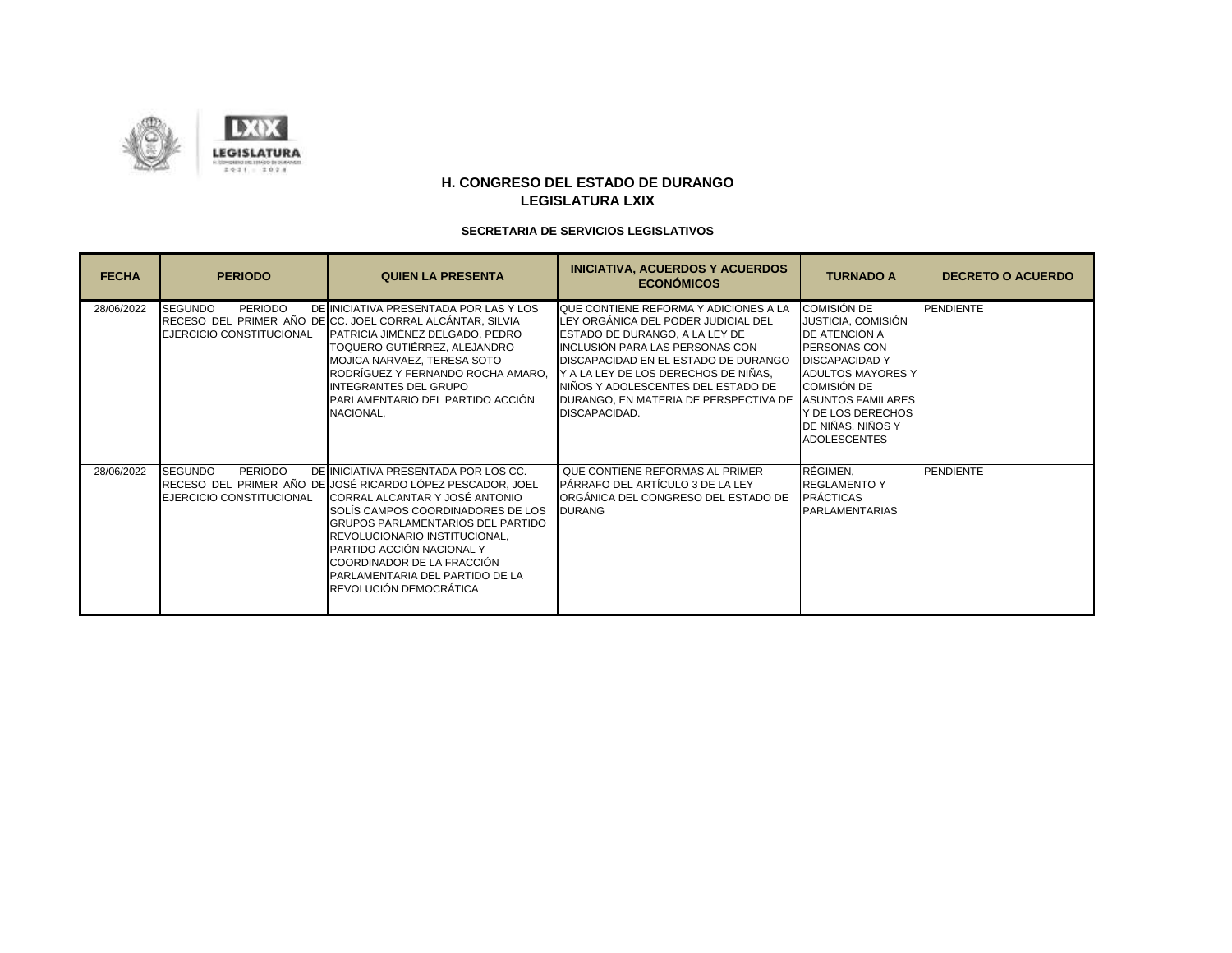**H. CONGRESO DEL ESTADO DE DURANGO**
**LEGISLATURA LXIX**

**SECRETARIA DE SERVICIOS LEGISLATIVOS**

| FECHA | PERIODO | QUIEN LA PRESENTA | INICIATIVA, ACUERDOS Y ACUERDOS ECONÓMICOS | TURNADO A | DECRETO O ACUERDO |
|---|---|---|---|---|---|
| 28/06/2022 | SEGUNDO PERIODO DE RECESO DEL PRIMER AÑO DE EJERCICIO CONSTITUCIONAL | INICIATIVA PRESENTADA POR LAS Y LOS CC. JOEL CORRAL ALCÁNTAR, SILVIA PATRICIA JIMÉNEZ DELGADO, PEDRO TOQUERO GUTIÉRREZ, ALEJANDRO MOJICA NARVAEZ, TERESA SOTO RODRÍGUEZ Y FERNANDO ROCHA AMARO, INTEGRANTES DEL GRUPO PARLAMENTARIO DEL PARTIDO ACCIÓN NACIONAL, | QUE CONTIENE REFORMA Y ADICIONES A LA LEY ORGÁNICA DEL PODER JUDICIAL DEL ESTADO DE DURANGO, A LA LEY DE INCLUSIÓN PARA LAS PERSONAS CON DISCAPACIDAD EN EL ESTADO DE DURANGO Y A LA LEY DE LOS DERECHOS DE NIÑAS, NIÑOS Y ADOLESCENTES DEL ESTADO DE DURANGO, EN MATERIA DE PERSPECTIVA DE DISCAPACIDAD. | COMISIÓN DE JUSTICIA, COMISIÓN DE ATENCIÓN A PERSONAS CON DISCAPACIDAD Y ADULTOS MAYORES Y COMISIÓN DE ASUNTOS FAMILARES Y DE LOS DERECHOS DE NIÑAS, NIÑOS Y ADOLESCENTES | PENDIENTE |
| 28/06/2022 | SEGUNDO PERIODO DE RECESO DEL PRIMER AÑO DE EJERCICIO CONSTITUCIONAL | INICIATIVA PRESENTADA POR LOS CC. JOSÉ RICARDO LÓPEZ PESCADOR, JOEL CORRAL ALCANTAR Y JOSÉ ANTONIO SOLÍS CAMPOS COORDINADORES DE LOS GRUPOS PARLAMENTARIOS DEL PARTIDO REVOLUCIONARIO INSTITUCIONAL, PARTIDO ACCIÓN NACIONAL Y COORDINADOR DE LA FRACCIÓN PARLAMENTARIA DEL PARTIDO DE LA REVOLUCIÓN DEMOCRÁTICA | QUE CONTIENE REFORMAS AL PRIMER PÁRRAFO DEL ARTÍCULO 3 DE LA LEY ORGÁNICA DEL CONGRESO DEL ESTADO DE DURANG | RÉGIMEN, REGLAMENTO Y PRÁCTICAS PARLAMENTARIAS | PENDIENTE |